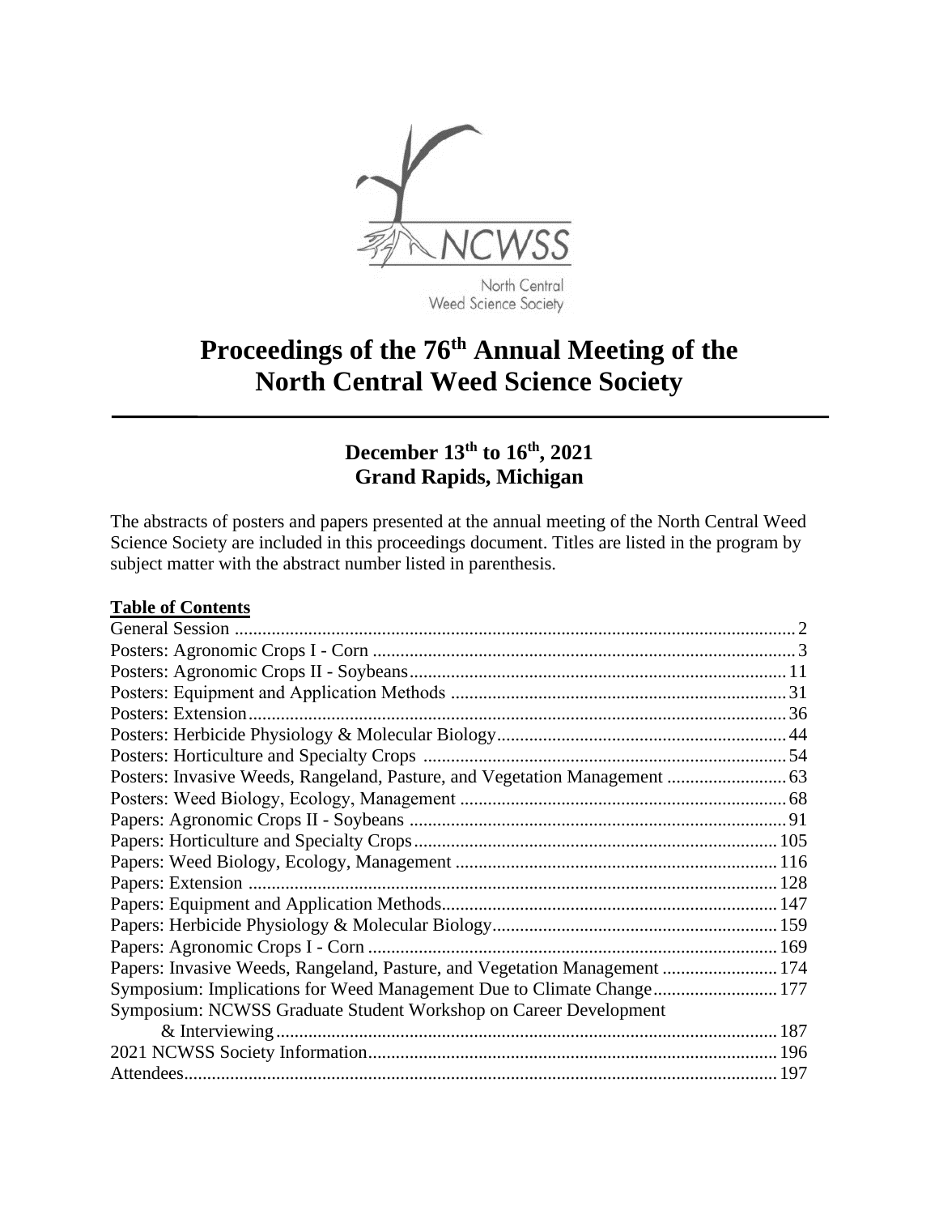NCWSS

North Central Weed Science Society

# Proceedings of the 76th Annual Meeting of the North Central Weed Science Society

## December 13th to 16th, 2021
## Grand Rapids, Michigan

The abstracts of posters and papers presented at the annual meeting of the North Central Weed Science Society are included in this proceedings document. Titles are listed in the program by subject matter with the abstract number listed in parenthesis.

**Table of Contents**

General Session ........................................ 2
Posters: Agronomic Crops I - Corn ........................................ 3
Posters: Agronomic Crops II - Soybeans ........................................ 11
Posters: Equipment and Application Methods ........................................ 31
Posters: Extension ........................................ 36
Posters: Herbicide Physiology & Molecular Biology ........................................ 44
Posters: Horticulture and Specialty Crops ........................................ 54
Posters: Invasive Weeds, Rangeland, Pasture, and Vegetation Management ........................................ 63
Posters: Weed Biology, Ecology, Management ........................................ 68
Papers: Agronomic Crops II - Soybeans ........................................ 91
Papers: Horticulture and Specialty Crops ........................................ 105
Papers: Weed Biology, Ecology, Management ........................................ 116
Papers: Extension ........................................ 128
Papers: Equipment and Application Methods ........................................ 147
Papers: Herbicide Physiology & Molecular Biology ........................................ 159
Papers: Agronomic Crops I - Corn ........................................ 169
Papers: Invasive Weeds, Rangeland, Pasture, and Vegetation Management ........................................ 174
Symposium: Implications for Weed Management Due to Climate Change ........................................ 177
Symposium: NCWSS Graduate Student Workshop on Career Development & Interviewing ........................................ 187
2021 NCWSS Society Information ........................................ 196
Attendees ........................................ 197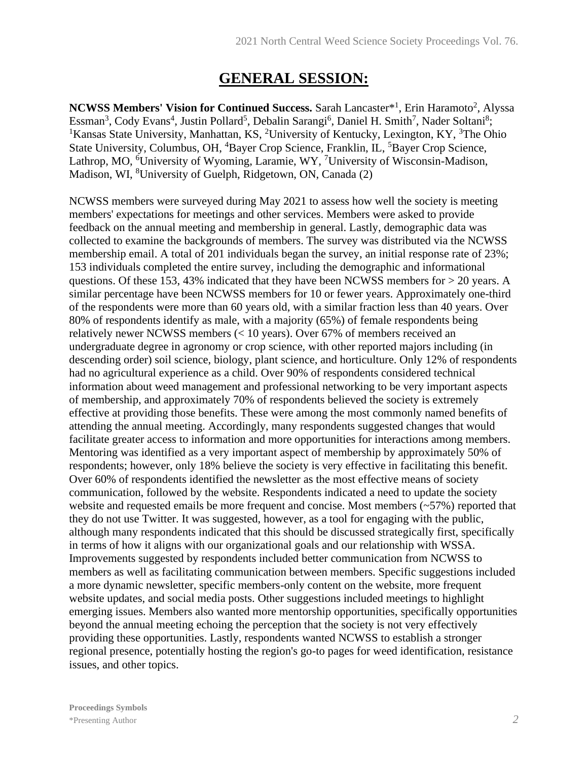# GENERAL SESSION:

**NCWSS Members' Vision for Continued Success.** Sarah Lancaster*[1], Erin Haramoto[2], Alyssa Essman[3], Cody Evans[4], Justin Pollard[5], Debalin Sarangi[6], Daniel H. Smith[7], Nader Soltani[8]; [1]Kansas State University, Manhattan, KS, [2]University of Kentucky, Lexington, KY, [3]The Ohio State University, Columbus, OH, [4]Bayer Crop Science, Franklin, IL, [5]Bayer Crop Science, Lathrop, MO, [6]University of Wyoming, Laramie, WY, [7]University of Wisconsin-Madison, Madison, WI, [8]University of Guelph, Ridgetown, ON, Canada (2)

NCWSS members were surveyed during May 2021 to assess how well the society is meeting members' expectations for meetings and other services. Members were asked to provide feedback on the annual meeting and membership in general. Lastly, demographic data was collected to examine the backgrounds of members. The survey was distributed via the NCWSS membership email. A total of 201 individuals began the survey, an initial response rate of 23%; 153 individuals completed the entire survey, including the demographic and informational questions. Of these 153, 43% indicated that they have been NCWSS members for > 20 years. A similar percentage have been NCWSS members for 10 or fewer years. Approximately one-third of the respondents were more than 60 years old, with a similar fraction less than 40 years. Over 80% of respondents identify as male, with a majority (65%) of female respondents being relatively newer NCWSS members (< 10 years). Over 67% of members received an undergraduate degree in agronomy or crop science, with other reported majors including (in descending order) soil science, biology, plant science, and horticulture. Only 12% of respondents had no agricultural experience as a child. Over 90% of respondents considered technical information about weed management and professional networking to be very important aspects of membership, and approximately 70% of respondents believed the society is extremely effective at providing those benefits. These were among the most commonly named benefits of attending the annual meeting. Accordingly, many respondents suggested changes that would facilitate greater access to information and more opportunities for interactions among members. Mentoring was identified as a very important aspect of membership by approximately 50% of respondents; however, only 18% believe the society is very effective in facilitating this benefit. Over 60% of respondents identified the newsletter as the most effective means of society communication, followed by the website. Respondents indicated a need to update the society website and requested emails be more frequent and concise. Most members (~57%) reported that they do not use Twitter. It was suggested, however, as a tool for engaging with the public, although many respondents indicated that this should be discussed strategically first, specifically in terms of how it aligns with our organizational goals and our relationship with WSSA. Improvements suggested by respondents included better communication from NCWSS to members as well as facilitating communication between members. Specific suggestions included a more dynamic newsletter, specific members-only content on the website, more frequent website updates, and social media posts. Other suggestions included meetings to highlight emerging issues. Members also wanted more mentorship opportunities, specifically opportunities beyond the annual meeting echoing the perception that the society is not very effectively providing these opportunities. Lastly, respondents wanted NCWSS to establish a stronger regional presence, potentially hosting the region's go-to pages for weed identification, resistance issues, and other topics.

**Proceedings Symbols**
*Presenting Author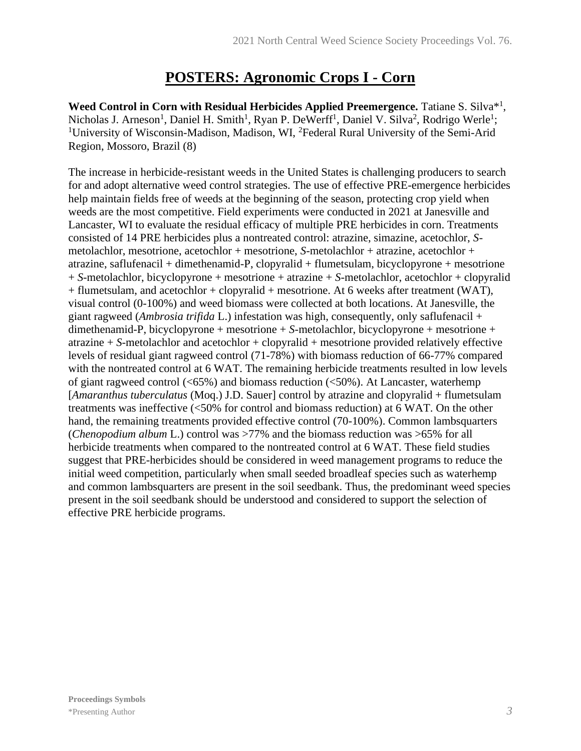# POSTERS: Agronomic Crops I - Corn

**Weed Control in Corn with Residual Herbicides Applied Preemergence.** Tatiane S. Silva*[1], Nicholas J. Arneson[1], Daniel H. Smith[1], Ryan P. DeWerff[1], Daniel V. Silva[2], Rodrigo Werle[1]; [1]University of Wisconsin-Madison, Madison, WI, [2]Federal Rural University of the Semi-Arid Region, Mossoro, Brazil (8)

The increase in herbicide-resistant weeds in the United States is challenging producers to search for and adopt alternative weed control strategies. The use of effective PRE-emergence herbicides help maintain fields free of weeds at the beginning of the season, protecting crop yield when weeds are the most competitive. Field experiments were conducted in 2021 at Janesville and Lancaster, WI to evaluate the residual efficacy of multiple PRE herbicides in corn. Treatments consisted of 14 PRE herbicides plus a nontreated control: atrazine, simazine, acetochlor, *S*-metolachlor, mesotrione, acetochlor + mesotrione, *S*-metolachlor + atrazine, acetochlor + atrazine, saflufenacil + dimethenamid-P, clopyralid + flumetsulam, bicyclopyrone + mesotrione + *S*-metolachlor, bicyclopyrone + mesotrione + atrazine + *S*-metolachlor, acetochlor + clopyralid + flumetsulam, and acetochlor + clopyralid + mesotrione. At 6 weeks after treatment (WAT), visual control (0-100%) and weed biomass were collected at both locations. At Janesville, the giant ragweed (*Ambrosia trifida* L.) infestation was high, consequently, only saflufenacil + dimethenamid-P, bicyclopyrone + mesotrione + *S*-metolachlor, bicyclopyrone + mesotrione + atrazine + *S*-metolachlor and acetochlor + clopyralid + mesotrione provided relatively effective levels of residual giant ragweed control (71-78%) with biomass reduction of 66-77% compared with the nontreated control at 6 WAT. The remaining herbicide treatments resulted in low levels of giant ragweed control (<65%) and biomass reduction (<50%). At Lancaster, waterhemp [*Amaranthus tuberculatus* (Moq.) J.D. Sauer] control by atrazine and clopyralid + flumetsulam treatments was ineffective (<50% for control and biomass reduction) at 6 WAT. On the other hand, the remaining treatments provided effective control (70-100%). Common lambsquarters (*Chenopodium album* L.) control was >77% and the biomass reduction was >65% for all herbicide treatments when compared to the nontreated control at 6 WAT. These field studies suggest that PRE-herbicides should be considered in weed management programs to reduce the initial weed competition, particularly when small seeded broadleaf species such as waterhemp and common lambsquarters are present in the soil seedbank. Thus, the predominant weed species present in the soil seedbank should be understood and considered to support the selection of effective PRE herbicide programs.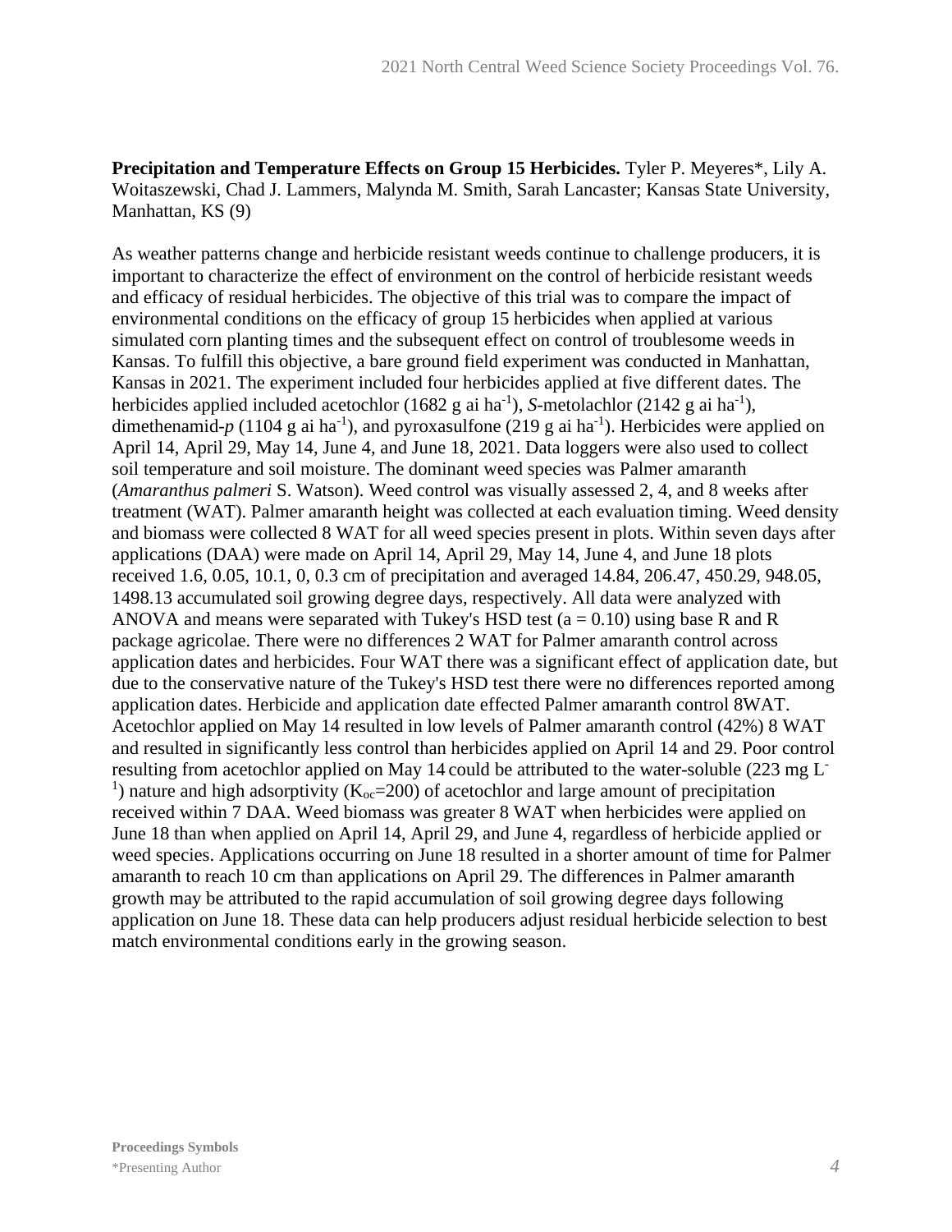**Precipitation and Temperature Effects on Group 15 Herbicides.** Tyler P. Meyeres*, Lily A. Woitaszewski, Chad J. Lammers, Malynda M. Smith, Sarah Lancaster; Kansas State University, Manhattan, KS (9)

As weather patterns change and herbicide resistant weeds continue to challenge producers, it is important to characterize the effect of environment on the control of herbicide resistant weeds and efficacy of residual herbicides. The objective of this trial was to compare the impact of environmental conditions on the efficacy of group 15 herbicides when applied at various simulated corn planting times and the subsequent effect on control of troublesome weeds in Kansas. To fulfill this objective, a bare ground field experiment was conducted in Manhattan, Kansas in 2021. The experiment included four herbicides applied at five different dates. The herbicides applied included acetochlor (1682 g ai ha$^{-1}$), *S*-metolachlor (2142 g ai ha$^{-1}$), dimethenamid-*p* (1104 g ai ha$^{-1}$), and pyroxasulfone (219 g ai ha$^{-1}$). Herbicides were applied on April 14, April 29, May 14, June 4, and June 18, 2021. Data loggers were also used to collect soil temperature and soil moisture. The dominant weed species was Palmer amaranth (*Amaranthus palmeri* S. Watson). Weed control was visually assessed 2, 4, and 8 weeks after treatment (WAT). Palmer amaranth height was collected at each evaluation timing. Weed density and biomass were collected 8 WAT for all weed species present in plots. Within seven days after applications (DAA) were made on April 14, April 29, May 14, June 4, and June 18 plots received 1.6, 0.05, 10.1, 0, 0.3 cm of precipitation and averaged 14.84, 206.47, 450.29, 948.05, 1498.13 accumulated soil growing degree days, respectively. All data were analyzed with ANOVA and means were separated with Tukey's HSD test (a = 0.10) using base R and R package agricolae. There were no differences 2 WAT for Palmer amaranth control across application dates and herbicides. Four WAT there was a significant effect of application date, but due to the conservative nature of the Tukey's HSD test there were no differences reported among application dates. Herbicide and application date effected Palmer amaranth control 8WAT. Acetochlor applied on May 14 resulted in low levels of Palmer amaranth control (42%) 8 WAT and resulted in significantly less control than herbicides applied on April 14 and 29. Poor control resulting from acetochlor applied on May 14 could be attributed to the water-soluble (223 mg L$^{-1}$) nature and high adsorptivity ($K_{oc}$=200) of acetochlor and large amount of precipitation received within 7 DAA. Weed biomass was greater 8 WAT when herbicides were applied on June 18 than when applied on April 14, April 29, and June 4, regardless of herbicide applied or weed species. Applications occurring on June 18 resulted in a shorter amount of time for Palmer amaranth to reach 10 cm than applications on April 29. The differences in Palmer amaranth growth may be attributed to the rapid accumulation of soil growing degree days following application on June 18. These data can help producers adjust residual herbicide selection to best match environmental conditions early in the growing season.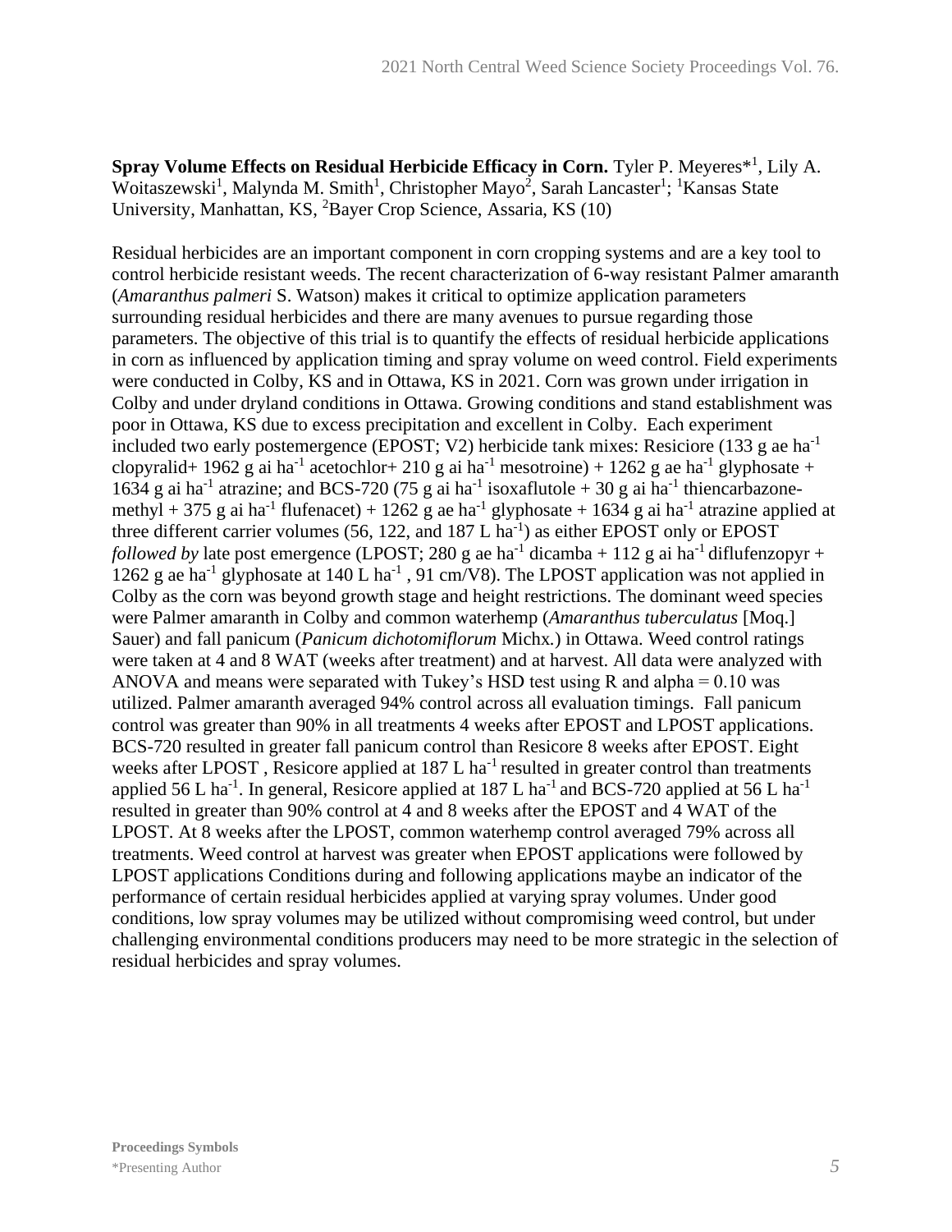**Spray Volume Effects on Residual Herbicide Efficacy in Corn.** Tyler P. Meyeres*[1], Lily A. Woitaszewski[1], Malynda M. Smith[1], Christopher Mayo[2], Sarah Lancaster[1]; [1]Kansas State University, Manhattan, KS, [2]Bayer Crop Science, Assaria, KS (10)

Residual herbicides are an important component in corn cropping systems and are a key tool to control herbicide resistant weeds. The recent characterization of 6-way resistant Palmer amaranth (*Amaranthus palmeri* S. Watson) makes it critical to optimize application parameters surrounding residual herbicides and there are many avenues to pursue regarding those parameters. The objective of this trial is to quantify the effects of residual herbicide applications in corn as influenced by application timing and spray volume on weed control. Field experiments were conducted in Colby, KS and in Ottawa, KS in 2021. Corn was grown under irrigation in Colby and under dryland conditions in Ottawa. Growing conditions and stand establishment was poor in Ottawa, KS due to excess precipitation and excellent in Colby. Each experiment included two early postemergence (EPOST; V2) herbicide tank mixes: Resiciore (133 g ae ha$^{-1}$ clopyralid+ 1962 g ai ha$^{-1}$ acetochlor+ 210 g ai ha$^{-1}$ mesotroine) + 1262 g ae ha$^{-1}$ glyphosate + 1634 g ai ha$^{-1}$ atrazine; and BCS-720 (75 g ai ha$^{-1}$ isoxaflutole + 30 g ai ha$^{-1}$ thiencarbazone-methyl + 375 g ai ha$^{-1}$ flufenacet) + 1262 g ae ha$^{-1}$ glyphosate + 1634 g ai ha$^{-1}$ atrazine applied at three different carrier volumes (56, 122, and 187 L ha$^{-1}$) as either EPOST only or EPOST *followed by* late post emergence (LPOST; 280 g ae ha$^{-1}$ dicamba + 112 g ai ha$^{-1}$ diflufenzopyr + 1262 g ae ha$^{-1}$ glyphosate at 140 L ha$^{-1}$ , 91 cm/V8). The LPOST application was not applied in Colby as the corn was beyond growth stage and height restrictions. The dominant weed species were Palmer amaranth in Colby and common waterhemp (*Amaranthus tuberculatus* [Moq.] Sauer) and fall panicum (*Panicum dichotomiflorum* Michx.) in Ottawa. Weed control ratings were taken at 4 and 8 WAT (weeks after treatment) and at harvest. All data were analyzed with ANOVA and means were separated with Tukey's HSD test using R and alpha = 0.10 was utilized. Palmer amaranth averaged 94% control across all evaluation timings. Fall panicum control was greater than 90% in all treatments 4 weeks after EPOST and LPOST applications. BCS-720 resulted in greater fall panicum control than Resicore 8 weeks after EPOST. Eight weeks after LPOST , Resicore applied at 187 L ha$^{-1}$ resulted in greater control than treatments applied 56 L ha$^{-1}$. In general, Resicore applied at 187 L ha$^{-1}$ and BCS-720 applied at 56 L ha$^{-1}$ resulted in greater than 90% control at 4 and 8 weeks after the EPOST and 4 WAT of the LPOST. At 8 weeks after the LPOST, common waterhemp control averaged 79% across all treatments. Weed control at harvest was greater when EPOST applications were followed by LPOST applications Conditions during and following applications maybe an indicator of the performance of certain residual herbicides applied at varying spray volumes. Under good conditions, low spray volumes may be utilized without compromising weed control, but under challenging environmental conditions producers may need to be more strategic in the selection of residual herbicides and spray volumes.

**Proceedings Symbols**
*Presenting Author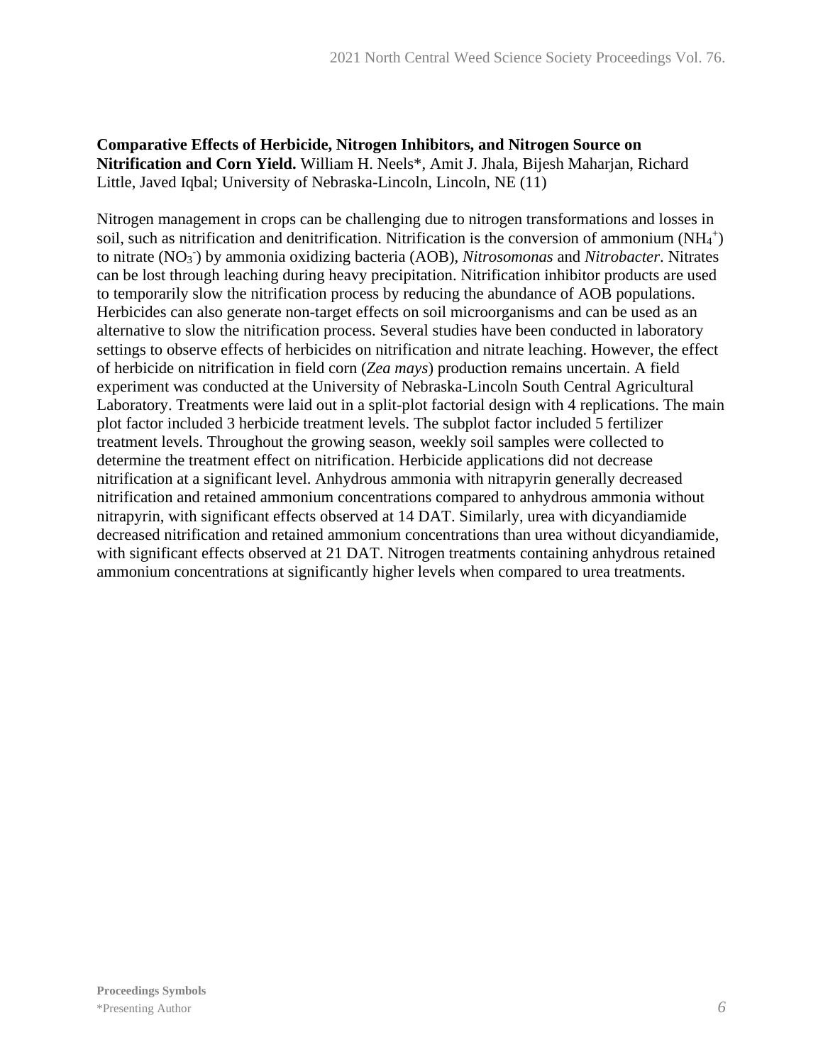**Comparative Effects of Herbicide, Nitrogen Inhibitors, and Nitrogen Source on Nitrification and Corn Yield.** William H. Neels*, Amit J. Jhala, Bijesh Maharjan, Richard Little, Javed Iqbal; University of Nebraska-Lincoln, Lincoln, NE (11)

Nitrogen management in crops can be challenging due to nitrogen transformations and losses in soil, such as nitrification and denitrification. Nitrification is the conversion of ammonium ($NH_4^+$) to nitrate ($NO_3^-$) by ammonia oxidizing bacteria (AOB), *Nitrosomonas* and *Nitrobacter*. Nitrates can be lost through leaching during heavy precipitation. Nitrification inhibitor products are used to temporarily slow the nitrification process by reducing the abundance of AOB populations. Herbicides can also generate non-target effects on soil microorganisms and can be used as an alternative to slow the nitrification process. Several studies have been conducted in laboratory settings to observe effects of herbicides on nitrification and nitrate leaching. However, the effect of herbicide on nitrification in field corn (*Zea mays*) production remains uncertain. A field experiment was conducted at the University of Nebraska-Lincoln South Central Agricultural Laboratory. Treatments were laid out in a split-plot factorial design with 4 replications. The main plot factor included 3 herbicide treatment levels. The subplot factor included 5 fertilizer treatment levels. Throughout the growing season, weekly soil samples were collected to determine the treatment effect on nitrification. Herbicide applications did not decrease nitrification at a significant level. Anhydrous ammonia with nitrapyrin generally decreased nitrification and retained ammonium concentrations compared to anhydrous ammonia without nitrapyrin, with significant effects observed at 14 DAT. Similarly, urea with dicyandiamide decreased nitrification and retained ammonium concentrations than urea without dicyandiamide, with significant effects observed at 21 DAT. Nitrogen treatments containing anhydrous retained ammonium concentrations at significantly higher levels when compared to urea treatments.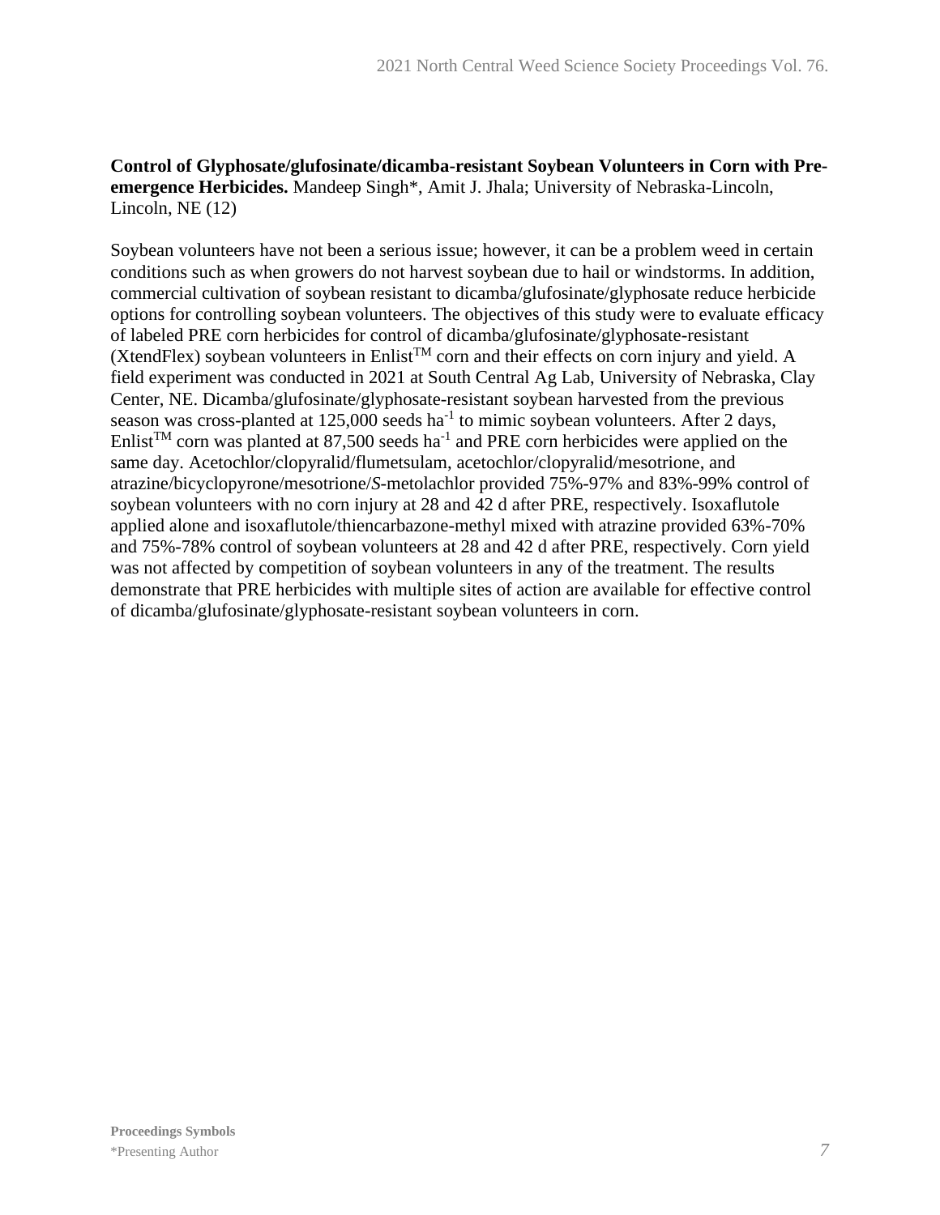**Control of Glyphosate/glufosinate/dicamba-resistant Soybean Volunteers in Corn with Pre-emergence Herbicides.** Mandeep Singh*, Amit J. Jhala; University of Nebraska-Lincoln, Lincoln, NE (12)

Soybean volunteers have not been a serious issue; however, it can be a problem weed in certain conditions such as when growers do not harvest soybean due to hail or windstorms. In addition, commercial cultivation of soybean resistant to dicamba/glufosinate/glyphosate reduce herbicide options for controlling soybean volunteers. The objectives of this study were to evaluate efficacy of labeled PRE corn herbicides for control of dicamba/glufosinate/glyphosate-resistant (XtendFlex) soybean volunteers in Enlist™ corn and their effects on corn injury and yield. A field experiment was conducted in 2021 at South Central Ag Lab, University of Nebraska, Clay Center, NE. Dicamba/glufosinate/glyphosate-resistant soybean harvested from the previous season was cross-planted at 125,000 seeds ha$^{-1}$ to mimic soybean volunteers. After 2 days, Enlist™ corn was planted at 87,500 seeds ha$^{-1}$ and PRE corn herbicides were applied on the same day. Acetochlor/clopyralid/flumetsulam, acetochlor/clopyralid/mesotrione, and atrazine/bicyclopyrone/mesotrione/*S*-metolachlor provided 75%-97% and 83%-99% control of soybean volunteers with no corn injury at 28 and 42 d after PRE, respectively. Isoxaflutole applied alone and isoxaflutole/thiencarbazone-methyl mixed with atrazine provided 63%-70% and 75%-78% control of soybean volunteers at 28 and 42 d after PRE, respectively. Corn yield was not affected by competition of soybean volunteers in any of the treatment. The results demonstrate that PRE herbicides with multiple sites of action are available for effective control of dicamba/glufosinate/glyphosate-resistant soybean volunteers in corn.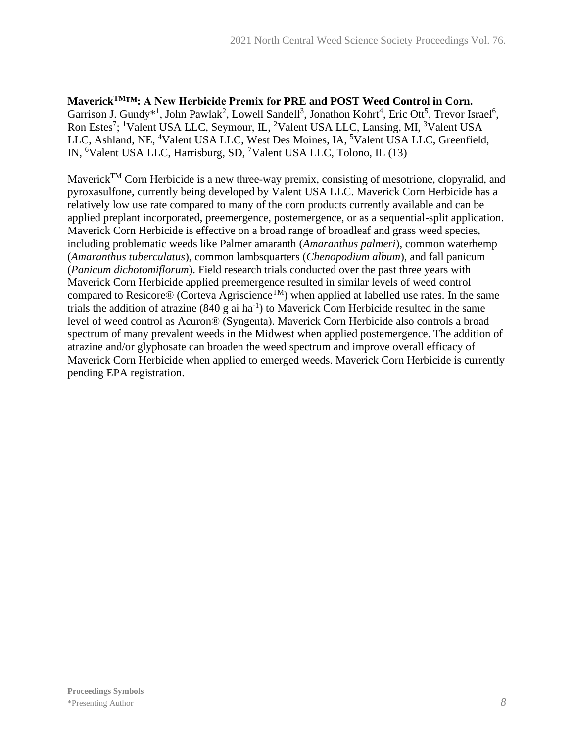**Maverick™™: A New Herbicide Premix for PRE and POST Weed Control in Corn.**
Garrison J. Gundy*[1], John Pawlak[2], Lowell Sandell[3], Jonathon Kohrt[4], Eric Ott[5], Trevor Israel[6], Ron Estes[7]; [1]Valent USA LLC, Seymour, IL, [2]Valent USA LLC, Lansing, MI, [3]Valent USA LLC, Ashland, NE, [4]Valent USA LLC, West Des Moines, IA, [5]Valent USA LLC, Greenfield, IN, [6]Valent USA LLC, Harrisburg, SD, [7]Valent USA LLC, Tolono, IL (13)

Maverick™ Corn Herbicide is a new three-way premix, consisting of mesotrione, clopyralid, and pyroxasulfone, currently being developed by Valent USA LLC. Maverick Corn Herbicide has a relatively low use rate compared to many of the corn products currently available and can be applied preplant incorporated, preemergence, postemergence, or as a sequential-split application. Maverick Corn Herbicide is effective on a broad range of broadleaf and grass weed species, including problematic weeds like Palmer amaranth (*Amaranthus palmeri*), common waterhemp (*Amaranthus tuberculatus*), common lambsquarters (*Chenopodium album*), and fall panicum (*Panicum dichotomiflorum*). Field research trials conducted over the past three years with Maverick Corn Herbicide applied preemergence resulted in similar levels of weed control compared to Resicore® (Corteva Agriscience™) when applied at labelled use rates. In the same trials the addition of atrazine (840 g ai $ha^{-1}$) to Maverick Corn Herbicide resulted in the same level of weed control as Acuron® (Syngenta). Maverick Corn Herbicide also controls a broad spectrum of many prevalent weeds in the Midwest when applied postemergence. The addition of atrazine and/or glyphosate can broaden the weed spectrum and improve overall efficacy of Maverick Corn Herbicide when applied to emerged weeds. Maverick Corn Herbicide is currently pending EPA registration.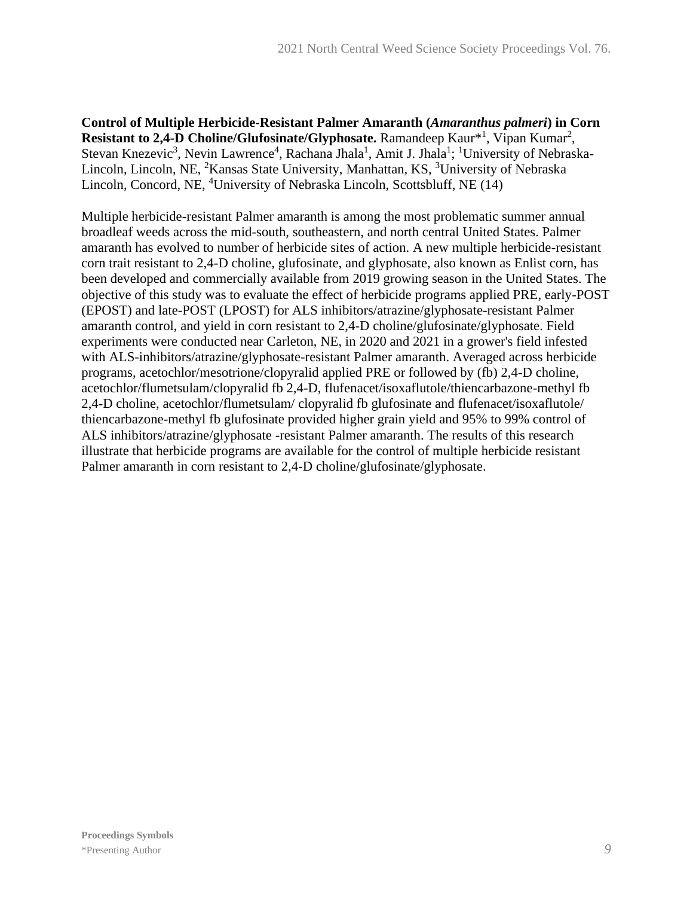**Control of Multiple Herbicide-Resistant Palmer Amaranth (*Amaranthus palmeri*) in Corn Resistant to 2,4-D Choline/Glufosinate/Glyphosate.** Ramandeep Kaur*[1], Vipan Kumar[2], Stevan Knezevic[3], Nevin Lawrence[4], Rachana Jhala[1], Amit J. Jhala[1]; [1]University of Nebraska-Lincoln, Lincoln, NE, [2]Kansas State University, Manhattan, KS, [3]University of Nebraska Lincoln, Concord, NE, [4]University of Nebraska Lincoln, Scottsbluff, NE (14)

Multiple herbicide-resistant Palmer amaranth is among the most problematic summer annual broadleaf weeds across the mid-south, southeastern, and north central United States. Palmer amaranth has evolved to number of herbicide sites of action. A new multiple herbicide-resistant corn trait resistant to 2,4-D choline, glufosinate, and glyphosate, also known as Enlist corn, has been developed and commercially available from 2019 growing season in the United States. The objective of this study was to evaluate the effect of herbicide programs applied PRE, early-POST (EPOST) and late-POST (LPOST) for ALS inhibitors/atrazine/glyphosate-resistant Palmer amaranth control, and yield in corn resistant to 2,4-D choline/glufosinate/glyphosate. Field experiments were conducted near Carleton, NE, in 2020 and 2021 in a grower's field infested with ALS-inhibitors/atrazine/glyphosate-resistant Palmer amaranth. Averaged across herbicide programs, acetochlor/mesotrione/clopyralid applied PRE or followed by (fb) 2,4-D choline, acetochlor/flumetsulam/clopyralid fb 2,4-D, flufenacet/isoxaflutole/thiencarbazone-methyl fb 2,4-D choline, acetochlor/flumetsulam/ clopyralid fb glufosinate and flufenacet/isoxaflutole/ thiencarbazone-methyl fb glufosinate provided higher grain yield and 95% to 99% control of ALS inhibitors/atrazine/glyphosate -resistant Palmer amaranth. The results of this research illustrate that herbicide programs are available for the control of multiple herbicide resistant Palmer amaranth in corn resistant to 2,4-D choline/glufosinate/glyphosate.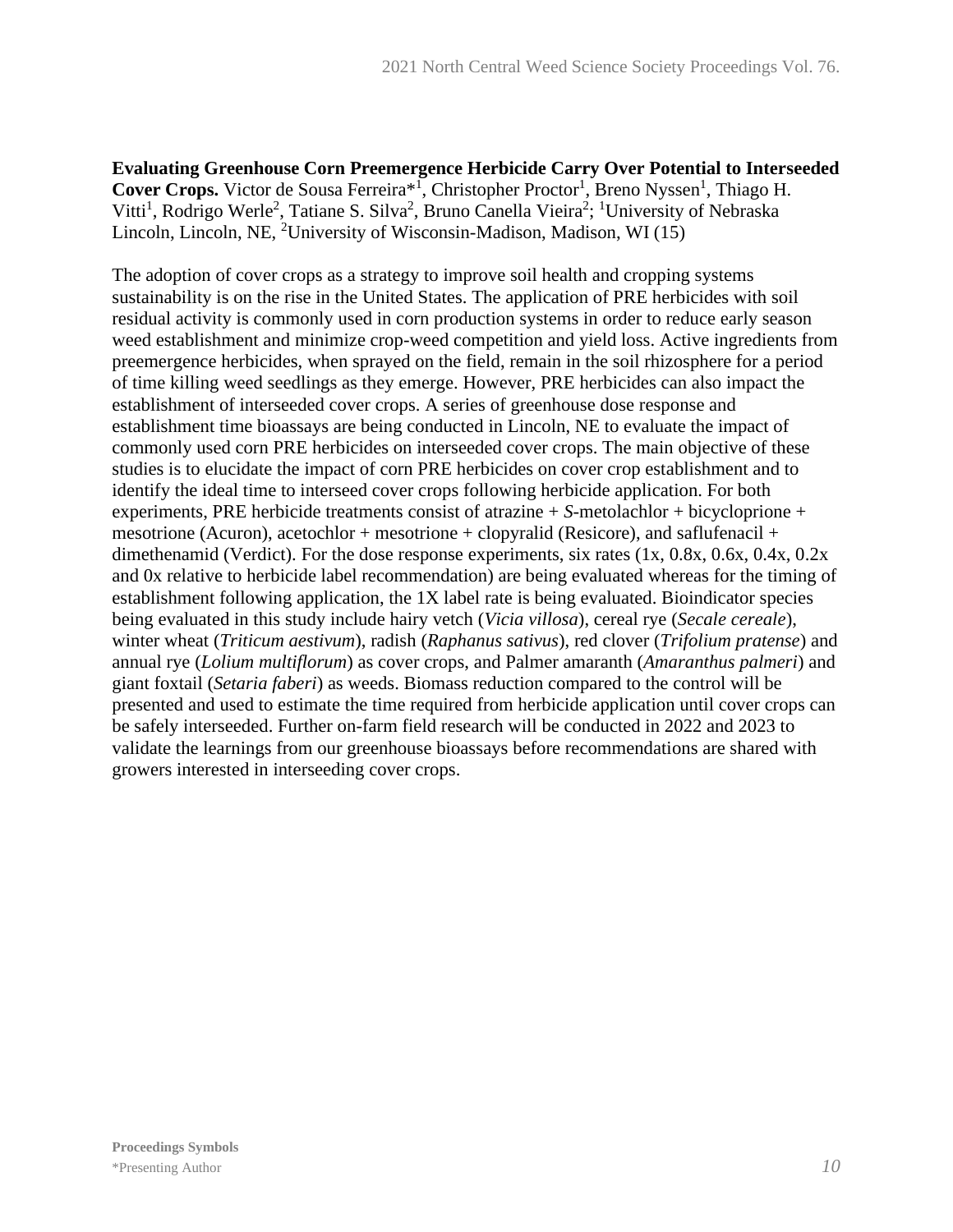**Evaluating Greenhouse Corn Preemergence Herbicide Carry Over Potential to Interseeded Cover Crops.** Victor de Sousa Ferreira*[1], Christopher Proctor[1], Breno Nyssen[1], Thiago H. Vitti[1], Rodrigo Werle[2], Tatiane S. Silva[2], Bruno Canella Vieira[2]; [1]University of Nebraska Lincoln, Lincoln, NE, [2]University of Wisconsin-Madison, Madison, WI (15)

The adoption of cover crops as a strategy to improve soil health and cropping systems sustainability is on the rise in the United States. The application of PRE herbicides with soil residual activity is commonly used in corn production systems in order to reduce early season weed establishment and minimize crop-weed competition and yield loss. Active ingredients from preemergence herbicides, when sprayed on the field, remain in the soil rhizosphere for a period of time killing weed seedlings as they emerge. However, PRE herbicides can also impact the establishment of interseeded cover crops. A series of greenhouse dose response and establishment time bioassays are being conducted in Lincoln, NE to evaluate the impact of commonly used corn PRE herbicides on interseeded cover crops. The main objective of these studies is to elucidate the impact of corn PRE herbicides on cover crop establishment and to identify the ideal time to interseed cover crops following herbicide application. For both experiments, PRE herbicide treatments consist of atrazine + *S*-metolachlor + bicycloprione + mesotrione (Acuron), acetochlor + mesotrione + clopyralid (Resicore), and saflufenacil + dimethenamid (Verdict). For the dose response experiments, six rates (1x, 0.8x, 0.6x, 0.4x, 0.2x and 0x relative to herbicide label recommendation) are being evaluated whereas for the timing of establishment following application, the 1X label rate is being evaluated. Bioindicator species being evaluated in this study include hairy vetch (*Vicia villosa*), cereal rye (*Secale cereale*), winter wheat (*Triticum aestivum*), radish (*Raphanus sativus*), red clover (*Trifolium pratense*) and annual rye (*Lolium multiflorum*) as cover crops, and Palmer amaranth (*Amaranthus palmeri*) and giant foxtail (*Setaria faberi*) as weeds. Biomass reduction compared to the control will be presented and used to estimate the time required from herbicide application until cover crops can be safely interseeded. Further on-farm field research will be conducted in 2022 and 2023 to validate the learnings from our greenhouse bioassays before recommendations are shared with growers interested in interseeding cover crops.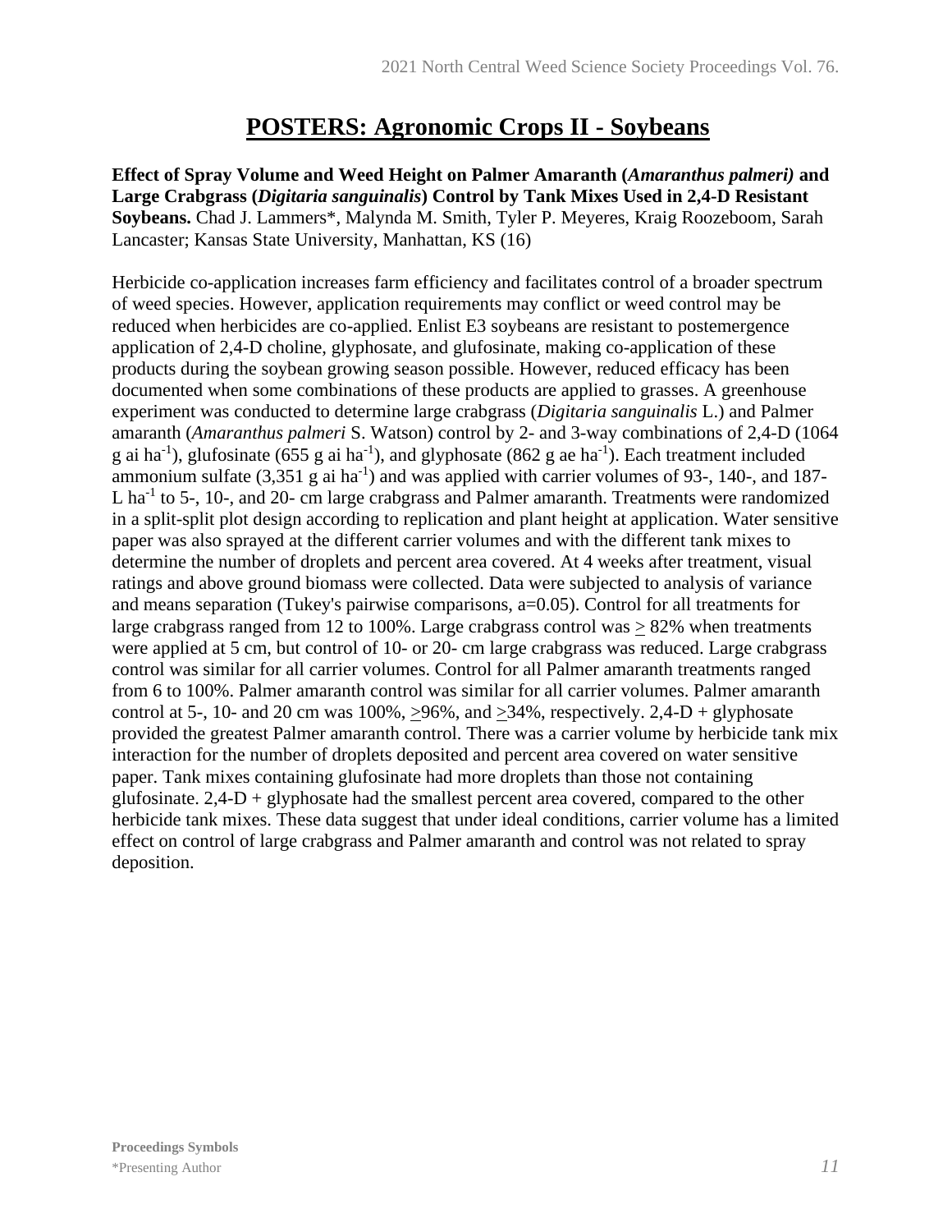# POSTERS: Agronomic Crops II - Soybeans

**Effect of Spray Volume and Weed Height on Palmer Amaranth (*Amaranthus palmeri)* and Large Crabgrass (*Digitaria sanguinalis*) Control by Tank Mixes Used in 2,4-D Resistant Soybeans.** Chad J. Lammers*, Malynda M. Smith, Tyler P. Meyeres, Kraig Roozeboom, Sarah Lancaster; Kansas State University, Manhattan, KS (16)

Herbicide co-application increases farm efficiency and facilitates control of a broader spectrum of weed species. However, application requirements may conflict or weed control may be reduced when herbicides are co-applied. Enlist E3 soybeans are resistant to postemergence application of 2,4-D choline, glyphosate, and glufosinate, making co-application of these products during the soybean growing season possible. However, reduced efficacy has been documented when some combinations of these products are applied to grasses. A greenhouse experiment was conducted to determine large crabgrass (*Digitaria sanguinalis* L.) and Palmer amaranth (*Amaranthus palmeri* S. Watson) control by 2- and 3-way combinations of 2,4-D (1064 g ai ha$^{-1}$), glufosinate (655 g ai ha$^{-1}$), and glyphosate (862 g ae ha$^{-1}$). Each treatment included ammonium sulfate (3,351 g ai ha$^{-1}$) and was applied with carrier volumes of 93-, 140-, and 187-L ha$^{-1}$ to 5-, 10-, and 20- cm large crabgrass and Palmer amaranth. Treatments were randomized in a split-split plot design according to replication and plant height at application. Water sensitive paper was also sprayed at the different carrier volumes and with the different tank mixes to determine the number of droplets and percent area covered. At 4 weeks after treatment, visual ratings and above ground biomass were collected. Data were subjected to analysis of variance and means separation (Tukey's pairwise comparisons, a=0.05). Control for all treatments for large crabgrass ranged from 12 to 100%. Large crabgrass control was ≥ 82% when treatments were applied at 5 cm, but control of 10- or 20- cm large crabgrass was reduced. Large crabgrass control was similar for all carrier volumes. Control for all Palmer amaranth treatments ranged from 6 to 100%. Palmer amaranth control was similar for all carrier volumes. Palmer amaranth control at 5-, 10- and 20 cm was 100%, ≥96%, and ≥34%, respectively. 2,4-D + glyphosate provided the greatest Palmer amaranth control. There was a carrier volume by herbicide tank mix interaction for the number of droplets deposited and percent area covered on water sensitive paper. Tank mixes containing glufosinate had more droplets than those not containing glufosinate. 2,4-D + glyphosate had the smallest percent area covered, compared to the other herbicide tank mixes. These data suggest that under ideal conditions, carrier volume has a limited effect on control of large crabgrass and Palmer amaranth and control was not related to spray deposition.

**Proceedings Symbols**
*Presenting Author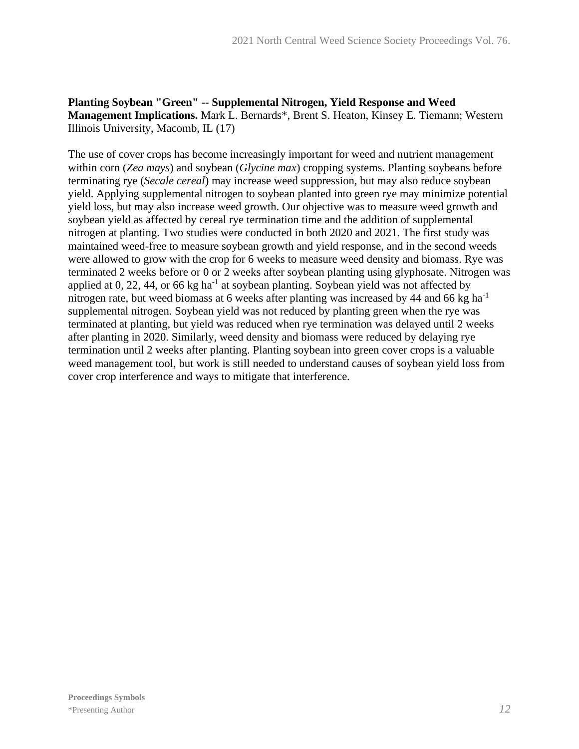**Planting Soybean "Green" -- Supplemental Nitrogen, Yield Response and Weed Management Implications.** Mark L. Bernards*, Brent S. Heaton, Kinsey E. Tiemann; Western Illinois University, Macomb, IL (17)

The use of cover crops has become increasingly important for weed and nutrient management within corn (*Zea mays*) and soybean (*Glycine max*) cropping systems. Planting soybeans before terminating rye (*Secale cereal*) may increase weed suppression, but may also reduce soybean yield. Applying supplemental nitrogen to soybean planted into green rye may minimize potential yield loss, but may also increase weed growth. Our objective was to measure weed growth and soybean yield as affected by cereal rye termination time and the addition of supplemental nitrogen at planting. Two studies were conducted in both 2020 and 2021. The first study was maintained weed-free to measure soybean growth and yield response, and in the second weeds were allowed to grow with the crop for 6 weeks to measure weed density and biomass. Rye was terminated 2 weeks before or 0 or 2 weeks after soybean planting using glyphosate. Nitrogen was applied at 0, 22, 44, or 66 kg $ha^{-1}$ at soybean planting. Soybean yield was not affected by nitrogen rate, but weed biomass at 6 weeks after planting was increased by 44 and 66 kg $ha^{-1}$ supplemental nitrogen. Soybean yield was not reduced by planting green when the rye was terminated at planting, but yield was reduced when rye termination was delayed until 2 weeks after planting in 2020. Similarly, weed density and biomass were reduced by delaying rye termination until 2 weeks after planting. Planting soybean into green cover crops is a valuable weed management tool, but work is still needed to understand causes of soybean yield loss from cover crop interference and ways to mitigate that interference.

**Proceedings Symbols**
*Presenting Author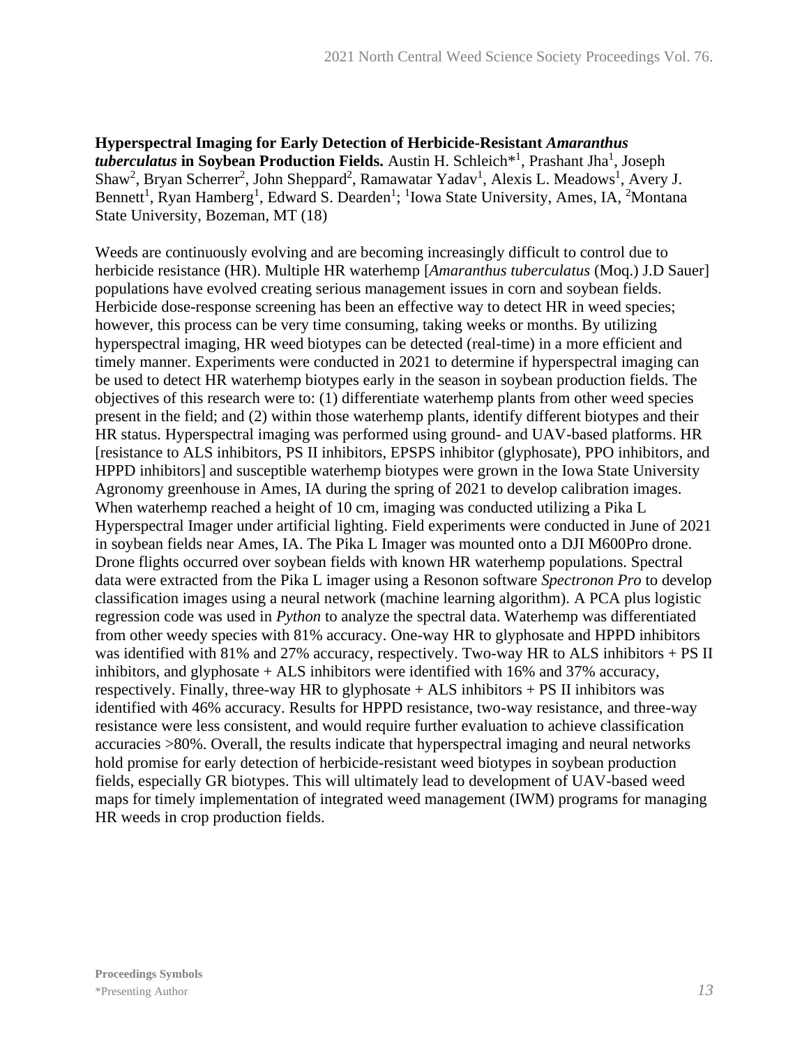**Hyperspectral Imaging for Early Detection of Herbicide-Resistant *Amaranthus tuberculatus* in Soybean Production Fields.** Austin H. Schleich*[1], Prashant Jha[1], Joseph Shaw[2], Bryan Scherrer[2], John Sheppard[2], Ramawatar Yadav[1], Alexis L. Meadows[1], Avery J. Bennett[1], Ryan Hamberg[1], Edward S. Dearden[1]; [1]Iowa State University, Ames, IA, [2]Montana State University, Bozeman, MT (18)

Weeds are continuously evolving and are becoming increasingly difficult to control due to herbicide resistance (HR). Multiple HR waterhemp [*Amaranthus tuberculatus* (Moq.) J.D Sauer] populations have evolved creating serious management issues in corn and soybean fields. Herbicide dose-response screening has been an effective way to detect HR in weed species; however, this process can be very time consuming, taking weeks or months. By utilizing hyperspectral imaging, HR weed biotypes can be detected (real-time) in a more efficient and timely manner. Experiments were conducted in 2021 to determine if hyperspectral imaging can be used to detect HR waterhemp biotypes early in the season in soybean production fields. The objectives of this research were to: (1) differentiate waterhemp plants from other weed species present in the field; and (2) within those waterhemp plants, identify different biotypes and their HR status. Hyperspectral imaging was performed using ground- and UAV-based platforms. HR [resistance to ALS inhibitors, PS II inhibitors, EPSPS inhibitor (glyphosate), PPO inhibitors, and HPPD inhibitors] and susceptible waterhemp biotypes were grown in the Iowa State University Agronomy greenhouse in Ames, IA during the spring of 2021 to develop calibration images. When waterhemp reached a height of 10 cm, imaging was conducted utilizing a Pika L Hyperspectral Imager under artificial lighting. Field experiments were conducted in June of 2021 in soybean fields near Ames, IA. The Pika L Imager was mounted onto a DJI M600Pro drone. Drone flights occurred over soybean fields with known HR waterhemp populations. Spectral data were extracted from the Pika L imager using a Resonon software *Spectronon Pro* to develop classification images using a neural network (machine learning algorithm). A PCA plus logistic regression code was used in *Python* to analyze the spectral data. Waterhemp was differentiated from other weedy species with 81% accuracy. One-way HR to glyphosate and HPPD inhibitors was identified with 81% and 27% accuracy, respectively. Two-way HR to ALS inhibitors + PS II inhibitors, and glyphosate + ALS inhibitors were identified with 16% and 37% accuracy, respectively. Finally, three-way HR to glyphosate + ALS inhibitors + PS II inhibitors was identified with 46% accuracy. Results for HPPD resistance, two-way resistance, and three-way resistance were less consistent, and would require further evaluation to achieve classification accuracies >80%. Overall, the results indicate that hyperspectral imaging and neural networks hold promise for early detection of herbicide-resistant weed biotypes in soybean production fields, especially GR biotypes. This will ultimately lead to development of UAV-based weed maps for timely implementation of integrated weed management (IWM) programs for managing HR weeds in crop production fields.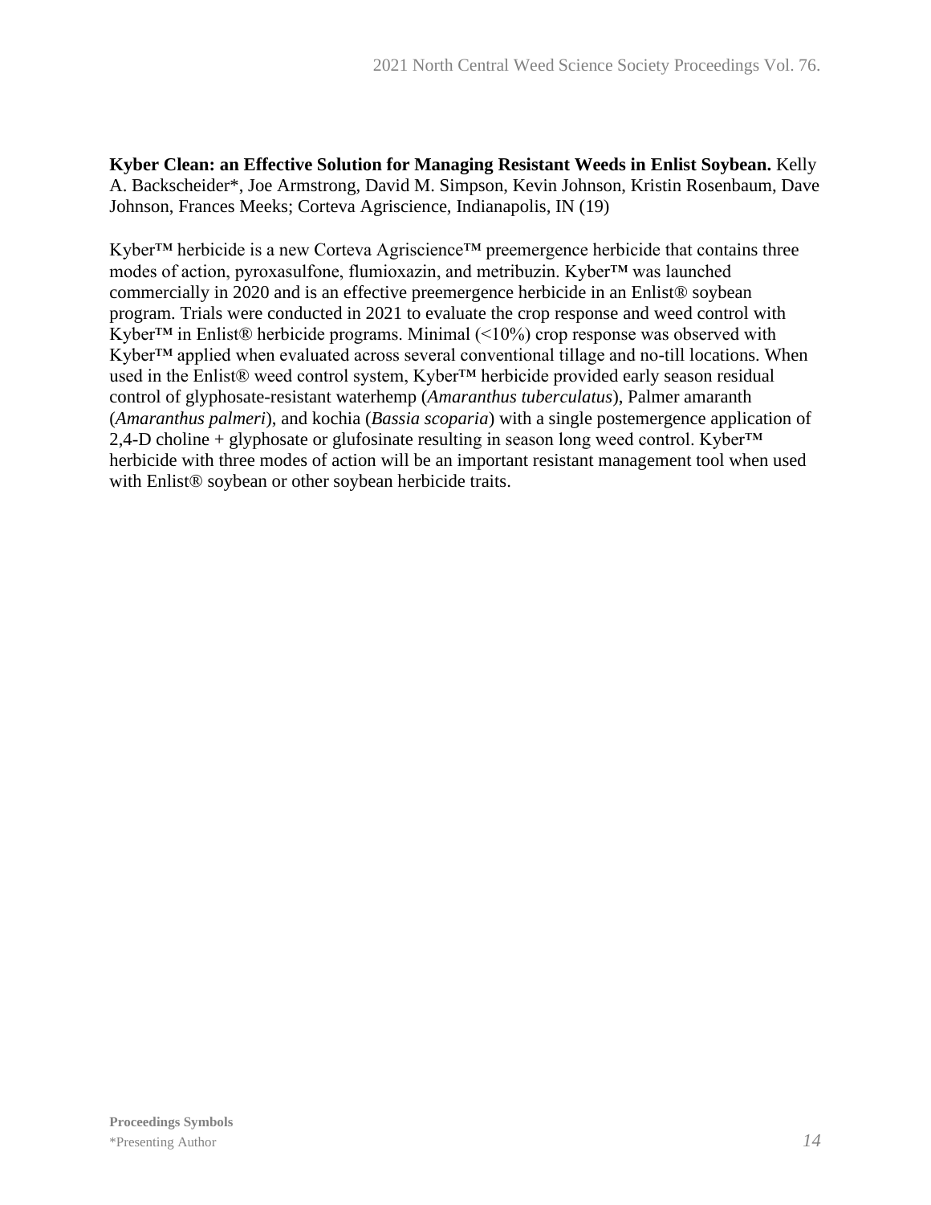**Kyber Clean: an Effective Solution for Managing Resistant Weeds in Enlist Soybean.** Kelly A. Backscheider*, Joe Armstrong, David M. Simpson, Kevin Johnson, Kristin Rosenbaum, Dave Johnson, Frances Meeks; Corteva Agriscience, Indianapolis, IN (19)

Kyber™ herbicide is a new Corteva Agriscience™ preemergence herbicide that contains three modes of action, pyroxasulfone, flumioxazin, and metribuzin. Kyber™ was launched commercially in 2020 and is an effective preemergence herbicide in an Enlist® soybean program. Trials were conducted in 2021 to evaluate the crop response and weed control with Kyber™ in Enlist® herbicide programs. Minimal (<10%) crop response was observed with Kyber™ applied when evaluated across several conventional tillage and no-till locations. When used in the Enlist® weed control system, Kyber™ herbicide provided early season residual control of glyphosate-resistant waterhemp (*Amaranthus tuberculatus*), Palmer amaranth (*Amaranthus palmeri*), and kochia (*Bassia scoparia*) with a single postemergence application of 2,4-D choline + glyphosate or glufosinate resulting in season long weed control. Kyber™ herbicide with three modes of action will be an important resistant management tool when used with Enlist® soybean or other soybean herbicide traits.

**Proceedings Symbols**
*Presenting Author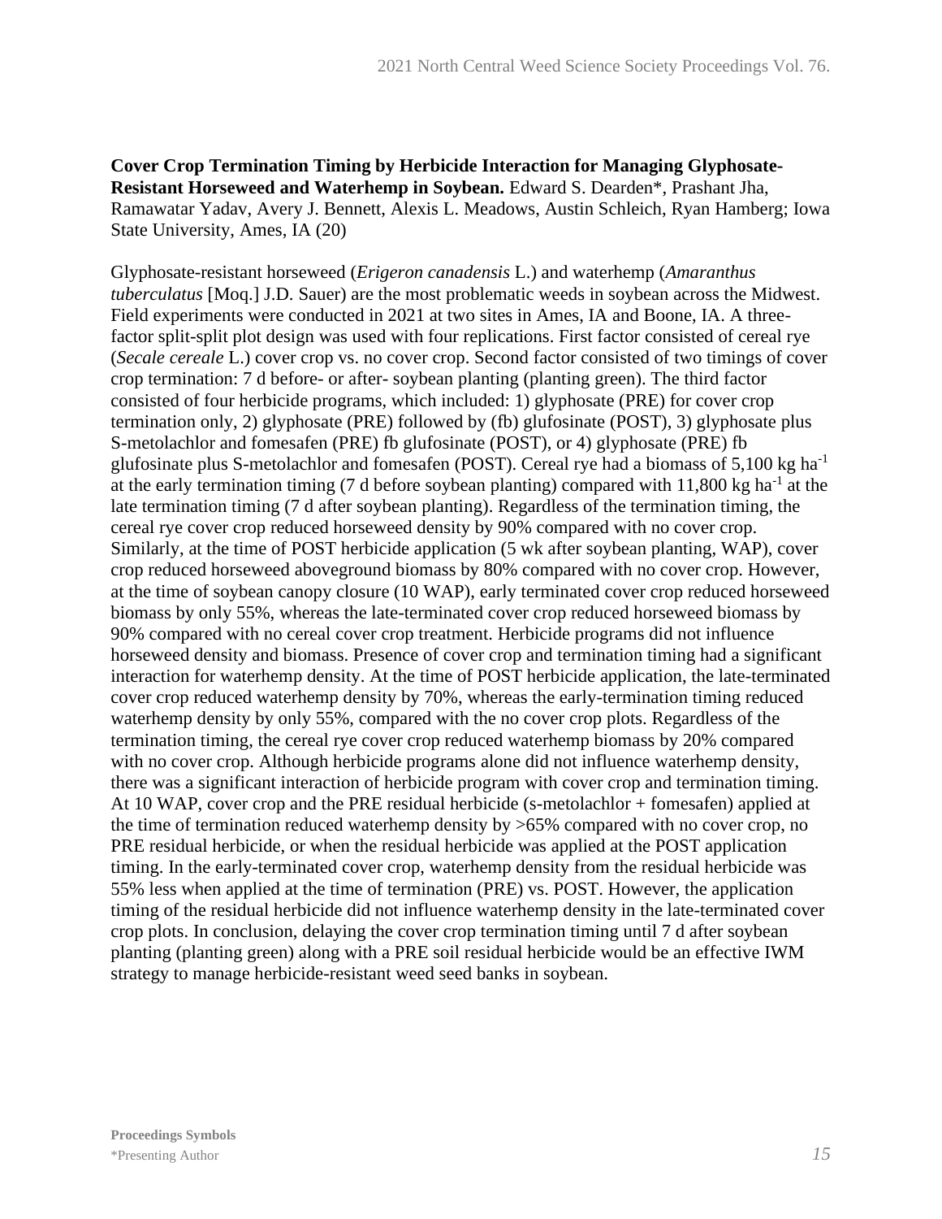**Cover Crop Termination Timing by Herbicide Interaction for Managing Glyphosate-Resistant Horseweed and Waterhemp in Soybean.** Edward S. Dearden*, Prashant Jha, Ramawatar Yadav, Avery J. Bennett, Alexis L. Meadows, Austin Schleich, Ryan Hamberg; Iowa State University, Ames, IA (20)

Glyphosate-resistant horseweed (*Erigeron canadensis* L.) and waterhemp (*Amaranthus tuberculatus* [Moq.] J.D. Sauer) are the most problematic weeds in soybean across the Midwest. Field experiments were conducted in 2021 at two sites in Ames, IA and Boone, IA. A three-factor split-split plot design was used with four replications. First factor consisted of cereal rye (*Secale cereale* L.) cover crop vs. no cover crop. Second factor consisted of two timings of cover crop termination: 7 d before- or after- soybean planting (planting green). The third factor consisted of four herbicide programs, which included: 1) glyphosate (PRE) for cover crop termination only, 2) glyphosate (PRE) followed by (fb) glufosinate (POST), 3) glyphosate plus S-metolachlor and fomesafen (PRE) fb glufosinate (POST), or 4) glyphosate (PRE) fb glufosinate plus S-metolachlor and fomesafen (POST). Cereal rye had a biomass of 5,100 kg ha$^{-1}$ at the early termination timing (7 d before soybean planting) compared with 11,800 kg ha$^{-1}$ at the late termination timing (7 d after soybean planting). Regardless of the termination timing, the cereal rye cover crop reduced horseweed density by 90% compared with no cover crop. Similarly, at the time of POST herbicide application (5 wk after soybean planting, WAP), cover crop reduced horseweed aboveground biomass by 80% compared with no cover crop. However, at the time of soybean canopy closure (10 WAP), early terminated cover crop reduced horseweed biomass by only 55%, whereas the late-terminated cover crop reduced horseweed biomass by 90% compared with no cereal cover crop treatment. Herbicide programs did not influence horseweed density and biomass. Presence of cover crop and termination timing had a significant interaction for waterhemp density. At the time of POST herbicide application, the late-terminated cover crop reduced waterhemp density by 70%, whereas the early-termination timing reduced waterhemp density by only 55%, compared with the no cover crop plots. Regardless of the termination timing, the cereal rye cover crop reduced waterhemp biomass by 20% compared with no cover crop. Although herbicide programs alone did not influence waterhemp density, there was a significant interaction of herbicide program with cover crop and termination timing. At 10 WAP, cover crop and the PRE residual herbicide (s-metolachlor + fomesafen) applied at the time of termination reduced waterhemp density by >65% compared with no cover crop, no PRE residual herbicide, or when the residual herbicide was applied at the POST application timing. In the early-terminated cover crop, waterhemp density from the residual herbicide was 55% less when applied at the time of termination (PRE) vs. POST. However, the application timing of the residual herbicide did not influence waterhemp density in the late-terminated cover crop plots. In conclusion, delaying the cover crop termination timing until 7 d after soybean planting (planting green) along with a PRE soil residual herbicide would be an effective IWM strategy to manage herbicide-resistant weed seed banks in soybean.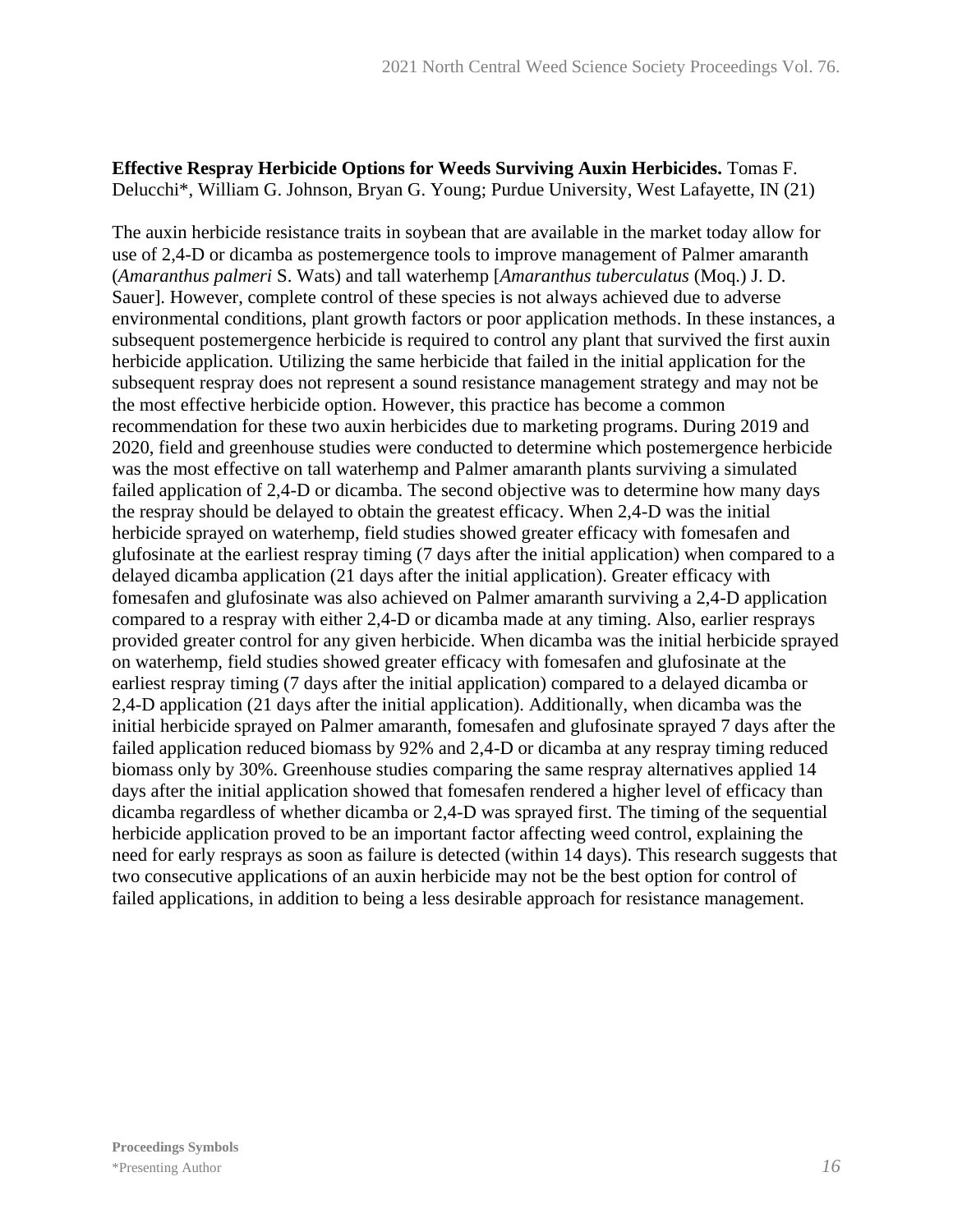**Effective Respray Herbicide Options for Weeds Surviving Auxin Herbicides.** Tomas F. Delucchi*, William G. Johnson, Bryan G. Young; Purdue University, West Lafayette, IN (21)

The auxin herbicide resistance traits in soybean that are available in the market today allow for use of 2,4-D or dicamba as postemergence tools to improve management of Palmer amaranth (*Amaranthus palmeri* S. Wats) and tall waterhemp [*Amaranthus tuberculatus* (Moq.) J. D. Sauer]. However, complete control of these species is not always achieved due to adverse environmental conditions, plant growth factors or poor application methods. In these instances, a subsequent postemergence herbicide is required to control any plant that survived the first auxin herbicide application. Utilizing the same herbicide that failed in the initial application for the subsequent respray does not represent a sound resistance management strategy and may not be the most effective herbicide option. However, this practice has become a common recommendation for these two auxin herbicides due to marketing programs. During 2019 and 2020, field and greenhouse studies were conducted to determine which postemergence herbicide was the most effective on tall waterhemp and Palmer amaranth plants surviving a simulated failed application of 2,4-D or dicamba. The second objective was to determine how many days the respray should be delayed to obtain the greatest efficacy. When 2,4-D was the initial herbicide sprayed on waterhemp, field studies showed greater efficacy with fomesafen and glufosinate at the earliest respray timing (7 days after the initial application) when compared to a delayed dicamba application (21 days after the initial application). Greater efficacy with fomesafen and glufosinate was also achieved on Palmer amaranth surviving a 2,4-D application compared to a respray with either 2,4-D or dicamba made at any timing. Also, earlier resprays provided greater control for any given herbicide. When dicamba was the initial herbicide sprayed on waterhemp, field studies showed greater efficacy with fomesafen and glufosinate at the earliest respray timing (7 days after the initial application) compared to a delayed dicamba or 2,4-D application (21 days after the initial application). Additionally, when dicamba was the initial herbicide sprayed on Palmer amaranth, fomesafen and glufosinate sprayed 7 days after the failed application reduced biomass by 92% and 2,4-D or dicamba at any respray timing reduced biomass only by 30%. Greenhouse studies comparing the same respray alternatives applied 14 days after the initial application showed that fomesafen rendered a higher level of efficacy than dicamba regardless of whether dicamba or 2,4-D was sprayed first. The timing of the sequential herbicide application proved to be an important factor affecting weed control, explaining the need for early resprays as soon as failure is detected (within 14 days). This research suggests that two consecutive applications of an auxin herbicide may not be the best option for control of failed applications, in addition to being a less desirable approach for resistance management.

**Proceedings Symbols**
*Presenting Author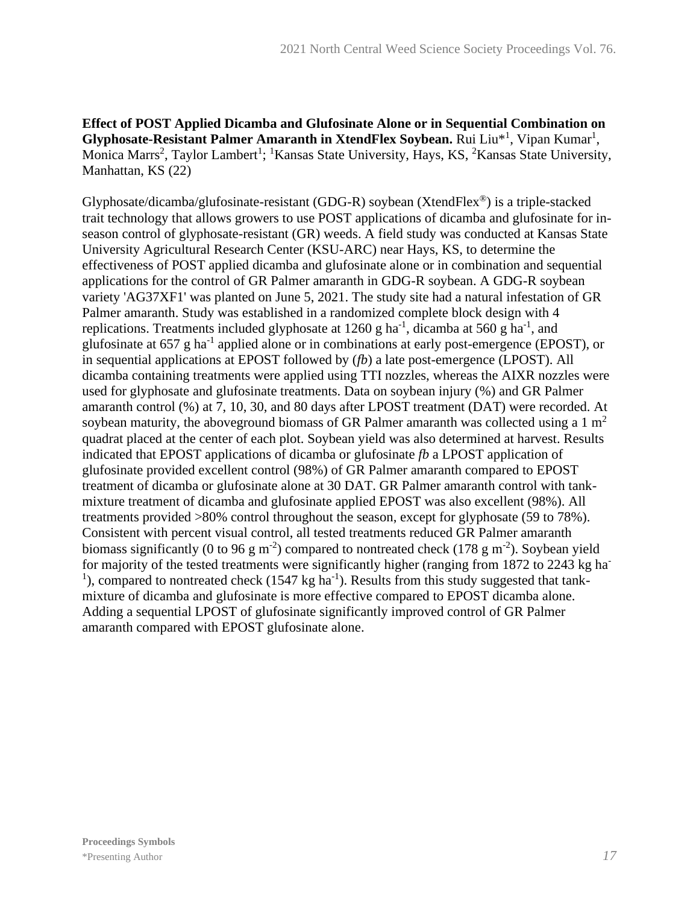**Effect of POST Applied Dicamba and Glufosinate Alone or in Sequential Combination on Glyphosate-Resistant Palmer Amaranth in XtendFlex Soybean.** Rui Liu*[1], Vipan Kumar[1], Monica Marrs[2], Taylor Lambert[1]; [1]Kansas State University, Hays, KS, [2]Kansas State University, Manhattan, KS (22)

Glyphosate/dicamba/glufosinate-resistant (GDG-R) soybean (XtendFlex®) is a triple-stacked trait technology that allows growers to use POST applications of dicamba and glufosinate for in-season control of glyphosate-resistant (GR) weeds. A field study was conducted at Kansas State University Agricultural Research Center (KSU-ARC) near Hays, KS, to determine the effectiveness of POST applied dicamba and glufosinate alone or in combination and sequential applications for the control of GR Palmer amaranth in GDG-R soybean. A GDG-R soybean variety 'AG37XF1' was planted on June 5, 2021. The study site had a natural infestation of GR Palmer amaranth. Study was established in a randomized complete block design with 4 replications. Treatments included glyphosate at 1260 g $ha^{-1}$, dicamba at 560 g $ha^{-1}$, and glufosinate at 657 g $ha^{-1}$ applied alone or in combinations at early post-emergence (EPOST), or in sequential applications at EPOST followed by (*fb*) a late post-emergence (LPOST). All dicamba containing treatments were applied using TTI nozzles, whereas the AIXR nozzles were used for glyphosate and glufosinate treatments. Data on soybean injury (%) and GR Palmer amaranth control (%) at 7, 10, 30, and 80 days after LPOST treatment (DAT) were recorded. At soybean maturity, the aboveground biomass of GR Palmer amaranth was collected using a 1 $m^2$ quadrat placed at the center of each plot. Soybean yield was also determined at harvest. Results indicated that EPOST applications of dicamba or glufosinate *fb* a LPOST application of glufosinate provided excellent control (98%) of GR Palmer amaranth compared to EPOST treatment of dicamba or glufosinate alone at 30 DAT. GR Palmer amaranth control with tank-mixture treatment of dicamba and glufosinate applied EPOST was also excellent (98%). All treatments provided >80% control throughout the season, except for glyphosate (59 to 78%). Consistent with percent visual control, all tested treatments reduced GR Palmer amaranth biomass significantly (0 to 96 g $m^{-2}$) compared to nontreated check (178 g $m^{-2}$). Soybean yield for majority of the tested treatments were significantly higher (ranging from 1872 to 2243 kg $ha^{-1}$), compared to nontreated check (1547 kg $ha^{-1}$). Results from this study suggested that tank-mixture of dicamba and glufosinate is more effective compared to EPOST dicamba alone. Adding a sequential LPOST of glufosinate significantly improved control of GR Palmer amaranth compared with EPOST glufosinate alone.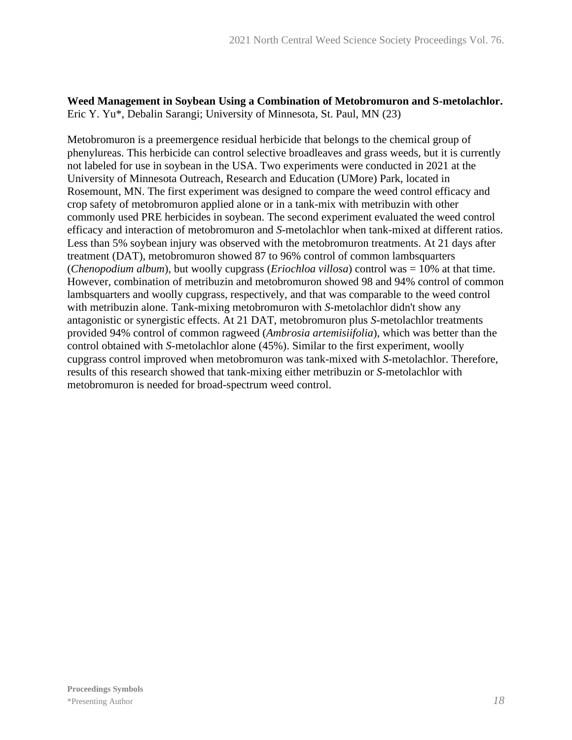**Weed Management in Soybean Using a Combination of Metobromuron and S-metolachlor.**
Eric Y. Yu*, Debalin Sarangi; University of Minnesota, St. Paul, MN (23)

Metobromuron is a preemergence residual herbicide that belongs to the chemical group of phenylureas. This herbicide can control selective broadleaves and grass weeds, but it is currently not labeled for use in soybean in the USA. Two experiments were conducted in 2021 at the University of Minnesota Outreach, Research and Education (UMore) Park, located in Rosemount, MN. The first experiment was designed to compare the weed control efficacy and crop safety of metobromuron applied alone or in a tank-mix with metribuzin with other commonly used PRE herbicides in soybean. The second experiment evaluated the weed control efficacy and interaction of metobromuron and *S*-metolachlor when tank-mixed at different ratios. Less than 5% soybean injury was observed with the metobromuron treatments. At 21 days after treatment (DAT), metobromuron showed 87 to 96% control of common lambsquarters (*Chenopodium album*), but woolly cupgrass (*Eriochloa villosa*) control was = 10% at that time. However, combination of metribuzin and metobromuron showed 98 and 94% control of common lambsquarters and woolly cupgrass, respectively, and that was comparable to the weed control with metribuzin alone. Tank-mixing metobromuron with *S*-metolachlor didn't show any antagonistic or synergistic effects. At 21 DAT, metobromuron plus *S*-metolachlor treatments provided 94% control of common ragweed (*Ambrosia artemisiifolia*), which was better than the control obtained with *S*-metolachlor alone (45%). Similar to the first experiment, woolly cupgrass control improved when metobromuron was tank-mixed with *S*-metolachlor. Therefore, results of this research showed that tank-mixing either metribuzin or *S*-metolachlor with metobromuron is needed for broad-spectrum weed control.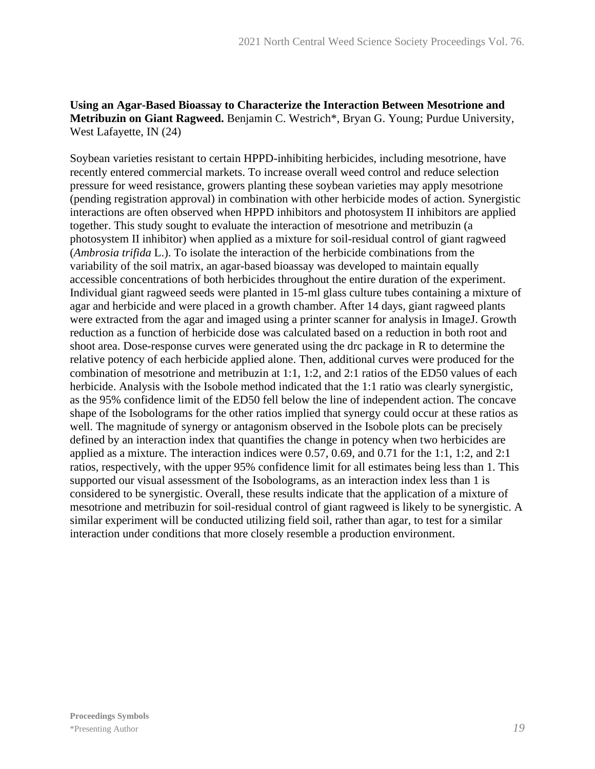**Using an Agar-Based Bioassay to Characterize the Interaction Between Mesotrione and Metribuzin on Giant Ragweed.** Benjamin C. Westrich*, Bryan G. Young; Purdue University, West Lafayette, IN (24)

Soybean varieties resistant to certain HPPD-inhibiting herbicides, including mesotrione, have recently entered commercial markets. To increase overall weed control and reduce selection pressure for weed resistance, growers planting these soybean varieties may apply mesotrione (pending registration approval) in combination with other herbicide modes of action. Synergistic interactions are often observed when HPPD inhibitors and photosystem II inhibitors are applied together. This study sought to evaluate the interaction of mesotrione and metribuzin (a photosystem II inhibitor) when applied as a mixture for soil-residual control of giant ragweed (*Ambrosia trifida* L.). To isolate the interaction of the herbicide combinations from the variability of the soil matrix, an agar-based bioassay was developed to maintain equally accessible concentrations of both herbicides throughout the entire duration of the experiment. Individual giant ragweed seeds were planted in 15-ml glass culture tubes containing a mixture of agar and herbicide and were placed in a growth chamber. After 14 days, giant ragweed plants were extracted from the agar and imaged using a printer scanner for analysis in ImageJ. Growth reduction as a function of herbicide dose was calculated based on a reduction in both root and shoot area. Dose-response curves were generated using the drc package in R to determine the relative potency of each herbicide applied alone. Then, additional curves were produced for the combination of mesotrione and metribuzin at 1:1, 1:2, and 2:1 ratios of the ED50 values of each herbicide. Analysis with the Isobole method indicated that the 1:1 ratio was clearly synergistic, as the 95% confidence limit of the ED50 fell below the line of independent action. The concave shape of the Isobolograms for the other ratios implied that synergy could occur at these ratios as well. The magnitude of synergy or antagonism observed in the Isobole plots can be precisely defined by an interaction index that quantifies the change in potency when two herbicides are applied as a mixture. The interaction indices were 0.57, 0.69, and 0.71 for the 1:1, 1:2, and 2:1 ratios, respectively, with the upper 95% confidence limit for all estimates being less than 1. This supported our visual assessment of the Isobolograms, as an interaction index less than 1 is considered to be synergistic. Overall, these results indicate that the application of a mixture of mesotrione and metribuzin for soil-residual control of giant ragweed is likely to be synergistic. A similar experiment will be conducted utilizing field soil, rather than agar, to test for a similar interaction under conditions that more closely resemble a production environment.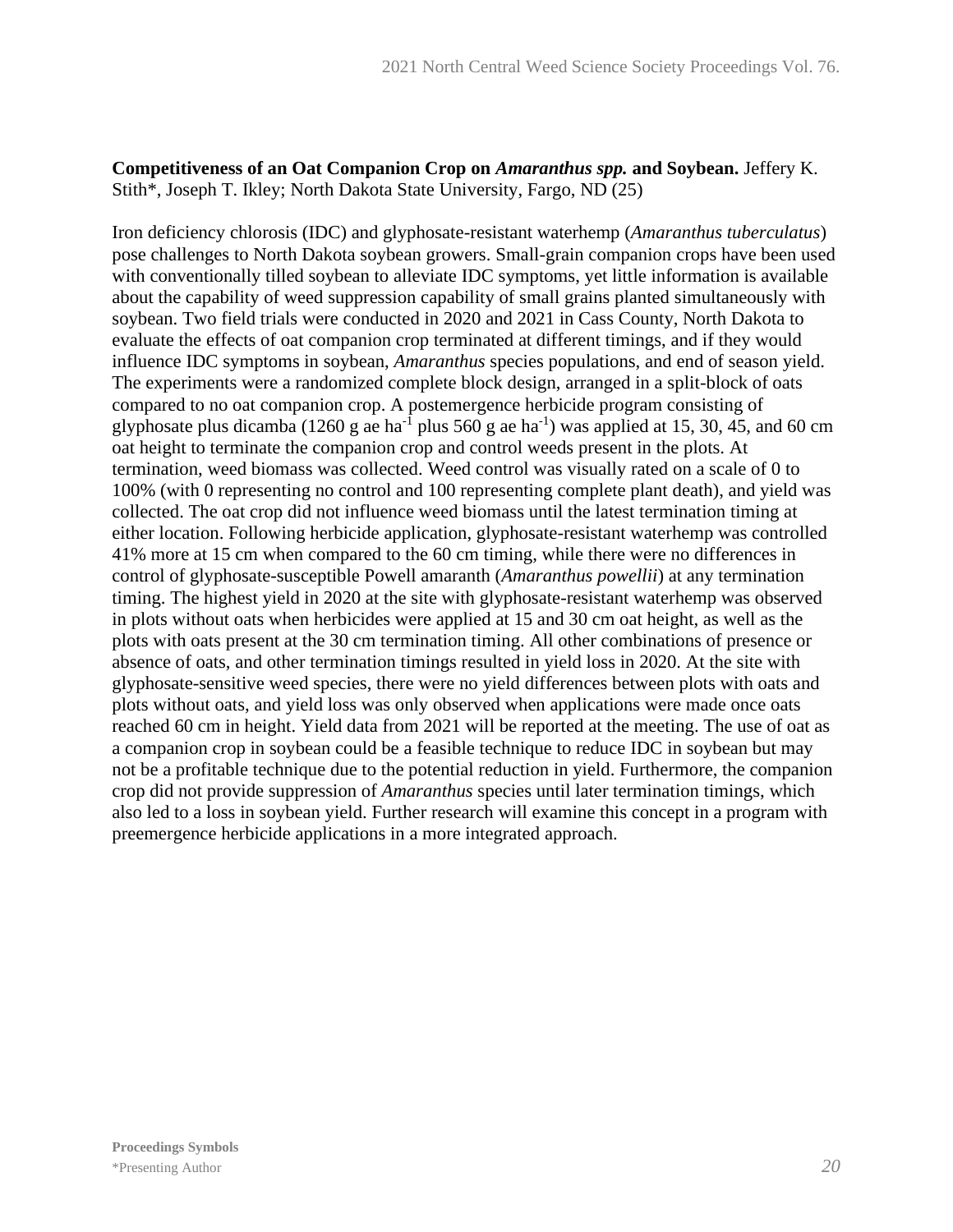**Competitiveness of an Oat Companion Crop on *Amaranthus spp.* and Soybean.** Jeffery K. Stith*, Joseph T. Ikley; North Dakota State University, Fargo, ND (25)

Iron deficiency chlorosis (IDC) and glyphosate-resistant waterhemp (*Amaranthus tuberculatus*) pose challenges to North Dakota soybean growers. Small-grain companion crops have been used with conventionally tilled soybean to alleviate IDC symptoms, yet little information is available about the capability of weed suppression capability of small grains planted simultaneously with soybean. Two field trials were conducted in 2020 and 2021 in Cass County, North Dakota to evaluate the effects of oat companion crop terminated at different timings, and if they would influence IDC symptoms in soybean, *Amaranthus* species populations, and end of season yield. The experiments were a randomized complete block design, arranged in a split-block of oats compared to no oat companion crop. A postemergence herbicide program consisting of glyphosate plus dicamba (1260 g ae $ha^{-1}$ plus 560 g ae $ha^{-1}$) was applied at 15, 30, 45, and 60 cm oat height to terminate the companion crop and control weeds present in the plots. At termination, weed biomass was collected. Weed control was visually rated on a scale of 0 to 100% (with 0 representing no control and 100 representing complete plant death), and yield was collected. The oat crop did not influence weed biomass until the latest termination timing at either location. Following herbicide application, glyphosate-resistant waterhemp was controlled 41% more at 15 cm when compared to the 60 cm timing, while there were no differences in control of glyphosate-susceptible Powell amaranth (*Amaranthus powellii*) at any termination timing. The highest yield in 2020 at the site with glyphosate-resistant waterhemp was observed in plots without oats when herbicides were applied at 15 and 30 cm oat height, as well as the plots with oats present at the 30 cm termination timing. All other combinations of presence or absence of oats, and other termination timings resulted in yield loss in 2020. At the site with glyphosate-sensitive weed species, there were no yield differences between plots with oats and plots without oats, and yield loss was only observed when applications were made once oats reached 60 cm in height. Yield data from 2021 will be reported at the meeting. The use of oat as a companion crop in soybean could be a feasible technique to reduce IDC in soybean but may not be a profitable technique due to the potential reduction in yield. Furthermore, the companion crop did not provide suppression of *Amaranthus* species until later termination timings, which also led to a loss in soybean yield. Further research will examine this concept in a program with preemergence herbicide applications in a more integrated approach.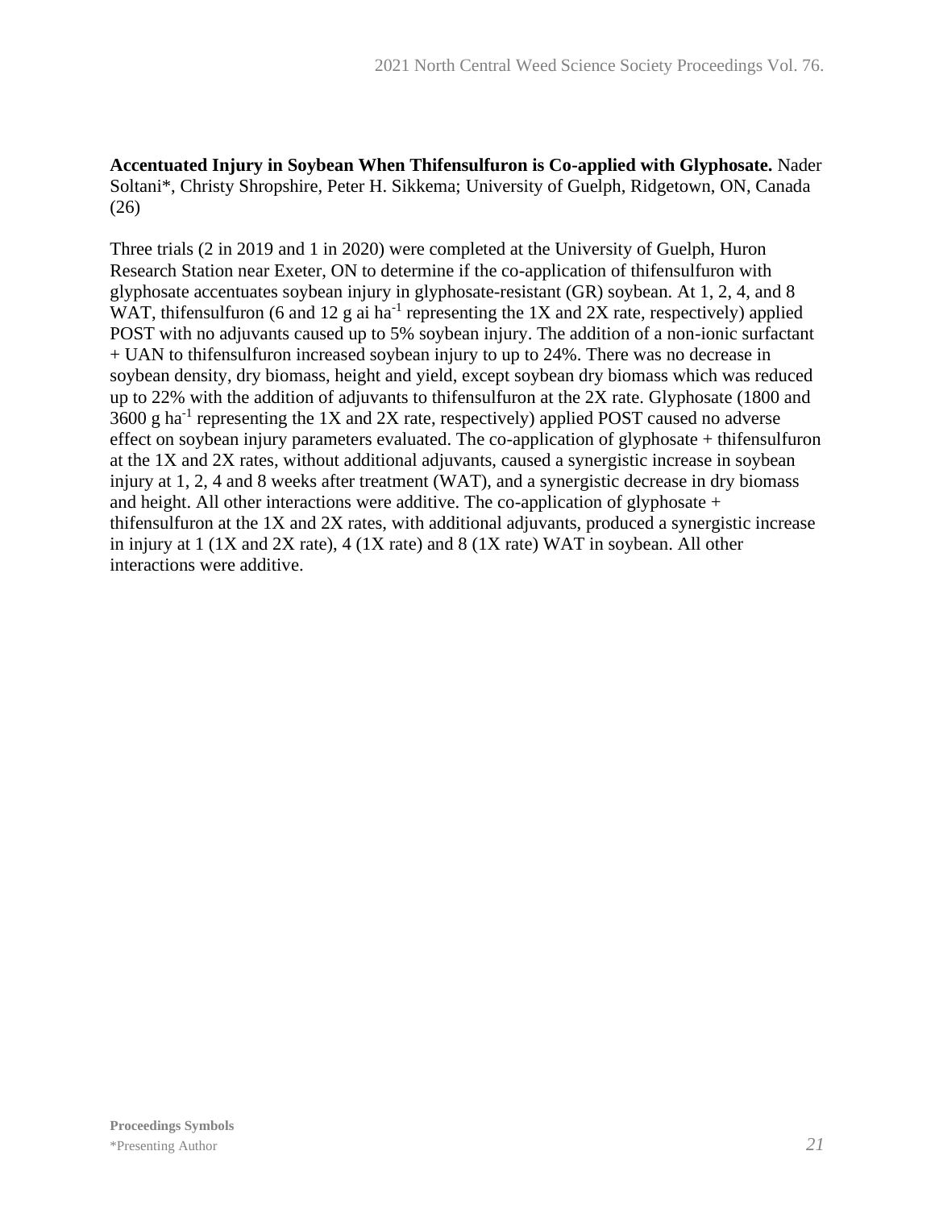**Accentuated Injury in Soybean When Thifensulfuron is Co-applied with Glyphosate.** Nader Soltani*, Christy Shropshire, Peter H. Sikkema; University of Guelph, Ridgetown, ON, Canada (26)

Three trials (2 in 2019 and 1 in 2020) were completed at the University of Guelph, Huron Research Station near Exeter, ON to determine if the co-application of thifensulfuron with glyphosate accentuates soybean injury in glyphosate-resistant (GR) soybean. At 1, 2, 4, and 8 WAT, thifensulfuron (6 and 12 g ai $ha^{-1}$ representing the 1X and 2X rate, respectively) applied POST with no adjuvants caused up to 5% soybean injury. The addition of a non-ionic surfactant + UAN to thifensulfuron increased soybean injury to up to 24%. There was no decrease in soybean density, dry biomass, height and yield, except soybean dry biomass which was reduced up to 22% with the addition of adjuvants to thifensulfuron at the 2X rate. Glyphosate (1800 and 3600 g $ha^{-1}$ representing the 1X and 2X rate, respectively) applied POST caused no adverse effect on soybean injury parameters evaluated. The co-application of glyphosate + thifensulfuron at the 1X and 2X rates, without additional adjuvants, caused a synergistic increase in soybean injury at 1, 2, 4 and 8 weeks after treatment (WAT), and a synergistic decrease in dry biomass and height. All other interactions were additive. The co-application of glyphosate + thifensulfuron at the 1X and 2X rates, with additional adjuvants, produced a synergistic increase in injury at 1 (1X and 2X rate), 4 (1X rate) and 8 (1X rate) WAT in soybean. All other interactions were additive.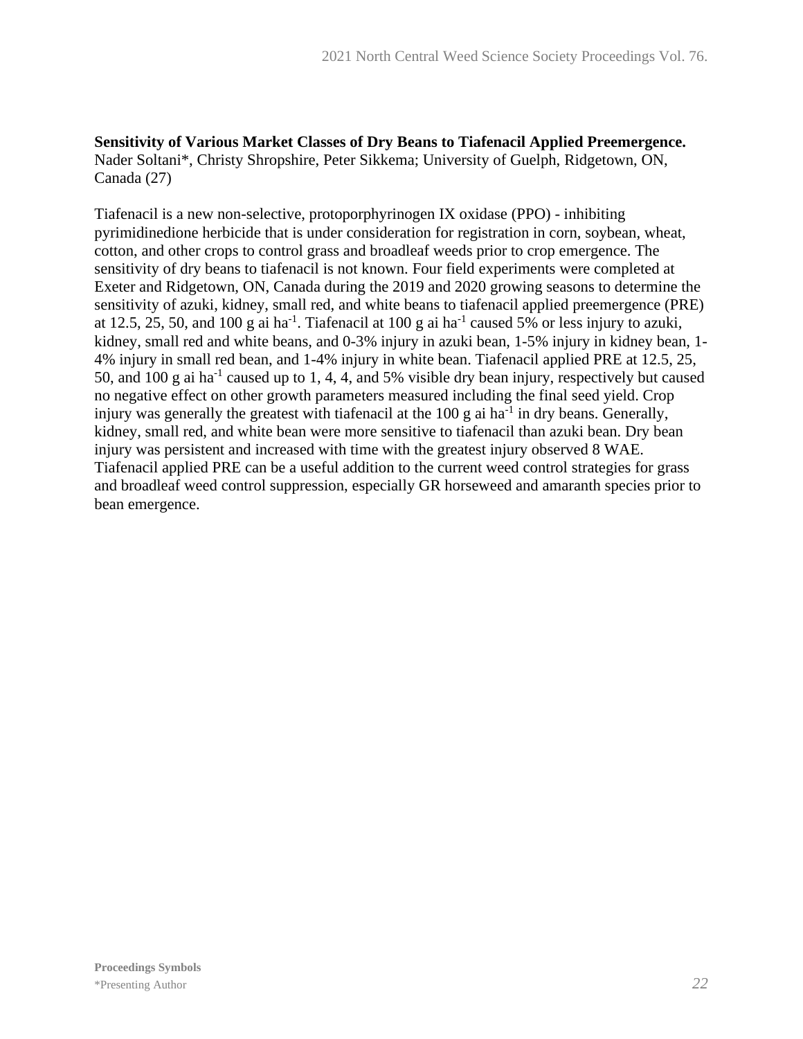**Sensitivity of Various Market Classes of Dry Beans to Tiafenacil Applied Preemergence.**
Nader Soltani*, Christy Shropshire, Peter Sikkema; University of Guelph, Ridgetown, ON, Canada (27)

Tiafenacil is a new non-selective, protoporphyrinogen IX oxidase (PPO) - inhibiting pyrimidinedione herbicide that is under consideration for registration in corn, soybean, wheat, cotton, and other crops to control grass and broadleaf weeds prior to crop emergence. The sensitivity of dry beans to tiafenacil is not known. Four field experiments were completed at Exeter and Ridgetown, ON, Canada during the 2019 and 2020 growing seasons to determine the sensitivity of azuki, kidney, small red, and white beans to tiafenacil applied preemergence (PRE) at 12.5, 25, 50, and 100 g ai $ha^{-1}$. Tiafenacil at 100 g ai $ha^{-1}$ caused 5% or less injury to azuki, kidney, small red and white beans, and 0-3% injury in azuki bean, 1-5% injury in kidney bean, 1-4% injury in small red bean, and 1-4% injury in white bean. Tiafenacil applied PRE at 12.5, 25, 50, and 100 g ai $ha^{-1}$ caused up to 1, 4, 4, and 5% visible dry bean injury, respectively but caused no negative effect on other growth parameters measured including the final seed yield. Crop injury was generally the greatest with tiafenacil at the 100 g ai $ha^{-1}$ in dry beans. Generally, kidney, small red, and white bean were more sensitive to tiafenacil than azuki bean. Dry bean injury was persistent and increased with time with the greatest injury observed 8 WAE. Tiafenacil applied PRE can be a useful addition to the current weed control strategies for grass and broadleaf weed control suppression, especially GR horseweed and amaranth species prior to bean emergence.

**Proceedings Symbols**
*Presenting Author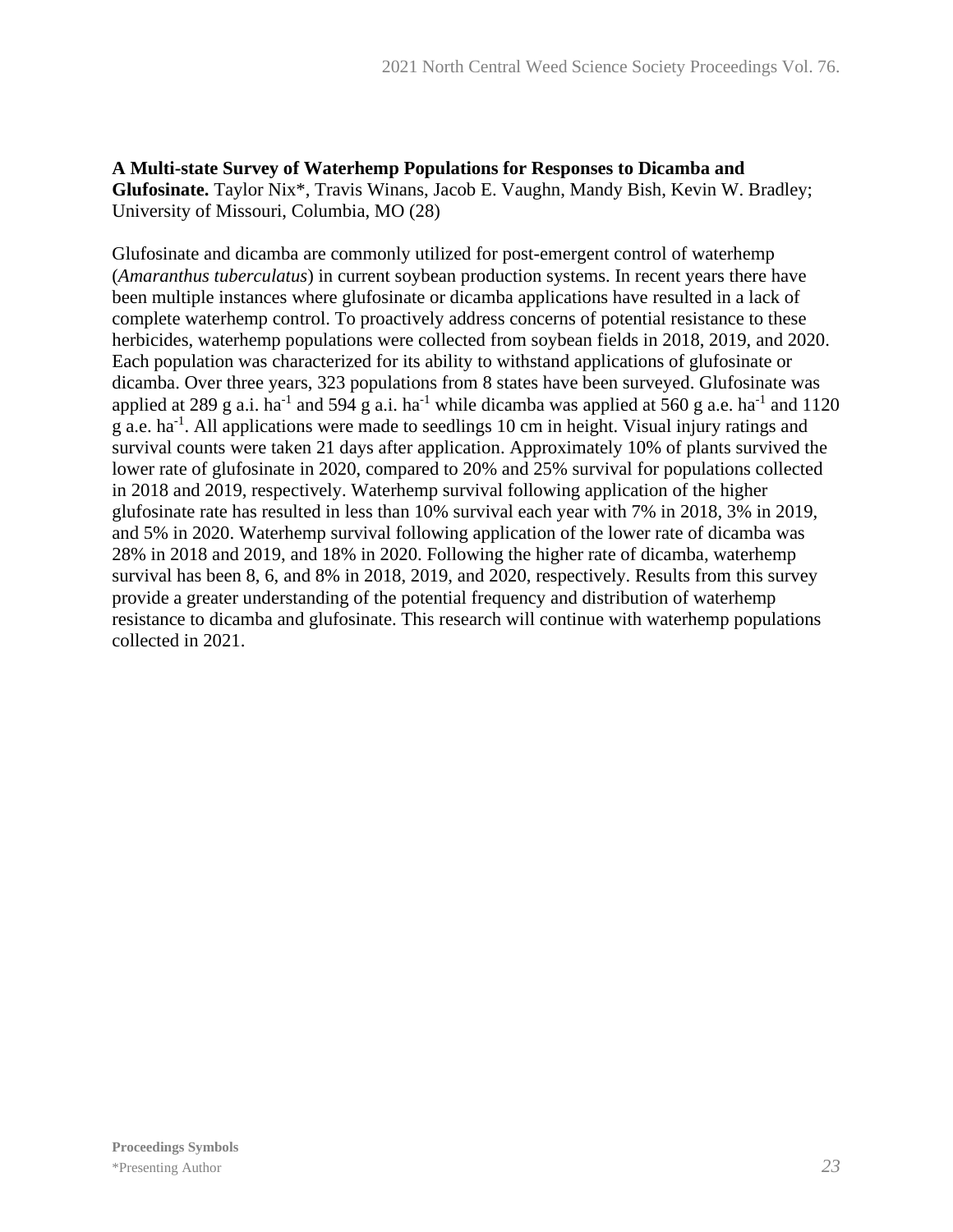**A Multi-state Survey of Waterhemp Populations for Responses to Dicamba and Glufosinate.** Taylor Nix*, Travis Winans, Jacob E. Vaughn, Mandy Bish, Kevin W. Bradley; University of Missouri, Columbia, MO (28)

Glufosinate and dicamba are commonly utilized for post-emergent control of waterhemp (*Amaranthus tuberculatus*) in current soybean production systems. In recent years there have been multiple instances where glufosinate or dicamba applications have resulted in a lack of complete waterhemp control. To proactively address concerns of potential resistance to these herbicides, waterhemp populations were collected from soybean fields in 2018, 2019, and 2020. Each population was characterized for its ability to withstand applications of glufosinate or dicamba. Over three years, 323 populations from 8 states have been surveyed. Glufosinate was applied at 289 g a.i. $ha^{-1}$ and 594 g a.i. $ha^{-1}$ while dicamba was applied at 560 g a.e. $ha^{-1}$ and 1120 g a.e. $ha^{-1}$. All applications were made to seedlings 10 cm in height. Visual injury ratings and survival counts were taken 21 days after application. Approximately 10% of plants survived the lower rate of glufosinate in 2020, compared to 20% and 25% survival for populations collected in 2018 and 2019, respectively. Waterhemp survival following application of the higher glufosinate rate has resulted in less than 10% survival each year with 7% in 2018, 3% in 2019, and 5% in 2020. Waterhemp survival following application of the lower rate of dicamba was 28% in 2018 and 2019, and 18% in 2020. Following the higher rate of dicamba, waterhemp survival has been 8, 6, and 8% in 2018, 2019, and 2020, respectively. Results from this survey provide a greater understanding of the potential frequency and distribution of waterhemp resistance to dicamba and glufosinate. This research will continue with waterhemp populations collected in 2021.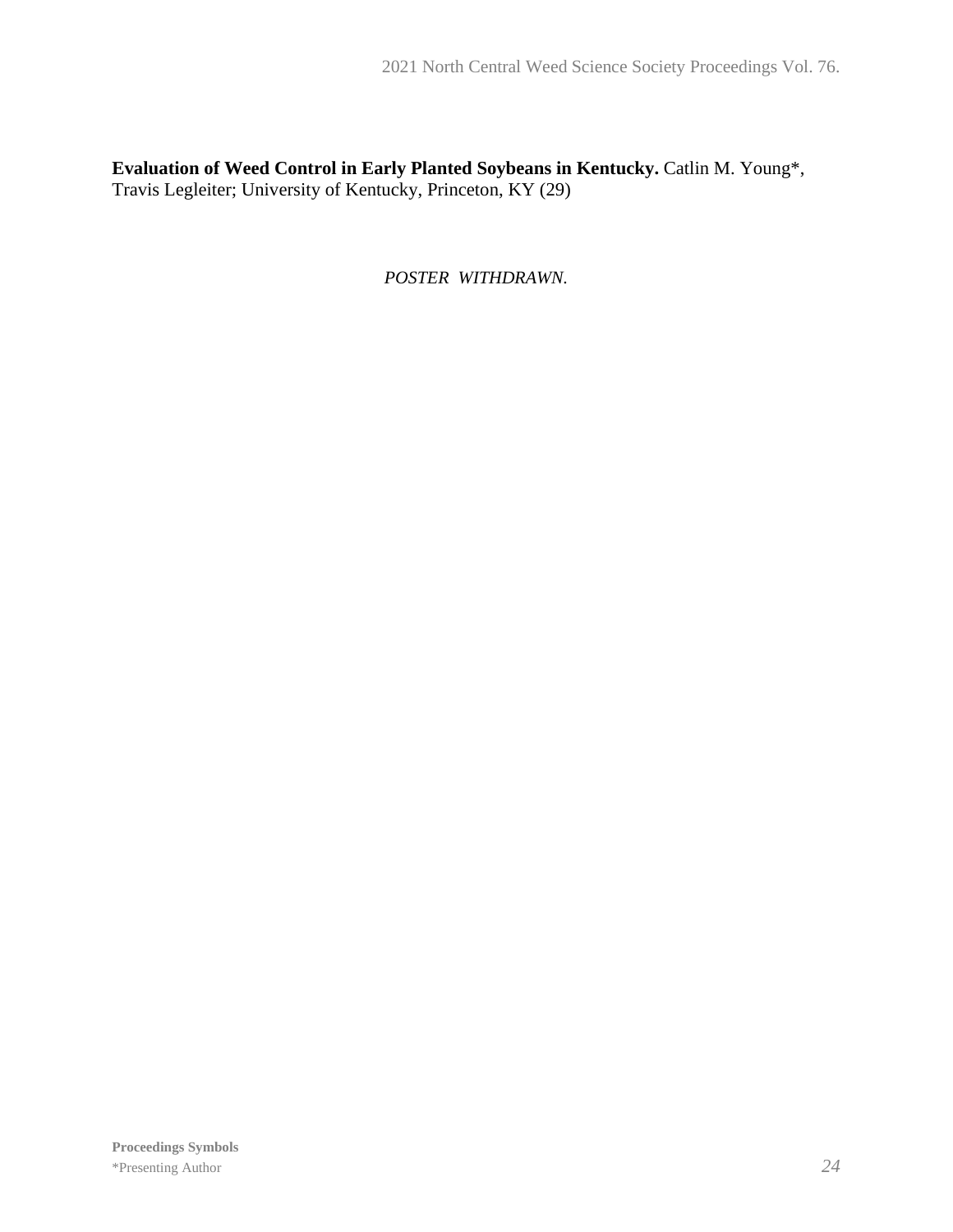**Evaluation of Weed Control in Early Planted Soybeans in Kentucky.** Catlin M. Young*, Travis Legleiter; University of Kentucky, Princeton, KY (29)

*POSTER WITHDRAWN.*

**Proceedings Symbols**
*Presenting Author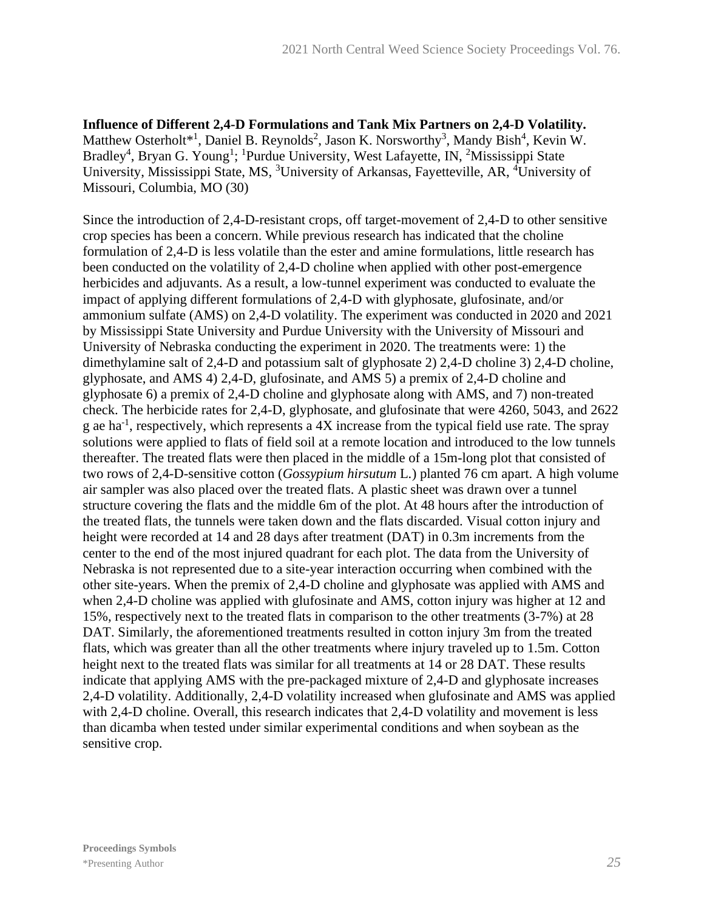**Influence of Different 2,4-D Formulations and Tank Mix Partners on 2,4-D Volatility.** Matthew Osterholt*[1], Daniel B. Reynolds[2], Jason K. Norsworthy[3], Mandy Bish[4], Kevin W. Bradley[4], Bryan G. Young[1]; [1]Purdue University, West Lafayette, IN, [2]Mississippi State University, Mississippi State, MS, [3]University of Arkansas, Fayetteville, AR, [4]University of Missouri, Columbia, MO (30)

Since the introduction of 2,4-D-resistant crops, off target-movement of 2,4-D to other sensitive crop species has been a concern. While previous research has indicated that the choline formulation of 2,4-D is less volatile than the ester and amine formulations, little research has been conducted on the volatility of 2,4-D choline when applied with other post-emergence herbicides and adjuvants. As a result, a low-tunnel experiment was conducted to evaluate the impact of applying different formulations of 2,4-D with glyphosate, glufosinate, and/or ammonium sulfate (AMS) on 2,4-D volatility. The experiment was conducted in 2020 and 2021 by Mississippi State University and Purdue University with the University of Missouri and University of Nebraska conducting the experiment in 2020. The treatments were: 1) the dimethylamine salt of 2,4-D and potassium salt of glyphosate 2) 2,4-D choline 3) 2,4-D choline, glyphosate, and AMS 4) 2,4-D, glufosinate, and AMS 5) a premix of 2,4-D choline and glyphosate 6) a premix of 2,4-D choline and glyphosate along with AMS, and 7) non-treated check. The herbicide rates for 2,4-D, glyphosate, and glufosinate that were 4260, 5043, and 2622 g ae $ha^{-1}$, respectively, which represents a 4X increase from the typical field use rate. The spray solutions were applied to flats of field soil at a remote location and introduced to the low tunnels thereafter. The treated flats were then placed in the middle of a 15m-long plot that consisted of two rows of 2,4-D-sensitive cotton (*Gossypium hirsutum* L.) planted 76 cm apart. A high volume air sampler was also placed over the treated flats. A plastic sheet was drawn over a tunnel structure covering the flats and the middle 6m of the plot. At 48 hours after the introduction of the treated flats, the tunnels were taken down and the flats discarded. Visual cotton injury and height were recorded at 14 and 28 days after treatment (DAT) in 0.3m increments from the center to the end of the most injured quadrant for each plot. The data from the University of Nebraska is not represented due to a site-year interaction occurring when combined with the other site-years. When the premix of 2,4-D choline and glyphosate was applied with AMS and when 2,4-D choline was applied with glufosinate and AMS, cotton injury was higher at 12 and 15%, respectively next to the treated flats in comparison to the other treatments (3-7%) at 28 DAT. Similarly, the aforementioned treatments resulted in cotton injury 3m from the treated flats, which was greater than all the other treatments where injury traveled up to 1.5m. Cotton height next to the treated flats was similar for all treatments at 14 or 28 DAT. These results indicate that applying AMS with the pre-packaged mixture of 2,4-D and glyphosate increases 2,4-D volatility. Additionally, 2,4-D volatility increased when glufosinate and AMS was applied with 2,4-D choline. Overall, this research indicates that 2,4-D volatility and movement is less than dicamba when tested under similar experimental conditions and when soybean as the sensitive crop.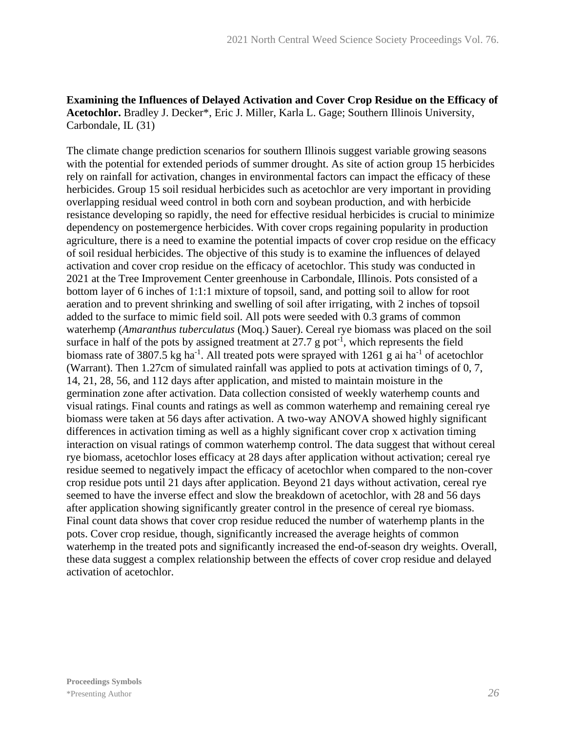**Examining the Influences of Delayed Activation and Cover Crop Residue on the Efficacy of Acetochlor.** Bradley J. Decker*, Eric J. Miller, Karla L. Gage; Southern Illinois University, Carbondale, IL (31)

The climate change prediction scenarios for southern Illinois suggest variable growing seasons with the potential for extended periods of summer drought. As site of action group 15 herbicides rely on rainfall for activation, changes in environmental factors can impact the efficacy of these herbicides. Group 15 soil residual herbicides such as acetochlor are very important in providing overlapping residual weed control in both corn and soybean production, and with herbicide resistance developing so rapidly, the need for effective residual herbicides is crucial to minimize dependency on postemergence herbicides. With cover crops regaining popularity in production agriculture, there is a need to examine the potential impacts of cover crop residue on the efficacy of soil residual herbicides. The objective of this study is to examine the influences of delayed activation and cover crop residue on the efficacy of acetochlor. This study was conducted in 2021 at the Tree Improvement Center greenhouse in Carbondale, Illinois. Pots consisted of a bottom layer of 6 inches of 1:1:1 mixture of topsoil, sand, and potting soil to allow for root aeration and to prevent shrinking and swelling of soil after irrigating, with 2 inches of topsoil added to the surface to mimic field soil. All pots were seeded with 0.3 grams of common waterhemp (*Amaranthus tuberculatus* (Moq.) Sauer). Cereal rye biomass was placed on the soil surface in half of the pots by assigned treatment at 27.7 g pot$^{-1}$, which represents the field biomass rate of 3807.5 kg ha$^{-1}$. All treated pots were sprayed with 1261 g ai ha$^{-1}$ of acetochlor (Warrant). Then 1.27cm of simulated rainfall was applied to pots at activation timings of 0, 7, 14, 21, 28, 56, and 112 days after application, and misted to maintain moisture in the germination zone after activation. Data collection consisted of weekly waterhemp counts and visual ratings. Final counts and ratings as well as common waterhemp and remaining cereal rye biomass were taken at 56 days after activation. A two-way ANOVA showed highly significant differences in activation timing as well as a highly significant cover crop x activation timing interaction on visual ratings of common waterhemp control. The data suggest that without cereal rye biomass, acetochlor loses efficacy at 28 days after application without activation; cereal rye residue seemed to negatively impact the efficacy of acetochlor when compared to the non-cover crop residue pots until 21 days after application. Beyond 21 days without activation, cereal rye seemed to have the inverse effect and slow the breakdown of acetochlor, with 28 and 56 days after application showing significantly greater control in the presence of cereal rye biomass. Final count data shows that cover crop residue reduced the number of waterhemp plants in the pots. Cover crop residue, though, significantly increased the average heights of common waterhemp in the treated pots and significantly increased the end-of-season dry weights. Overall, these data suggest a complex relationship between the effects of cover crop residue and delayed activation of acetochlor.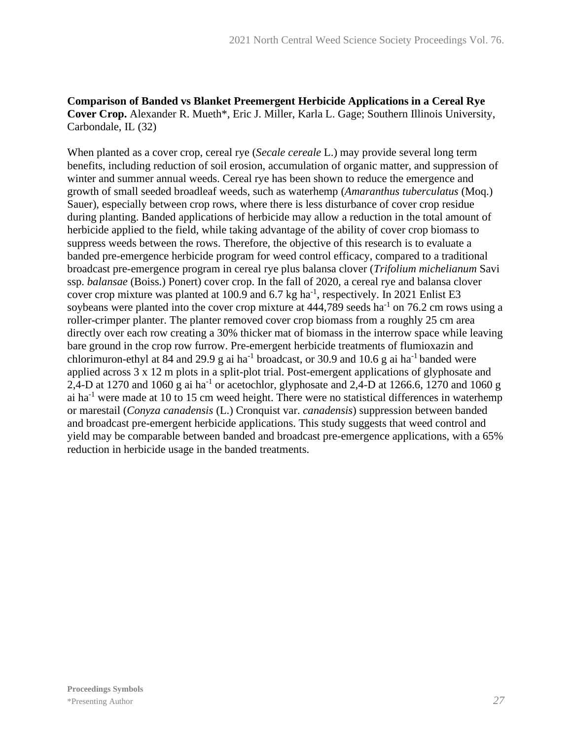**Comparison of Banded vs Blanket Preemergent Herbicide Applications in a Cereal Rye Cover Crop.** Alexander R. Mueth*, Eric J. Miller, Karla L. Gage; Southern Illinois University, Carbondale, IL (32)

When planted as a cover crop, cereal rye (*Secale cereale* L.) may provide several long term benefits, including reduction of soil erosion, accumulation of organic matter, and suppression of winter and summer annual weeds. Cereal rye has been shown to reduce the emergence and growth of small seeded broadleaf weeds, such as waterhemp (*Amaranthus tuberculatus* (Moq.) Sauer), especially between crop rows, where there is less disturbance of cover crop residue during planting. Banded applications of herbicide may allow a reduction in the total amount of herbicide applied to the field, while taking advantage of the ability of cover crop biomass to suppress weeds between the rows. Therefore, the objective of this research is to evaluate a banded pre-emergence herbicide program for weed control efficacy, compared to a traditional broadcast pre-emergence program in cereal rye plus balansa clover (*Trifolium michelianum* Savi ssp. *balansae* (Boiss.) Ponert) cover crop. In the fall of 2020, a cereal rye and balansa clover cover crop mixture was planted at 100.9 and 6.7 kg ha$^{-1}$, respectively. In 2021 Enlist E3 soybeans were planted into the cover crop mixture at 444,789 seeds ha$^{-1}$ on 76.2 cm rows using a roller-crimper planter. The planter removed cover crop biomass from a roughly 25 cm area directly over each row creating a 30% thicker mat of biomass in the interrow space while leaving bare ground in the crop row furrow. Pre-emergent herbicide treatments of flumioxazin and chlorimuron-ethyl at 84 and 29.9 g ai ha$^{-1}$ broadcast, or 30.9 and 10.6 g ai ha$^{-1}$ banded were applied across 3 x 12 m plots in a split-plot trial. Post-emergent applications of glyphosate and 2,4-D at 1270 and 1060 g ai ha$^{-1}$ or acetochlor, glyphosate and 2,4-D at 1266.6, 1270 and 1060 g ai ha$^{-1}$ were made at 10 to 15 cm weed height. There were no statistical differences in waterhemp or marestail (*Conyza canadensis* (L.) Cronquist var. *canadensis*) suppression between banded and broadcast pre-emergent herbicide applications. This study suggests that weed control and yield may be comparable between banded and broadcast pre-emergence applications, with a 65% reduction in herbicide usage in the banded treatments.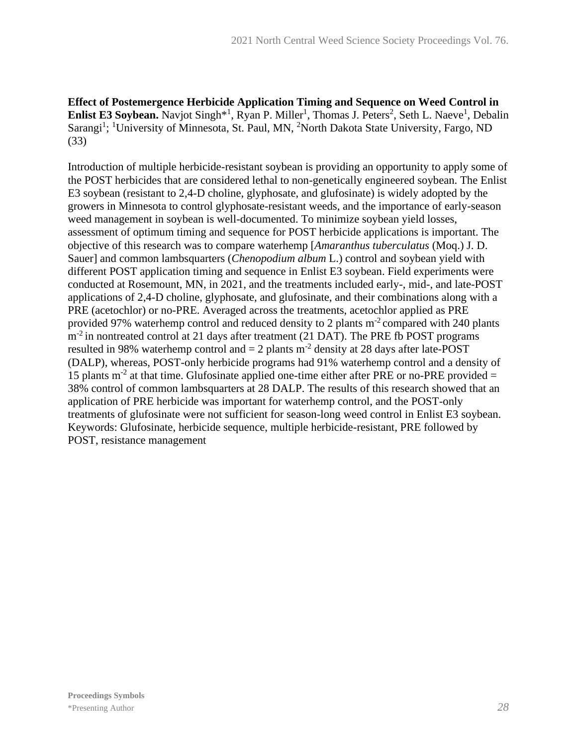**Effect of Postemergence Herbicide Application Timing and Sequence on Weed Control in Enlist E3 Soybean.** Navjot Singh*[1], Ryan P. Miller[1], Thomas J. Peters[2], Seth L. Naeve[1], Debalin Sarangi[1]; [1]University of Minnesota, St. Paul, MN, [2]North Dakota State University, Fargo, ND (33)

Introduction of multiple herbicide-resistant soybean is providing an opportunity to apply some of the POST herbicides that are considered lethal to non-genetically engineered soybean. The Enlist E3 soybean (resistant to 2,4-D choline, glyphosate, and glufosinate) is widely adopted by the growers in Minnesota to control glyphosate-resistant weeds, and the importance of early-season weed management in soybean is well-documented. To minimize soybean yield losses, assessment of optimum timing and sequence for POST herbicide applications is important. The objective of this research was to compare waterhemp [*Amaranthus tuberculatus* (Moq.) J. D. Sauer] and common lambsquarters (*Chenopodium album* L.) control and soybean yield with different POST application timing and sequence in Enlist E3 soybean. Field experiments were conducted at Rosemount, MN, in 2021, and the treatments included early-, mid-, and late-POST applications of 2,4-D choline, glyphosate, and glufosinate, and their combinations along with a PRE (acetochlor) or no-PRE. Averaged across the treatments, acetochlor applied as PRE provided 97% waterhemp control and reduced density to 2 plants m$^{-2}$ compared with 240 plants m$^{-2}$ in nontreated control at 21 days after treatment (21 DAT). The PRE fb POST programs resulted in 98% waterhemp control and = 2 plants m$^{-2}$ density at 28 days after late-POST (DALP), whereas, POST-only herbicide programs had 91% waterhemp control and a density of 15 plants m$^{-2}$ at that time. Glufosinate applied one-time either after PRE or no-PRE provided = 38% control of common lambsquarters at 28 DALP. The results of this research showed that an application of PRE herbicide was important for waterhemp control, and the POST-only treatments of glufosinate were not sufficient for season-long weed control in Enlist E3 soybean. Keywords: Glufosinate, herbicide sequence, multiple herbicide-resistant, PRE followed by POST, resistance management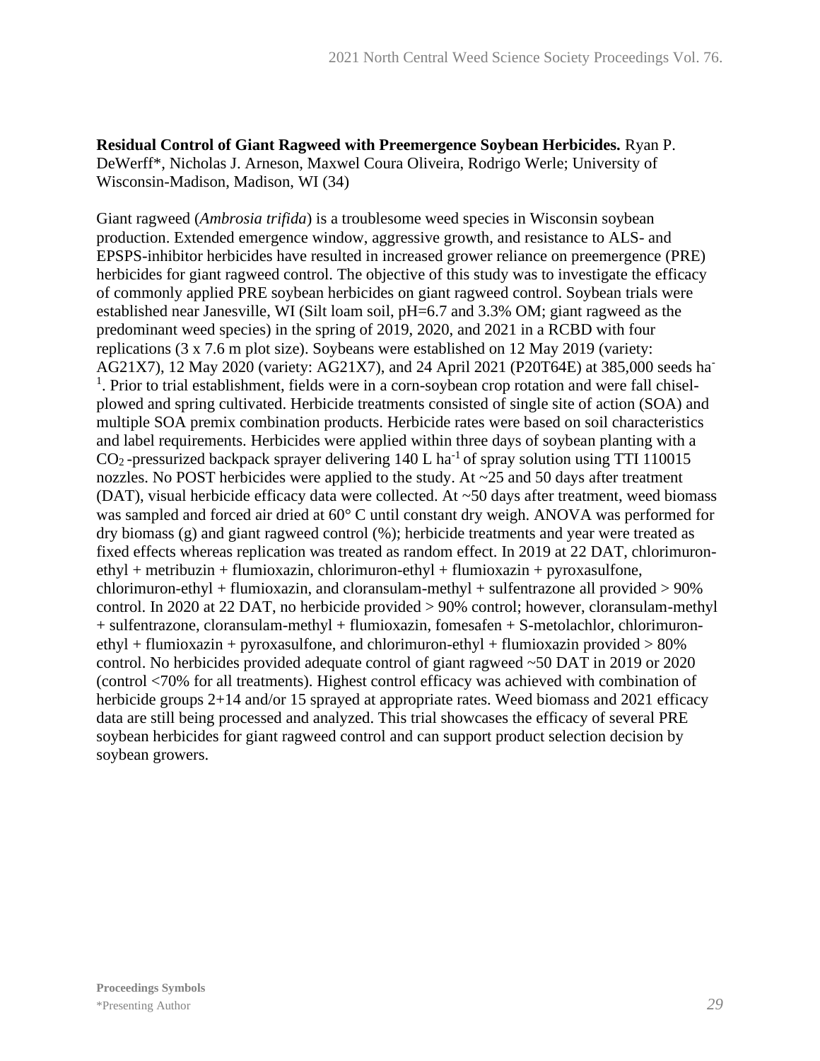**Residual Control of Giant Ragweed with Preemergence Soybean Herbicides.** Ryan P. DeWerff*, Nicholas J. Arneson, Maxwel Coura Oliveira, Rodrigo Werle; University of Wisconsin-Madison, Madison, WI (34)

Giant ragweed (*Ambrosia trifida*) is a troublesome weed species in Wisconsin soybean production. Extended emergence window, aggressive growth, and resistance to ALS- and EPSPS-inhibitor herbicides have resulted in increased grower reliance on preemergence (PRE) herbicides for giant ragweed control. The objective of this study was to investigate the efficacy of commonly applied PRE soybean herbicides on giant ragweed control. Soybean trials were established near Janesville, WI (Silt loam soil, pH=6.7 and 3.3% OM; giant ragweed as the predominant weed species) in the spring of 2019, 2020, and 2021 in a RCBD with four replications (3 x 7.6 m plot size). Soybeans were established on 12 May 2019 (variety: AG21X7), 12 May 2020 (variety: AG21X7), and 24 April 2021 (P20T64E) at 385,000 seeds $ha^{-1}$. Prior to trial establishment, fields were in a corn-soybean crop rotation and were fall chisel-plowed and spring cultivated. Herbicide treatments consisted of single site of action (SOA) and multiple SOA premix combination products. Herbicide rates were based on soil characteristics and label requirements. Herbicides were applied within three days of soybean planting with a $CO_2$ -pressurized backpack sprayer delivering 140 L $ha^{-1}$ of spray solution using TTI 110015 nozzles. No POST herbicides were applied to the study. At ~25 and 50 days after treatment (DAT), visual herbicide efficacy data were collected. At ~50 days after treatment, weed biomass was sampled and forced air dried at 60° C until constant dry weigh. ANOVA was performed for dry biomass (g) and giant ragweed control (%); herbicide treatments and year were treated as fixed effects whereas replication was treated as random effect. In 2019 at 22 DAT, chlorimuron-ethyl + metribuzin + flumioxazin, chlorimuron-ethyl + flumioxazin + pyroxasulfone, chlorimuron-ethyl + flumioxazin, and cloransulam-methyl + sulfentrazone all provided > 90% control. In 2020 at 22 DAT, no herbicide provided > 90% control; however, cloransulam-methyl + sulfentrazone, cloransulam-methyl + flumioxazin, fomesafen + S-metolachlor, chlorimuron-ethyl + flumioxazin + pyroxasulfone, and chlorimuron-ethyl + flumioxazin provided > 80% control. No herbicides provided adequate control of giant ragweed ~50 DAT in 2019 or 2020 (control <70% for all treatments). Highest control efficacy was achieved with combination of herbicide groups 2+14 and/or 15 sprayed at appropriate rates. Weed biomass and 2021 efficacy data are still being processed and analyzed. This trial showcases the efficacy of several PRE soybean herbicides for giant ragweed control and can support product selection decision by soybean growers.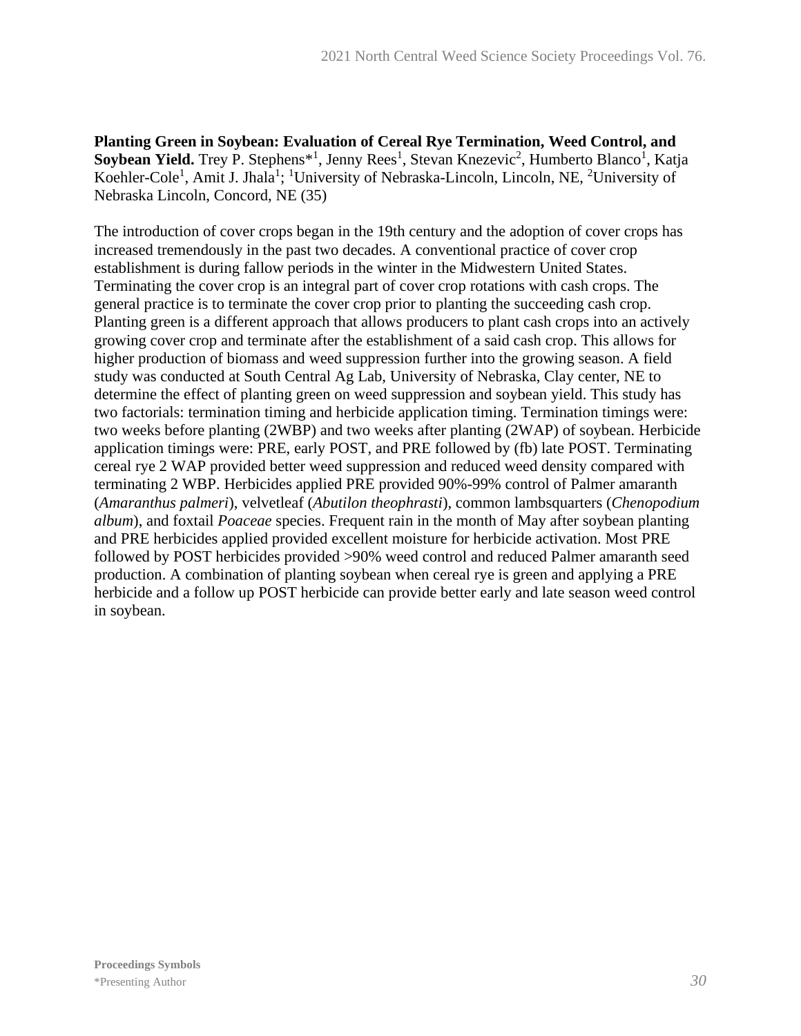**Planting Green in Soybean: Evaluation of Cereal Rye Termination, Weed Control, and Soybean Yield.** Trey P. Stephens*[1], Jenny Rees[1], Stevan Knezevic[2], Humberto Blanco[1], Katja Koehler-Cole[1], Amit J. Jhala[1]; [1]University of Nebraska-Lincoln, Lincoln, NE, [2]University of Nebraska Lincoln, Concord, NE (35)

The introduction of cover crops began in the 19th century and the adoption of cover crops has increased tremendously in the past two decades. A conventional practice of cover crop establishment is during fallow periods in the winter in the Midwestern United States. Terminating the cover crop is an integral part of cover crop rotations with cash crops. The general practice is to terminate the cover crop prior to planting the succeeding cash crop. Planting green is a different approach that allows producers to plant cash crops into an actively growing cover crop and terminate after the establishment of a said cash crop. This allows for higher production of biomass and weed suppression further into the growing season. A field study was conducted at South Central Ag Lab, University of Nebraska, Clay center, NE to determine the effect of planting green on weed suppression and soybean yield. This study has two factorials: termination timing and herbicide application timing. Termination timings were: two weeks before planting (2WBP) and two weeks after planting (2WAP) of soybean. Herbicide application timings were: PRE, early POST, and PRE followed by (fb) late POST. Terminating cereal rye 2 WAP provided better weed suppression and reduced weed density compared with terminating 2 WBP. Herbicides applied PRE provided 90%-99% control of Palmer amaranth (*Amaranthus palmeri*), velvetleaf (*Abutilon theophrasti*), common lambsquarters (*Chenopodium album*), and foxtail *Poaceae* species. Frequent rain in the month of May after soybean planting and PRE herbicides applied provided excellent moisture for herbicide activation. Most PRE followed by POST herbicides provided >90% weed control and reduced Palmer amaranth seed production. A combination of planting soybean when cereal rye is green and applying a PRE herbicide and a follow up POST herbicide can provide better early and late season weed control in soybean.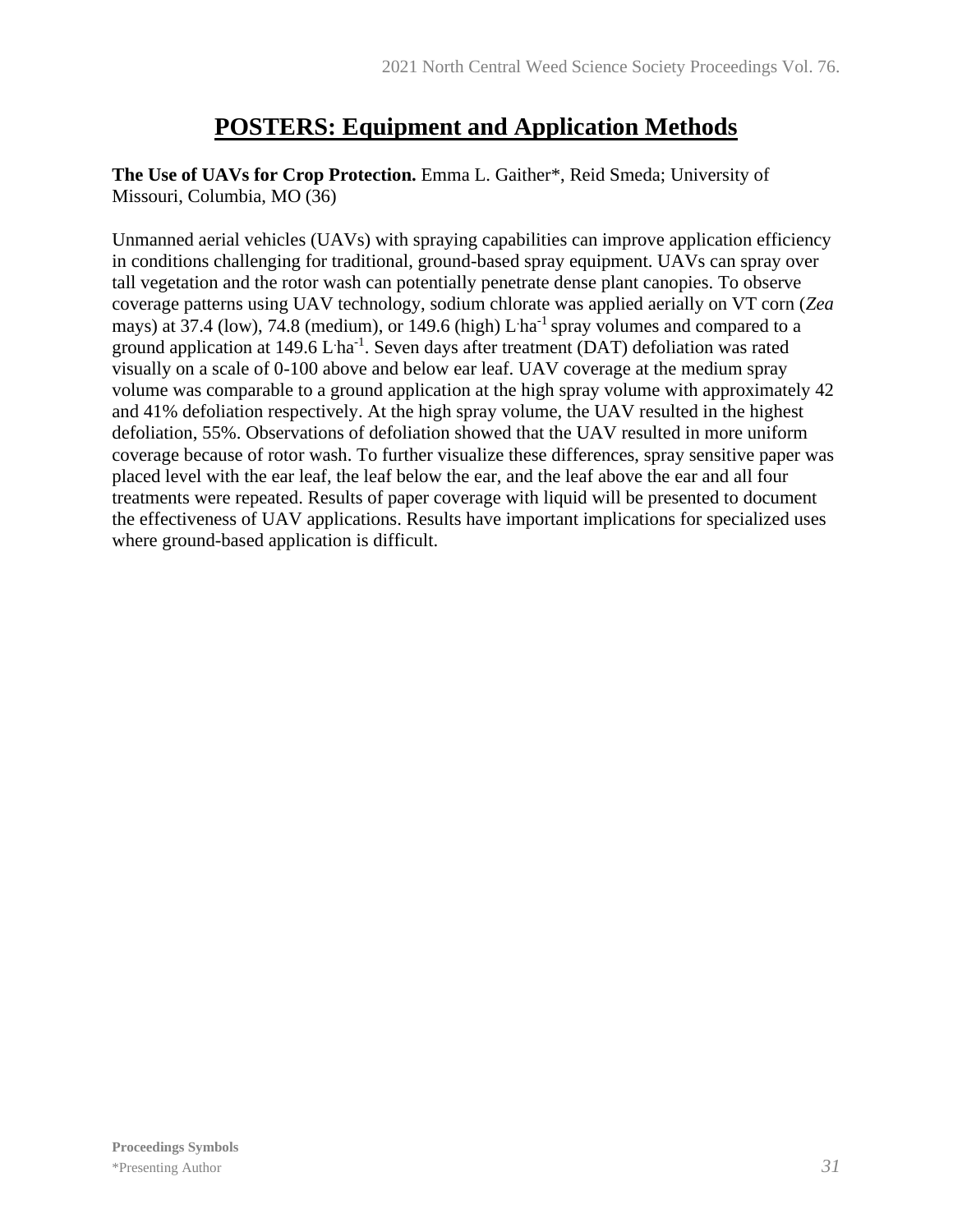# POSTERS: Equipment and Application Methods

**The Use of UAVs for Crop Protection.** Emma L. Gaither*, Reid Smeda; University of Missouri, Columbia, MO (36)

Unmanned aerial vehicles (UAVs) with spraying capabilities can improve application efficiency in conditions challenging for traditional, ground-based spray equipment. UAVs can spray over tall vegetation and the rotor wash can potentially penetrate dense plant canopies. To observe coverage patterns using UAV technology, sodium chlorate was applied aerially on VT corn (*Zea* mays) at 37.4 (low), 74.8 (medium), or 149.6 (high) $L \cdot ha^{-1}$ spray volumes and compared to a ground application at 149.6 $L \cdot ha^{-1}$. Seven days after treatment (DAT) defoliation was rated visually on a scale of 0-100 above and below ear leaf. UAV coverage at the medium spray volume was comparable to a ground application at the high spray volume with approximately 42 and 41% defoliation respectively. At the high spray volume, the UAV resulted in the highest defoliation, 55%. Observations of defoliation showed that the UAV resulted in more uniform coverage because of rotor wash. To further visualize these differences, spray sensitive paper was placed level with the ear leaf, the leaf below the ear, and the leaf above the ear and all four treatments were repeated. Results of paper coverage with liquid will be presented to document the effectiveness of UAV applications. Results have important implications for specialized uses where ground-based application is difficult.

**Proceedings Symbols**
*Presenting Author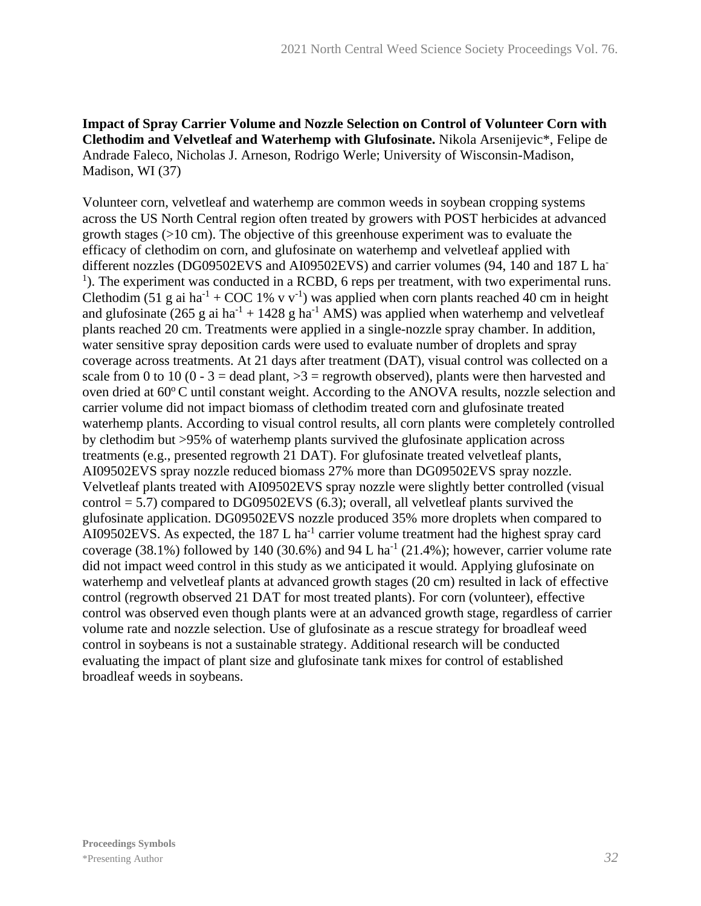**Impact of Spray Carrier Volume and Nozzle Selection on Control of Volunteer Corn with Clethodim and Velvetleaf and Waterhemp with Glufosinate.** Nikola Arsenijevic*, Felipe de Andrade Faleco, Nicholas J. Arneson, Rodrigo Werle; University of Wisconsin-Madison, Madison, WI (37)

Volunteer corn, velvetleaf and waterhemp are common weeds in soybean cropping systems across the US North Central region often treated by growers with POST herbicides at advanced growth stages (>10 cm). The objective of this greenhouse experiment was to evaluate the efficacy of clethodim on corn, and glufosinate on waterhemp and velvetleaf applied with different nozzles (DG09502EVS and AI09502EVS) and carrier volumes (94, 140 and 187 L $ha^{-1}$). The experiment was conducted in a RCBD, 6 reps per treatment, with two experimental runs. Clethodim (51 g ai $ha^{-1}$ + COC 1% v $v^{-1}$) was applied when corn plants reached 40 cm in height and glufosinate (265 g ai $ha^{-1}$ + 1428 g $ha^{-1}$ AMS) was applied when waterhemp and velvetleaf plants reached 20 cm. Treatments were applied in a single-nozzle spray chamber. In addition, water sensitive spray deposition cards were used to evaluate number of droplets and spray coverage across treatments. At 21 days after treatment (DAT), visual control was collected on a scale from 0 to 10 (0 - 3 = dead plant, >3 = regrowth observed), plants were then harvested and oven dried at 60$^{o}$ C until constant weight. According to the ANOVA results, nozzle selection and carrier volume did not impact biomass of clethodim treated corn and glufosinate treated waterhemp plants. According to visual control results, all corn plants were completely controlled by clethodim but >95% of waterhemp plants survived the glufosinate application across treatments (e.g., presented regrowth 21 DAT). For glufosinate treated velvetleaf plants, AI09502EVS spray nozzle reduced biomass 27% more than DG09502EVS spray nozzle. Velvetleaf plants treated with AI09502EVS spray nozzle were slightly better controlled (visual control = 5.7) compared to DG09502EVS (6.3); overall, all velvetleaf plants survived the glufosinate application. DG09502EVS nozzle produced 35% more droplets when compared to AI09502EVS. As expected, the 187 L $ha^{-1}$ carrier volume treatment had the highest spray card coverage (38.1%) followed by 140 (30.6%) and 94 L $ha^{-1}$ (21.4%); however, carrier volume rate did not impact weed control in this study as we anticipated it would. Applying glufosinate on waterhemp and velvetleaf plants at advanced growth stages (20 cm) resulted in lack of effective control (regrowth observed 21 DAT for most treated plants). For corn (volunteer), effective control was observed even though plants were at an advanced growth stage, regardless of carrier volume rate and nozzle selection. Use of glufosinate as a rescue strategy for broadleaf weed control in soybeans is not a sustainable strategy. Additional research will be conducted evaluating the impact of plant size and glufosinate tank mixes for control of established broadleaf weeds in soybeans.

**Proceedings Symbols**
*Presenting Author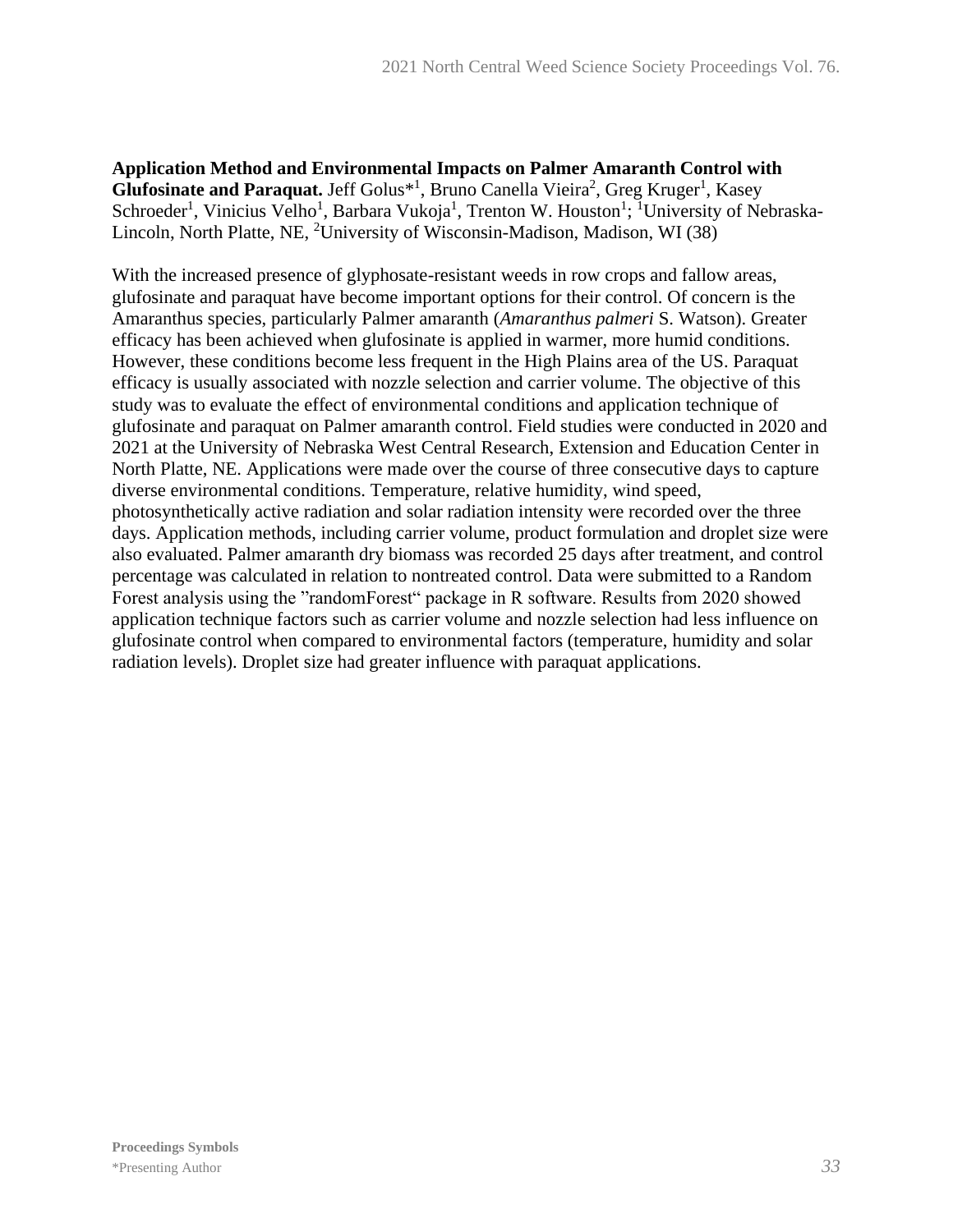**Application Method and Environmental Impacts on Palmer Amaranth Control with Glufosinate and Paraquat.** Jeff Golus*[1], Bruno Canella Vieira[2], Greg Kruger[1], Kasey Schroeder[1], Vinicius Velho[1], Barbara Vukoja[1], Trenton W. Houston[1]; [1]University of Nebraska-Lincoln, North Platte, NE, [2]University of Wisconsin-Madison, Madison, WI (38)

With the increased presence of glyphosate-resistant weeds in row crops and fallow areas, glufosinate and paraquat have become important options for their control. Of concern is the Amaranthus species, particularly Palmer amaranth (*Amaranthus palmeri* S. Watson). Greater efficacy has been achieved when glufosinate is applied in warmer, more humid conditions. However, these conditions become less frequent in the High Plains area of the US. Paraquat efficacy is usually associated with nozzle selection and carrier volume. The objective of this study was to evaluate the effect of environmental conditions and application technique of glufosinate and paraquat on Palmer amaranth control. Field studies were conducted in 2020 and 2021 at the University of Nebraska West Central Research, Extension and Education Center in North Platte, NE. Applications were made over the course of three consecutive days to capture diverse environmental conditions. Temperature, relative humidity, wind speed, photosynthetically active radiation and solar radiation intensity were recorded over the three days. Application methods, including carrier volume, product formulation and droplet size were also evaluated. Palmer amaranth dry biomass was recorded 25 days after treatment, and control percentage was calculated in relation to nontreated control. Data were submitted to a Random Forest analysis using the "randomForest" package in R software. Results from 2020 showed application technique factors such as carrier volume and nozzle selection had less influence on glufosinate control when compared to environmental factors (temperature, humidity and solar radiation levels). Droplet size had greater influence with paraquat applications.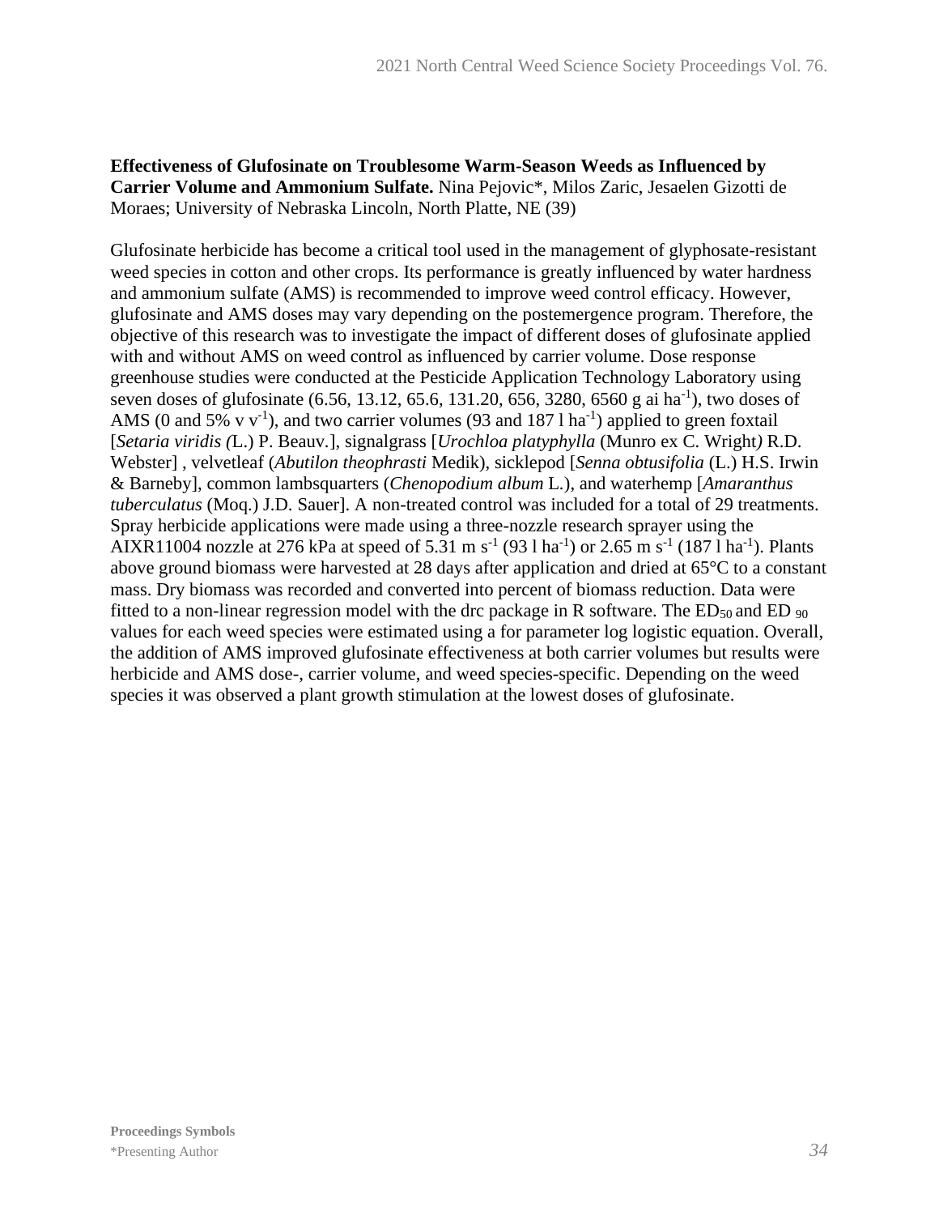**Effectiveness of Glufosinate on Troublesome Warm-Season Weeds as Influenced by Carrier Volume and Ammonium Sulfate.** Nina Pejovic*, Milos Zaric, Jesaelen Gizotti de Moraes; University of Nebraska Lincoln, North Platte, NE (39)

Glufosinate herbicide has become a critical tool used in the management of glyphosate-resistant weed species in cotton and other crops. Its performance is greatly influenced by water hardness and ammonium sulfate (AMS) is recommended to improve weed control efficacy. However, glufosinate and AMS doses may vary depending on the postemergence program. Therefore, the objective of this research was to investigate the impact of different doses of glufosinate applied with and without AMS on weed control as influenced by carrier volume. Dose response greenhouse studies were conducted at the Pesticide Application Technology Laboratory using seven doses of glufosinate (6.56, 13.12, 65.6, 131.20, 656, 3280, 6560 g ai $ha^{-1}$), two doses of AMS (0 and 5% v $v^{-1}$), and two carrier volumes (93 and 187 l $ha^{-1}$) applied to green foxtail [*Setaria viridis (*L.) P. Beauv.], signalgrass [*Urochloa platyphylla* (Munro ex C. Wright*)* R.D. Webster] , velvetleaf (*Abutilon theophrasti* Medik), sicklepod [*Senna obtusifolia* (L.) H.S. Irwin & Barneby], common lambsquarters (*Chenopodium album* L.), and waterhemp [*Amaranthus tuberculatus* (Moq.) J.D. Sauer]. A non-treated control was included for a total of 29 treatments. Spray herbicide applications were made using a three-nozzle research sprayer using the AIXR11004 nozzle at 276 kPa at speed of 5.31 m $s^{-1}$ (93 l $ha^{-1}$) or 2.65 m $s^{-1}$ (187 l $ha^{-1}$). Plants above ground biomass were harvested at 28 days after application and dried at 65°C to a constant mass. Dry biomass was recorded and converted into percent of biomass reduction. Data were fitted to a non-linear regression model with the drc package in R software. The $ED_{50}$ and $ED_{90}$ values for each weed species were estimated using a for parameter log logistic equation. Overall, the addition of AMS improved glufosinate effectiveness at both carrier volumes but results were herbicide and AMS dose-, carrier volume, and weed species-specific. Depending on the weed species it was observed a plant growth stimulation at the lowest doses of glufosinate.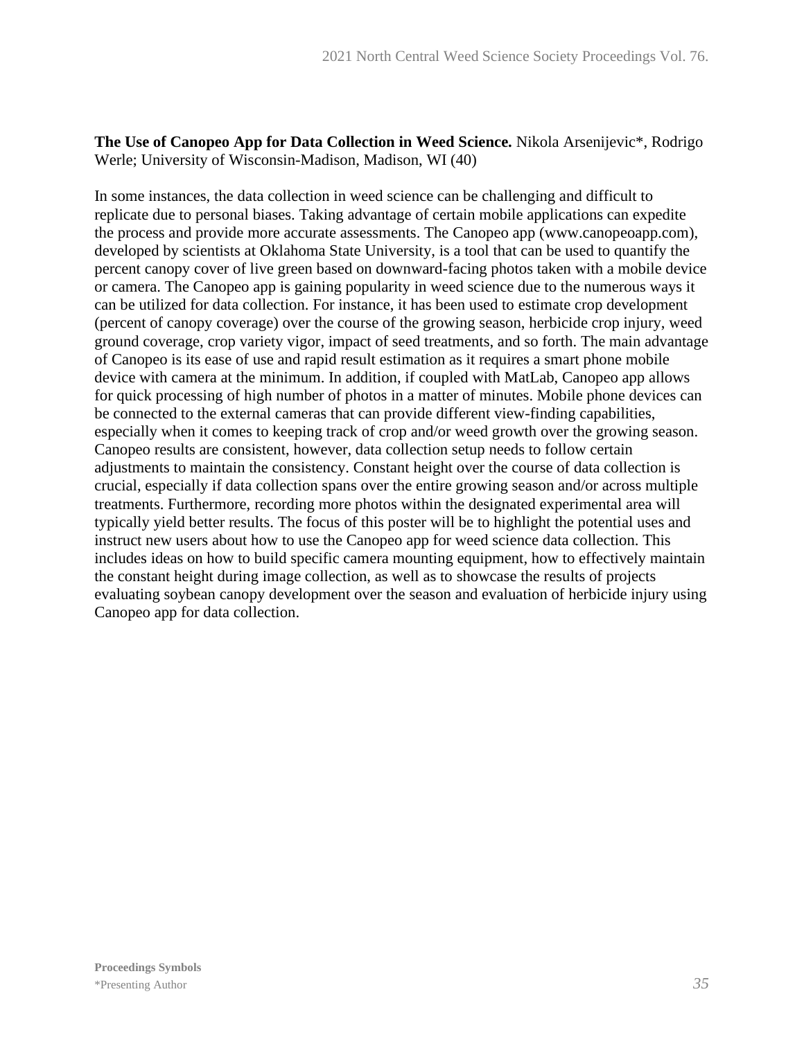**The Use of Canopeo App for Data Collection in Weed Science.** Nikola Arsenijevic*, Rodrigo Werle; University of Wisconsin-Madison, Madison, WI (40)

In some instances, the data collection in weed science can be challenging and difficult to replicate due to personal biases. Taking advantage of certain mobile applications can expedite the process and provide more accurate assessments. The Canopeo app (www.canopeoapp.com), developed by scientists at Oklahoma State University, is a tool that can be used to quantify the percent canopy cover of live green based on downward-facing photos taken with a mobile device or camera. The Canopeo app is gaining popularity in weed science due to the numerous ways it can be utilized for data collection. For instance, it has been used to estimate crop development (percent of canopy coverage) over the course of the growing season, herbicide crop injury, weed ground coverage, crop variety vigor, impact of seed treatments, and so forth. The main advantage of Canopeo is its ease of use and rapid result estimation as it requires a smart phone mobile device with camera at the minimum. In addition, if coupled with MatLab, Canopeo app allows for quick processing of high number of photos in a matter of minutes. Mobile phone devices can be connected to the external cameras that can provide different view-finding capabilities, especially when it comes to keeping track of crop and/or weed growth over the growing season. Canopeo results are consistent, however, data collection setup needs to follow certain adjustments to maintain the consistency. Constant height over the course of data collection is crucial, especially if data collection spans over the entire growing season and/or across multiple treatments. Furthermore, recording more photos within the designated experimental area will typically yield better results. The focus of this poster will be to highlight the potential uses and instruct new users about how to use the Canopeo app for weed science data collection. This includes ideas on how to build specific camera mounting equipment, how to effectively maintain the constant height during image collection, as well as to showcase the results of projects evaluating soybean canopy development over the season and evaluation of herbicide injury using Canopeo app for data collection.

**Proceedings Symbols**
*Presenting Author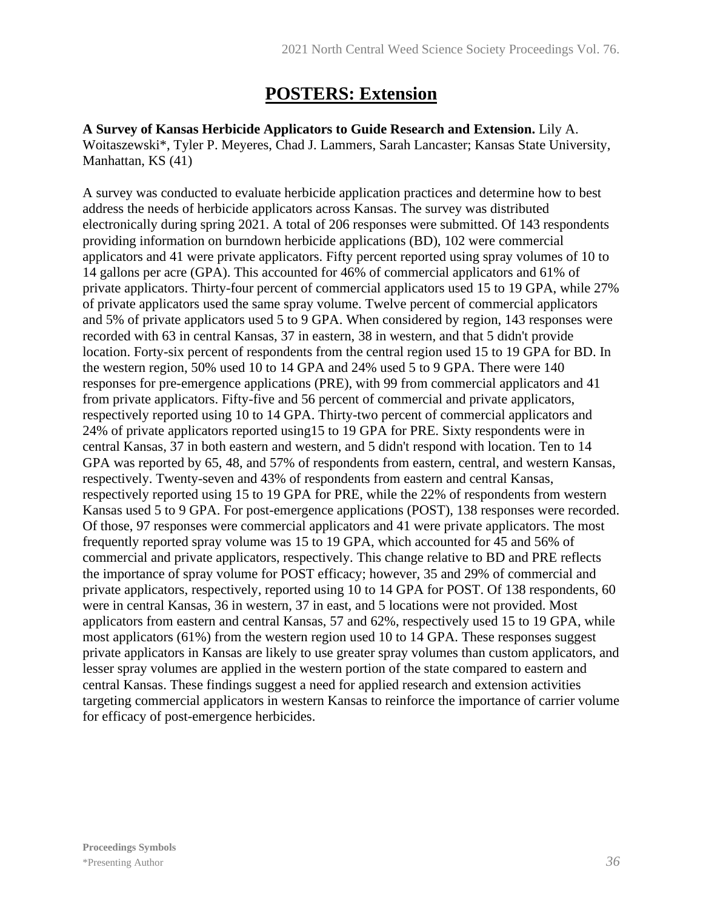# POSTERS: Extension

**A Survey of Kansas Herbicide Applicators to Guide Research and Extension.** Lily A. Woitaszewski*, Tyler P. Meyeres, Chad J. Lammers, Sarah Lancaster; Kansas State University, Manhattan, KS (41)

A survey was conducted to evaluate herbicide application practices and determine how to best address the needs of herbicide applicators across Kansas. The survey was distributed electronically during spring 2021. A total of 206 responses were submitted. Of 143 respondents providing information on burndown herbicide applications (BD), 102 were commercial applicators and 41 were private applicators. Fifty percent reported using spray volumes of 10 to 14 gallons per acre (GPA). This accounted for 46% of commercial applicators and 61% of private applicators. Thirty-four percent of commercial applicators used 15 to 19 GPA, while 27% of private applicators used the same spray volume. Twelve percent of commercial applicators and 5% of private applicators used 5 to 9 GPA. When considered by region, 143 responses were recorded with 63 in central Kansas, 37 in eastern, 38 in western, and that 5 didn't provide location. Forty-six percent of respondents from the central region used 15 to 19 GPA for BD. In the western region, 50% used 10 to 14 GPA and 24% used 5 to 9 GPA. There were 140 responses for pre-emergence applications (PRE), with 99 from commercial applicators and 41 from private applicators. Fifty-five and 56 percent of commercial and private applicators, respectively reported using 10 to 14 GPA. Thirty-two percent of commercial applicators and 24% of private applicators reported using15 to 19 GPA for PRE. Sixty respondents were in central Kansas, 37 in both eastern and western, and 5 didn't respond with location. Ten to 14 GPA was reported by 65, 48, and 57% of respondents from eastern, central, and western Kansas, respectively. Twenty-seven and 43% of respondents from eastern and central Kansas, respectively reported using 15 to 19 GPA for PRE, while the 22% of respondents from western Kansas used 5 to 9 GPA. For post-emergence applications (POST), 138 responses were recorded. Of those, 97 responses were commercial applicators and 41 were private applicators. The most frequently reported spray volume was 15 to 19 GPA, which accounted for 45 and 56% of commercial and private applicators, respectively. This change relative to BD and PRE reflects the importance of spray volume for POST efficacy; however, 35 and 29% of commercial and private applicators, respectively, reported using 10 to 14 GPA for POST. Of 138 respondents, 60 were in central Kansas, 36 in western, 37 in east, and 5 locations were not provided. Most applicators from eastern and central Kansas, 57 and 62%, respectively used 15 to 19 GPA, while most applicators (61%) from the western region used 10 to 14 GPA. These responses suggest private applicators in Kansas are likely to use greater spray volumes than custom applicators, and lesser spray volumes are applied in the western portion of the state compared to eastern and central Kansas. These findings suggest a need for applied research and extension activities targeting commercial applicators in western Kansas to reinforce the importance of carrier volume for efficacy of post-emergence herbicides.

**Proceedings Symbols**
*Presenting Author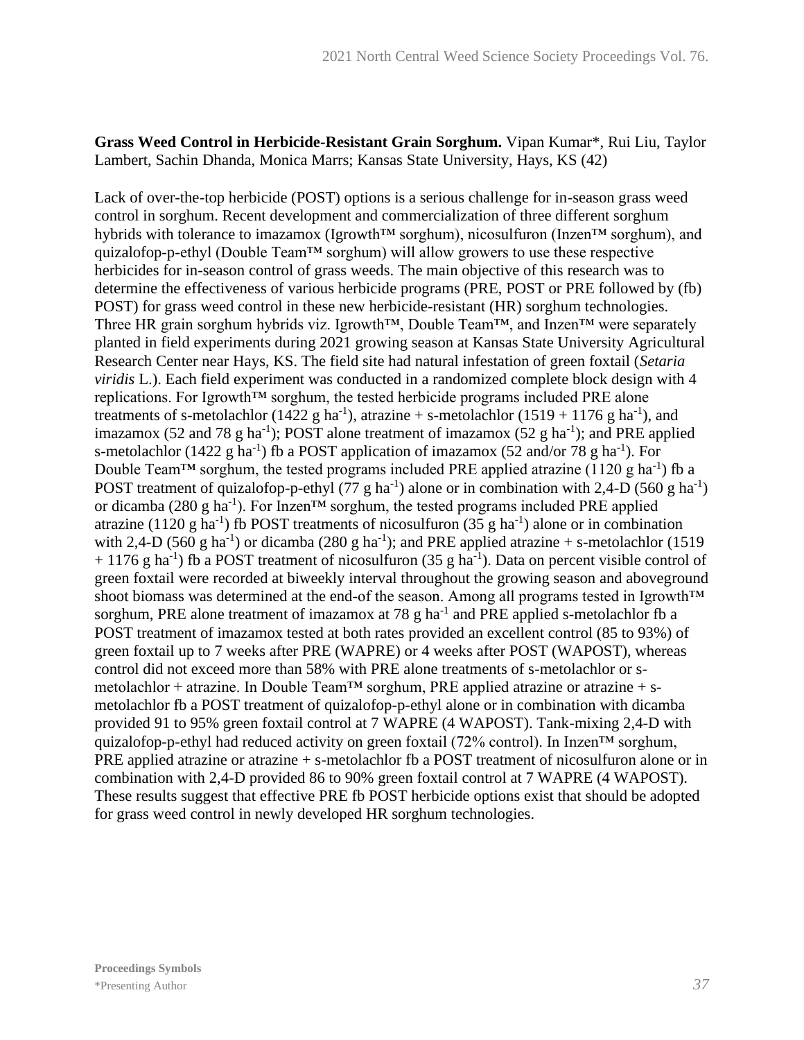**Grass Weed Control in Herbicide-Resistant Grain Sorghum.** Vipan Kumar*, Rui Liu, Taylor Lambert, Sachin Dhanda, Monica Marrs; Kansas State University, Hays, KS (42)

Lack of over-the-top herbicide (POST) options is a serious challenge for in-season grass weed control in sorghum. Recent development and commercialization of three different sorghum hybrids with tolerance to imazamox (Igrowth™ sorghum), nicosulfuron (Inzen™ sorghum), and quizalofop-p-ethyl (Double Team™ sorghum) will allow growers to use these respective herbicides for in-season control of grass weeds. The main objective of this research was to determine the effectiveness of various herbicide programs (PRE, POST or PRE followed by (fb) POST) for grass weed control in these new herbicide-resistant (HR) sorghum technologies. Three HR grain sorghum hybrids viz. Igrowth™, Double Team™, and Inzen™ were separately planted in field experiments during 2021 growing season at Kansas State University Agricultural Research Center near Hays, KS. The field site had natural infestation of green foxtail (*Setaria viridis* L.). Each field experiment was conducted in a randomized complete block design with 4 replications. For Igrowth™ sorghum, the tested herbicide programs included PRE alone treatments of s-metolachlor (1422 g $ha^{-1}$), atrazine + s-metolachlor (1519 + 1176 g $ha^{-1}$), and imazamox (52 and 78 g $ha^{-1}$); POST alone treatment of imazamox (52 g $ha^{-1}$); and PRE applied s-metolachlor (1422 g $ha^{-1}$) fb a POST application of imazamox (52 and/or 78 g $ha^{-1}$). For Double Team™ sorghum, the tested programs included PRE applied atrazine (1120 g $ha^{-1}$) fb a POST treatment of quizalofop-p-ethyl (77 g $ha^{-1}$) alone or in combination with 2,4-D (560 g $ha^{-1}$) or dicamba (280 g $ha^{-1}$). For Inzen™ sorghum, the tested programs included PRE applied atrazine (1120 g $ha^{-1}$) fb POST treatments of nicosulfuron (35 g $ha^{-1}$) alone or in combination with 2,4-D (560 g $ha^{-1}$) or dicamba (280 g $ha^{-1}$); and PRE applied atrazine + s-metolachlor (1519 + 1176 g $ha^{-1}$) fb a POST treatment of nicosulfuron (35 g $ha^{-1}$). Data on percent visible control of green foxtail were recorded at biweekly interval throughout the growing season and aboveground shoot biomass was determined at the end-of the season. Among all programs tested in Igrowth™ sorghum, PRE alone treatment of imazamox at 78 g $ha^{-1}$ and PRE applied s-metolachlor fb a POST treatment of imazamox tested at both rates provided an excellent control (85 to 93%) of green foxtail up to 7 weeks after PRE (WAPRE) or 4 weeks after POST (WAPOST), whereas control did not exceed more than 58% with PRE alone treatments of s-metolachlor or s-metolachlor + atrazine. In Double Team™ sorghum, PRE applied atrazine or atrazine + s-metolachlor fb a POST treatment of quizalofop-p-ethyl alone or in combination with dicamba provided 91 to 95% green foxtail control at 7 WAPRE (4 WAPOST). Tank-mixing 2,4-D with quizalofop-p-ethyl had reduced activity on green foxtail (72% control). In Inzen™ sorghum, PRE applied atrazine or atrazine + s-metolachlor fb a POST treatment of nicosulfuron alone or in combination with 2,4-D provided 86 to 90% green foxtail control at 7 WAPRE (4 WAPOST). These results suggest that effective PRE fb POST herbicide options exist that should be adopted for grass weed control in newly developed HR sorghum technologies.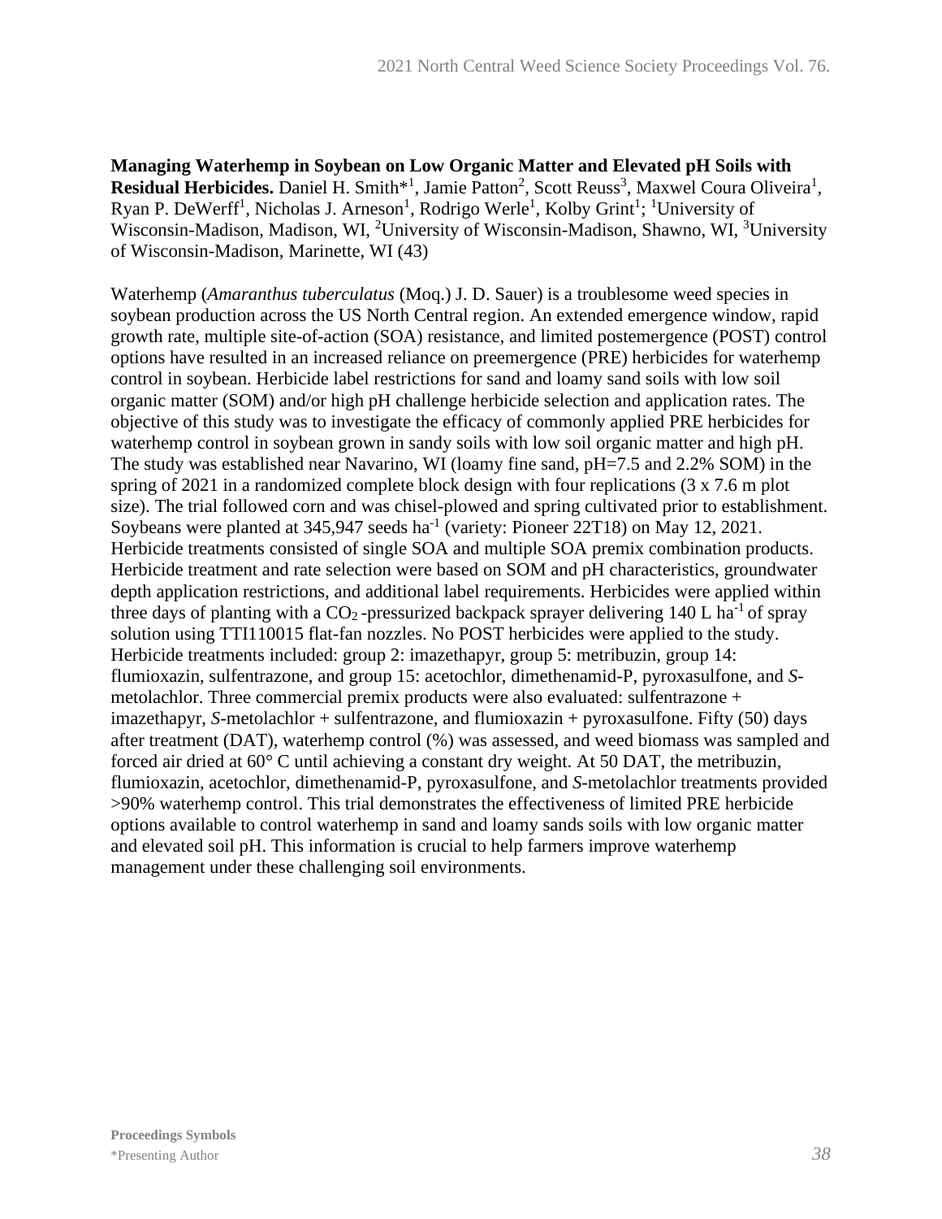**Managing Waterhemp in Soybean on Low Organic Matter and Elevated pH Soils with Residual Herbicides.** Daniel H. Smith*[1], Jamie Patton[2], Scott Reuss[3], Maxwel Coura Oliveira[1], Ryan P. DeWerff[1], Nicholas J. Arneson[1], Rodrigo Werle[1], Kolby Grint[1]; [1]University of Wisconsin-Madison, Madison, WI, [2]University of Wisconsin-Madison, Shawno, WI, [3]University of Wisconsin-Madison, Marinette, WI (43)

Waterhemp (*Amaranthus tuberculatus* (Moq.) J. D. Sauer) is a troublesome weed species in soybean production across the US North Central region. An extended emergence window, rapid growth rate, multiple site-of-action (SOA) resistance, and limited postemergence (POST) control options have resulted in an increased reliance on preemergence (PRE) herbicides for waterhemp control in soybean. Herbicide label restrictions for sand and loamy sand soils with low soil organic matter (SOM) and/or high pH challenge herbicide selection and application rates. The objective of this study was to investigate the efficacy of commonly applied PRE herbicides for waterhemp control in soybean grown in sandy soils with low soil organic matter and high pH. The study was established near Navarino, WI (loamy fine sand, pH=7.5 and 2.2% SOM) in the spring of 2021 in a randomized complete block design with four replications (3 x 7.6 m plot size). The trial followed corn and was chisel-plowed and spring cultivated prior to establishment. Soybeans were planted at 345,947 seeds ha$^{-1}$ (variety: Pioneer 22T18) on May 12, 2021. Herbicide treatments consisted of single SOA and multiple SOA premix combination products. Herbicide treatment and rate selection were based on SOM and pH characteristics, groundwater depth application restrictions, and additional label requirements. Herbicides were applied within three days of planting with a $CO_2$ -pressurized backpack sprayer delivering 140 L ha$^{-1}$ of spray solution using TTI110015 flat-fan nozzles. No POST herbicides were applied to the study. Herbicide treatments included: group 2: imazethapyr, group 5: metribuzin, group 14: flumioxazin, sulfentrazone, and group 15: acetochlor, dimethenamid-P, pyroxasulfone, and *S*-metolachlor. Three commercial premix products were also evaluated: sulfentrazone + imazethapyr, *S*-metolachlor + sulfentrazone, and flumioxazin + pyroxasulfone. Fifty (50) days after treatment (DAT), waterhemp control (%) was assessed, and weed biomass was sampled and forced air dried at 60° C until achieving a constant dry weight. At 50 DAT, the metribuzin, flumioxazin, acetochlor, dimethenamid-P, pyroxasulfone, and *S*-metolachlor treatments provided >90% waterhemp control. This trial demonstrates the effectiveness of limited PRE herbicide options available to control waterhemp in sand and loamy sands soils with low organic matter and elevated soil pH. This information is crucial to help farmers improve waterhemp management under these challenging soil environments.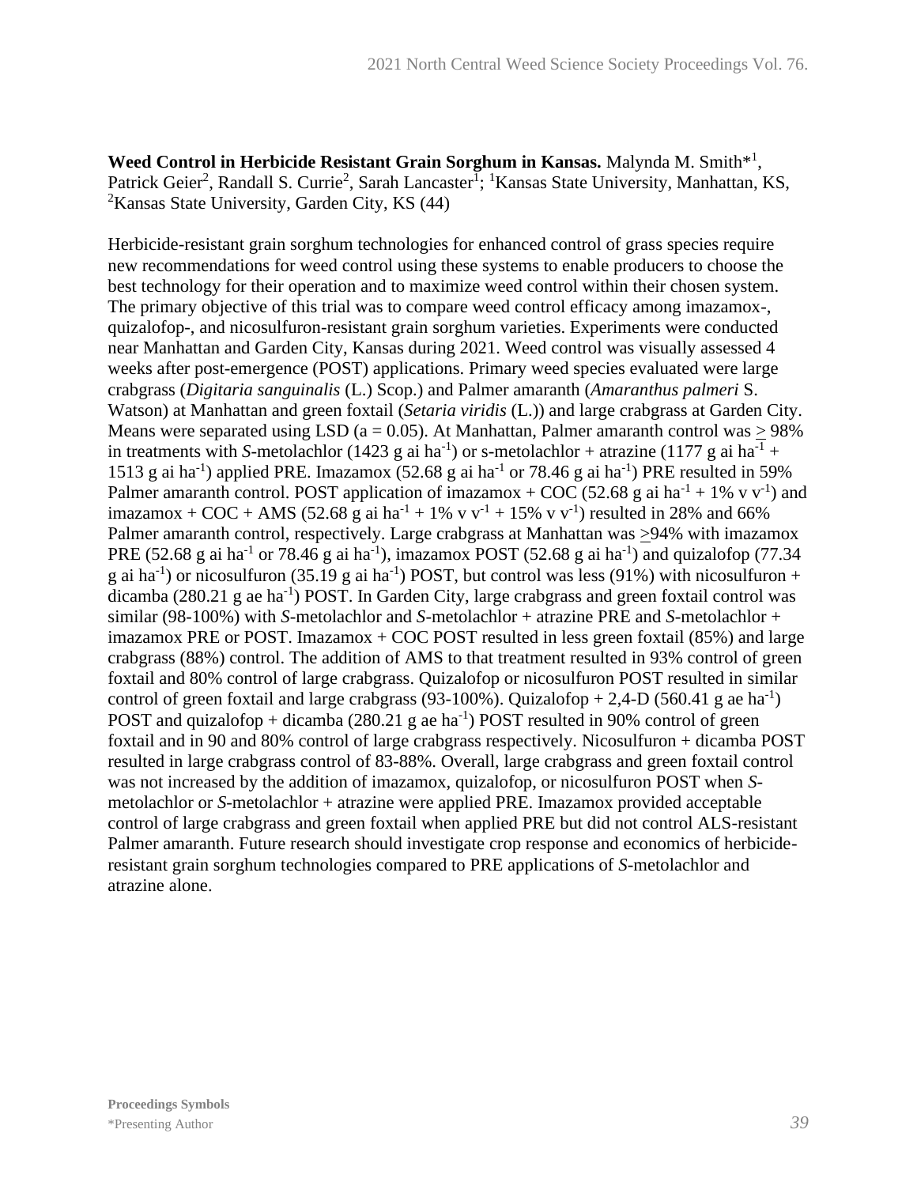**Weed Control in Herbicide Resistant Grain Sorghum in Kansas.** Malynda M. Smith*[1], Patrick Geier[2], Randall S. Currie[2], Sarah Lancaster[1]; [1]Kansas State University, Manhattan, KS, [2]Kansas State University, Garden City, KS (44)

Herbicide-resistant grain sorghum technologies for enhanced control of grass species require new recommendations for weed control using these systems to enable producers to choose the best technology for their operation and to maximize weed control within their chosen system. The primary objective of this trial was to compare weed control efficacy among imazamox-, quizalofop-, and nicosulfuron-resistant grain sorghum varieties. Experiments were conducted near Manhattan and Garden City, Kansas during 2021. Weed control was visually assessed 4 weeks after post-emergence (POST) applications. Primary weed species evaluated were large crabgrass (*Digitaria sanguinalis* (L.) Scop.) and Palmer amaranth (*Amaranthus palmeri* S. Watson) at Manhattan and green foxtail (*Setaria viridis* (L.)) and large crabgrass at Garden City. Means were separated using LSD (a = 0.05). At Manhattan, Palmer amaranth control was $\geq$ 98% in treatments with *S*-metolachlor (1423 g ai ha$^{-1}$) or s-metolachlor + atrazine (1177 g ai ha$^{-1}$ + 1513 g ai ha$^{-1}$) applied PRE. Imazamox (52.68 g ai ha$^{-1}$ or 78.46 g ai ha$^{-1}$) PRE resulted in 59% Palmer amaranth control. POST application of imazamox + COC (52.68 g ai ha$^{-1}$ + 1% v v$^{-1}$) and imazamox + COC + AMS (52.68 g ai ha$^{-1}$ + 1% v v$^{-1}$ + 15% v v$^{-1}$) resulted in 28% and 66% Palmer amaranth control, respectively. Large crabgrass at Manhattan was $\geq$94% with imazamox PRE (52.68 g ai ha$^{-1}$ or 78.46 g ai ha$^{-1}$), imazamox POST (52.68 g ai ha$^{-1}$) and quizalofop (77.34 g ai ha$^{-1}$) or nicosulfuron (35.19 g ai ha$^{-1}$) POST, but control was less (91%) with nicosulfuron + dicamba (280.21 g ae ha$^{-1}$) POST. In Garden City, large crabgrass and green foxtail control was similar (98-100%) with *S*-metolachlor and *S*-metolachlor + atrazine PRE and *S*-metolachlor + imazamox PRE or POST. Imazamox + COC POST resulted in less green foxtail (85%) and large crabgrass (88%) control. The addition of AMS to that treatment resulted in 93% control of green foxtail and 80% control of large crabgrass. Quizalofop or nicosulfuron POST resulted in similar control of green foxtail and large crabgrass (93-100%). Quizalofop + 2,4-D (560.41 g ae ha$^{-1}$) POST and quizalofop + dicamba (280.21 g ae ha$^{-1}$) POST resulted in 90% control of green foxtail and in 90 and 80% control of large crabgrass respectively. Nicosulfuron + dicamba POST resulted in large crabgrass control of 83-88%. Overall, large crabgrass and green foxtail control was not increased by the addition of imazamox, quizalofop, or nicosulfuron POST when *S*-metolachlor or *S*-metolachlor + atrazine were applied PRE. Imazamox provided acceptable control of large crabgrass and green foxtail when applied PRE but did not control ALS-resistant Palmer amaranth. Future research should investigate crop response and economics of herbicide-resistant grain sorghum technologies compared to PRE applications of *S*-metolachlor and atrazine alone.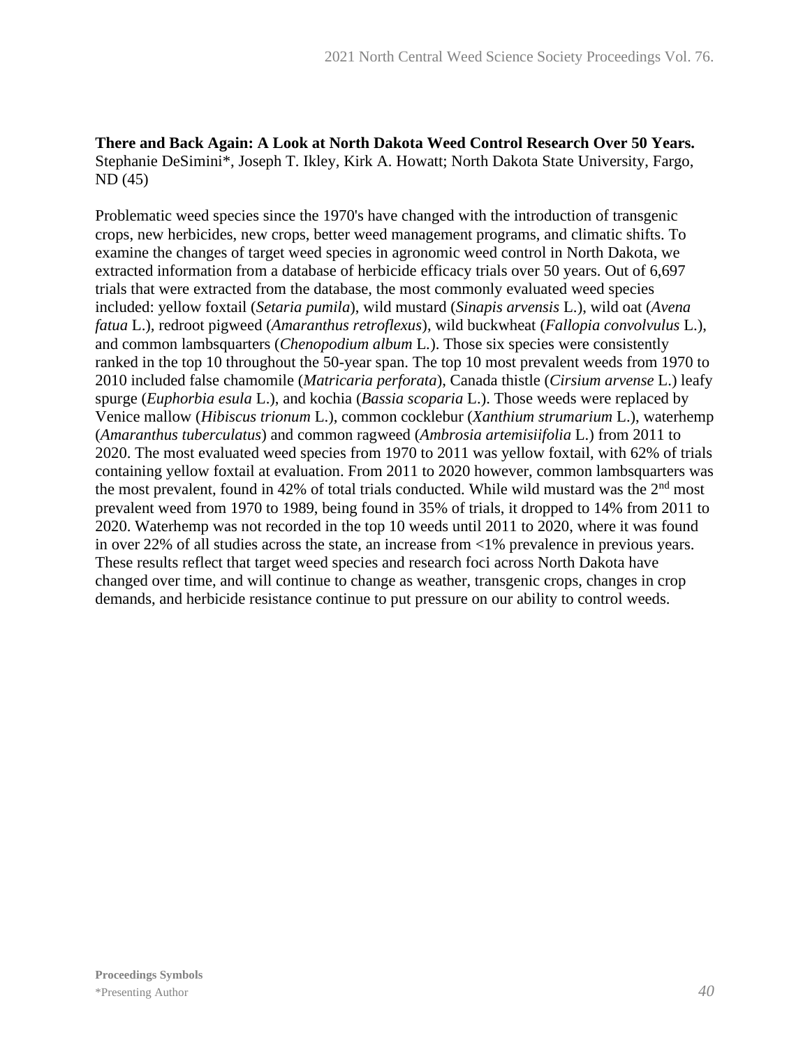**There and Back Again: A Look at North Dakota Weed Control Research Over 50 Years.** Stephanie DeSimini*, Joseph T. Ikley, Kirk A. Howatt; North Dakota State University, Fargo, ND (45)

Problematic weed species since the 1970's have changed with the introduction of transgenic crops, new herbicides, new crops, better weed management programs, and climatic shifts. To examine the changes of target weed species in agronomic weed control in North Dakota, we extracted information from a database of herbicide efficacy trials over 50 years. Out of 6,697 trials that were extracted from the database, the most commonly evaluated weed species included: yellow foxtail (*Setaria pumila*), wild mustard (*Sinapis arvensis* L.), wild oat (*Avena fatua* L.), redroot pigweed (*Amaranthus retroflexus*), wild buckwheat (*Fallopia convolvulus* L.), and common lambsquarters (*Chenopodium album* L.). Those six species were consistently ranked in the top 10 throughout the 50-year span. The top 10 most prevalent weeds from 1970 to 2010 included false chamomile (*Matricaria perforata*), Canada thistle (*Cirsium arvense* L.) leafy spurge (*Euphorbia esula* L.), and kochia (*Bassia scoparia* L.). Those weeds were replaced by Venice mallow (*Hibiscus trionum* L.), common cocklebur (*Xanthium strumarium* L.), waterhemp (*Amaranthus tuberculatus*) and common ragweed (*Ambrosia artemisiifolia* L.) from 2011 to 2020. The most evaluated weed species from 1970 to 2011 was yellow foxtail, with 62% of trials containing yellow foxtail at evaluation. From 2011 to 2020 however, common lambsquarters was the most prevalent, found in 42% of total trials conducted. While wild mustard was the 2nd most prevalent weed from 1970 to 1989, being found in 35% of trials, it dropped to 14% from 2011 to 2020. Waterhemp was not recorded in the top 10 weeds until 2011 to 2020, where it was found in over 22% of all studies across the state, an increase from <1% prevalence in previous years. These results reflect that target weed species and research foci across North Dakota have changed over time, and will continue to change as weather, transgenic crops, changes in crop demands, and herbicide resistance continue to put pressure on our ability to control weeds.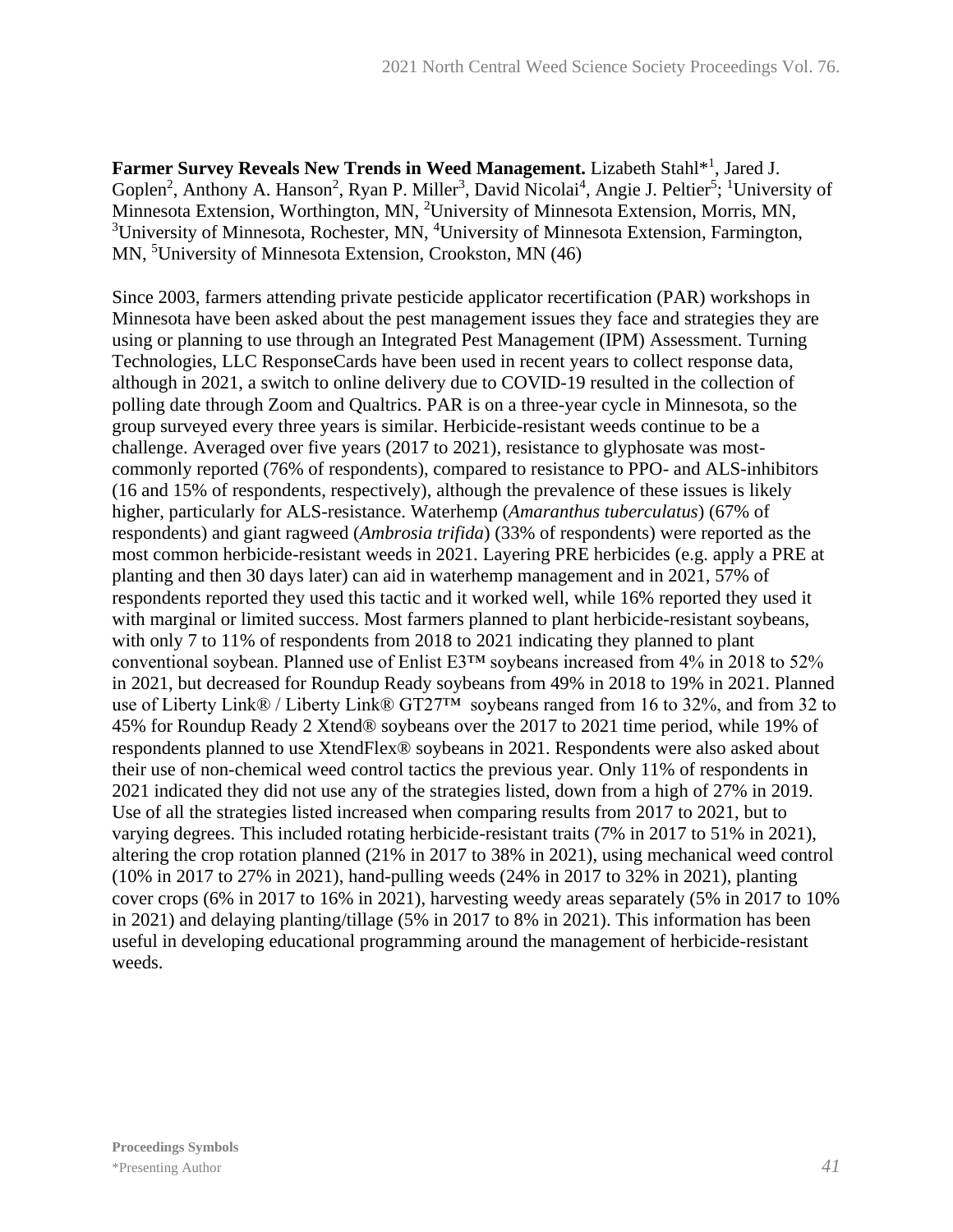**Farmer Survey Reveals New Trends in Weed Management.** Lizabeth Stahl*[1], Jared J. Goplen[2], Anthony A. Hanson[2], Ryan P. Miller[3], David Nicolai[4], Angie J. Peltier[5]; [1]University of Minnesota Extension, Worthington, MN, [2]University of Minnesota Extension, Morris, MN, [3]University of Minnesota, Rochester, MN, [4]University of Minnesota Extension, Farmington, MN, [5]University of Minnesota Extension, Crookston, MN (46)

Since 2003, farmers attending private pesticide applicator recertification (PAR) workshops in Minnesota have been asked about the pest management issues they face and strategies they are using or planning to use through an Integrated Pest Management (IPM) Assessment. Turning Technologies, LLC ResponseCards have been used in recent years to collect response data, although in 2021, a switch to online delivery due to COVID-19 resulted in the collection of polling date through Zoom and Qualtrics. PAR is on a three-year cycle in Minnesota, so the group surveyed every three years is similar. Herbicide-resistant weeds continue to be a challenge. Averaged over five years (2017 to 2021), resistance to glyphosate was most-commonly reported (76% of respondents), compared to resistance to PPO- and ALS-inhibitors (16 and 15% of respondents, respectively), although the prevalence of these issues is likely higher, particularly for ALS-resistance. Waterhemp (*Amaranthus tuberculatus*) (67% of respondents) and giant ragweed (*Ambrosia trifida*) (33% of respondents) were reported as the most common herbicide-resistant weeds in 2021. Layering PRE herbicides (e.g. apply a PRE at planting and then 30 days later) can aid in waterhemp management and in 2021, 57% of respondents reported they used this tactic and it worked well, while 16% reported they used it with marginal or limited success. Most farmers planned to plant herbicide-resistant soybeans, with only 7 to 11% of respondents from 2018 to 2021 indicating they planned to plant conventional soybean. Planned use of Enlist E3™ soybeans increased from 4% in 2018 to 52% in 2021, but decreased for Roundup Ready soybeans from 49% in 2018 to 19% in 2021. Planned use of Liberty Link® / Liberty Link® GT27™ soybeans ranged from 16 to 32%, and from 32 to 45% for Roundup Ready 2 Xtend® soybeans over the 2017 to 2021 time period, while 19% of respondents planned to use XtendFlex® soybeans in 2021. Respondents were also asked about their use of non-chemical weed control tactics the previous year. Only 11% of respondents in 2021 indicated they did not use any of the strategies listed, down from a high of 27% in 2019. Use of all the strategies listed increased when comparing results from 2017 to 2021, but to varying degrees. This included rotating herbicide-resistant traits (7% in 2017 to 51% in 2021), altering the crop rotation planned (21% in 2017 to 38% in 2021), using mechanical weed control (10% in 2017 to 27% in 2021), hand-pulling weeds (24% in 2017 to 32% in 2021), planting cover crops (6% in 2017 to 16% in 2021), harvesting weedy areas separately (5% in 2017 to 10% in 2021) and delaying planting/tillage (5% in 2017 to 8% in 2021). This information has been useful in developing educational programming around the management of herbicide-resistant weeds.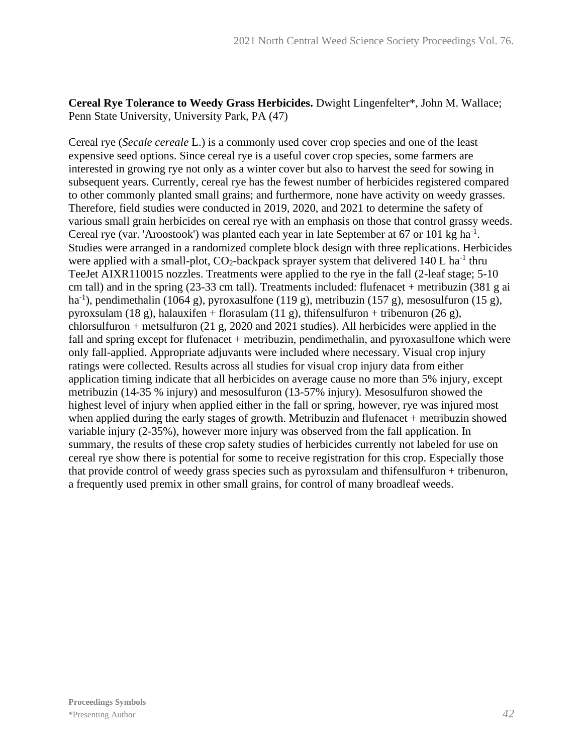**Cereal Rye Tolerance to Weedy Grass Herbicides.** Dwight Lingenfelter*, John M. Wallace; Penn State University, University Park, PA (47)

Cereal rye (*Secale cereale* L.) is a commonly used cover crop species and one of the least expensive seed options. Since cereal rye is a useful cover crop species, some farmers are interested in growing rye not only as a winter cover but also to harvest the seed for sowing in subsequent years. Currently, cereal rye has the fewest number of herbicides registered compared to other commonly planted small grains; and furthermore, none have activity on weedy grasses. Therefore, field studies were conducted in 2019, 2020, and 2021 to determine the safety of various small grain herbicides on cereal rye with an emphasis on those that control grassy weeds. Cereal rye (var. 'Aroostook') was planted each year in late September at 67 or 101 kg $ha^{-1}$. Studies were arranged in a randomized complete block design with three replications. Herbicides were applied with a small-plot, $CO_2$-backpack sprayer system that delivered 140 L $ha^{-1}$ thru TeeJet AIXR110015 nozzles. Treatments were applied to the rye in the fall (2-leaf stage; 5-10 cm tall) and in the spring (23-33 cm tall). Treatments included: flufenacet + metribuzin (381 g ai $ha^{-1}$), pendimethalin (1064 g), pyroxasulfone (119 g), metribuzin (157 g), mesosulfuron (15 g), pyroxsulam (18 g), halauxifen + florasulam (11 g), thifensulfuron + tribenuron (26 g), chlorsulfuron + metsulfuron (21 g, 2020 and 2021 studies). All herbicides were applied in the fall and spring except for flufenacet + metribuzin, pendimethalin, and pyroxasulfone which were only fall-applied. Appropriate adjuvants were included where necessary. Visual crop injury ratings were collected. Results across all studies for visual crop injury data from either application timing indicate that all herbicides on average cause no more than 5% injury, except metribuzin (14-35 % injury) and mesosulfuron (13-57% injury). Mesosulfuron showed the highest level of injury when applied either in the fall or spring, however, rye was injured most when applied during the early stages of growth. Metribuzin and flufenacet + metribuzin showed variable injury (2-35%), however more injury was observed from the fall application. In summary, the results of these crop safety studies of herbicides currently not labeled for use on cereal rye show there is potential for some to receive registration for this crop. Especially those that provide control of weedy grass species such as pyroxsulam and thifensulfuron + tribenuron, a frequently used premix in other small grains, for control of many broadleaf weeds.

**Proceedings Symbols**

*Presenting Author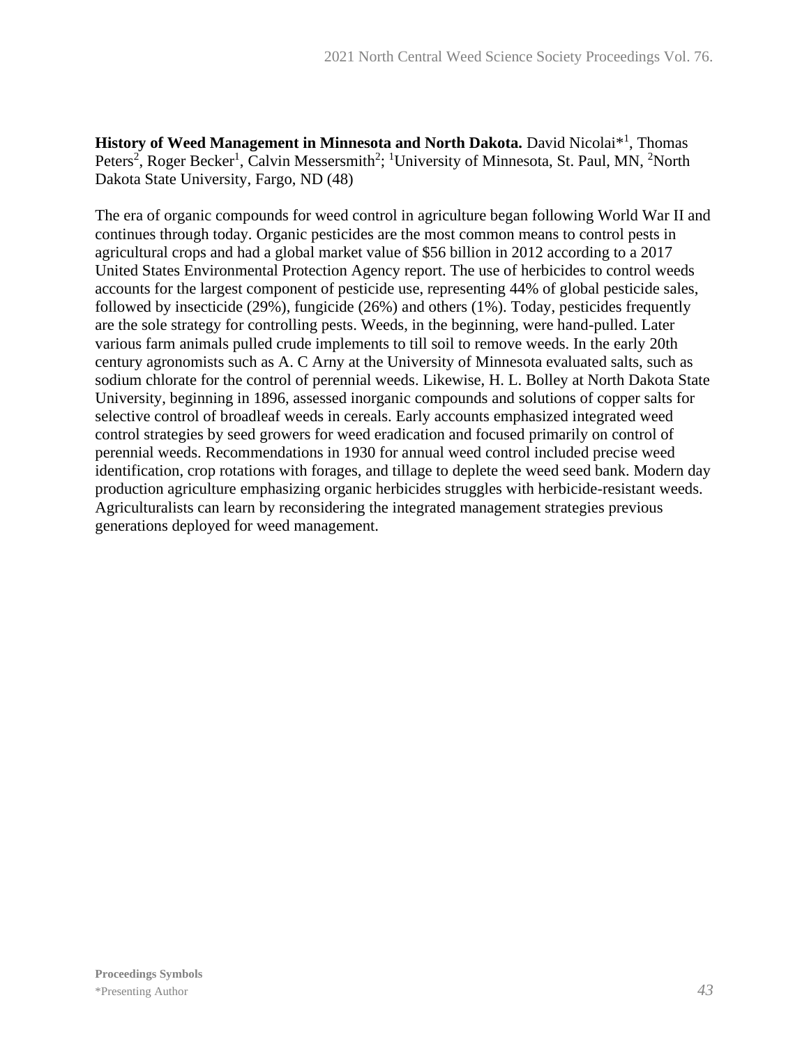**History of Weed Management in Minnesota and North Dakota.** David Nicolai*[1], Thomas Peters[2], Roger Becker[1], Calvin Messersmith[2]; [1]University of Minnesota, St. Paul, MN, [2]North Dakota State University, Fargo, ND (48)

The era of organic compounds for weed control in agriculture began following World War II and continues through today. Organic pesticides are the most common means to control pests in agricultural crops and had a global market value of $56 billion in 2012 according to a 2017 United States Environmental Protection Agency report. The use of herbicides to control weeds accounts for the largest component of pesticide use, representing 44% of global pesticide sales, followed by insecticide (29%), fungicide (26%) and others (1%). Today, pesticides frequently are the sole strategy for controlling pests. Weeds, in the beginning, were hand-pulled. Later various farm animals pulled crude implements to till soil to remove weeds. In the early 20th century agronomists such as A. C Arny at the University of Minnesota evaluated salts, such as sodium chlorate for the control of perennial weeds. Likewise, H. L. Bolley at North Dakota State University, beginning in 1896, assessed inorganic compounds and solutions of copper salts for selective control of broadleaf weeds in cereals. Early accounts emphasized integrated weed control strategies by seed growers for weed eradication and focused primarily on control of perennial weeds. Recommendations in 1930 for annual weed control included precise weed identification, crop rotations with forages, and tillage to deplete the weed seed bank. Modern day production agriculture emphasizing organic herbicides struggles with herbicide-resistant weeds. Agriculturalists can learn by reconsidering the integrated management strategies previous generations deployed for weed management.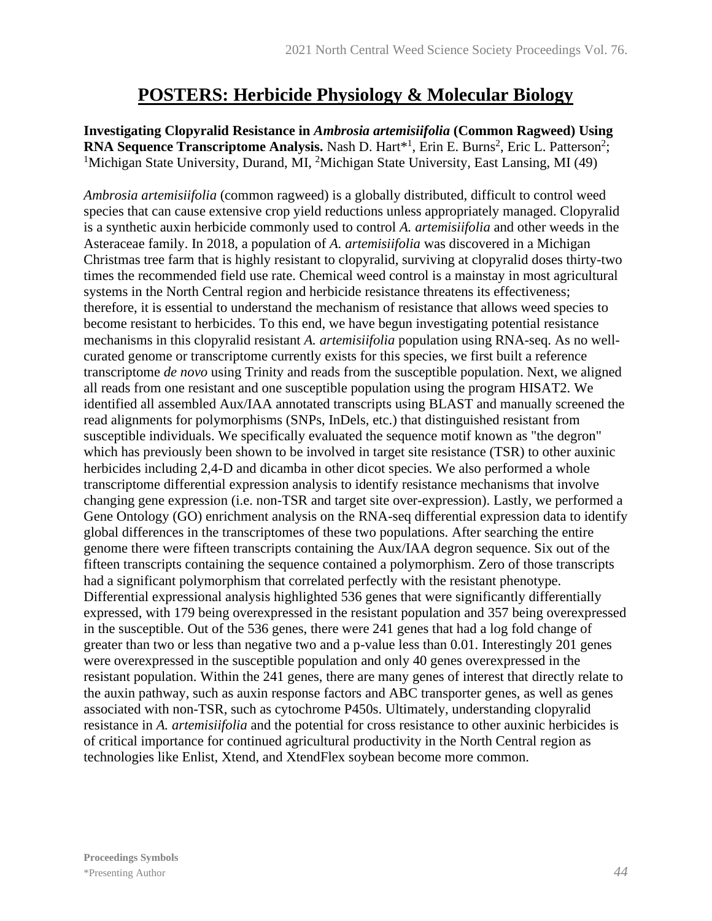# POSTERS: Herbicide Physiology & Molecular Biology

**Investigating Clopyralid Resistance in *Ambrosia artemisiifolia* (Common Ragweed) Using RNA Sequence Transcriptome Analysis.** Nash D. Hart*[1], Erin E. Burns[2], Eric L. Patterson[2]; [1]Michigan State University, Durand, MI, [2]Michigan State University, East Lansing, MI (49)

*Ambrosia artemisiifolia* (common ragweed) is a globally distributed, difficult to control weed species that can cause extensive crop yield reductions unless appropriately managed. Clopyralid is a synthetic auxin herbicide commonly used to control *A. artemisiifolia* and other weeds in the Asteraceae family. In 2018, a population of *A. artemisiifolia* was discovered in a Michigan Christmas tree farm that is highly resistant to clopyralid, surviving at clopyralid doses thirty-two times the recommended field use rate. Chemical weed control is a mainstay in most agricultural systems in the North Central region and herbicide resistance threatens its effectiveness; therefore, it is essential to understand the mechanism of resistance that allows weed species to become resistant to herbicides. To this end, we have begun investigating potential resistance mechanisms in this clopyralid resistant *A. artemisiifolia* population using RNA-seq. As no well-curated genome or transcriptome currently exists for this species, we first built a reference transcriptome *de novo* using Trinity and reads from the susceptible population. Next, we aligned all reads from one resistant and one susceptible population using the program HISAT2. We identified all assembled Aux/IAA annotated transcripts using BLAST and manually screened the read alignments for polymorphisms (SNPs, InDels, etc.) that distinguished resistant from susceptible individuals. We specifically evaluated the sequence motif known as "the degron" which has previously been shown to be involved in target site resistance (TSR) to other auxinic herbicides including 2,4-D and dicamba in other dicot species. We also performed a whole transcriptome differential expression analysis to identify resistance mechanisms that involve changing gene expression (i.e. non-TSR and target site over-expression). Lastly, we performed a Gene Ontology (GO) enrichment analysis on the RNA-seq differential expression data to identify global differences in the transcriptomes of these two populations. After searching the entire genome there were fifteen transcripts containing the Aux/IAA degron sequence. Six out of the fifteen transcripts containing the sequence contained a polymorphism. Zero of those transcripts had a significant polymorphism that correlated perfectly with the resistant phenotype. Differential expressional analysis highlighted 536 genes that were significantly differentially expressed, with 179 being overexpressed in the resistant population and 357 being overexpressed in the susceptible. Out of the 536 genes, there were 241 genes that had a log fold change of greater than two or less than negative two and a p-value less than 0.01. Interestingly 201 genes were overexpressed in the susceptible population and only 40 genes overexpressed in the resistant population. Within the 241 genes, there are many genes of interest that directly relate to the auxin pathway, such as auxin response factors and ABC transporter genes, as well as genes associated with non-TSR, such as cytochrome P450s. Ultimately, understanding clopyralid resistance in *A. artemisiifolia* and the potential for cross resistance to other auxinic herbicides is of critical importance for continued agricultural productivity in the North Central region as technologies like Enlist, Xtend, and XtendFlex soybean become more common.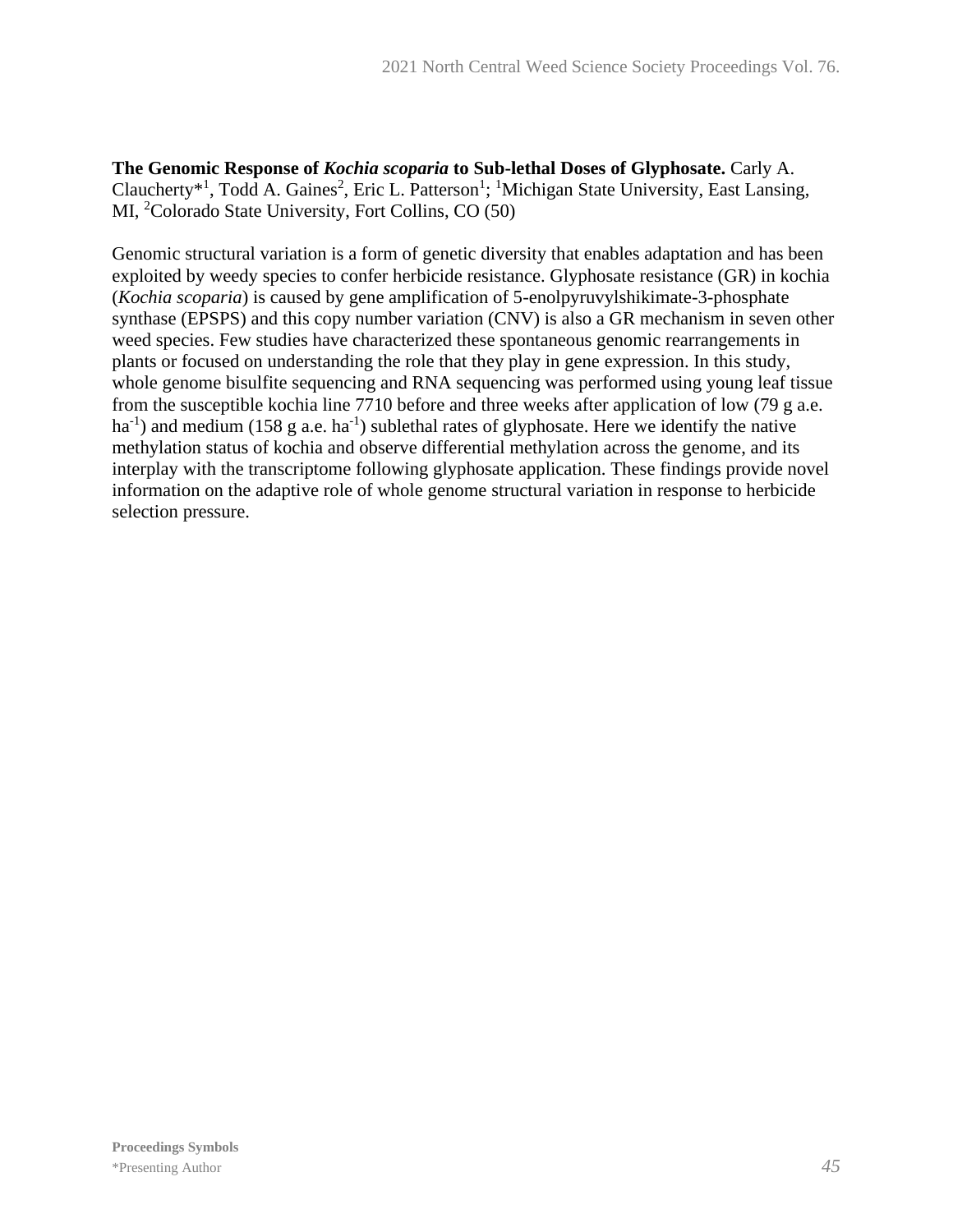**The Genomic Response of *Kochia scoparia* to Sub-lethal Doses of Glyphosate.** Carly A. Claucherty*[1], Todd A. Gaines[2], Eric L. Patterson[1]; [1]Michigan State University, East Lansing, MI, [2]Colorado State University, Fort Collins, CO (50)

Genomic structural variation is a form of genetic diversity that enables adaptation and has been exploited by weedy species to confer herbicide resistance. Glyphosate resistance (GR) in kochia (*Kochia scoparia*) is caused by gene amplification of 5-enolpyruvylshikimate-3-phosphate synthase (EPSPS) and this copy number variation (CNV) is also a GR mechanism in seven other weed species. Few studies have characterized these spontaneous genomic rearrangements in plants or focused on understanding the role that they play in gene expression. In this study, whole genome bisulfite sequencing and RNA sequencing was performed using young leaf tissue from the susceptible kochia line 7710 before and three weeks after application of low (79 g a.e. $ha^{-1}$) and medium (158 g a.e. $ha^{-1}$) sublethal rates of glyphosate. Here we identify the native methylation status of kochia and observe differential methylation across the genome, and its interplay with the transcriptome following glyphosate application. These findings provide novel information on the adaptive role of whole genome structural variation in response to herbicide selection pressure.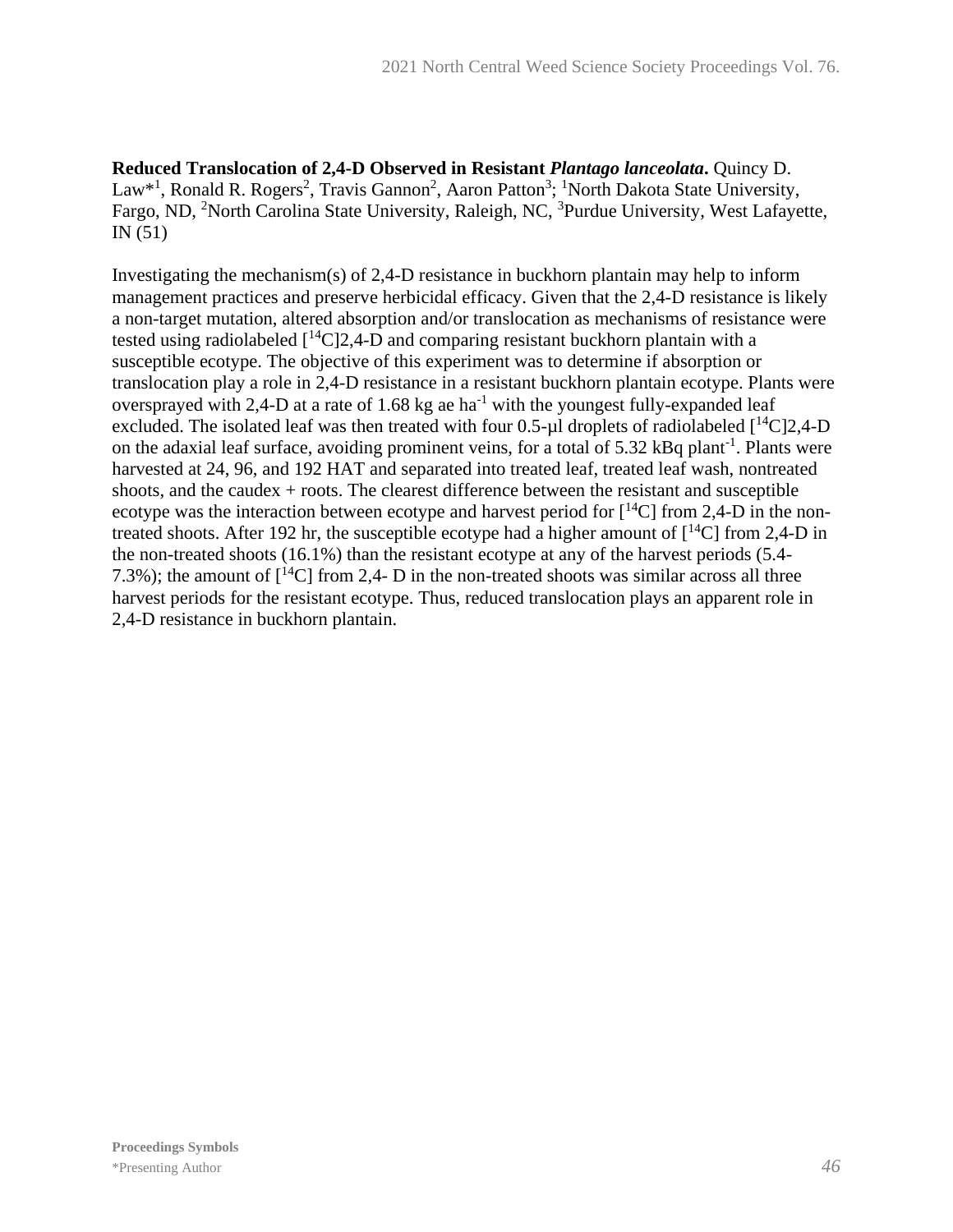**Reduced Translocation of 2,4-D Observed in Resistant *Plantago lanceolata*.** Quincy D. Law*[1], Ronald R. Rogers[2], Travis Gannon[2], Aaron Patton[3]; [1]North Dakota State University, Fargo, ND, [2]North Carolina State University, Raleigh, NC, [3]Purdue University, West Lafayette, IN (51)

Investigating the mechanism(s) of 2,4-D resistance in buckhorn plantain may help to inform management practices and preserve herbicidal efficacy. Given that the 2,4-D resistance is likely a non-target mutation, altered absorption and/or translocation as mechanisms of resistance were tested using radiolabeled [$^{14}C$]2,4-D and comparing resistant buckhorn plantain with a susceptible ecotype. The objective of this experiment was to determine if absorption or translocation play a role in 2,4-D resistance in a resistant buckhorn plantain ecotype. Plants were oversprayed with 2,4-D at a rate of 1.68 kg ae $ha^{-1}$ with the youngest fully-expanded leaf excluded. The isolated leaf was then treated with four 0.5-µl droplets of radiolabeled [$^{14}C$]2,4-D on the adaxial leaf surface, avoiding prominent veins, for a total of 5.32 kBq $plant^{-1}$. Plants were harvested at 24, 96, and 192 HAT and separated into treated leaf, treated leaf wash, nontreated shoots, and the caudex + roots. The clearest difference between the resistant and susceptible ecotype was the interaction between ecotype and harvest period for [$^{14}C$] from 2,4-D in the non-treated shoots. After 192 hr, the susceptible ecotype had a higher amount of [$^{14}C$] from 2,4-D in the non-treated shoots (16.1%) than the resistant ecotype at any of the harvest periods (5.4-7.3%); the amount of [$^{14}C$] from 2,4- D in the non-treated shoots was similar across all three harvest periods for the resistant ecotype. Thus, reduced translocation plays an apparent role in 2,4-D resistance in buckhorn plantain.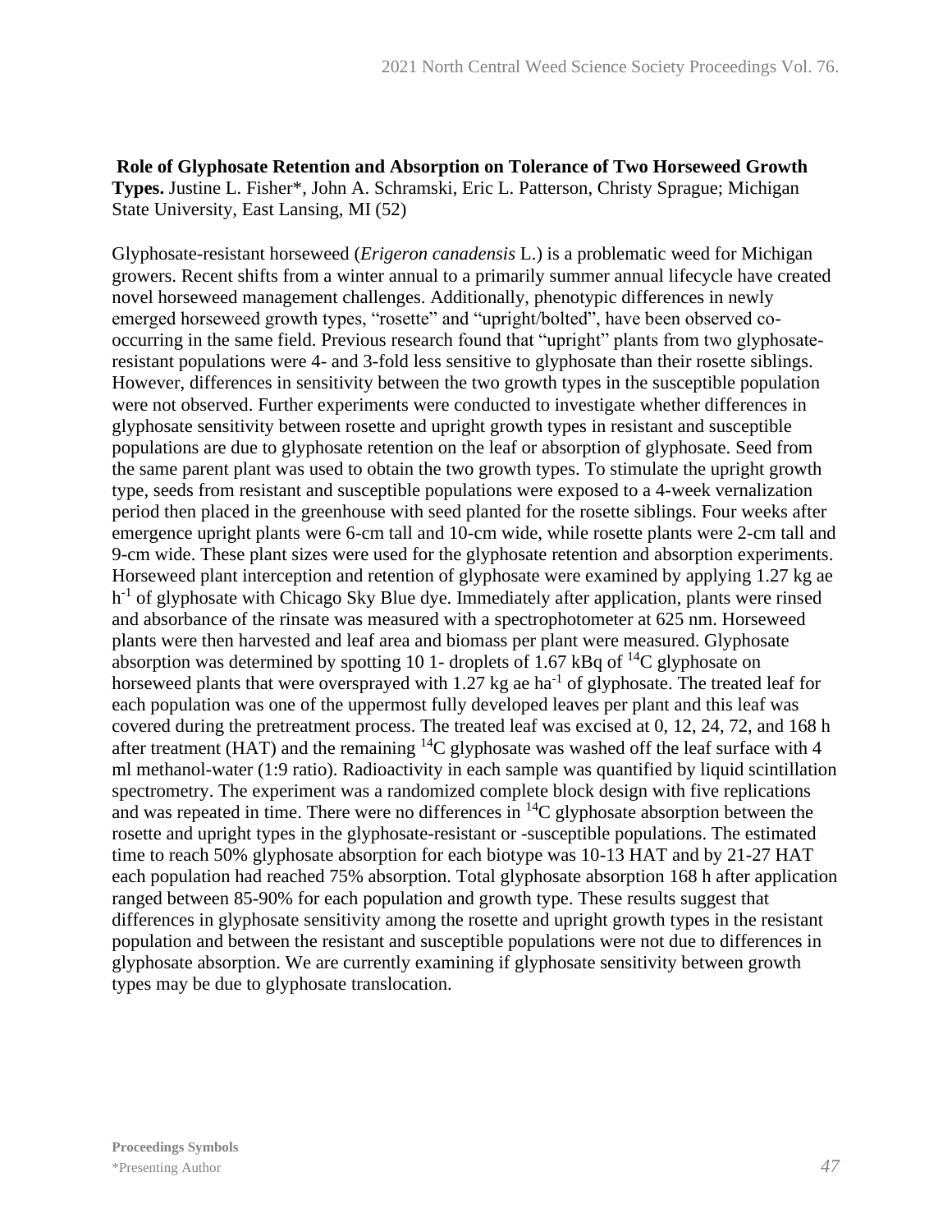**Role of Glyphosate Retention and Absorption on Tolerance of Two Horseweed Growth Types.** Justine L. Fisher*, John A. Schramski, Eric L. Patterson, Christy Sprague; Michigan State University, East Lansing, MI (52)

Glyphosate-resistant horseweed (*Erigeron canadensis* L.) is a problematic weed for Michigan growers. Recent shifts from a winter annual to a primarily summer annual lifecycle have created novel horseweed management challenges. Additionally, phenotypic differences in newly emerged horseweed growth types, "rosette" and "upright/bolted", have been observed co-occurring in the same field. Previous research found that "upright" plants from two glyphosate-resistant populations were 4- and 3-fold less sensitive to glyphosate than their rosette siblings. However, differences in sensitivity between the two growth types in the susceptible population were not observed. Further experiments were conducted to investigate whether differences in glyphosate sensitivity between rosette and upright growth types in resistant and susceptible populations are due to glyphosate retention on the leaf or absorption of glyphosate. Seed from the same parent plant was used to obtain the two growth types. To stimulate the upright growth type, seeds from resistant and susceptible populations were exposed to a 4-week vernalization period then placed in the greenhouse with seed planted for the rosette siblings. Four weeks after emergence upright plants were 6-cm tall and 10-cm wide, while rosette plants were 2-cm tall and 9-cm wide. These plant sizes were used for the glyphosate retention and absorption experiments. Horseweed plant interception and retention of glyphosate were examined by applying 1.27 kg ae $h^{-1}$ of glyphosate with Chicago Sky Blue dye. Immediately after application, plants were rinsed and absorbance of the rinsate was measured with a spectrophotometer at 625 nm. Horseweed plants were then harvested and leaf area and biomass per plant were measured. Glyphosate absorption was determined by spotting 10 1- droplets of 1.67 kBq of $^{14}C$ glyphosate on horseweed plants that were oversprayed with 1.27 kg ae $ha^{-1}$ of glyphosate. The treated leaf for each population was one of the uppermost fully developed leaves per plant and this leaf was covered during the pretreatment process. The treated leaf was excised at 0, 12, 24, 72, and 168 h after treatment (HAT) and the remaining $^{14}C$ glyphosate was washed off the leaf surface with 4 ml methanol-water (1:9 ratio). Radioactivity in each sample was quantified by liquid scintillation spectrometry. The experiment was a randomized complete block design with five replications and was repeated in time. There were no differences in $^{14}C$ glyphosate absorption between the rosette and upright types in the glyphosate-resistant or -susceptible populations. The estimated time to reach 50% glyphosate absorption for each biotype was 10-13 HAT and by 21-27 HAT each population had reached 75% absorption. Total glyphosate absorption 168 h after application ranged between 85-90% for each population and growth type. These results suggest that differences in glyphosate sensitivity among the rosette and upright growth types in the resistant population and between the resistant and susceptible populations were not due to differences in glyphosate absorption. We are currently examining if glyphosate sensitivity between growth types may be due to glyphosate translocation.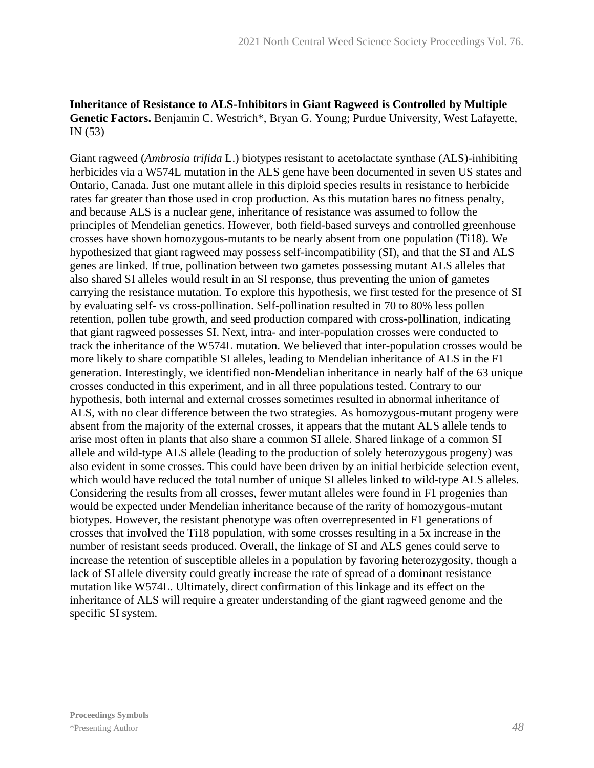**Inheritance of Resistance to ALS-Inhibitors in Giant Ragweed is Controlled by Multiple Genetic Factors.** Benjamin C. Westrich*, Bryan G. Young; Purdue University, West Lafayette, IN (53)

Giant ragweed (*Ambrosia trifida* L.) biotypes resistant to acetolactate synthase (ALS)-inhibiting herbicides via a W574L mutation in the ALS gene have been documented in seven US states and Ontario, Canada. Just one mutant allele in this diploid species results in resistance to herbicide rates far greater than those used in crop production. As this mutation bares no fitness penalty, and because ALS is a nuclear gene, inheritance of resistance was assumed to follow the principles of Mendelian genetics. However, both field-based surveys and controlled greenhouse crosses have shown homozygous-mutants to be nearly absent from one population (Ti18). We hypothesized that giant ragweed may possess self-incompatibility (SI), and that the SI and ALS genes are linked. If true, pollination between two gametes possessing mutant ALS alleles that also shared SI alleles would result in an SI response, thus preventing the union of gametes carrying the resistance mutation. To explore this hypothesis, we first tested for the presence of SI by evaluating self- vs cross-pollination. Self-pollination resulted in 70 to 80% less pollen retention, pollen tube growth, and seed production compared with cross-pollination, indicating that giant ragweed possesses SI. Next, intra- and inter-population crosses were conducted to track the inheritance of the W574L mutation. We believed that inter-population crosses would be more likely to share compatible SI alleles, leading to Mendelian inheritance of ALS in the F1 generation. Interestingly, we identified non-Mendelian inheritance in nearly half of the 63 unique crosses conducted in this experiment, and in all three populations tested. Contrary to our hypothesis, both internal and external crosses sometimes resulted in abnormal inheritance of ALS, with no clear difference between the two strategies. As homozygous-mutant progeny were absent from the majority of the external crosses, it appears that the mutant ALS allele tends to arise most often in plants that also share a common SI allele. Shared linkage of a common SI allele and wild-type ALS allele (leading to the production of solely heterozygous progeny) was also evident in some crosses. This could have been driven by an initial herbicide selection event, which would have reduced the total number of unique SI alleles linked to wild-type ALS alleles. Considering the results from all crosses, fewer mutant alleles were found in F1 progenies than would be expected under Mendelian inheritance because of the rarity of homozygous-mutant biotypes. However, the resistant phenotype was often overrepresented in F1 generations of crosses that involved the Ti18 population, with some crosses resulting in a 5x increase in the number of resistant seeds produced. Overall, the linkage of SI and ALS genes could serve to increase the retention of susceptible alleles in a population by favoring heterozygosity, though a lack of SI allele diversity could greatly increase the rate of spread of a dominant resistance mutation like W574L. Ultimately, direct confirmation of this linkage and its effect on the inheritance of ALS will require a greater understanding of the giant ragweed genome and the specific SI system.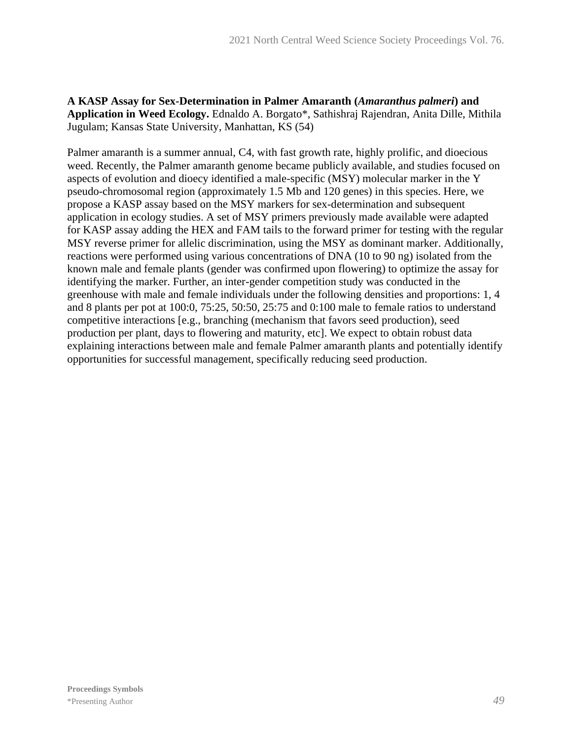**A KASP Assay for Sex-Determination in Palmer Amaranth (*Amaranthus palmeri*) and Application in Weed Ecology.** Ednaldo A. Borgato*, Sathishraj Rajendran, Anita Dille, Mithila Jugulam; Kansas State University, Manhattan, KS (54)

Palmer amaranth is a summer annual, C4, with fast growth rate, highly prolific, and dioecious weed. Recently, the Palmer amaranth genome became publicly available, and studies focused on aspects of evolution and dioecy identified a male-specific (MSY) molecular marker in the Y pseudo-chromosomal region (approximately 1.5 Mb and 120 genes) in this species. Here, we propose a KASP assay based on the MSY markers for sex-determination and subsequent application in ecology studies. A set of MSY primers previously made available were adapted for KASP assay adding the HEX and FAM tails to the forward primer for testing with the regular MSY reverse primer for allelic discrimination, using the MSY as dominant marker. Additionally, reactions were performed using various concentrations of DNA (10 to 90 ng) isolated from the known male and female plants (gender was confirmed upon flowering) to optimize the assay for identifying the marker. Further, an inter-gender competition study was conducted in the greenhouse with male and female individuals under the following densities and proportions: 1, 4 and 8 plants per pot at 100:0, 75:25, 50:50, 25:75 and 0:100 male to female ratios to understand competitive interactions [e.g., branching (mechanism that favors seed production), seed production per plant, days to flowering and maturity, etc]. We expect to obtain robust data explaining interactions between male and female Palmer amaranth plants and potentially identify opportunities for successful management, specifically reducing seed production.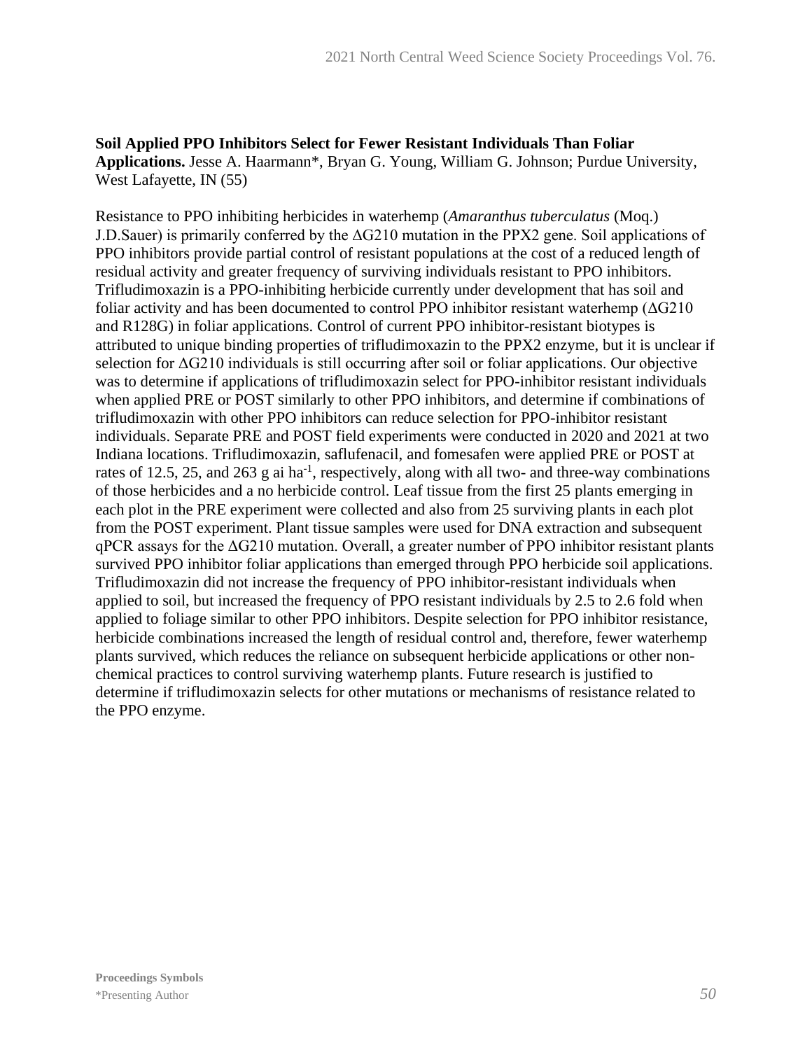**Soil Applied PPO Inhibitors Select for Fewer Resistant Individuals Than Foliar Applications.** Jesse A. Haarmann*, Bryan G. Young, William G. Johnson; Purdue University, West Lafayette, IN (55)

Resistance to PPO inhibiting herbicides in waterhemp (*Amaranthus tuberculatus* (Moq.) J.D.Sauer) is primarily conferred by the ΔG210 mutation in the PPX2 gene. Soil applications of PPO inhibitors provide partial control of resistant populations at the cost of a reduced length of residual activity and greater frequency of surviving individuals resistant to PPO inhibitors. Trifludimoxazin is a PPO-inhibiting herbicide currently under development that has soil and foliar activity and has been documented to control PPO inhibitor resistant waterhemp (ΔG210 and R128G) in foliar applications. Control of current PPO inhibitor-resistant biotypes is attributed to unique binding properties of trifludimoxazin to the PPX2 enzyme, but it is unclear if selection for ΔG210 individuals is still occurring after soil or foliar applications. Our objective was to determine if applications of trifludimoxazin select for PPO-inhibitor resistant individuals when applied PRE or POST similarly to other PPO inhibitors, and determine if combinations of trifludimoxazin with other PPO inhibitors can reduce selection for PPO-inhibitor resistant individuals. Separate PRE and POST field experiments were conducted in 2020 and 2021 at two Indiana locations. Trifludimoxazin, saflufenacil, and fomesafen were applied PRE or POST at rates of 12.5, 25, and 263 g ai $ha^{-1}$, respectively, along with all two- and three-way combinations of those herbicides and a no herbicide control. Leaf tissue from the first 25 plants emerging in each plot in the PRE experiment were collected and also from 25 surviving plants in each plot from the POST experiment. Plant tissue samples were used for DNA extraction and subsequent qPCR assays for the ΔG210 mutation. Overall, a greater number of PPO inhibitor resistant plants survived PPO inhibitor foliar applications than emerged through PPO herbicide soil applications. Trifludimoxazin did not increase the frequency of PPO inhibitor-resistant individuals when applied to soil, but increased the frequency of PPO resistant individuals by 2.5 to 2.6 fold when applied to foliage similar to other PPO inhibitors. Despite selection for PPO inhibitor resistance, herbicide combinations increased the length of residual control and, therefore, fewer waterhemp plants survived, which reduces the reliance on subsequent herbicide applications or other non-chemical practices to control surviving waterhemp plants. Future research is justified to determine if trifludimoxazin selects for other mutations or mechanisms of resistance related to the PPO enzyme.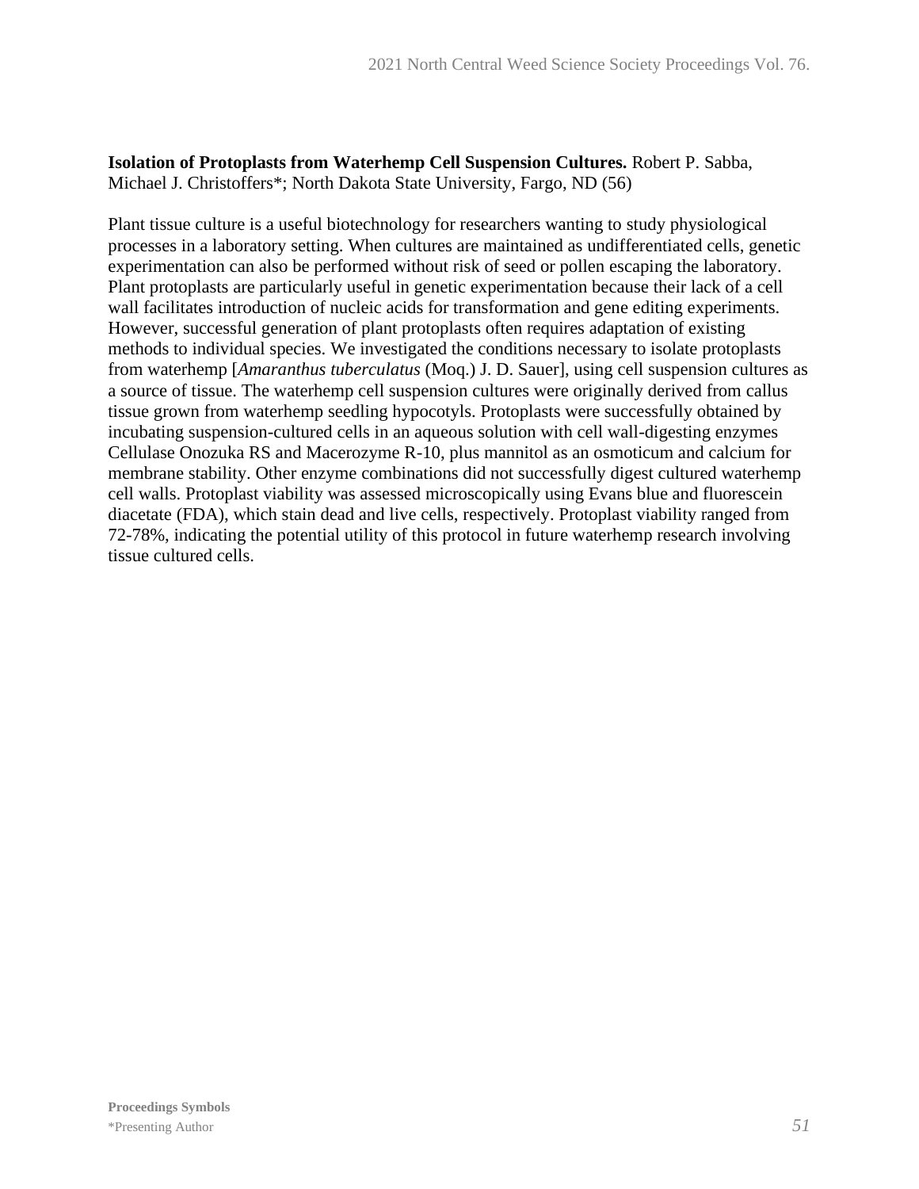**Isolation of Protoplasts from Waterhemp Cell Suspension Cultures.** Robert P. Sabba, Michael J. Christoffers*; North Dakota State University, Fargo, ND (56)

Plant tissue culture is a useful biotechnology for researchers wanting to study physiological processes in a laboratory setting. When cultures are maintained as undifferentiated cells, genetic experimentation can also be performed without risk of seed or pollen escaping the laboratory. Plant protoplasts are particularly useful in genetic experimentation because their lack of a cell wall facilitates introduction of nucleic acids for transformation and gene editing experiments. However, successful generation of plant protoplasts often requires adaptation of existing methods to individual species. We investigated the conditions necessary to isolate protoplasts from waterhemp [*Amaranthus tuberculatus* (Moq.) J. D. Sauer], using cell suspension cultures as a source of tissue. The waterhemp cell suspension cultures were originally derived from callus tissue grown from waterhemp seedling hypocotyls. Protoplasts were successfully obtained by incubating suspension-cultured cells in an aqueous solution with cell wall-digesting enzymes Cellulase Onozuka RS and Macerozyme R-10, plus mannitol as an osmoticum and calcium for membrane stability. Other enzyme combinations did not successfully digest cultured waterhemp cell walls. Protoplast viability was assessed microscopically using Evans blue and fluorescein diacetate (FDA), which stain dead and live cells, respectively. Protoplast viability ranged from 72-78%, indicating the potential utility of this protocol in future waterhemp research involving tissue cultured cells.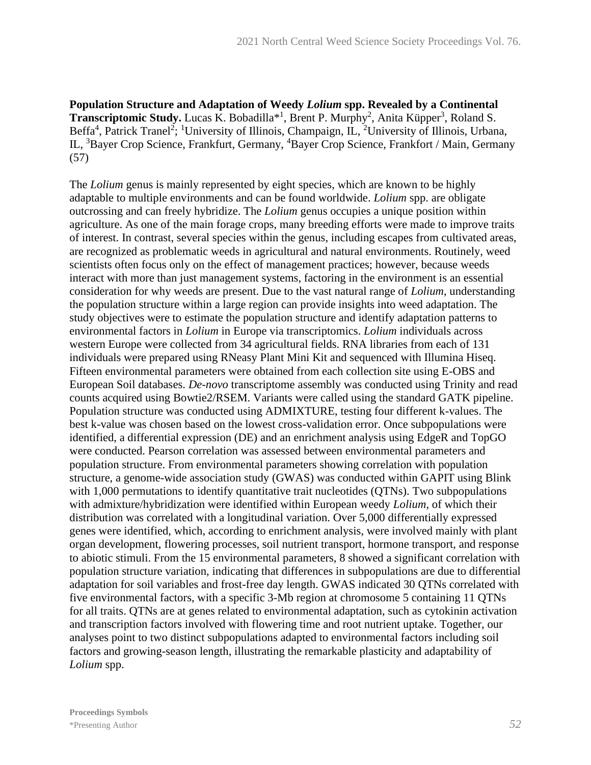**Population Structure and Adaptation of Weedy *Lolium* spp. Revealed by a Continental Transcriptomic Study.** Lucas K. Bobadilla*[1], Brent P. Murphy[2], Anita Küpper[3], Roland S. Beffa[4], Patrick Tranel[2]; [1]University of Illinois, Champaign, IL, [2]University of Illinois, Urbana, IL, [3]Bayer Crop Science, Frankfurt, Germany, [4]Bayer Crop Science, Frankfort / Main, Germany (57)

The *Lolium* genus is mainly represented by eight species, which are known to be highly adaptable to multiple environments and can be found worldwide. *Lolium* spp. are obligate outcrossing and can freely hybridize. The *Lolium* genus occupies a unique position within agriculture. As one of the main forage crops, many breeding efforts were made to improve traits of interest. In contrast, several species within the genus, including escapes from cultivated areas, are recognized as problematic weeds in agricultural and natural environments. Routinely, weed scientists often focus only on the effect of management practices; however, because weeds interact with more than just management systems, factoring in the environment is an essential consideration for why weeds are present. Due to the vast natural range of *Lolium*, understanding the population structure within a large region can provide insights into weed adaptation. The study objectives were to estimate the population structure and identify adaptation patterns to environmental factors in *Lolium* in Europe via transcriptomics. *Lolium* individuals across western Europe were collected from 34 agricultural fields. RNA libraries from each of 131 individuals were prepared using RNeasy Plant Mini Kit and sequenced with Illumina Hiseq. Fifteen environmental parameters were obtained from each collection site using E-OBS and European Soil databases. *De-novo* transcriptome assembly was conducted using Trinity and read counts acquired using Bowtie2/RSEM. Variants were called using the standard GATK pipeline. Population structure was conducted using ADMIXTURE, testing four different k-values. The best k-value was chosen based on the lowest cross-validation error. Once subpopulations were identified, a differential expression (DE) and an enrichment analysis using EdgeR and TopGO were conducted. Pearson correlation was assessed between environmental parameters and population structure. From environmental parameters showing correlation with population structure, a genome-wide association study (GWAS) was conducted within GAPIT using Blink with 1,000 permutations to identify quantitative trait nucleotides (QTNs). Two subpopulations with admixture/hybridization were identified within European weedy *Lolium*, of which their distribution was correlated with a longitudinal variation. Over 5,000 differentially expressed genes were identified, which, according to enrichment analysis, were involved mainly with plant organ development, flowering processes, soil nutrient transport, hormone transport, and response to abiotic stimuli. From the 15 environmental parameters, 8 showed a significant correlation with population structure variation, indicating that differences in subpopulations are due to differential adaptation for soil variables and frost-free day length. GWAS indicated 30 QTNs correlated with five environmental factors, with a specific 3-Mb region at chromosome 5 containing 11 QTNs for all traits. QTNs are at genes related to environmental adaptation, such as cytokinin activation and transcription factors involved with flowering time and root nutrient uptake. Together, our analyses point to two distinct subpopulations adapted to environmental factors including soil factors and growing-season length, illustrating the remarkable plasticity and adaptability of *Lolium* spp.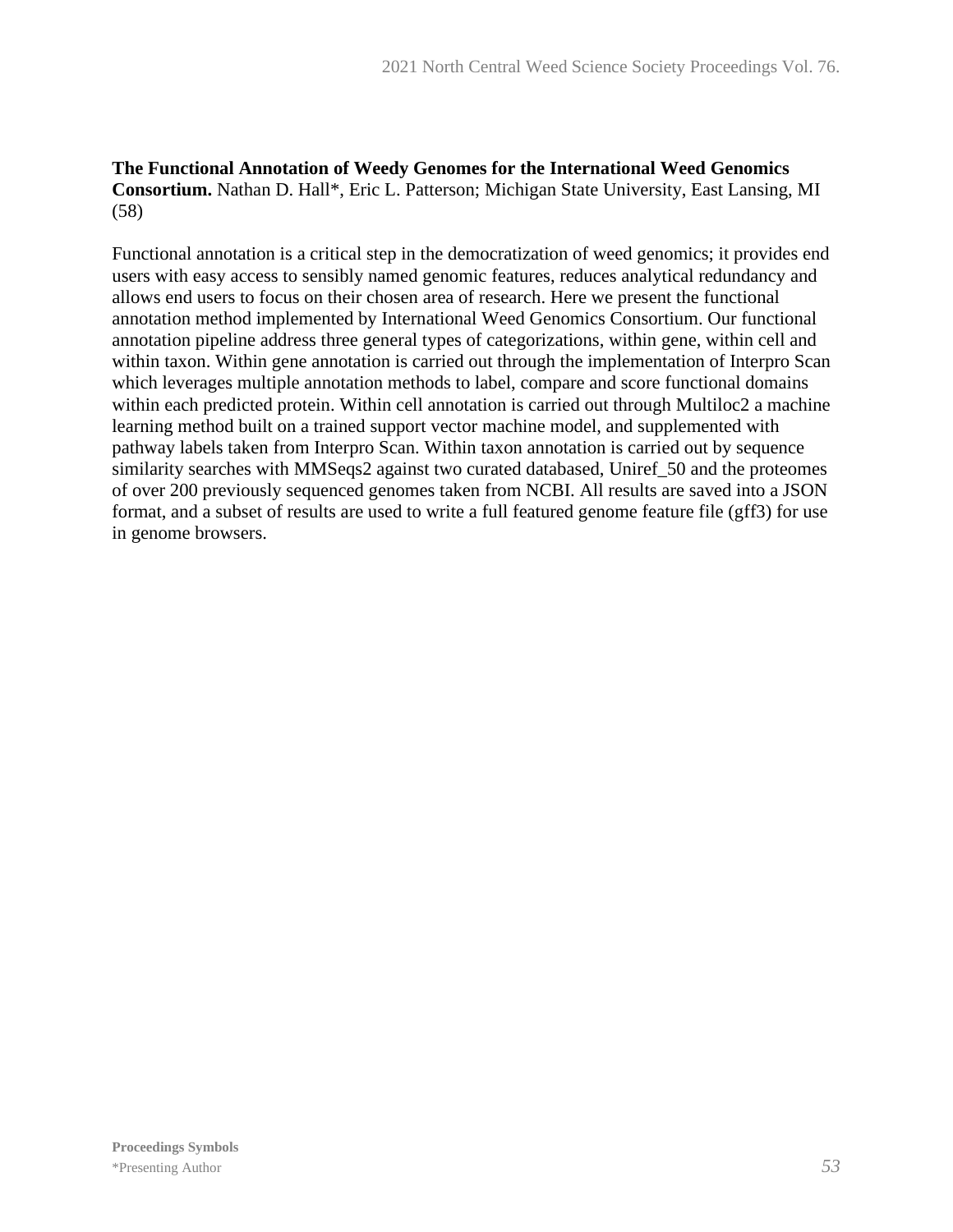**The Functional Annotation of Weedy Genomes for the International Weed Genomics Consortium.** Nathan D. Hall*, Eric L. Patterson; Michigan State University, East Lansing, MI (58)

Functional annotation is a critical step in the democratization of weed genomics; it provides end users with easy access to sensibly named genomic features, reduces analytical redundancy and allows end users to focus on their chosen area of research. Here we present the functional annotation method implemented by International Weed Genomics Consortium. Our functional annotation pipeline address three general types of categorizations, within gene, within cell and within taxon. Within gene annotation is carried out through the implementation of Interpro Scan which leverages multiple annotation methods to label, compare and score functional domains within each predicted protein. Within cell annotation is carried out through Multiloc2 a machine learning method built on a trained support vector machine model, and supplemented with pathway labels taken from Interpro Scan. Within taxon annotation is carried out by sequence similarity searches with MMSeqs2 against two curated databased, Uniref_50 and the proteomes of over 200 previously sequenced genomes taken from NCBI. All results are saved into a JSON format, and a subset of results are used to write a full featured genome feature file (gff3) for use in genome browsers.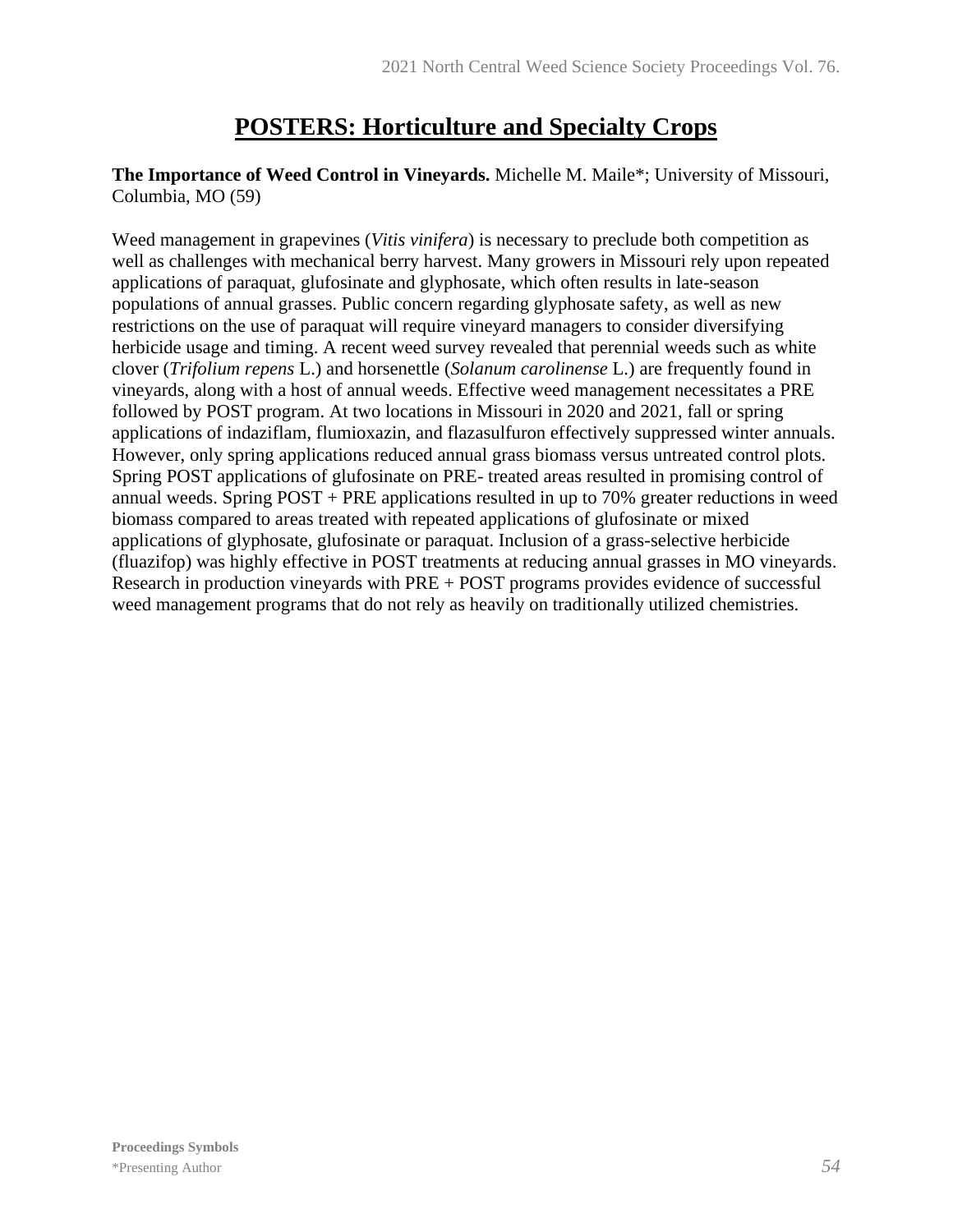# POSTERS: Horticulture and Specialty Crops

**The Importance of Weed Control in Vineyards.** Michelle M. Maile*; University of Missouri, Columbia, MO (59)

Weed management in grapevines (*Vitis vinifera*) is necessary to preclude both competition as well as challenges with mechanical berry harvest. Many growers in Missouri rely upon repeated applications of paraquat, glufosinate and glyphosate, which often results in late-season populations of annual grasses. Public concern regarding glyphosate safety, as well as new restrictions on the use of paraquat will require vineyard managers to consider diversifying herbicide usage and timing. A recent weed survey revealed that perennial weeds such as white clover (*Trifolium repens* L.) and horsenettle (*Solanum carolinense* L.) are frequently found in vineyards, along with a host of annual weeds. Effective weed management necessitates a PRE followed by POST program. At two locations in Missouri in 2020 and 2021, fall or spring applications of indaziflam, flumioxazin, and flazasulfuron effectively suppressed winter annuals. However, only spring applications reduced annual grass biomass versus untreated control plots. Spring POST applications of glufosinate on PRE- treated areas resulted in promising control of annual weeds. Spring POST + PRE applications resulted in up to 70% greater reductions in weed biomass compared to areas treated with repeated applications of glufosinate or mixed applications of glyphosate, glufosinate or paraquat. Inclusion of a grass-selective herbicide (fluazifop) was highly effective in POST treatments at reducing annual grasses in MO vineyards. Research in production vineyards with PRE + POST programs provides evidence of successful weed management programs that do not rely as heavily on traditionally utilized chemistries.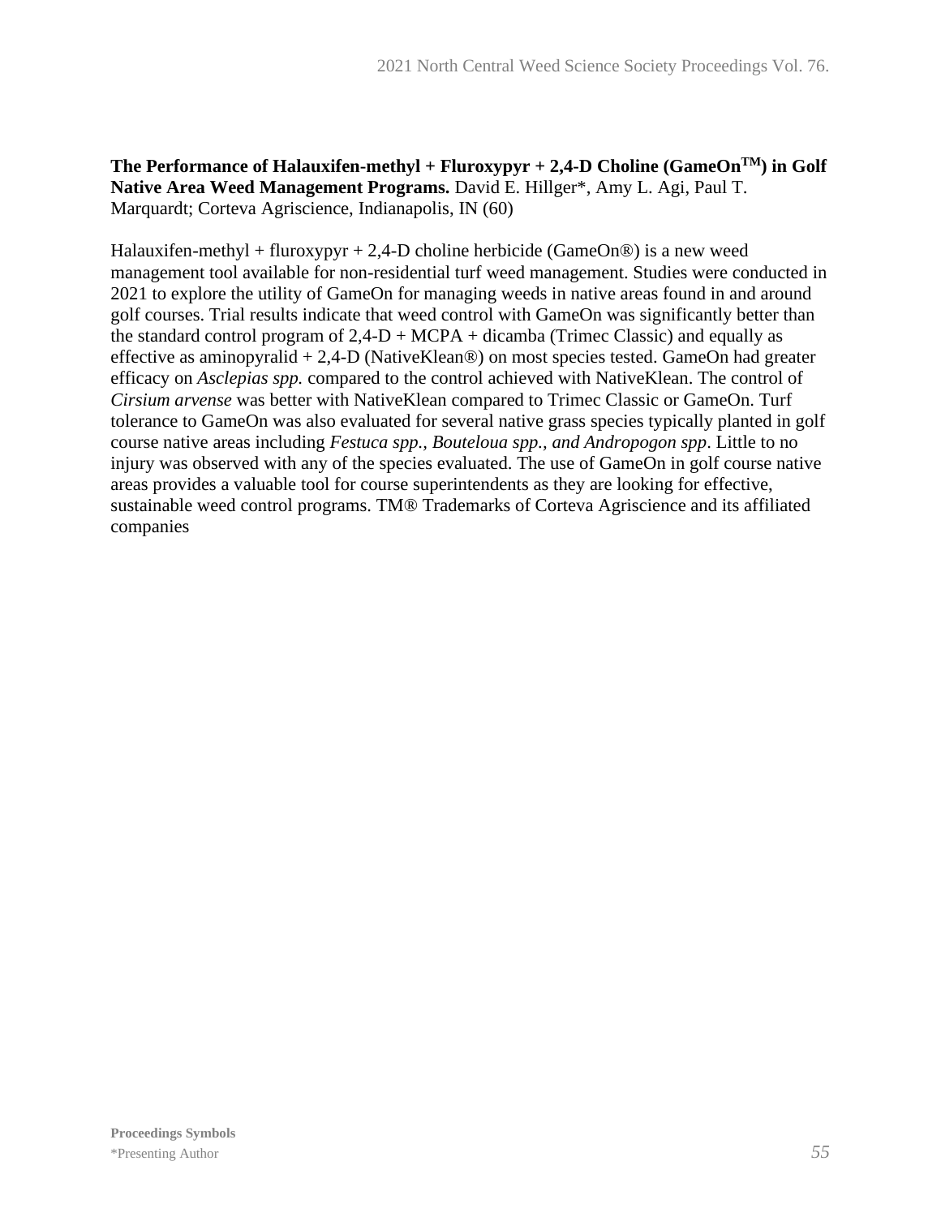**The Performance of Halauxifen-methyl + Fluroxypyr + 2,4-D Choline (GameOn$^{TM}$) in Golf Native Area Weed Management Programs.** David E. Hillger*, Amy L. Agi, Paul T. Marquardt; Corteva Agriscience, Indianapolis, IN (60)

Halauxifen-methyl + fluroxypyr + 2,4-D choline herbicide (GameOn®) is a new weed management tool available for non-residential turf weed management. Studies were conducted in 2021 to explore the utility of GameOn for managing weeds in native areas found in and around golf courses. Trial results indicate that weed control with GameOn was significantly better than the standard control program of 2,4-D + MCPA + dicamba (Trimec Classic) and equally as effective as aminopyralid + 2,4-D (NativeKlean®) on most species tested. GameOn had greater efficacy on *Asclepias spp.* compared to the control achieved with NativeKlean. The control of *Cirsium arvense* was better with NativeKlean compared to Trimec Classic or GameOn. Turf tolerance to GameOn was also evaluated for several native grass species typically planted in golf course native areas including *Festuca spp., Bouteloua spp., and Andropogon spp*. Little to no injury was observed with any of the species evaluated. The use of GameOn in golf course native areas provides a valuable tool for course superintendents as they are looking for effective, sustainable weed control programs. TM® Trademarks of Corteva Agriscience and its affiliated companies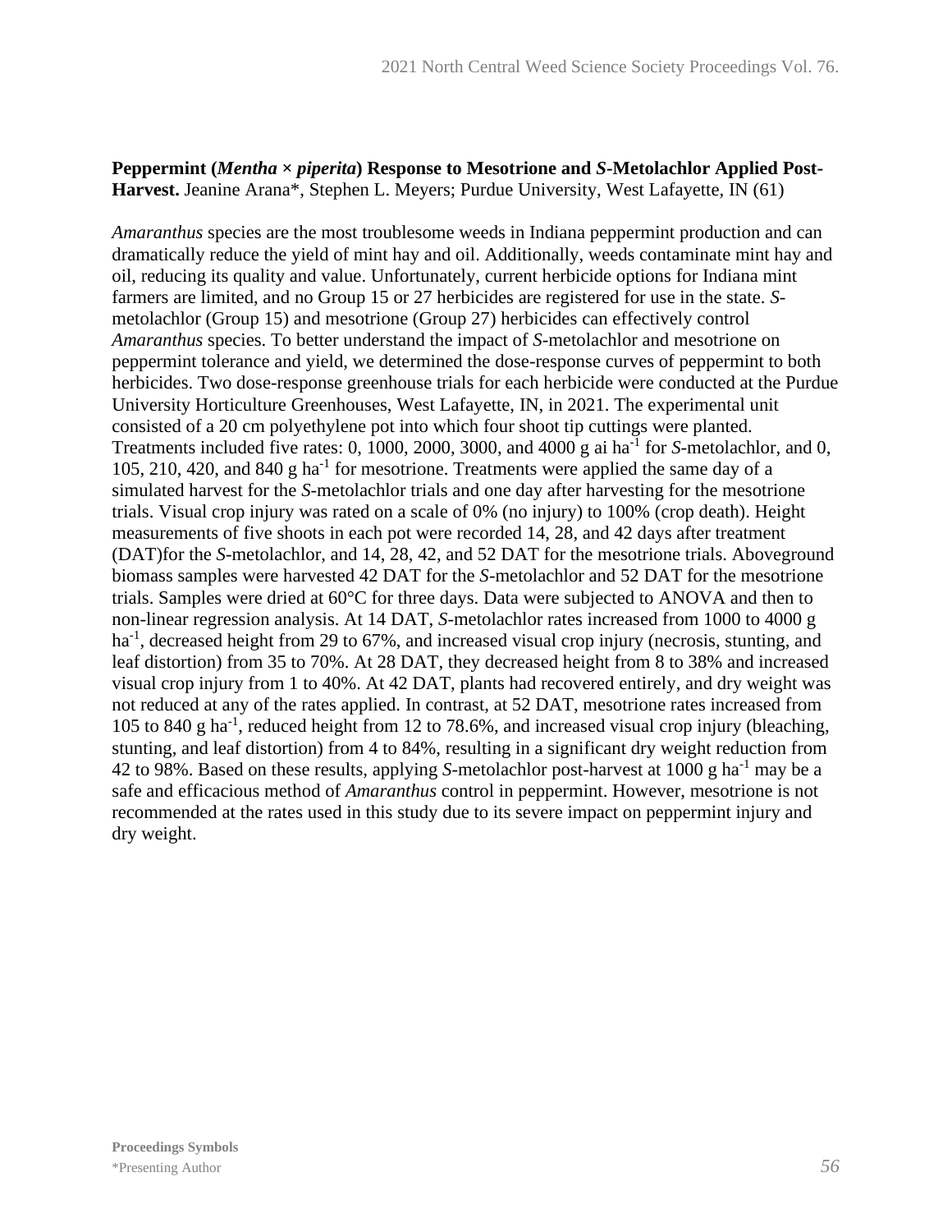**Peppermint (*Mentha* × *piperita*) Response to Mesotrione and *S*-Metolachlor Applied Post-Harvest.** Jeanine Arana*, Stephen L. Meyers; Purdue University, West Lafayette, IN (61)

*Amaranthus* species are the most troublesome weeds in Indiana peppermint production and can dramatically reduce the yield of mint hay and oil. Additionally, weeds contaminate mint hay and oil, reducing its quality and value. Unfortunately, current herbicide options for Indiana mint farmers are limited, and no Group 15 or 27 herbicides are registered for use in the state. *S*-metolachlor (Group 15) and mesotrione (Group 27) herbicides can effectively control *Amaranthus* species. To better understand the impact of *S*-metolachlor and mesotrione on peppermint tolerance and yield, we determined the dose-response curves of peppermint to both herbicides. Two dose-response greenhouse trials for each herbicide were conducted at the Purdue University Horticulture Greenhouses, West Lafayette, IN, in 2021. The experimental unit consisted of a 20 cm polyethylene pot into which four shoot tip cuttings were planted. Treatments included five rates: 0, 1000, 2000, 3000, and 4000 g ai $ha^{-1}$ for *S*-metolachlor, and 0, 105, 210, 420, and 840 g $ha^{-1}$ for mesotrione. Treatments were applied the same day of a simulated harvest for the *S*-metolachlor trials and one day after harvesting for the mesotrione trials. Visual crop injury was rated on a scale of 0% (no injury) to 100% (crop death). Height measurements of five shoots in each pot were recorded 14, 28, and 42 days after treatment (DAT)for the *S*-metolachlor, and 14, 28, 42, and 52 DAT for the mesotrione trials. Aboveground biomass samples were harvested 42 DAT for the *S*-metolachlor and 52 DAT for the mesotrione trials. Samples were dried at 60°C for three days. Data were subjected to ANOVA and then to non-linear regression analysis. At 14 DAT, *S*-metolachlor rates increased from 1000 to 4000 g $ha^{-1}$, decreased height from 29 to 67%, and increased visual crop injury (necrosis, stunting, and leaf distortion) from 35 to 70%. At 28 DAT, they decreased height from 8 to 38% and increased visual crop injury from 1 to 40%. At 42 DAT, plants had recovered entirely, and dry weight was not reduced at any of the rates applied. In contrast, at 52 DAT, mesotrione rates increased from 105 to 840 g $ha^{-1}$, reduced height from 12 to 78.6%, and increased visual crop injury (bleaching, stunting, and leaf distortion) from 4 to 84%, resulting in a significant dry weight reduction from 42 to 98%. Based on these results, applying *S*-metolachlor post-harvest at 1000 g $ha^{-1}$ may be a safe and efficacious method of *Amaranthus* control in peppermint. However, mesotrione is not recommended at the rates used in this study due to its severe impact on peppermint injury and dry weight.

**Proceedings Symbols**
*Presenting Author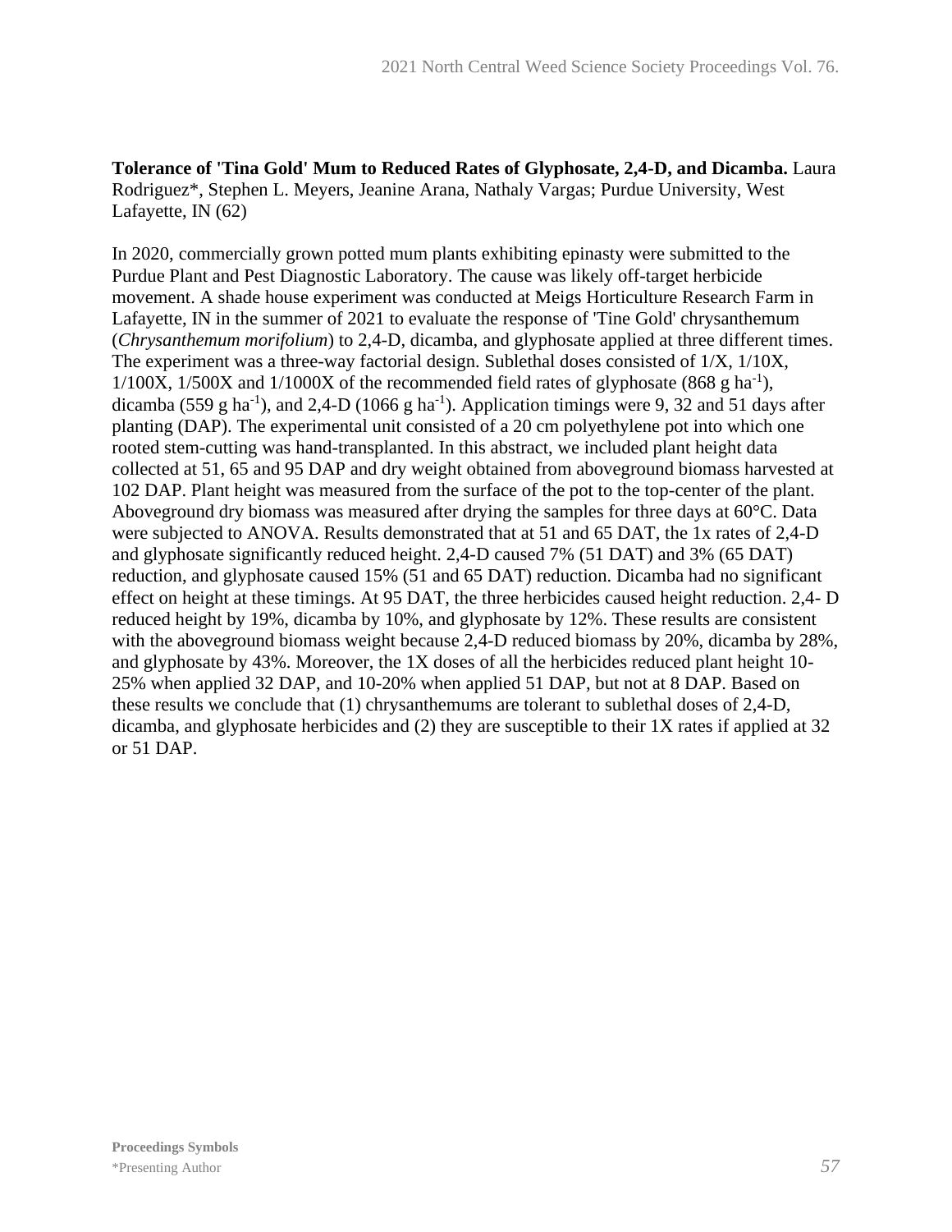**Tolerance of 'Tina Gold' Mum to Reduced Rates of Glyphosate, 2,4-D, and Dicamba.** Laura Rodriguez*, Stephen L. Meyers, Jeanine Arana, Nathaly Vargas; Purdue University, West Lafayette, IN (62)

In 2020, commercially grown potted mum plants exhibiting epinasty were submitted to the Purdue Plant and Pest Diagnostic Laboratory. The cause was likely off-target herbicide movement. A shade house experiment was conducted at Meigs Horticulture Research Farm in Lafayette, IN in the summer of 2021 to evaluate the response of 'Tine Gold' chrysanthemum (*Chrysanthemum morifolium*) to 2,4-D, dicamba, and glyphosate applied at three different times. The experiment was a three-way factorial design. Sublethal doses consisted of 1/X, 1/10X, 1/100X, 1/500X and 1/1000X of the recommended field rates of glyphosate (868 g $ha^{-1}$), dicamba (559 g $ha^{-1}$), and 2,4-D (1066 g $ha^{-1}$). Application timings were 9, 32 and 51 days after planting (DAP). The experimental unit consisted of a 20 cm polyethylene pot into which one rooted stem-cutting was hand-transplanted. In this abstract, we included plant height data collected at 51, 65 and 95 DAP and dry weight obtained from aboveground biomass harvested at 102 DAP. Plant height was measured from the surface of the pot to the top-center of the plant. Aboveground dry biomass was measured after drying the samples for three days at 60°C. Data were subjected to ANOVA. Results demonstrated that at 51 and 65 DAT, the 1x rates of 2,4-D and glyphosate significantly reduced height. 2,4-D caused 7% (51 DAT) and 3% (65 DAT) reduction, and glyphosate caused 15% (51 and 65 DAT) reduction. Dicamba had no significant effect on height at these timings. At 95 DAT, the three herbicides caused height reduction. 2,4- D reduced height by 19%, dicamba by 10%, and glyphosate by 12%. These results are consistent with the aboveground biomass weight because 2,4-D reduced biomass by 20%, dicamba by 28%, and glyphosate by 43%. Moreover, the 1X doses of all the herbicides reduced plant height 10-25% when applied 32 DAP, and 10-20% when applied 51 DAP, but not at 8 DAP. Based on these results we conclude that (1) chrysanthemums are tolerant to sublethal doses of 2,4-D, dicamba, and glyphosate herbicides and (2) they are susceptible to their 1X rates if applied at 32 or 51 DAP.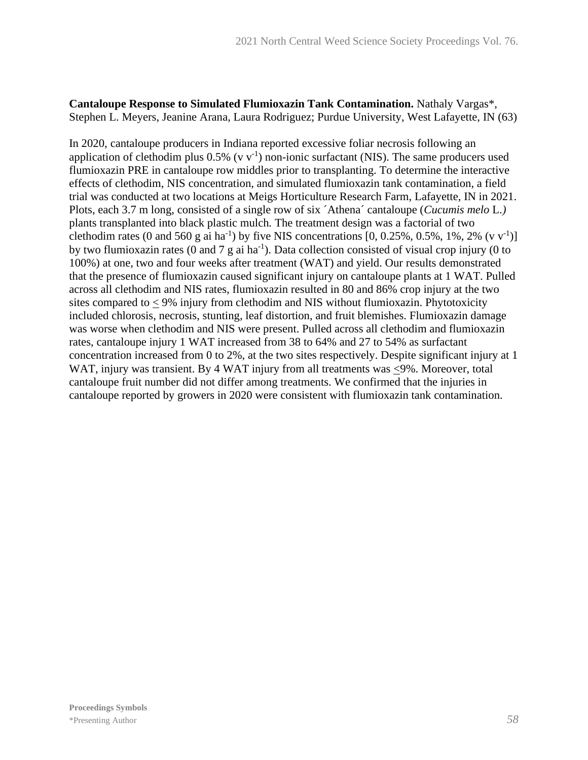**Cantaloupe Response to Simulated Flumioxazin Tank Contamination.** Nathaly Vargas*, Stephen L. Meyers, Jeanine Arana, Laura Rodriguez; Purdue University, West Lafayette, IN (63)

In 2020, cantaloupe producers in Indiana reported excessive foliar necrosis following an application of clethodim plus 0.5% (v $v^{-1}$) non-ionic surfactant (NIS). The same producers used flumioxazin PRE in cantaloupe row middles prior to transplanting. To determine the interactive effects of clethodim, NIS concentration, and simulated flumioxazin tank contamination, a field trial was conducted at two locations at Meigs Horticulture Research Farm, Lafayette, IN in 2021. Plots, each 3.7 m long, consisted of a single row of six ´Athena´ cantaloupe (*Cucumis melo* L.) plants transplanted into black plastic mulch. The treatment design was a factorial of two clethodim rates (0 and 560 g ai $ha^{-1}$) by five NIS concentrations [0, 0.25%, 0.5%, 1%, 2% (v $v^{-1}$)] by two flumioxazin rates (0 and 7 g ai $ha^{-1}$). Data collection consisted of visual crop injury (0 to 100%) at one, two and four weeks after treatment (WAT) and yield. Our results demonstrated that the presence of flumioxazin caused significant injury on cantaloupe plants at 1 WAT. Pulled across all clethodim and NIS rates, flumioxazin resulted in 80 and 86% crop injury at the two sites compared to ≤ 9% injury from clethodim and NIS without flumioxazin. Phytotoxicity included chlorosis, necrosis, stunting, leaf distortion, and fruit blemishes. Flumioxazin damage was worse when clethodim and NIS were present. Pulled across all clethodim and flumioxazin rates, cantaloupe injury 1 WAT increased from 38 to 64% and 27 to 54% as surfactant concentration increased from 0 to 2%, at the two sites respectively. Despite significant injury at 1 WAT, injury was transient. By 4 WAT injury from all treatments was ≤9%. Moreover, total cantaloupe fruit number did not differ among treatments. We confirmed that the injuries in cantaloupe reported by growers in 2020 were consistent with flumioxazin tank contamination.

**Proceedings Symbols**
*Presenting Author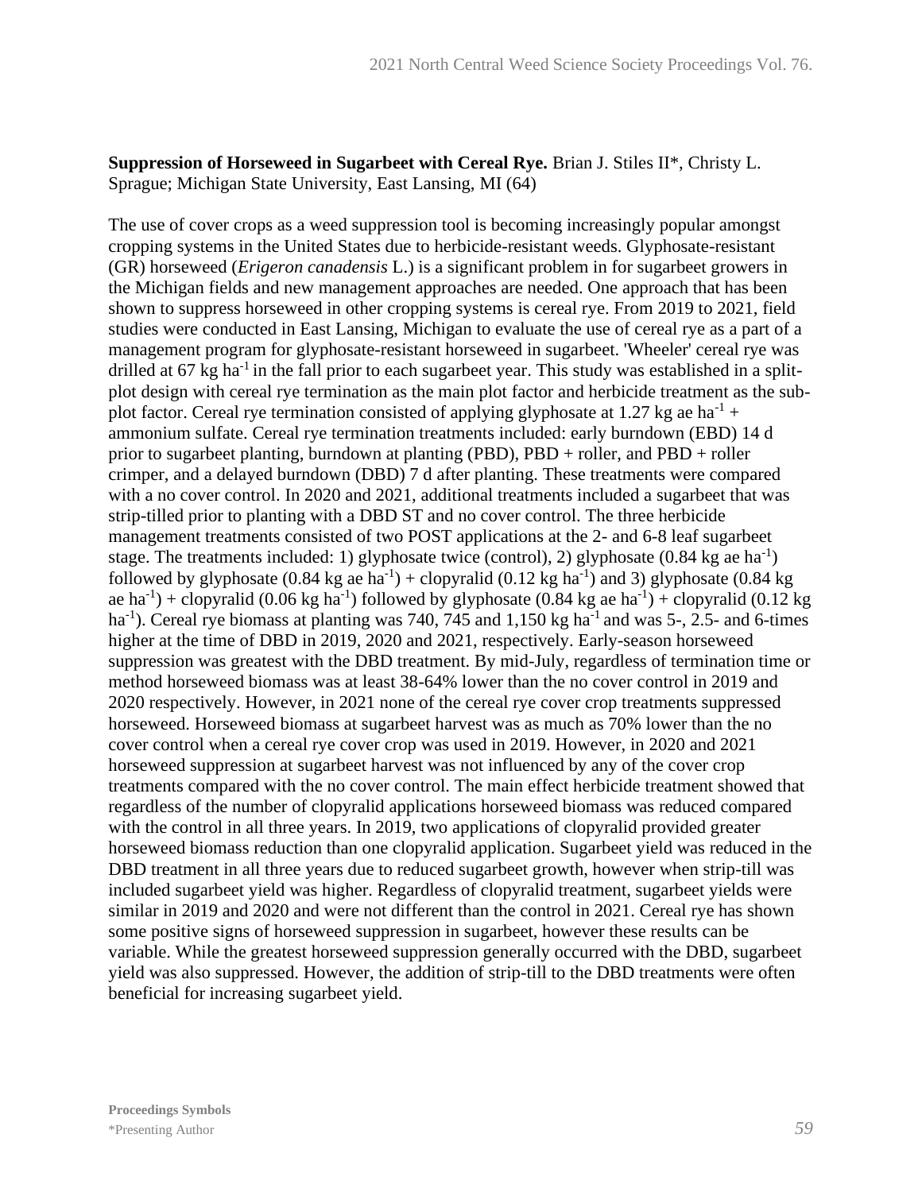**Suppression of Horseweed in Sugarbeet with Cereal Rye.** Brian J. Stiles II*, Christy L. Sprague; Michigan State University, East Lansing, MI (64)

The use of cover crops as a weed suppression tool is becoming increasingly popular amongst cropping systems in the United States due to herbicide-resistant weeds. Glyphosate-resistant (GR) horseweed (*Erigeron canadensis* L.) is a significant problem in for sugarbeet growers in the Michigan fields and new management approaches are needed. One approach that has been shown to suppress horseweed in other cropping systems is cereal rye. From 2019 to 2021, field studies were conducted in East Lansing, Michigan to evaluate the use of cereal rye as a part of a management program for glyphosate-resistant horseweed in sugarbeet. 'Wheeler' cereal rye was drilled at 67 kg $ha^{-1}$ in the fall prior to each sugarbeet year. This study was established in a split-plot design with cereal rye termination as the main plot factor and herbicide treatment as the sub-plot factor. Cereal rye termination consisted of applying glyphosate at 1.27 kg ae $ha^{-1}$ + ammonium sulfate. Cereal rye termination treatments included: early burndown (EBD) 14 d prior to sugarbeet planting, burndown at planting (PBD), PBD + roller, and PBD + roller crimper, and a delayed burndown (DBD) 7 d after planting. These treatments were compared with a no cover control. In 2020 and 2021, additional treatments included a sugarbeet that was strip-tilled prior to planting with a DBD ST and no cover control. The three herbicide management treatments consisted of two POST applications at the 2- and 6-8 leaf sugarbeet stage. The treatments included: 1) glyphosate twice (control), 2) glyphosate (0.84 kg ae $ha^{-1}$) followed by glyphosate (0.84 kg ae $ha^{-1}$) + clopyralid (0.12 kg $ha^{-1}$) and 3) glyphosate (0.84 kg ae $ha^{-1}$) + clopyralid (0.06 kg $ha^{-1}$) followed by glyphosate (0.84 kg ae $ha^{-1}$) + clopyralid (0.12 kg $ha^{-1}$). Cereal rye biomass at planting was 740, 745 and 1,150 kg $ha^{-1}$ and was 5-, 2.5- and 6-times higher at the time of DBD in 2019, 2020 and 2021, respectively. Early-season horseweed suppression was greatest with the DBD treatment. By mid-July, regardless of termination time or method horseweed biomass was at least 38-64% lower than the no cover control in 2019 and 2020 respectively. However, in 2021 none of the cereal rye cover crop treatments suppressed horseweed. Horseweed biomass at sugarbeet harvest was as much as 70% lower than the no cover control when a cereal rye cover crop was used in 2019. However, in 2020 and 2021 horseweed suppression at sugarbeet harvest was not influenced by any of the cover crop treatments compared with the no cover control. The main effect herbicide treatment showed that regardless of the number of clopyralid applications horseweed biomass was reduced compared with the control in all three years. In 2019, two applications of clopyralid provided greater horseweed biomass reduction than one clopyralid application. Sugarbeet yield was reduced in the DBD treatment in all three years due to reduced sugarbeet growth, however when strip-till was included sugarbeet yield was higher. Regardless of clopyralid treatment, sugarbeet yields were similar in 2019 and 2020 and were not different than the control in 2021. Cereal rye has shown some positive signs of horseweed suppression in sugarbeet, however these results can be variable. While the greatest horseweed suppression generally occurred with the DBD, sugarbeet yield was also suppressed. However, the addition of strip-till to the DBD treatments were often beneficial for increasing sugarbeet yield.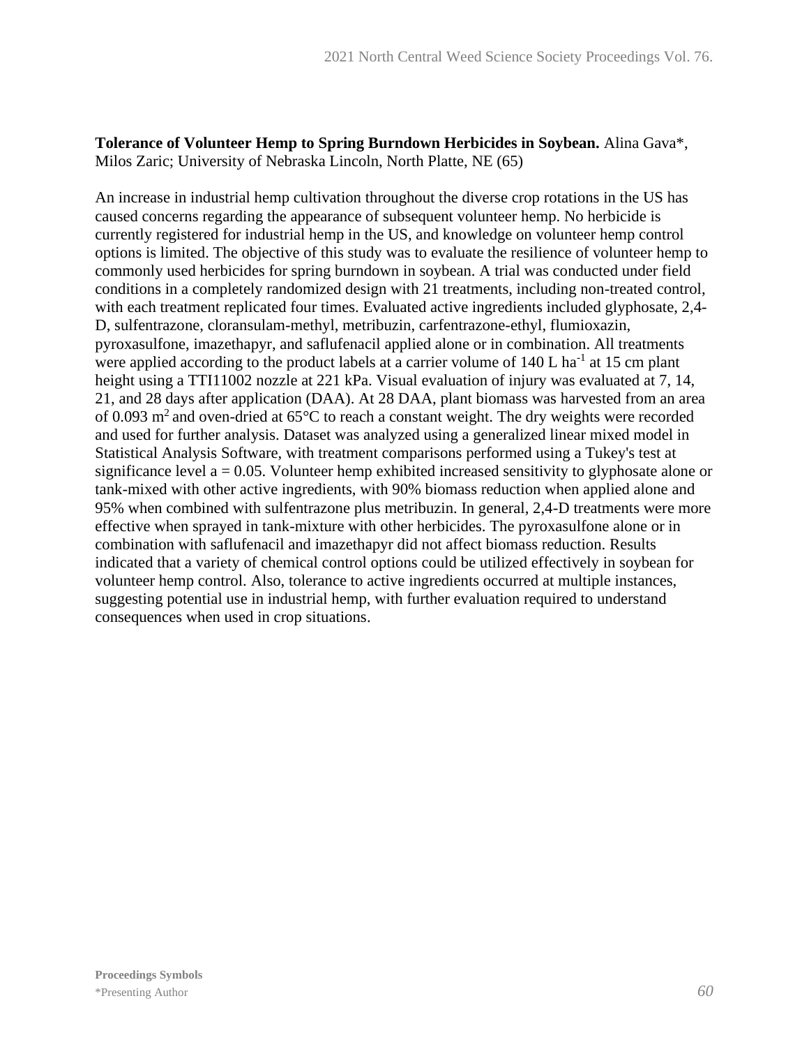**Tolerance of Volunteer Hemp to Spring Burndown Herbicides in Soybean.** Alina Gava*, Milos Zaric; University of Nebraska Lincoln, North Platte, NE (65)

An increase in industrial hemp cultivation throughout the diverse crop rotations in the US has caused concerns regarding the appearance of subsequent volunteer hemp. No herbicide is currently registered for industrial hemp in the US, and knowledge on volunteer hemp control options is limited. The objective of this study was to evaluate the resilience of volunteer hemp to commonly used herbicides for spring burndown in soybean. A trial was conducted under field conditions in a completely randomized design with 21 treatments, including non-treated control, with each treatment replicated four times. Evaluated active ingredients included glyphosate, 2,4-D, sulfentrazone, cloransulam-methyl, metribuzin, carfentrazone-ethyl, flumioxazin, pyroxasulfone, imazethapyr, and saflufenacil applied alone or in combination. All treatments were applied according to the product labels at a carrier volume of 140 L $ha^{-1}$ at 15 cm plant height using a TTI11002 nozzle at 221 kPa. Visual evaluation of injury was evaluated at 7, 14, 21, and 28 days after application (DAA). At 28 DAA, plant biomass was harvested from an area of 0.093 $m^2$ and oven-dried at 65°C to reach a constant weight. The dry weights were recorded and used for further analysis. Dataset was analyzed using a generalized linear mixed model in Statistical Analysis Software, with treatment comparisons performed using a Tukey's test at significance level a = 0.05. Volunteer hemp exhibited increased sensitivity to glyphosate alone or tank-mixed with other active ingredients, with 90% biomass reduction when applied alone and 95% when combined with sulfentrazone plus metribuzin. In general, 2,4-D treatments were more effective when sprayed in tank-mixture with other herbicides. The pyroxasulfone alone or in combination with saflufenacil and imazethapyr did not affect biomass reduction. Results indicated that a variety of chemical control options could be utilized effectively in soybean for volunteer hemp control. Also, tolerance to active ingredients occurred at multiple instances, suggesting potential use in industrial hemp, with further evaluation required to understand consequences when used in crop situations.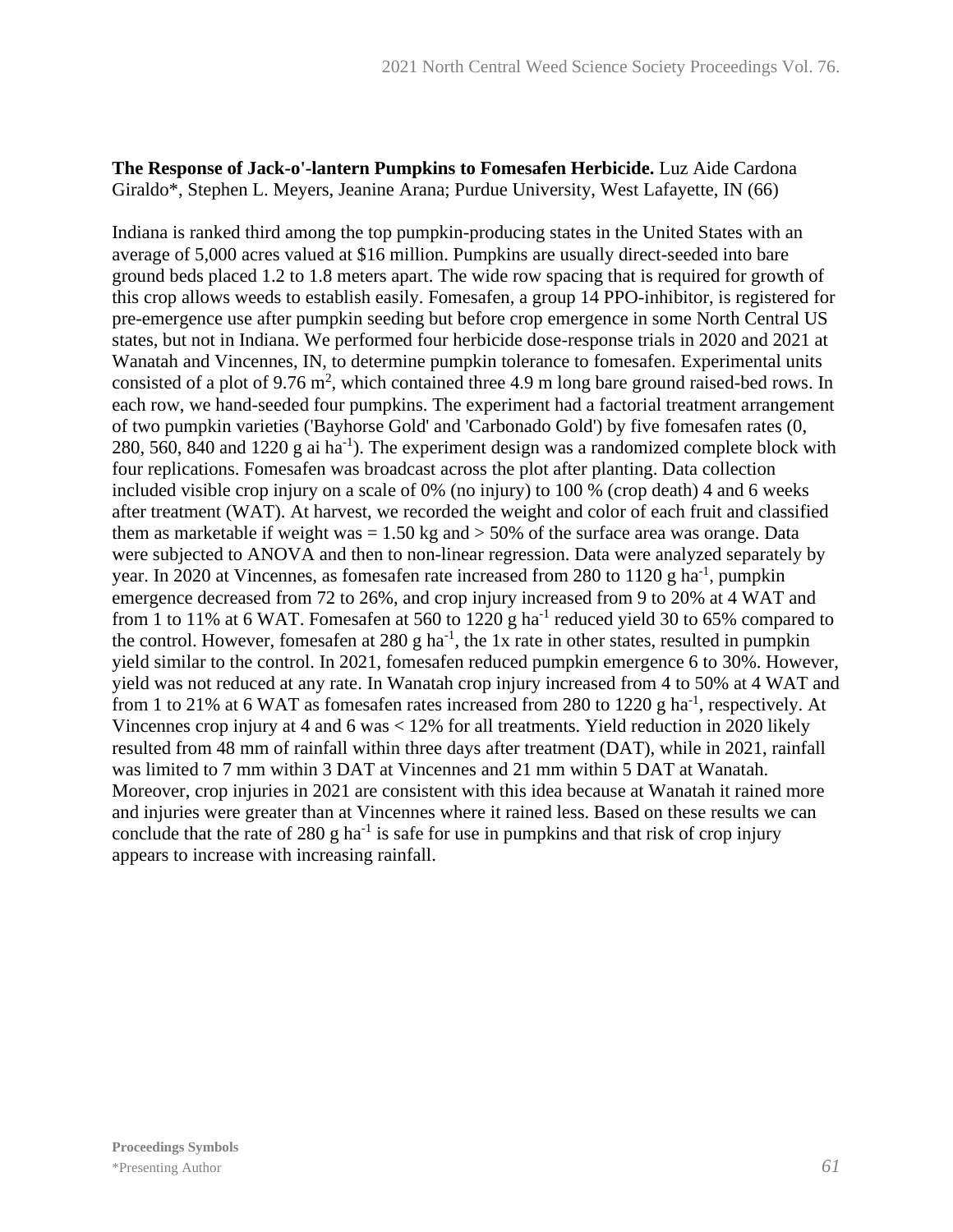**The Response of Jack-o'-lantern Pumpkins to Fomesafen Herbicide.** Luz Aide Cardona Giraldo*, Stephen L. Meyers, Jeanine Arana; Purdue University, West Lafayette, IN (66)

Indiana is ranked third among the top pumpkin-producing states in the United States with an average of 5,000 acres valued at $16 million. Pumpkins are usually direct-seeded into bare ground beds placed 1.2 to 1.8 meters apart. The wide row spacing that is required for growth of this crop allows weeds to establish easily. Fomesafen, a group 14 PPO-inhibitor, is registered for pre-emergence use after pumpkin seeding but before crop emergence in some North Central US states, but not in Indiana. We performed four herbicide dose-response trials in 2020 and 2021 at Wanatah and Vincennes, IN, to determine pumpkin tolerance to fomesafen. Experimental units consisted of a plot of 9.76 $m^2$, which contained three 4.9 m long bare ground raised-bed rows. In each row, we hand-seeded four pumpkins. The experiment had a factorial treatment arrangement of two pumpkin varieties ('Bayhorse Gold' and 'Carbonado Gold') by five fomesafen rates (0, 280, 560, 840 and 1220 g ai $ha^{-1}$). The experiment design was a randomized complete block with four replications. Fomesafen was broadcast across the plot after planting. Data collection included visible crop injury on a scale of 0% (no injury) to 100 % (crop death) 4 and 6 weeks after treatment (WAT). At harvest, we recorded the weight and color of each fruit and classified them as marketable if weight was = 1.50 kg and > 50% of the surface area was orange. Data were subjected to ANOVA and then to non-linear regression. Data were analyzed separately by year. In 2020 at Vincennes, as fomesafen rate increased from 280 to 1120 g $ha^{-1}$, pumpkin emergence decreased from 72 to 26%, and crop injury increased from 9 to 20% at 4 WAT and from 1 to 11% at 6 WAT. Fomesafen at 560 to 1220 g $ha^{-1}$ reduced yield 30 to 65% compared to the control. However, fomesafen at 280 g $ha^{-1}$, the 1x rate in other states, resulted in pumpkin yield similar to the control. In 2021, fomesafen reduced pumpkin emergence 6 to 30%. However, yield was not reduced at any rate. In Wanatah crop injury increased from 4 to 50% at 4 WAT and from 1 to 21% at 6 WAT as fomesafen rates increased from 280 to 1220 g $ha^{-1}$, respectively. At Vincennes crop injury at 4 and 6 was < 12% for all treatments. Yield reduction in 2020 likely resulted from 48 mm of rainfall within three days after treatment (DAT), while in 2021, rainfall was limited to 7 mm within 3 DAT at Vincennes and 21 mm within 5 DAT at Wanatah. Moreover, crop injuries in 2021 are consistent with this idea because at Wanatah it rained more and injuries were greater than at Vincennes where it rained less. Based on these results we can conclude that the rate of 280 g $ha^{-1}$ is safe for use in pumpkins and that risk of crop injury appears to increase with increasing rainfall.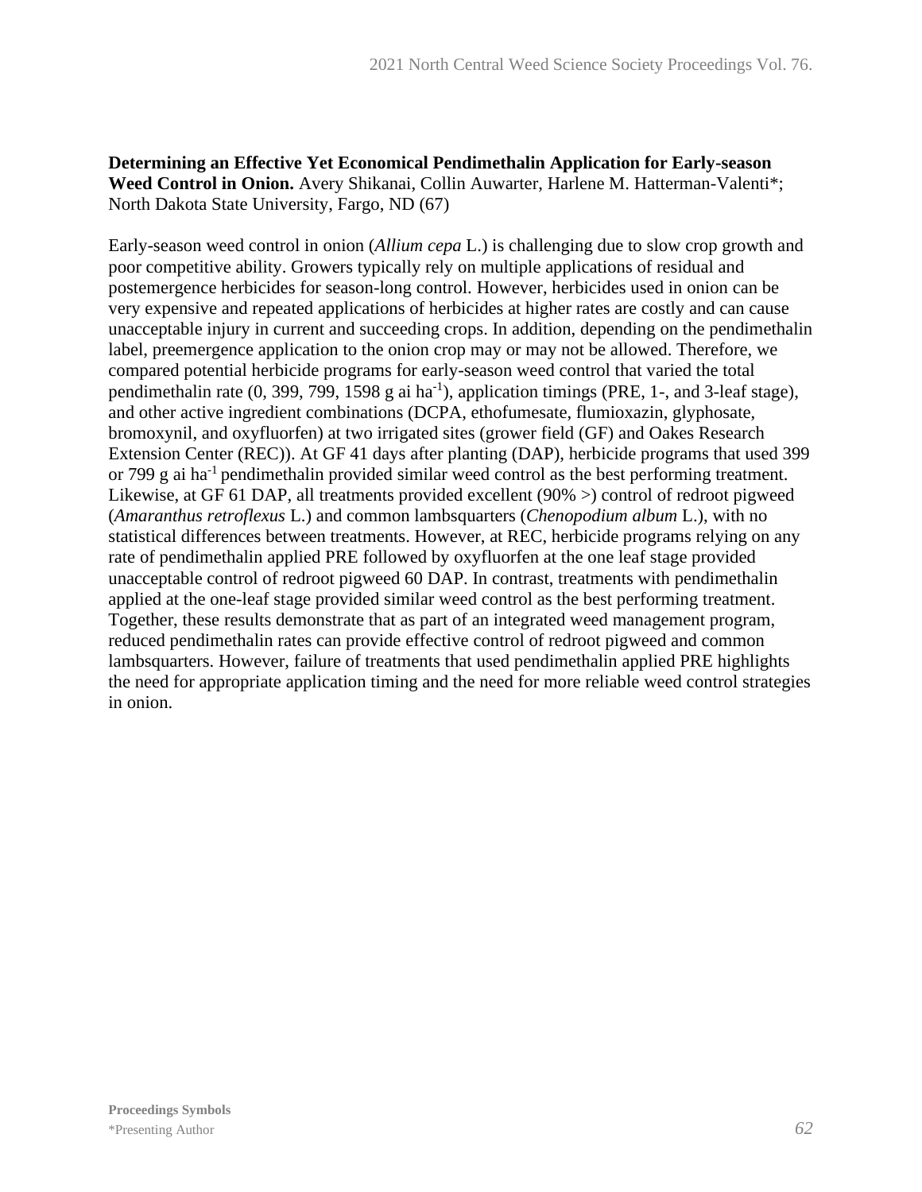**Determining an Effective Yet Economical Pendimethalin Application for Early-season Weed Control in Onion.** Avery Shikanai, Collin Auwarter, Harlene M. Hatterman-Valenti*; North Dakota State University, Fargo, ND (67)

Early-season weed control in onion (*Allium cepa* L.) is challenging due to slow crop growth and poor competitive ability. Growers typically rely on multiple applications of residual and postemergence herbicides for season-long control. However, herbicides used in onion can be very expensive and repeated applications of herbicides at higher rates are costly and can cause unacceptable injury in current and succeeding crops. In addition, depending on the pendimethalin label, preemergence application to the onion crop may or may not be allowed. Therefore, we compared potential herbicide programs for early-season weed control that varied the total pendimethalin rate (0, 399, 799, 1598 g ai $ha^{-1}$), application timings (PRE, 1-, and 3-leaf stage), and other active ingredient combinations (DCPA, ethofumesate, flumioxazin, glyphosate, bromoxynil, and oxyfluorfen) at two irrigated sites (grower field (GF) and Oakes Research Extension Center (REC)). At GF 41 days after planting (DAP), herbicide programs that used 399 or 799 g ai $ha^{-1}$ pendimethalin provided similar weed control as the best performing treatment. Likewise, at GF 61 DAP, all treatments provided excellent (90% >) control of redroot pigweed (*Amaranthus retroflexus* L.) and common lambsquarters (*Chenopodium album* L.), with no statistical differences between treatments. However, at REC, herbicide programs relying on any rate of pendimethalin applied PRE followed by oxyfluorfen at the one leaf stage provided unacceptable control of redroot pigweed 60 DAP. In contrast, treatments with pendimethalin applied at the one-leaf stage provided similar weed control as the best performing treatment. Together, these results demonstrate that as part of an integrated weed management program, reduced pendimethalin rates can provide effective control of redroot pigweed and common lambsquarters. However, failure of treatments that used pendimethalin applied PRE highlights the need for appropriate application timing and the need for more reliable weed control strategies in onion.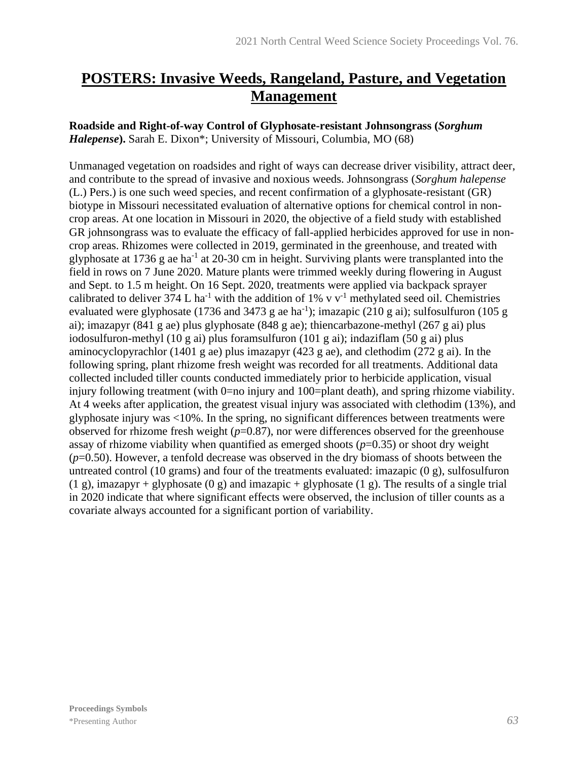# POSTERS: Invasive Weeds, Rangeland, Pasture, and Vegetation Management

**Roadside and Right-of-way Control of Glyphosate-resistant Johnsongrass (*Sorghum Halepense*).** Sarah E. Dixon*; University of Missouri, Columbia, MO (68)

Unmanaged vegetation on roadsides and right of ways can decrease driver visibility, attract deer, and contribute to the spread of invasive and noxious weeds. Johnsongrass (*Sorghum halepense* (L.) Pers.) is one such weed species, and recent confirmation of a glyphosate-resistant (GR) biotype in Missouri necessitated evaluation of alternative options for chemical control in non-crop areas. At one location in Missouri in 2020, the objective of a field study with established GR johnsongrass was to evaluate the efficacy of fall-applied herbicides approved for use in non-crop areas. Rhizomes were collected in 2019, germinated in the greenhouse, and treated with glyphosate at 1736 g ae $ha^{-1}$ at 20-30 cm in height. Surviving plants were transplanted into the field in rows on 7 June 2020. Mature plants were trimmed weekly during flowering in August and Sept. to 1.5 m height. On 16 Sept. 2020, treatments were applied via backpack sprayer calibrated to deliver 374 L $ha^{-1}$ with the addition of 1% v $v^{-1}$ methylated seed oil. Chemistries evaluated were glyphosate (1736 and 3473 g ae $ha^{-1}$); imazapic (210 g ai); sulfosulfuron (105 g ai); imazapyr (841 g ae) plus glyphosate (848 g ae); thiencarbazone-methyl (267 g ai) plus iodosulfuron-methyl (10 g ai) plus foramsulfuron (101 g ai); indaziflam (50 g ai) plus aminocyclopyrachlor (1401 g ae) plus imazapyr (423 g ae), and clethodim (272 g ai). In the following spring, plant rhizome fresh weight was recorded for all treatments. Additional data collected included tiller counts conducted immediately prior to herbicide application, visual injury following treatment (with 0=no injury and 100=plant death), and spring rhizome viability. At 4 weeks after application, the greatest visual injury was associated with clethodim (13%), and glyphosate injury was <10%. In the spring, no significant differences between treatments were observed for rhizome fresh weight ($p$=0.87), nor were differences observed for the greenhouse assay of rhizome viability when quantified as emerged shoots ($p$=0.35) or shoot dry weight ($p$=0.50). However, a tenfold decrease was observed in the dry biomass of shoots between the untreated control (10 grams) and four of the treatments evaluated: imazapic (0 g), sulfosulfuron (1 g), imazapyr + glyphosate (0 g) and imazapic + glyphosate (1 g). The results of a single trial in 2020 indicate that where significant effects were observed, the inclusion of tiller counts as a covariate always accounted for a significant portion of variability.

**Proceedings Symbols**
*Presenting Author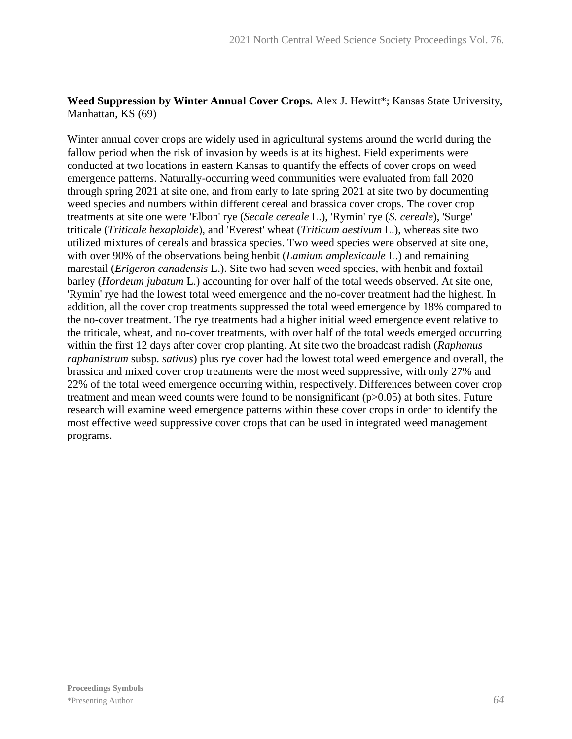**Weed Suppression by Winter Annual Cover Crops.** Alex J. Hewitt*; Kansas State University, Manhattan, KS (69)

Winter annual cover crops are widely used in agricultural systems around the world during the fallow period when the risk of invasion by weeds is at its highest. Field experiments were conducted at two locations in eastern Kansas to quantify the effects of cover crops on weed emergence patterns. Naturally-occurring weed communities were evaluated from fall 2020 through spring 2021 at site one, and from early to late spring 2021 at site two by documenting weed species and numbers within different cereal and brassica cover crops. The cover crop treatments at site one were 'Elbon' rye (*Secale cereale* L.), 'Rymin' rye (*S. cereale*), 'Surge' triticale (*Triticale hexaploide*), and 'Everest' wheat (*Triticum aestivum* L.), whereas site two utilized mixtures of cereals and brassica species. Two weed species were observed at site one, with over 90% of the observations being henbit (*Lamium amplexicaule* L.) and remaining marestail (*Erigeron canadensis* L.). Site two had seven weed species, with henbit and foxtail barley (*Hordeum jubatum* L.) accounting for over half of the total weeds observed. At site one, 'Rymin' rye had the lowest total weed emergence and the no-cover treatment had the highest. In addition, all the cover crop treatments suppressed the total weed emergence by 18% compared to the no-cover treatment. The rye treatments had a higher initial weed emergence event relative to the triticale, wheat, and no-cover treatments, with over half of the total weeds emerged occurring within the first 12 days after cover crop planting. At site two the broadcast radish (*Raphanus raphanistrum* subsp. *sativus*) plus rye cover had the lowest total weed emergence and overall, the brassica and mixed cover crop treatments were the most weed suppressive, with only 27% and 22% of the total weed emergence occurring within, respectively. Differences between cover crop treatment and mean weed counts were found to be nonsignificant ($p>0.05$) at both sites. Future research will examine weed emergence patterns within these cover crops in order to identify the most effective weed suppressive cover crops that can be used in integrated weed management programs.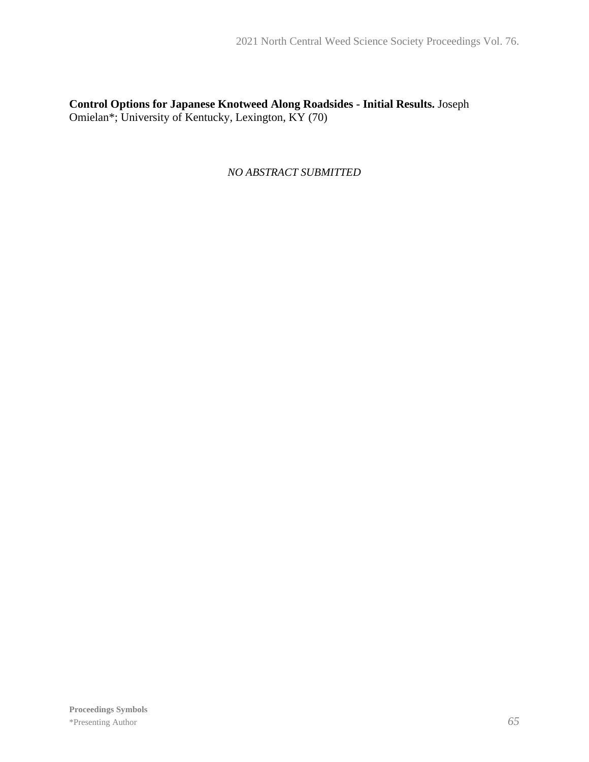**Control Options for Japanese Knotweed Along Roadsides - Initial Results.** Joseph Omielan*; University of Kentucky, Lexington, KY (70)

*NO ABSTRACT SUBMITTED*

**Proceedings Symbols**

*Presenting Author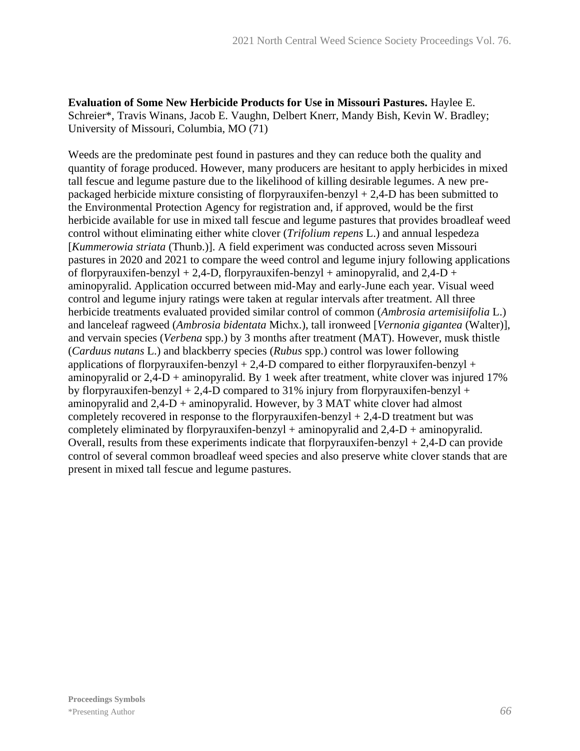**Evaluation of Some New Herbicide Products for Use in Missouri Pastures.** Haylee E. Schreier*, Travis Winans, Jacob E. Vaughn, Delbert Knerr, Mandy Bish, Kevin W. Bradley; University of Missouri, Columbia, MO (71)

Weeds are the predominate pest found in pastures and they can reduce both the quality and quantity of forage produced. However, many producers are hesitant to apply herbicides in mixed tall fescue and legume pasture due to the likelihood of killing desirable legumes. A new pre-packaged herbicide mixture consisting of florpyrauxifen-benzyl + 2,4-D has been submitted to the Environmental Protection Agency for registration and, if approved, would be the first herbicide available for use in mixed tall fescue and legume pastures that provides broadleaf weed control without eliminating either white clover (*Trifolium repens* L.) and annual lespedeza [*Kummerowia striata* (Thunb.)]. A field experiment was conducted across seven Missouri pastures in 2020 and 2021 to compare the weed control and legume injury following applications of florpyrauxifen-benzyl + 2,4-D, florpyrauxifen-benzyl + aminopyralid, and 2,4-D + aminopyralid. Application occurred between mid-May and early-June each year. Visual weed control and legume injury ratings were taken at regular intervals after treatment. All three herbicide treatments evaluated provided similar control of common (*Ambrosia artemisiifolia* L.) and lanceleaf ragweed (*Ambrosia bidentata* Michx.), tall ironweed [*Vernonia gigantea* (Walter)], and vervain species (*Verbena* spp.) by 3 months after treatment (MAT). However, musk thistle (*Carduus nutans* L.) and blackberry species (*Rubus* spp.) control was lower following applications of florpyrauxifen-benzyl + 2,4-D compared to either florpyrauxifen-benzyl + aminopyralid or 2,4-D + aminopyralid. By 1 week after treatment, white clover was injured 17% by florpyrauxifen-benzyl + 2,4-D compared to 31% injury from florpyrauxifen-benzyl + aminopyralid and 2,4-D + aminopyralid. However, by 3 MAT white clover had almost completely recovered in response to the florpyrauxifen-benzyl + 2,4-D treatment but was completely eliminated by florpyrauxifen-benzyl + aminopyralid and 2,4-D + aminopyralid. Overall, results from these experiments indicate that florpyrauxifen-benzyl + 2,4-D can provide control of several common broadleaf weed species and also preserve white clover stands that are present in mixed tall fescue and legume pastures.

**Proceedings Symbols**
*Presenting Author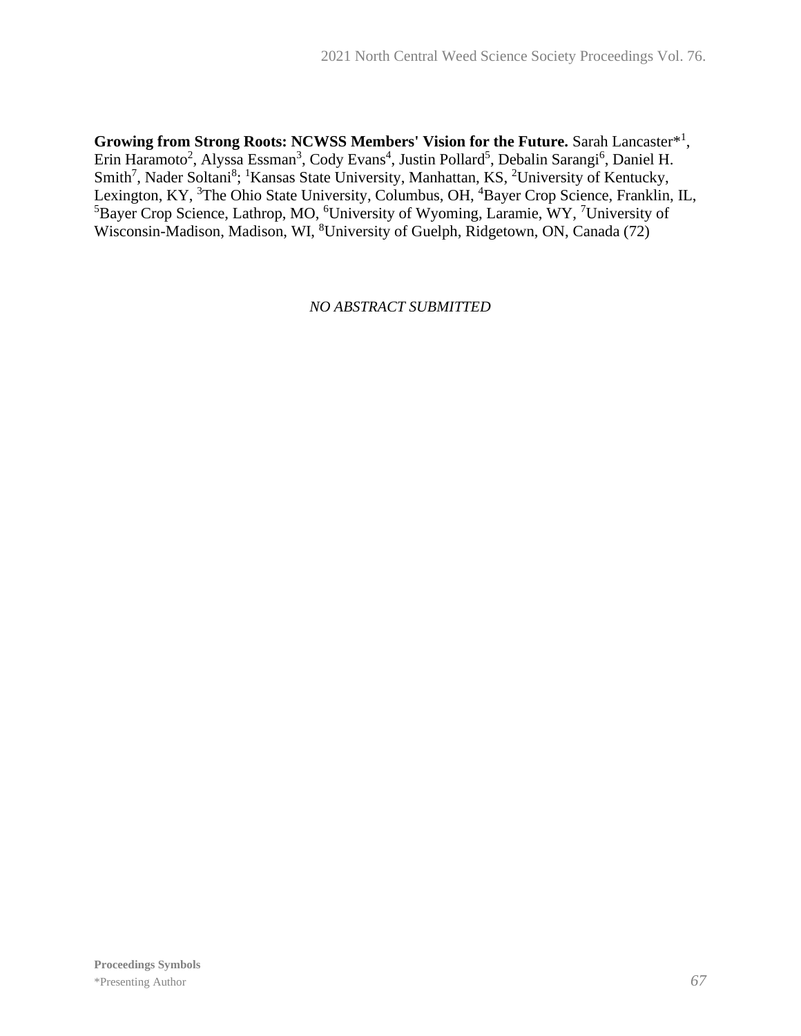**Growing from Strong Roots: NCWSS Members' Vision for the Future.** Sarah Lancaster*[1], Erin Haramoto[2], Alyssa Essman[3], Cody Evans[4], Justin Pollard[5], Debalin Sarangi[6], Daniel H. Smith[7], Nader Soltani[8]; [1]Kansas State University, Manhattan, KS, [2]University of Kentucky, Lexington, KY, [3]The Ohio State University, Columbus, OH, [4]Bayer Crop Science, Franklin, IL, [5]Bayer Crop Science, Lathrop, MO, [6]University of Wyoming, Laramie, WY, [7]University of Wisconsin-Madison, Madison, WI, [8]University of Guelph, Ridgetown, ON, Canada (72)

*NO ABSTRACT SUBMITTED*

**Proceedings Symbols**

*Presenting Author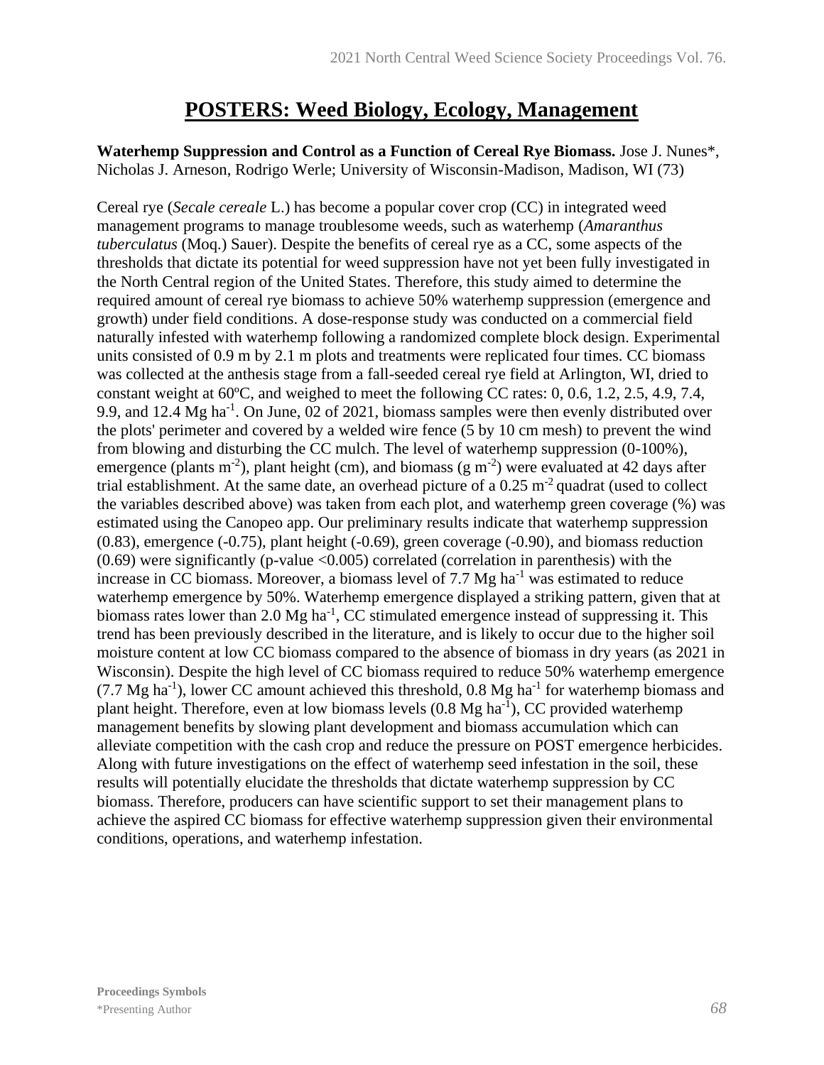# POSTERS: Weed Biology, Ecology, Management

**Waterhemp Suppression and Control as a Function of Cereal Rye Biomass.** Jose J. Nunes*, Nicholas J. Arneson, Rodrigo Werle; University of Wisconsin-Madison, Madison, WI (73)

Cereal rye (*Secale cereale* L.) has become a popular cover crop (CC) in integrated weed management programs to manage troublesome weeds, such as waterhemp (*Amaranthus tuberculatus* (Moq.) Sauer). Despite the benefits of cereal rye as a CC, some aspects of the thresholds that dictate its potential for weed suppression have not yet been fully investigated in the North Central region of the United States. Therefore, this study aimed to determine the required amount of cereal rye biomass to achieve 50% waterhemp suppression (emergence and growth) under field conditions. A dose-response study was conducted on a commercial field naturally infested with waterhemp following a randomized complete block design. Experimental units consisted of 0.9 m by 2.1 m plots and treatments were replicated four times. CC biomass was collected at the anthesis stage from a fall-seeded cereal rye field at Arlington, WI, dried to constant weight at 60ºC, and weighed to meet the following CC rates: 0, 0.6, 1.2, 2.5, 4.9, 7.4, 9.9, and 12.4 Mg $ha^{-1}$. On June, 02 of 2021, biomass samples were then evenly distributed over the plots' perimeter and covered by a welded wire fence (5 by 10 cm mesh) to prevent the wind from blowing and disturbing the CC mulch. The level of waterhemp suppression (0-100%), emergence (plants $m^{-2}$), plant height (cm), and biomass (g $m^{-2}$) were evaluated at 42 days after trial establishment. At the same date, an overhead picture of a 0.25 $m^{-2}$ quadrat (used to collect the variables described above) was taken from each plot, and waterhemp green coverage (%) was estimated using the Canopeo app. Our preliminary results indicate that waterhemp suppression (0.83), emergence (-0.75), plant height (-0.69), green coverage (-0.90), and biomass reduction (0.69) were significantly (p-value <0.005) correlated (correlation in parenthesis) with the increase in CC biomass. Moreover, a biomass level of 7.7 Mg $ha^{-1}$ was estimated to reduce waterhemp emergence by 50%. Waterhemp emergence displayed a striking pattern, given that at biomass rates lower than 2.0 Mg $ha^{-1}$, CC stimulated emergence instead of suppressing it. This trend has been previously described in the literature, and is likely to occur due to the higher soil moisture content at low CC biomass compared to the absence of biomass in dry years (as 2021 in Wisconsin). Despite the high level of CC biomass required to reduce 50% waterhemp emergence (7.7 Mg $ha^{-1}$), lower CC amount achieved this threshold, 0.8 Mg $ha^{-1}$ for waterhemp biomass and plant height. Therefore, even at low biomass levels (0.8 Mg $ha^{-1}$), CC provided waterhemp management benefits by slowing plant development and biomass accumulation which can alleviate competition with the cash crop and reduce the pressure on POST emergence herbicides. Along with future investigations on the effect of waterhemp seed infestation in the soil, these results will potentially elucidate the thresholds that dictate waterhemp suppression by CC biomass. Therefore, producers can have scientific support to set their management plans to achieve the aspired CC biomass for effective waterhemp suppression given their environmental conditions, operations, and waterhemp infestation.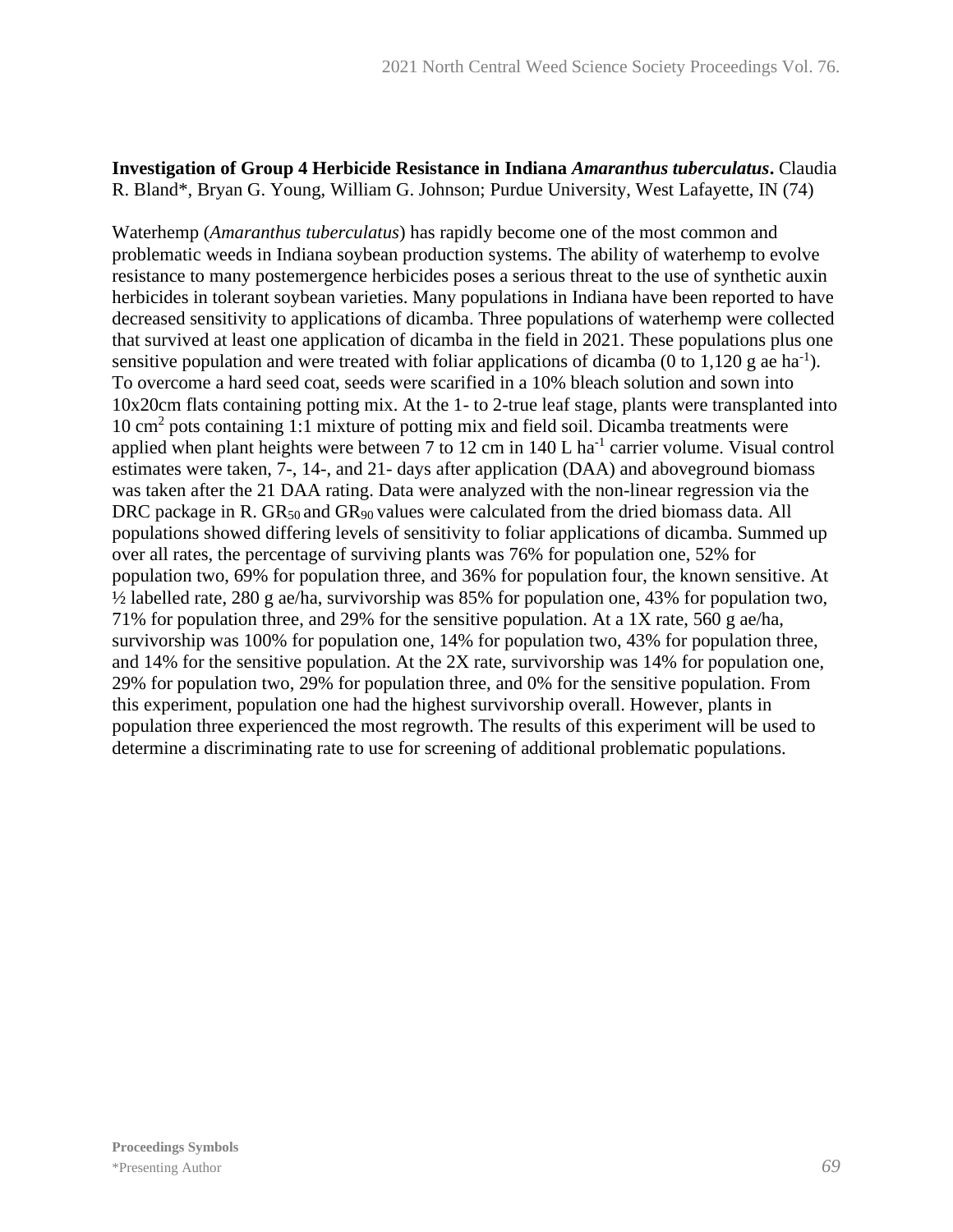**Investigation of Group 4 Herbicide Resistance in Indiana *Amaranthus tuberculatus*.** Claudia R. Bland*, Bryan G. Young, William G. Johnson; Purdue University, West Lafayette, IN (74)

Waterhemp (*Amaranthus tuberculatus*) has rapidly become one of the most common and problematic weeds in Indiana soybean production systems. The ability of waterhemp to evolve resistance to many postemergence herbicides poses a serious threat to the use of synthetic auxin herbicides in tolerant soybean varieties. Many populations in Indiana have been reported to have decreased sensitivity to applications of dicamba. Three populations of waterhemp were collected that survived at least one application of dicamba in the field in 2021. These populations plus one sensitive population and were treated with foliar applications of dicamba (0 to 1,120 g ae $ha^{-1}$). To overcome a hard seed coat, seeds were scarified in a 10% bleach solution and sown into 10x20cm flats containing potting mix. At the 1- to 2-true leaf stage, plants were transplanted into 10 $cm^2$ pots containing 1:1 mixture of potting mix and field soil. Dicamba treatments were applied when plant heights were between 7 to 12 cm in 140 L $ha^{-1}$ carrier volume. Visual control estimates were taken, 7-, 14-, and 21- days after application (DAA) and aboveground biomass was taken after the 21 DAA rating. Data were analyzed with the non-linear regression via the DRC package in R. $GR_{50}$ and $GR_{90}$ values were calculated from the dried biomass data. All populations showed differing levels of sensitivity to foliar applications of dicamba. Summed up over all rates, the percentage of surviving plants was 76% for population one, 52% for population two, 69% for population three, and 36% for population four, the known sensitive. At ½ labelled rate, 280 g ae/ha, survivorship was 85% for population one, 43% for population two, 71% for population three, and 29% for the sensitive population. At a 1X rate, 560 g ae/ha, survivorship was 100% for population one, 14% for population two, 43% for population three, and 14% for the sensitive population. At the 2X rate, survivorship was 14% for population one, 29% for population two, 29% for population three, and 0% for the sensitive population. From this experiment, population one had the highest survivorship overall. However, plants in population three experienced the most regrowth. The results of this experiment will be used to determine a discriminating rate to use for screening of additional problematic populations.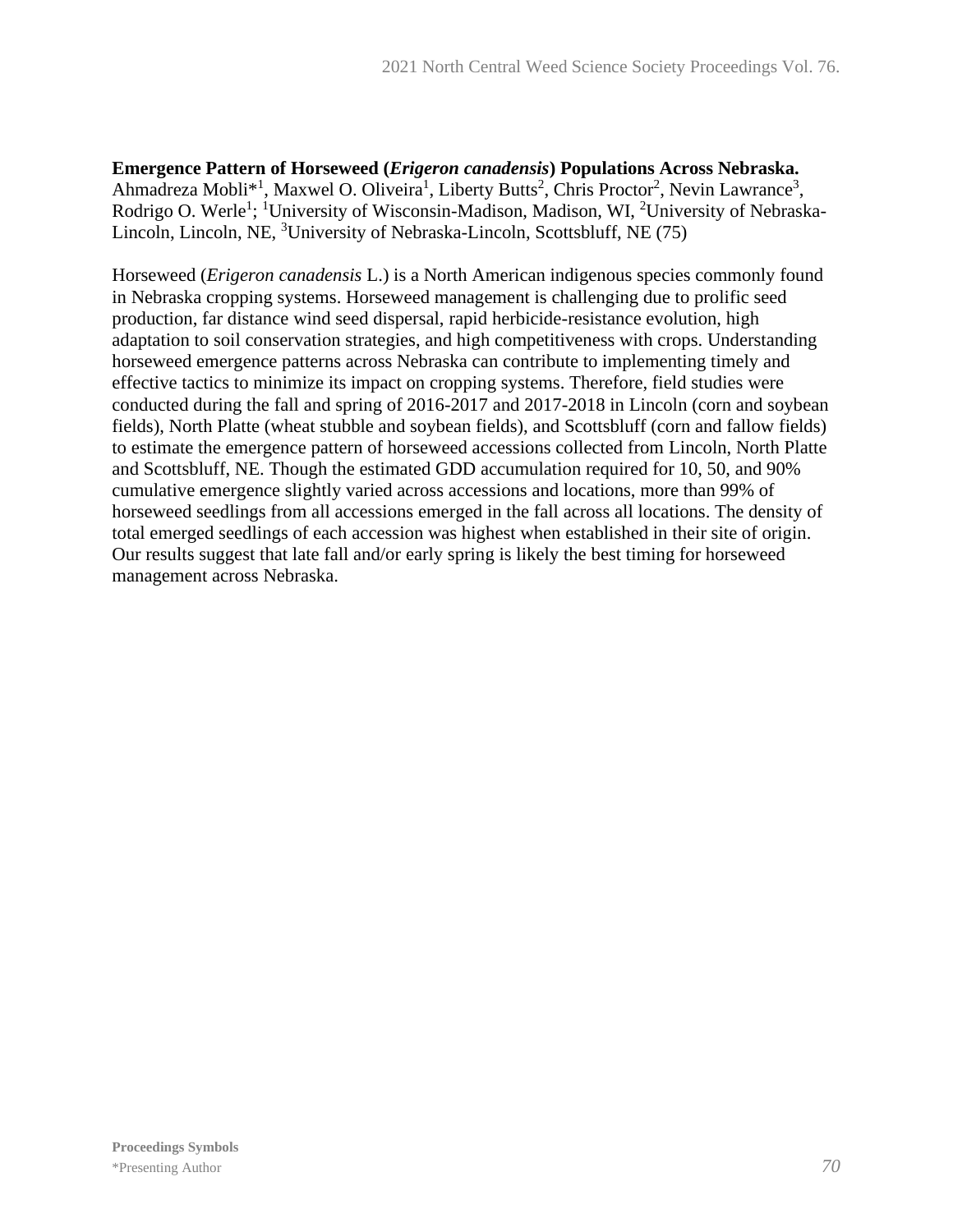**Emergence Pattern of Horseweed (*Erigeron canadensis*) Populations Across Nebraska.** Ahmadreza Mobli*[1], Maxwel O. Oliveira[1], Liberty Butts[2], Chris Proctor[2], Nevin Lawrance[3], Rodrigo O. Werle[1]; [1]University of Wisconsin-Madison, Madison, WI, [2]University of Nebraska-Lincoln, Lincoln, NE, [3]University of Nebraska-Lincoln, Scottsbluff, NE (75)

Horseweed (*Erigeron canadensis* L.) is a North American indigenous species commonly found in Nebraska cropping systems. Horseweed management is challenging due to prolific seed production, far distance wind seed dispersal, rapid herbicide-resistance evolution, high adaptation to soil conservation strategies, and high competitiveness with crops. Understanding horseweed emergence patterns across Nebraska can contribute to implementing timely and effective tactics to minimize its impact on cropping systems. Therefore, field studies were conducted during the fall and spring of 2016-2017 and 2017-2018 in Lincoln (corn and soybean fields), North Platte (wheat stubble and soybean fields), and Scottsbluff (corn and fallow fields) to estimate the emergence pattern of horseweed accessions collected from Lincoln, North Platte and Scottsbluff, NE. Though the estimated GDD accumulation required for 10, 50, and 90% cumulative emergence slightly varied across accessions and locations, more than 99% of horseweed seedlings from all accessions emerged in the fall across all locations. The density of total emerged seedlings of each accession was highest when established in their site of origin. Our results suggest that late fall and/or early spring is likely the best timing for horseweed management across Nebraska.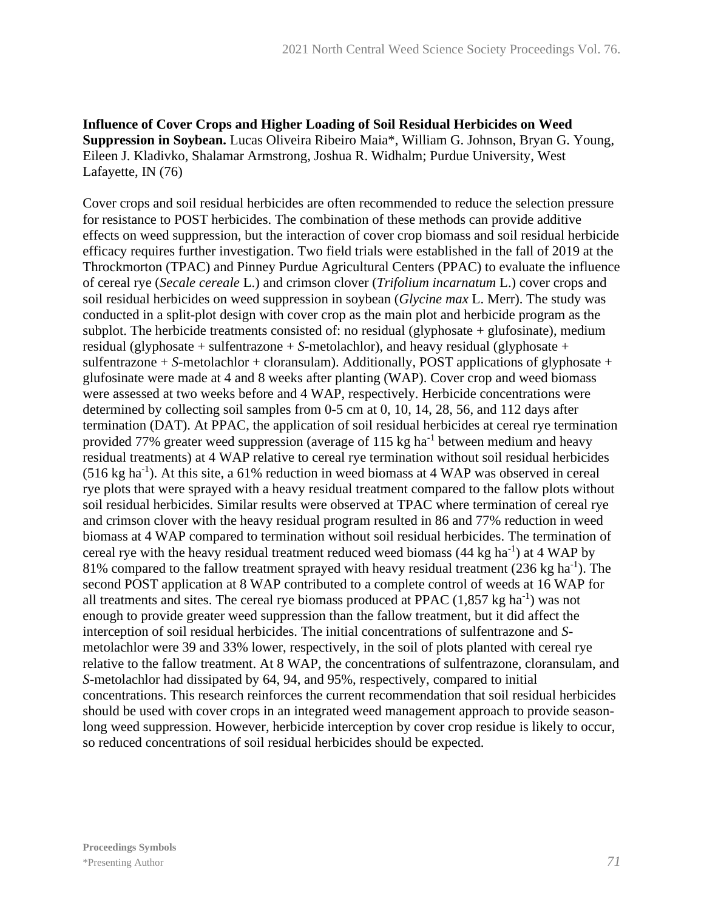**Influence of Cover Crops and Higher Loading of Soil Residual Herbicides on Weed Suppression in Soybean.** Lucas Oliveira Ribeiro Maia*, William G. Johnson, Bryan G. Young, Eileen J. Kladivko, Shalamar Armstrong, Joshua R. Widhalm; Purdue University, West Lafayette, IN (76)

Cover crops and soil residual herbicides are often recommended to reduce the selection pressure for resistance to POST herbicides. The combination of these methods can provide additive effects on weed suppression, but the interaction of cover crop biomass and soil residual herbicide efficacy requires further investigation. Two field trials were established in the fall of 2019 at the Throckmorton (TPAC) and Pinney Purdue Agricultural Centers (PPAC) to evaluate the influence of cereal rye (*Secale cereale* L.) and crimson clover (*Trifolium incarnatum* L.) cover crops and soil residual herbicides on weed suppression in soybean (*Glycine max* L. Merr). The study was conducted in a split-plot design with cover crop as the main plot and herbicide program as the subplot. The herbicide treatments consisted of: no residual (glyphosate + glufosinate), medium residual (glyphosate + sulfentrazone + *S*-metolachlor), and heavy residual (glyphosate + sulfentrazone + *S*-metolachlor + cloransulam). Additionally, POST applications of glyphosate + glufosinate were made at 4 and 8 weeks after planting (WAP). Cover crop and weed biomass were assessed at two weeks before and 4 WAP, respectively. Herbicide concentrations were determined by collecting soil samples from 0-5 cm at 0, 10, 14, 28, 56, and 112 days after termination (DAT). At PPAC, the application of soil residual herbicides at cereal rye termination provided 77% greater weed suppression (average of 115 kg ha$^{-1}$ between medium and heavy residual treatments) at 4 WAP relative to cereal rye termination without soil residual herbicides (516 kg ha$^{-1}$). At this site, a 61% reduction in weed biomass at 4 WAP was observed in cereal rye plots that were sprayed with a heavy residual treatment compared to the fallow plots without soil residual herbicides. Similar results were observed at TPAC where termination of cereal rye and crimson clover with the heavy residual program resulted in 86 and 77% reduction in weed biomass at 4 WAP compared to termination without soil residual herbicides. The termination of cereal rye with the heavy residual treatment reduced weed biomass (44 kg ha$^{-1}$) at 4 WAP by 81% compared to the fallow treatment sprayed with heavy residual treatment (236 kg ha$^{-1}$). The second POST application at 8 WAP contributed to a complete control of weeds at 16 WAP for all treatments and sites. The cereal rye biomass produced at PPAC (1,857 kg ha$^{-1}$) was not enough to provide greater weed suppression than the fallow treatment, but it did affect the interception of soil residual herbicides. The initial concentrations of sulfentrazone and *S*-metolachlor were 39 and 33% lower, respectively, in the soil of plots planted with cereal rye relative to the fallow treatment. At 8 WAP, the concentrations of sulfentrazone, cloransulam, and *S*-metolachlor had dissipated by 64, 94, and 95%, respectively, compared to initial concentrations. This research reinforces the current recommendation that soil residual herbicides should be used with cover crops in an integrated weed management approach to provide season-long weed suppression. However, herbicide interception by cover crop residue is likely to occur, so reduced concentrations of soil residual herbicides should be expected.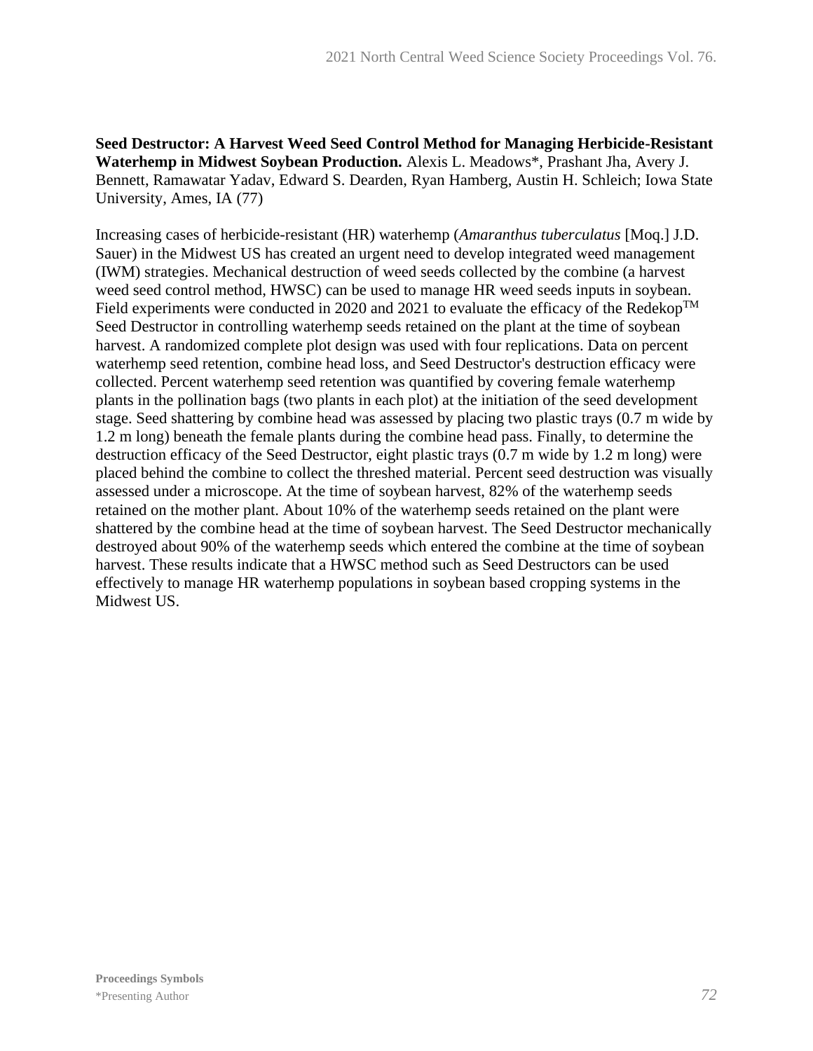**Seed Destructor: A Harvest Weed Seed Control Method for Managing Herbicide-Resistant Waterhemp in Midwest Soybean Production.** Alexis L. Meadows*, Prashant Jha, Avery J. Bennett, Ramawatar Yadav, Edward S. Dearden, Ryan Hamberg, Austin H. Schleich; Iowa State University, Ames, IA (77)

Increasing cases of herbicide-resistant (HR) waterhemp (*Amaranthus tuberculatus* [Moq.] J.D. Sauer) in the Midwest US has created an urgent need to develop integrated weed management (IWM) strategies. Mechanical destruction of weed seeds collected by the combine (a harvest weed seed control method, HWSC) can be used to manage HR weed seeds inputs in soybean. Field experiments were conducted in 2020 and 2021 to evaluate the efficacy of the Redekop$^{TM}$ Seed Destructor in controlling waterhemp seeds retained on the plant at the time of soybean harvest. A randomized complete plot design was used with four replications. Data on percent waterhemp seed retention, combine head loss, and Seed Destructor's destruction efficacy were collected. Percent waterhemp seed retention was quantified by covering female waterhemp plants in the pollination bags (two plants in each plot) at the initiation of the seed development stage. Seed shattering by combine head was assessed by placing two plastic trays (0.7 m wide by 1.2 m long) beneath the female plants during the combine head pass. Finally, to determine the destruction efficacy of the Seed Destructor, eight plastic trays (0.7 m wide by 1.2 m long) were placed behind the combine to collect the threshed material. Percent seed destruction was visually assessed under a microscope. At the time of soybean harvest, 82% of the waterhemp seeds retained on the mother plant. About 10% of the waterhemp seeds retained on the plant were shattered by the combine head at the time of soybean harvest. The Seed Destructor mechanically destroyed about 90% of the waterhemp seeds which entered the combine at the time of soybean harvest. These results indicate that a HWSC method such as Seed Destructors can be used effectively to manage HR waterhemp populations in soybean based cropping systems in the Midwest US.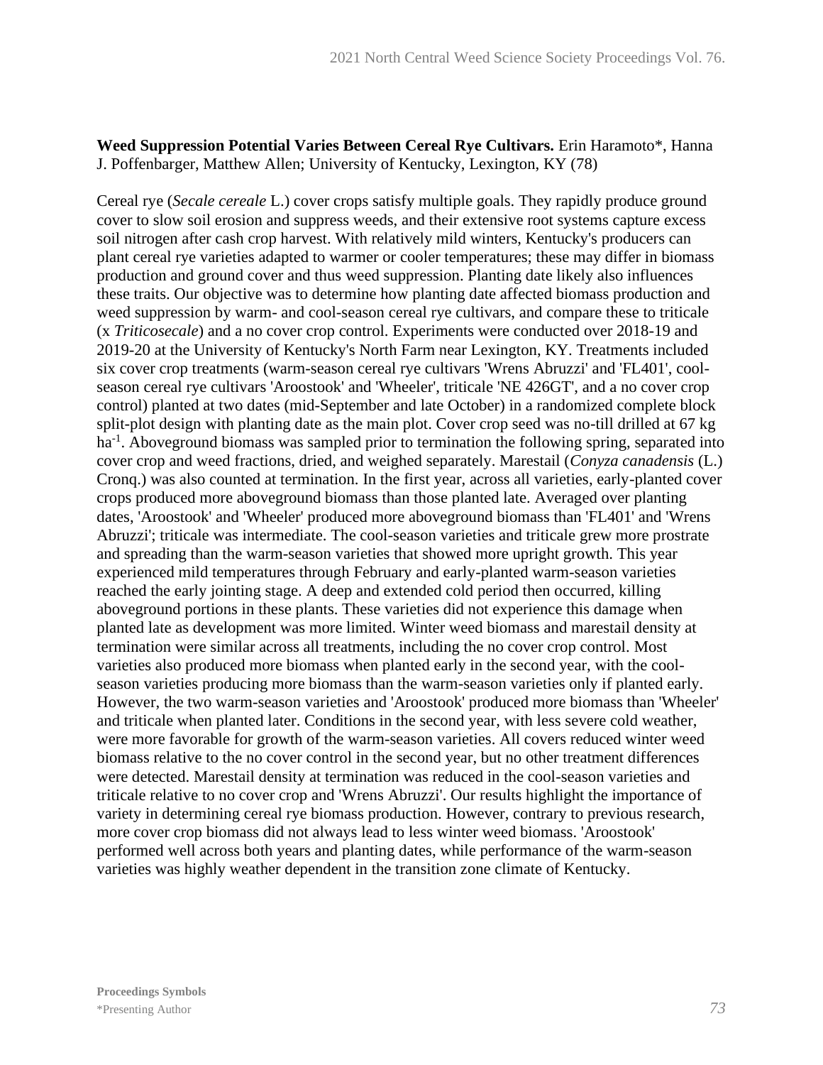**Weed Suppression Potential Varies Between Cereal Rye Cultivars.** Erin Haramoto*, Hanna J. Poffenbarger, Matthew Allen; University of Kentucky, Lexington, KY (78)

Cereal rye (*Secale cereale* L.) cover crops satisfy multiple goals. They rapidly produce ground cover to slow soil erosion and suppress weeds, and their extensive root systems capture excess soil nitrogen after cash crop harvest. With relatively mild winters, Kentucky's producers can plant cereal rye varieties adapted to warmer or cooler temperatures; these may differ in biomass production and ground cover and thus weed suppression. Planting date likely also influences these traits. Our objective was to determine how planting date affected biomass production and weed suppression by warm- and cool-season cereal rye cultivars, and compare these to triticale (x *Triticosecale*) and a no cover crop control. Experiments were conducted over 2018-19 and 2019-20 at the University of Kentucky's North Farm near Lexington, KY. Treatments included six cover crop treatments (warm-season cereal rye cultivars 'Wrens Abruzzi' and 'FL401', cool-season cereal rye cultivars 'Aroostook' and 'Wheeler', triticale 'NE 426GT', and a no cover crop control) planted at two dates (mid-September and late October) in a randomized complete block split-plot design with planting date as the main plot. Cover crop seed was no-till drilled at 67 kg ha$^{-1}$. Aboveground biomass was sampled prior to termination the following spring, separated into cover crop and weed fractions, dried, and weighed separately. Marestail (*Conyza canadensis* (L.) Cronq.) was also counted at termination. In the first year, across all varieties, early-planted cover crops produced more aboveground biomass than those planted late. Averaged over planting dates, 'Aroostook' and 'Wheeler' produced more aboveground biomass than 'FL401' and 'Wrens Abruzzi'; triticale was intermediate. The cool-season varieties and triticale grew more prostrate and spreading than the warm-season varieties that showed more upright growth. This year experienced mild temperatures through February and early-planted warm-season varieties reached the early jointing stage. A deep and extended cold period then occurred, killing aboveground portions in these plants. These varieties did not experience this damage when planted late as development was more limited. Winter weed biomass and marestail density at termination were similar across all treatments, including the no cover crop control. Most varieties also produced more biomass when planted early in the second year, with the cool-season varieties producing more biomass than the warm-season varieties only if planted early. However, the two warm-season varieties and 'Aroostook' produced more biomass than 'Wheeler' and triticale when planted later. Conditions in the second year, with less severe cold weather, were more favorable for growth of the warm-season varieties. All covers reduced winter weed biomass relative to the no cover control in the second year, but no other treatment differences were detected. Marestail density at termination was reduced in the cool-season varieties and triticale relative to no cover crop and 'Wrens Abruzzi'. Our results highlight the importance of variety in determining cereal rye biomass production. However, contrary to previous research, more cover crop biomass did not always lead to less winter weed biomass. 'Aroostook' performed well across both years and planting dates, while performance of the warm-season varieties was highly weather dependent in the transition zone climate of Kentucky.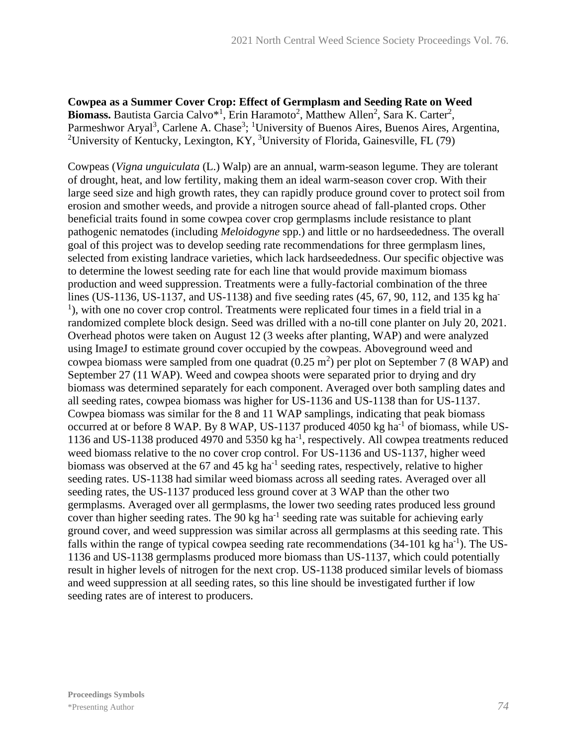**Cowpea as a Summer Cover Crop: Effect of Germplasm and Seeding Rate on Weed Biomass.** Bautista Garcia Calvo*[1], Erin Haramoto[2], Matthew Allen[2], Sara K. Carter[2], Parmeshwor Aryal[3], Carlene A. Chase[3]; [1]University of Buenos Aires, Buenos Aires, Argentina, [2]University of Kentucky, Lexington, KY, [3]University of Florida, Gainesville, FL (79)

Cowpeas (*Vigna unguiculata* (L.) Walp) are an annual, warm-season legume. They are tolerant of drought, heat, and low fertility, making them an ideal warm-season cover crop. With their large seed size and high growth rates, they can rapidly produce ground cover to protect soil from erosion and smother weeds, and provide a nitrogen source ahead of fall-planted crops. Other beneficial traits found in some cowpea cover crop germplasms include resistance to plant pathogenic nematodes (including *Meloidogyne* spp.) and little or no hardseededness. The overall goal of this project was to develop seeding rate recommendations for three germplasm lines, selected from existing landrace varieties, which lack hardseededness. Our specific objective was to determine the lowest seeding rate for each line that would provide maximum biomass production and weed suppression. Treatments were a fully-factorial combination of the three lines (US-1136, US-1137, and US-1138) and five seeding rates (45, 67, 90, 112, and 135 kg ha$^{-1}$), with one no cover crop control. Treatments were replicated four times in a field trial in a randomized complete block design. Seed was drilled with a no-till cone planter on July 20, 2021. Overhead photos were taken on August 12 (3 weeks after planting, WAP) and were analyzed using ImageJ to estimate ground cover occupied by the cowpeas. Aboveground weed and cowpea biomass were sampled from one quadrat (0.25 m$^2$) per plot on September 7 (8 WAP) and September 27 (11 WAP). Weed and cowpea shoots were separated prior to drying and dry biomass was determined separately for each component. Averaged over both sampling dates and all seeding rates, cowpea biomass was higher for US-1136 and US-1138 than for US-1137. Cowpea biomass was similar for the 8 and 11 WAP samplings, indicating that peak biomass occurred at or before 8 WAP. By 8 WAP, US-1137 produced 4050 kg ha$^{-1}$ of biomass, while US-1136 and US-1138 produced 4970 and 5350 kg ha$^{-1}$, respectively. All cowpea treatments reduced weed biomass relative to the no cover crop control. For US-1136 and US-1137, higher weed biomass was observed at the 67 and 45 kg ha$^{-1}$ seeding rates, respectively, relative to higher seeding rates. US-1138 had similar weed biomass across all seeding rates. Averaged over all seeding rates, the US-1137 produced less ground cover at 3 WAP than the other two germplasms. Averaged over all germplasms, the lower two seeding rates produced less ground cover than higher seeding rates. The 90 kg ha$^{-1}$ seeding rate was suitable for achieving early ground cover, and weed suppression was similar across all germplasms at this seeding rate. This falls within the range of typical cowpea seeding rate recommendations (34-101 kg ha$^{-1}$). The US-1136 and US-1138 germplasms produced more biomass than US-1137, which could potentially result in higher levels of nitrogen for the next crop. US-1138 produced similar levels of biomass and weed suppression at all seeding rates, so this line should be investigated further if low seeding rates are of interest to producers.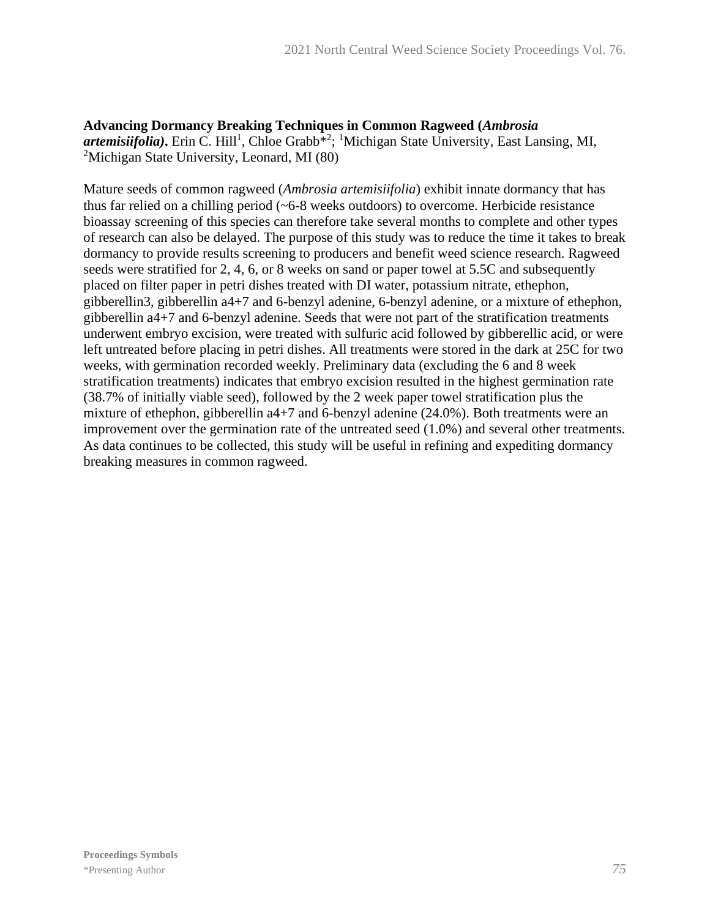**Advancing Dormancy Breaking Techniques in Common Ragweed (*Ambrosia artemisiifolia*).** Erin C. Hill[1], Chloe Grabb*[2]; [1]Michigan State University, East Lansing, MI, [2]Michigan State University, Leonard, MI (80)

Mature seeds of common ragweed (*Ambrosia artemisiifolia*) exhibit innate dormancy that has thus far relied on a chilling period (~6-8 weeks outdoors) to overcome. Herbicide resistance bioassay screening of this species can therefore take several months to complete and other types of research can also be delayed. The purpose of this study was to reduce the time it takes to break dormancy to provide results screening to producers and benefit weed science research. Ragweed seeds were stratified for 2, 4, 6, or 8 weeks on sand or paper towel at 5.5C and subsequently placed on filter paper in petri dishes treated with DI water, potassium nitrate, ethephon, gibberellin3, gibberellin a4+7 and 6-benzyl adenine, 6-benzyl adenine, or a mixture of ethephon, gibberellin a4+7 and 6-benzyl adenine. Seeds that were not part of the stratification treatments underwent embryo excision, were treated with sulfuric acid followed by gibberellic acid, or were left untreated before placing in petri dishes. All treatments were stored in the dark at 25C for two weeks, with germination recorded weekly. Preliminary data (excluding the 6 and 8 week stratification treatments) indicates that embryo excision resulted in the highest germination rate (38.7% of initially viable seed), followed by the 2 week paper towel stratification plus the mixture of ethephon, gibberellin a4+7 and 6-benzyl adenine (24.0%). Both treatments were an improvement over the germination rate of the untreated seed (1.0%) and several other treatments. As data continues to be collected, this study will be useful in refining and expediting dormancy breaking measures in common ragweed.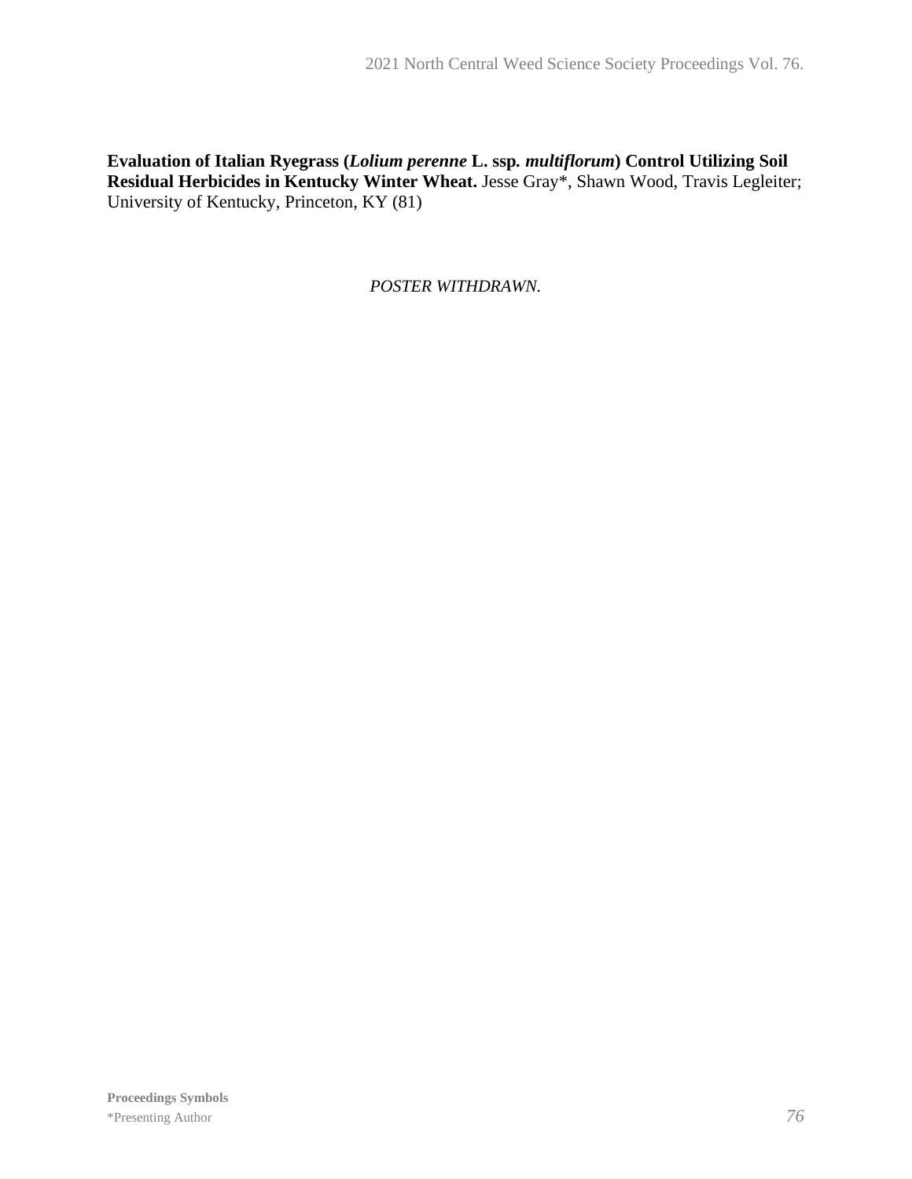**Evaluation of Italian Ryegrass (*Lolium perenne* L. ssp. *multiflorum*) Control Utilizing Soil Residual Herbicides in Kentucky Winter Wheat.** Jesse Gray*, Shawn Wood, Travis Legleiter; University of Kentucky, Princeton, KY (81)

*POSTER WITHDRAWN.*

**Proceedings Symbols**
*Presenting Author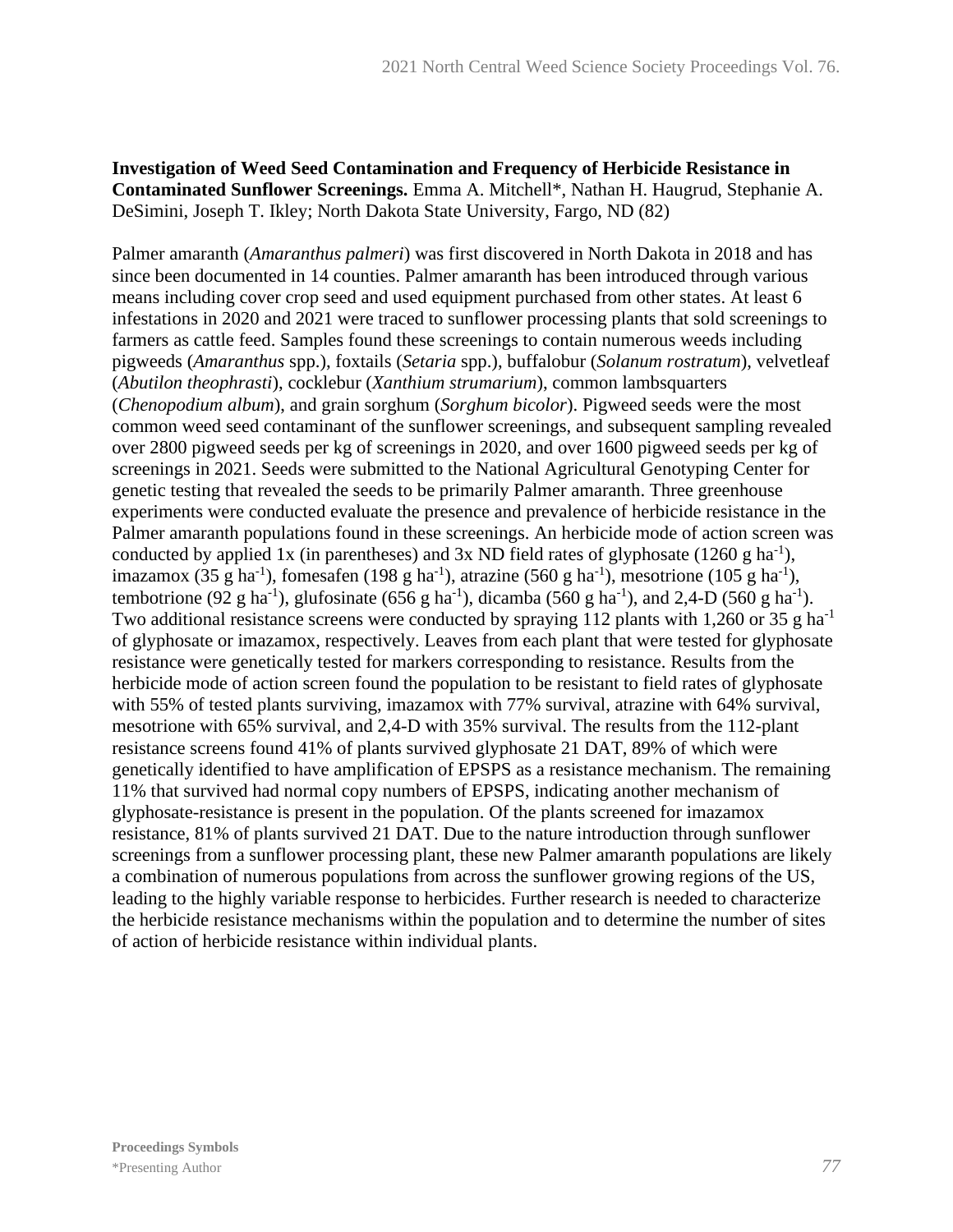**Investigation of Weed Seed Contamination and Frequency of Herbicide Resistance in Contaminated Sunflower Screenings.** Emma A. Mitchell*, Nathan H. Haugrud, Stephanie A. DeSimini, Joseph T. Ikley; North Dakota State University, Fargo, ND (82)

Palmer amaranth (*Amaranthus palmeri*) was first discovered in North Dakota in 2018 and has since been documented in 14 counties. Palmer amaranth has been introduced through various means including cover crop seed and used equipment purchased from other states. At least 6 infestations in 2020 and 2021 were traced to sunflower processing plants that sold screenings to farmers as cattle feed. Samples found these screenings to contain numerous weeds including pigweeds (*Amaranthus* spp.), foxtails (*Setaria* spp.), buffalobur (*Solanum rostratum*), velvetleaf (*Abutilon theophrasti*), cocklebur (*Xanthium strumarium*), common lambsquarters (*Chenopodium album*), and grain sorghum (*Sorghum bicolor*). Pigweed seeds were the most common weed seed contaminant of the sunflower screenings, and subsequent sampling revealed over 2800 pigweed seeds per kg of screenings in 2020, and over 1600 pigweed seeds per kg of screenings in 2021. Seeds were submitted to the National Agricultural Genotyping Center for genetic testing that revealed the seeds to be primarily Palmer amaranth. Three greenhouse experiments were conducted evaluate the presence and prevalence of herbicide resistance in the Palmer amaranth populations found in these screenings. An herbicide mode of action screen was conducted by applied 1x (in parentheses) and 3x ND field rates of glyphosate (1260 g ha$^{-1}$), imazamox (35 g ha$^{-1}$), fomesafen (198 g ha$^{-1}$), atrazine (560 g ha$^{-1}$), mesotrione (105 g ha$^{-1}$), tembotrione (92 g ha$^{-1}$), glufosinate (656 g ha$^{-1}$), dicamba (560 g ha$^{-1}$), and 2,4-D (560 g ha$^{-1}$). Two additional resistance screens were conducted by spraying 112 plants with 1,260 or 35 g ha$^{-1}$ of glyphosate or imazamox, respectively. Leaves from each plant that were tested for glyphosate resistance were genetically tested for markers corresponding to resistance. Results from the herbicide mode of action screen found the population to be resistant to field rates of glyphosate with 55% of tested plants surviving, imazamox with 77% survival, atrazine with 64% survival, mesotrione with 65% survival, and 2,4-D with 35% survival. The results from the 112-plant resistance screens found 41% of plants survived glyphosate 21 DAT, 89% of which were genetically identified to have amplification of EPSPS as a resistance mechanism. The remaining 11% that survived had normal copy numbers of EPSPS, indicating another mechanism of glyphosate-resistance is present in the population. Of the plants screened for imazamox resistance, 81% of plants survived 21 DAT. Due to the nature introduction through sunflower screenings from a sunflower processing plant, these new Palmer amaranth populations are likely a combination of numerous populations from across the sunflower growing regions of the US, leading to the highly variable response to herbicides. Further research is needed to characterize the herbicide resistance mechanisms within the population and to determine the number of sites of action of herbicide resistance within individual plants.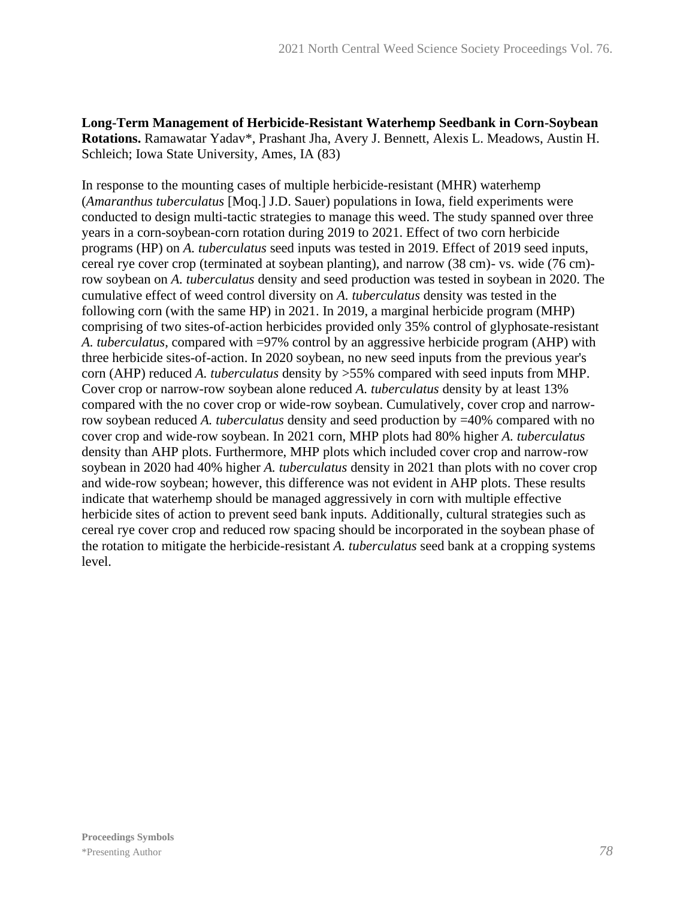**Long-Term Management of Herbicide-Resistant Waterhemp Seedbank in Corn-Soybean Rotations.** Ramawatar Yadav*, Prashant Jha, Avery J. Bennett, Alexis L. Meadows, Austin H. Schleich; Iowa State University, Ames, IA (83)

In response to the mounting cases of multiple herbicide-resistant (MHR) waterhemp (*Amaranthus tuberculatus* [Moq.] J.D. Sauer) populations in Iowa, field experiments were conducted to design multi-tactic strategies to manage this weed. The study spanned over three years in a corn-soybean-corn rotation during 2019 to 2021. Effect of two corn herbicide programs (HP) on *A. tuberculatus* seed inputs was tested in 2019. Effect of 2019 seed inputs, cereal rye cover crop (terminated at soybean planting), and narrow (38 cm)- vs. wide (76 cm)-row soybean on *A. tuberculatus* density and seed production was tested in soybean in 2020. The cumulative effect of weed control diversity on *A. tuberculatus* density was tested in the following corn (with the same HP) in 2021. In 2019, a marginal herbicide program (MHP) comprising of two sites-of-action herbicides provided only 35% control of glyphosate-resistant *A. tuberculatus*, compared with =97% control by an aggressive herbicide program (AHP) with three herbicide sites-of-action. In 2020 soybean, no new seed inputs from the previous year's corn (AHP) reduced *A. tuberculatus* density by >55% compared with seed inputs from MHP. Cover crop or narrow-row soybean alone reduced *A. tuberculatus* density by at least 13% compared with the no cover crop or wide-row soybean. Cumulatively, cover crop and narrow-row soybean reduced *A. tuberculatus* density and seed production by =40% compared with no cover crop and wide-row soybean. In 2021 corn, MHP plots had 80% higher *A. tuberculatus* density than AHP plots. Furthermore, MHP plots which included cover crop and narrow-row soybean in 2020 had 40% higher *A. tuberculatus* density in 2021 than plots with no cover crop and wide-row soybean; however, this difference was not evident in AHP plots. These results indicate that waterhemp should be managed aggressively in corn with multiple effective herbicide sites of action to prevent seed bank inputs. Additionally, cultural strategies such as cereal rye cover crop and reduced row spacing should be incorporated in the soybean phase of the rotation to mitigate the herbicide-resistant *A. tuberculatus* seed bank at a cropping systems level.

**Proceedings Symbols**
*Presenting Author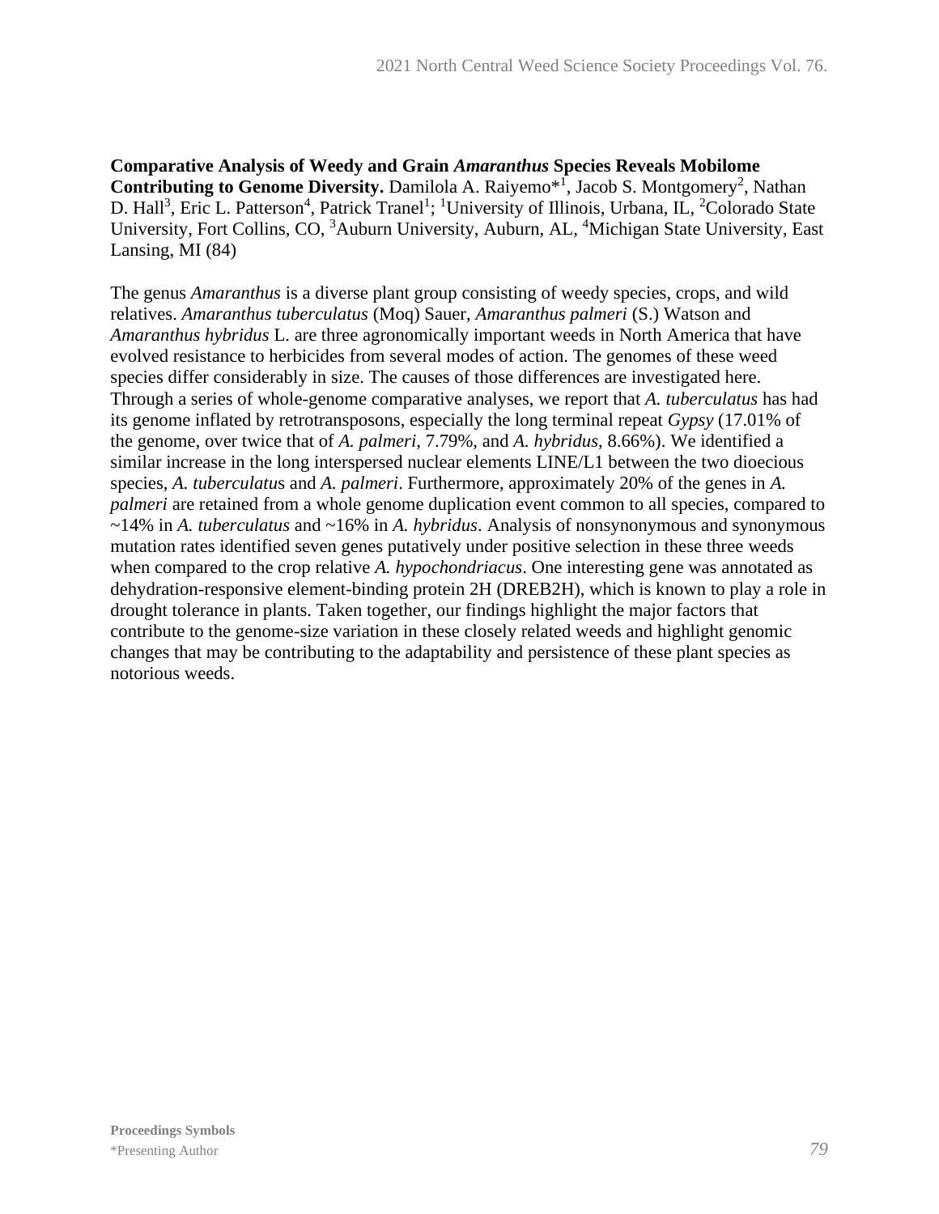**Comparative Analysis of Weedy and Grain *Amaranthus* Species Reveals Mobilome Contributing to Genome Diversity.** Damilola A. Raiyemo*[1], Jacob S. Montgomery[2], Nathan D. Hall[3], Eric L. Patterson[4], Patrick Tranel[1]; [1]University of Illinois, Urbana, IL, [2]Colorado State University, Fort Collins, CO, [3]Auburn University, Auburn, AL, [4]Michigan State University, East Lansing, MI (84)

The genus *Amaranthus* is a diverse plant group consisting of weedy species, crops, and wild relatives. *Amaranthus tuberculatus* (Moq) Sauer, *Amaranthus palmeri* (S.) Watson and *Amaranthus hybridus* L. are three agronomically important weeds in North America that have evolved resistance to herbicides from several modes of action. The genomes of these weed species differ considerably in size. The causes of those differences are investigated here. Through a series of whole-genome comparative analyses, we report that *A. tuberculatus* has had its genome inflated by retrotransposons, especially the long terminal repeat *Gypsy* (17.01% of the genome, over twice that of *A. palmeri*, 7.79%, and *A. hybridus*, 8.66%). We identified a similar increase in the long interspersed nuclear elements LINE/L1 between the two dioecious species, *A. tuberculatus* and *A. palmeri*. Furthermore, approximately 20% of the genes in *A. palmeri* are retained from a whole genome duplication event common to all species, compared to ~14% in *A. tuberculatus* and ~16% in *A. hybridus*. Analysis of nonsynonymous and synonymous mutation rates identified seven genes putatively under positive selection in these three weeds when compared to the crop relative *A. hypochondriacus*. One interesting gene was annotated as dehydration-responsive element-binding protein 2H (DREB2H), which is known to play a role in drought tolerance in plants. Taken together, our findings highlight the major factors that contribute to the genome-size variation in these closely related weeds and highlight genomic changes that may be contributing to the adaptability and persistence of these plant species as notorious weeds.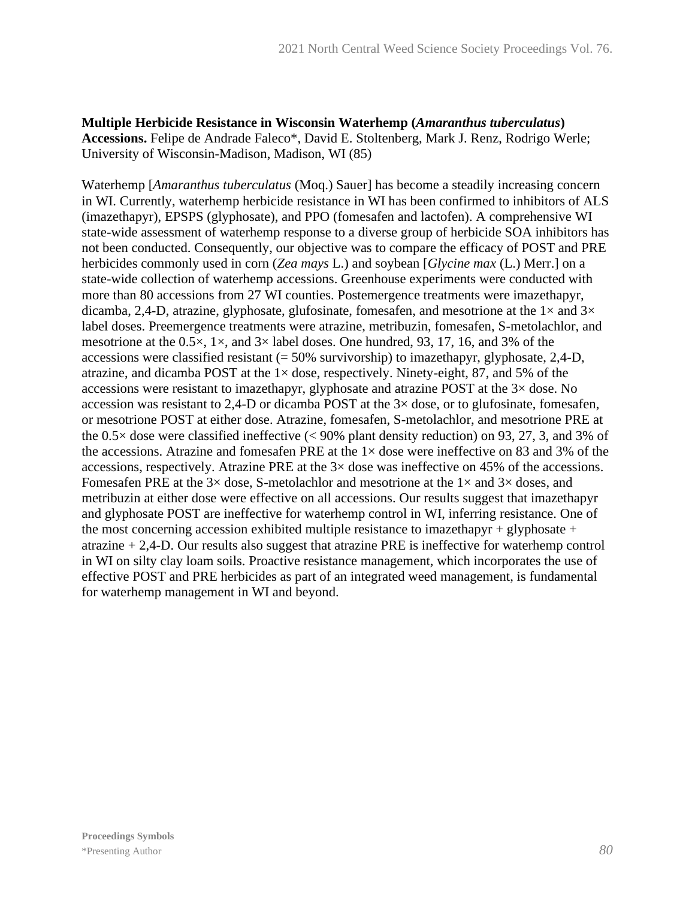**Multiple Herbicide Resistance in Wisconsin Waterhemp (*Amaranthus tuberculatus*) Accessions.** Felipe de Andrade Faleco*, David E. Stoltenberg, Mark J. Renz, Rodrigo Werle; University of Wisconsin-Madison, Madison, WI (85)

Waterhemp [*Amaranthus tuberculatus* (Moq.) Sauer] has become a steadily increasing concern in WI. Currently, waterhemp herbicide resistance in WI has been confirmed to inhibitors of ALS (imazethapyr), EPSPS (glyphosate), and PPO (fomesafen and lactofen). A comprehensive WI state-wide assessment of waterhemp response to a diverse group of herbicide SOA inhibitors has not been conducted. Consequently, our objective was to compare the efficacy of POST and PRE herbicides commonly used in corn (*Zea mays* L.) and soybean [*Glycine max* (L.) Merr.] on a state-wide collection of waterhemp accessions. Greenhouse experiments were conducted with more than 80 accessions from 27 WI counties. Postemergence treatments were imazethapyr, dicamba, 2,4-D, atrazine, glyphosate, glufosinate, fomesafen, and mesotrione at the 1× and 3× label doses. Preemergence treatments were atrazine, metribuzin, fomesafen, S-metolachlor, and mesotrione at the 0.5×, 1×, and 3× label doses. One hundred, 93, 17, 16, and 3% of the accessions were classified resistant (= 50% survivorship) to imazethapyr, glyphosate, 2,4-D, atrazine, and dicamba POST at the 1× dose, respectively. Ninety-eight, 87, and 5% of the accessions were resistant to imazethapyr, glyphosate and atrazine POST at the 3× dose. No accession was resistant to 2,4-D or dicamba POST at the 3× dose, or to glufosinate, fomesafen, or mesotrione POST at either dose. Atrazine, fomesafen, S-metolachlor, and mesotrione PRE at the 0.5× dose were classified ineffective (< 90% plant density reduction) on 93, 27, 3, and 3% of the accessions. Atrazine and fomesafen PRE at the 1× dose were ineffective on 83 and 3% of the accessions, respectively. Atrazine PRE at the 3× dose was ineffective on 45% of the accessions. Fomesafen PRE at the 3× dose, S-metolachlor and mesotrione at the 1× and 3× doses, and metribuzin at either dose were effective on all accessions. Our results suggest that imazethapyr and glyphosate POST are ineffective for waterhemp control in WI, inferring resistance. One of the most concerning accession exhibited multiple resistance to imazethapyr + glyphosate + atrazine + 2,4-D. Our results also suggest that atrazine PRE is ineffective for waterhemp control in WI on silty clay loam soils. Proactive resistance management, which incorporates the use of effective POST and PRE herbicides as part of an integrated weed management, is fundamental for waterhemp management in WI and beyond.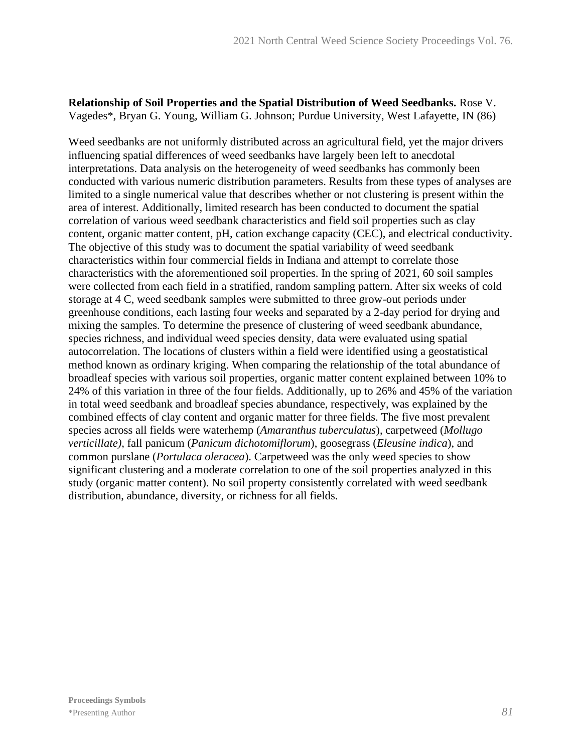**Relationship of Soil Properties and the Spatial Distribution of Weed Seedbanks.** Rose V. Vagedes*, Bryan G. Young, William G. Johnson; Purdue University, West Lafayette, IN (86)

Weed seedbanks are not uniformly distributed across an agricultural field, yet the major drivers influencing spatial differences of weed seedbanks have largely been left to anecdotal interpretations. Data analysis on the heterogeneity of weed seedbanks has commonly been conducted with various numeric distribution parameters. Results from these types of analyses are limited to a single numerical value that describes whether or not clustering is present within the area of interest. Additionally, limited research has been conducted to document the spatial correlation of various weed seedbank characteristics and field soil properties such as clay content, organic matter content, pH, cation exchange capacity (CEC), and electrical conductivity. The objective of this study was to document the spatial variability of weed seedbank characteristics within four commercial fields in Indiana and attempt to correlate those characteristics with the aforementioned soil properties. In the spring of 2021, 60 soil samples were collected from each field in a stratified, random sampling pattern. After six weeks of cold storage at 4 C, weed seedbank samples were submitted to three grow-out periods under greenhouse conditions, each lasting four weeks and separated by a 2-day period for drying and mixing the samples. To determine the presence of clustering of weed seedbank abundance, species richness, and individual weed species density, data were evaluated using spatial autocorrelation. The locations of clusters within a field were identified using a geostatistical method known as ordinary kriging. When comparing the relationship of the total abundance of broadleaf species with various soil properties, organic matter content explained between 10% to 24% of this variation in three of the four fields. Additionally, up to 26% and 45% of the variation in total weed seedbank and broadleaf species abundance, respectively, was explained by the combined effects of clay content and organic matter for three fields. The five most prevalent species across all fields were waterhemp (*Amaranthus tuberculatus*), carpetweed (*Mollugo verticillate)*, fall panicum (*Panicum dichotomiflorum*), goosegrass (*Eleusine indica*), and common purslane (*Portulaca oleracea*). Carpetweed was the only weed species to show significant clustering and a moderate correlation to one of the soil properties analyzed in this study (organic matter content). No soil property consistently correlated with weed seedbank distribution, abundance, diversity, or richness for all fields.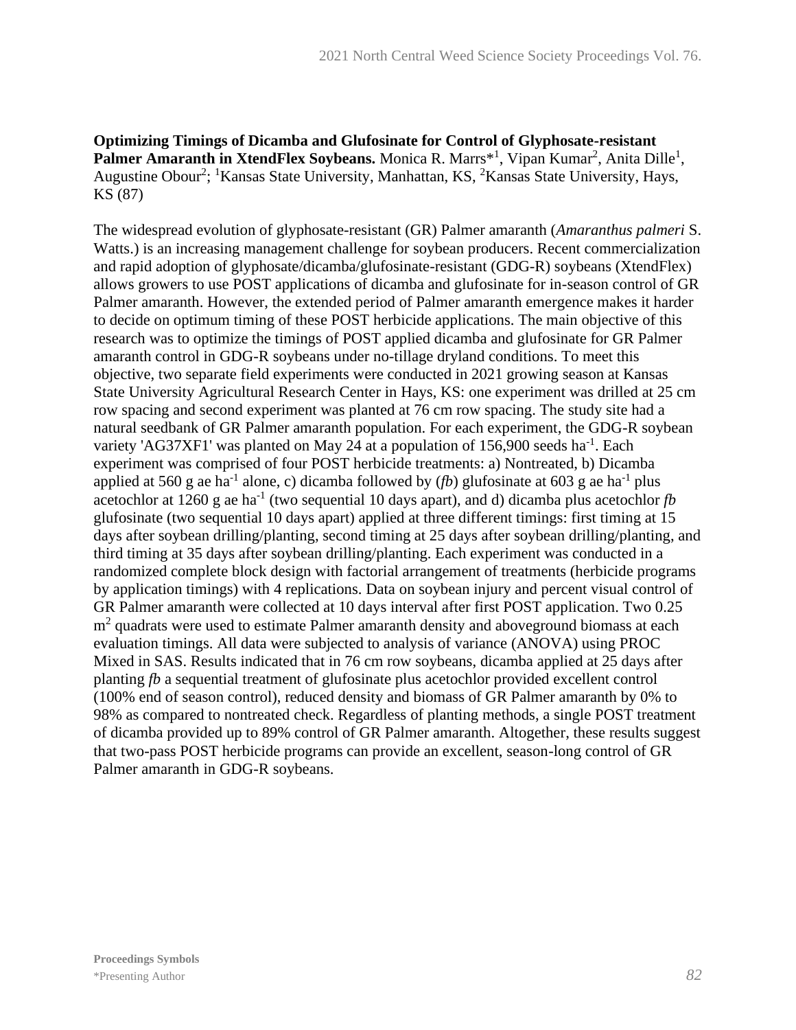**Optimizing Timings of Dicamba and Glufosinate for Control of Glyphosate-resistant Palmer Amaranth in XtendFlex Soybeans.** Monica R. Marrs*[1], Vipan Kumar[2], Anita Dille[1], Augustine Obour[2]; [1]Kansas State University, Manhattan, KS, [2]Kansas State University, Hays, KS (87)

The widespread evolution of glyphosate-resistant (GR) Palmer amaranth (*Amaranthus palmeri* S. Watts.) is an increasing management challenge for soybean producers. Recent commercialization and rapid adoption of glyphosate/dicamba/glufosinate-resistant (GDG-R) soybeans (XtendFlex) allows growers to use POST applications of dicamba and glufosinate for in-season control of GR Palmer amaranth. However, the extended period of Palmer amaranth emergence makes it harder to decide on optimum timing of these POST herbicide applications. The main objective of this research was to optimize the timings of POST applied dicamba and glufosinate for GR Palmer amaranth control in GDG-R soybeans under no-tillage dryland conditions. To meet this objective, two separate field experiments were conducted in 2021 growing season at Kansas State University Agricultural Research Center in Hays, KS: one experiment was drilled at 25 cm row spacing and second experiment was planted at 76 cm row spacing. The study site had a natural seedbank of GR Palmer amaranth population. For each experiment, the GDG-R soybean variety 'AG37XF1' was planted on May 24 at a population of 156,900 seeds ha$^{-1}$. Each experiment was comprised of four POST herbicide treatments: a) Nontreated, b) Dicamba applied at 560 g ae ha$^{-1}$ alone, c) dicamba followed by (*fb*) glufosinate at 603 g ae ha$^{-1}$ plus acetochlor at 1260 g ae ha$^{-1}$ (two sequential 10 days apart), and d) dicamba plus acetochlor *fb* glufosinate (two sequential 10 days apart) applied at three different timings: first timing at 15 days after soybean drilling/planting, second timing at 25 days after soybean drilling/planting, and third timing at 35 days after soybean drilling/planting. Each experiment was conducted in a randomized complete block design with factorial arrangement of treatments (herbicide programs by application timings) with 4 replications. Data on soybean injury and percent visual control of GR Palmer amaranth were collected at 10 days interval after first POST application. Two 0.25 m$^2$ quadrats were used to estimate Palmer amaranth density and aboveground biomass at each evaluation timings. All data were subjected to analysis of variance (ANOVA) using PROC Mixed in SAS. Results indicated that in 76 cm row soybeans, dicamba applied at 25 days after planting *fb* a sequential treatment of glufosinate plus acetochlor provided excellent control (100% end of season control), reduced density and biomass of GR Palmer amaranth by 0% to 98% as compared to nontreated check. Regardless of planting methods, a single POST treatment of dicamba provided up to 89% control of GR Palmer amaranth. Altogether, these results suggest that two-pass POST herbicide programs can provide an excellent, season-long control of GR Palmer amaranth in GDG-R soybeans.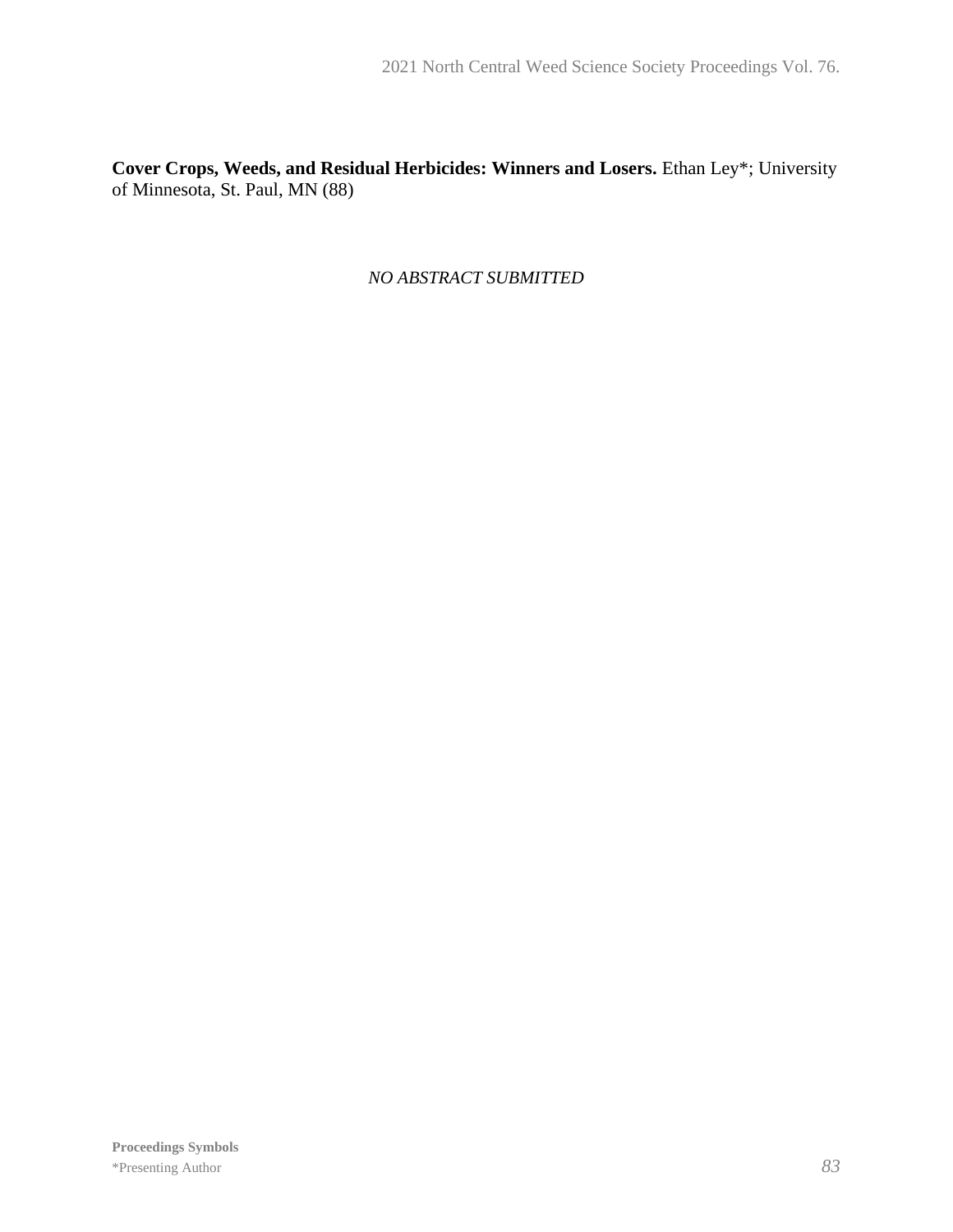**Cover Crops, Weeds, and Residual Herbicides: Winners and Losers.** Ethan Ley*; University of Minnesota, St. Paul, MN (88)

*NO ABSTRACT SUBMITTED*

**Proceedings Symbols**
*Presenting Author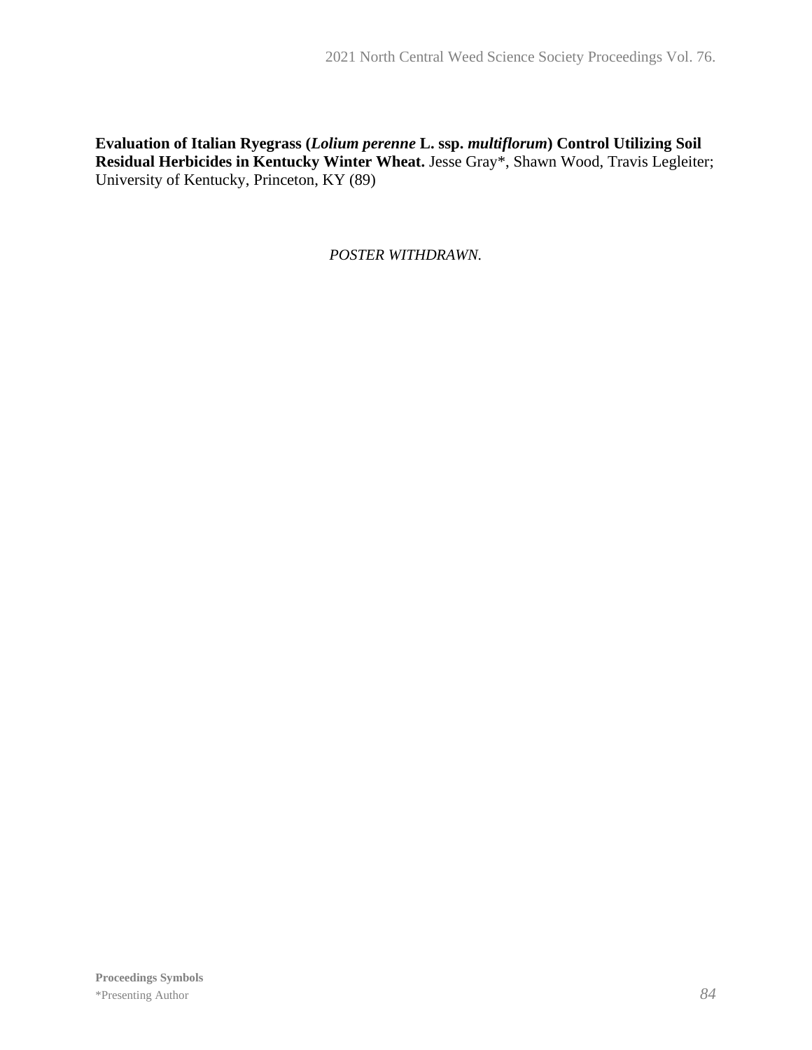**Evaluation of Italian Ryegrass (*Lolium perenne* L. ssp. *multiflorum*) Control Utilizing Soil Residual Herbicides in Kentucky Winter Wheat.** Jesse Gray*, Shawn Wood, Travis Legleiter; University of Kentucky, Princeton, KY (89)

*POSTER WITHDRAWN.*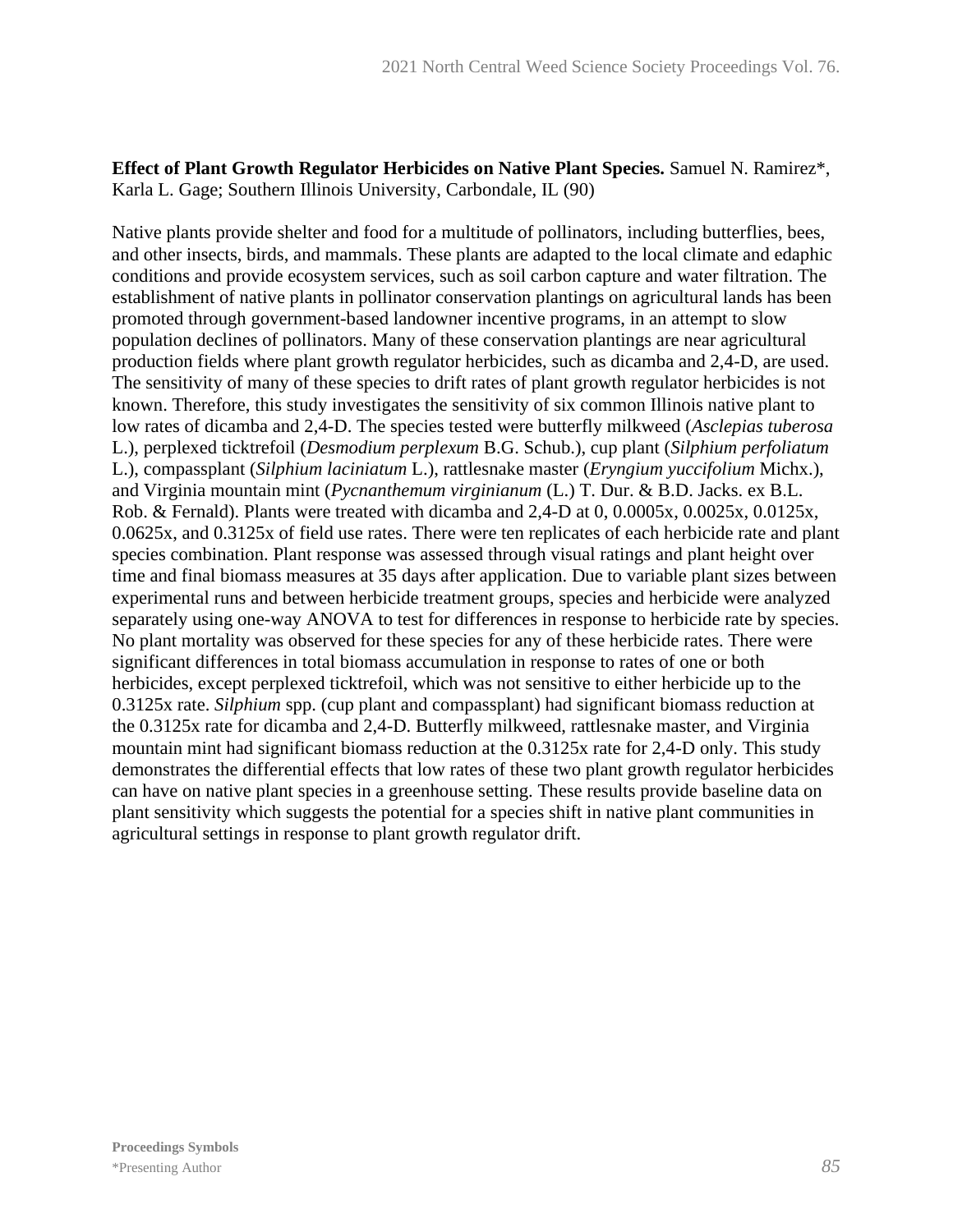**Effect of Plant Growth Regulator Herbicides on Native Plant Species.** Samuel N. Ramirez*, Karla L. Gage; Southern Illinois University, Carbondale, IL (90)

Native plants provide shelter and food for a multitude of pollinators, including butterflies, bees, and other insects, birds, and mammals. These plants are adapted to the local climate and edaphic conditions and provide ecosystem services, such as soil carbon capture and water filtration. The establishment of native plants in pollinator conservation plantings on agricultural lands has been promoted through government-based landowner incentive programs, in an attempt to slow population declines of pollinators. Many of these conservation plantings are near agricultural production fields where plant growth regulator herbicides, such as dicamba and 2,4-D, are used. The sensitivity of many of these species to drift rates of plant growth regulator herbicides is not known. Therefore, this study investigates the sensitivity of six common Illinois native plant to low rates of dicamba and 2,4-D. The species tested were butterfly milkweed (*Asclepias tuberosa* L.), perplexed ticktrefoil (*Desmodium perplexum* B.G. Schub.), cup plant (*Silphium perfoliatum* L.), compassplant (*Silphium laciniatum* L.), rattlesnake master (*Eryngium yuccifolium* Michx.), and Virginia mountain mint (*Pycnanthemum virginianum* (L.) T. Dur. & B.D. Jacks. ex B.L. Rob. & Fernald). Plants were treated with dicamba and 2,4-D at 0, 0.0005x, 0.0025x, 0.0125x, 0.0625x, and 0.3125x of field use rates. There were ten replicates of each herbicide rate and plant species combination. Plant response was assessed through visual ratings and plant height over time and final biomass measures at 35 days after application. Due to variable plant sizes between experimental runs and between herbicide treatment groups, species and herbicide were analyzed separately using one-way ANOVA to test for differences in response to herbicide rate by species. No plant mortality was observed for these species for any of these herbicide rates. There were significant differences in total biomass accumulation in response to rates of one or both herbicides, except perplexed ticktrefoil, which was not sensitive to either herbicide up to the 0.3125x rate. *Silphium* spp. (cup plant and compassplant) had significant biomass reduction at the 0.3125x rate for dicamba and 2,4-D. Butterfly milkweed, rattlesnake master, and Virginia mountain mint had significant biomass reduction at the 0.3125x rate for 2,4-D only. This study demonstrates the differential effects that low rates of these two plant growth regulator herbicides can have on native plant species in a greenhouse setting. These results provide baseline data on plant sensitivity which suggests the potential for a species shift in native plant communities in agricultural settings in response to plant growth regulator drift.

**Proceedings Symbols**
*Presenting Author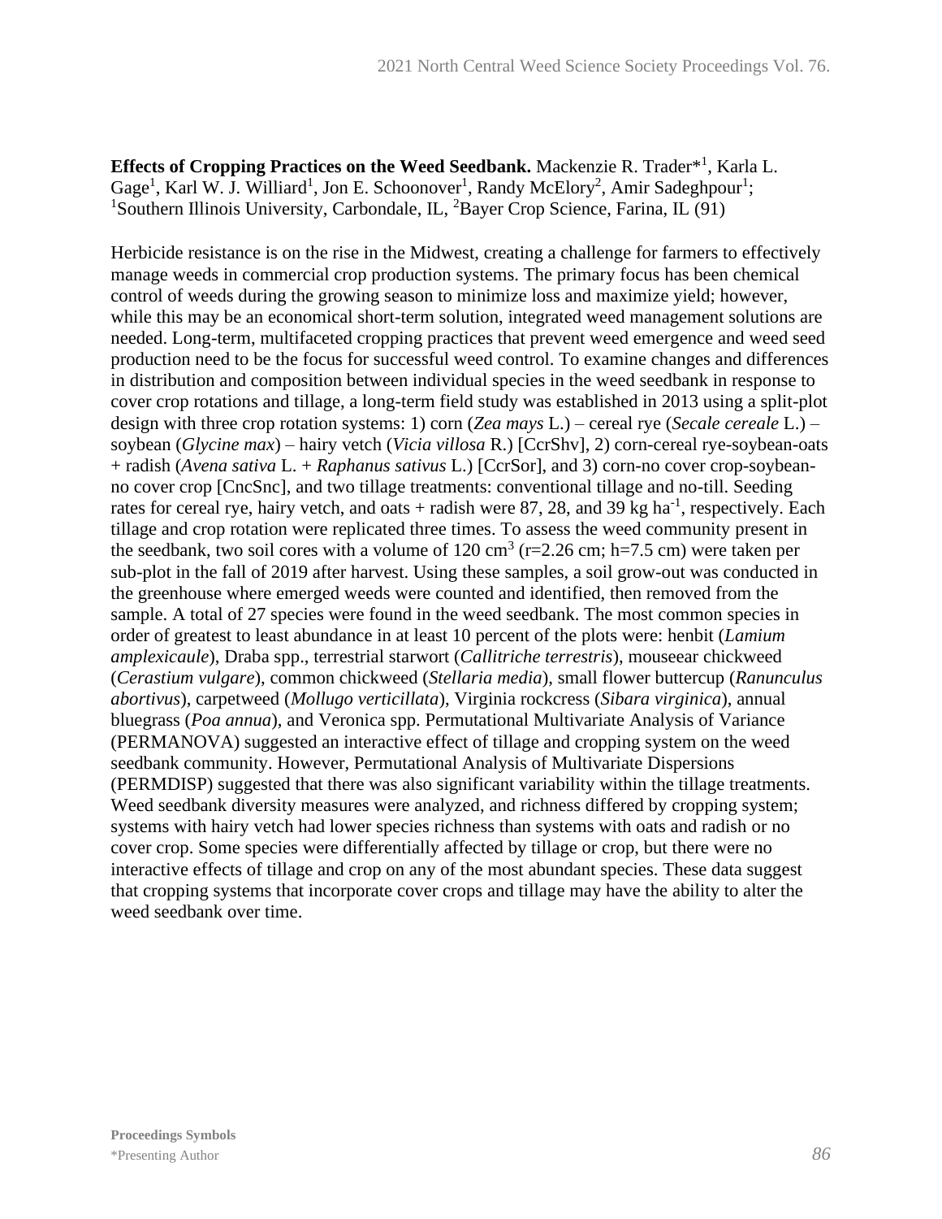**Effects of Cropping Practices on the Weed Seedbank.** Mackenzie R. Trader*[1], Karla L. Gage[1], Karl W. J. Williard[1], Jon E. Schoonover[1], Randy McElory[2], Amir Sadeghpour[1]; [1]Southern Illinois University, Carbondale, IL, [2]Bayer Crop Science, Farina, IL (91)

Herbicide resistance is on the rise in the Midwest, creating a challenge for farmers to effectively manage weeds in commercial crop production systems. The primary focus has been chemical control of weeds during the growing season to minimize loss and maximize yield; however, while this may be an economical short-term solution, integrated weed management solutions are needed. Long-term, multifaceted cropping practices that prevent weed emergence and weed seed production need to be the focus for successful weed control. To examine changes and differences in distribution and composition between individual species in the weed seedbank in response to cover crop rotations and tillage, a long-term field study was established in 2013 using a split-plot design with three crop rotation systems: 1) corn (*Zea mays* L.) – cereal rye (*Secale cereale* L.) – soybean (*Glycine max*) – hairy vetch (*Vicia villosa* R.) [CcrShv], 2) corn-cereal rye-soybean-oats + radish (*Avena sativa* L. + *Raphanus sativus* L.) [CcrSor], and 3) corn-no cover crop-soybean-no cover crop [CncSnc], and two tillage treatments: conventional tillage and no-till. Seeding rates for cereal rye, hairy vetch, and oats + radish were 87, 28, and 39 kg $ha^{-1}$, respectively. Each tillage and crop rotation were replicated three times. To assess the weed community present in the seedbank, two soil cores with a volume of 120 $cm^3$ (r=2.26 cm; h=7.5 cm) were taken per sub-plot in the fall of 2019 after harvest. Using these samples, a soil grow-out was conducted in the greenhouse where emerged weeds were counted and identified, then removed from the sample. A total of 27 species were found in the weed seedbank. The most common species in order of greatest to least abundance in at least 10 percent of the plots were: henbit (*Lamium amplexicaule*), Draba spp., terrestrial starwort (*Callitriche terrestris*), mouseear chickweed (*Cerastium vulgare*), common chickweed (*Stellaria media*), small flower buttercup (*Ranunculus abortivus*), carpetweed (*Mollugo verticillata*), Virginia rockcress (*Sibara virginica*), annual bluegrass (*Poa annua*), and Veronica spp. Permutational Multivariate Analysis of Variance (PERMANOVA) suggested an interactive effect of tillage and cropping system on the weed seedbank community. However, Permutational Analysis of Multivariate Dispersions (PERMDISP) suggested that there was also significant variability within the tillage treatments. Weed seedbank diversity measures were analyzed, and richness differed by cropping system; systems with hairy vetch had lower species richness than systems with oats and radish or no cover crop. Some species were differentially affected by tillage or crop, but there were no interactive effects of tillage and crop on any of the most abundant species. These data suggest that cropping systems that incorporate cover crops and tillage may have the ability to alter the weed seedbank over time.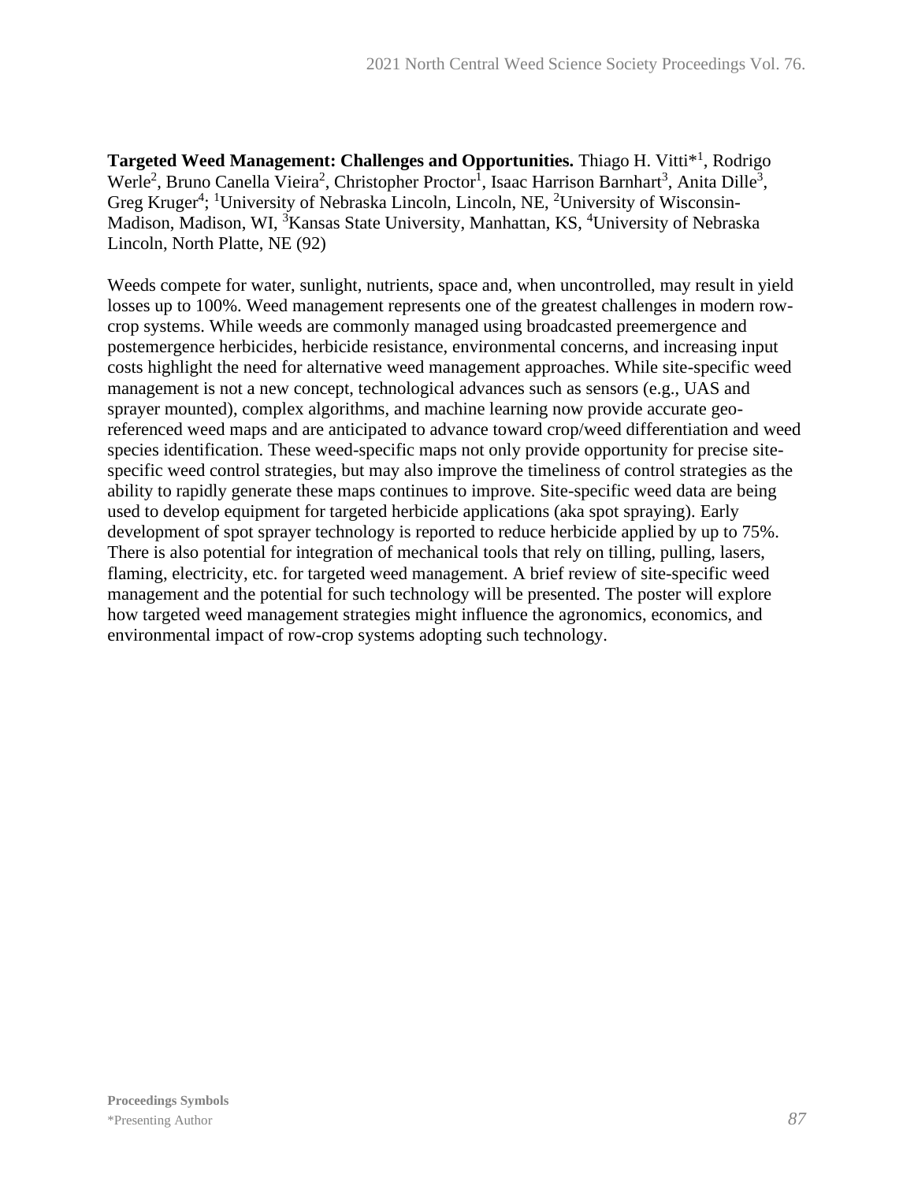**Targeted Weed Management: Challenges and Opportunities.** Thiago H. Vitti*[1], Rodrigo Werle[2], Bruno Canella Vieira[2], Christopher Proctor[1], Isaac Harrison Barnhart[3], Anita Dille[3], Greg Kruger[4]; [1]University of Nebraska Lincoln, Lincoln, NE, [2]University of Wisconsin-Madison, Madison, WI, [3]Kansas State University, Manhattan, KS, [4]University of Nebraska Lincoln, North Platte, NE (92)

Weeds compete for water, sunlight, nutrients, space and, when uncontrolled, may result in yield losses up to 100%. Weed management represents one of the greatest challenges in modern row-crop systems. While weeds are commonly managed using broadcasted preemergence and postemergence herbicides, herbicide resistance, environmental concerns, and increasing input costs highlight the need for alternative weed management approaches. While site-specific weed management is not a new concept, technological advances such as sensors (e.g., UAS and sprayer mounted), complex algorithms, and machine learning now provide accurate geo-referenced weed maps and are anticipated to advance toward crop/weed differentiation and weed species identification. These weed-specific maps not only provide opportunity for precise site-specific weed control strategies, but may also improve the timeliness of control strategies as the ability to rapidly generate these maps continues to improve. Site-specific weed data are being used to develop equipment for targeted herbicide applications (aka spot spraying). Early development of spot sprayer technology is reported to reduce herbicide applied by up to 75%. There is also potential for integration of mechanical tools that rely on tilling, pulling, lasers, flaming, electricity, etc. for targeted weed management. A brief review of site-specific weed management and the potential for such technology will be presented. The poster will explore how targeted weed management strategies might influence the agronomics, economics, and environmental impact of row-crop systems adopting such technology.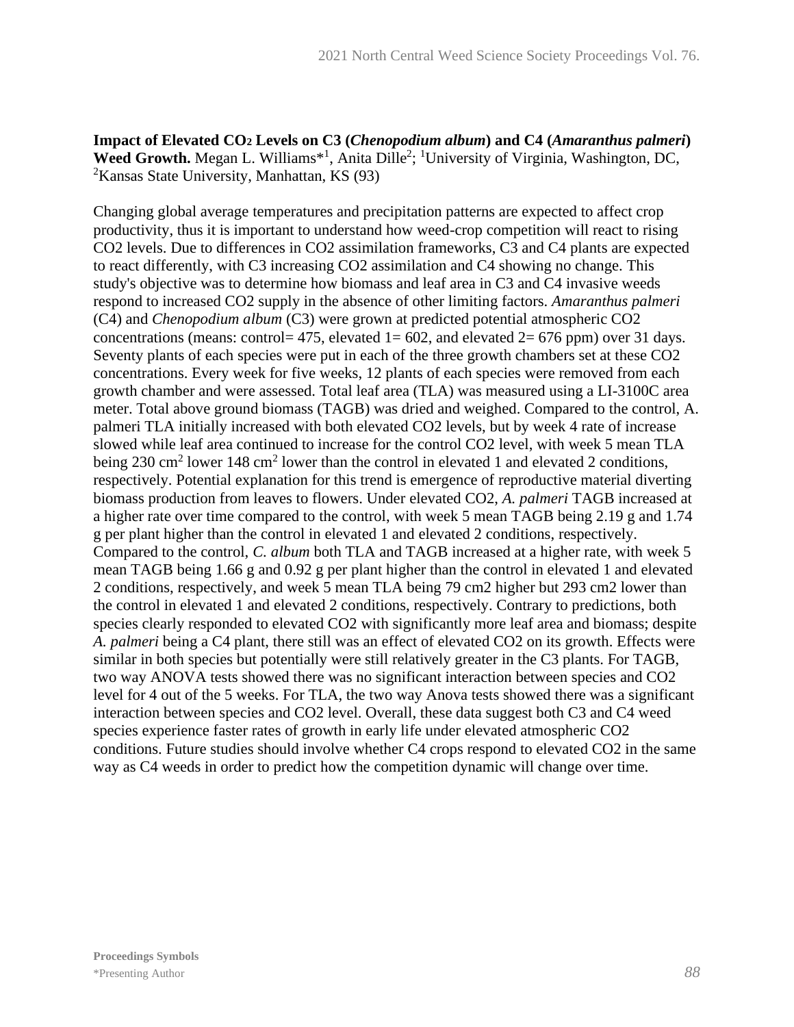**Impact of Elevated $CO_2$ Levels on C3 (*Chenopodium album*) and C4 (*Amaranthus palmeri*) Weed Growth.** Megan L. Williams*[1], Anita Dille[2]; [1]University of Virginia, Washington, DC, [2]Kansas State University, Manhattan, KS (93)

Changing global average temperatures and precipitation patterns are expected to affect crop productivity, thus it is important to understand how weed-crop competition will react to rising CO2 levels. Due to differences in CO2 assimilation frameworks, C3 and C4 plants are expected to react differently, with C3 increasing CO2 assimilation and C4 showing no change. This study's objective was to determine how biomass and leaf area in C3 and C4 invasive weeds respond to increased CO2 supply in the absence of other limiting factors. *Amaranthus palmeri* (C4) and *Chenopodium album* (C3) were grown at predicted potential atmospheric CO2 concentrations (means: control= 475, elevated 1= 602, and elevated 2= 676 ppm) over 31 days. Seventy plants of each species were put in each of the three growth chambers set at these CO2 concentrations. Every week for five weeks, 12 plants of each species were removed from each growth chamber and were assessed. Total leaf area (TLA) was measured using a LI-3100C area meter. Total above ground biomass (TAGB) was dried and weighed. Compared to the control, A. palmeri TLA initially increased with both elevated CO2 levels, but by week 4 rate of increase slowed while leaf area continued to increase for the control CO2 level, with week 5 mean TLA being 230 $cm^2$ lower 148 $cm^2$ lower than the control in elevated 1 and elevated 2 conditions, respectively. Potential explanation for this trend is emergence of reproductive material diverting biomass production from leaves to flowers. Under elevated CO2, *A. palmeri* TAGB increased at a higher rate over time compared to the control, with week 5 mean TAGB being 2.19 g and 1.74 g per plant higher than the control in elevated 1 and elevated 2 conditions, respectively. Compared to the control, *C. album* both TLA and TAGB increased at a higher rate, with week 5 mean TAGB being 1.66 g and 0.92 g per plant higher than the control in elevated 1 and elevated 2 conditions, respectively, and week 5 mean TLA being 79 cm2 higher but 293 cm2 lower than the control in elevated 1 and elevated 2 conditions, respectively. Contrary to predictions, both species clearly responded to elevated CO2 with significantly more leaf area and biomass; despite *A. palmeri* being a C4 plant, there still was an effect of elevated CO2 on its growth. Effects were similar in both species but potentially were still relatively greater in the C3 plants. For TAGB, two way ANOVA tests showed there was no significant interaction between species and CO2 level for 4 out of the 5 weeks. For TLA, the two way Anova tests showed there was a significant interaction between species and CO2 level. Overall, these data suggest both C3 and C4 weed species experience faster rates of growth in early life under elevated atmospheric CO2 conditions. Future studies should involve whether C4 crops respond to elevated CO2 in the same way as C4 weeds in order to predict how the competition dynamic will change over time.

**Proceedings Symbols**
*Presenting Author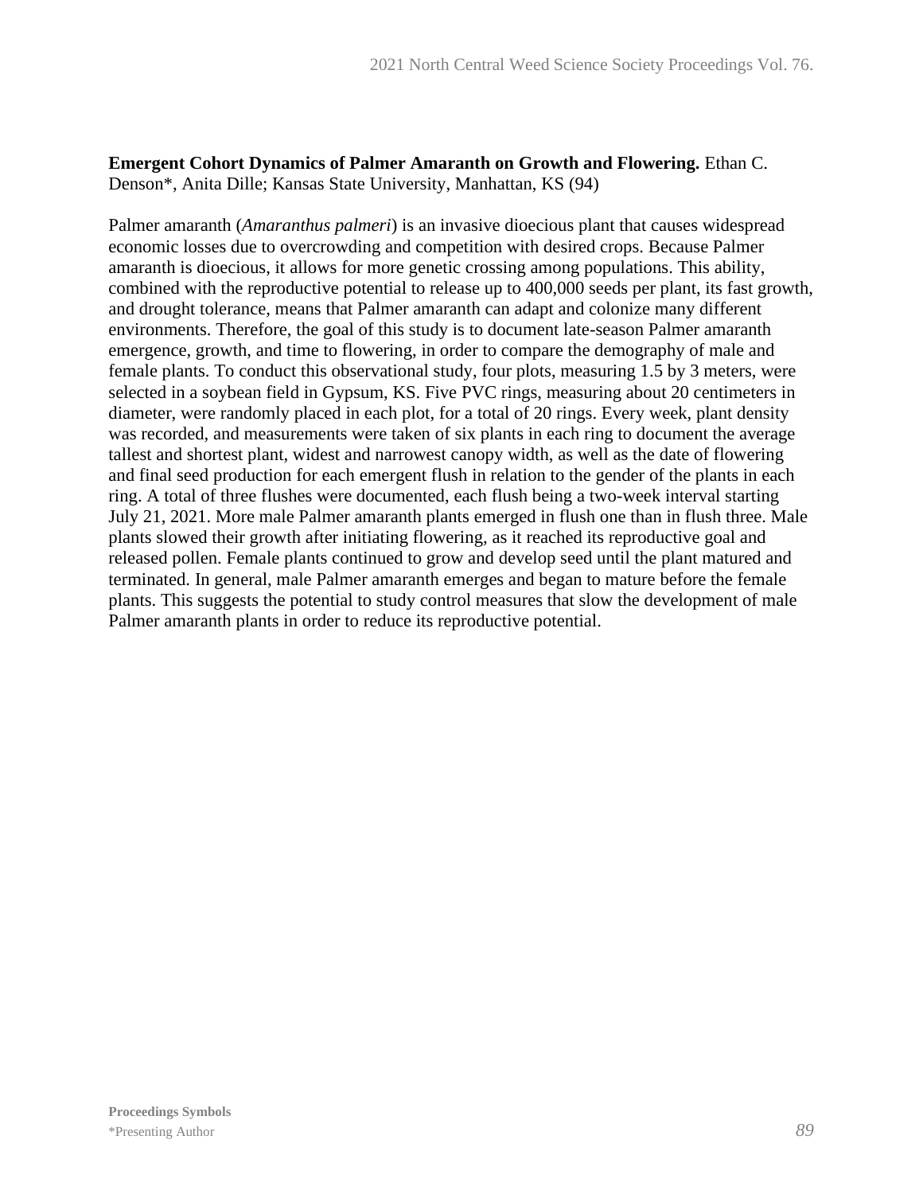**Emergent Cohort Dynamics of Palmer Amaranth on Growth and Flowering.** Ethan C. Denson*, Anita Dille; Kansas State University, Manhattan, KS (94)

Palmer amaranth (*Amaranthus palmeri*) is an invasive dioecious plant that causes widespread economic losses due to overcrowding and competition with desired crops. Because Palmer amaranth is dioecious, it allows for more genetic crossing among populations. This ability, combined with the reproductive potential to release up to 400,000 seeds per plant, its fast growth, and drought tolerance, means that Palmer amaranth can adapt and colonize many different environments. Therefore, the goal of this study is to document late-season Palmer amaranth emergence, growth, and time to flowering, in order to compare the demography of male and female plants. To conduct this observational study, four plots, measuring 1.5 by 3 meters, were selected in a soybean field in Gypsum, KS. Five PVC rings, measuring about 20 centimeters in diameter, were randomly placed in each plot, for a total of 20 rings. Every week, plant density was recorded, and measurements were taken of six plants in each ring to document the average tallest and shortest plant, widest and narrowest canopy width, as well as the date of flowering and final seed production for each emergent flush in relation to the gender of the plants in each ring. A total of three flushes were documented, each flush being a two-week interval starting July 21, 2021. More male Palmer amaranth plants emerged in flush one than in flush three. Male plants slowed their growth after initiating flowering, as it reached its reproductive goal and released pollen. Female plants continued to grow and develop seed until the plant matured and terminated. In general, male Palmer amaranth emerges and began to mature before the female plants. This suggests the potential to study control measures that slow the development of male Palmer amaranth plants in order to reduce its reproductive potential.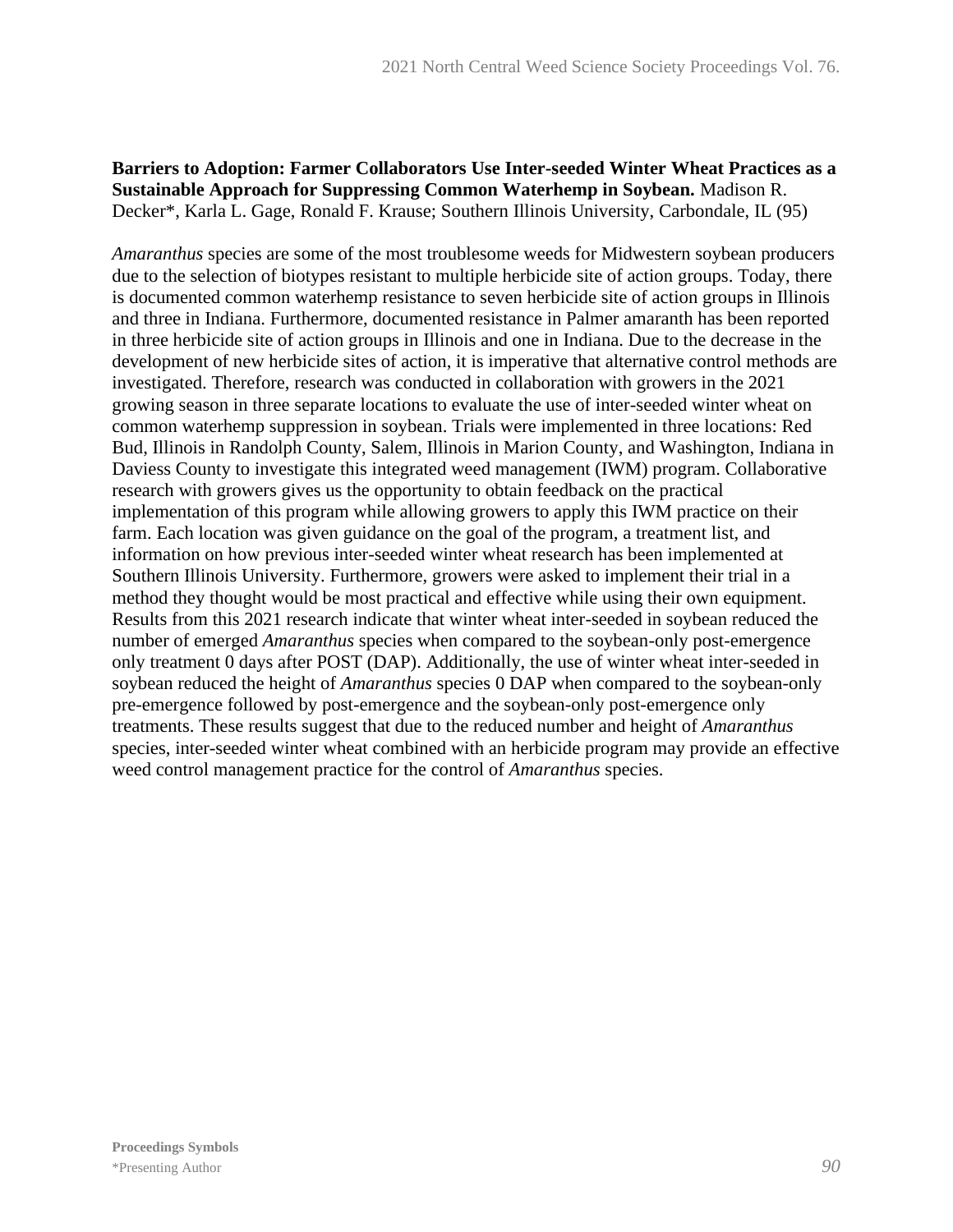**Barriers to Adoption: Farmer Collaborators Use Inter-seeded Winter Wheat Practices as a Sustainable Approach for Suppressing Common Waterhemp in Soybean.** Madison R. Decker*, Karla L. Gage, Ronald F. Krause; Southern Illinois University, Carbondale, IL (95)

*Amaranthus* species are some of the most troublesome weeds for Midwestern soybean producers due to the selection of biotypes resistant to multiple herbicide site of action groups. Today, there is documented common waterhemp resistance to seven herbicide site of action groups in Illinois and three in Indiana. Furthermore, documented resistance in Palmer amaranth has been reported in three herbicide site of action groups in Illinois and one in Indiana. Due to the decrease in the development of new herbicide sites of action, it is imperative that alternative control methods are investigated. Therefore, research was conducted in collaboration with growers in the 2021 growing season in three separate locations to evaluate the use of inter-seeded winter wheat on common waterhemp suppression in soybean. Trials were implemented in three locations: Red Bud, Illinois in Randolph County, Salem, Illinois in Marion County, and Washington, Indiana in Daviess County to investigate this integrated weed management (IWM) program. Collaborative research with growers gives us the opportunity to obtain feedback on the practical implementation of this program while allowing growers to apply this IWM practice on their farm. Each location was given guidance on the goal of the program, a treatment list, and information on how previous inter-seeded winter wheat research has been implemented at Southern Illinois University. Furthermore, growers were asked to implement their trial in a method they thought would be most practical and effective while using their own equipment. Results from this 2021 research indicate that winter wheat inter-seeded in soybean reduced the number of emerged *Amaranthus* species when compared to the soybean-only post-emergence only treatment 0 days after POST (DAP). Additionally, the use of winter wheat inter-seeded in soybean reduced the height of *Amaranthus* species 0 DAP when compared to the soybean-only pre-emergence followed by post-emergence and the soybean-only post-emergence only treatments. These results suggest that due to the reduced number and height of *Amaranthus* species, inter-seeded winter wheat combined with an herbicide program may provide an effective weed control management practice for the control of *Amaranthus* species.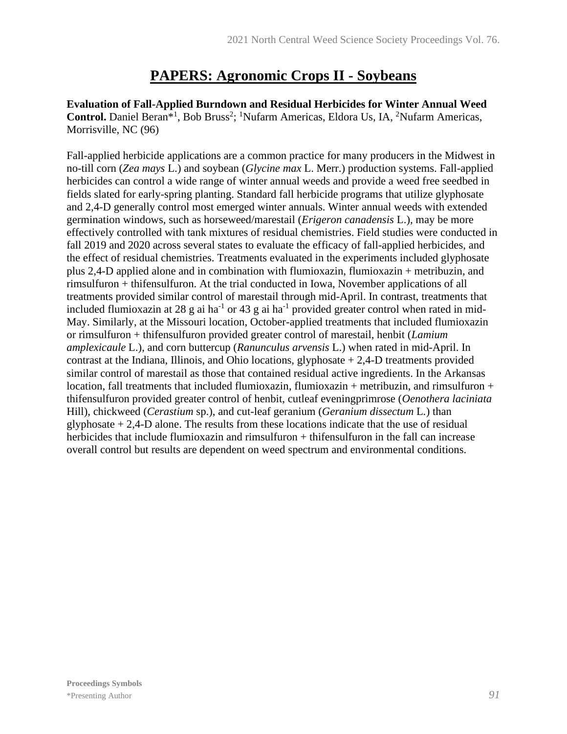# PAPERS: Agronomic Crops II - Soybeans

**Evaluation of Fall-Applied Burndown and Residual Herbicides for Winter Annual Weed Control.** Daniel Beran*[1], Bob Bruss[2]; [1]Nufarm Americas, Eldora Us, IA, [2]Nufarm Americas, Morrisville, NC (96)

Fall-applied herbicide applications are a common practice for many producers in the Midwest in no-till corn (*Zea mays* L.) and soybean (*Glycine max* L. Merr.) production systems. Fall-applied herbicides can control a wide range of winter annual weeds and provide a weed free seedbed in fields slated for early-spring planting. Standard fall herbicide programs that utilize glyphosate and 2,4-D generally control most emerged winter annuals. Winter annual weeds with extended germination windows, such as horseweed/marestail (*Erigeron canadensis* L.), may be more effectively controlled with tank mixtures of residual chemistries. Field studies were conducted in fall 2019 and 2020 across several states to evaluate the efficacy of fall-applied herbicides, and the effect of residual chemistries. Treatments evaluated in the experiments included glyphosate plus 2,4-D applied alone and in combination with flumioxazin, flumioxazin + metribuzin, and rimsulfuron + thifensulfuron. At the trial conducted in Iowa, November applications of all treatments provided similar control of marestail through mid-April. In contrast, treatments that included flumioxazin at 28 g ai $ha^{-1}$ or 43 g ai $ha^{-1}$ provided greater control when rated in mid-May. Similarly, at the Missouri location, October-applied treatments that included flumioxazin or rimsulfuron + thifensulfuron provided greater control of marestail, henbit (*Lamium amplexicaule* L.), and corn buttercup (*Ranunculus arvensis* L.) when rated in mid-April. In contrast at the Indiana, Illinois, and Ohio locations, glyphosate + 2,4-D treatments provided similar control of marestail as those that contained residual active ingredients. In the Arkansas location, fall treatments that included flumioxazin, flumioxazin + metribuzin, and rimsulfuron + thifensulfuron provided greater control of henbit, cutleaf eveningprimrose (*Oenothera laciniata* Hill), chickweed (*Cerastium* sp.), and cut-leaf geranium (*Geranium dissectum* L.) than glyphosate + 2,4-D alone. The results from these locations indicate that the use of residual herbicides that include flumioxazin and rimsulfuron + thifensulfuron in the fall can increase overall control but results are dependent on weed spectrum and environmental conditions.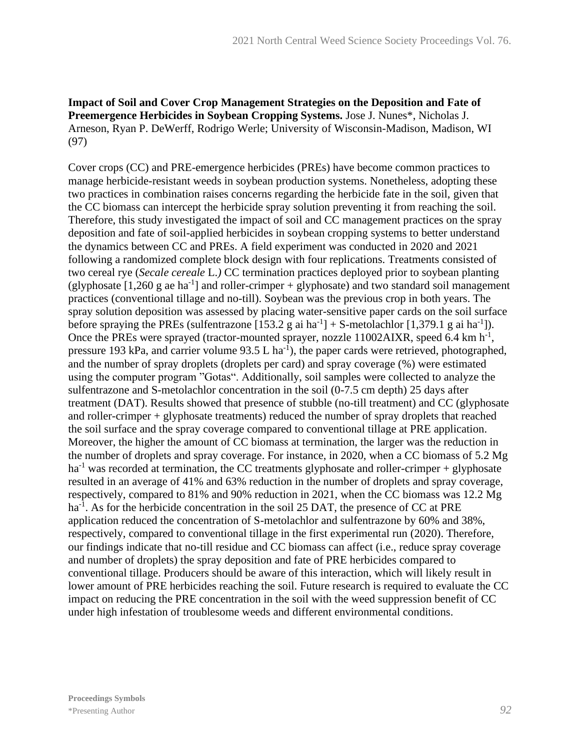**Impact of Soil and Cover Crop Management Strategies on the Deposition and Fate of Preemergence Herbicides in Soybean Cropping Systems.** Jose J. Nunes*, Nicholas J. Arneson, Ryan P. DeWerff, Rodrigo Werle; University of Wisconsin-Madison, Madison, WI (97)

Cover crops (CC) and PRE-emergence herbicides (PREs) have become common practices to manage herbicide-resistant weeds in soybean production systems. Nonetheless, adopting these two practices in combination raises concerns regarding the herbicide fate in the soil, given that the CC biomass can intercept the herbicide spray solution preventing it from reaching the soil. Therefore, this study investigated the impact of soil and CC management practices on the spray deposition and fate of soil-applied herbicides in soybean cropping systems to better understand the dynamics between CC and PREs. A field experiment was conducted in 2020 and 2021 following a randomized complete block design with four replications. Treatments consisted of two cereal rye (*Secale cereale* L.*)* CC termination practices deployed prior to soybean planting (glyphosate [1,260 g ae $ha^{-1}$] and roller-crimper + glyphosate) and two standard soil management practices (conventional tillage and no-till). Soybean was the previous crop in both years. The spray solution deposition was assessed by placing water-sensitive paper cards on the soil surface before spraying the PREs (sulfentrazone [153.2 g ai $ha^{-1}$] + S-metolachlor [1,379.1 g ai $ha^{-1}$]). Once the PREs were sprayed (tractor-mounted sprayer, nozzle 11002AIXR, speed 6.4 km $h^{-1}$, pressure 193 kPa, and carrier volume 93.5 L $ha^{-1}$), the paper cards were retrieved, photographed, and the number of spray droplets (droplets per card) and spray coverage (%) were estimated using the computer program "Gotas". Additionally, soil samples were collected to analyze the sulfentrazone and S-metolachlor concentration in the soil (0-7.5 cm depth) 25 days after treatment (DAT). Results showed that presence of stubble (no-till treatment) and CC (glyphosate and roller-crimper + glyphosate treatments) reduced the number of spray droplets that reached the soil surface and the spray coverage compared to conventional tillage at PRE application. Moreover, the higher the amount of CC biomass at termination, the larger was the reduction in the number of droplets and spray coverage. For instance, in 2020, when a CC biomass of 5.2 Mg $ha^{-1}$ was recorded at termination, the CC treatments glyphosate and roller-crimper + glyphosate resulted in an average of 41% and 63% reduction in the number of droplets and spray coverage, respectively, compared to 81% and 90% reduction in 2021, when the CC biomass was 12.2 Mg $ha^{-1}$. As for the herbicide concentration in the soil 25 DAT, the presence of CC at PRE application reduced the concentration of S-metolachlor and sulfentrazone by 60% and 38%, respectively, compared to conventional tillage in the first experimental run (2020). Therefore, our findings indicate that no-till residue and CC biomass can affect (i.e., reduce spray coverage and number of droplets) the spray deposition and fate of PRE herbicides compared to conventional tillage. Producers should be aware of this interaction, which will likely result in lower amount of PRE herbicides reaching the soil. Future research is required to evaluate the CC impact on reducing the PRE concentration in the soil with the weed suppression benefit of CC under high infestation of troublesome weeds and different environmental conditions.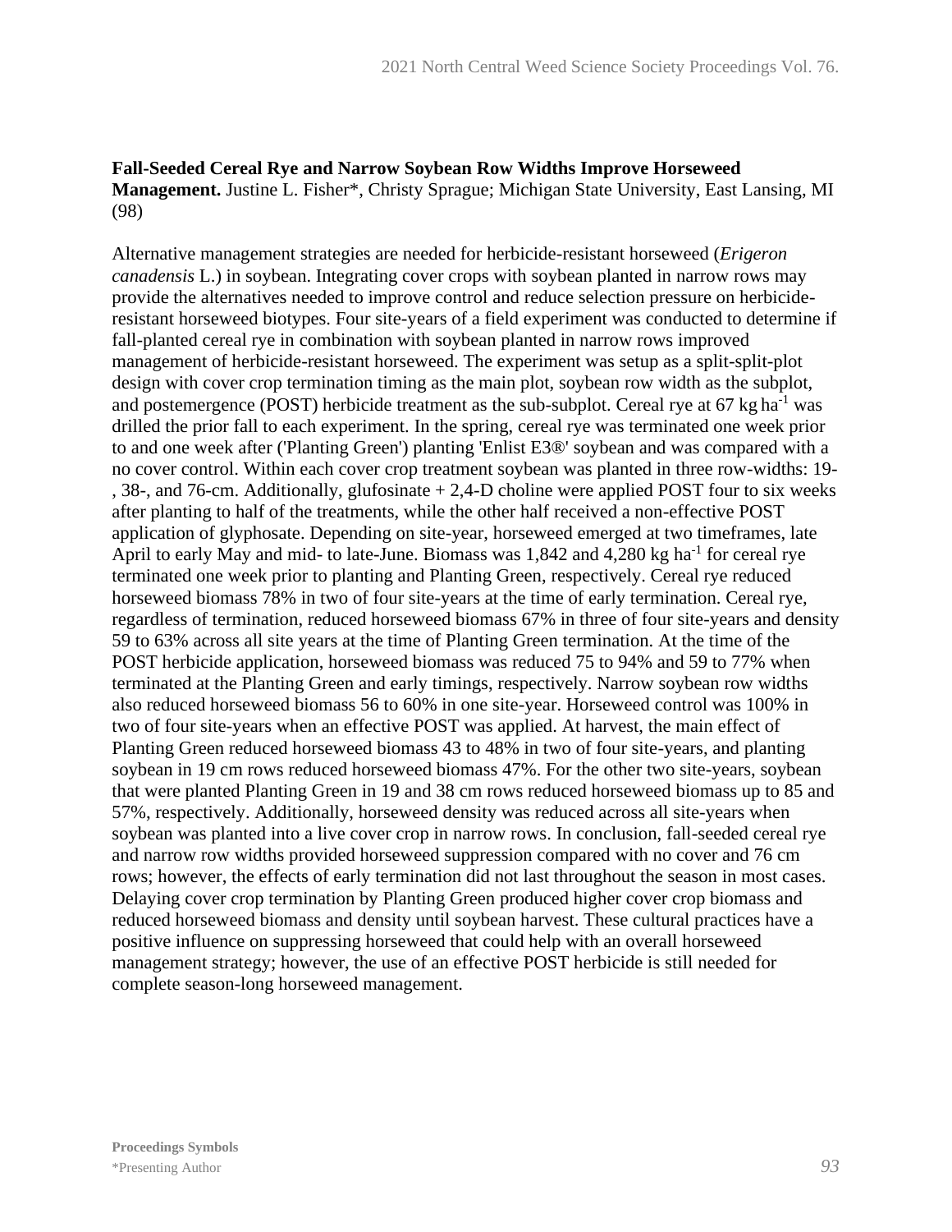**Fall-Seeded Cereal Rye and Narrow Soybean Row Widths Improve Horseweed Management.** Justine L. Fisher*, Christy Sprague; Michigan State University, East Lansing, MI (98)

Alternative management strategies are needed for herbicide-resistant horseweed (*Erigeron canadensis* L.) in soybean. Integrating cover crops with soybean planted in narrow rows may provide the alternatives needed to improve control and reduce selection pressure on herbicide-resistant horseweed biotypes. Four site-years of a field experiment was conducted to determine if fall-planted cereal rye in combination with soybean planted in narrow rows improved management of herbicide-resistant horseweed. The experiment was setup as a split-split-plot design with cover crop termination timing as the main plot, soybean row width as the subplot, and postemergence (POST) herbicide treatment as the sub-subplot. Cereal rye at 67 kg $ha^{-1}$ was drilled the prior fall to each experiment. In the spring, cereal rye was terminated one week prior to and one week after ('Planting Green') planting 'Enlist E3®' soybean and was compared with a no cover control. Within each cover crop treatment soybean was planted in three row-widths: 19-, 38-, and 76-cm. Additionally, glufosinate + 2,4-D choline were applied POST four to six weeks after planting to half of the treatments, while the other half received a non-effective POST application of glyphosate. Depending on site-year, horseweed emerged at two timeframes, late April to early May and mid- to late-June. Biomass was 1,842 and 4,280 kg $ha^{-1}$ for cereal rye terminated one week prior to planting and Planting Green, respectively. Cereal rye reduced horseweed biomass 78% in two of four site-years at the time of early termination. Cereal rye, regardless of termination, reduced horseweed biomass 67% in three of four site-years and density 59 to 63% across all site years at the time of Planting Green termination. At the time of the POST herbicide application, horseweed biomass was reduced 75 to 94% and 59 to 77% when terminated at the Planting Green and early timings, respectively. Narrow soybean row widths also reduced horseweed biomass 56 to 60% in one site-year. Horseweed control was 100% in two of four site-years when an effective POST was applied. At harvest, the main effect of Planting Green reduced horseweed biomass 43 to 48% in two of four site-years, and planting soybean in 19 cm rows reduced horseweed biomass 47%. For the other two site-years, soybean that were planted Planting Green in 19 and 38 cm rows reduced horseweed biomass up to 85 and 57%, respectively. Additionally, horseweed density was reduced across all site-years when soybean was planted into a live cover crop in narrow rows. In conclusion, fall-seeded cereal rye and narrow row widths provided horseweed suppression compared with no cover and 76 cm rows; however, the effects of early termination did not last throughout the season in most cases. Delaying cover crop termination by Planting Green produced higher cover crop biomass and reduced horseweed biomass and density until soybean harvest. These cultural practices have a positive influence on suppressing horseweed that could help with an overall horseweed management strategy; however, the use of an effective POST herbicide is still needed for complete season-long horseweed management.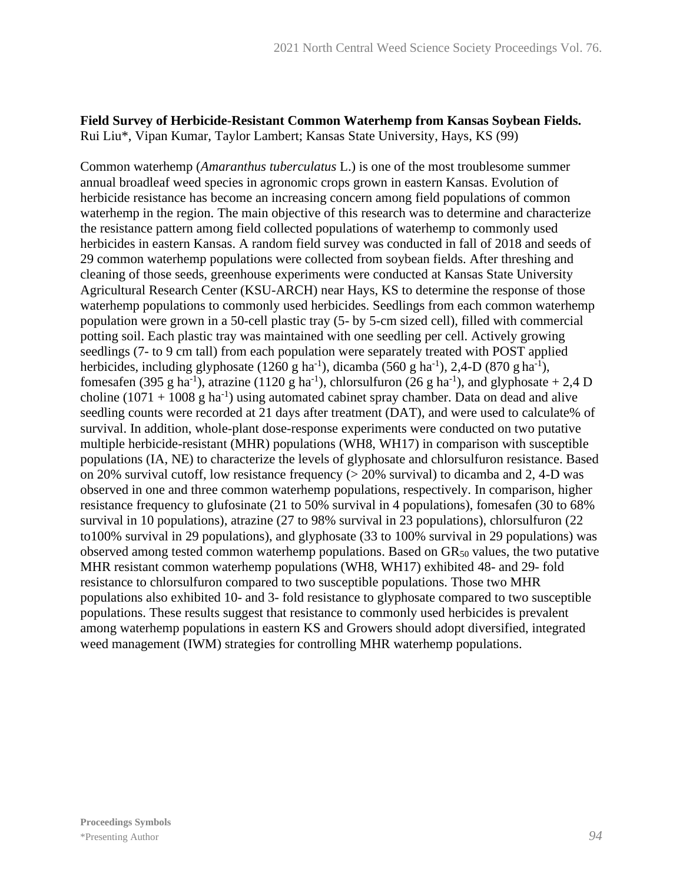**Field Survey of Herbicide-Resistant Common Waterhemp from Kansas Soybean Fields.**
Rui Liu*, Vipan Kumar, Taylor Lambert; Kansas State University, Hays, KS (99)

Common waterhemp (*Amaranthus tuberculatus* L.) is one of the most troublesome summer annual broadleaf weed species in agronomic crops grown in eastern Kansas. Evolution of herbicide resistance has become an increasing concern among field populations of common waterhemp in the region. The main objective of this research was to determine and characterize the resistance pattern among field collected populations of waterhemp to commonly used herbicides in eastern Kansas. A random field survey was conducted in fall of 2018 and seeds of 29 common waterhemp populations were collected from soybean fields. After threshing and cleaning of those seeds, greenhouse experiments were conducted at Kansas State University Agricultural Research Center (KSU-ARCH) near Hays, KS to determine the response of those waterhemp populations to commonly used herbicides. Seedlings from each common waterhemp population were grown in a 50-cell plastic tray (5- by 5-cm sized cell), filled with commercial potting soil. Each plastic tray was maintained with one seedling per cell. Actively growing seedlings (7- to 9 cm tall) from each population were separately treated with POST applied herbicides, including glyphosate (1260 g ha$^{-1}$), dicamba (560 g ha$^{-1}$), 2,4-D (870 g ha$^{-1}$), fomesafen (395 g ha$^{-1}$), atrazine (1120 g ha$^{-1}$), chlorsulfuron (26 g ha$^{-1}$), and glyphosate + 2,4 D choline (1071 + 1008 g ha$^{-1}$) using automated cabinet spray chamber. Data on dead and alive seedling counts were recorded at 21 days after treatment (DAT), and were used to calculate% of survival. In addition, whole-plant dose-response experiments were conducted on two putative multiple herbicide-resistant (MHR) populations (WH8, WH17) in comparison with susceptible populations (IA, NE) to characterize the levels of glyphosate and chlorsulfuron resistance. Based on 20% survival cutoff, low resistance frequency (> 20% survival) to dicamba and 2, 4-D was observed in one and three common waterhemp populations, respectively. In comparison, higher resistance frequency to glufosinate (21 to 50% survival in 4 populations), fomesafen (30 to 68% survival in 10 populations), atrazine (27 to 98% survival in 23 populations), chlorsulfuron (22 to100% survival in 29 populations), and glyphosate (33 to 100% survival in 29 populations) was observed among tested common waterhemp populations. Based on $GR_{50}$ values, the two putative MHR resistant common waterhemp populations (WH8, WH17) exhibited 48- and 29- fold resistance to chlorsulfuron compared to two susceptible populations. Those two MHR populations also exhibited 10- and 3- fold resistance to glyphosate compared to two susceptible populations. These results suggest that resistance to commonly used herbicides is prevalent among waterhemp populations in eastern KS and Growers should adopt diversified, integrated weed management (IWM) strategies for controlling MHR waterhemp populations.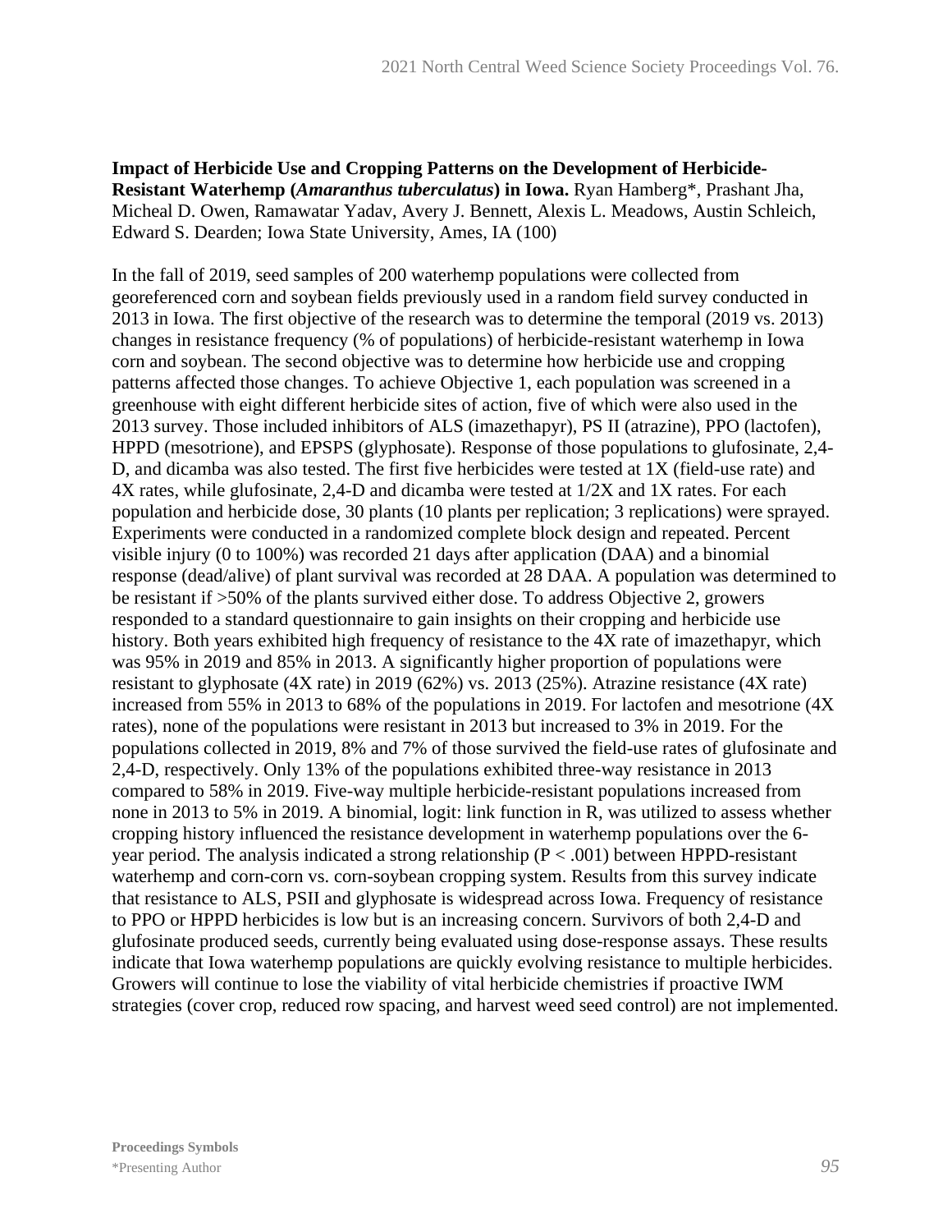**Impact of Herbicide Use and Cropping Patterns on the Development of Herbicide-Resistant Waterhemp (*Amaranthus tuberculatus*) in Iowa.** Ryan Hamberg*, Prashant Jha, Micheal D. Owen, Ramawatar Yadav, Avery J. Bennett, Alexis L. Meadows, Austin Schleich, Edward S. Dearden; Iowa State University, Ames, IA (100)

In the fall of 2019, seed samples of 200 waterhemp populations were collected from georeferenced corn and soybean fields previously used in a random field survey conducted in 2013 in Iowa. The first objective of the research was to determine the temporal (2019 vs. 2013) changes in resistance frequency (% of populations) of herbicide-resistant waterhemp in Iowa corn and soybean. The second objective was to determine how herbicide use and cropping patterns affected those changes. To achieve Objective 1, each population was screened in a greenhouse with eight different herbicide sites of action, five of which were also used in the 2013 survey. Those included inhibitors of ALS (imazethapyr), PS II (atrazine), PPO (lactofen), HPPD (mesotrione), and EPSPS (glyphosate). Response of those populations to glufosinate, 2,4-D, and dicamba was also tested. The first five herbicides were tested at 1X (field-use rate) and 4X rates, while glufosinate, 2,4-D and dicamba were tested at 1/2X and 1X rates. For each population and herbicide dose, 30 plants (10 plants per replication; 3 replications) were sprayed. Experiments were conducted in a randomized complete block design and repeated. Percent visible injury (0 to 100%) was recorded 21 days after application (DAA) and a binomial response (dead/alive) of plant survival was recorded at 28 DAA. A population was determined to be resistant if >50% of the plants survived either dose. To address Objective 2, growers responded to a standard questionnaire to gain insights on their cropping and herbicide use history. Both years exhibited high frequency of resistance to the 4X rate of imazethapyr, which was 95% in 2019 and 85% in 2013. A significantly higher proportion of populations were resistant to glyphosate (4X rate) in 2019 (62%) vs. 2013 (25%). Atrazine resistance (4X rate) increased from 55% in 2013 to 68% of the populations in 2019. For lactofen and mesotrione (4X rates), none of the populations were resistant in 2013 but increased to 3% in 2019. For the populations collected in 2019, 8% and 7% of those survived the field-use rates of glufosinate and 2,4-D, respectively. Only 13% of the populations exhibited three-way resistance in 2013 compared to 58% in 2019. Five-way multiple herbicide-resistant populations increased from none in 2013 to 5% in 2019. A binomial, logit: link function in R, was utilized to assess whether cropping history influenced the resistance development in waterhemp populations over the 6-year period. The analysis indicated a strong relationship ($P < .001$) between HPPD-resistant waterhemp and corn-corn vs. corn-soybean cropping system. Results from this survey indicate that resistance to ALS, PSII and glyphosate is widespread across Iowa. Frequency of resistance to PPO or HPPD herbicides is low but is an increasing concern. Survivors of both 2,4-D and glufosinate produced seeds, currently being evaluated using dose-response assays. These results indicate that Iowa waterhemp populations are quickly evolving resistance to multiple herbicides. Growers will continue to lose the viability of vital herbicide chemistries if proactive IWM strategies (cover crop, reduced row spacing, and harvest weed seed control) are not implemented.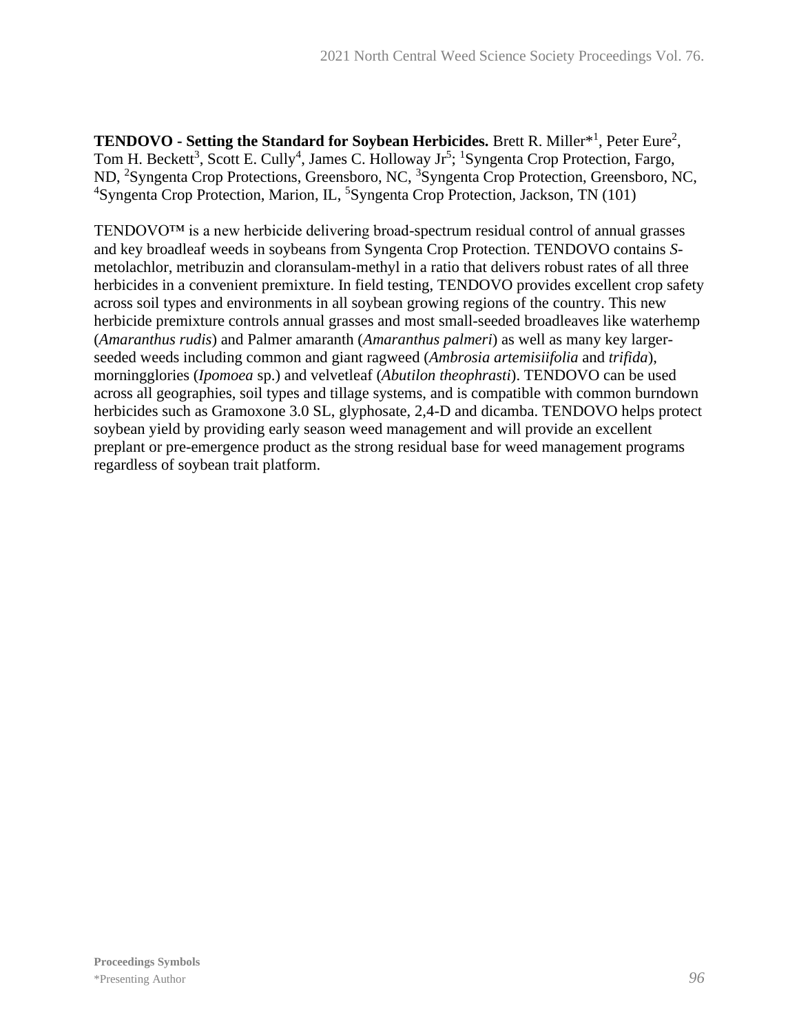**TENDOVO - Setting the Standard for Soybean Herbicides.** Brett R. Miller*[1], Peter Eure[2], Tom H. Beckett[3], Scott E. Cully[4], James C. Holloway Jr[5]; [1]Syngenta Crop Protection, Fargo, ND, [2]Syngenta Crop Protections, Greensboro, NC, [3]Syngenta Crop Protection, Greensboro, NC, [4]Syngenta Crop Protection, Marion, IL, [5]Syngenta Crop Protection, Jackson, TN (101)

TENDOVO™ is a new herbicide delivering broad-spectrum residual control of annual grasses and key broadleaf weeds in soybeans from Syngenta Crop Protection. TENDOVO contains *S*-metolachlor, metribuzin and cloransulam-methyl in a ratio that delivers robust rates of all three herbicides in a convenient premixture. In field testing, TENDOVO provides excellent crop safety across soil types and environments in all soybean growing regions of the country. This new herbicide premixture controls annual grasses and most small-seeded broadleaves like waterhemp (*Amaranthus rudis*) and Palmer amaranth (*Amaranthus palmeri*) as well as many key larger-seeded weeds including common and giant ragweed (*Ambrosia artemisiifolia* and *trifida*), morningglories (*Ipomoea* sp.) and velvetleaf (*Abutilon theophrasti*). TENDOVO can be used across all geographies, soil types and tillage systems, and is compatible with common burndown herbicides such as Gramoxone 3.0 SL, glyphosate, 2,4-D and dicamba. TENDOVO helps protect soybean yield by providing early season weed management and will provide an excellent preplant or pre-emergence product as the strong residual base for weed management programs regardless of soybean trait platform.

**Proceedings Symbols**
*Presenting Author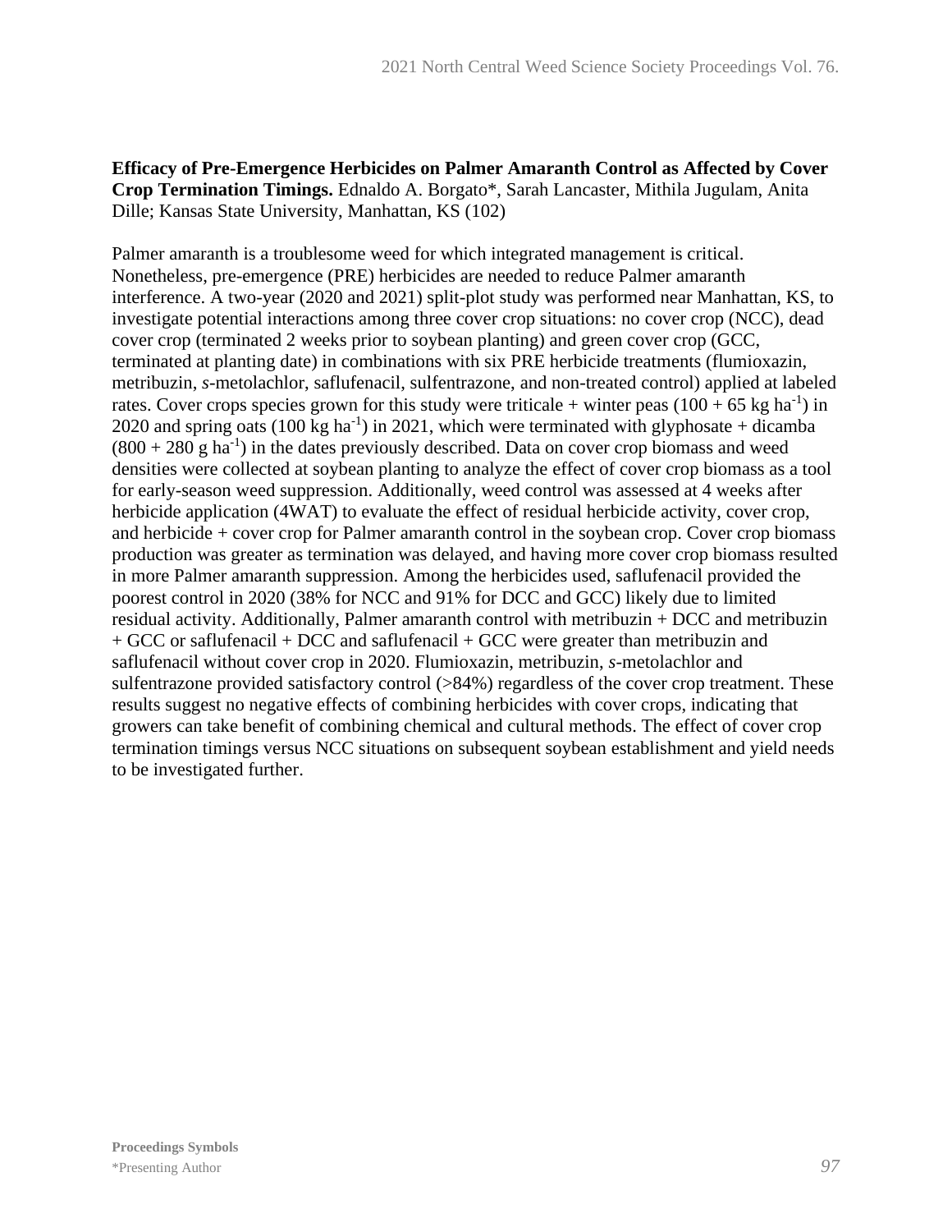**Efficacy of Pre-Emergence Herbicides on Palmer Amaranth Control as Affected by Cover Crop Termination Timings.** Ednaldo A. Borgato*, Sarah Lancaster, Mithila Jugulam, Anita Dille; Kansas State University, Manhattan, KS (102)

Palmer amaranth is a troublesome weed for which integrated management is critical. Nonetheless, pre-emergence (PRE) herbicides are needed to reduce Palmer amaranth interference. A two-year (2020 and 2021) split-plot study was performed near Manhattan, KS, to investigate potential interactions among three cover crop situations: no cover crop (NCC), dead cover crop (terminated 2 weeks prior to soybean planting) and green cover crop (GCC, terminated at planting date) in combinations with six PRE herbicide treatments (flumioxazin, metribuzin, *s*-metolachlor, saflufenacil, sulfentrazone, and non-treated control) applied at labeled rates. Cover crops species grown for this study were triticale + winter peas (100 + 65 kg ha$^{-1}$) in 2020 and spring oats (100 kg ha$^{-1}$) in 2021, which were terminated with glyphosate + dicamba (800 + 280 g ha$^{-1}$) in the dates previously described. Data on cover crop biomass and weed densities were collected at soybean planting to analyze the effect of cover crop biomass as a tool for early-season weed suppression. Additionally, weed control was assessed at 4 weeks after herbicide application (4WAT) to evaluate the effect of residual herbicide activity, cover crop, and herbicide + cover crop for Palmer amaranth control in the soybean crop. Cover crop biomass production was greater as termination was delayed, and having more cover crop biomass resulted in more Palmer amaranth suppression. Among the herbicides used, saflufenacil provided the poorest control in 2020 (38% for NCC and 91% for DCC and GCC) likely due to limited residual activity. Additionally, Palmer amaranth control with metribuzin + DCC and metribuzin + GCC or saflufenacil + DCC and saflufenacil + GCC were greater than metribuzin and saflufenacil without cover crop in 2020. Flumioxazin, metribuzin, *s*-metolachlor and sulfentrazone provided satisfactory control (>84%) regardless of the cover crop treatment. These results suggest no negative effects of combining herbicides with cover crops, indicating that growers can take benefit of combining chemical and cultural methods. The effect of cover crop termination timings versus NCC situations on subsequent soybean establishment and yield needs to be investigated further.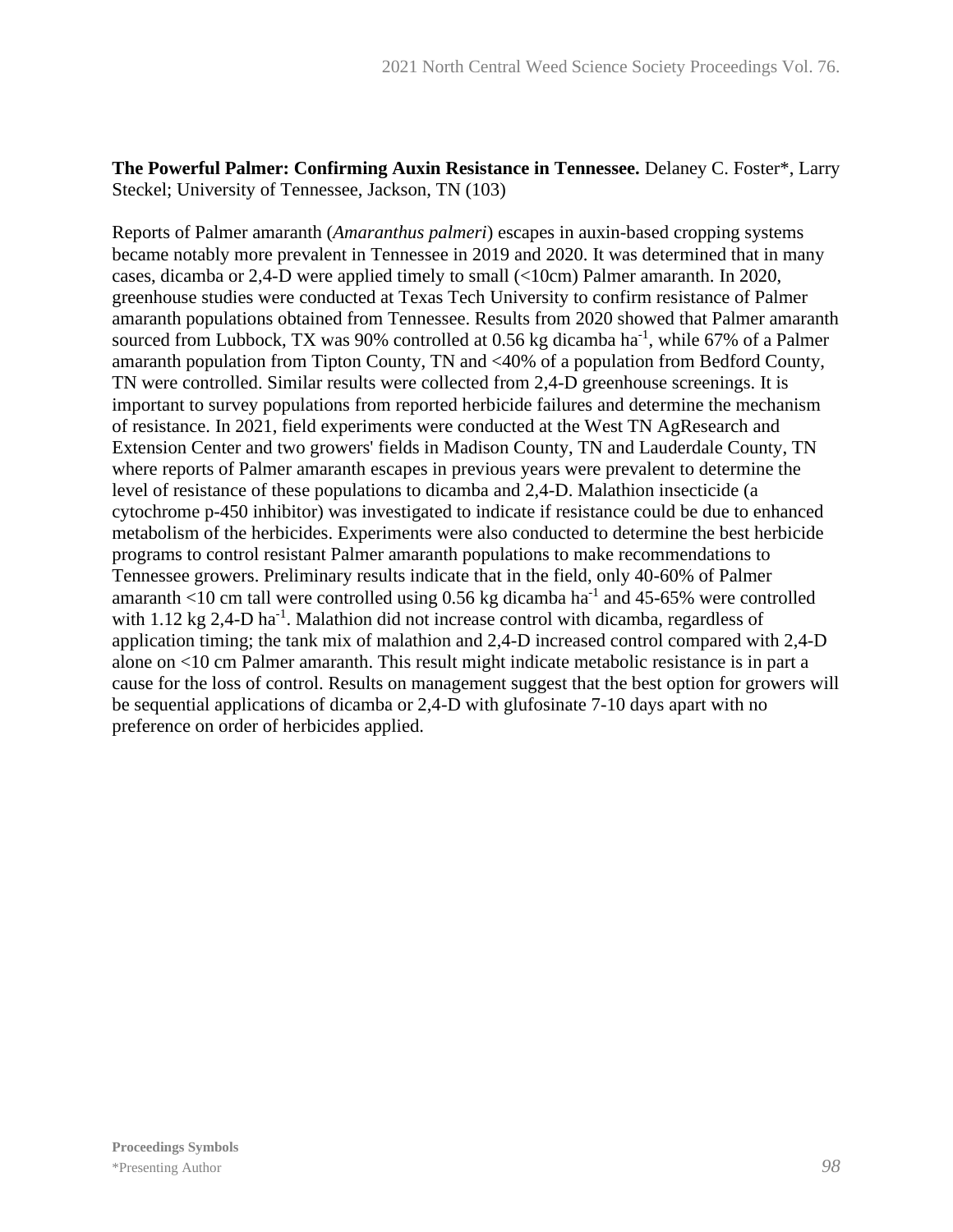**The Powerful Palmer: Confirming Auxin Resistance in Tennessee.** Delaney C. Foster*, Larry Steckel; University of Tennessee, Jackson, TN (103)

Reports of Palmer amaranth (*Amaranthus palmeri*) escapes in auxin-based cropping systems became notably more prevalent in Tennessee in 2019 and 2020. It was determined that in many cases, dicamba or 2,4-D were applied timely to small (<10cm) Palmer amaranth. In 2020, greenhouse studies were conducted at Texas Tech University to confirm resistance of Palmer amaranth populations obtained from Tennessee. Results from 2020 showed that Palmer amaranth sourced from Lubbock, TX was 90% controlled at 0.56 kg dicamba $ha^{-1}$, while 67% of a Palmer amaranth population from Tipton County, TN and <40% of a population from Bedford County, TN were controlled. Similar results were collected from 2,4-D greenhouse screenings. It is important to survey populations from reported herbicide failures and determine the mechanism of resistance. In 2021, field experiments were conducted at the West TN AgResearch and Extension Center and two growers' fields in Madison County, TN and Lauderdale County, TN where reports of Palmer amaranth escapes in previous years were prevalent to determine the level of resistance of these populations to dicamba and 2,4-D. Malathion insecticide (a cytochrome p-450 inhibitor) was investigated to indicate if resistance could be due to enhanced metabolism of the herbicides. Experiments were also conducted to determine the best herbicide programs to control resistant Palmer amaranth populations to make recommendations to Tennessee growers. Preliminary results indicate that in the field, only 40-60% of Palmer amaranth <10 cm tall were controlled using 0.56 kg dicamba $ha^{-1}$ and 45-65% were controlled with 1.12 kg 2,4-D $ha^{-1}$. Malathion did not increase control with dicamba, regardless of application timing; the tank mix of malathion and 2,4-D increased control compared with 2,4-D alone on <10 cm Palmer amaranth. This result might indicate metabolic resistance is in part a cause for the loss of control. Results on management suggest that the best option for growers will be sequential applications of dicamba or 2,4-D with glufosinate 7-10 days apart with no preference on order of herbicides applied.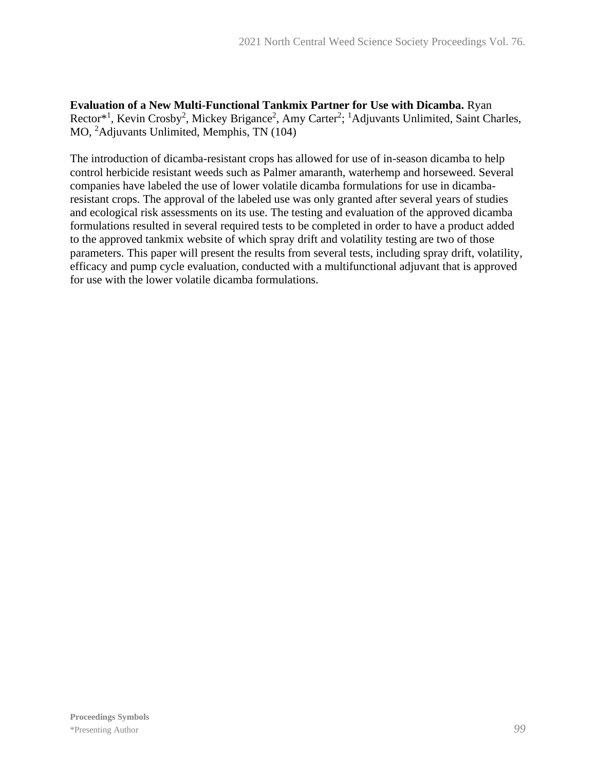**Evaluation of a New Multi-Functional Tankmix Partner for Use with Dicamba.** Ryan Rector*[1], Kevin Crosby[2], Mickey Brigance[2], Amy Carter[2]; [1]Adjuvants Unlimited, Saint Charles, MO, [2]Adjuvants Unlimited, Memphis, TN (104)

The introduction of dicamba-resistant crops has allowed for use of in-season dicamba to help control herbicide resistant weeds such as Palmer amaranth, waterhemp and horseweed. Several companies have labeled the use of lower volatile dicamba formulations for use in dicamba-resistant crops. The approval of the labeled use was only granted after several years of studies and ecological risk assessments on its use. The testing and evaluation of the approved dicamba formulations resulted in several required tests to be completed in order to have a product added to the approved tankmix website of which spray drift and volatility testing are two of those parameters. This paper will present the results from several tests, including spray drift, volatility, efficacy and pump cycle evaluation, conducted with a multifunctional adjuvant that is approved for use with the lower volatile dicamba formulations.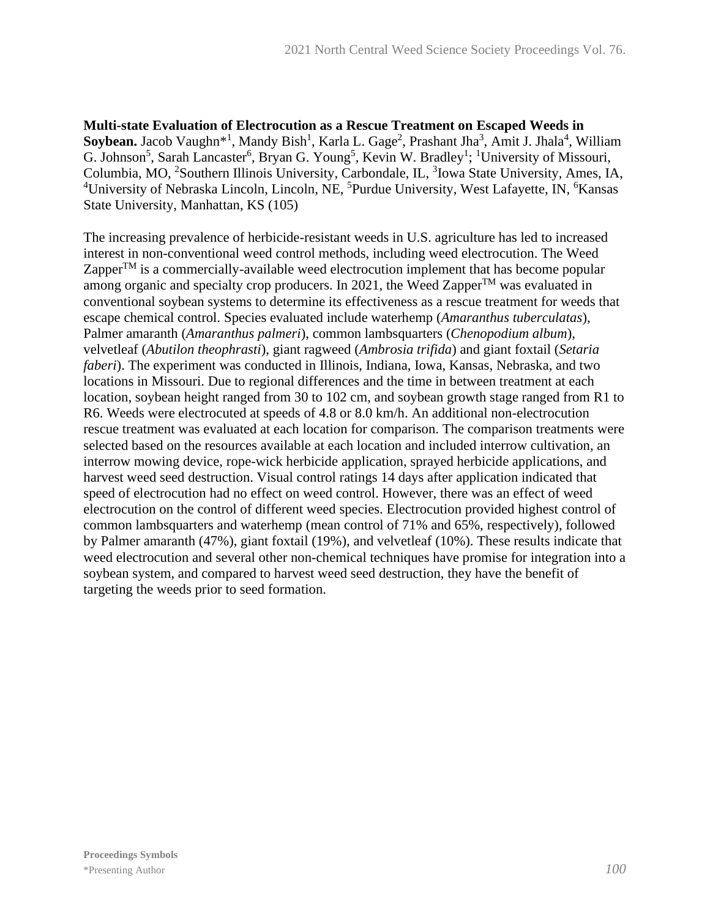**Multi-state Evaluation of Electrocution as a Rescue Treatment on Escaped Weeds in Soybean.** Jacob Vaughn*[1], Mandy Bish[1], Karla L. Gage[2], Prashant Jha[3], Amit J. Jhala[4], William G. Johnson[5], Sarah Lancaster[6], Bryan G. Young[5], Kevin W. Bradley[1]; [1]University of Missouri, Columbia, MO, [2]Southern Illinois University, Carbondale, IL, [3]Iowa State University, Ames, IA, [4]University of Nebraska Lincoln, Lincoln, NE, [5]Purdue University, West Lafayette, IN, [6]Kansas State University, Manhattan, KS (105)

The increasing prevalence of herbicide-resistant weeds in U.S. agriculture has led to increased interest in non-conventional weed control methods, including weed electrocution. The Weed Zapper™ is a commercially-available weed electrocution implement that has become popular among organic and specialty crop producers. In 2021, the Weed Zapper™ was evaluated in conventional soybean systems to determine its effectiveness as a rescue treatment for weeds that escape chemical control. Species evaluated include waterhemp (*Amaranthus tuberculatas*), Palmer amaranth (*Amaranthus palmeri*), common lambsquarters (*Chenopodium album*), velvetleaf (*Abutilon theophrasti*), giant ragweed (*Ambrosia trifida*) and giant foxtail (*Setaria faberi*). The experiment was conducted in Illinois, Indiana, Iowa, Kansas, Nebraska, and two locations in Missouri. Due to regional differences and the time in between treatment at each location, soybean height ranged from 30 to 102 cm, and soybean growth stage ranged from R1 to R6. Weeds were electrocuted at speeds of 4.8 or 8.0 km/h. An additional non-electrocution rescue treatment was evaluated at each location for comparison. The comparison treatments were selected based on the resources available at each location and included interrow cultivation, an interrow mowing device, rope-wick herbicide application, sprayed herbicide applications, and harvest weed seed destruction. Visual control ratings 14 days after application indicated that speed of electrocution had no effect on weed control. However, there was an effect of weed electrocution on the control of different weed species. Electrocution provided highest control of common lambsquarters and waterhemp (mean control of 71% and 65%, respectively), followed by Palmer amaranth (47%), giant foxtail (19%), and velvetleaf (10%). These results indicate that weed electrocution and several other non-chemical techniques have promise for integration into a soybean system, and compared to harvest weed seed destruction, they have the benefit of targeting the weeds prior to seed formation.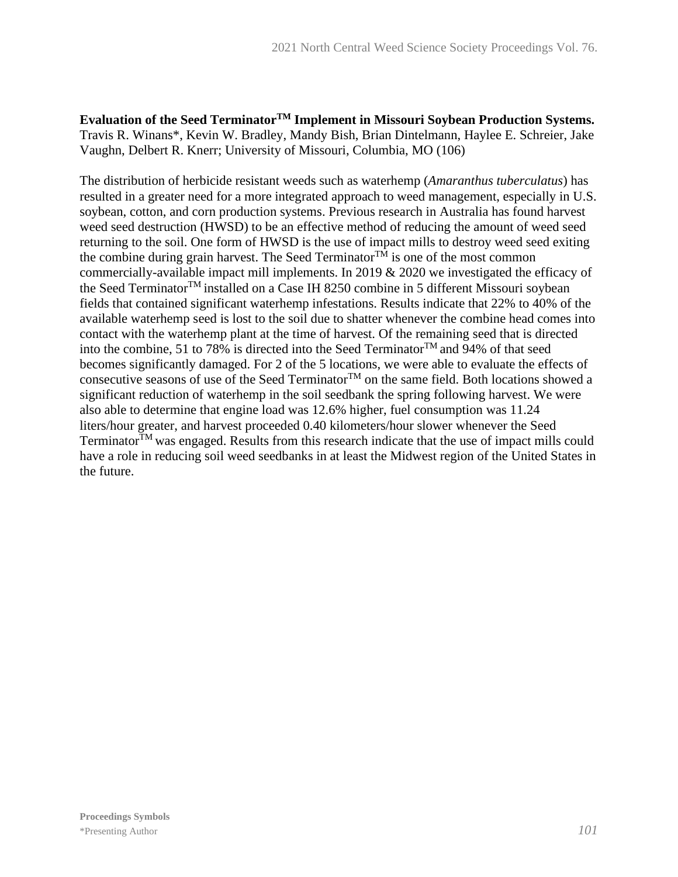**Evaluation of the Seed Terminator™ Implement in Missouri Soybean Production Systems.** Travis R. Winans*, Kevin W. Bradley, Mandy Bish, Brian Dintelmann, Haylee E. Schreier, Jake Vaughn, Delbert R. Knerr; University of Missouri, Columbia, MO (106)

The distribution of herbicide resistant weeds such as waterhemp (*Amaranthus tuberculatus*) has resulted in a greater need for a more integrated approach to weed management, especially in U.S. soybean, cotton, and corn production systems. Previous research in Australia has found harvest weed seed destruction (HWSD) to be an effective method of reducing the amount of weed seed returning to the soil. One form of HWSD is the use of impact mills to destroy weed seed exiting the combine during grain harvest. The Seed Terminator™ is one of the most common commercially-available impact mill implements. In 2019 & 2020 we investigated the efficacy of the Seed Terminator™ installed on a Case IH 8250 combine in 5 different Missouri soybean fields that contained significant waterhemp infestations. Results indicate that 22% to 40% of the available waterhemp seed is lost to the soil due to shatter whenever the combine head comes into contact with the waterhemp plant at the time of harvest. Of the remaining seed that is directed into the combine, 51 to 78% is directed into the Seed Terminator™ and 94% of that seed becomes significantly damaged. For 2 of the 5 locations, we were able to evaluate the effects of consecutive seasons of use of the Seed Terminator™ on the same field. Both locations showed a significant reduction of waterhemp in the soil seedbank the spring following harvest. We were also able to determine that engine load was 12.6% higher, fuel consumption was 11.24 liters/hour greater, and harvest proceeded 0.40 kilometers/hour slower whenever the Seed Terminator™ was engaged. Results from this research indicate that the use of impact mills could have a role in reducing soil weed seedbanks in at least the Midwest region of the United States in the future.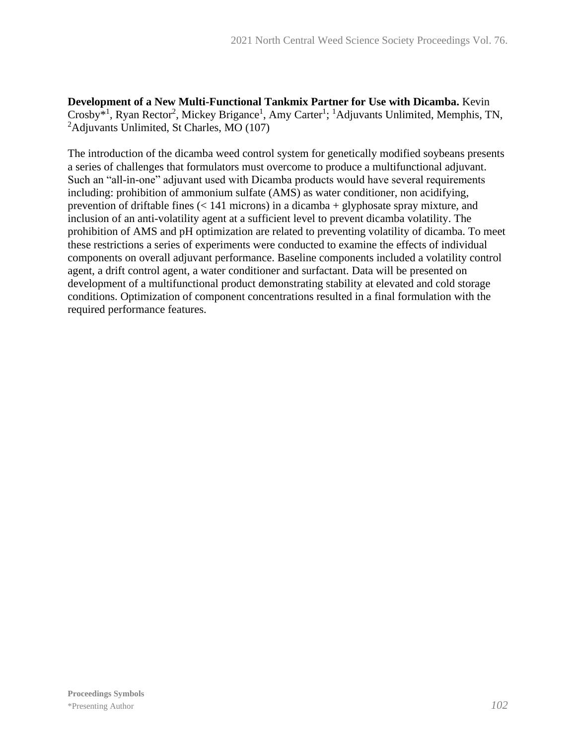**Development of a New Multi-Functional Tankmix Partner for Use with Dicamba.** Kevin Crosby*[1], Ryan Rector[2], Mickey Brigance[1], Amy Carter[1]; [1]Adjuvants Unlimited, Memphis, TN, [2]Adjuvants Unlimited, St Charles, MO (107)

The introduction of the dicamba weed control system for genetically modified soybeans presents a series of challenges that formulators must overcome to produce a multifunctional adjuvant. Such an "all-in-one" adjuvant used with Dicamba products would have several requirements including: prohibition of ammonium sulfate (AMS) as water conditioner, non acidifying, prevention of driftable fines (< 141 microns) in a dicamba + glyphosate spray mixture, and inclusion of an anti-volatility agent at a sufficient level to prevent dicamba volatility. The prohibition of AMS and pH optimization are related to preventing volatility of dicamba. To meet these restrictions a series of experiments were conducted to examine the effects of individual components on overall adjuvant performance. Baseline components included a volatility control agent, a drift control agent, a water conditioner and surfactant. Data will be presented on development of a multifunctional product demonstrating stability at elevated and cold storage conditions. Optimization of component concentrations resulted in a final formulation with the required performance features.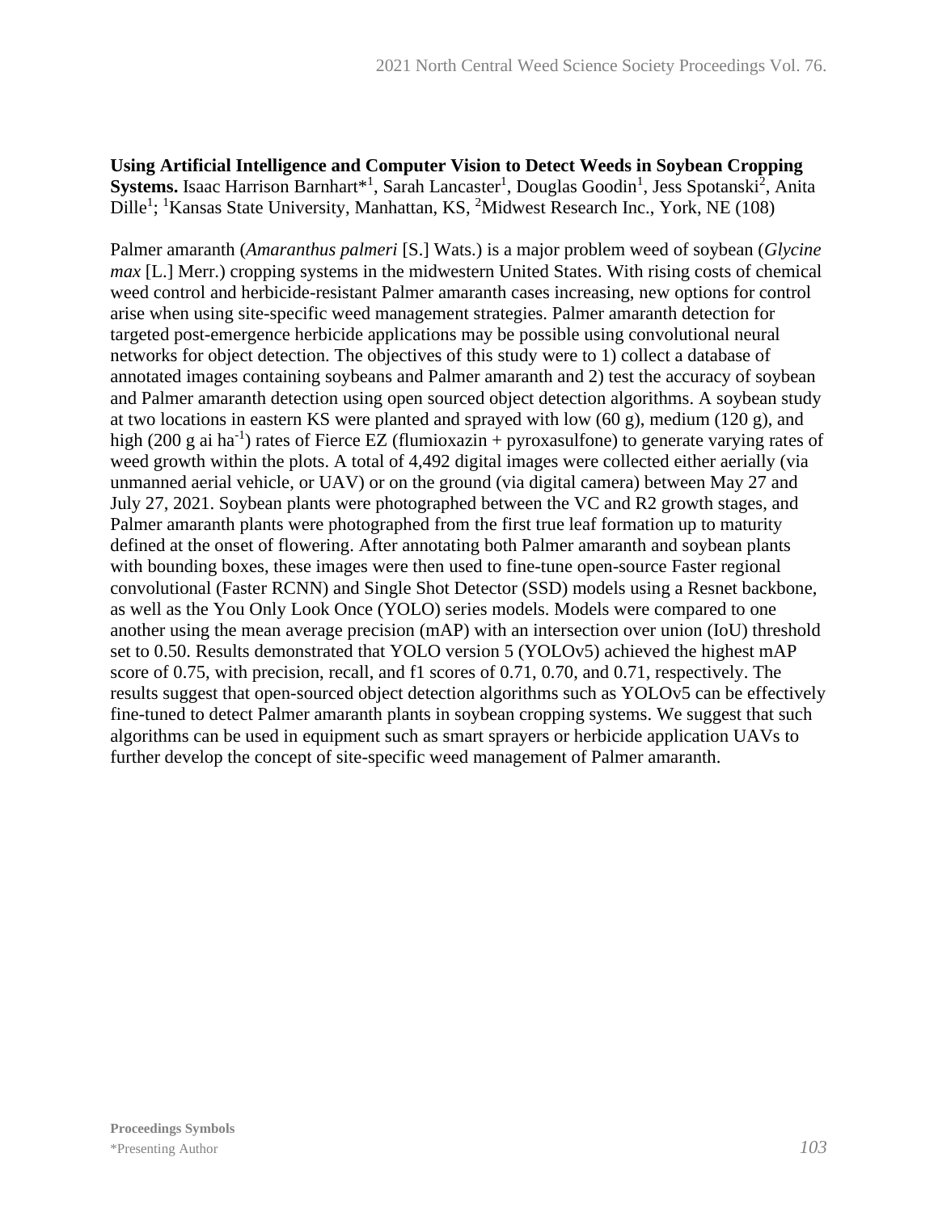**Using Artificial Intelligence and Computer Vision to Detect Weeds in Soybean Cropping Systems.** Isaac Harrison Barnhart*[1], Sarah Lancaster[1], Douglas Goodin[1], Jess Spotanski[2], Anita Dille[1]; [1]Kansas State University, Manhattan, KS, [2]Midwest Research Inc., York, NE (108)

Palmer amaranth (*Amaranthus palmeri* [S.] Wats.) is a major problem weed of soybean (*Glycine max* [L.] Merr.) cropping systems in the midwestern United States. With rising costs of chemical weed control and herbicide-resistant Palmer amaranth cases increasing, new options for control arise when using site-specific weed management strategies. Palmer amaranth detection for targeted post-emergence herbicide applications may be possible using convolutional neural networks for object detection. The objectives of this study were to 1) collect a database of annotated images containing soybeans and Palmer amaranth and 2) test the accuracy of soybean and Palmer amaranth detection using open sourced object detection algorithms. A soybean study at two locations in eastern KS were planted and sprayed with low (60 g), medium (120 g), and high (200 g ai ha$^{-1}$) rates of Fierce EZ (flumioxazin + pyroxasulfone) to generate varying rates of weed growth within the plots. A total of 4,492 digital images were collected either aerially (via unmanned aerial vehicle, or UAV) or on the ground (via digital camera) between May 27 and July 27, 2021. Soybean plants were photographed between the VC and R2 growth stages, and Palmer amaranth plants were photographed from the first true leaf formation up to maturity defined at the onset of flowering. After annotating both Palmer amaranth and soybean plants with bounding boxes, these images were then used to fine-tune open-source Faster regional convolutional (Faster RCNN) and Single Shot Detector (SSD) models using a Resnet backbone, as well as the You Only Look Once (YOLO) series models. Models were compared to one another using the mean average precision (mAP) with an intersection over union (IoU) threshold set to 0.50. Results demonstrated that YOLO version 5 (YOLOv5) achieved the highest mAP score of 0.75, with precision, recall, and f1 scores of 0.71, 0.70, and 0.71, respectively. The results suggest that open-sourced object detection algorithms such as YOLOv5 can be effectively fine-tuned to detect Palmer amaranth plants in soybean cropping systems. We suggest that such algorithms can be used in equipment such as smart sprayers or herbicide application UAVs to further develop the concept of site-specific weed management of Palmer amaranth.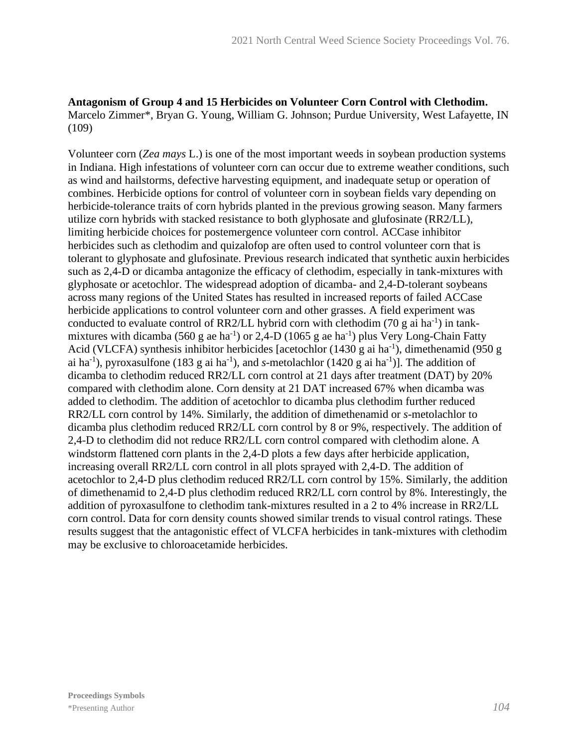**Antagonism of Group 4 and 15 Herbicides on Volunteer Corn Control with Clethodim.** Marcelo Zimmer*, Bryan G. Young, William G. Johnson; Purdue University, West Lafayette, IN (109)

Volunteer corn (*Zea mays* L.) is one of the most important weeds in soybean production systems in Indiana. High infestations of volunteer corn can occur due to extreme weather conditions, such as wind and hailstorms, defective harvesting equipment, and inadequate setup or operation of combines. Herbicide options for control of volunteer corn in soybean fields vary depending on herbicide-tolerance traits of corn hybrids planted in the previous growing season. Many farmers utilize corn hybrids with stacked resistance to both glyphosate and glufosinate (RR2/LL), limiting herbicide choices for postemergence volunteer corn control. ACCase inhibitor herbicides such as clethodim and quizalofop are often used to control volunteer corn that is tolerant to glyphosate and glufosinate. Previous research indicated that synthetic auxin herbicides such as 2,4-D or dicamba antagonize the efficacy of clethodim, especially in tank-mixtures with glyphosate or acetochlor. The widespread adoption of dicamba- and 2,4-D-tolerant soybeans across many regions of the United States has resulted in increased reports of failed ACCase herbicide applications to control volunteer corn and other grasses. A field experiment was conducted to evaluate control of RR2/LL hybrid corn with clethodim (70 g ai ha$^{-1}$) in tank-mixtures with dicamba (560 g ae ha$^{-1}$) or 2,4-D (1065 g ae ha$^{-1}$) plus Very Long-Chain Fatty Acid (VLCFA) synthesis inhibitor herbicides [acetochlor (1430 g ai ha$^{-1}$), dimethenamid (950 g ai ha$^{-1}$), pyroxasulfone (183 g ai ha$^{-1}$), and *s*-metolachlor (1420 g ai ha$^{-1}$)]. The addition of dicamba to clethodim reduced RR2/LL corn control at 21 days after treatment (DAT) by 20% compared with clethodim alone. Corn density at 21 DAT increased 67% when dicamba was added to clethodim. The addition of acetochlor to dicamba plus clethodim further reduced RR2/LL corn control by 14%. Similarly, the addition of dimethenamid or *s*-metolachlor to dicamba plus clethodim reduced RR2/LL corn control by 8 or 9%, respectively. The addition of 2,4-D to clethodim did not reduce RR2/LL corn control compared with clethodim alone. A windstorm flattened corn plants in the 2,4-D plots a few days after herbicide application, increasing overall RR2/LL corn control in all plots sprayed with 2,4-D. The addition of acetochlor to 2,4-D plus clethodim reduced RR2/LL corn control by 15%. Similarly, the addition of dimethenamid to 2,4-D plus clethodim reduced RR2/LL corn control by 8%. Interestingly, the addition of pyroxasulfone to clethodim tank-mixtures resulted in a 2 to 4% increase in RR2/LL corn control. Data for corn density counts showed similar trends to visual control ratings. These results suggest that the antagonistic effect of VLCFA herbicides in tank-mixtures with clethodim may be exclusive to chloroacetamide herbicides.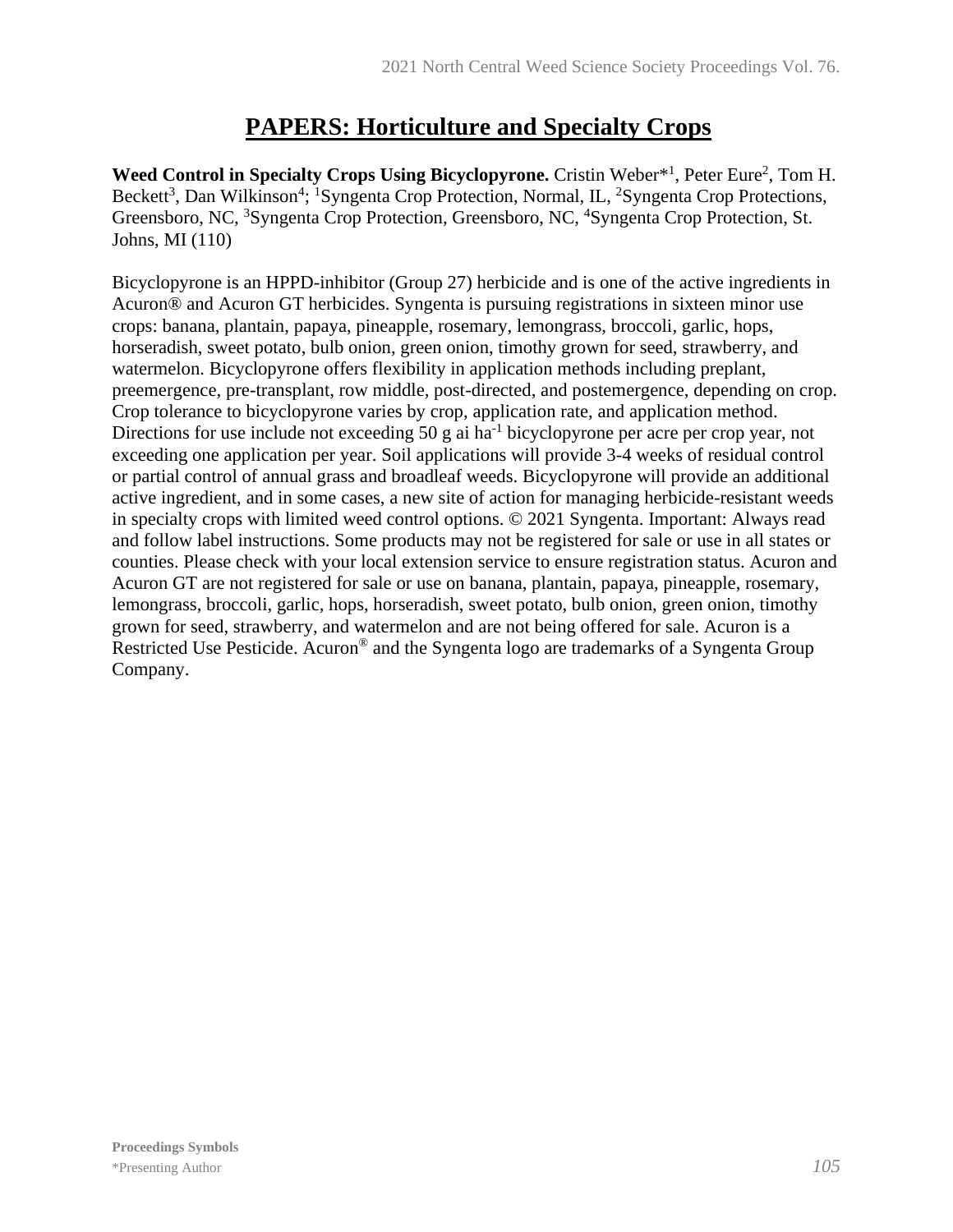## PAPERS: Horticulture and Specialty Crops

**Weed Control in Specialty Crops Using Bicyclopyrone.** Cristin Weber*[1], Peter Eure[2], Tom H. Beckett[3], Dan Wilkinson[4]; [1]Syngenta Crop Protection, Normal, IL, [2]Syngenta Crop Protections, Greensboro, NC, [3]Syngenta Crop Protection, Greensboro, NC, [4]Syngenta Crop Protection, St. Johns, MI (110)

Bicyclopyrone is an HPPD-inhibitor (Group 27) herbicide and is one of the active ingredients in Acuron® and Acuron GT herbicides. Syngenta is pursuing registrations in sixteen minor use crops: banana, plantain, papaya, pineapple, rosemary, lemongrass, broccoli, garlic, hops, horseradish, sweet potato, bulb onion, green onion, timothy grown for seed, strawberry, and watermelon. Bicyclopyrone offers flexibility in application methods including preplant, preemergence, pre-transplant, row middle, post-directed, and postemergence, depending on crop. Crop tolerance to bicyclopyrone varies by crop, application rate, and application method. Directions for use include not exceeding 50 g ai $ha^{-1}$ bicyclopyrone per acre per crop year, not exceeding one application per year. Soil applications will provide 3-4 weeks of residual control or partial control of annual grass and broadleaf weeds. Bicyclopyrone will provide an additional active ingredient, and in some cases, a new site of action for managing herbicide-resistant weeds in specialty crops with limited weed control options. © 2021 Syngenta. Important: Always read and follow label instructions. Some products may not be registered for sale or use in all states or counties. Please check with your local extension service to ensure registration status. Acuron and Acuron GT are not registered for sale or use on banana, plantain, papaya, pineapple, rosemary, lemongrass, broccoli, garlic, hops, horseradish, sweet potato, bulb onion, green onion, timothy grown for seed, strawberry, and watermelon and are not being offered for sale. Acuron is a Restricted Use Pesticide. Acuron® and the Syngenta logo are trademarks of a Syngenta Group Company.

**Proceedings Symbols**
*Presenting Author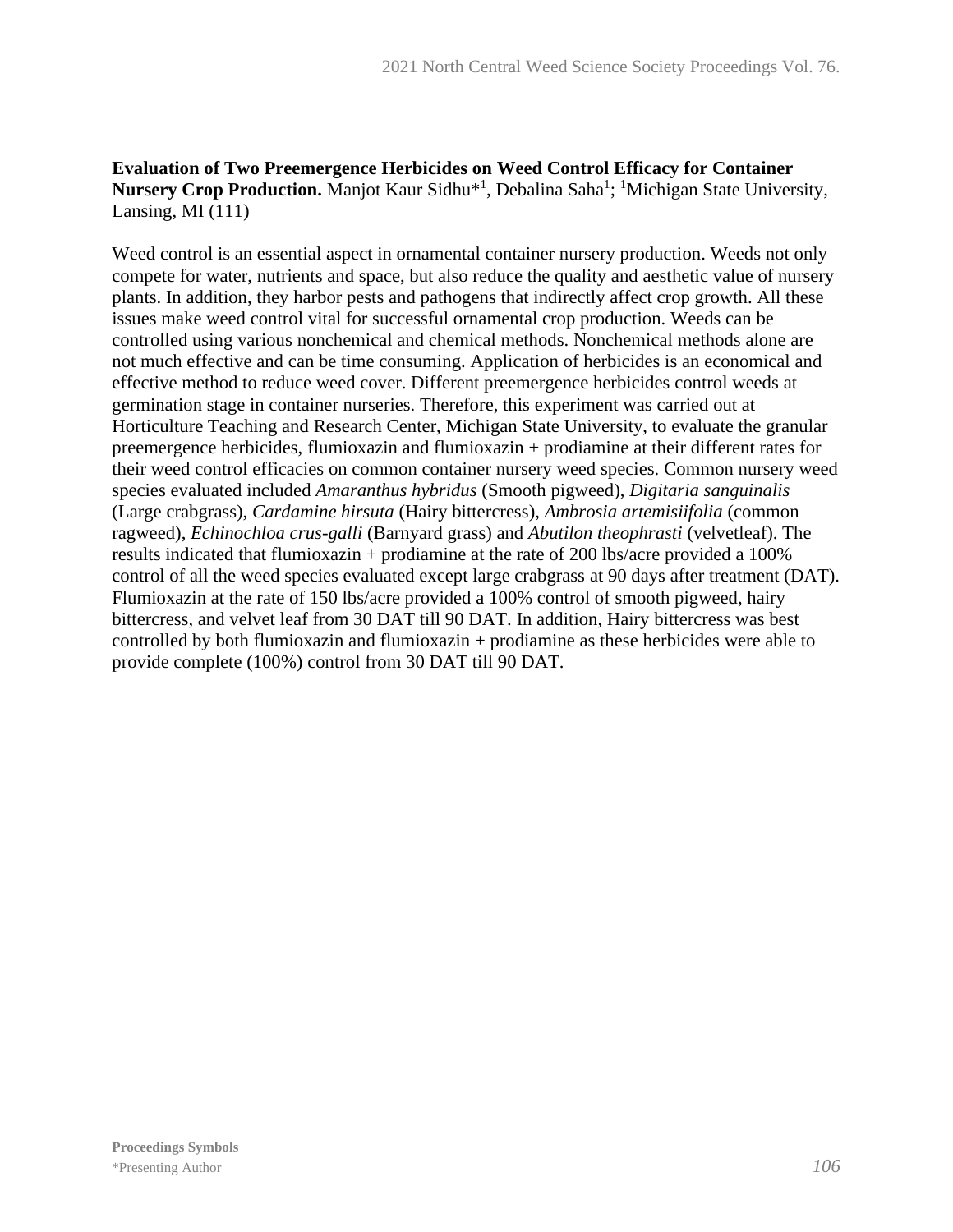**Evaluation of Two Preemergence Herbicides on Weed Control Efficacy for Container Nursery Crop Production.** Manjot Kaur Sidhu*[1], Debalina Saha[1]; [1]Michigan State University, Lansing, MI (111)

Weed control is an essential aspect in ornamental container nursery production. Weeds not only compete for water, nutrients and space, but also reduce the quality and aesthetic value of nursery plants. In addition, they harbor pests and pathogens that indirectly affect crop growth. All these issues make weed control vital for successful ornamental crop production. Weeds can be controlled using various nonchemical and chemical methods. Nonchemical methods alone are not much effective and can be time consuming. Application of herbicides is an economical and effective method to reduce weed cover. Different preemergence herbicides control weeds at germination stage in container nurseries. Therefore, this experiment was carried out at Horticulture Teaching and Research Center, Michigan State University, to evaluate the granular preemergence herbicides, flumioxazin and flumioxazin + prodiamine at their different rates for their weed control efficacies on common container nursery weed species. Common nursery weed species evaluated included *Amaranthus hybridus* (Smooth pigweed), *Digitaria sanguinalis* (Large crabgrass), *Cardamine hirsuta* (Hairy bittercress), *Ambrosia artemisiifolia* (common ragweed), *Echinochloa crus-galli* (Barnyard grass) and *Abutilon theophrasti* (velvetleaf). The results indicated that flumioxazin + prodiamine at the rate of 200 lbs/acre provided a 100% control of all the weed species evaluated except large crabgrass at 90 days after treatment (DAT). Flumioxazin at the rate of 150 lbs/acre provided a 100% control of smooth pigweed, hairy bittercress, and velvet leaf from 30 DAT till 90 DAT. In addition, Hairy bittercress was best controlled by both flumioxazin and flumioxazin + prodiamine as these herbicides were able to provide complete (100%) control from 30 DAT till 90 DAT.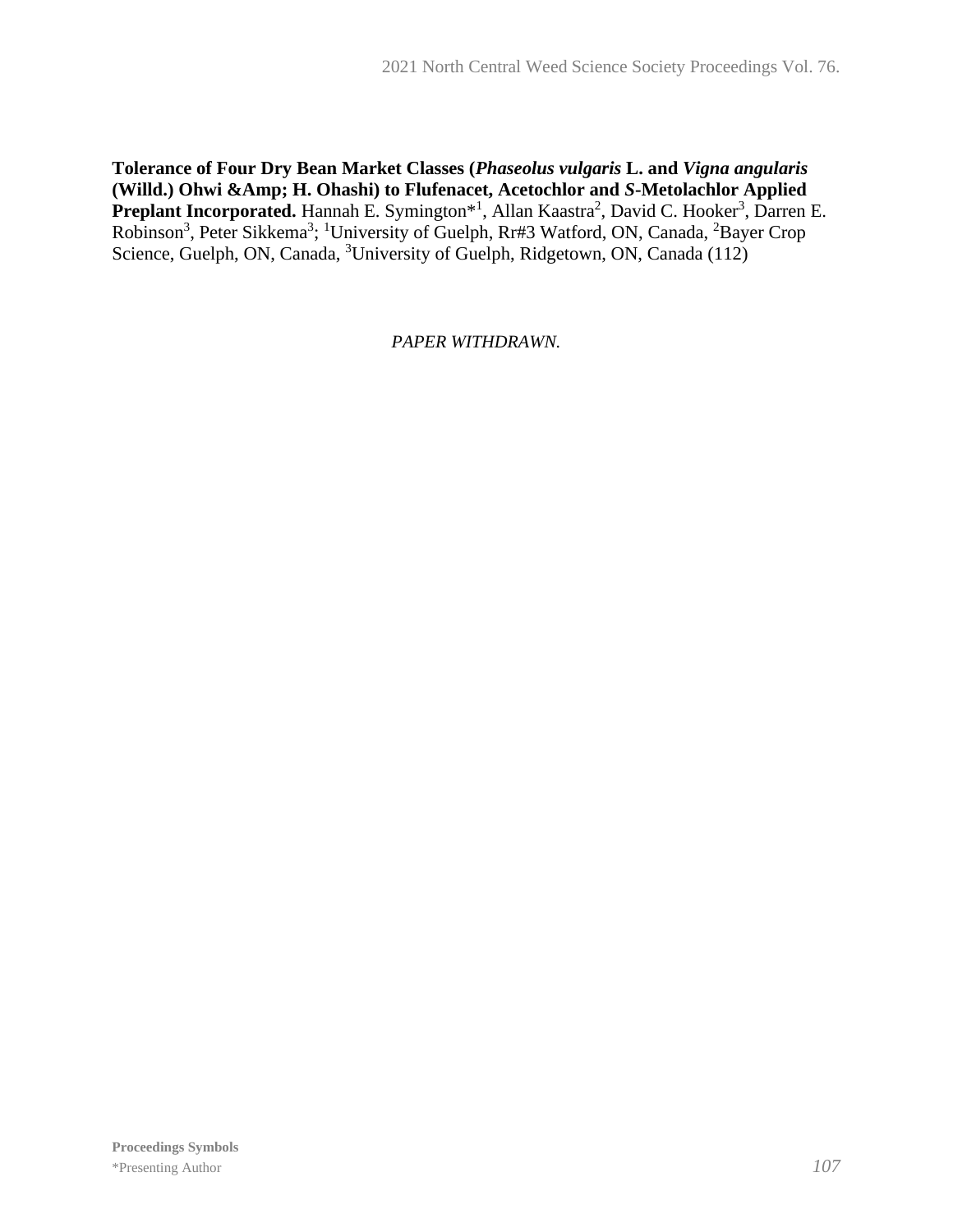**Tolerance of Four Dry Bean Market Classes (*Phaseolus vulgaris* L. and *Vigna angularis* (Willd.) Ohwi &Amp; H. Ohashi) to Flufenacet, Acetochlor and *S*-Metolachlor Applied Preplant Incorporated.** Hannah E. Symington*[1], Allan Kaastra[2], David C. Hooker[3], Darren E. Robinson[3], Peter Sikkema[3]; [1]University of Guelph, Rr#3 Watford, ON, Canada, [2]Bayer Crop Science, Guelph, ON, Canada, [3]University of Guelph, Ridgetown, ON, Canada (112)

*PAPER WITHDRAWN.*

**Proceedings Symbols**
*Presenting Author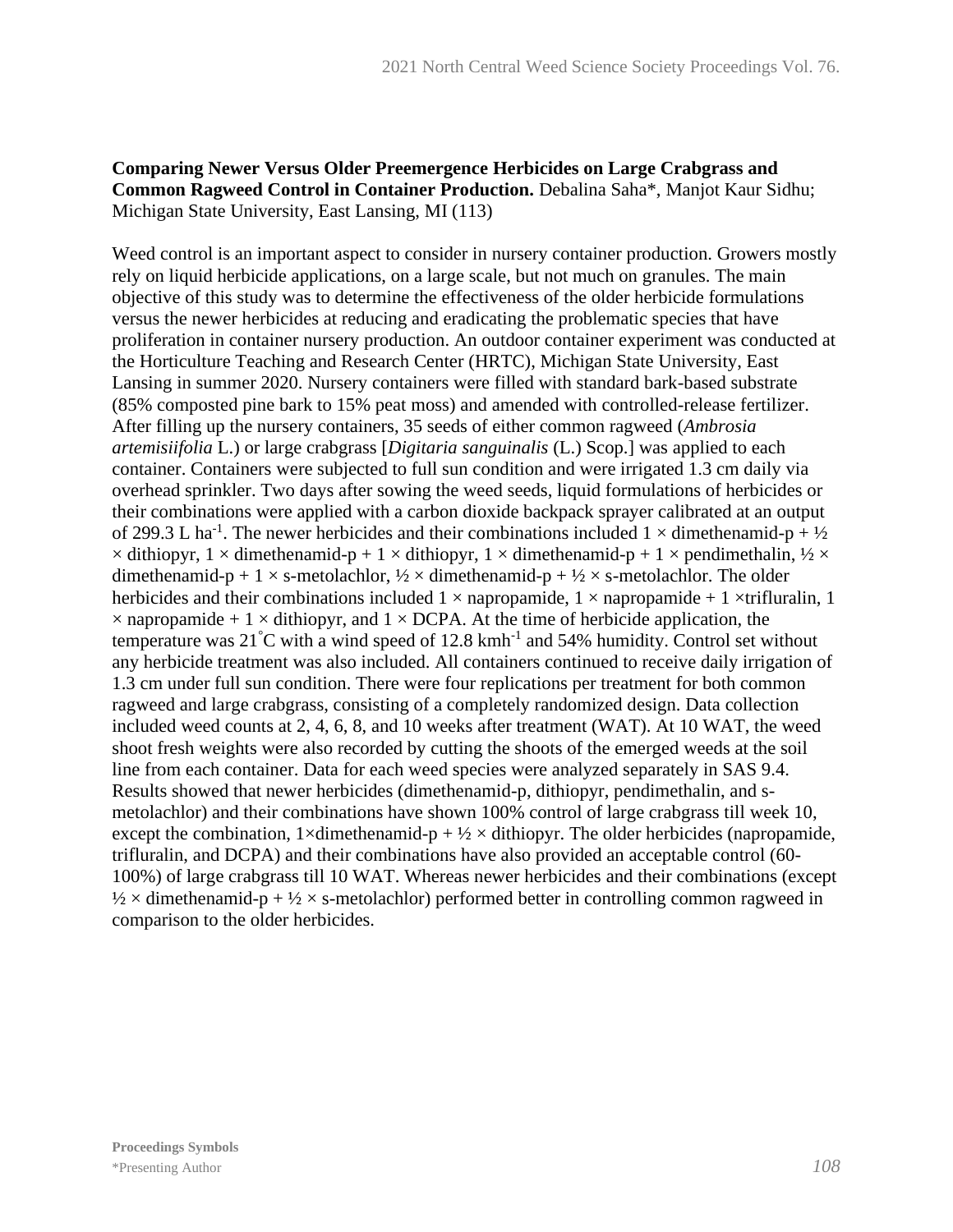**Comparing Newer Versus Older Preemergence Herbicides on Large Crabgrass and Common Ragweed Control in Container Production.** Debalina Saha*, Manjot Kaur Sidhu; Michigan State University, East Lansing, MI (113)

Weed control is an important aspect to consider in nursery container production. Growers mostly rely on liquid herbicide applications, on a large scale, but not much on granules. The main objective of this study was to determine the effectiveness of the older herbicide formulations versus the newer herbicides at reducing and eradicating the problematic species that have proliferation in container nursery production. An outdoor container experiment was conducted at the Horticulture Teaching and Research Center (HRTC), Michigan State University, East Lansing in summer 2020. Nursery containers were filled with standard bark-based substrate (85% composted pine bark to 15% peat moss) and amended with controlled-release fertilizer. After filling up the nursery containers, 35 seeds of either common ragweed (*Ambrosia artemisiifolia* L.) or large crabgrass [*Digitaria sanguinalis* (L.) Scop.] was applied to each container. Containers were subjected to full sun condition and were irrigated 1.3 cm daily via overhead sprinkler. Two days after sowing the weed seeds, liquid formulations of herbicides or their combinations were applied with a carbon dioxide backpack sprayer calibrated at an output of 299.3 L $ha^{-1}$. The newer herbicides and their combinations included 1 × dimethenamid-p + ½ × dithiopyr, 1 × dimethenamid-p + 1 × dithiopyr, 1 × dimethenamid-p + 1 × pendimethalin, ½ × dimethenamid-p + 1 × s-metolachlor, ½ × dimethenamid-p + ½ × s-metolachlor. The older herbicides and their combinations included 1 × napropamide, 1 × napropamide + 1 ×trifluralin, 1 × napropamide + 1 × dithiopyr, and 1 × DCPA. At the time of herbicide application, the temperature was 21°C with a wind speed of 12.8 $kmh^{-1}$ and 54% humidity. Control set without any herbicide treatment was also included. All containers continued to receive daily irrigation of 1.3 cm under full sun condition. There were four replications per treatment for both common ragweed and large crabgrass, consisting of a completely randomized design. Data collection included weed counts at 2, 4, 6, 8, and 10 weeks after treatment (WAT). At 10 WAT, the weed shoot fresh weights were also recorded by cutting the shoots of the emerged weeds at the soil line from each container. Data for each weed species were analyzed separately in SAS 9.4. Results showed that newer herbicides (dimethenamid-p, dithiopyr, pendimethalin, and s-metolachlor) and their combinations have shown 100% control of large crabgrass till week 10, except the combination, 1×dimethenamid-p + ½ × dithiopyr. The older herbicides (napropamide, trifluralin, and DCPA) and their combinations have also provided an acceptable control (60-100%) of large crabgrass till 10 WAT. Whereas newer herbicides and their combinations (except ½ × dimethenamid-p + ½ × s-metolachlor) performed better in controlling common ragweed in comparison to the older herbicides.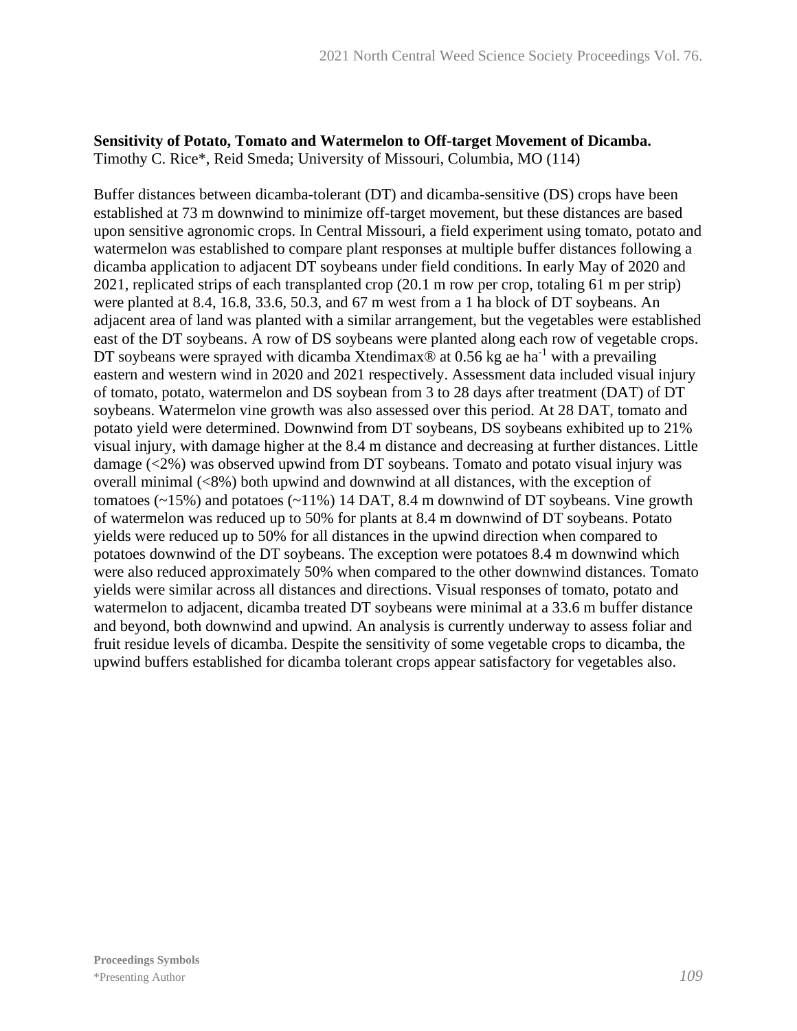**Sensitivity of Potato, Tomato and Watermelon to Off-target Movement of Dicamba.**
Timothy C. Rice*, Reid Smeda; University of Missouri, Columbia, MO (114)

Buffer distances between dicamba-tolerant (DT) and dicamba-sensitive (DS) crops have been established at 73 m downwind to minimize off-target movement, but these distances are based upon sensitive agronomic crops. In Central Missouri, a field experiment using tomato, potato and watermelon was established to compare plant responses at multiple buffer distances following a dicamba application to adjacent DT soybeans under field conditions. In early May of 2020 and 2021, replicated strips of each transplanted crop (20.1 m row per crop, totaling 61 m per strip) were planted at 8.4, 16.8, 33.6, 50.3, and 67 m west from a 1 ha block of DT soybeans. An adjacent area of land was planted with a similar arrangement, but the vegetables were established east of the DT soybeans. A row of DS soybeans were planted along each row of vegetable crops. DT soybeans were sprayed with dicamba Xtendimax® at 0.56 kg ae ha$^{-1}$ with a prevailing eastern and western wind in 2020 and 2021 respectively. Assessment data included visual injury of tomato, potato, watermelon and DS soybean from 3 to 28 days after treatment (DAT) of DT soybeans. Watermelon vine growth was also assessed over this period. At 28 DAT, tomato and potato yield were determined. Downwind from DT soybeans, DS soybeans exhibited up to 21% visual injury, with damage higher at the 8.4 m distance and decreasing at further distances. Little damage (<2%) was observed upwind from DT soybeans. Tomato and potato visual injury was overall minimal (<8%) both upwind and downwind at all distances, with the exception of tomatoes (~15%) and potatoes (~11%) 14 DAT, 8.4 m downwind of DT soybeans. Vine growth of watermelon was reduced up to 50% for plants at 8.4 m downwind of DT soybeans. Potato yields were reduced up to 50% for all distances in the upwind direction when compared to potatoes downwind of the DT soybeans. The exception were potatoes 8.4 m downwind which were also reduced approximately 50% when compared to the other downwind distances. Tomato yields were similar across all distances and directions. Visual responses of tomato, potato and watermelon to adjacent, dicamba treated DT soybeans were minimal at a 33.6 m buffer distance and beyond, both downwind and upwind. An analysis is currently underway to assess foliar and fruit residue levels of dicamba. Despite the sensitivity of some vegetable crops to dicamba, the upwind buffers established for dicamba tolerant crops appear satisfactory for vegetables also.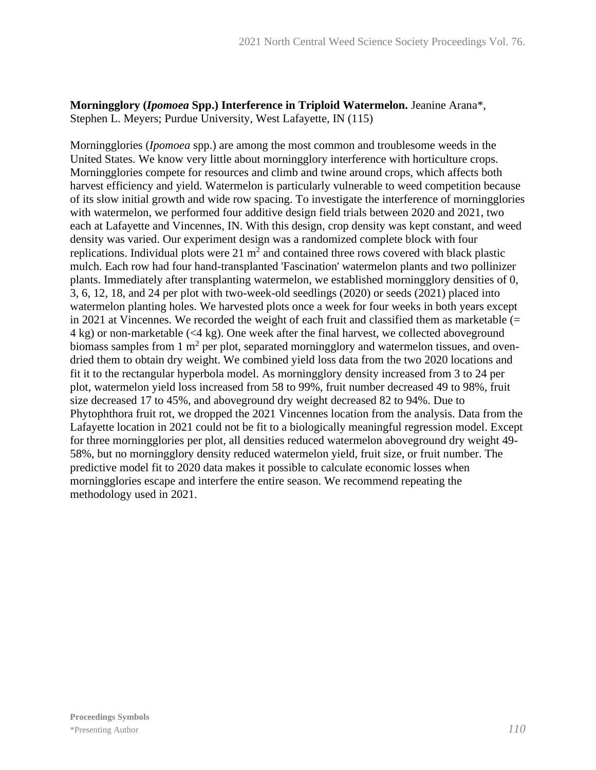**Morningglory (*Ipomoea* Spp.) Interference in Triploid Watermelon.** Jeanine Arana*, Stephen L. Meyers; Purdue University, West Lafayette, IN (115)

Morningglories (*Ipomoea* spp.) are among the most common and troublesome weeds in the United States. We know very little about morningglory interference with horticulture crops. Morningglories compete for resources and climb and twine around crops, which affects both harvest efficiency and yield. Watermelon is particularly vulnerable to weed competition because of its slow initial growth and wide row spacing. To investigate the interference of morningglories with watermelon, we performed four additive design field trials between 2020 and 2021, two each at Lafayette and Vincennes, IN. With this design, crop density was kept constant, and weed density was varied. Our experiment design was a randomized complete block with four replications. Individual plots were 21 $m^2$ and contained three rows covered with black plastic mulch. Each row had four hand-transplanted 'Fascination' watermelon plants and two pollinizer plants. Immediately after transplanting watermelon, we established morningglory densities of 0, 3, 6, 12, 18, and 24 per plot with two-week-old seedlings (2020) or seeds (2021) placed into watermelon planting holes. We harvested plots once a week for four weeks in both years except in 2021 at Vincennes. We recorded the weight of each fruit and classified them as marketable (= 4 kg) or non-marketable (<4 kg). One week after the final harvest, we collected aboveground biomass samples from 1 $m^2$ per plot, separated morningglory and watermelon tissues, and oven-dried them to obtain dry weight. We combined yield loss data from the two 2020 locations and fit it to the rectangular hyperbola model. As morningglory density increased from 3 to 24 per plot, watermelon yield loss increased from 58 to 99%, fruit number decreased 49 to 98%, fruit size decreased 17 to 45%, and aboveground dry weight decreased 82 to 94%. Due to Phytophthora fruit rot, we dropped the 2021 Vincennes location from the analysis. Data from the Lafayette location in 2021 could not be fit to a biologically meaningful regression model. Except for three morningglories per plot, all densities reduced watermelon aboveground dry weight 49-58%, but no morningglory density reduced watermelon yield, fruit size, or fruit number. The predictive model fit to 2020 data makes it possible to calculate economic losses when morningglories escape and interfere the entire season. We recommend repeating the methodology used in 2021.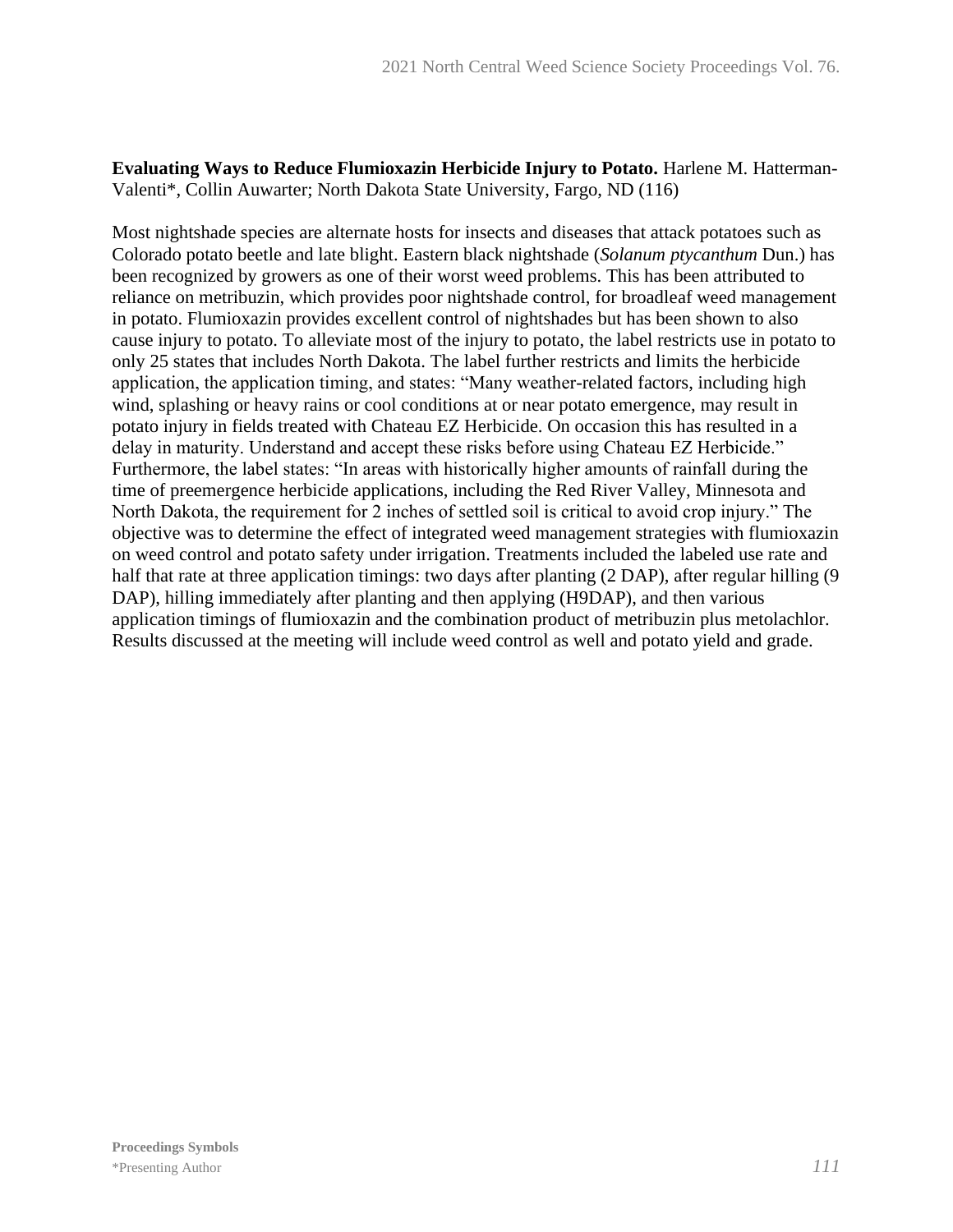**Evaluating Ways to Reduce Flumioxazin Herbicide Injury to Potato.** Harlene M. Hatterman-Valenti*, Collin Auwarter; North Dakota State University, Fargo, ND (116)

Most nightshade species are alternate hosts for insects and diseases that attack potatoes such as Colorado potato beetle and late blight. Eastern black nightshade (*Solanum ptycanthum* Dun.) has been recognized by growers as one of their worst weed problems. This has been attributed to reliance on metribuzin, which provides poor nightshade control, for broadleaf weed management in potato. Flumioxazin provides excellent control of nightshades but has been shown to also cause injury to potato. To alleviate most of the injury to potato, the label restricts use in potato to only 25 states that includes North Dakota. The label further restricts and limits the herbicide application, the application timing, and states: "Many weather-related factors, including high wind, splashing or heavy rains or cool conditions at or near potato emergence, may result in potato injury in fields treated with Chateau EZ Herbicide. On occasion this has resulted in a delay in maturity. Understand and accept these risks before using Chateau EZ Herbicide." Furthermore, the label states: "In areas with historically higher amounts of rainfall during the time of preemergence herbicide applications, including the Red River Valley, Minnesota and North Dakota, the requirement for 2 inches of settled soil is critical to avoid crop injury." The objective was to determine the effect of integrated weed management strategies with flumioxazin on weed control and potato safety under irrigation. Treatments included the labeled use rate and half that rate at three application timings: two days after planting (2 DAP), after regular hilling (9 DAP), hilling immediately after planting and then applying (H9DAP), and then various application timings of flumioxazin and the combination product of metribuzin plus metolachlor. Results discussed at the meeting will include weed control as well and potato yield and grade.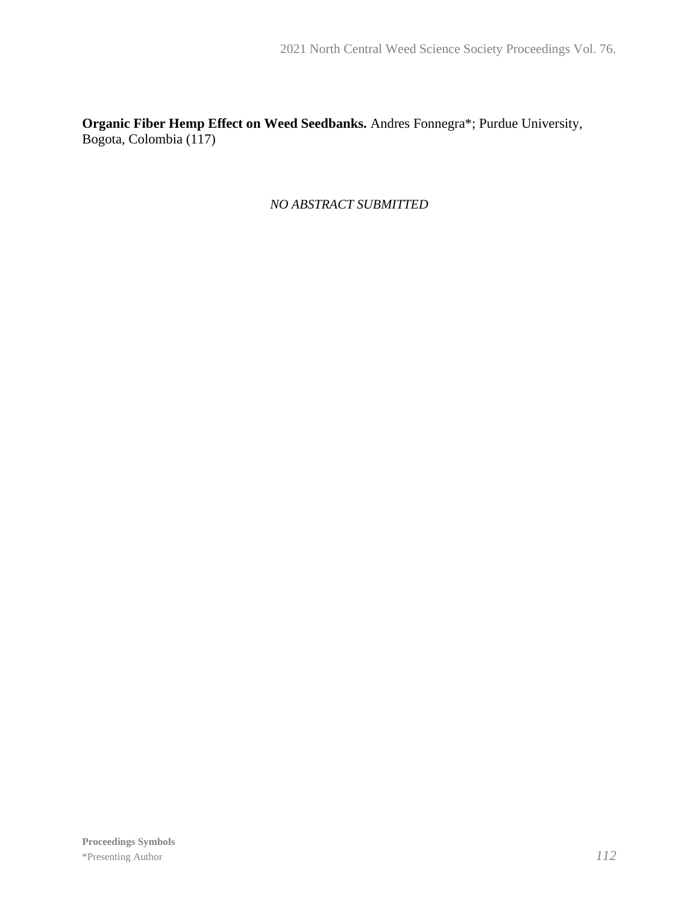**Organic Fiber Hemp Effect on Weed Seedbanks.** Andres Fonnegra*; Purdue University, Bogota, Colombia (117)

*NO ABSTRACT SUBMITTED*

**Proceedings Symbols**
*Presenting Author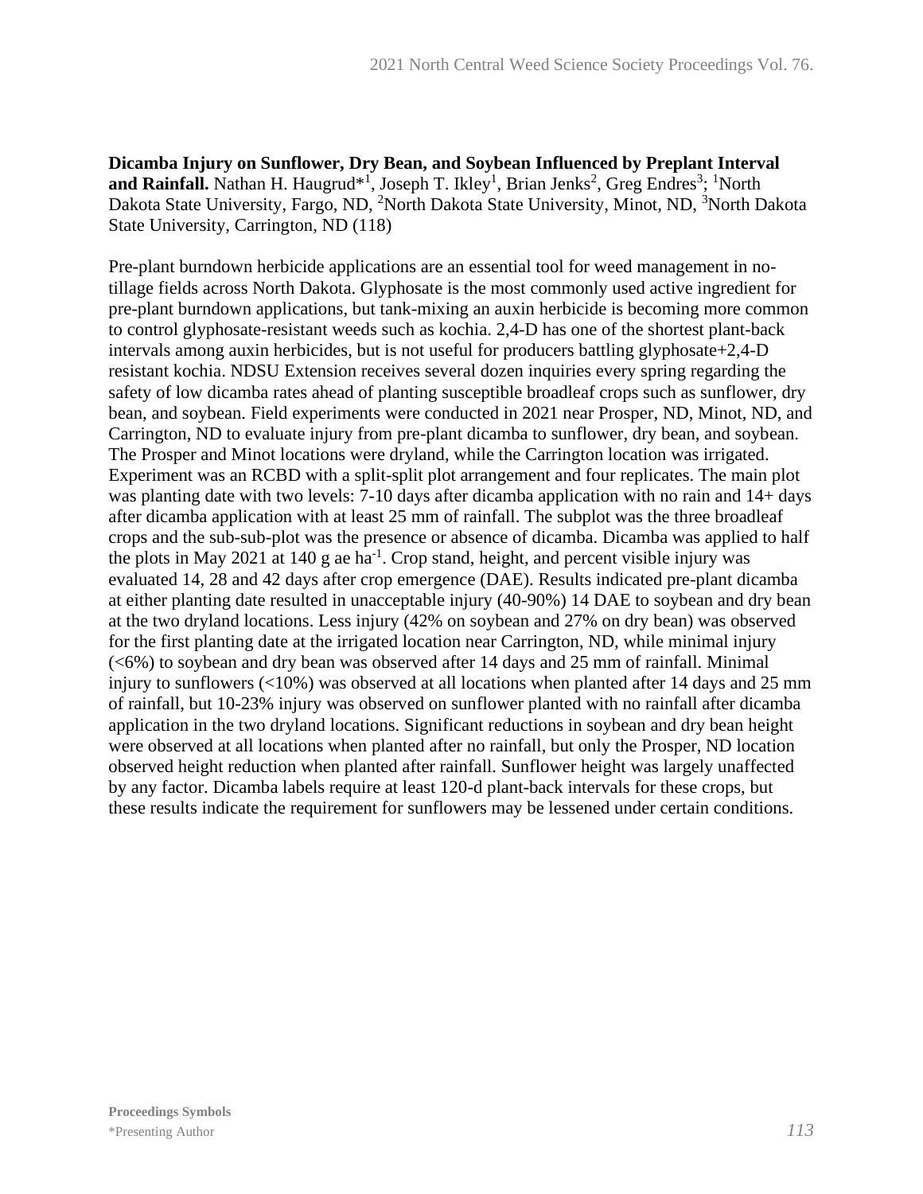**Dicamba Injury on Sunflower, Dry Bean, and Soybean Influenced by Preplant Interval and Rainfall.** Nathan H. Haugrud*[1], Joseph T. Ikley[1], Brian Jenks[2], Greg Endres[3]; [1]North Dakota State University, Fargo, ND, [2]North Dakota State University, Minot, ND, [3]North Dakota State University, Carrington, ND (118)

Pre-plant burndown herbicide applications are an essential tool for weed management in no-tillage fields across North Dakota. Glyphosate is the most commonly used active ingredient for pre-plant burndown applications, but tank-mixing an auxin herbicide is becoming more common to control glyphosate-resistant weeds such as kochia. 2,4-D has one of the shortest plant-back intervals among auxin herbicides, but is not useful for producers battling glyphosate+2,4-D resistant kochia. NDSU Extension receives several dozen inquiries every spring regarding the safety of low dicamba rates ahead of planting susceptible broadleaf crops such as sunflower, dry bean, and soybean. Field experiments were conducted in 2021 near Prosper, ND, Minot, ND, and Carrington, ND to evaluate injury from pre-plant dicamba to sunflower, dry bean, and soybean. The Prosper and Minot locations were dryland, while the Carrington location was irrigated. Experiment was an RCBD with a split-split plot arrangement and four replicates. The main plot was planting date with two levels: 7-10 days after dicamba application with no rain and 14+ days after dicamba application with at least 25 mm of rainfall. The subplot was the three broadleaf crops and the sub-sub-plot was the presence or absence of dicamba. Dicamba was applied to half the plots in May 2021 at 140 g ae ha$^{-1}$. Crop stand, height, and percent visible injury was evaluated 14, 28 and 42 days after crop emergence (DAE). Results indicated pre-plant dicamba at either planting date resulted in unacceptable injury (40-90%) 14 DAE to soybean and dry bean at the two dryland locations. Less injury (42% on soybean and 27% on dry bean) was observed for the first planting date at the irrigated location near Carrington, ND, while minimal injury (<6%) to soybean and dry bean was observed after 14 days and 25 mm of rainfall. Minimal injury to sunflowers (<10%) was observed at all locations when planted after 14 days and 25 mm of rainfall, but 10-23% injury was observed on sunflower planted with no rainfall after dicamba application in the two dryland locations. Significant reductions in soybean and dry bean height were observed at all locations when planted after no rainfall, but only the Prosper, ND location observed height reduction when planted after rainfall. Sunflower height was largely unaffected by any factor. Dicamba labels require at least 120-d plant-back intervals for these crops, but these results indicate the requirement for sunflowers may be lessened under certain conditions.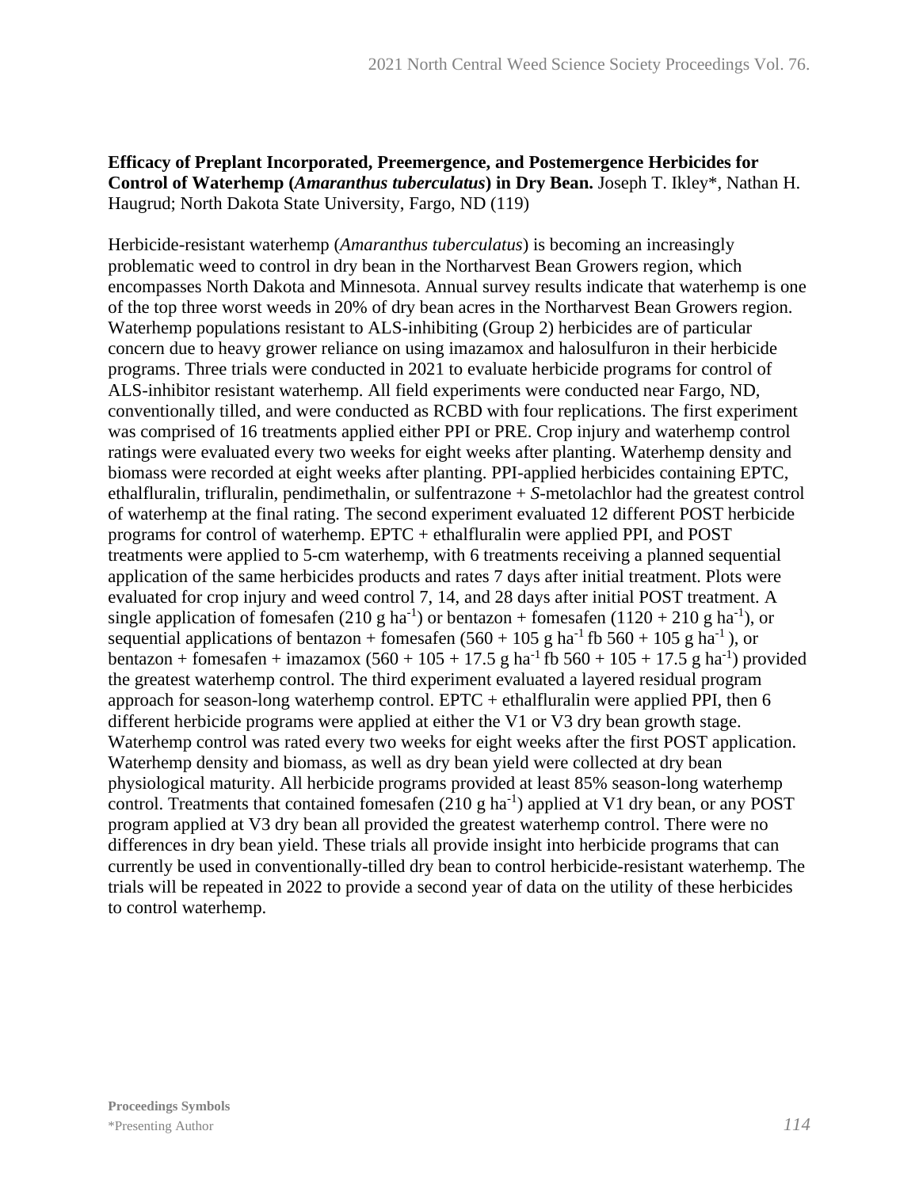**Efficacy of Preplant Incorporated, Preemergence, and Postemergence Herbicides for Control of Waterhemp (*Amaranthus tuberculatus*) in Dry Bean.** Joseph T. Ikley*, Nathan H. Haugrud; North Dakota State University, Fargo, ND (119)

Herbicide-resistant waterhemp (*Amaranthus tuberculatus*) is becoming an increasingly problematic weed to control in dry bean in the Northarvest Bean Growers region, which encompasses North Dakota and Minnesota. Annual survey results indicate that waterhemp is one of the top three worst weeds in 20% of dry bean acres in the Northarvest Bean Growers region. Waterhemp populations resistant to ALS-inhibiting (Group 2) herbicides are of particular concern due to heavy grower reliance on using imazamox and halosulfuron in their herbicide programs. Three trials were conducted in 2021 to evaluate herbicide programs for control of ALS-inhibitor resistant waterhemp. All field experiments were conducted near Fargo, ND, conventionally tilled, and were conducted as RCBD with four replications. The first experiment was comprised of 16 treatments applied either PPI or PRE. Crop injury and waterhemp control ratings were evaluated every two weeks for eight weeks after planting. Waterhemp density and biomass were recorded at eight weeks after planting. PPI-applied herbicides containing EPTC, ethalfluralin, trifluralin, pendimethalin, or sulfentrazone + *S*-metolachlor had the greatest control of waterhemp at the final rating. The second experiment evaluated 12 different POST herbicide programs for control of waterhemp. EPTC + ethalfluralin were applied PPI, and POST treatments were applied to 5-cm waterhemp, with 6 treatments receiving a planned sequential application of the same herbicides products and rates 7 days after initial treatment. Plots were evaluated for crop injury and weed control 7, 14, and 28 days after initial POST treatment. A single application of fomesafen (210 g $ha^{-1}$) or bentazon + fomesafen (1120 + 210 g $ha^{-1}$), or sequential applications of bentazon + fomesafen (560 + 105 g $ha^{-1}$ fb 560 + 105 g $ha^{-1}$ ), or bentazon + fomesafen + imazamox (560 + 105 + 17.5 g $ha^{-1}$ fb 560 + 105 + 17.5 g $ha^{-1}$) provided the greatest waterhemp control. The third experiment evaluated a layered residual program approach for season-long waterhemp control. EPTC + ethalfluralin were applied PPI, then 6 different herbicide programs were applied at either the V1 or V3 dry bean growth stage. Waterhemp control was rated every two weeks for eight weeks after the first POST application. Waterhemp density and biomass, as well as dry bean yield were collected at dry bean physiological maturity. All herbicide programs provided at least 85% season-long waterhemp control. Treatments that contained fomesafen (210 g $ha^{-1}$) applied at V1 dry bean, or any POST program applied at V3 dry bean all provided the greatest waterhemp control. There were no differences in dry bean yield. These trials all provide insight into herbicide programs that can currently be used in conventionally-tilled dry bean to control herbicide-resistant waterhemp. The trials will be repeated in 2022 to provide a second year of data on the utility of these herbicides to control waterhemp.

**Proceedings Symbols**
*Presenting Author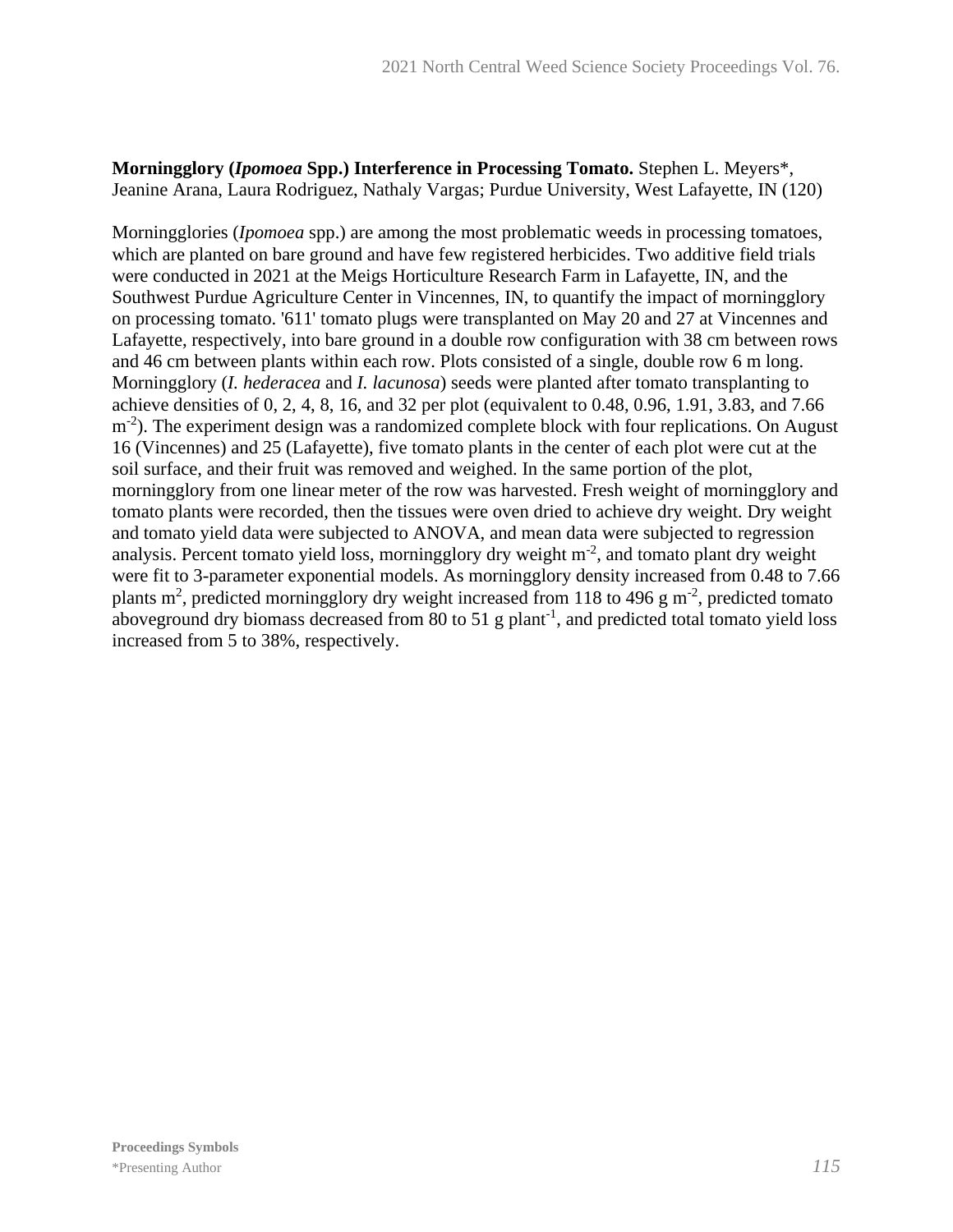**Morningglory (*Ipomoea* Spp.) Interference in Processing Tomato.** Stephen L. Meyers*, Jeanine Arana, Laura Rodriguez, Nathaly Vargas; Purdue University, West Lafayette, IN (120)

Morningglories (*Ipomoea* spp.) are among the most problematic weeds in processing tomatoes, which are planted on bare ground and have few registered herbicides. Two additive field trials were conducted in 2021 at the Meigs Horticulture Research Farm in Lafayette, IN, and the Southwest Purdue Agriculture Center in Vincennes, IN, to quantify the impact of morningglory on processing tomato. '611' tomato plugs were transplanted on May 20 and 27 at Vincennes and Lafayette, respectively, into bare ground in a double row configuration with 38 cm between rows and 46 cm between plants within each row. Plots consisted of a single, double row 6 m long. Morningglory (*I. hederacea* and *I. lacunosa*) seeds were planted after tomato transplanting to achieve densities of 0, 2, 4, 8, 16, and 32 per plot (equivalent to 0.48, 0.96, 1.91, 3.83, and 7.66 $m^{-2}$). The experiment design was a randomized complete block with four replications. On August 16 (Vincennes) and 25 (Lafayette), five tomato plants in the center of each plot were cut at the soil surface, and their fruit was removed and weighed. In the same portion of the plot, morningglory from one linear meter of the row was harvested. Fresh weight of morningglory and tomato plants were recorded, then the tissues were oven dried to achieve dry weight. Dry weight and tomato yield data were subjected to ANOVA, and mean data were subjected to regression analysis. Percent tomato yield loss, morningglory dry weight $m^{-2}$, and tomato plant dry weight were fit to 3-parameter exponential models. As morningglory density increased from 0.48 to 7.66 plants $m^2$, predicted morningglory dry weight increased from 118 to 496 g $m^{-2}$, predicted tomato aboveground dry biomass decreased from 80 to 51 g $plant^{-1}$, and predicted total tomato yield loss increased from 5 to 38%, respectively.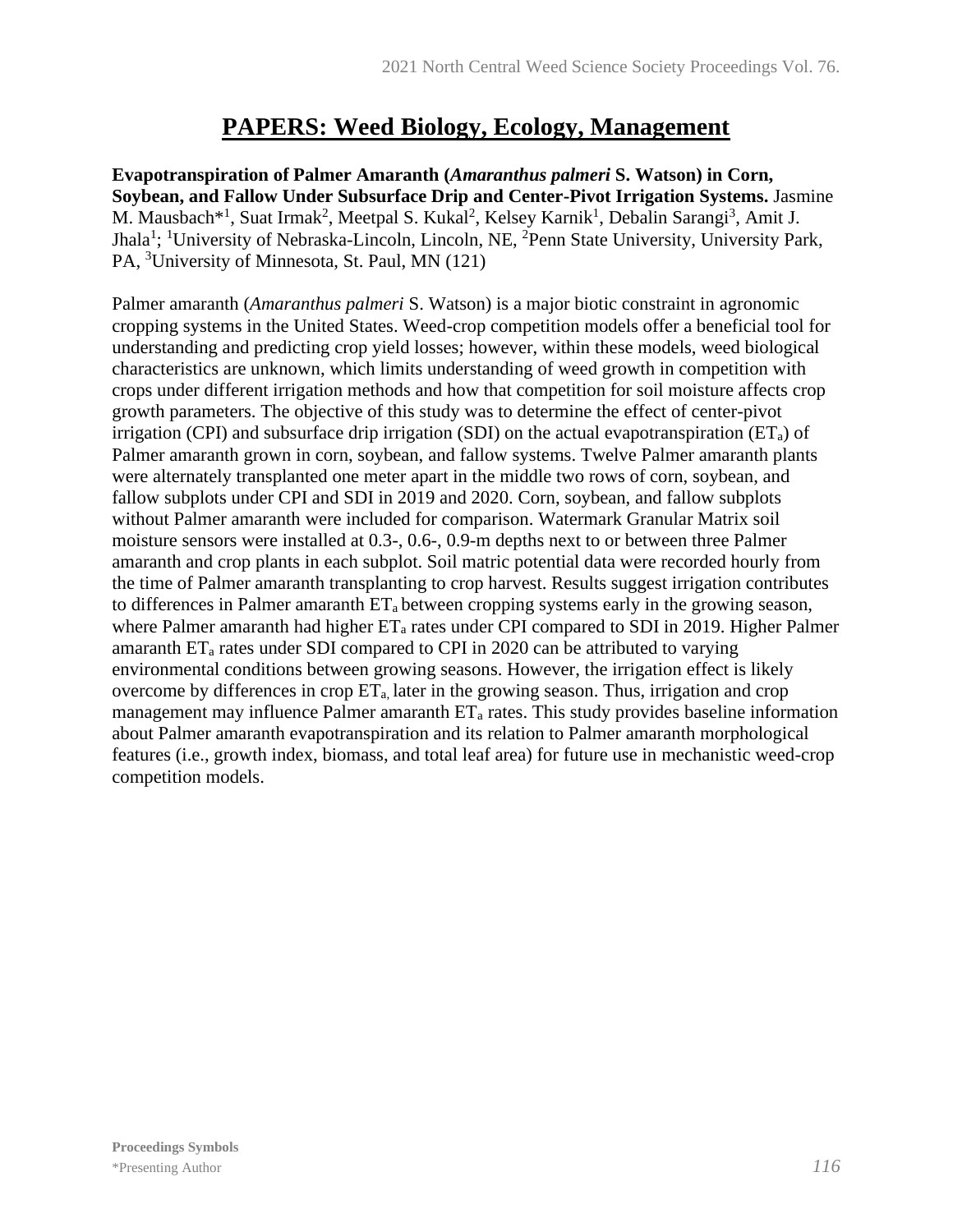# PAPERS: Weed Biology, Ecology, Management

**Evapotranspiration of Palmer Amaranth (*Amaranthus palmeri* S. Watson) in Corn, Soybean, and Fallow Under Subsurface Drip and Center-Pivot Irrigation Systems.** Jasmine M. Mausbach*[1], Suat Irmak[2], Meetpal S. Kukal[2], Kelsey Karnik[1], Debalin Sarangi[3], Amit J. Jhala[1]; [1]University of Nebraska-Lincoln, Lincoln, NE, [2]Penn State University, University Park, PA, [3]University of Minnesota, St. Paul, MN (121)

Palmer amaranth (*Amaranthus palmeri* S. Watson) is a major biotic constraint in agronomic cropping systems in the United States. Weed-crop competition models offer a beneficial tool for understanding and predicting crop yield losses; however, within these models, weed biological characteristics are unknown, which limits understanding of weed growth in competition with crops under different irrigation methods and how that competition for soil moisture affects crop growth parameters. The objective of this study was to determine the effect of center-pivot irrigation (CPI) and subsurface drip irrigation (SDI) on the actual evapotranspiration ($ET_a$) of Palmer amaranth grown in corn, soybean, and fallow systems. Twelve Palmer amaranth plants were alternately transplanted one meter apart in the middle two rows of corn, soybean, and fallow subplots under CPI and SDI in 2019 and 2020. Corn, soybean, and fallow subplots without Palmer amaranth were included for comparison. Watermark Granular Matrix soil moisture sensors were installed at 0.3-, 0.6-, 0.9-m depths next to or between three Palmer amaranth and crop plants in each subplot. Soil matric potential data were recorded hourly from the time of Palmer amaranth transplanting to crop harvest. Results suggest irrigation contributes to differences in Palmer amaranth $ET_a$ between cropping systems early in the growing season, where Palmer amaranth had higher $ET_a$ rates under CPI compared to SDI in 2019. Higher Palmer amaranth $ET_a$ rates under SDI compared to CPI in 2020 can be attributed to varying environmental conditions between growing seasons. However, the irrigation effect is likely overcome by differences in crop $ET_a$, later in the growing season. Thus, irrigation and crop management may influence Palmer amaranth $ET_a$ rates. This study provides baseline information about Palmer amaranth evapotranspiration and its relation to Palmer amaranth morphological features (i.e., growth index, biomass, and total leaf area) for future use in mechanistic weed-crop competition models.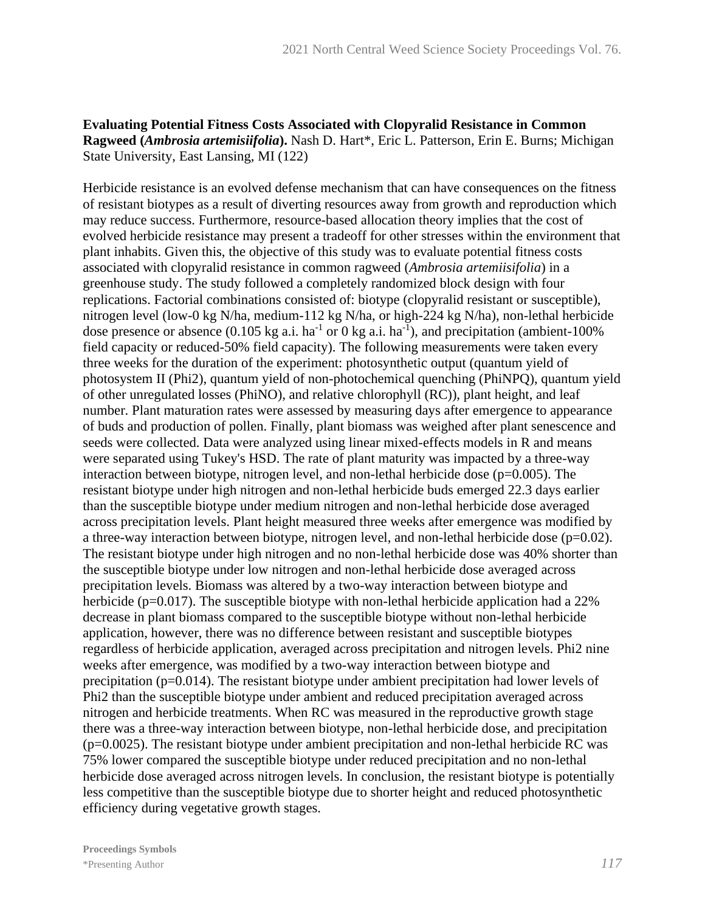**Evaluating Potential Fitness Costs Associated with Clopyralid Resistance in Common Ragweed (*Ambrosia artemisiifolia*).** Nash D. Hart*, Eric L. Patterson, Erin E. Burns; Michigan State University, East Lansing, MI (122)

Herbicide resistance is an evolved defense mechanism that can have consequences on the fitness of resistant biotypes as a result of diverting resources away from growth and reproduction which may reduce success. Furthermore, resource-based allocation theory implies that the cost of evolved herbicide resistance may present a tradeoff for other stresses within the environment that plant inhabits. Given this, the objective of this study was to evaluate potential fitness costs associated with clopyralid resistance in common ragweed (*Ambrosia artemiisifolia*) in a greenhouse study. The study followed a completely randomized block design with four replications. Factorial combinations consisted of: biotype (clopyralid resistant or susceptible), nitrogen level (low-0 kg N/ha, medium-112 kg N/ha, or high-224 kg N/ha), non-lethal herbicide dose presence or absence (0.105 kg a.i. $ha^{-1}$ or 0 kg a.i. $ha^{-1}$), and precipitation (ambient-100% field capacity or reduced-50% field capacity). The following measurements were taken every three weeks for the duration of the experiment: photosynthetic output (quantum yield of photosystem II (Phi2), quantum yield of non-photochemical quenching (PhiNPQ), quantum yield of other unregulated losses (PhiNO), and relative chlorophyll (RC)), plant height, and leaf number. Plant maturation rates were assessed by measuring days after emergence to appearance of buds and production of pollen. Finally, plant biomass was weighed after plant senescence and seeds were collected. Data were analyzed using linear mixed-effects models in R and means were separated using Tukey's HSD. The rate of plant maturity was impacted by a three-way interaction between biotype, nitrogen level, and non-lethal herbicide dose ($p=0.005$). The resistant biotype under high nitrogen and non-lethal herbicide buds emerged 22.3 days earlier than the susceptible biotype under medium nitrogen and non-lethal herbicide dose averaged across precipitation levels. Plant height measured three weeks after emergence was modified by a three-way interaction between biotype, nitrogen level, and non-lethal herbicide dose ($p=0.02$). The resistant biotype under high nitrogen and no non-lethal herbicide dose was 40% shorter than the susceptible biotype under low nitrogen and non-lethal herbicide dose averaged across precipitation levels. Biomass was altered by a two-way interaction between biotype and herbicide ($p=0.017$). The susceptible biotype with non-lethal herbicide application had a 22% decrease in plant biomass compared to the susceptible biotype without non-lethal herbicide application, however, there was no difference between resistant and susceptible biotypes regardless of herbicide application, averaged across precipitation and nitrogen levels. Phi2 nine weeks after emergence, was modified by a two-way interaction between biotype and precipitation ($p=0.014$). The resistant biotype under ambient precipitation had lower levels of Phi2 than the susceptible biotype under ambient and reduced precipitation averaged across nitrogen and herbicide treatments. When RC was measured in the reproductive growth stage there was a three-way interaction between biotype, non-lethal herbicide dose, and precipitation ($p=0.0025$). The resistant biotype under ambient precipitation and non-lethal herbicide RC was 75% lower compared the susceptible biotype under reduced precipitation and no non-lethal herbicide dose averaged across nitrogen levels. In conclusion, the resistant biotype is potentially less competitive than the susceptible biotype due to shorter height and reduced photosynthetic efficiency during vegetative growth stages.

**Proceedings Symbols**
*Presenting Author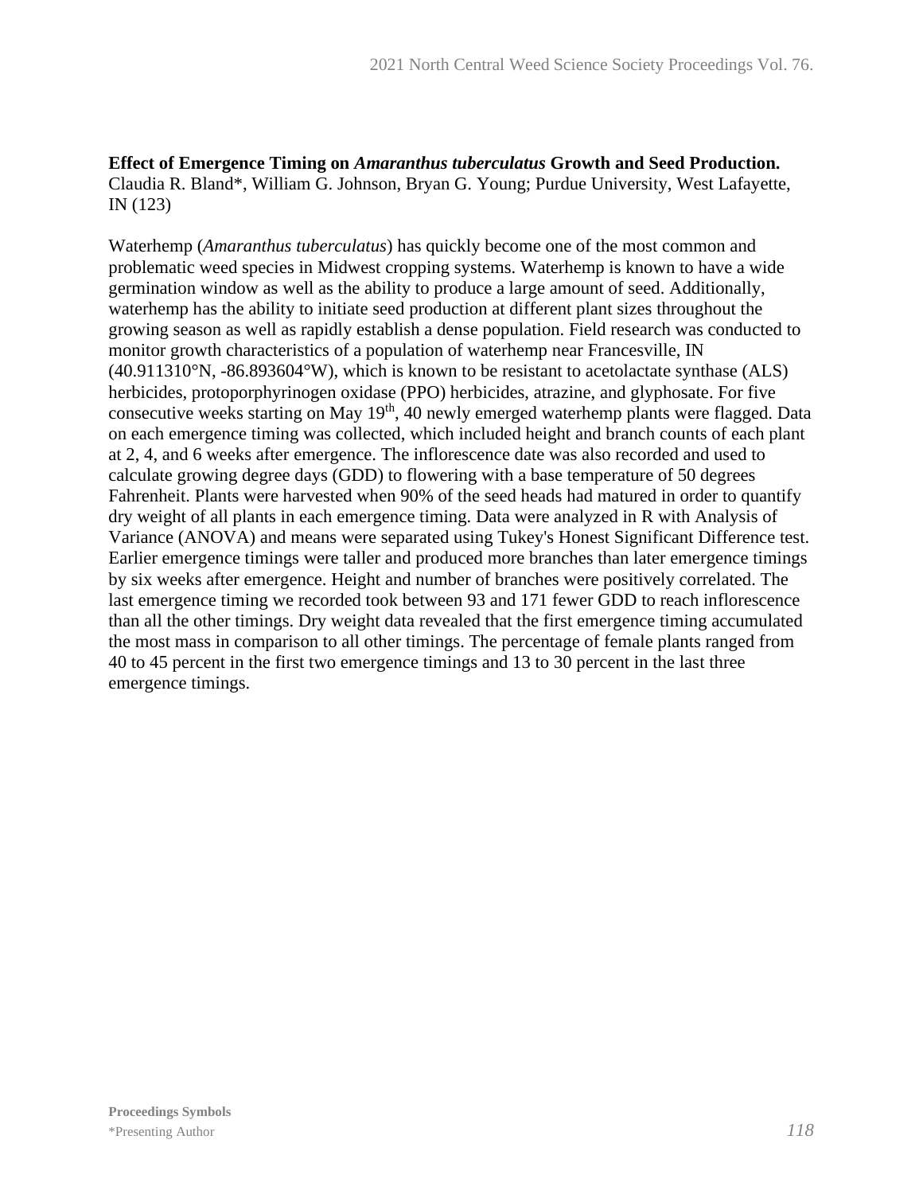**Effect of Emergence Timing on *Amaranthus tuberculatus* Growth and Seed Production.** Claudia R. Bland*, William G. Johnson, Bryan G. Young; Purdue University, West Lafayette, IN (123)

Waterhemp (*Amaranthus tuberculatus*) has quickly become one of the most common and problematic weed species in Midwest cropping systems. Waterhemp is known to have a wide germination window as well as the ability to produce a large amount of seed. Additionally, waterhemp has the ability to initiate seed production at different plant sizes throughout the growing season as well as rapidly establish a dense population. Field research was conducted to monitor growth characteristics of a population of waterhemp near Francesville, IN (40.911310°N, -86.893604°W), which is known to be resistant to acetolactate synthase (ALS) herbicides, protoporphyrinogen oxidase (PPO) herbicides, atrazine, and glyphosate. For five consecutive weeks starting on May 19th, 40 newly emerged waterhemp plants were flagged. Data on each emergence timing was collected, which included height and branch counts of each plant at 2, 4, and 6 weeks after emergence. The inflorescence date was also recorded and used to calculate growing degree days (GDD) to flowering with a base temperature of 50 degrees Fahrenheit. Plants were harvested when 90% of the seed heads had matured in order to quantify dry weight of all plants in each emergence timing. Data were analyzed in R with Analysis of Variance (ANOVA) and means were separated using Tukey's Honest Significant Difference test. Earlier emergence timings were taller and produced more branches than later emergence timings by six weeks after emergence. Height and number of branches were positively correlated. The last emergence timing we recorded took between 93 and 171 fewer GDD to reach inflorescence than all the other timings. Dry weight data revealed that the first emergence timing accumulated the most mass in comparison to all other timings. The percentage of female plants ranged from 40 to 45 percent in the first two emergence timings and 13 to 30 percent in the last three emergence timings.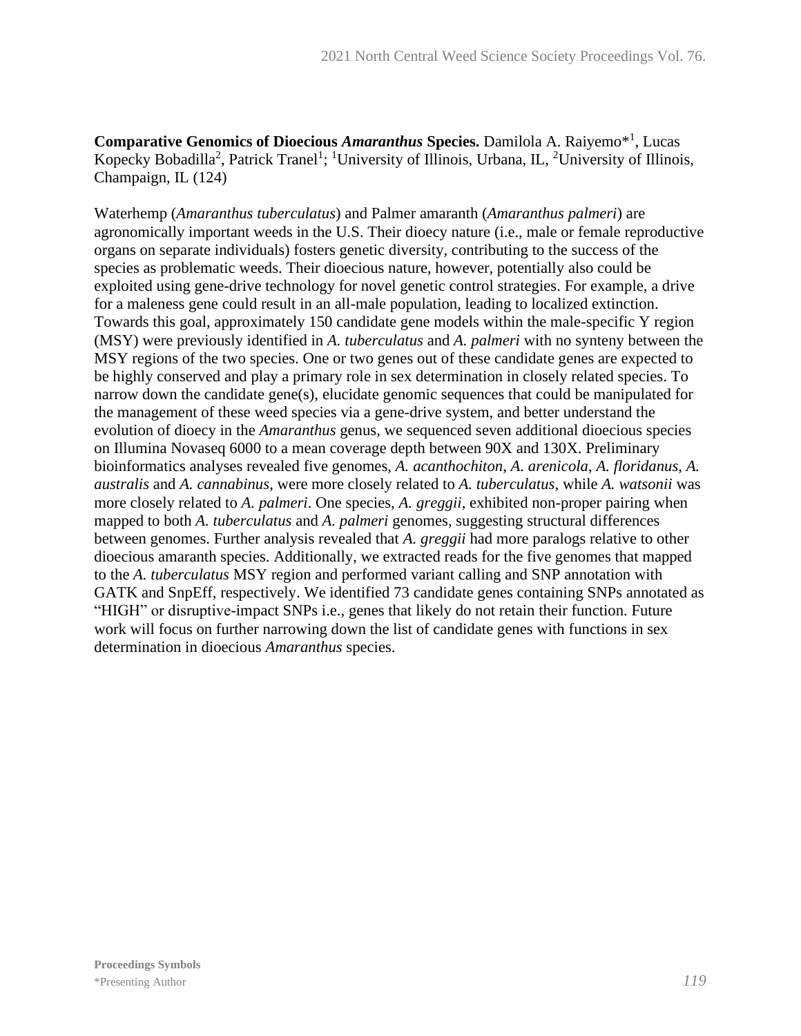**Comparative Genomics of Dioecious *Amaranthus* Species.** Damilola A. Raiyemo*[1], Lucas Kopecky Bobadilla[2], Patrick Tranel[1]; [1]University of Illinois, Urbana, IL, [2]University of Illinois, Champaign, IL (124)

Waterhemp (*Amaranthus tuberculatus*) and Palmer amaranth (*Amaranthus palmeri*) are agronomically important weeds in the U.S. Their dioecy nature (i.e., male or female reproductive organs on separate individuals) fosters genetic diversity, contributing to the success of the species as problematic weeds. Their dioecious nature, however, potentially also could be exploited using gene-drive technology for novel genetic control strategies. For example, a drive for a maleness gene could result in an all-male population, leading to localized extinction. Towards this goal, approximately 150 candidate gene models within the male-specific Y region (MSY) were previously identified in *A. tuberculatus* and *A. palmeri* with no synteny between the MSY regions of the two species. One or two genes out of these candidate genes are expected to be highly conserved and play a primary role in sex determination in closely related species. To narrow down the candidate gene(s), elucidate genomic sequences that could be manipulated for the management of these weed species via a gene-drive system, and better understand the evolution of dioecy in the *Amaranthus* genus, we sequenced seven additional dioecious species on Illumina Novaseq 6000 to a mean coverage depth between 90X and 130X. Preliminary bioinformatics analyses revealed five genomes, *A. acanthochiton*, *A. arenicola*, *A. floridanus*, *A. australis* and *A. cannabinus*, were more closely related to *A. tuberculatus*, while *A. watsonii* was more closely related to *A. palmeri*. One species, *A. greggii*, exhibited non-proper pairing when mapped to both *A. tuberculatus* and *A. palmeri* genomes, suggesting structural differences between genomes. Further analysis revealed that *A. greggii* had more paralogs relative to other dioecious amaranth species. Additionally, we extracted reads for the five genomes that mapped to the *A. tuberculatus* MSY region and performed variant calling and SNP annotation with GATK and SnpEff, respectively. We identified 73 candidate genes containing SNPs annotated as "HIGH" or disruptive-impact SNPs i.e., genes that likely do not retain their function. Future work will focus on further narrowing down the list of candidate genes with functions in sex determination in dioecious *Amaranthus* species.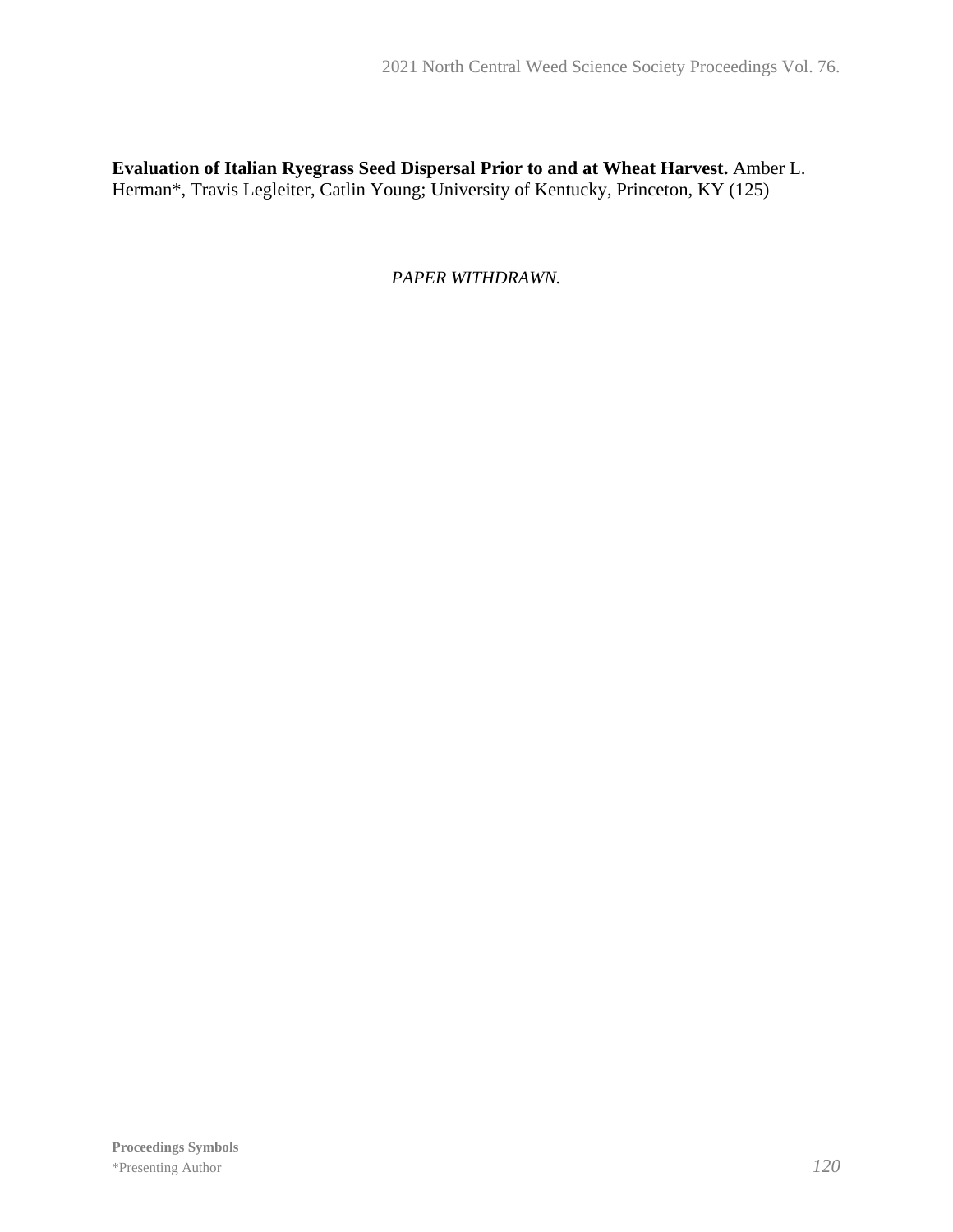**Evaluation of Italian Ryegrass Seed Dispersal Prior to and at Wheat Harvest.** Amber L. Herman*, Travis Legleiter, Catlin Young; University of Kentucky, Princeton, KY (125)

*PAPER WITHDRAWN.*

**Proceedings Symbols**
*Presenting Author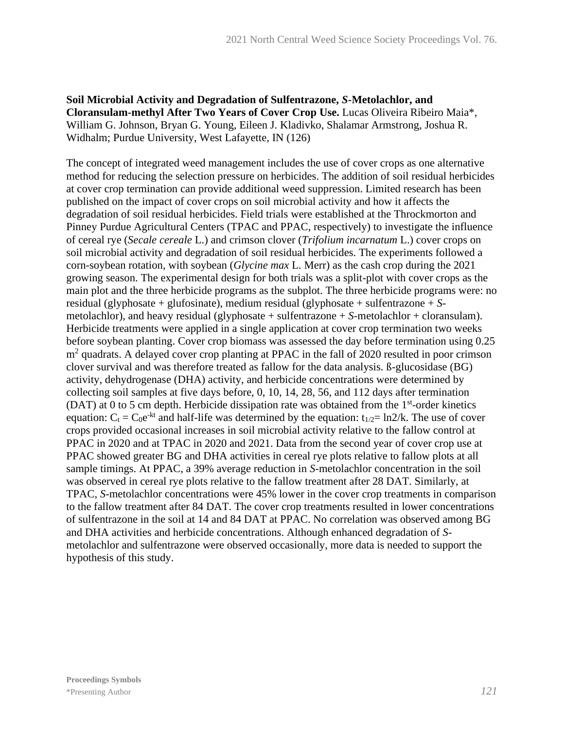**Soil Microbial Activity and Degradation of Sulfentrazone, *S*-Metolachlor, and Cloransulam-methyl After Two Years of Cover Crop Use.** Lucas Oliveira Ribeiro Maia*, William G. Johnson, Bryan G. Young, Eileen J. Kladivko, Shalamar Armstrong, Joshua R. Widhalm; Purdue University, West Lafayette, IN (126)

The concept of integrated weed management includes the use of cover crops as one alternative method for reducing the selection pressure on herbicides. The addition of soil residual herbicides at cover crop termination can provide additional weed suppression. Limited research has been published on the impact of cover crops on soil microbial activity and how it affects the degradation of soil residual herbicides. Field trials were established at the Throckmorton and Pinney Purdue Agricultural Centers (TPAC and PPAC, respectively) to investigate the influence of cereal rye (*Secale cereale* L.) and crimson clover (*Trifolium incarnatum* L.) cover crops on soil microbial activity and degradation of soil residual herbicides. The experiments followed a corn-soybean rotation, with soybean (*Glycine max* L. Merr) as the cash crop during the 2021 growing season. The experimental design for both trials was a split-plot with cover crops as the main plot and the three herbicide programs as the subplot. The three herbicide programs were: no residual (glyphosate + glufosinate), medium residual (glyphosate + sulfentrazone + *S*-metolachlor), and heavy residual (glyphosate + sulfentrazone + *S*-metolachlor + cloransulam). Herbicide treatments were applied in a single application at cover crop termination two weeks before soybean planting. Cover crop biomass was assessed the day before termination using 0.25 $m^2$ quadrats. A delayed cover crop planting at PPAC in the fall of 2020 resulted in poor crimson clover survival and was therefore treated as fallow for the data analysis. ß-glucosidase (BG) activity, dehydrogenase (DHA) activity, and herbicide concentrations were determined by collecting soil samples at five days before, 0, 10, 14, 28, 56, and 112 days after termination (DAT) at 0 to 5 cm depth. Herbicide dissipation rate was obtained from the 1st-order kinetics equation: $C_t = C_0e^{-kt}$ and half-life was determined by the equation: $t_{1/2} = \ln 2/k$. The use of cover crops provided occasional increases in soil microbial activity relative to the fallow control at PPAC in 2020 and at TPAC in 2020 and 2021. Data from the second year of cover crop use at PPAC showed greater BG and DHA activities in cereal rye plots relative to fallow plots at all sample timings. At PPAC, a 39% average reduction in *S*-metolachlor concentration in the soil was observed in cereal rye plots relative to the fallow treatment after 28 DAT. Similarly, at TPAC, *S*-metolachlor concentrations were 45% lower in the cover crop treatments in comparison to the fallow treatment after 84 DAT. The cover crop treatments resulted in lower concentrations of sulfentrazone in the soil at 14 and 84 DAT at PPAC. No correlation was observed among BG and DHA activities and herbicide concentrations. Although enhanced degradation of *S*-metolachlor and sulfentrazone were observed occasionally, more data is needed to support the hypothesis of this study.

**Proceedings Symbols**
*Presenting Author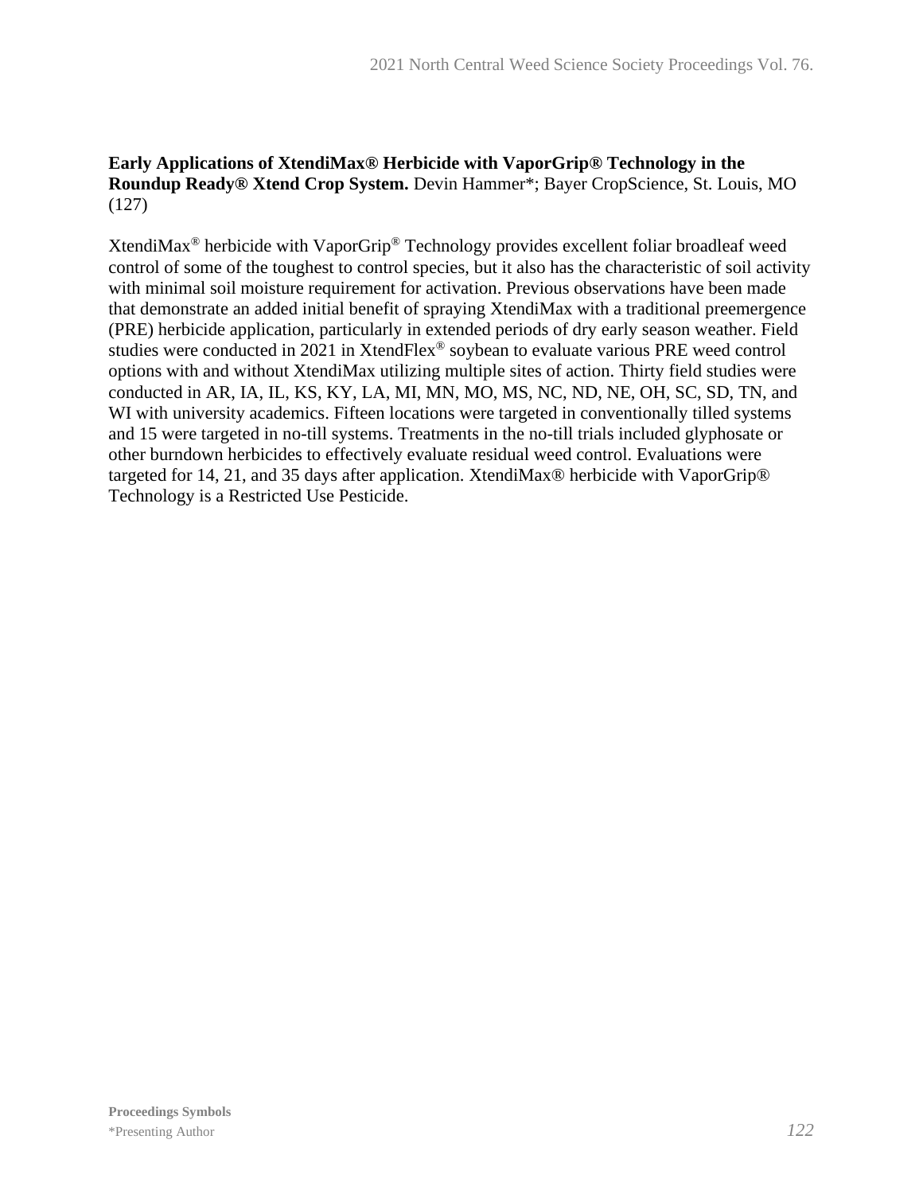**Early Applications of XtendiMax® Herbicide with VaporGrip® Technology in the Roundup Ready® Xtend Crop System.** Devin Hammer*; Bayer CropScience, St. Louis, MO (127)

XtendiMax® herbicide with VaporGrip® Technology provides excellent foliar broadleaf weed control of some of the toughest to control species, but it also has the characteristic of soil activity with minimal soil moisture requirement for activation. Previous observations have been made that demonstrate an added initial benefit of spraying XtendiMax with a traditional preemergence (PRE) herbicide application, particularly in extended periods of dry early season weather. Field studies were conducted in 2021 in XtendFlex® soybean to evaluate various PRE weed control options with and without XtendiMax utilizing multiple sites of action. Thirty field studies were conducted in AR, IA, IL, KS, KY, LA, MI, MN, MO, MS, NC, ND, NE, OH, SC, SD, TN, and WI with university academics. Fifteen locations were targeted in conventionally tilled systems and 15 were targeted in no-till systems. Treatments in the no-till trials included glyphosate or other burndown herbicides to effectively evaluate residual weed control. Evaluations were targeted for 14, 21, and 35 days after application. XtendiMax® herbicide with VaporGrip® Technology is a Restricted Use Pesticide.

**Proceedings Symbols**
*Presenting Author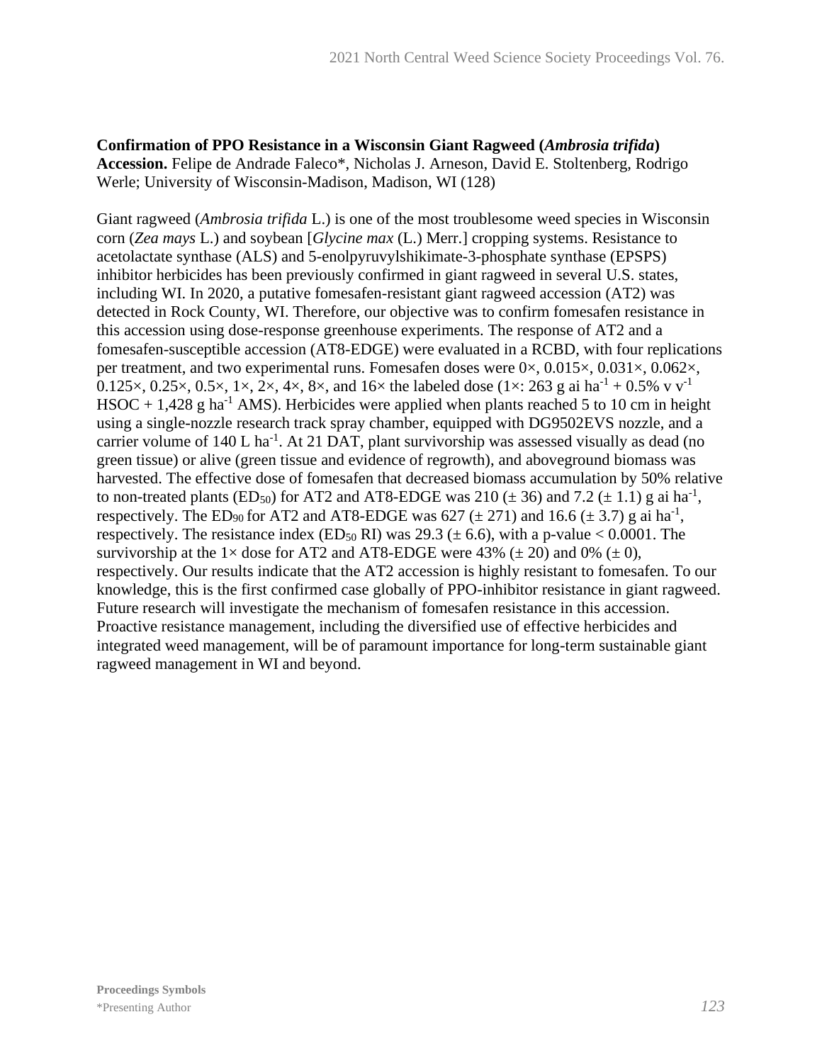**Confirmation of PPO Resistance in a Wisconsin Giant Ragweed (*Ambrosia trifida*) Accession.** Felipe de Andrade Faleco*, Nicholas J. Arneson, David E. Stoltenberg, Rodrigo Werle; University of Wisconsin-Madison, Madison, WI (128)

Giant ragweed (*Ambrosia trifida* L.) is one of the most troublesome weed species in Wisconsin corn (*Zea mays* L.) and soybean [*Glycine max* (L.) Merr.] cropping systems. Resistance to acetolactate synthase (ALS) and 5-enolpyruvylshikimate-3-phosphate synthase (EPSPS) inhibitor herbicides has been previously confirmed in giant ragweed in several U.S. states, including WI. In 2020, a putative fomesafen-resistant giant ragweed accession (AT2) was detected in Rock County, WI. Therefore, our objective was to confirm fomesafen resistance in this accession using dose-response greenhouse experiments. The response of AT2 and a fomesafen-susceptible accession (AT8-EDGE) were evaluated in a RCBD, with four replications per treatment, and two experimental runs. Fomesafen doses were 0×, 0.015×, 0.031×, 0.062×, 0.125×, 0.25×, 0.5×, 1×, 2×, 4×, 8×, and 16× the labeled dose (1×: 263 g ai $ha^{-1}$ + 0.5% v $v^{-1}$ HSOC + 1,428 g $ha^{-1}$ AMS). Herbicides were applied when plants reached 5 to 10 cm in height using a single-nozzle research track spray chamber, equipped with DG9502EVS nozzle, and a carrier volume of 140 L $ha^{-1}$. At 21 DAT, plant survivorship was assessed visually as dead (no green tissue) or alive (green tissue and evidence of regrowth), and aboveground biomass was harvested. The effective dose of fomesafen that decreased biomass accumulation by 50% relative to non-treated plants ($ED_{50}$) for AT2 and AT8-EDGE was 210 (± 36) and 7.2 (± 1.1) g ai $ha^{-1}$, respectively. The $ED_{90}$ for AT2 and AT8-EDGE was 627 (± 271) and 16.6 (± 3.7) g ai $ha^{-1}$, respectively. The resistance index ($ED_{50}$ RI) was 29.3 (± 6.6), with a p-value < 0.0001. The survivorship at the 1× dose for AT2 and AT8-EDGE were 43% (± 20) and 0% (± 0), respectively. Our results indicate that the AT2 accession is highly resistant to fomesafen. To our knowledge, this is the first confirmed case globally of PPO-inhibitor resistance in giant ragweed. Future research will investigate the mechanism of fomesafen resistance in this accession. Proactive resistance management, including the diversified use of effective herbicides and integrated weed management, will be of paramount importance for long-term sustainable giant ragweed management in WI and beyond.

**Proceedings Symbols**
*Presenting Author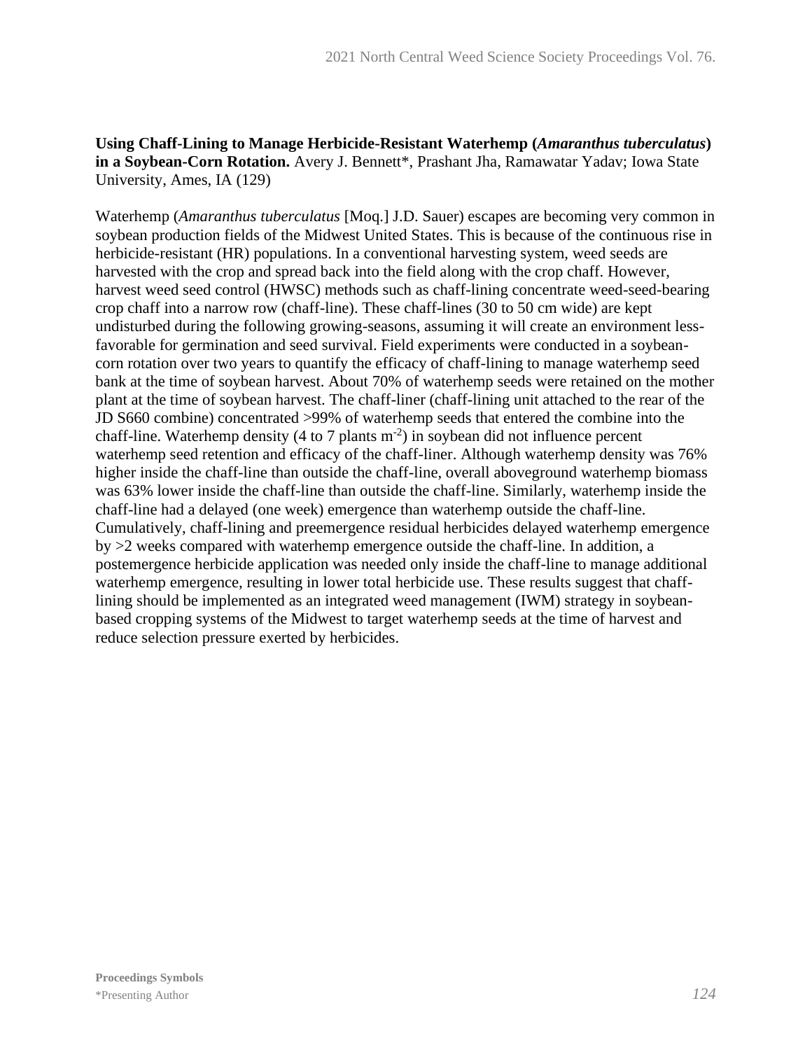**Using Chaff-Lining to Manage Herbicide-Resistant Waterhemp (*Amaranthus tuberculatus*) in a Soybean-Corn Rotation.** Avery J. Bennett*, Prashant Jha, Ramawatar Yadav; Iowa State University, Ames, IA (129)

Waterhemp (*Amaranthus tuberculatus* [Moq.] J.D. Sauer) escapes are becoming very common in soybean production fields of the Midwest United States. This is because of the continuous rise in herbicide-resistant (HR) populations. In a conventional harvesting system, weed seeds are harvested with the crop and spread back into the field along with the crop chaff. However, harvest weed seed control (HWSC) methods such as chaff-lining concentrate weed-seed-bearing crop chaff into a narrow row (chaff-line). These chaff-lines (30 to 50 cm wide) are kept undisturbed during the following growing-seasons, assuming it will create an environment less-favorable for germination and seed survival. Field experiments were conducted in a soybean-corn rotation over two years to quantify the efficacy of chaff-lining to manage waterhemp seed bank at the time of soybean harvest. About 70% of waterhemp seeds were retained on the mother plant at the time of soybean harvest. The chaff-liner (chaff-lining unit attached to the rear of the JD S660 combine) concentrated >99% of waterhemp seeds that entered the combine into the chaff-line. Waterhemp density (4 to 7 plants $m^{-2}$) in soybean did not influence percent waterhemp seed retention and efficacy of the chaff-liner. Although waterhemp density was 76% higher inside the chaff-line than outside the chaff-line, overall aboveground waterhemp biomass was 63% lower inside the chaff-line than outside the chaff-line. Similarly, waterhemp inside the chaff-line had a delayed (one week) emergence than waterhemp outside the chaff-line. Cumulatively, chaff-lining and preemergence residual herbicides delayed waterhemp emergence by >2 weeks compared with waterhemp emergence outside the chaff-line. In addition, a postemergence herbicide application was needed only inside the chaff-line to manage additional waterhemp emergence, resulting in lower total herbicide use. These results suggest that chaff-lining should be implemented as an integrated weed management (IWM) strategy in soybean-based cropping systems of the Midwest to target waterhemp seeds at the time of harvest and reduce selection pressure exerted by herbicides.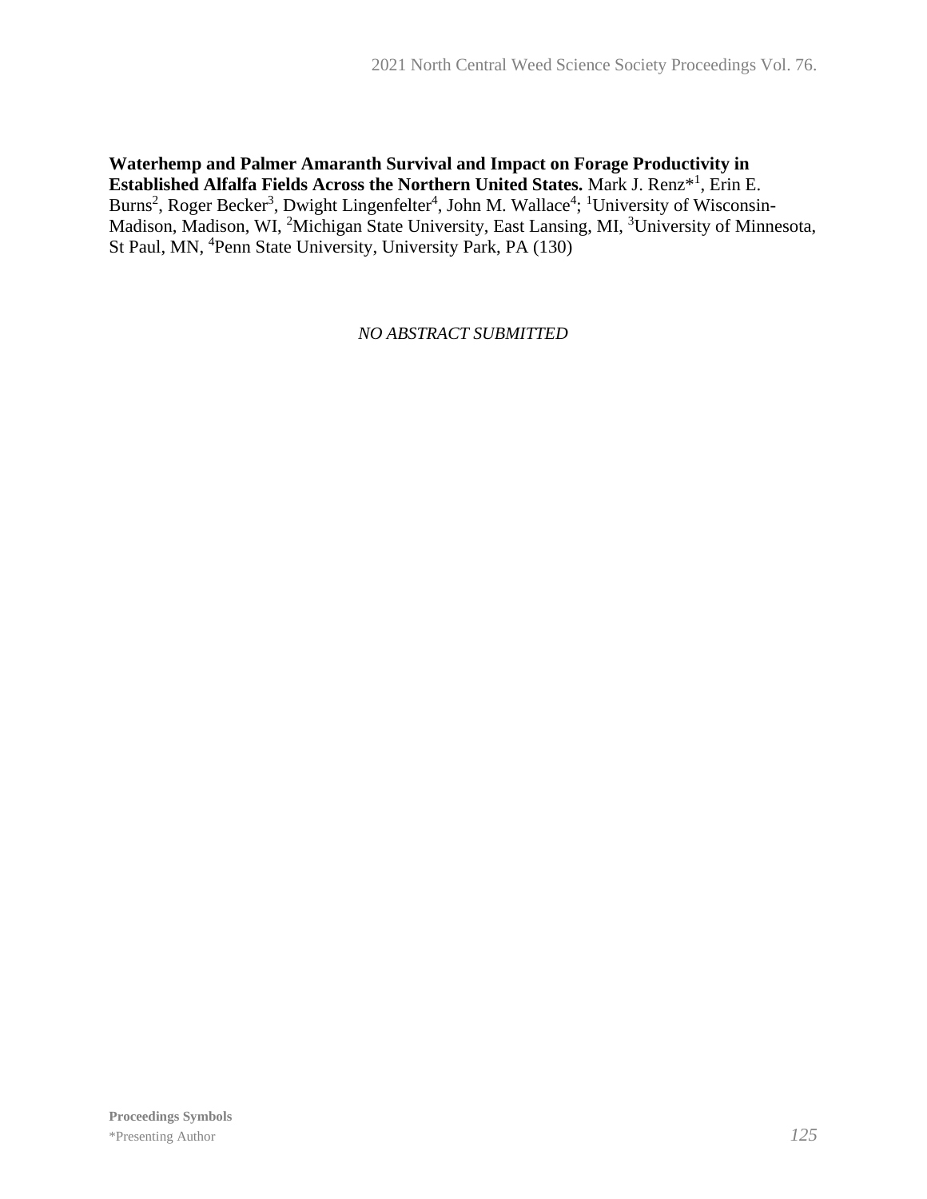**Waterhemp and Palmer Amaranth Survival and Impact on Forage Productivity in Established Alfalfa Fields Across the Northern United States.** Mark J. Renz*[1], Erin E. Burns[2], Roger Becker[3], Dwight Lingenfelter[4], John M. Wallace[4]; [1]University of Wisconsin-Madison, Madison, WI, [2]Michigan State University, East Lansing, MI, [3]University of Minnesota, St Paul, MN, [4]Penn State University, University Park, PA (130)

*NO ABSTRACT SUBMITTED*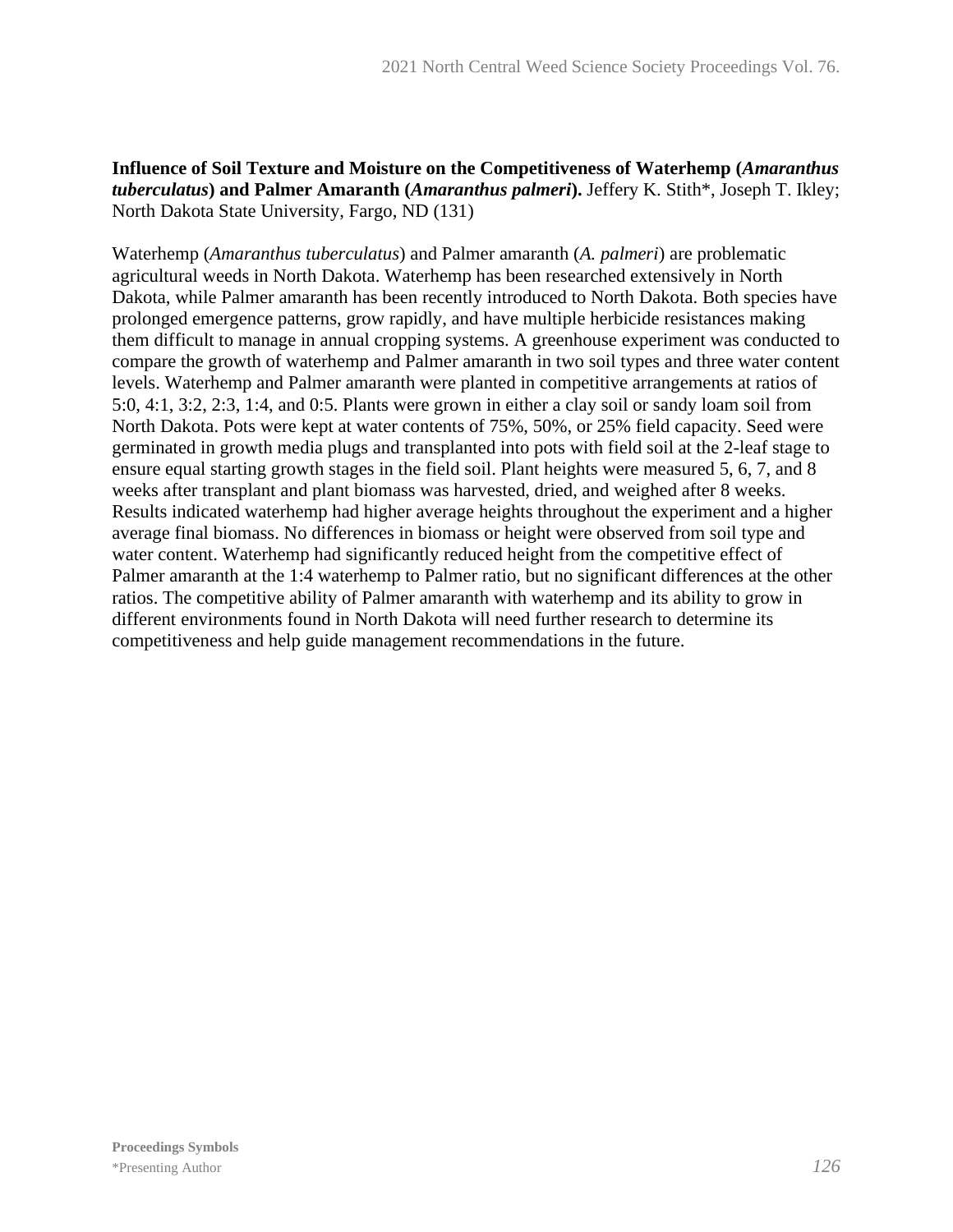**Influence of Soil Texture and Moisture on the Competitiveness of Waterhemp (*Amaranthus tuberculatus*) and Palmer Amaranth (*Amaranthus palmeri*).** Jeffery K. Stith*, Joseph T. Ikley; North Dakota State University, Fargo, ND (131)

Waterhemp (*Amaranthus tuberculatus*) and Palmer amaranth (*A. palmeri*) are problematic agricultural weeds in North Dakota. Waterhemp has been researched extensively in North Dakota, while Palmer amaranth has been recently introduced to North Dakota. Both species have prolonged emergence patterns, grow rapidly, and have multiple herbicide resistances making them difficult to manage in annual cropping systems. A greenhouse experiment was conducted to compare the growth of waterhemp and Palmer amaranth in two soil types and three water content levels. Waterhemp and Palmer amaranth were planted in competitive arrangements at ratios of 5:0, 4:1, 3:2, 2:3, 1:4, and 0:5. Plants were grown in either a clay soil or sandy loam soil from North Dakota. Pots were kept at water contents of 75%, 50%, or 25% field capacity. Seed were germinated in growth media plugs and transplanted into pots with field soil at the 2-leaf stage to ensure equal starting growth stages in the field soil. Plant heights were measured 5, 6, 7, and 8 weeks after transplant and plant biomass was harvested, dried, and weighed after 8 weeks. Results indicated waterhemp had higher average heights throughout the experiment and a higher average final biomass. No differences in biomass or height were observed from soil type and water content. Waterhemp had significantly reduced height from the competitive effect of Palmer amaranth at the 1:4 waterhemp to Palmer ratio, but no significant differences at the other ratios. The competitive ability of Palmer amaranth with waterhemp and its ability to grow in different environments found in North Dakota will need further research to determine its competitiveness and help guide management recommendations in the future.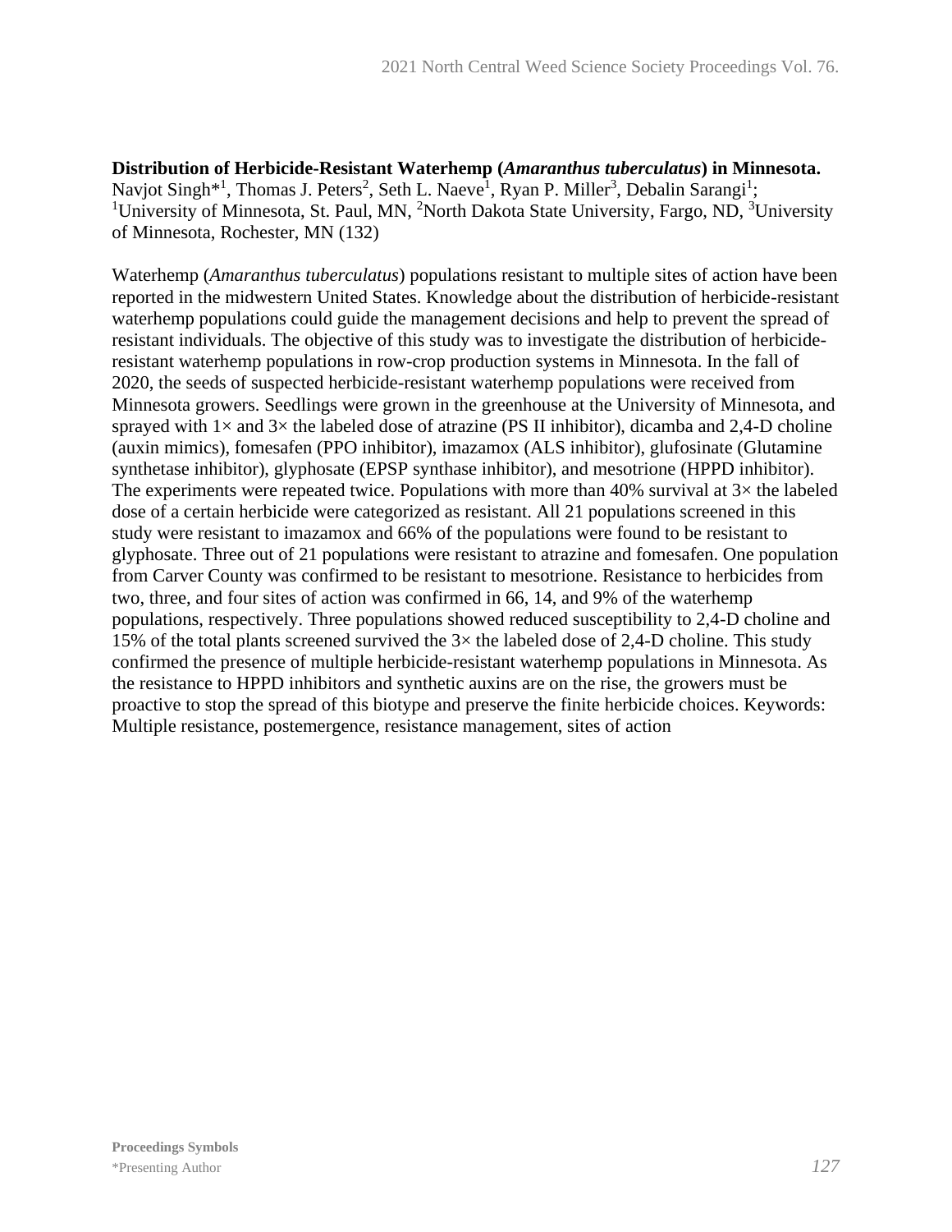**Distribution of Herbicide-Resistant Waterhemp (*Amaranthus tuberculatus*) in Minnesota.** Navjot Singh*[1], Thomas J. Peters[2], Seth L. Naeve[1], Ryan P. Miller[3], Debalin Sarangi[1]; [1]University of Minnesota, St. Paul, MN, [2]North Dakota State University, Fargo, ND, [3]University of Minnesota, Rochester, MN (132)

Waterhemp (*Amaranthus tuberculatus*) populations resistant to multiple sites of action have been reported in the midwestern United States. Knowledge about the distribution of herbicide-resistant waterhemp populations could guide the management decisions and help to prevent the spread of resistant individuals. The objective of this study was to investigate the distribution of herbicide-resistant waterhemp populations in row-crop production systems in Minnesota. In the fall of 2020, the seeds of suspected herbicide-resistant waterhemp populations were received from Minnesota growers. Seedlings were grown in the greenhouse at the University of Minnesota, and sprayed with 1× and 3× the labeled dose of atrazine (PS II inhibitor), dicamba and 2,4-D choline (auxin mimics), fomesafen (PPO inhibitor), imazamox (ALS inhibitor), glufosinate (Glutamine synthetase inhibitor), glyphosate (EPSP synthase inhibitor), and mesotrione (HPPD inhibitor). The experiments were repeated twice. Populations with more than 40% survival at 3× the labeled dose of a certain herbicide were categorized as resistant. All 21 populations screened in this study were resistant to imazamox and 66% of the populations were found to be resistant to glyphosate. Three out of 21 populations were resistant to atrazine and fomesafen. One population from Carver County was confirmed to be resistant to mesotrione. Resistance to herbicides from two, three, and four sites of action was confirmed in 66, 14, and 9% of the waterhemp populations, respectively. Three populations showed reduced susceptibility to 2,4-D choline and 15% of the total plants screened survived the 3× the labeled dose of 2,4-D choline. This study confirmed the presence of multiple herbicide-resistant waterhemp populations in Minnesota. As the resistance to HPPD inhibitors and synthetic auxins are on the rise, the growers must be proactive to stop the spread of this biotype and preserve the finite herbicide choices. Keywords: Multiple resistance, postemergence, resistance management, sites of action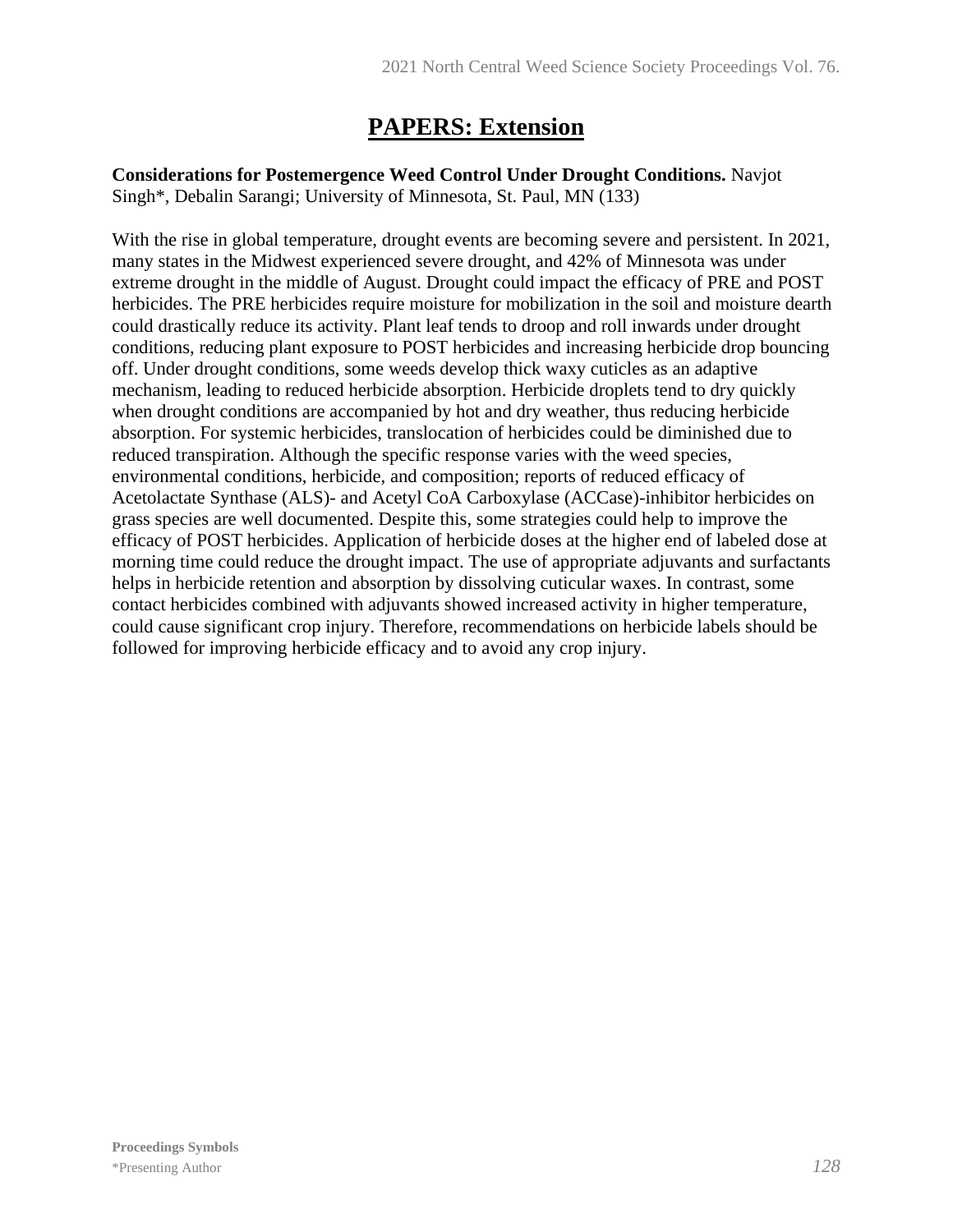# PAPERS: Extension

**Considerations for Postemergence Weed Control Under Drought Conditions.** Navjot Singh*, Debalin Sarangi; University of Minnesota, St. Paul, MN (133)

With the rise in global temperature, drought events are becoming severe and persistent. In 2021, many states in the Midwest experienced severe drought, and 42% of Minnesota was under extreme drought in the middle of August. Drought could impact the efficacy of PRE and POST herbicides. The PRE herbicides require moisture for mobilization in the soil and moisture dearth could drastically reduce its activity. Plant leaf tends to droop and roll inwards under drought conditions, reducing plant exposure to POST herbicides and increasing herbicide drop bouncing off. Under drought conditions, some weeds develop thick waxy cuticles as an adaptive mechanism, leading to reduced herbicide absorption. Herbicide droplets tend to dry quickly when drought conditions are accompanied by hot and dry weather, thus reducing herbicide absorption. For systemic herbicides, translocation of herbicides could be diminished due to reduced transpiration. Although the specific response varies with the weed species, environmental conditions, herbicide, and composition; reports of reduced efficacy of Acetolactate Synthase (ALS)- and Acetyl CoA Carboxylase (ACCase)-inhibitor herbicides on grass species are well documented. Despite this, some strategies could help to improve the efficacy of POST herbicides. Application of herbicide doses at the higher end of labeled dose at morning time could reduce the drought impact. The use of appropriate adjuvants and surfactants helps in herbicide retention and absorption by dissolving cuticular waxes. In contrast, some contact herbicides combined with adjuvants showed increased activity in higher temperature, could cause significant crop injury. Therefore, recommendations on herbicide labels should be followed for improving herbicide efficacy and to avoid any crop injury.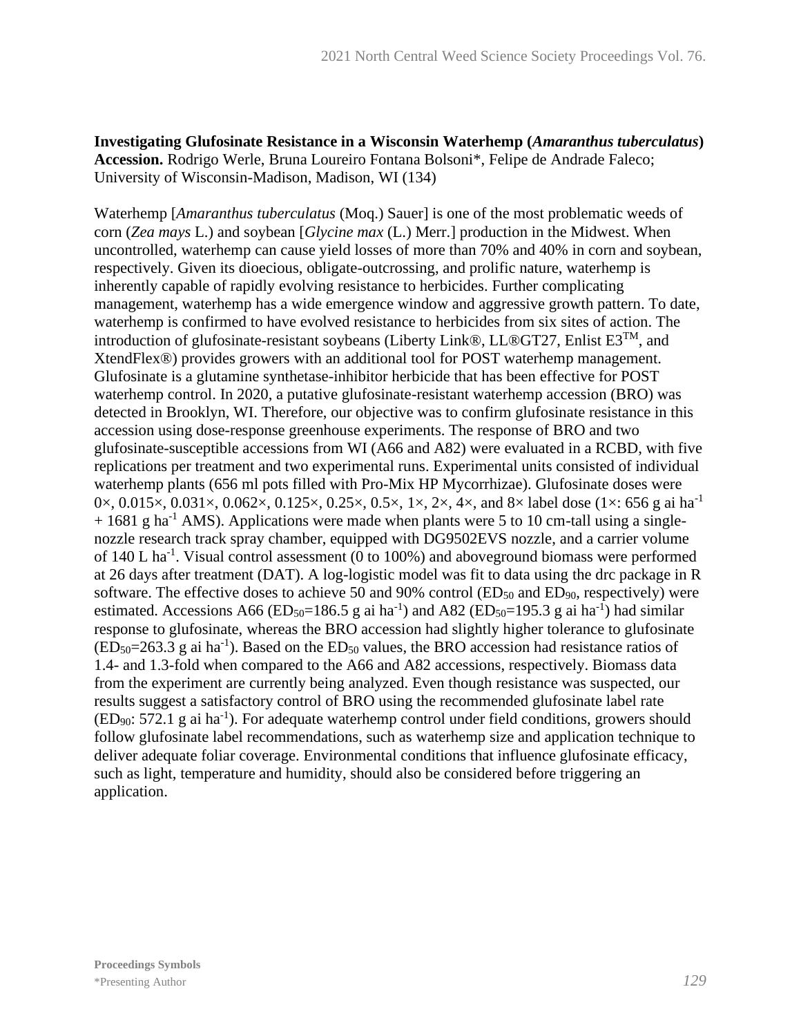**Investigating Glufosinate Resistance in a Wisconsin Waterhemp (*Amaranthus tuberculatus*) Accession.** Rodrigo Werle, Bruna Loureiro Fontana Bolsoni*, Felipe de Andrade Faleco; University of Wisconsin-Madison, Madison, WI (134)

Waterhemp [*Amaranthus tuberculatus* (Moq.) Sauer] is one of the most problematic weeds of corn (*Zea mays* L.) and soybean [*Glycine max* (L.) Merr.] production in the Midwest. When uncontrolled, waterhemp can cause yield losses of more than 70% and 40% in corn and soybean, respectively. Given its dioecious, obligate-outcrossing, and prolific nature, waterhemp is inherently capable of rapidly evolving resistance to herbicides. Further complicating management, waterhemp has a wide emergence window and aggressive growth pattern. To date, waterhemp is confirmed to have evolved resistance to herbicides from six sites of action. The introduction of glufosinate-resistant soybeans (Liberty Link®, LL®GT27, Enlist E3™, and XtendFlex®) provides growers with an additional tool for POST waterhemp management. Glufosinate is a glutamine synthetase-inhibitor herbicide that has been effective for POST waterhemp control. In 2020, a putative glufosinate-resistant waterhemp accession (BRO) was detected in Brooklyn, WI. Therefore, our objective was to confirm glufosinate resistance in this accession using dose-response greenhouse experiments. The response of BRO and two glufosinate-susceptible accessions from WI (A66 and A82) were evaluated in a RCBD, with five replications per treatment and two experimental runs. Experimental units consisted of individual waterhemp plants (656 ml pots filled with Pro-Mix HP Mycorrhizae). Glufosinate doses were 0×, 0.015×, 0.031×, 0.062×, 0.125×, 0.25×, 0.5×, 1×, 2×, 4×, and 8× label dose (1×: 656 g ai $ha^{-1}$ + 1681 g $ha^{-1}$ AMS). Applications were made when plants were 5 to 10 cm-tall using a single-nozzle research track spray chamber, equipped with DG9502EVS nozzle, and a carrier volume of 140 L $ha^{-1}$. Visual control assessment (0 to 100%) and aboveground biomass were performed at 26 days after treatment (DAT). A log-logistic model was fit to data using the drc package in R software. The effective doses to achieve 50 and 90% control ($ED_{50}$ and $ED_{90}$, respectively) were estimated. Accessions A66 ($ED_{50}$=186.5 g ai $ha^{-1}$) and A82 ($ED_{50}$=195.3 g ai $ha^{-1}$) had similar response to glufosinate, whereas the BRO accession had slightly higher tolerance to glufosinate ($ED_{50}$=263.3 g ai $ha^{-1}$). Based on the $ED_{50}$ values, the BRO accession had resistance ratios of 1.4- and 1.3-fold when compared to the A66 and A82 accessions, respectively. Biomass data from the experiment are currently being analyzed. Even though resistance was suspected, our results suggest a satisfactory control of BRO using the recommended glufosinate label rate ($ED_{90}$: 572.1 g ai $ha^{-1}$). For adequate waterhemp control under field conditions, growers should follow glufosinate label recommendations, such as waterhemp size and application technique to deliver adequate foliar coverage. Environmental conditions that influence glufosinate efficacy, such as light, temperature and humidity, should also be considered before triggering an application.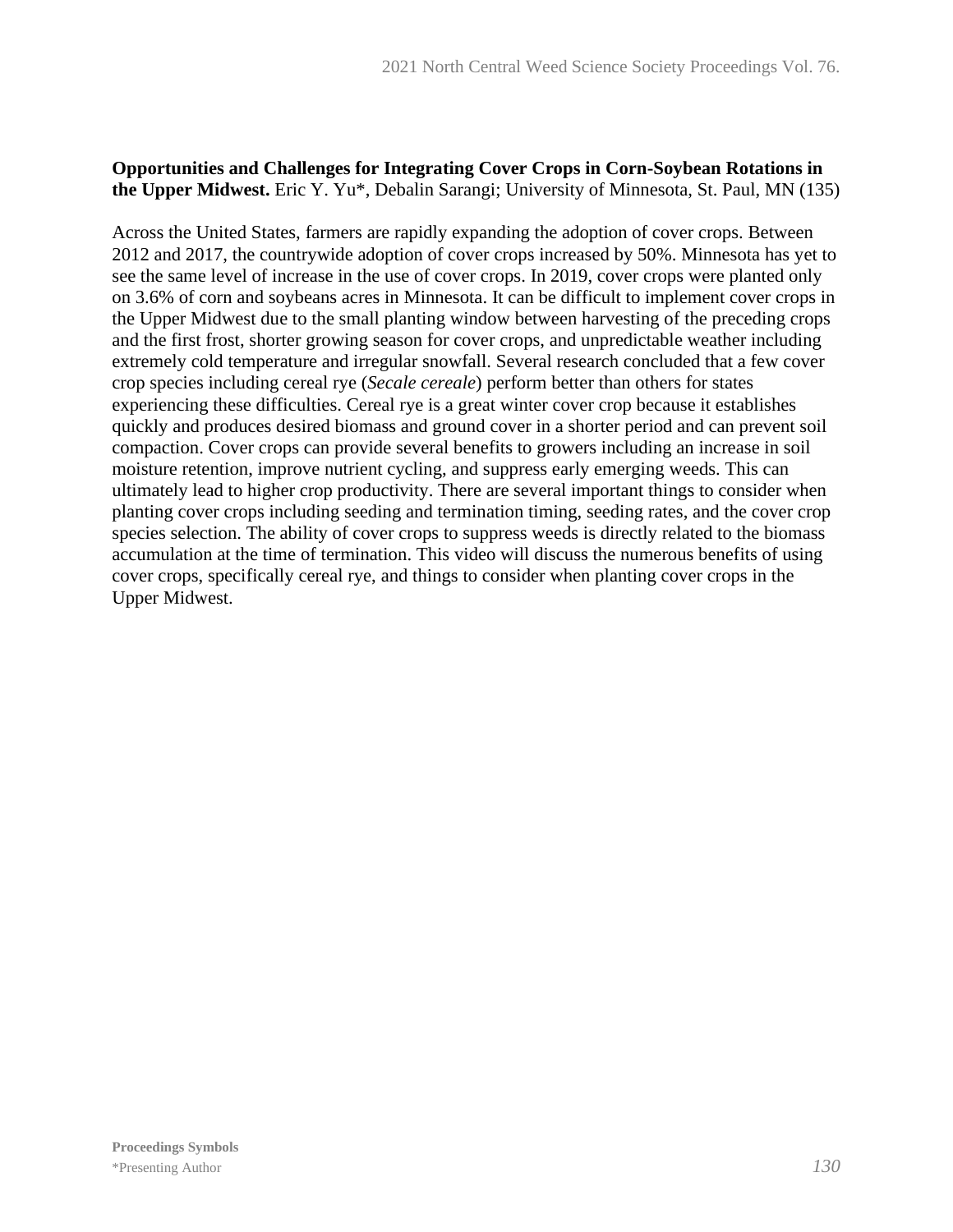**Opportunities and Challenges for Integrating Cover Crops in Corn-Soybean Rotations in the Upper Midwest.** Eric Y. Yu*, Debalin Sarangi; University of Minnesota, St. Paul, MN (135)

Across the United States, farmers are rapidly expanding the adoption of cover crops. Between 2012 and 2017, the countrywide adoption of cover crops increased by 50%. Minnesota has yet to see the same level of increase in the use of cover crops. In 2019, cover crops were planted only on 3.6% of corn and soybeans acres in Minnesota. It can be difficult to implement cover crops in the Upper Midwest due to the small planting window between harvesting of the preceding crops and the first frost, shorter growing season for cover crops, and unpredictable weather including extremely cold temperature and irregular snowfall. Several research concluded that a few cover crop species including cereal rye (*Secale cereale*) perform better than others for states experiencing these difficulties. Cereal rye is a great winter cover crop because it establishes quickly and produces desired biomass and ground cover in a shorter period and can prevent soil compaction. Cover crops can provide several benefits to growers including an increase in soil moisture retention, improve nutrient cycling, and suppress early emerging weeds. This can ultimately lead to higher crop productivity. There are several important things to consider when planting cover crops including seeding and termination timing, seeding rates, and the cover crop species selection. The ability of cover crops to suppress weeds is directly related to the biomass accumulation at the time of termination. This video will discuss the numerous benefits of using cover crops, specifically cereal rye, and things to consider when planting cover crops in the Upper Midwest.

**Proceedings Symbols**
*Presenting Author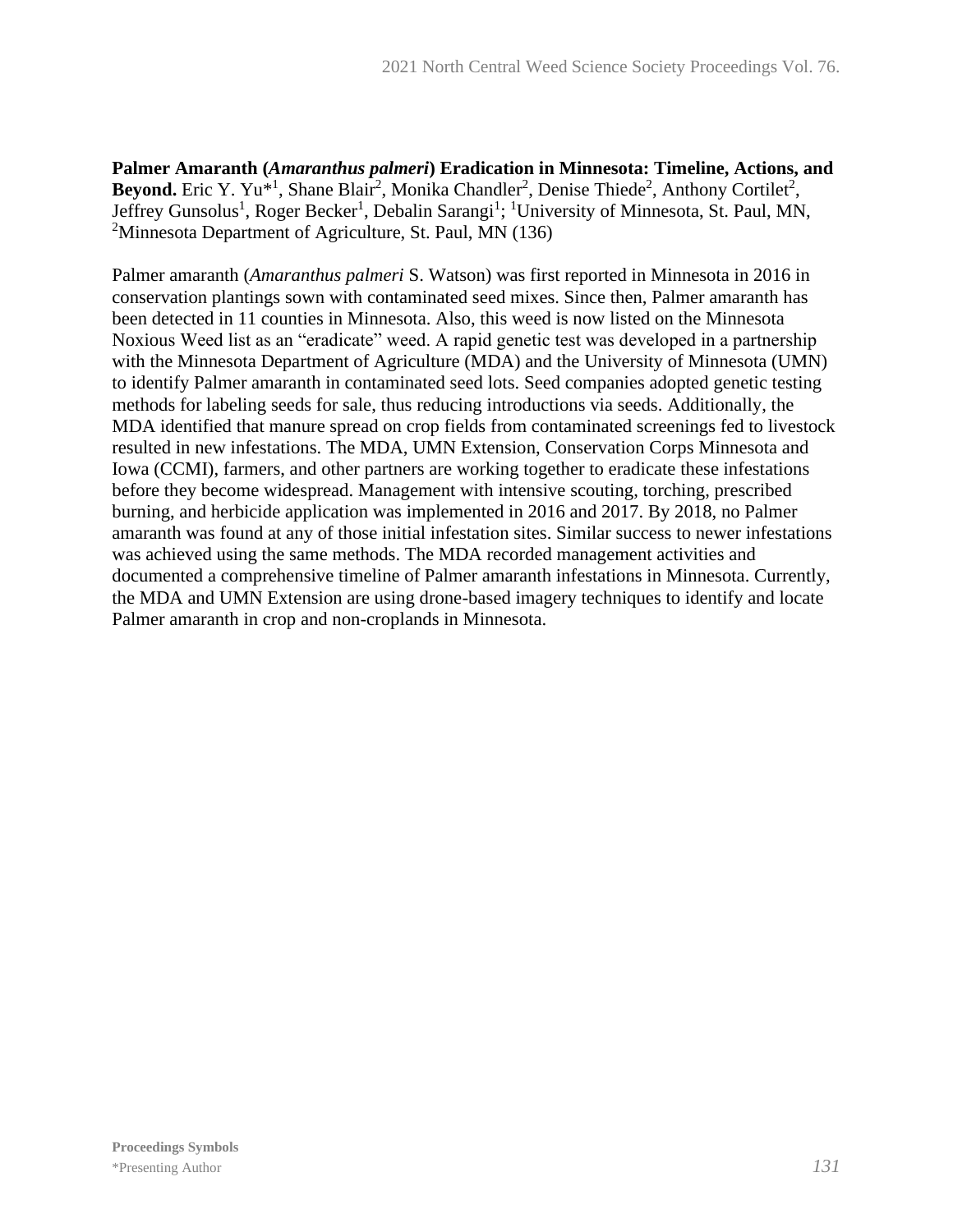**Palmer Amaranth (*Amaranthus palmeri*) Eradication in Minnesota: Timeline, Actions, and Beyond.** Eric Y. Yu*[1], Shane Blair[2], Monika Chandler[2], Denise Thiede[2], Anthony Cortilet[2], Jeffrey Gunsolus[1], Roger Becker[1], Debalin Sarangi[1]; [1]University of Minnesota, St. Paul, MN, [2]Minnesota Department of Agriculture, St. Paul, MN (136)

Palmer amaranth (*Amaranthus palmeri* S. Watson) was first reported in Minnesota in 2016 in conservation plantings sown with contaminated seed mixes. Since then, Palmer amaranth has been detected in 11 counties in Minnesota. Also, this weed is now listed on the Minnesota Noxious Weed list as an "eradicate" weed. A rapid genetic test was developed in a partnership with the Minnesota Department of Agriculture (MDA) and the University of Minnesota (UMN) to identify Palmer amaranth in contaminated seed lots. Seed companies adopted genetic testing methods for labeling seeds for sale, thus reducing introductions via seeds. Additionally, the MDA identified that manure spread on crop fields from contaminated screenings fed to livestock resulted in new infestations. The MDA, UMN Extension, Conservation Corps Minnesota and Iowa (CCMI), farmers, and other partners are working together to eradicate these infestations before they become widespread. Management with intensive scouting, torching, prescribed burning, and herbicide application was implemented in 2016 and 2017. By 2018, no Palmer amaranth was found at any of those initial infestation sites. Similar success to newer infestations was achieved using the same methods. The MDA recorded management activities and documented a comprehensive timeline of Palmer amaranth infestations in Minnesota. Currently, the MDA and UMN Extension are using drone-based imagery techniques to identify and locate Palmer amaranth in crop and non-croplands in Minnesota.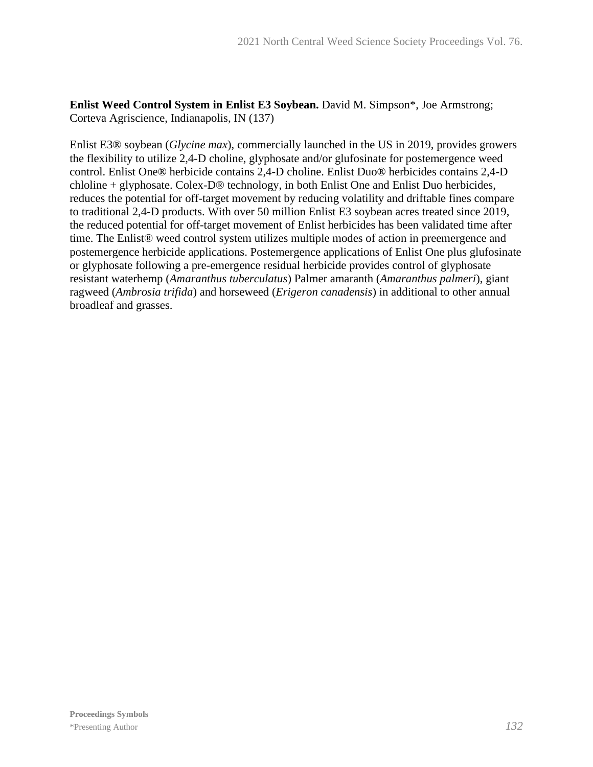**Enlist Weed Control System in Enlist E3 Soybean.** David M. Simpson*, Joe Armstrong; Corteva Agriscience, Indianapolis, IN (137)

Enlist E3® soybean (*Glycine max*), commercially launched in the US in 2019, provides growers the flexibility to utilize 2,4-D choline, glyphosate and/or glufosinate for postemergence weed control. Enlist One® herbicide contains 2,4-D choline. Enlist Duo® herbicides contains 2,4-D chloline + glyphosate. Colex-D® technology, in both Enlist One and Enlist Duo herbicides, reduces the potential for off-target movement by reducing volatility and driftable fines compare to traditional 2,4-D products. With over 50 million Enlist E3 soybean acres treated since 2019, the reduced potential for off-target movement of Enlist herbicides has been validated time after time. The Enlist® weed control system utilizes multiple modes of action in preemergence and postemergence herbicide applications. Postemergence applications of Enlist One plus glufosinate or glyphosate following a pre-emergence residual herbicide provides control of glyphosate resistant waterhemp (*Amaranthus tuberculatus*) Palmer amaranth (*Amaranthus palmeri*), giant ragweed (*Ambrosia trifida*) and horseweed (*Erigeron canadensis*) in additional to other annual broadleaf and grasses.

**Proceedings Symbols**
*Presenting Author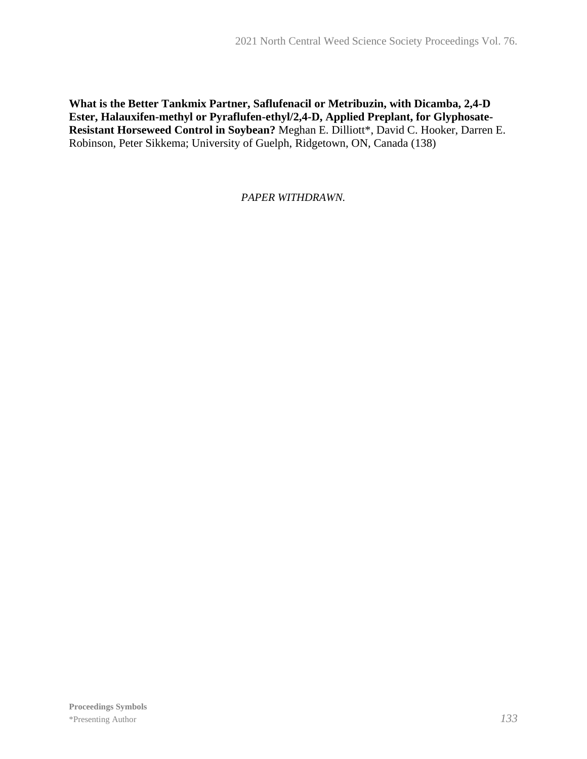**What is the Better Tankmix Partner, Saflufenacil or Metribuzin, with Dicamba, 2,4-D Ester, Halauxifen-methyl or Pyraflufen-ethyl/2,4-D, Applied Preplant, for Glyphosate-Resistant Horseweed Control in Soybean?** Meghan E. Dilliott*, David C. Hooker, Darren E. Robinson, Peter Sikkema; University of Guelph, Ridgetown, ON, Canada (138)

*PAPER WITHDRAWN.*

**Proceedings Symbols**
*Presenting Author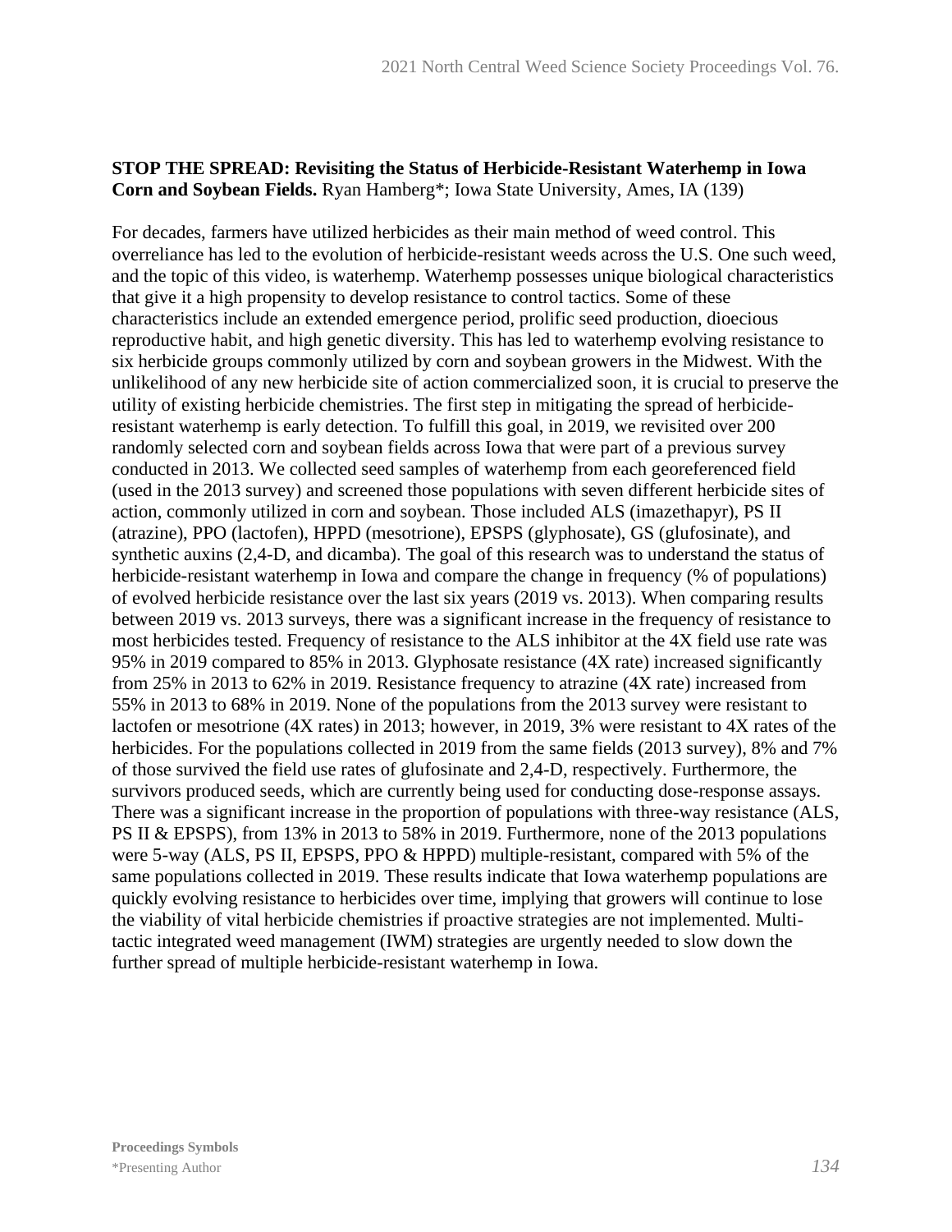**STOP THE SPREAD: Revisiting the Status of Herbicide-Resistant Waterhemp in Iowa Corn and Soybean Fields.** Ryan Hamberg*; Iowa State University, Ames, IA (139)

For decades, farmers have utilized herbicides as their main method of weed control. This overreliance has led to the evolution of herbicide-resistant weeds across the U.S. One such weed, and the topic of this video, is waterhemp. Waterhemp possesses unique biological characteristics that give it a high propensity to develop resistance to control tactics. Some of these characteristics include an extended emergence period, prolific seed production, dioecious reproductive habit, and high genetic diversity. This has led to waterhemp evolving resistance to six herbicide groups commonly utilized by corn and soybean growers in the Midwest. With the unlikelihood of any new herbicide site of action commercialized soon, it is crucial to preserve the utility of existing herbicide chemistries. The first step in mitigating the spread of herbicide-resistant waterhemp is early detection. To fulfill this goal, in 2019, we revisited over 200 randomly selected corn and soybean fields across Iowa that were part of a previous survey conducted in 2013. We collected seed samples of waterhemp from each georeferenced field (used in the 2013 survey) and screened those populations with seven different herbicide sites of action, commonly utilized in corn and soybean. Those included ALS (imazethapyr), PS II (atrazine), PPO (lactofen), HPPD (mesotrione), EPSPS (glyphosate), GS (glufosinate), and synthetic auxins (2,4-D, and dicamba). The goal of this research was to understand the status of herbicide-resistant waterhemp in Iowa and compare the change in frequency (% of populations) of evolved herbicide resistance over the last six years (2019 vs. 2013). When comparing results between 2019 vs. 2013 surveys, there was a significant increase in the frequency of resistance to most herbicides tested. Frequency of resistance to the ALS inhibitor at the 4X field use rate was 95% in 2019 compared to 85% in 2013. Glyphosate resistance (4X rate) increased significantly from 25% in 2013 to 62% in 2019. Resistance frequency to atrazine (4X rate) increased from 55% in 2013 to 68% in 2019. None of the populations from the 2013 survey were resistant to lactofen or mesotrione (4X rates) in 2013; however, in 2019, 3% were resistant to 4X rates of the herbicides. For the populations collected in 2019 from the same fields (2013 survey), 8% and 7% of those survived the field use rates of glufosinate and 2,4-D, respectively. Furthermore, the survivors produced seeds, which are currently being used for conducting dose-response assays. There was a significant increase in the proportion of populations with three-way resistance (ALS, PS II & EPSPS), from 13% in 2013 to 58% in 2019. Furthermore, none of the 2013 populations were 5-way (ALS, PS II, EPSPS, PPO & HPPD) multiple-resistant, compared with 5% of the same populations collected in 2019. These results indicate that Iowa waterhemp populations are quickly evolving resistance to herbicides over time, implying that growers will continue to lose the viability of vital herbicide chemistries if proactive strategies are not implemented. Multi-tactic integrated weed management (IWM) strategies are urgently needed to slow down the further spread of multiple herbicide-resistant waterhemp in Iowa.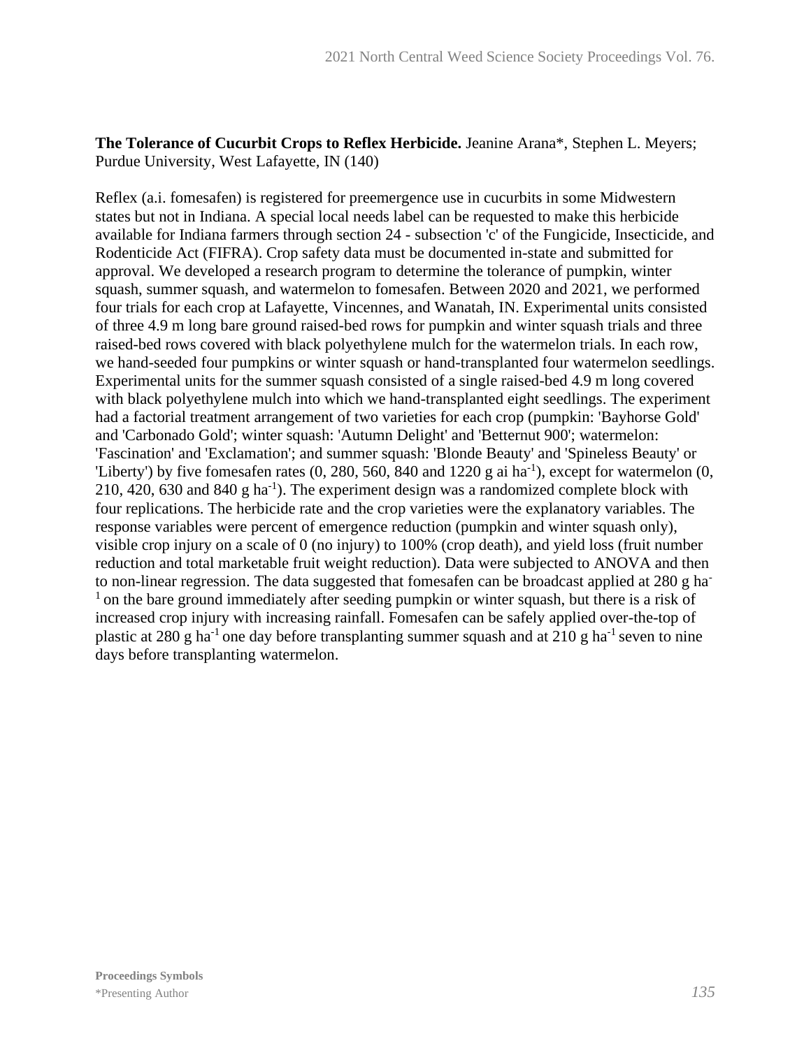**The Tolerance of Cucurbit Crops to Reflex Herbicide.** Jeanine Arana*, Stephen L. Meyers; Purdue University, West Lafayette, IN (140)

Reflex (a.i. fomesafen) is registered for preemergence use in cucurbits in some Midwestern states but not in Indiana. A special local needs label can be requested to make this herbicide available for Indiana farmers through section 24 - subsection 'c' of the Fungicide, Insecticide, and Rodenticide Act (FIFRA). Crop safety data must be documented in-state and submitted for approval. We developed a research program to determine the tolerance of pumpkin, winter squash, summer squash, and watermelon to fomesafen. Between 2020 and 2021, we performed four trials for each crop at Lafayette, Vincennes, and Wanatah, IN. Experimental units consisted of three 4.9 m long bare ground raised-bed rows for pumpkin and winter squash trials and three raised-bed rows covered with black polyethylene mulch for the watermelon trials. In each row, we hand-seeded four pumpkins or winter squash or hand-transplanted four watermelon seedlings. Experimental units for the summer squash consisted of a single raised-bed 4.9 m long covered with black polyethylene mulch into which we hand-transplanted eight seedlings. The experiment had a factorial treatment arrangement of two varieties for each crop (pumpkin: 'Bayhorse Gold' and 'Carbonado Gold'; winter squash: 'Autumn Delight' and 'Betternut 900'; watermelon: 'Fascination' and 'Exclamation'; and summer squash: 'Blonde Beauty' and 'Spineless Beauty' or 'Liberty') by five fomesafen rates (0, 280, 560, 840 and 1220 g ai $ha^{-1}$), except for watermelon (0, 210, 420, 630 and 840 g $ha^{-1}$). The experiment design was a randomized complete block with four replications. The herbicide rate and the crop varieties were the explanatory variables. The response variables were percent of emergence reduction (pumpkin and winter squash only), visible crop injury on a scale of 0 (no injury) to 100% (crop death), and yield loss (fruit number reduction and total marketable fruit weight reduction). Data were subjected to ANOVA and then to non-linear regression. The data suggested that fomesafen can be broadcast applied at 280 g $ha^{-1}$ on the bare ground immediately after seeding pumpkin or winter squash, but there is a risk of increased crop injury with increasing rainfall. Fomesafen can be safely applied over-the-top of plastic at 280 g $ha^{-1}$ one day before transplanting summer squash and at 210 g $ha^{-1}$ seven to nine days before transplanting watermelon.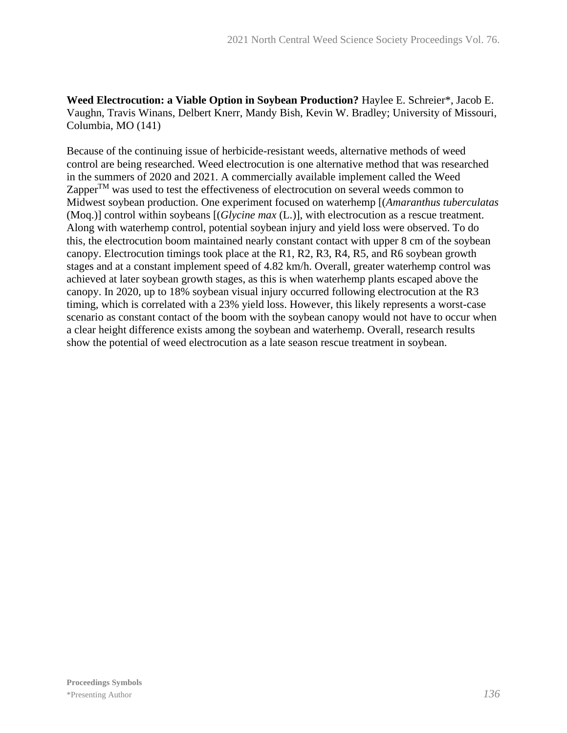**Weed Electrocution: a Viable Option in Soybean Production?** Haylee E. Schreier*, Jacob E. Vaughn, Travis Winans, Delbert Knerr, Mandy Bish, Kevin W. Bradley; University of Missouri, Columbia, MO (141)

Because of the continuing issue of herbicide-resistant weeds, alternative methods of weed control are being researched. Weed electrocution is one alternative method that was researched in the summers of 2020 and 2021. A commercially available implement called the Weed Zapper$^{TM}$ was used to test the effectiveness of electrocution on several weeds common to Midwest soybean production. One experiment focused on waterhemp [(*Amaranthus tuberculatas* (Moq.)] control within soybeans [(*Glycine max* (L.)], with electrocution as a rescue treatment. Along with waterhemp control, potential soybean injury and yield loss were observed. To do this, the electrocution boom maintained nearly constant contact with upper 8 cm of the soybean canopy. Electrocution timings took place at the R1, R2, R3, R4, R5, and R6 soybean growth stages and at a constant implement speed of 4.82 km/h. Overall, greater waterhemp control was achieved at later soybean growth stages, as this is when waterhemp plants escaped above the canopy. In 2020, up to 18% soybean visual injury occurred following electrocution at the R3 timing, which is correlated with a 23% yield loss. However, this likely represents a worst-case scenario as constant contact of the boom with the soybean canopy would not have to occur when a clear height difference exists among the soybean and waterhemp. Overall, research results show the potential of weed electrocution as a late season rescue treatment in soybean.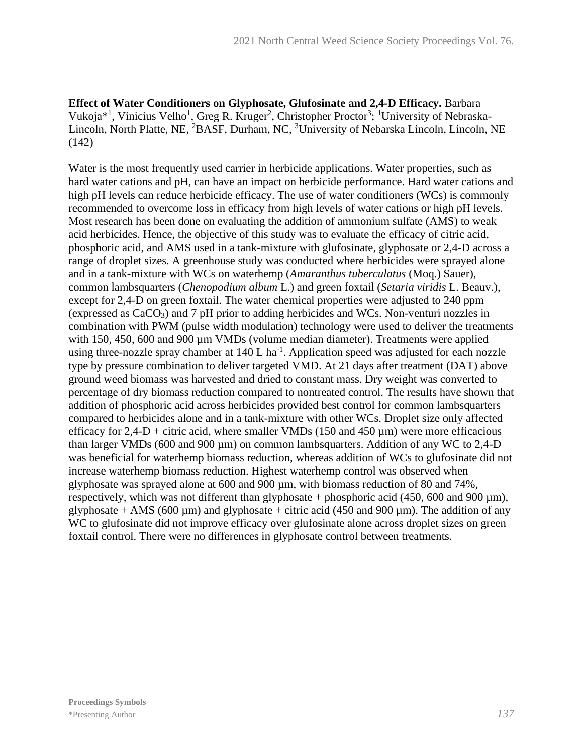**Effect of Water Conditioners on Glyphosate, Glufosinate and 2,4-D Efficacy.** Barbara Vukoja*[1], Vinicius Velho[1], Greg R. Kruger[2], Christopher Proctor[3]; [1]University of Nebraska-Lincoln, North Platte, NE, [2]BASF, Durham, NC, [3]University of Nebarska Lincoln, Lincoln, NE (142)

Water is the most frequently used carrier in herbicide applications. Water properties, such as hard water cations and pH, can have an impact on herbicide performance. Hard water cations and high pH levels can reduce herbicide efficacy. The use of water conditioners (WCs) is commonly recommended to overcome loss in efficacy from high levels of water cations or high pH levels. Most research has been done on evaluating the addition of ammonium sulfate (AMS) to weak acid herbicides. Hence, the objective of this study was to evaluate the efficacy of citric acid, phosphoric acid, and AMS used in a tank-mixture with glufosinate, glyphosate or 2,4-D across a range of droplet sizes. A greenhouse study was conducted where herbicides were sprayed alone and in a tank-mixture with WCs on waterhemp (*Amaranthus tuberculatus* (Moq.) Sauer), common lambsquarters (*Chenopodium album* L.) and green foxtail (*Setaria viridis* L. Beauv.), except for 2,4-D on green foxtail. The water chemical properties were adjusted to 240 ppm (expressed as $CaCO_3$) and 7 pH prior to adding herbicides and WCs. Non-venturi nozzles in combination with PWM (pulse width modulation) technology were used to deliver the treatments with 150, 450, 600 and 900 µm VMDs (volume median diameter). Treatments were applied using three-nozzle spray chamber at 140 L ha$^{-1}$. Application speed was adjusted for each nozzle type by pressure combination to deliver targeted VMD. At 21 days after treatment (DAT) above ground weed biomass was harvested and dried to constant mass. Dry weight was converted to percentage of dry biomass reduction compared to nontreated control. The results have shown that addition of phosphoric acid across herbicides provided best control for common lambsquarters compared to herbicides alone and in a tank-mixture with other WCs. Droplet size only affected efficacy for 2,4-D + citric acid, where smaller VMDs (150 and 450 µm) were more efficacious than larger VMDs (600 and 900 µm) on common lambsquarters. Addition of any WC to 2,4-D was beneficial for waterhemp biomass reduction, whereas addition of WCs to glufosinate did not increase waterhemp biomass reduction. Highest waterhemp control was observed when glyphosate was sprayed alone at 600 and 900 µm, with biomass reduction of 80 and 74%, respectively, which was not different than glyphosate + phosphoric acid (450, 600 and 900 µm), glyphosate + AMS (600 µm) and glyphosate + citric acid (450 and 900 µm). The addition of any WC to glufosinate did not improve efficacy over glufosinate alone across droplet sizes on green foxtail control. There were no differences in glyphosate control between treatments.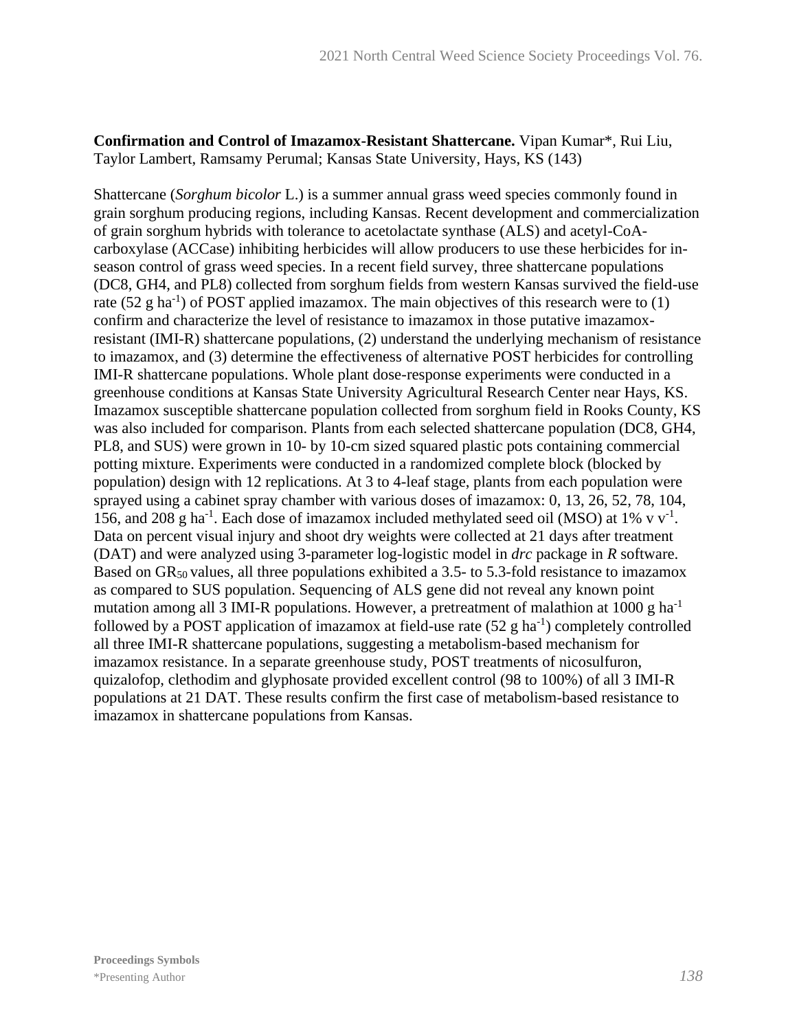**Confirmation and Control of Imazamox-Resistant Shattercane.** Vipan Kumar*, Rui Liu, Taylor Lambert, Ramsamy Perumal; Kansas State University, Hays, KS (143)

Shattercane (*Sorghum bicolor* L.) is a summer annual grass weed species commonly found in grain sorghum producing regions, including Kansas. Recent development and commercialization of grain sorghum hybrids with tolerance to acetolactate synthase (ALS) and acetyl-CoA-carboxylase (ACCase) inhibiting herbicides will allow producers to use these herbicides for in-season control of grass weed species. In a recent field survey, three shattercane populations (DC8, GH4, and PL8) collected from sorghum fields from western Kansas survived the field-use rate (52 g $ha^{-1}$) of POST applied imazamox. The main objectives of this research were to (1) confirm and characterize the level of resistance to imazamox in those putative imazamox-resistant (IMI-R) shattercane populations, (2) understand the underlying mechanism of resistance to imazamox, and (3) determine the effectiveness of alternative POST herbicides for controlling IMI-R shattercane populations. Whole plant dose-response experiments were conducted in a greenhouse conditions at Kansas State University Agricultural Research Center near Hays, KS. Imazamox susceptible shattercane population collected from sorghum field in Rooks County, KS was also included for comparison. Plants from each selected shattercane population (DC8, GH4, PL8, and SUS) were grown in 10- by 10-cm sized squared plastic pots containing commercial potting mixture. Experiments were conducted in a randomized complete block (blocked by population) design with 12 replications. At 3 to 4-leaf stage, plants from each population were sprayed using a cabinet spray chamber with various doses of imazamox: 0, 13, 26, 52, 78, 104, 156, and 208 g $ha^{-1}$. Each dose of imazamox included methylated seed oil (MSO) at 1% v $v^{-1}$. Data on percent visual injury and shoot dry weights were collected at 21 days after treatment (DAT) and were analyzed using 3-parameter log-logistic model in *drc* package in *R* software. Based on $GR_{50}$ values, all three populations exhibited a 3.5- to 5.3-fold resistance to imazamox as compared to SUS population. Sequencing of ALS gene did not reveal any known point mutation among all 3 IMI-R populations. However, a pretreatment of malathion at 1000 g $ha^{-1}$ followed by a POST application of imazamox at field-use rate (52 g $ha^{-1}$) completely controlled all three IMI-R shattercane populations, suggesting a metabolism-based mechanism for imazamox resistance. In a separate greenhouse study, POST treatments of nicosulfuron, quizalofop, clethodim and glyphosate provided excellent control (98 to 100%) of all 3 IMI-R populations at 21 DAT. These results confirm the first case of metabolism-based resistance to imazamox in shattercane populations from Kansas.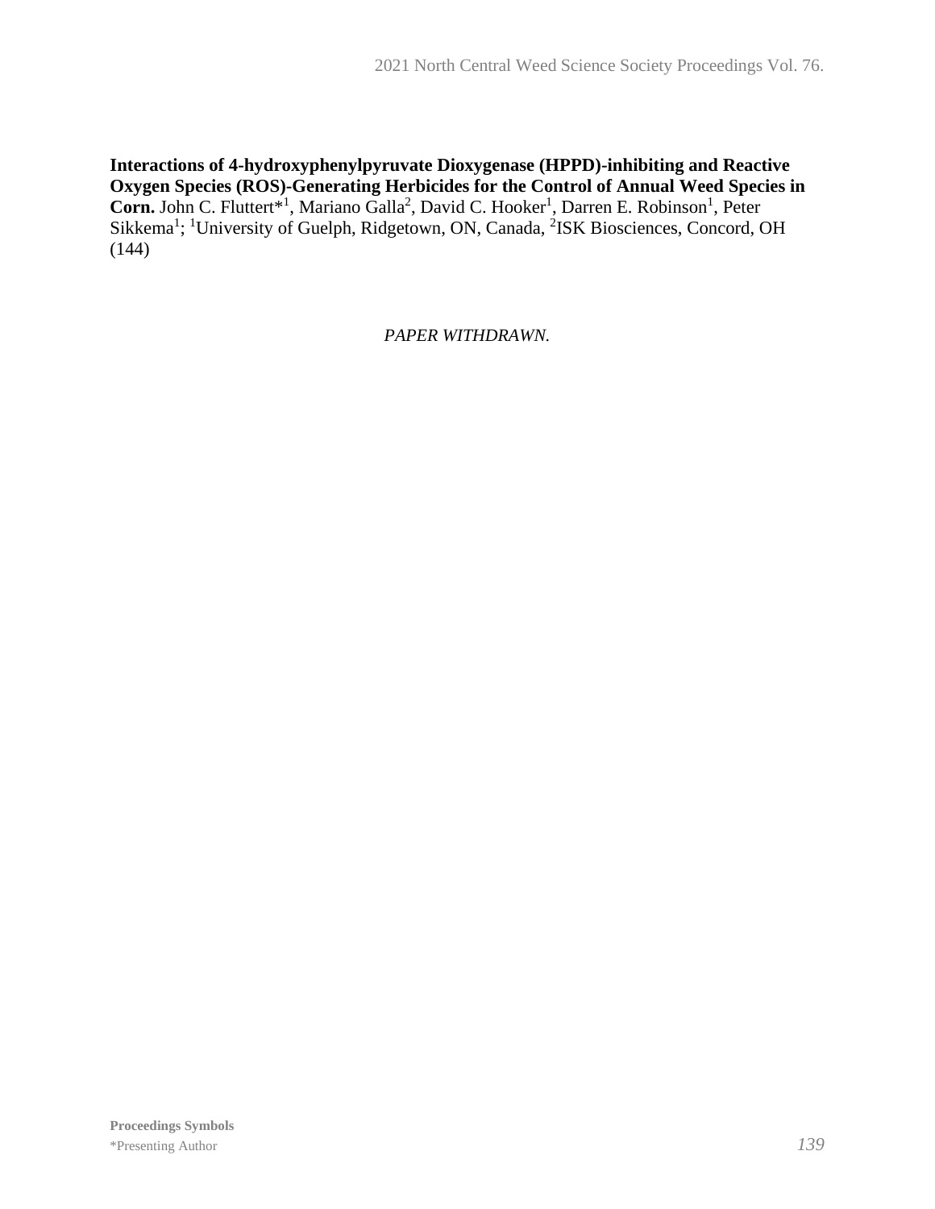**Interactions of 4-hydroxyphenylpyruvate Dioxygenase (HPPD)-inhibiting and Reactive Oxygen Species (ROS)-Generating Herbicides for the Control of Annual Weed Species in Corn.** John C. Fluttert*[1], Mariano Galla[2], David C. Hooker[1], Darren E. Robinson[1], Peter Sikkema[1]; [1]University of Guelph, Ridgetown, ON, Canada, [2]ISK Biosciences, Concord, OH (144)

*PAPER WITHDRAWN.*

**Proceedings Symbols**
*Presenting Author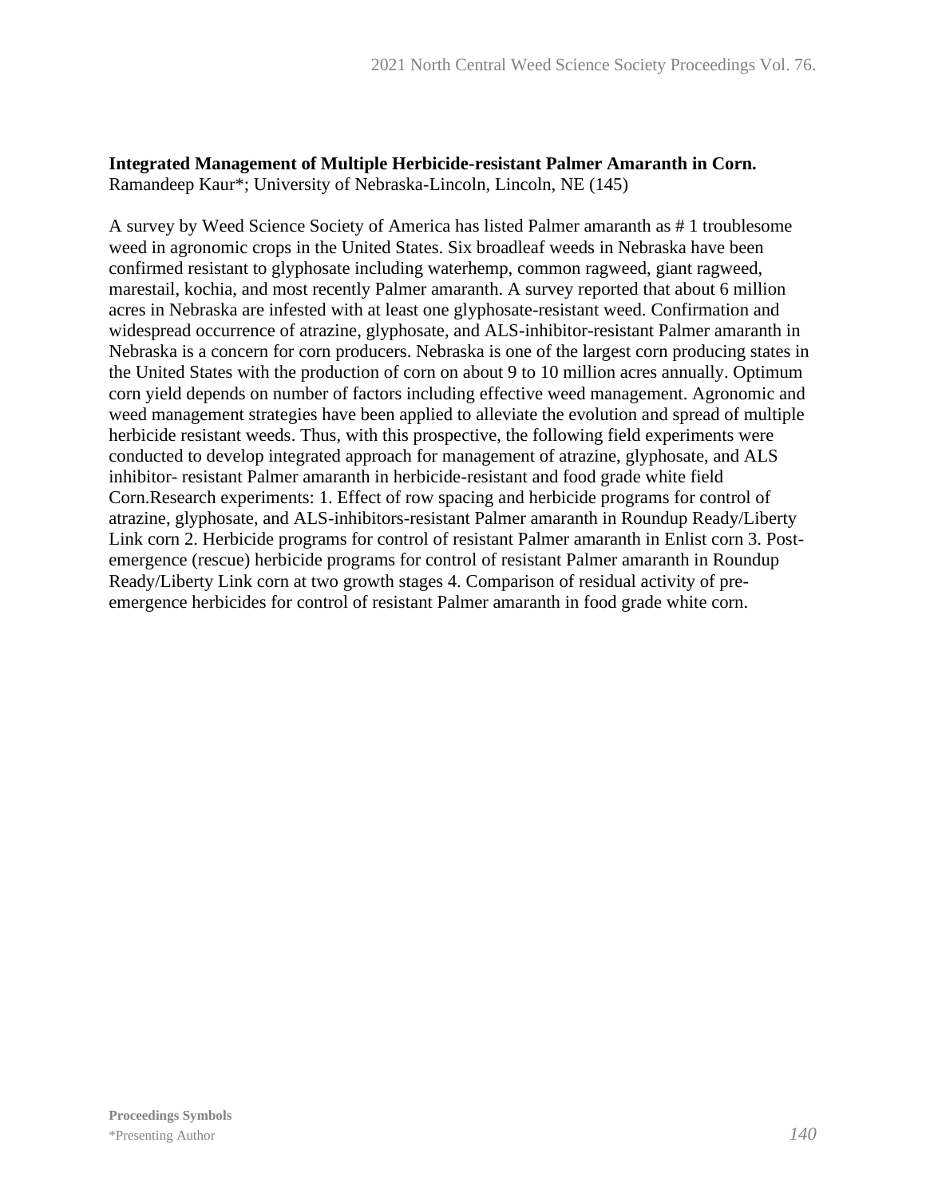**Integrated Management of Multiple Herbicide-resistant Palmer Amaranth in Corn.**
Ramandeep Kaur*; University of Nebraska-Lincoln, Lincoln, NE (145)

A survey by Weed Science Society of America has listed Palmer amaranth as # 1 troublesome weed in agronomic crops in the United States. Six broadleaf weeds in Nebraska have been confirmed resistant to glyphosate including waterhemp, common ragweed, giant ragweed, marestail, kochia, and most recently Palmer amaranth. A survey reported that about 6 million acres in Nebraska are infested with at least one glyphosate-resistant weed. Confirmation and widespread occurrence of atrazine, glyphosate, and ALS-inhibitor-resistant Palmer amaranth in Nebraska is a concern for corn producers. Nebraska is one of the largest corn producing states in the United States with the production of corn on about 9 to 10 million acres annually. Optimum corn yield depends on number of factors including effective weed management. Agronomic and weed management strategies have been applied to alleviate the evolution and spread of multiple herbicide resistant weeds. Thus, with this prospective, the following field experiments were conducted to develop integrated approach for management of atrazine, glyphosate, and ALS inhibitor- resistant Palmer amaranth in herbicide-resistant and food grade white field Corn.Research experiments: 1. Effect of row spacing and herbicide programs for control of atrazine, glyphosate, and ALS-inhibitors-resistant Palmer amaranth in Roundup Ready/Liberty Link corn 2. Herbicide programs for control of resistant Palmer amaranth in Enlist corn 3. Post-emergence (rescue) herbicide programs for control of resistant Palmer amaranth in Roundup Ready/Liberty Link corn at two growth stages 4. Comparison of residual activity of pre-emergence herbicides for control of resistant Palmer amaranth in food grade white corn.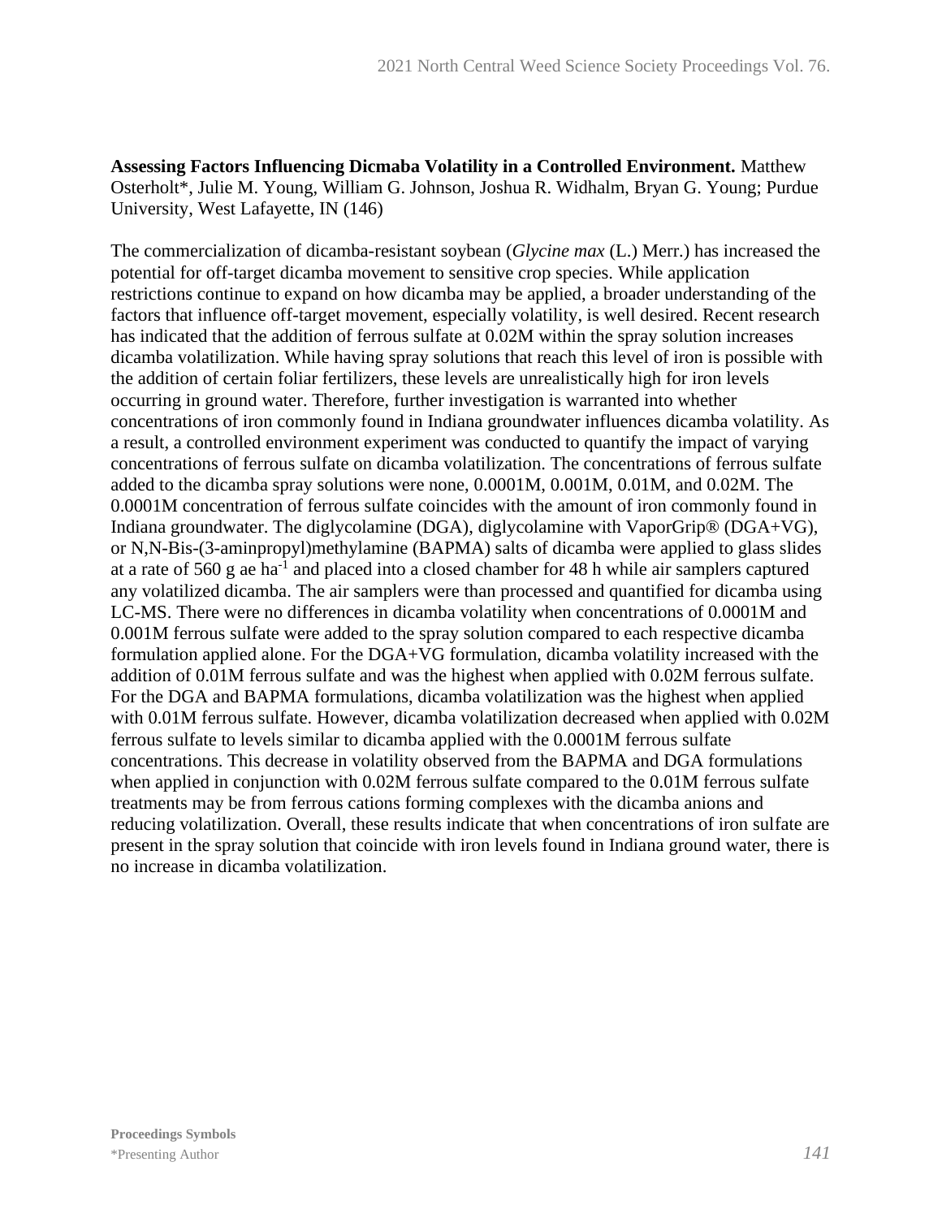**Assessing Factors Influencing Dicmaba Volatility in a Controlled Environment.** Matthew Osterholt*, Julie M. Young, William G. Johnson, Joshua R. Widhalm, Bryan G. Young; Purdue University, West Lafayette, IN (146)

The commercialization of dicamba-resistant soybean (*Glycine max* (L.) Merr.) has increased the potential for off-target dicamba movement to sensitive crop species. While application restrictions continue to expand on how dicamba may be applied, a broader understanding of the factors that influence off-target movement, especially volatility, is well desired. Recent research has indicated that the addition of ferrous sulfate at 0.02M within the spray solution increases dicamba volatilization. While having spray solutions that reach this level of iron is possible with the addition of certain foliar fertilizers, these levels are unrealistically high for iron levels occurring in ground water. Therefore, further investigation is warranted into whether concentrations of iron commonly found in Indiana groundwater influences dicamba volatility. As a result, a controlled environment experiment was conducted to quantify the impact of varying concentrations of ferrous sulfate on dicamba volatilization. The concentrations of ferrous sulfate added to the dicamba spray solutions were none, 0.0001M, 0.001M, 0.01M, and 0.02M. The 0.0001M concentration of ferrous sulfate coincides with the amount of iron commonly found in Indiana groundwater. The diglycolamine (DGA), diglycolamine with VaporGrip® (DGA+VG), or N,N-Bis-(3-aminpropyl)methylamine (BAPMA) salts of dicamba were applied to glass slides at a rate of 560 g ae $ha^{-1}$ and placed into a closed chamber for 48 h while air samplers captured any volatilized dicamba. The air samplers were than processed and quantified for dicamba using LC-MS. There were no differences in dicamba volatility when concentrations of 0.0001M and 0.001M ferrous sulfate were added to the spray solution compared to each respective dicamba formulation applied alone. For the DGA+VG formulation, dicamba volatility increased with the addition of 0.01M ferrous sulfate and was the highest when applied with 0.02M ferrous sulfate. For the DGA and BAPMA formulations, dicamba volatilization was the highest when applied with 0.01M ferrous sulfate. However, dicamba volatilization decreased when applied with 0.02M ferrous sulfate to levels similar to dicamba applied with the 0.0001M ferrous sulfate concentrations. This decrease in volatility observed from the BAPMA and DGA formulations when applied in conjunction with 0.02M ferrous sulfate compared to the 0.01M ferrous sulfate treatments may be from ferrous cations forming complexes with the dicamba anions and reducing volatilization. Overall, these results indicate that when concentrations of iron sulfate are present in the spray solution that coincide with iron levels found in Indiana ground water, there is no increase in dicamba volatilization.

**Proceedings Symbols**
*Presenting Author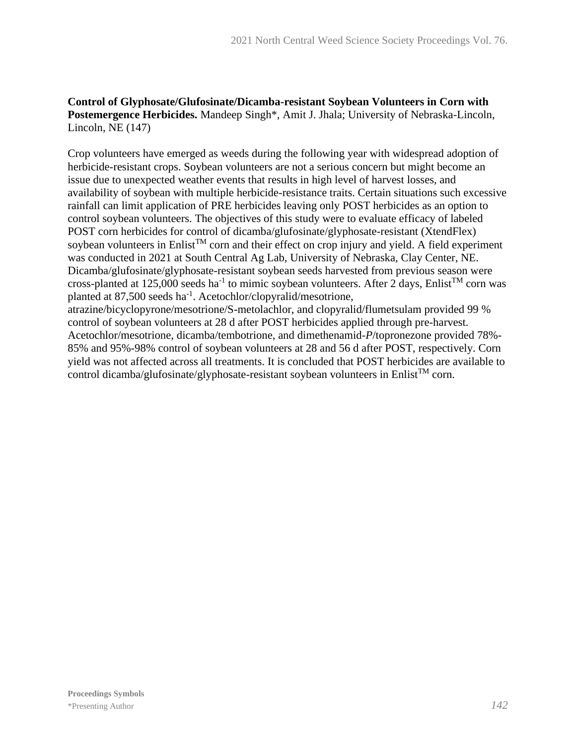**Control of Glyphosate/Glufosinate/Dicamba-resistant Soybean Volunteers in Corn with Postemergence Herbicides.** Mandeep Singh*, Amit J. Jhala; University of Nebraska-Lincoln, Lincoln, NE (147)

Crop volunteers have emerged as weeds during the following year with widespread adoption of herbicide-resistant crops. Soybean volunteers are not a serious concern but might become an issue due to unexpected weather events that results in high level of harvest losses, and availability of soybean with multiple herbicide-resistance traits. Certain situations such excessive rainfall can limit application of PRE herbicides leaving only POST herbicides as an option to control soybean volunteers. The objectives of this study were to evaluate efficacy of labeled POST corn herbicides for control of dicamba/glufosinate/glyphosate-resistant (XtendFlex) soybean volunteers in Enlist™ corn and their effect on crop injury and yield. A field experiment was conducted in 2021 at South Central Ag Lab, University of Nebraska, Clay Center, NE. Dicamba/glufosinate/glyphosate-resistant soybean seeds harvested from previous season were cross-planted at 125,000 seeds $ha^{-1}$ to mimic soybean volunteers. After 2 days, Enlist™ corn was planted at 87,500 seeds $ha^{-1}$. Acetochlor/clopyralid/mesotrione, atrazine/bicyclopyrone/mesotrione/S-metolachlor, and clopyralid/flumetsulam provided 99 % control of soybean volunteers at 28 d after POST herbicides applied through pre-harvest. Acetochlor/mesotrione, dicamba/tembotrione, and dimethenamid-*P*/topronezone provided 78%-85% and 95%-98% control of soybean volunteers at 28 and 56 d after POST, respectively. Corn yield was not affected across all treatments. It is concluded that POST herbicides are available to control dicamba/glufosinate/glyphosate-resistant soybean volunteers in Enlist™ corn.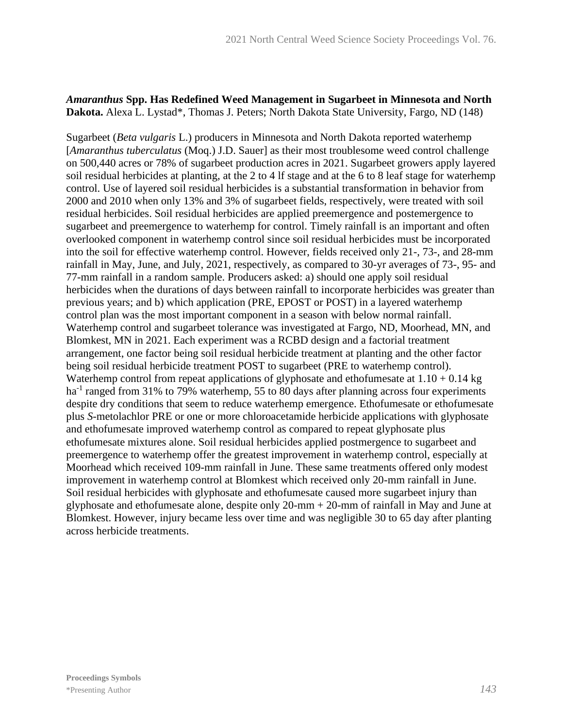***Amaranthus* Spp. Has Redefined Weed Management in Sugarbeet in Minnesota and North Dakota.** Alexa L. Lystad*, Thomas J. Peters; North Dakota State University, Fargo, ND (148)

Sugarbeet (*Beta vulgaris* L.) producers in Minnesota and North Dakota reported waterhemp [*Amaranthus tuberculatus* (Moq.) J.D. Sauer] as their most troublesome weed control challenge on 500,440 acres or 78% of sugarbeet production acres in 2021. Sugarbeet growers apply layered soil residual herbicides at planting, at the 2 to 4 lf stage and at the 6 to 8 leaf stage for waterhemp control. Use of layered soil residual herbicides is a substantial transformation in behavior from 2000 and 2010 when only 13% and 3% of sugarbeet fields, respectively, were treated with soil residual herbicides. Soil residual herbicides are applied preemergence and postemergence to sugarbeet and preemergence to waterhemp for control. Timely rainfall is an important and often overlooked component in waterhemp control since soil residual herbicides must be incorporated into the soil for effective waterhemp control. However, fields received only 21-, 73-, and 28-mm rainfall in May, June, and July, 2021, respectively, as compared to 30-yr averages of 73-, 95- and 77-mm rainfall in a random sample. Producers asked: a) should one apply soil residual herbicides when the durations of days between rainfall to incorporate herbicides was greater than previous years; and b) which application (PRE, EPOST or POST) in a layered waterhemp control plan was the most important component in a season with below normal rainfall. Waterhemp control and sugarbeet tolerance was investigated at Fargo, ND, Moorhead, MN, and Blomkest, MN in 2021. Each experiment was a RCBD design and a factorial treatment arrangement, one factor being soil residual herbicide treatment at planting and the other factor being soil residual herbicide treatment POST to sugarbeet (PRE to waterhemp control). Waterhemp control from repeat applications of glyphosate and ethofumesate at 1.10 + 0.14 kg ha$^{-1}$ ranged from 31% to 79% waterhemp, 55 to 80 days after planning across four experiments despite dry conditions that seem to reduce waterhemp emergence. Ethofumesate or ethofumesate plus *S*-metolachlor PRE or one or more chloroacetamide herbicide applications with glyphosate and ethofumesate improved waterhemp control as compared to repeat glyphosate plus ethofumesate mixtures alone. Soil residual herbicides applied postmergence to sugarbeet and preemergence to waterhemp offer the greatest improvement in waterhemp control, especially at Moorhead which received 109-mm rainfall in June. These same treatments offered only modest improvement in waterhemp control at Blomkest which received only 20-mm rainfall in June. Soil residual herbicides with glyphosate and ethofumesate caused more sugarbeet injury than glyphosate and ethofumesate alone, despite only 20-mm + 20-mm of rainfall in May and June at Blomkest. However, injury became less over time and was negligible 30 to 65 day after planting across herbicide treatments.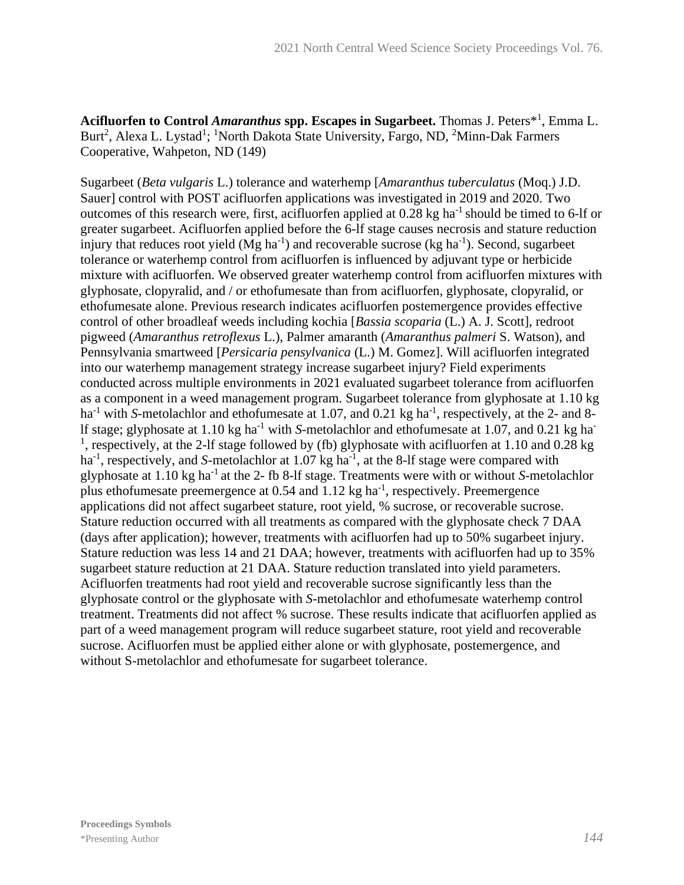**Acifluorfen to Control *Amaranthus* spp. Escapes in Sugarbeet.** Thomas J. Peters*[1], Emma L. Burt[2], Alexa L. Lystad[1]; [1]North Dakota State University, Fargo, ND, [2]Minn-Dak Farmers Cooperative, Wahpeton, ND (149)

Sugarbeet (*Beta vulgaris* L.) tolerance and waterhemp [*Amaranthus tuberculatus* (Moq.) J.D. Sauer] control with POST acifluorfen applications was investigated in 2019 and 2020. Two outcomes of this research were, first, acifluorfen applied at 0.28 kg $ha^{-1}$ should be timed to 6-lf or greater sugarbeet. Acifluorfen applied before the 6-lf stage causes necrosis and stature reduction injury that reduces root yield (Mg $ha^{-1}$) and recoverable sucrose (kg $ha^{-1}$). Second, sugarbeet tolerance or waterhemp control from acifluorfen is influenced by adjuvant type or herbicide mixture with acifluorfen. We observed greater waterhemp control from acifluorfen mixtures with glyphosate, clopyralid, and / or ethofumesate than from acifluorfen, glyphosate, clopyralid, or ethofumesate alone. Previous research indicates acifluorfen postemergence provides effective control of other broadleaf weeds including kochia [*Bassia scoparia* (L.) A. J. Scott], redroot pigweed (*Amaranthus retroflexus* L.), Palmer amaranth (*Amaranthus palmeri* S. Watson), and Pennsylvania smartweed [*Persicaria pensylvanica* (L.) M. Gomez]. Will acifluorfen integrated into our waterhemp management strategy increase sugarbeet injury? Field experiments conducted across multiple environments in 2021 evaluated sugarbeet tolerance from acifluorfen as a component in a weed management program. Sugarbeet tolerance from glyphosate at 1.10 kg $ha^{-1}$ with *S*-metolachlor and ethofumesate at 1.07, and 0.21 kg $ha^{-1}$, respectively, at the 2- and 8-lf stage; glyphosate at 1.10 kg $ha^{-1}$ with *S*-metolachlor and ethofumesate at 1.07, and 0.21 kg $ha^{-1}$, respectively, at the 2-lf stage followed by (fb) glyphosate with acifluorfen at 1.10 and 0.28 kg $ha^{-1}$, respectively, and *S*-metolachlor at 1.07 kg $ha^{-1}$, at the 8-lf stage were compared with glyphosate at 1.10 kg $ha^{-1}$ at the 2- fb 8-lf stage. Treatments were with or without *S*-metolachlor plus ethofumesate preemergence at 0.54 and 1.12 kg $ha^{-1}$, respectively. Preemergence applications did not affect sugarbeet stature, root yield, % sucrose, or recoverable sucrose. Stature reduction occurred with all treatments as compared with the glyphosate check 7 DAA (days after application); however, treatments with acifluorfen had up to 50% sugarbeet injury. Stature reduction was less 14 and 21 DAA; however, treatments with acifluorfen had up to 35% sugarbeet stature reduction at 21 DAA. Stature reduction translated into yield parameters. Acifluorfen treatments had root yield and recoverable sucrose significantly less than the glyphosate control or the glyphosate with *S*-metolachlor and ethofumesate waterhemp control treatment. Treatments did not affect % sucrose. These results indicate that acifluorfen applied as part of a weed management program will reduce sugarbeet stature, root yield and recoverable sucrose. Acifluorfen must be applied either alone or with glyphosate, postemergence, and without S-metolachlor and ethofumesate for sugarbeet tolerance.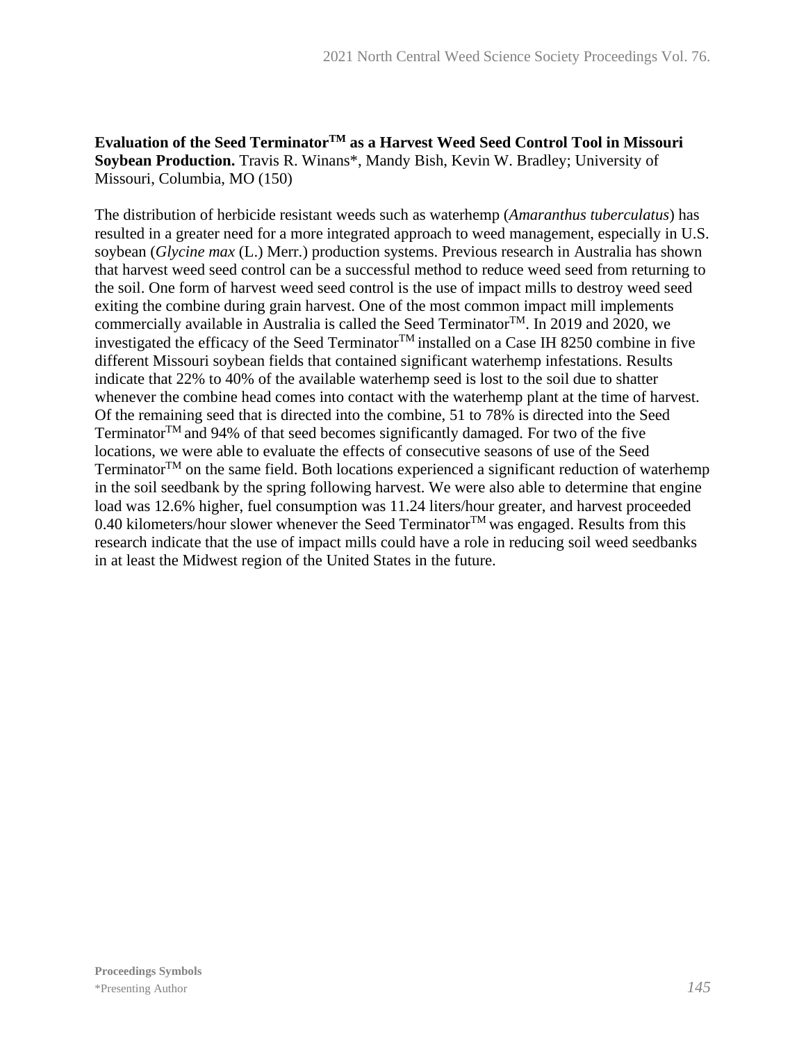**Evaluation of the Seed Terminator™ as a Harvest Weed Seed Control Tool in Missouri Soybean Production.** Travis R. Winans*, Mandy Bish, Kevin W. Bradley; University of Missouri, Columbia, MO (150)

The distribution of herbicide resistant weeds such as waterhemp (*Amaranthus tuberculatus*) has resulted in a greater need for a more integrated approach to weed management, especially in U.S. soybean (*Glycine max* (L.) Merr.) production systems. Previous research in Australia has shown that harvest weed seed control can be a successful method to reduce weed seed from returning to the soil. One form of harvest weed seed control is the use of impact mills to destroy weed seed exiting the combine during grain harvest. One of the most common impact mill implements commercially available in Australia is called the Seed Terminator™. In 2019 and 2020, we investigated the efficacy of the Seed Terminator™ installed on a Case IH 8250 combine in five different Missouri soybean fields that contained significant waterhemp infestations. Results indicate that 22% to 40% of the available waterhemp seed is lost to the soil due to shatter whenever the combine head comes into contact with the waterhemp plant at the time of harvest. Of the remaining seed that is directed into the combine, 51 to 78% is directed into the Seed Terminator™ and 94% of that seed becomes significantly damaged. For two of the five locations, we were able to evaluate the effects of consecutive seasons of use of the Seed Terminator™ on the same field. Both locations experienced a significant reduction of waterhemp in the soil seedbank by the spring following harvest. We were also able to determine that engine load was 12.6% higher, fuel consumption was 11.24 liters/hour greater, and harvest proceeded 0.40 kilometers/hour slower whenever the Seed Terminator™ was engaged. Results from this research indicate that the use of impact mills could have a role in reducing soil weed seedbanks in at least the Midwest region of the United States in the future.

**Proceedings Symbols**
*Presenting Author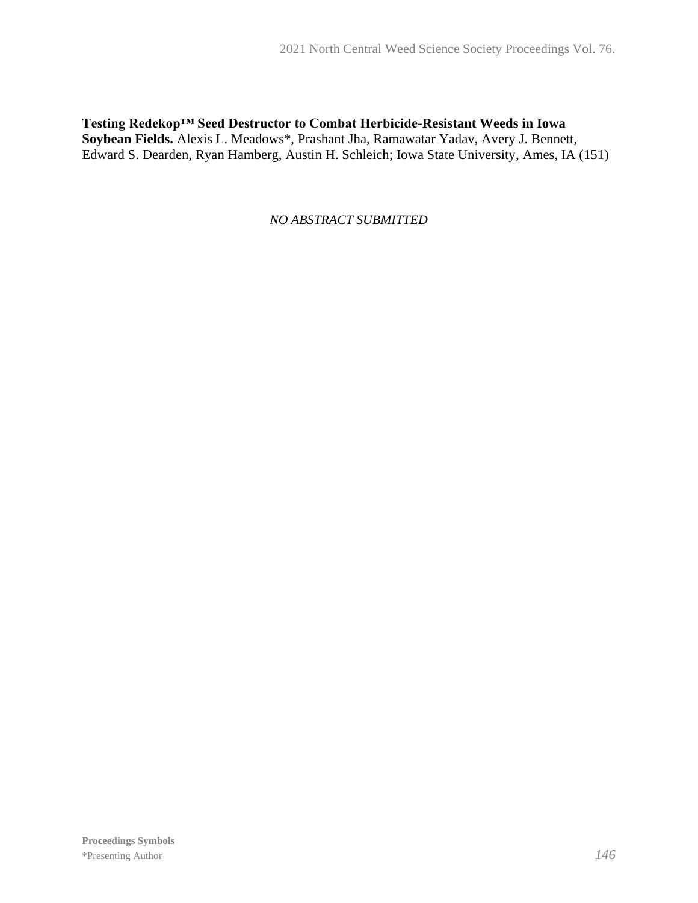**Testing Redekop™ Seed Destructor to Combat Herbicide-Resistant Weeds in Iowa Soybean Fields.** Alexis L. Meadows*, Prashant Jha, Ramawatar Yadav, Avery J. Bennett, Edward S. Dearden, Ryan Hamberg, Austin H. Schleich; Iowa State University, Ames, IA (151)

*NO ABSTRACT SUBMITTED*

**Proceedings Symbols**
*Presenting Author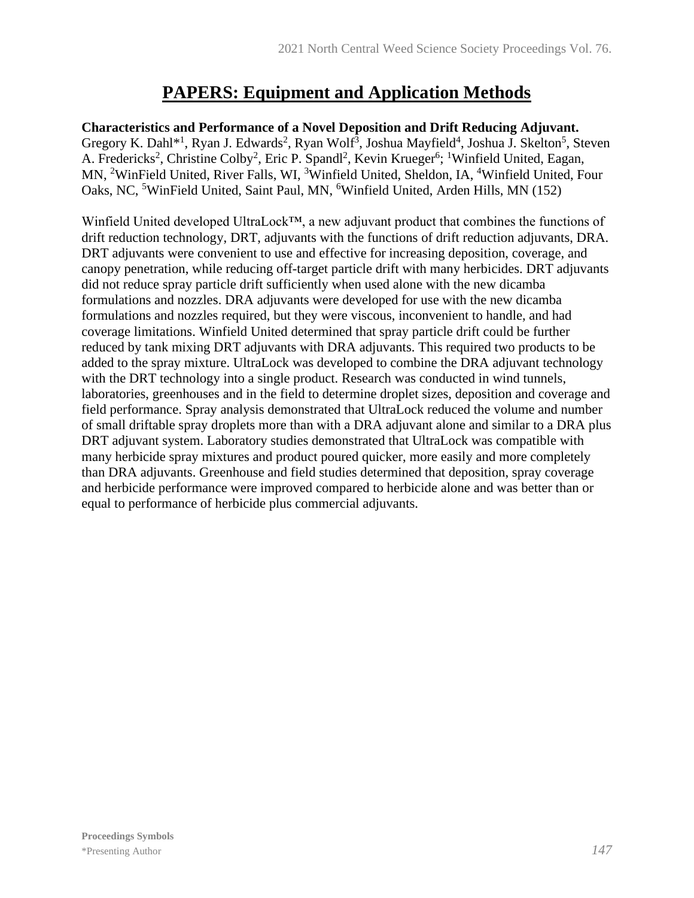# PAPERS: Equipment and Application Methods

**Characteristics and Performance of a Novel Deposition and Drift Reducing Adjuvant.** Gregory K. Dahl*[1], Ryan J. Edwards[2], Ryan Wolf[3], Joshua Mayfield[4], Joshua J. Skelton[5], Steven A. Fredericks[2], Christine Colby[2], Eric P. Spandl[2], Kevin Krueger[6]; [1]Winfield United, Eagan, MN, [2]WinField United, River Falls, WI, [3]Winfield United, Sheldon, IA, [4]Winfield United, Four Oaks, NC, [5]WinField United, Saint Paul, MN, [6]Winfield United, Arden Hills, MN (152)

Winfield United developed UltraLock™, a new adjuvant product that combines the functions of drift reduction technology, DRT, adjuvants with the functions of drift reduction adjuvants, DRA. DRT adjuvants were convenient to use and effective for increasing deposition, coverage, and canopy penetration, while reducing off-target particle drift with many herbicides. DRT adjuvants did not reduce spray particle drift sufficiently when used alone with the new dicamba formulations and nozzles. DRA adjuvants were developed for use with the new dicamba formulations and nozzles required, but they were viscous, inconvenient to handle, and had coverage limitations. Winfield United determined that spray particle drift could be further reduced by tank mixing DRT adjuvants with DRA adjuvants. This required two products to be added to the spray mixture. UltraLock was developed to combine the DRA adjuvant technology with the DRT technology into a single product. Research was conducted in wind tunnels, laboratories, greenhouses and in the field to determine droplet sizes, deposition and coverage and field performance. Spray analysis demonstrated that UltraLock reduced the volume and number of small driftable spray droplets more than with a DRA adjuvant alone and similar to a DRA plus DRT adjuvant system. Laboratory studies demonstrated that UltraLock was compatible with many herbicide spray mixtures and product poured quicker, more easily and more completely than DRA adjuvants. Greenhouse and field studies determined that deposition, spray coverage and herbicide performance were improved compared to herbicide alone and was better than or equal to performance of herbicide plus commercial adjuvants.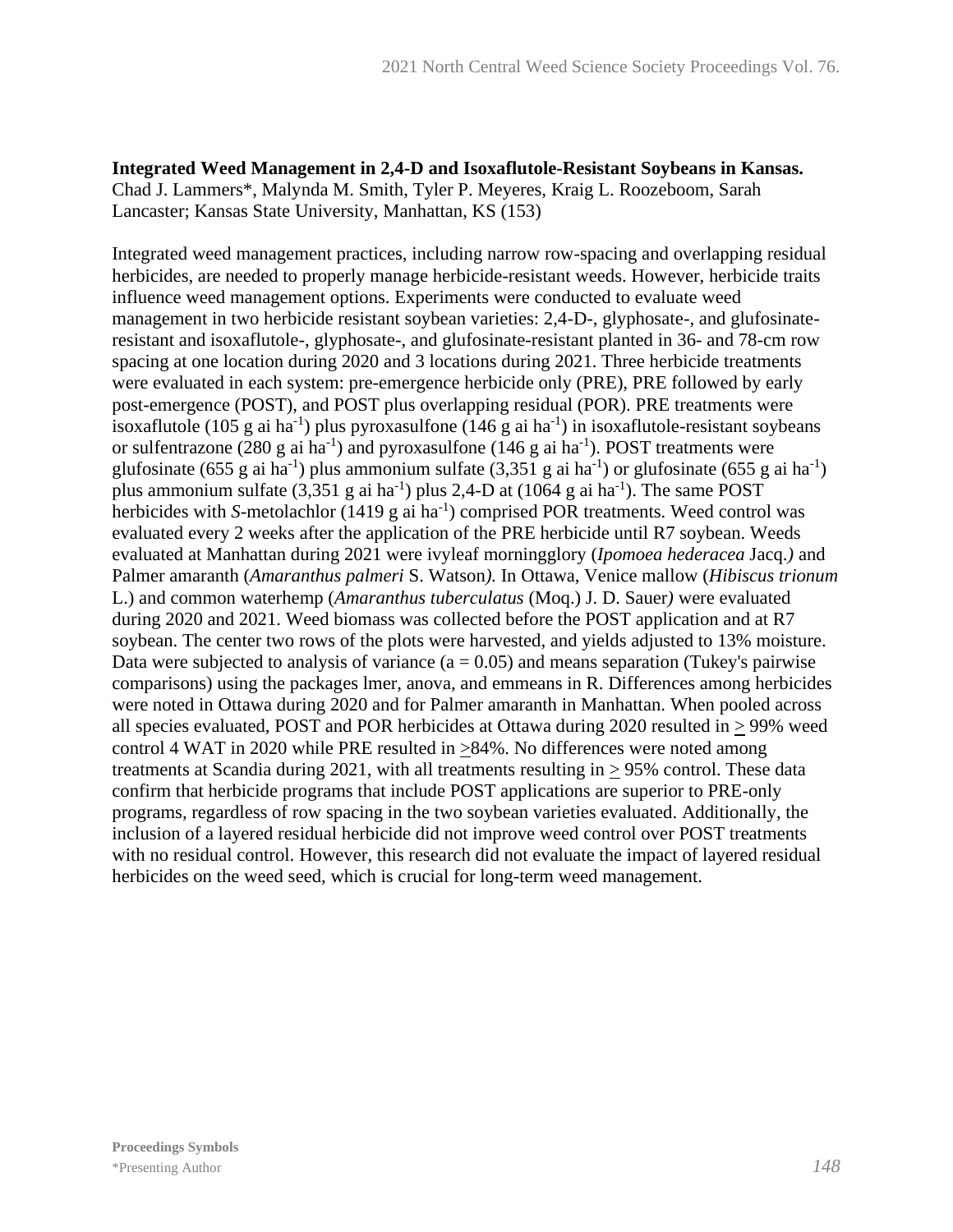**Integrated Weed Management in 2,4-D and Isoxaflutole-Resistant Soybeans in Kansas.** Chad J. Lammers*, Malynda M. Smith, Tyler P. Meyeres, Kraig L. Roozeboom, Sarah Lancaster; Kansas State University, Manhattan, KS (153)

Integrated weed management practices, including narrow row-spacing and overlapping residual herbicides, are needed to properly manage herbicide-resistant weeds. However, herbicide traits influence weed management options. Experiments were conducted to evaluate weed management in two herbicide resistant soybean varieties: 2,4-D-, glyphosate-, and glufosinate-resistant and isoxaflutole-, glyphosate-, and glufosinate-resistant planted in 36- and 78-cm row spacing at one location during 2020 and 3 locations during 2021. Three herbicide treatments were evaluated in each system: pre-emergence herbicide only (PRE), PRE followed by early post-emergence (POST), and POST plus overlapping residual (POR). PRE treatments were isoxaflutole (105 g ai ha$^{-1}$) plus pyroxasulfone (146 g ai ha$^{-1}$) in isoxaflutole-resistant soybeans or sulfentrazone (280 g ai ha$^{-1}$) and pyroxasulfone (146 g ai ha$^{-1}$). POST treatments were glufosinate (655 g ai ha$^{-1}$) plus ammonium sulfate (3,351 g ai ha$^{-1}$) or glufosinate (655 g ai ha$^{-1}$) plus ammonium sulfate (3,351 g ai ha$^{-1}$) plus 2,4-D at (1064 g ai ha$^{-1}$). The same POST herbicides with *S*-metolachlor (1419 g ai ha$^{-1}$) comprised POR treatments. Weed control was evaluated every 2 weeks after the application of the PRE herbicide until R7 soybean. Weeds evaluated at Manhattan during 2021 were ivyleaf morningglory (*Ipomoea hederacea* Jacq.*)* and Palmer amaranth (*Amaranthus palmeri* S. Watson*).* In Ottawa, Venice mallow (*Hibiscus trionum* L.) and common waterhemp (*Amaranthus tuberculatus* (Moq.) J. D. Sauer*)* were evaluated during 2020 and 2021. Weed biomass was collected before the POST application and at R7 soybean. The center two rows of the plots were harvested, and yields adjusted to 13% moisture. Data were subjected to analysis of variance (a = 0.05) and means separation (Tukey's pairwise comparisons) using the packages lmer, anova, and emmeans in R. Differences among herbicides were noted in Ottawa during 2020 and for Palmer amaranth in Manhattan. When pooled across all species evaluated, POST and POR herbicides at Ottawa during 2020 resulted in ≥ 99% weed control 4 WAT in 2020 while PRE resulted in ≥84%. No differences were noted among treatments at Scandia during 2021, with all treatments resulting in ≥ 95% control. These data confirm that herbicide programs that include POST applications are superior to PRE-only programs, regardless of row spacing in the two soybean varieties evaluated. Additionally, the inclusion of a layered residual herbicide did not improve weed control over POST treatments with no residual control. However, this research did not evaluate the impact of layered residual herbicides on the weed seed, which is crucial for long-term weed management.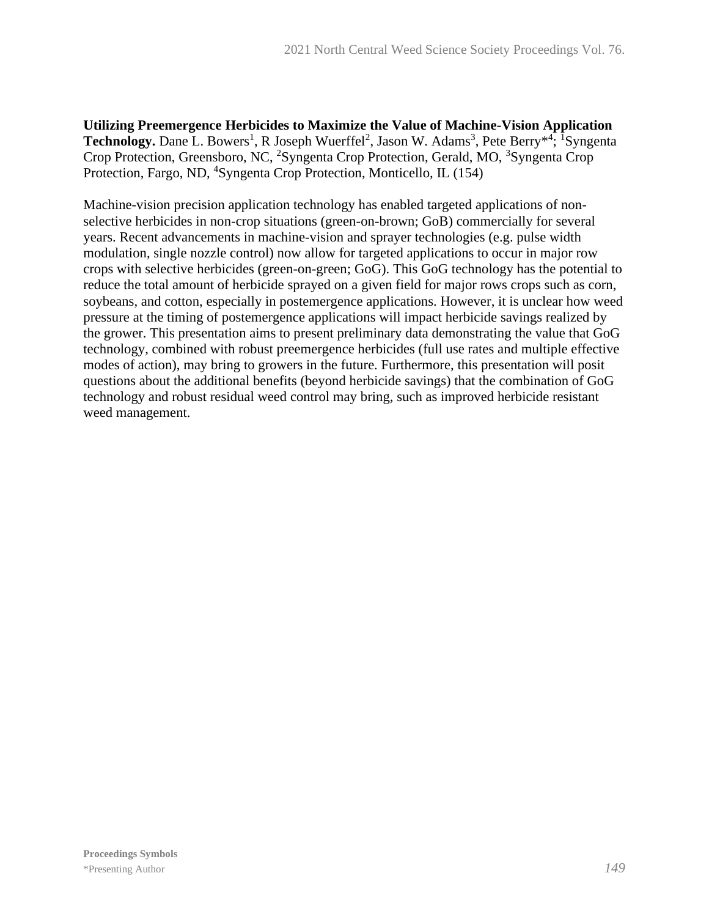**Utilizing Preemergence Herbicides to Maximize the Value of Machine-Vision Application Technology.** Dane L. Bowers[1], R Joseph Wuerffel[2], Jason W. Adams[3], Pete Berry*[4]; [1]Syngenta Crop Protection, Greensboro, NC, [2]Syngenta Crop Protection, Gerald, MO, [3]Syngenta Crop Protection, Fargo, ND, [4]Syngenta Crop Protection, Monticello, IL (154)

Machine-vision precision application technology has enabled targeted applications of non-selective herbicides in non-crop situations (green-on-brown; GoB) commercially for several years. Recent advancements in machine-vision and sprayer technologies (e.g. pulse width modulation, single nozzle control) now allow for targeted applications to occur in major row crops with selective herbicides (green-on-green; GoG). This GoG technology has the potential to reduce the total amount of herbicide sprayed on a given field for major rows crops such as corn, soybeans, and cotton, especially in postemergence applications. However, it is unclear how weed pressure at the timing of postemergence applications will impact herbicide savings realized by the grower. This presentation aims to present preliminary data demonstrating the value that GoG technology, combined with robust preemergence herbicides (full use rates and multiple effective modes of action), may bring to growers in the future. Furthermore, this presentation will posit questions about the additional benefits (beyond herbicide savings) that the combination of GoG technology and robust residual weed control may bring, such as improved herbicide resistant weed management.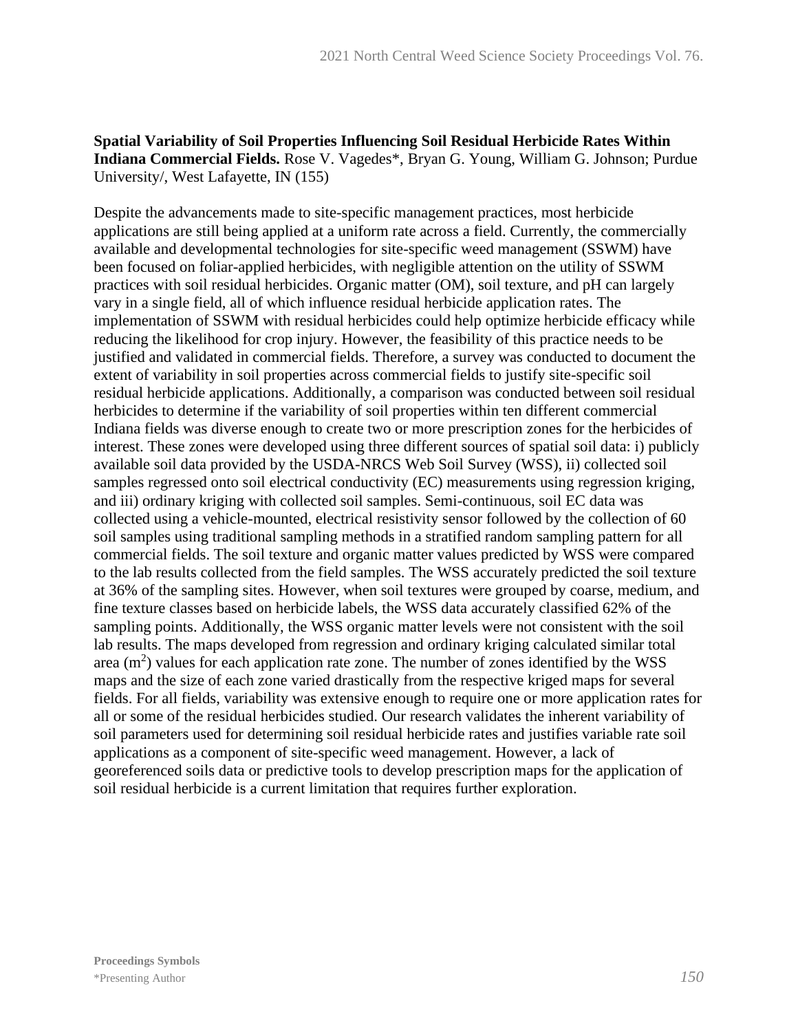**Spatial Variability of Soil Properties Influencing Soil Residual Herbicide Rates Within Indiana Commercial Fields.** Rose V. Vagedes*, Bryan G. Young, William G. Johnson; Purdue University/, West Lafayette, IN (155)

Despite the advancements made to site-specific management practices, most herbicide applications are still being applied at a uniform rate across a field. Currently, the commercially available and developmental technologies for site-specific weed management (SSWM) have been focused on foliar-applied herbicides, with negligible attention on the utility of SSWM practices with soil residual herbicides. Organic matter (OM), soil texture, and pH can largely vary in a single field, all of which influence residual herbicide application rates. The implementation of SSWM with residual herbicides could help optimize herbicide efficacy while reducing the likelihood for crop injury. However, the feasibility of this practice needs to be justified and validated in commercial fields. Therefore, a survey was conducted to document the extent of variability in soil properties across commercial fields to justify site-specific soil residual herbicide applications. Additionally, a comparison was conducted between soil residual herbicides to determine if the variability of soil properties within ten different commercial Indiana fields was diverse enough to create two or more prescription zones for the herbicides of interest. These zones were developed using three different sources of spatial soil data: i) publicly available soil data provided by the USDA-NRCS Web Soil Survey (WSS), ii) collected soil samples regressed onto soil electrical conductivity (EC) measurements using regression kriging, and iii) ordinary kriging with collected soil samples. Semi-continuous, soil EC data was collected using a vehicle-mounted, electrical resistivity sensor followed by the collection of 60 soil samples using traditional sampling methods in a stratified random sampling pattern for all commercial fields. The soil texture and organic matter values predicted by WSS were compared to the lab results collected from the field samples. The WSS accurately predicted the soil texture at 36% of the sampling sites. However, when soil textures were grouped by coarse, medium, and fine texture classes based on herbicide labels, the WSS data accurately classified 62% of the sampling points. Additionally, the WSS organic matter levels were not consistent with the soil lab results. The maps developed from regression and ordinary kriging calculated similar total area ($m^2$) values for each application rate zone. The number of zones identified by the WSS maps and the size of each zone varied drastically from the respective kriged maps for several fields. For all fields, variability was extensive enough to require one or more application rates for all or some of the residual herbicides studied. Our research validates the inherent variability of soil parameters used for determining soil residual herbicide rates and justifies variable rate soil applications as a component of site-specific weed management. However, a lack of georeferenced soils data or predictive tools to develop prescription maps for the application of soil residual herbicide is a current limitation that requires further exploration.

**Proceedings Symbols**
*Presenting Author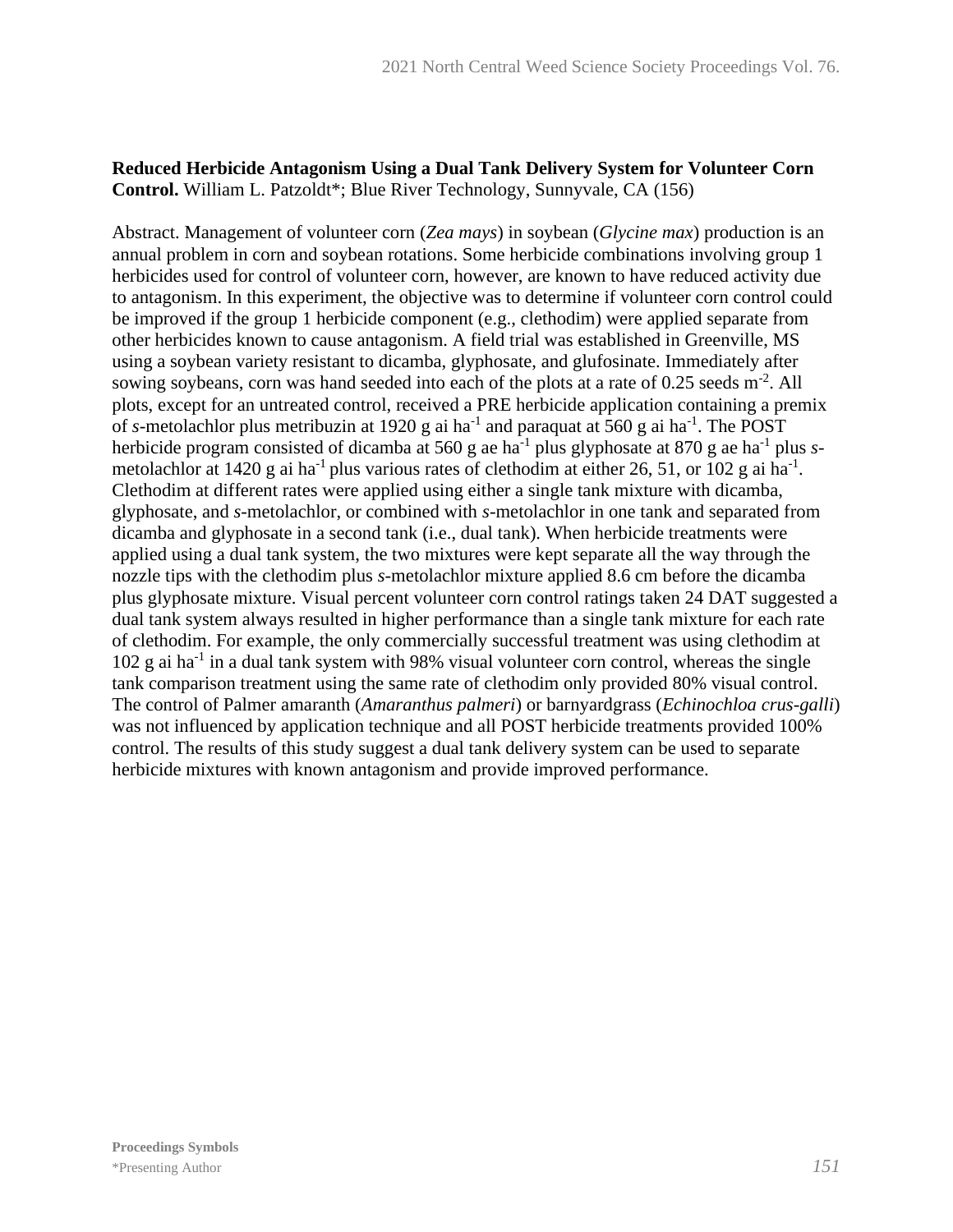**Reduced Herbicide Antagonism Using a Dual Tank Delivery System for Volunteer Corn Control.** William L. Patzoldt*; Blue River Technology, Sunnyvale, CA (156)

Abstract. Management of volunteer corn (*Zea mays*) in soybean (*Glycine max*) production is an annual problem in corn and soybean rotations. Some herbicide combinations involving group 1 herbicides used for control of volunteer corn, however, are known to have reduced activity due to antagonism. In this experiment, the objective was to determine if volunteer corn control could be improved if the group 1 herbicide component (e.g., clethodim) were applied separate from other herbicides known to cause antagonism. A field trial was established in Greenville, MS using a soybean variety resistant to dicamba, glyphosate, and glufosinate. Immediately after sowing soybeans, corn was hand seeded into each of the plots at a rate of 0.25 seeds $m^{-2}$. All plots, except for an untreated control, received a PRE herbicide application containing a premix of *s*-metolachlor plus metribuzin at 1920 g ai $ha^{-1}$ and paraquat at 560 g ai $ha^{-1}$. The POST herbicide program consisted of dicamba at 560 g ae $ha^{-1}$ plus glyphosate at 870 g ae $ha^{-1}$ plus *s*-metolachlor at 1420 g ai $ha^{-1}$ plus various rates of clethodim at either 26, 51, or 102 g ai $ha^{-1}$. Clethodim at different rates were applied using either a single tank mixture with dicamba, glyphosate, and *s*-metolachlor, or combined with *s*-metolachlor in one tank and separated from dicamba and glyphosate in a second tank (i.e., dual tank). When herbicide treatments were applied using a dual tank system, the two mixtures were kept separate all the way through the nozzle tips with the clethodim plus *s*-metolachlor mixture applied 8.6 cm before the dicamba plus glyphosate mixture. Visual percent volunteer corn control ratings taken 24 DAT suggested a dual tank system always resulted in higher performance than a single tank mixture for each rate of clethodim. For example, the only commercially successful treatment was using clethodim at 102 g ai $ha^{-1}$ in a dual tank system with 98% visual volunteer corn control, whereas the single tank comparison treatment using the same rate of clethodim only provided 80% visual control. The control of Palmer amaranth (*Amaranthus palmeri*) or barnyardgrass (*Echinochloa crus-galli*) was not influenced by application technique and all POST herbicide treatments provided 100% control. The results of this study suggest a dual tank delivery system can be used to separate herbicide mixtures with known antagonism and provide improved performance.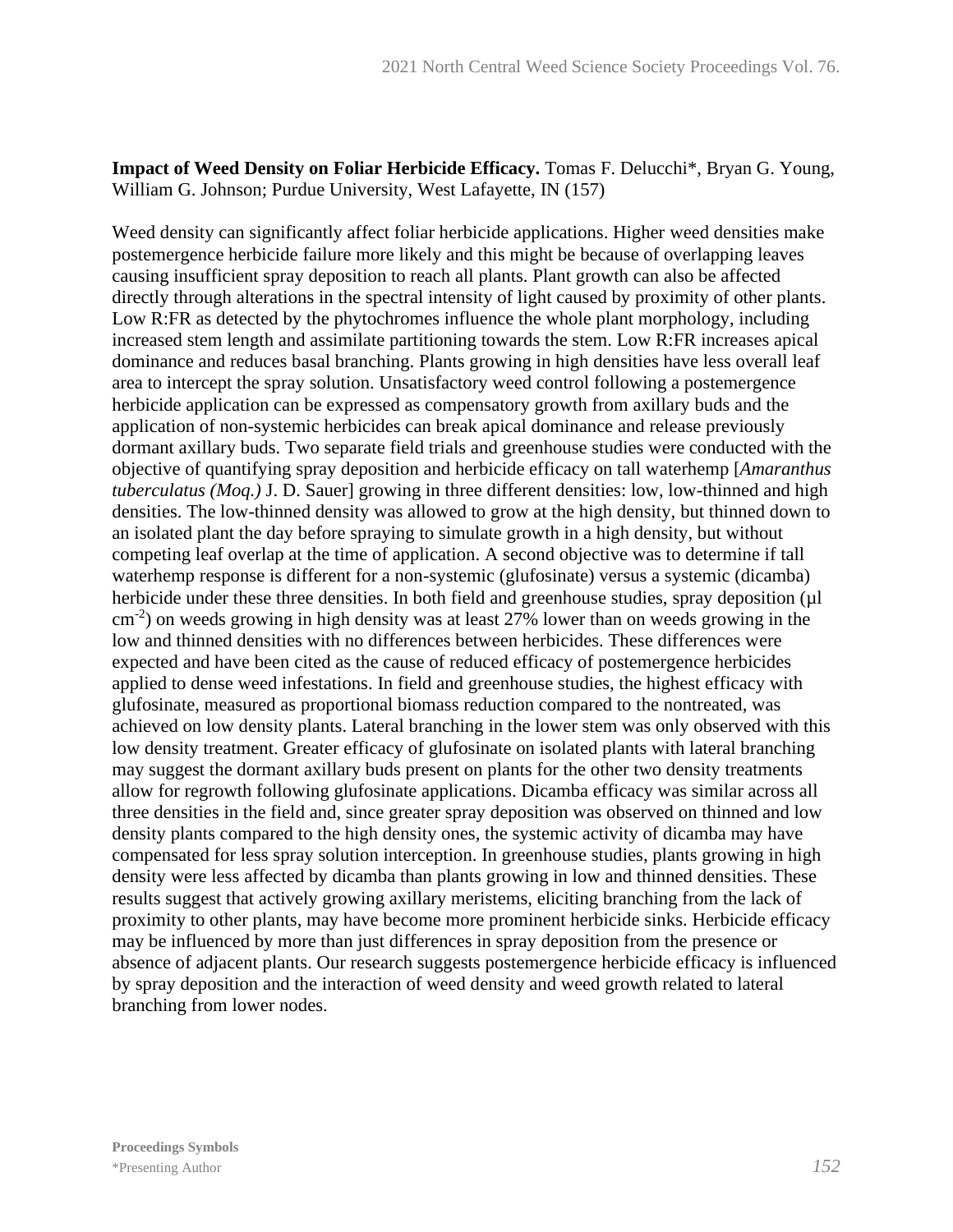**Impact of Weed Density on Foliar Herbicide Efficacy.** Tomas F. Delucchi*, Bryan G. Young, William G. Johnson; Purdue University, West Lafayette, IN (157)

Weed density can significantly affect foliar herbicide applications. Higher weed densities make postemergence herbicide failure more likely and this might be because of overlapping leaves causing insufficient spray deposition to reach all plants. Plant growth can also be affected directly through alterations in the spectral intensity of light caused by proximity of other plants. Low R:FR as detected by the phytochromes influence the whole plant morphology, including increased stem length and assimilate partitioning towards the stem. Low R:FR increases apical dominance and reduces basal branching. Plants growing in high densities have less overall leaf area to intercept the spray solution. Unsatisfactory weed control following a postemergence herbicide application can be expressed as compensatory growth from axillary buds and the application of non-systemic herbicides can break apical dominance and release previously dormant axillary buds. Two separate field trials and greenhouse studies were conducted with the objective of quantifying spray deposition and herbicide efficacy on tall waterhemp [*Amaranthus tuberculatus (Moq.)* J. D. Sauer] growing in three different densities: low, low-thinned and high densities. The low-thinned density was allowed to grow at the high density, but thinned down to an isolated plant the day before spraying to simulate growth in a high density, but without competing leaf overlap at the time of application. A second objective was to determine if tall waterhemp response is different for a non-systemic (glufosinate) versus a systemic (dicamba) herbicide under these three densities. In both field and greenhouse studies, spray deposition (µl $cm^{-2}$) on weeds growing in high density was at least 27% lower than on weeds growing in the low and thinned densities with no differences between herbicides. These differences were expected and have been cited as the cause of reduced efficacy of postemergence herbicides applied to dense weed infestations. In field and greenhouse studies, the highest efficacy with glufosinate, measured as proportional biomass reduction compared to the nontreated, was achieved on low density plants. Lateral branching in the lower stem was only observed with this low density treatment. Greater efficacy of glufosinate on isolated plants with lateral branching may suggest the dormant axillary buds present on plants for the other two density treatments allow for regrowth following glufosinate applications. Dicamba efficacy was similar across all three densities in the field and, since greater spray deposition was observed on thinned and low density plants compared to the high density ones, the systemic activity of dicamba may have compensated for less spray solution interception. In greenhouse studies, plants growing in high density were less affected by dicamba than plants growing in low and thinned densities. These results suggest that actively growing axillary meristems, eliciting branching from the lack of proximity to other plants, may have become more prominent herbicide sinks. Herbicide efficacy may be influenced by more than just differences in spray deposition from the presence or absence of adjacent plants. Our research suggests postemergence herbicide efficacy is influenced by spray deposition and the interaction of weed density and weed growth related to lateral branching from lower nodes.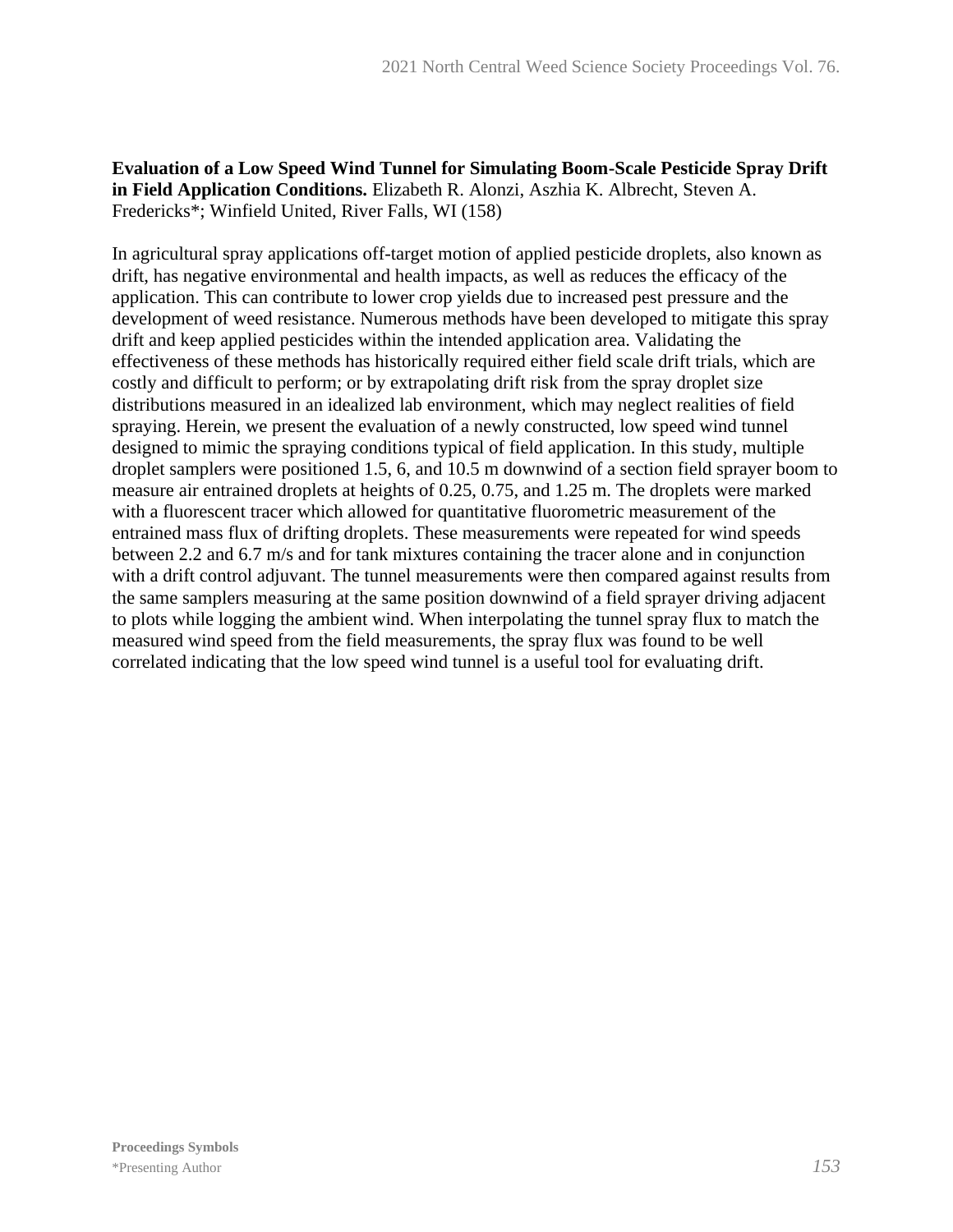**Evaluation of a Low Speed Wind Tunnel for Simulating Boom-Scale Pesticide Spray Drift in Field Application Conditions.** Elizabeth R. Alonzi, Aszhia K. Albrecht, Steven A. Fredericks*; Winfield United, River Falls, WI (158)

In agricultural spray applications off-target motion of applied pesticide droplets, also known as drift, has negative environmental and health impacts, as well as reduces the efficacy of the application. This can contribute to lower crop yields due to increased pest pressure and the development of weed resistance. Numerous methods have been developed to mitigate this spray drift and keep applied pesticides within the intended application area. Validating the effectiveness of these methods has historically required either field scale drift trials, which are costly and difficult to perform; or by extrapolating drift risk from the spray droplet size distributions measured in an idealized lab environment, which may neglect realities of field spraying. Herein, we present the evaluation of a newly constructed, low speed wind tunnel designed to mimic the spraying conditions typical of field application. In this study, multiple droplet samplers were positioned 1.5, 6, and 10.5 m downwind of a section field sprayer boom to measure air entrained droplets at heights of 0.25, 0.75, and 1.25 m. The droplets were marked with a fluorescent tracer which allowed for quantitative fluorometric measurement of the entrained mass flux of drifting droplets. These measurements were repeated for wind speeds between 2.2 and 6.7 m/s and for tank mixtures containing the tracer alone and in conjunction with a drift control adjuvant. The tunnel measurements were then compared against results from the same samplers measuring at the same position downwind of a field sprayer driving adjacent to plots while logging the ambient wind. When interpolating the tunnel spray flux to match the measured wind speed from the field measurements, the spray flux was found to be well correlated indicating that the low speed wind tunnel is a useful tool for evaluating drift.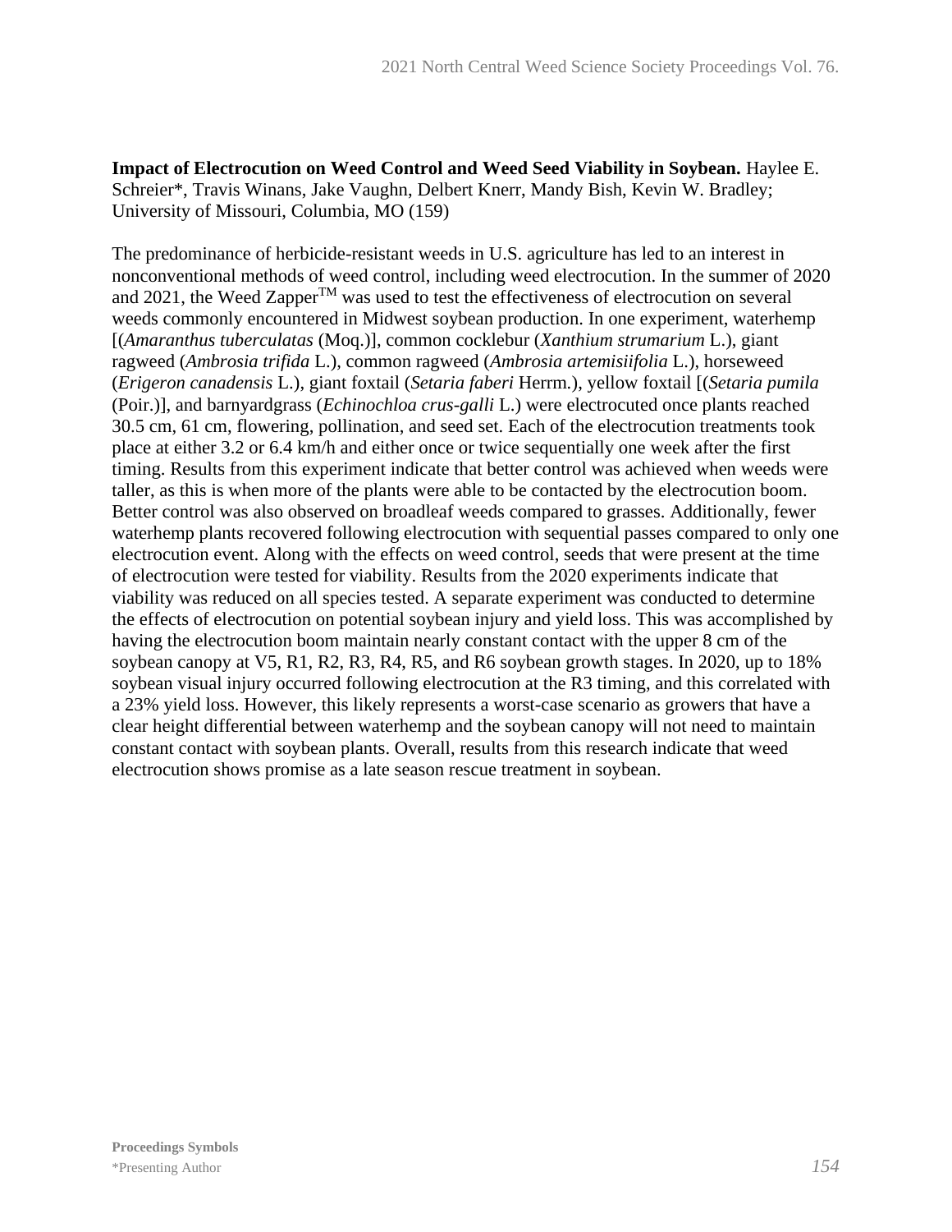**Impact of Electrocution on Weed Control and Weed Seed Viability in Soybean.** Haylee E. Schreier*, Travis Winans, Jake Vaughn, Delbert Knerr, Mandy Bish, Kevin W. Bradley; University of Missouri, Columbia, MO (159)

The predominance of herbicide-resistant weeds in U.S. agriculture has led to an interest in nonconventional methods of weed control, including weed electrocution. In the summer of 2020 and 2021, the Weed Zapper$^{TM}$ was used to test the effectiveness of electrocution on several weeds commonly encountered in Midwest soybean production. In one experiment, waterhemp [(*Amaranthus tuberculatas* (Moq.)], common cocklebur (*Xanthium strumarium* L.), giant ragweed (*Ambrosia trifida* L.), common ragweed (*Ambrosia artemisiifolia* L.), horseweed (*Erigeron canadensis* L.), giant foxtail (*Setaria faberi* Herrm.), yellow foxtail [(*Setaria pumila* (Poir.)], and barnyardgrass (*Echinochloa crus-galli* L.) were electrocuted once plants reached 30.5 cm, 61 cm, flowering, pollination, and seed set. Each of the electrocution treatments took place at either 3.2 or 6.4 km/h and either once or twice sequentially one week after the first timing. Results from this experiment indicate that better control was achieved when weeds were taller, as this is when more of the plants were able to be contacted by the electrocution boom. Better control was also observed on broadleaf weeds compared to grasses. Additionally, fewer waterhemp plants recovered following electrocution with sequential passes compared to only one electrocution event. Along with the effects on weed control, seeds that were present at the time of electrocution were tested for viability. Results from the 2020 experiments indicate that viability was reduced on all species tested. A separate experiment was conducted to determine the effects of electrocution on potential soybean injury and yield loss. This was accomplished by having the electrocution boom maintain nearly constant contact with the upper 8 cm of the soybean canopy at V5, R1, R2, R3, R4, R5, and R6 soybean growth stages. In 2020, up to 18% soybean visual injury occurred following electrocution at the R3 timing, and this correlated with a 23% yield loss. However, this likely represents a worst-case scenario as growers that have a clear height differential between waterhemp and the soybean canopy will not need to maintain constant contact with soybean plants. Overall, results from this research indicate that weed electrocution shows promise as a late season rescue treatment in soybean.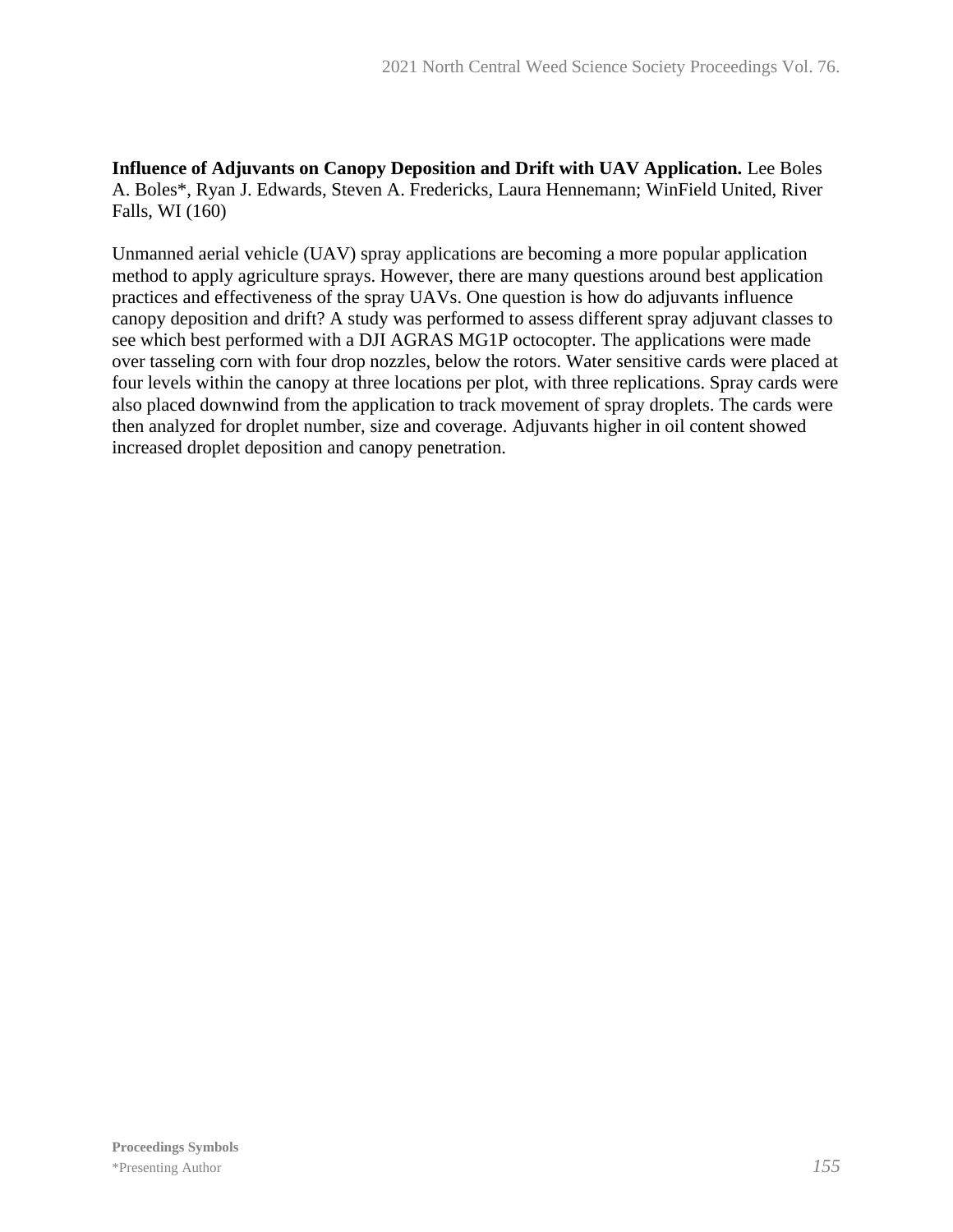**Influence of Adjuvants on Canopy Deposition and Drift with UAV Application.** Lee Boles A. Boles*, Ryan J. Edwards, Steven A. Fredericks, Laura Hennemann; WinField United, River Falls, WI (160)

Unmanned aerial vehicle (UAV) spray applications are becoming a more popular application method to apply agriculture sprays. However, there are many questions around best application practices and effectiveness of the spray UAVs. One question is how do adjuvants influence canopy deposition and drift? A study was performed to assess different spray adjuvant classes to see which best performed with a DJI AGRAS MG1P octocopter. The applications were made over tasseling corn with four drop nozzles, below the rotors. Water sensitive cards were placed at four levels within the canopy at three locations per plot, with three replications. Spray cards were also placed downwind from the application to track movement of spray droplets. The cards were then analyzed for droplet number, size and coverage. Adjuvants higher in oil content showed increased droplet deposition and canopy penetration.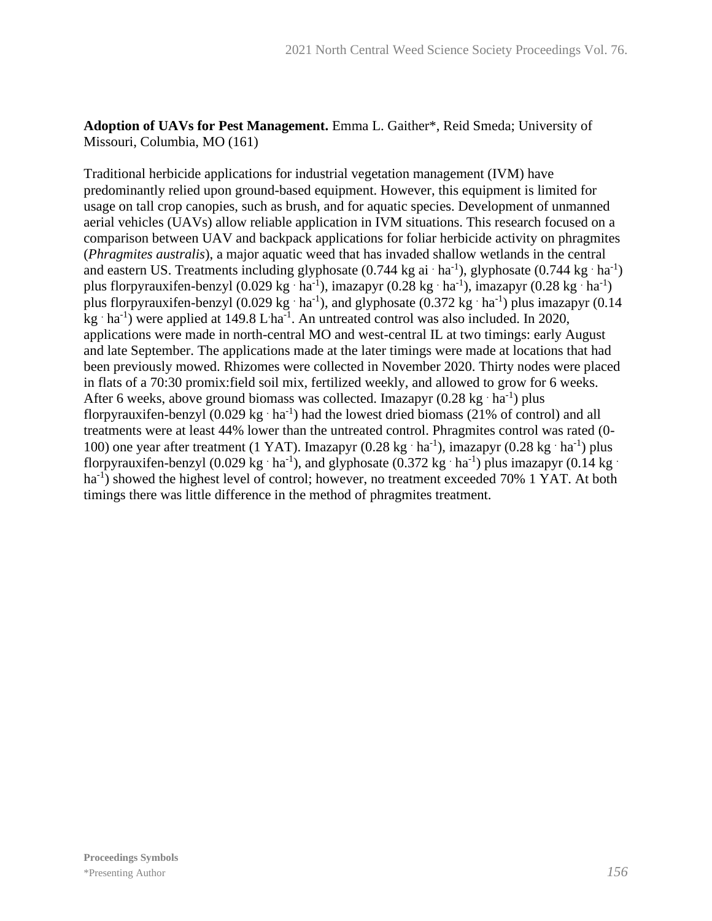**Adoption of UAVs for Pest Management.** Emma L. Gaither*, Reid Smeda; University of Missouri, Columbia, MO (161)

Traditional herbicide applications for industrial vegetation management (IVM) have predominantly relied upon ground-based equipment. However, this equipment is limited for usage on tall crop canopies, such as brush, and for aquatic species. Development of unmanned aerial vehicles (UAVs) allow reliable application in IVM situations. This research focused on a comparison between UAV and backpack applications for foliar herbicide activity on phragmites (*Phragmites australis*), a major aquatic weed that has invaded shallow wetlands in the central and eastern US. Treatments including glyphosate (0.744 kg ai $\cdot$ ha$^{-1}$), glyphosate (0.744 kg $\cdot$ ha$^{-1}$) plus florpyrauxifen-benzyl (0.029 kg $\cdot$ ha$^{-1}$), imazapyr (0.28 kg $\cdot$ ha$^{-1}$), imazapyr (0.28 kg $\cdot$ ha$^{-1}$) plus florpyrauxifen-benzyl (0.029 kg $\cdot$ ha$^{-1}$), and glyphosate (0.372 kg $\cdot$ ha$^{-1}$) plus imazapyr (0.14 kg $\cdot$ ha$^{-1}$) were applied at 149.8 L$\cdot$ha$^{-1}$. An untreated control was also included. In 2020, applications were made in north-central MO and west-central IL at two timings: early August and late September. The applications made at the later timings were made at locations that had been previously mowed. Rhizomes were collected in November 2020. Thirty nodes were placed in flats of a 70:30 promix:field soil mix, fertilized weekly, and allowed to grow for 6 weeks. After 6 weeks, above ground biomass was collected. Imazapyr (0.28 kg $\cdot$ ha$^{-1}$) plus florpyrauxifen-benzyl (0.029 kg $\cdot$ ha$^{-1}$) had the lowest dried biomass (21% of control) and all treatments were at least 44% lower than the untreated control. Phragmites control was rated (0-100) one year after treatment (1 YAT). Imazapyr (0.28 kg $\cdot$ ha$^{-1}$), imazapyr (0.28 kg $\cdot$ ha$^{-1}$) plus florpyrauxifen-benzyl (0.029 kg $\cdot$ ha$^{-1}$), and glyphosate (0.372 kg $\cdot$ ha$^{-1}$) plus imazapyr (0.14 kg $\cdot$ ha$^{-1}$) showed the highest level of control; however, no treatment exceeded 70% 1 YAT. At both timings there was little difference in the method of phragmites treatment.

**Proceedings Symbols**
*Presenting Author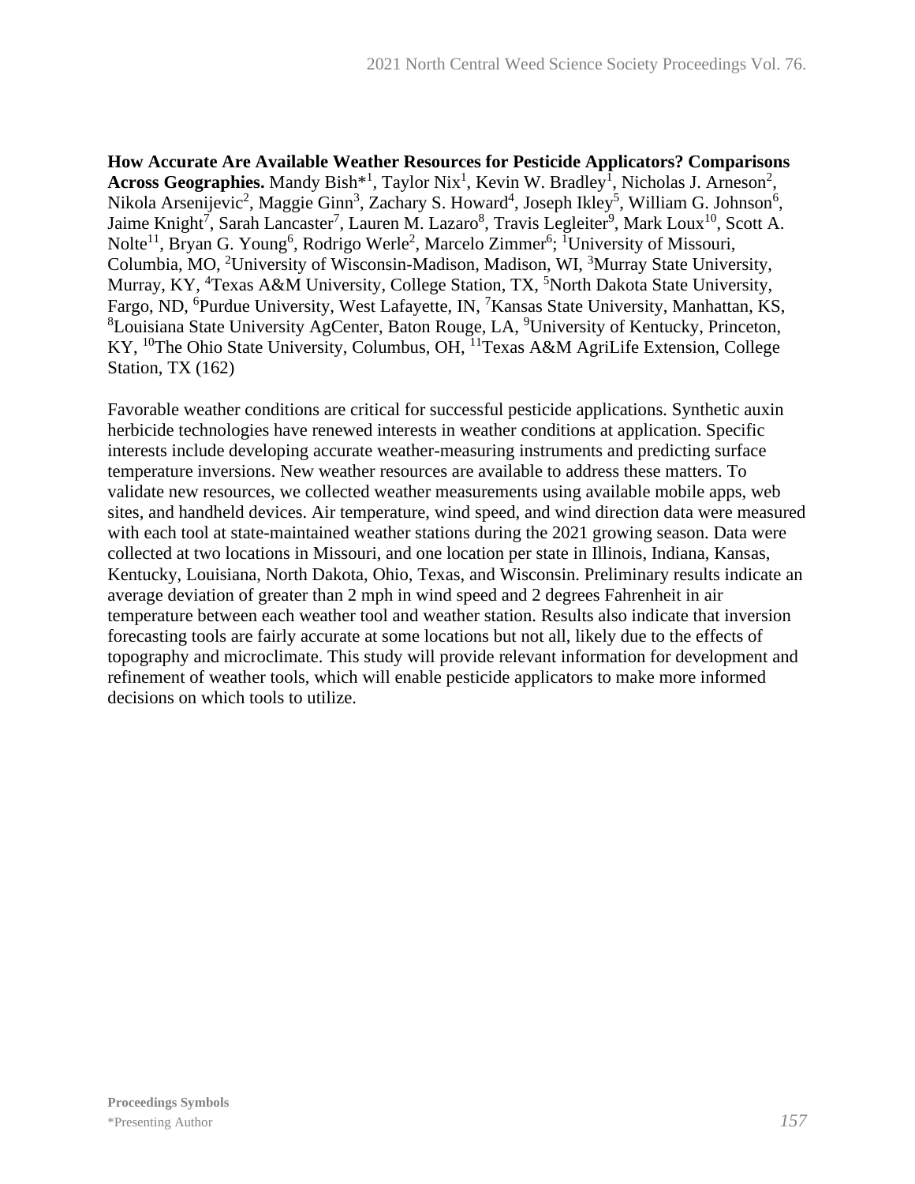**How Accurate Are Available Weather Resources for Pesticide Applicators? Comparisons Across Geographies.** Mandy Bish*[1], Taylor Nix[1], Kevin W. Bradley[1], Nicholas J. Arneson[2], Nikola Arsenijevic[2], Maggie Ginn[3], Zachary S. Howard[4], Joseph Ikley[5], William G. Johnson[6], Jaime Knight[7], Sarah Lancaster[7], Lauren M. Lazaro[8], Travis Legleiter[9], Mark Loux[10], Scott A. Nolte[11], Bryan G. Young[6], Rodrigo Werle[2], Marcelo Zimmer[6]; [1]University of Missouri, Columbia, MO, [2]University of Wisconsin-Madison, Madison, WI, [3]Murray State University, Murray, KY, [4]Texas A&M University, College Station, TX, [5]North Dakota State University, Fargo, ND, [6]Purdue University, West Lafayette, IN, [7]Kansas State University, Manhattan, KS, [8]Louisiana State University AgCenter, Baton Rouge, LA, [9]University of Kentucky, Princeton, KY, [10]The Ohio State University, Columbus, OH, [11]Texas A&M AgriLife Extension, College Station, TX (162)

Favorable weather conditions are critical for successful pesticide applications. Synthetic auxin herbicide technologies have renewed interests in weather conditions at application. Specific interests include developing accurate weather-measuring instruments and predicting surface temperature inversions. New weather resources are available to address these matters. To validate new resources, we collected weather measurements using available mobile apps, web sites, and handheld devices. Air temperature, wind speed, and wind direction data were measured with each tool at state-maintained weather stations during the 2021 growing season. Data were collected at two locations in Missouri, and one location per state in Illinois, Indiana, Kansas, Kentucky, Louisiana, North Dakota, Ohio, Texas, and Wisconsin. Preliminary results indicate an average deviation of greater than 2 mph in wind speed and 2 degrees Fahrenheit in air temperature between each weather tool and weather station. Results also indicate that inversion forecasting tools are fairly accurate at some locations but not all, likely due to the effects of topography and microclimate. This study will provide relevant information for development and refinement of weather tools, which will enable pesticide applicators to make more informed decisions on which tools to utilize.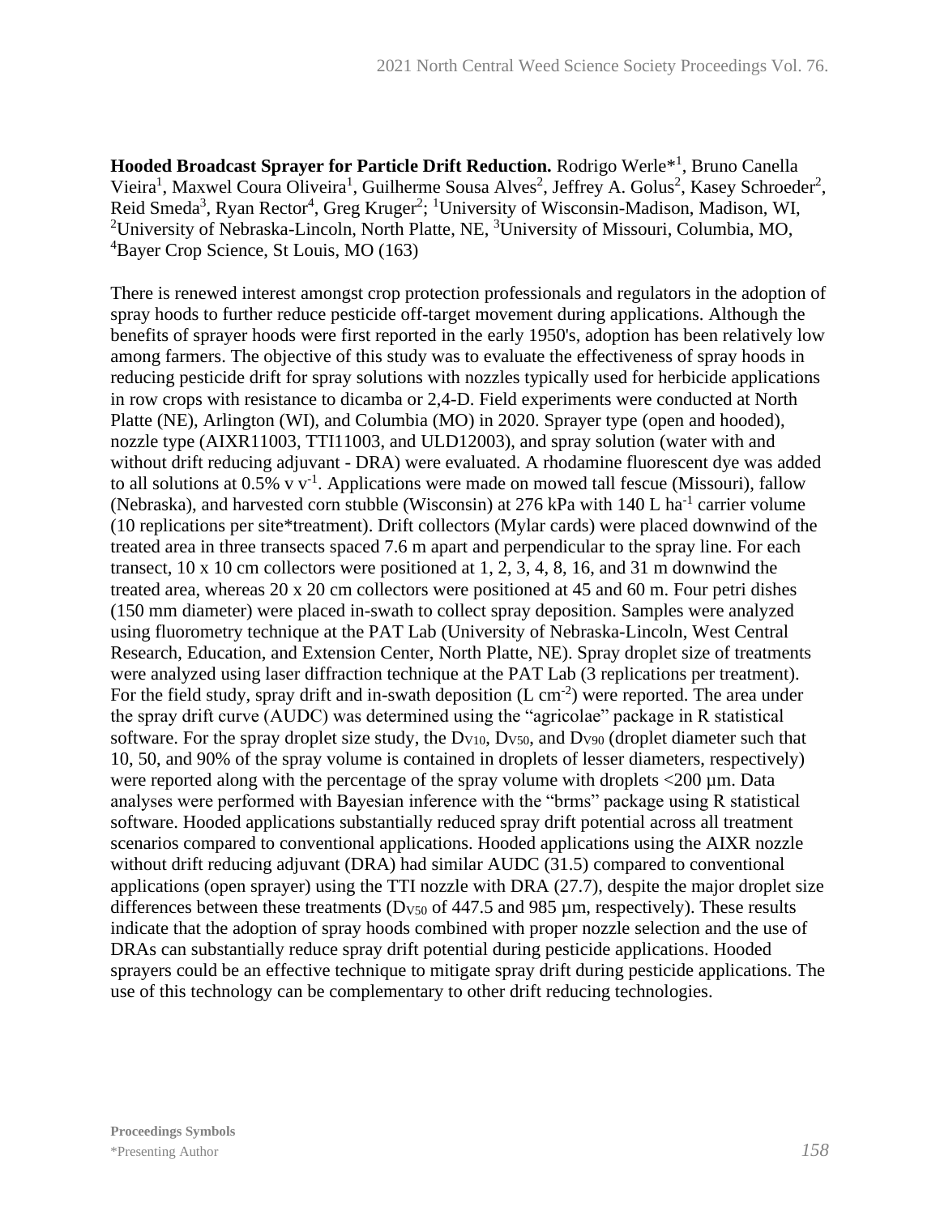**Hooded Broadcast Sprayer for Particle Drift Reduction.** Rodrigo Werle*[1], Bruno Canella Vieira[1], Maxwel Coura Oliveira[1], Guilherme Sousa Alves[2], Jeffrey A. Golus[2], Kasey Schroeder[2], Reid Smeda[3], Ryan Rector[4], Greg Kruger[2]; [1]University of Wisconsin-Madison, Madison, WI, [2]University of Nebraska-Lincoln, North Platte, NE, [3]University of Missouri, Columbia, MO, [4]Bayer Crop Science, St Louis, MO (163)

There is renewed interest amongst crop protection professionals and regulators in the adoption of spray hoods to further reduce pesticide off-target movement during applications. Although the benefits of sprayer hoods were first reported in the early 1950's, adoption has been relatively low among farmers. The objective of this study was to evaluate the effectiveness of spray hoods in reducing pesticide drift for spray solutions with nozzles typically used for herbicide applications in row crops with resistance to dicamba or 2,4-D. Field experiments were conducted at North Platte (NE), Arlington (WI), and Columbia (MO) in 2020. Sprayer type (open and hooded), nozzle type (AIXR11003, TTI11003, and ULD12003), and spray solution (water with and without drift reducing adjuvant - DRA) were evaluated. A rhodamine fluorescent dye was added to all solutions at 0.5% v $v^{-1}$. Applications were made on mowed tall fescue (Missouri), fallow (Nebraska), and harvested corn stubble (Wisconsin) at 276 kPa with 140 L $ha^{-1}$ carrier volume (10 replications per site*treatment). Drift collectors (Mylar cards) were placed downwind of the treated area in three transects spaced 7.6 m apart and perpendicular to the spray line. For each transect, 10 x 10 cm collectors were positioned at 1, 2, 3, 4, 8, 16, and 31 m downwind the treated area, whereas 20 x 20 cm collectors were positioned at 45 and 60 m. Four petri dishes (150 mm diameter) were placed in-swath to collect spray deposition. Samples were analyzed using fluorometry technique at the PAT Lab (University of Nebraska-Lincoln, West Central Research, Education, and Extension Center, North Platte, NE). Spray droplet size of treatments were analyzed using laser diffraction technique at the PAT Lab (3 replications per treatment). For the field study, spray drift and in-swath deposition (L $cm^{-2}$) were reported. The area under the spray drift curve (AUDC) was determined using the "agricolae" package in R statistical software. For the spray droplet size study, the $D_{V10}$, $D_{V50}$, and $D_{V90}$ (droplet diameter such that 10, 50, and 90% of the spray volume is contained in droplets of lesser diameters, respectively) were reported along with the percentage of the spray volume with droplets <200 µm. Data analyses were performed with Bayesian inference with the "brms" package using R statistical software. Hooded applications substantially reduced spray drift potential across all treatment scenarios compared to conventional applications. Hooded applications using the AIXR nozzle without drift reducing adjuvant (DRA) had similar AUDC (31.5) compared to conventional applications (open sprayer) using the TTI nozzle with DRA (27.7), despite the major droplet size differences between these treatments ($D_{V50}$ of 447.5 and 985 µm, respectively). These results indicate that the adoption of spray hoods combined with proper nozzle selection and the use of DRAs can substantially reduce spray drift potential during pesticide applications. Hooded sprayers could be an effective technique to mitigate spray drift during pesticide applications. The use of this technology can be complementary to other drift reducing technologies.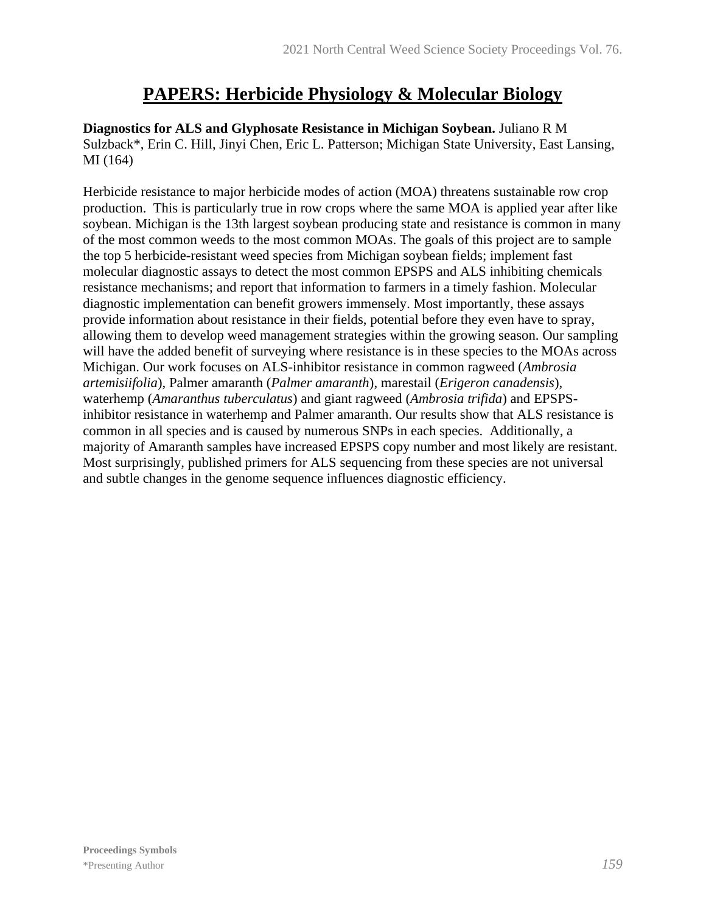# PAPERS: Herbicide Physiology & Molecular Biology

**Diagnostics for ALS and Glyphosate Resistance in Michigan Soybean.** Juliano R M Sulzback*, Erin C. Hill, Jinyi Chen, Eric L. Patterson; Michigan State University, East Lansing, MI (164)

Herbicide resistance to major herbicide modes of action (MOA) threatens sustainable row crop production. This is particularly true in row crops where the same MOA is applied year after like soybean. Michigan is the 13th largest soybean producing state and resistance is common in many of the most common weeds to the most common MOAs. The goals of this project are to sample the top 5 herbicide-resistant weed species from Michigan soybean fields; implement fast molecular diagnostic assays to detect the most common EPSPS and ALS inhibiting chemicals resistance mechanisms; and report that information to farmers in a timely fashion. Molecular diagnostic implementation can benefit growers immensely. Most importantly, these assays provide information about resistance in their fields, potential before they even have to spray, allowing them to develop weed management strategies within the growing season. Our sampling will have the added benefit of surveying where resistance is in these species to the MOAs across Michigan. Our work focuses on ALS-inhibitor resistance in common ragweed (*Ambrosia artemisiifolia*), Palmer amaranth (*Palmer amaranth*), marestail (*Erigeron canadensis*), waterhemp (*Amaranthus tuberculatus*) and giant ragweed (*Ambrosia trifida*) and EPSPS-inhibitor resistance in waterhemp and Palmer amaranth. Our results show that ALS resistance is common in all species and is caused by numerous SNPs in each species. Additionally, a majority of Amaranth samples have increased EPSPS copy number and most likely are resistant. Most surprisingly, published primers for ALS sequencing from these species are not universal and subtle changes in the genome sequence influences diagnostic efficiency.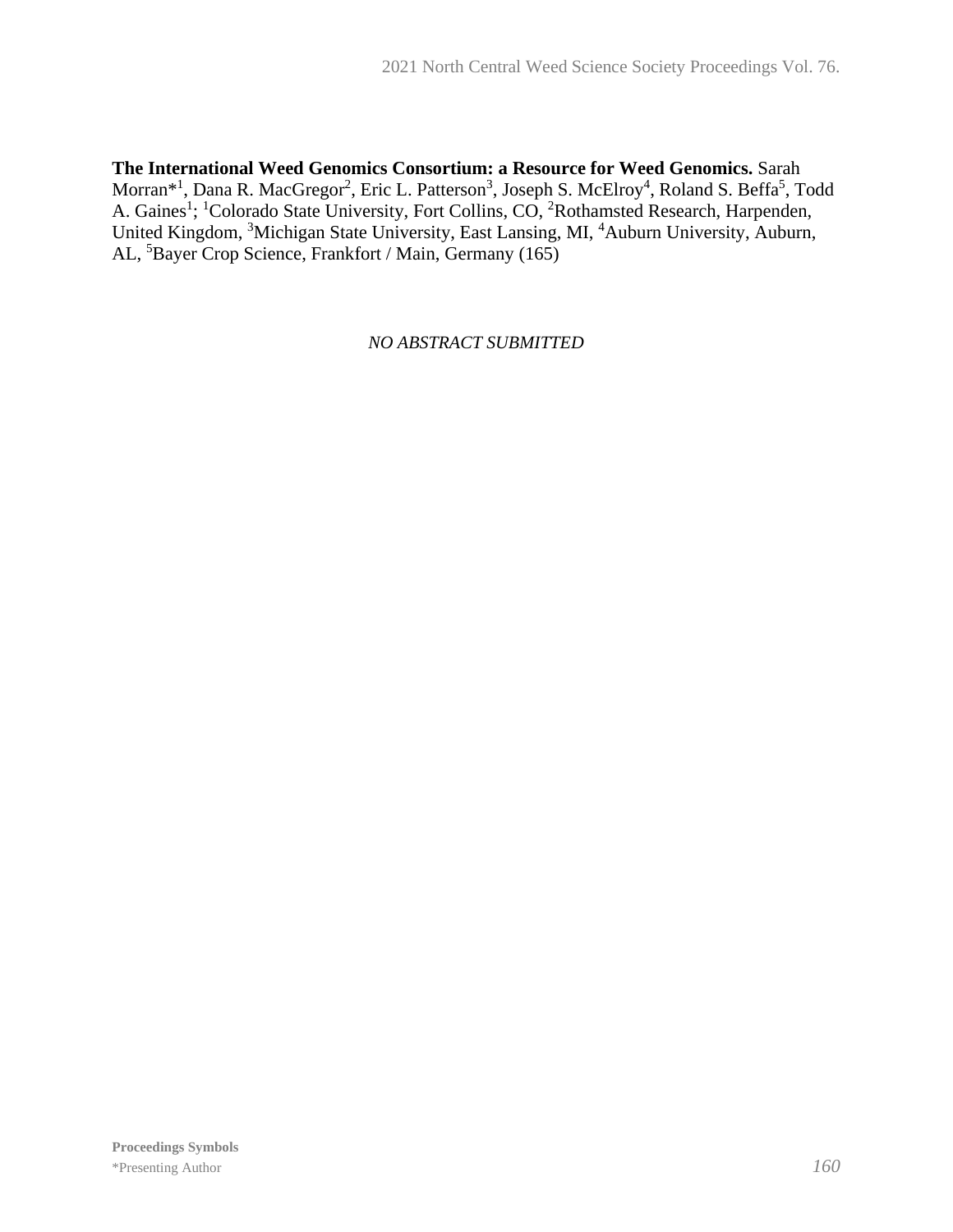**The International Weed Genomics Consortium: a Resource for Weed Genomics.** Sarah Morran*[1], Dana R. MacGregor[2], Eric L. Patterson[3], Joseph S. McElroy[4], Roland S. Beffa[5], Todd A. Gaines[1]; [1]Colorado State University, Fort Collins, CO, [2]Rothamsted Research, Harpenden, United Kingdom, [3]Michigan State University, East Lansing, MI, [4]Auburn University, Auburn, AL, [5]Bayer Crop Science, Frankfort / Main, Germany (165)

*NO ABSTRACT SUBMITTED*

**Proceedings Symbols**
*Presenting Author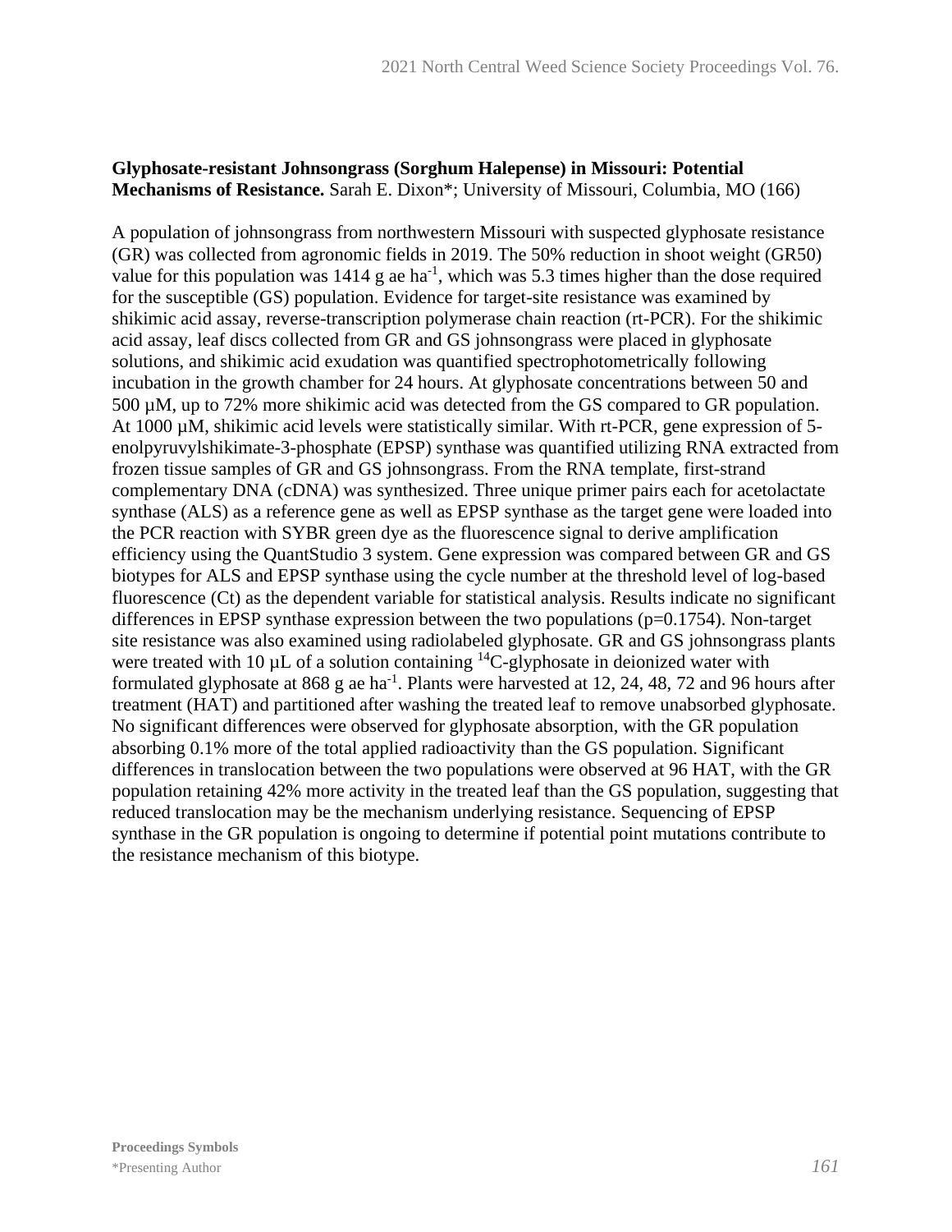**Glyphosate-resistant Johnsongrass (Sorghum Halepense) in Missouri: Potential Mechanisms of Resistance.** Sarah E. Dixon*; University of Missouri, Columbia, MO (166)

A population of johnsongrass from northwestern Missouri with suspected glyphosate resistance (GR) was collected from agronomic fields in 2019. The 50% reduction in shoot weight (GR50) value for this population was 1414 g ae $ha^{-1}$, which was 5.3 times higher than the dose required for the susceptible (GS) population. Evidence for target-site resistance was examined by shikimic acid assay, reverse-transcription polymerase chain reaction (rt-PCR). For the shikimic acid assay, leaf discs collected from GR and GS johnsongrass were placed in glyphosate solutions, and shikimic acid exudation was quantified spectrophotometrically following incubation in the growth chamber for 24 hours. At glyphosate concentrations between 50 and 500 µM, up to 72% more shikimic acid was detected from the GS compared to GR population. At 1000 µM, shikimic acid levels were statistically similar. With rt-PCR, gene expression of 5-enolpyruvylshikimate-3-phosphate (EPSP) synthase was quantified utilizing RNA extracted from frozen tissue samples of GR and GS johnsongrass. From the RNA template, first-strand complementary DNA (cDNA) was synthesized. Three unique primer pairs each for acetolactate synthase (ALS) as a reference gene as well as EPSP synthase as the target gene were loaded into the PCR reaction with SYBR green dye as the fluorescence signal to derive amplification efficiency using the QuantStudio 3 system. Gene expression was compared between GR and GS biotypes for ALS and EPSP synthase using the cycle number at the threshold level of log-based fluorescence (Ct) as the dependent variable for statistical analysis. Results indicate no significant differences in EPSP synthase expression between the two populations ($p=0.1754$). Non-target site resistance was also examined using radiolabeled glyphosate. GR and GS johnsongrass plants were treated with 10 µL of a solution containing $^{14}C$-glyphosate in deionized water with formulated glyphosate at 868 g ae $ha^{-1}$. Plants were harvested at 12, 24, 48, 72 and 96 hours after treatment (HAT) and partitioned after washing the treated leaf to remove unabsorbed glyphosate. No significant differences were observed for glyphosate absorption, with the GR population absorbing 0.1% more of the total applied radioactivity than the GS population. Significant differences in translocation between the two populations were observed at 96 HAT, with the GR population retaining 42% more activity in the treated leaf than the GS population, suggesting that reduced translocation may be the mechanism underlying resistance. Sequencing of EPSP synthase in the GR population is ongoing to determine if potential point mutations contribute to the resistance mechanism of this biotype.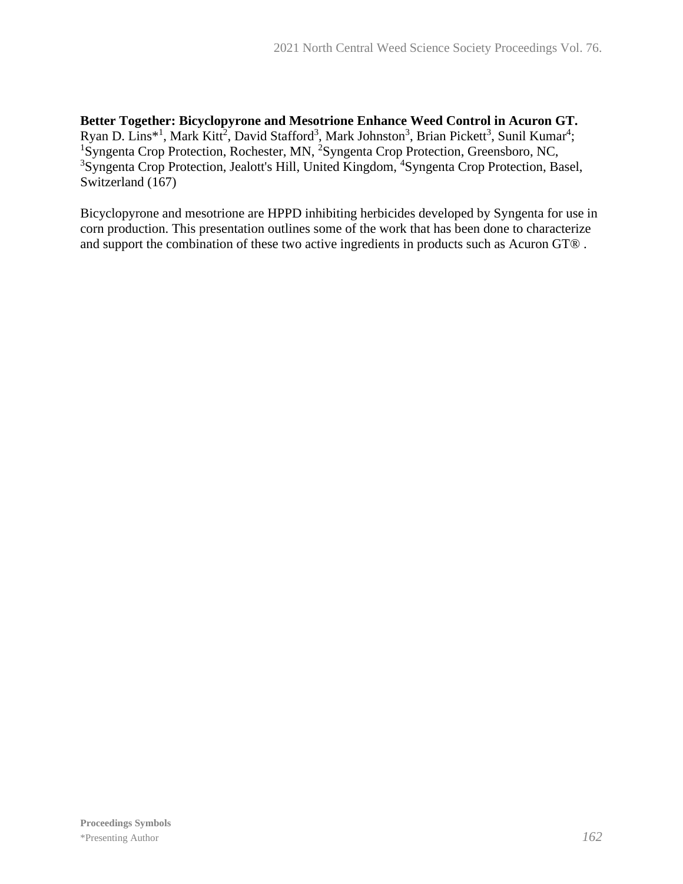**Better Together: Bicyclopyrone and Mesotrione Enhance Weed Control in Acuron GT.** Ryan D. Lins*[1], Mark Kitt[2], David Stafford[3], Mark Johnston[3], Brian Pickett[3], Sunil Kumar[4]; [1]Syngenta Crop Protection, Rochester, MN, [2]Syngenta Crop Protection, Greensboro, NC, [3]Syngenta Crop Protection, Jealott's Hill, United Kingdom, [4]Syngenta Crop Protection, Basel, Switzerland (167)

Bicyclopyrone and mesotrione are HPPD inhibiting herbicides developed by Syngenta for use in corn production. This presentation outlines some of the work that has been done to characterize and support the combination of these two active ingredients in products such as Acuron GT® .

**Proceedings Symbols**

*Presenting Author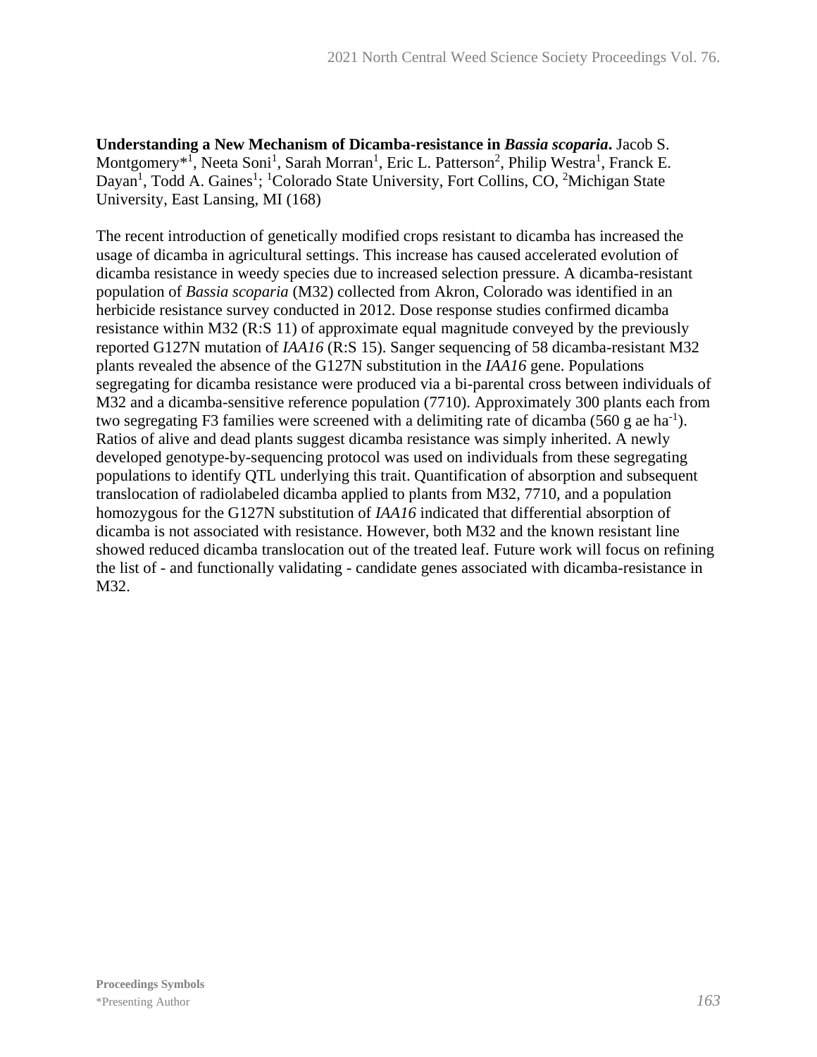**Understanding a New Mechanism of Dicamba-resistance in *Bassia scoparia*.** Jacob S. Montgomery*[1], Neeta Soni[1], Sarah Morran[1], Eric L. Patterson[2], Philip Westra[1], Franck E. Dayan[1], Todd A. Gaines[1]; [1]Colorado State University, Fort Collins, CO, [2]Michigan State University, East Lansing, MI (168)

The recent introduction of genetically modified crops resistant to dicamba has increased the usage of dicamba in agricultural settings. This increase has caused accelerated evolution of dicamba resistance in weedy species due to increased selection pressure. A dicamba-resistant population of *Bassia scoparia* (M32) collected from Akron, Colorado was identified in an herbicide resistance survey conducted in 2012. Dose response studies confirmed dicamba resistance within M32 (R:S 11) of approximate equal magnitude conveyed by the previously reported G127N mutation of *IAA16* (R:S 15). Sanger sequencing of 58 dicamba-resistant M32 plants revealed the absence of the G127N substitution in the *IAA16* gene. Populations segregating for dicamba resistance were produced via a bi-parental cross between individuals of M32 and a dicamba-sensitive reference population (7710). Approximately 300 plants each from two segregating F3 families were screened with a delimiting rate of dicamba (560 g ae ha$^{-1}$). Ratios of alive and dead plants suggest dicamba resistance was simply inherited. A newly developed genotype-by-sequencing protocol was used on individuals from these segregating populations to identify QTL underlying this trait. Quantification of absorption and subsequent translocation of radiolabeled dicamba applied to plants from M32, 7710, and a population homozygous for the G127N substitution of *IAA16* indicated that differential absorption of dicamba is not associated with resistance. However, both M32 and the known resistant line showed reduced dicamba translocation out of the treated leaf. Future work will focus on refining the list of - and functionally validating - candidate genes associated with dicamba-resistance in M32.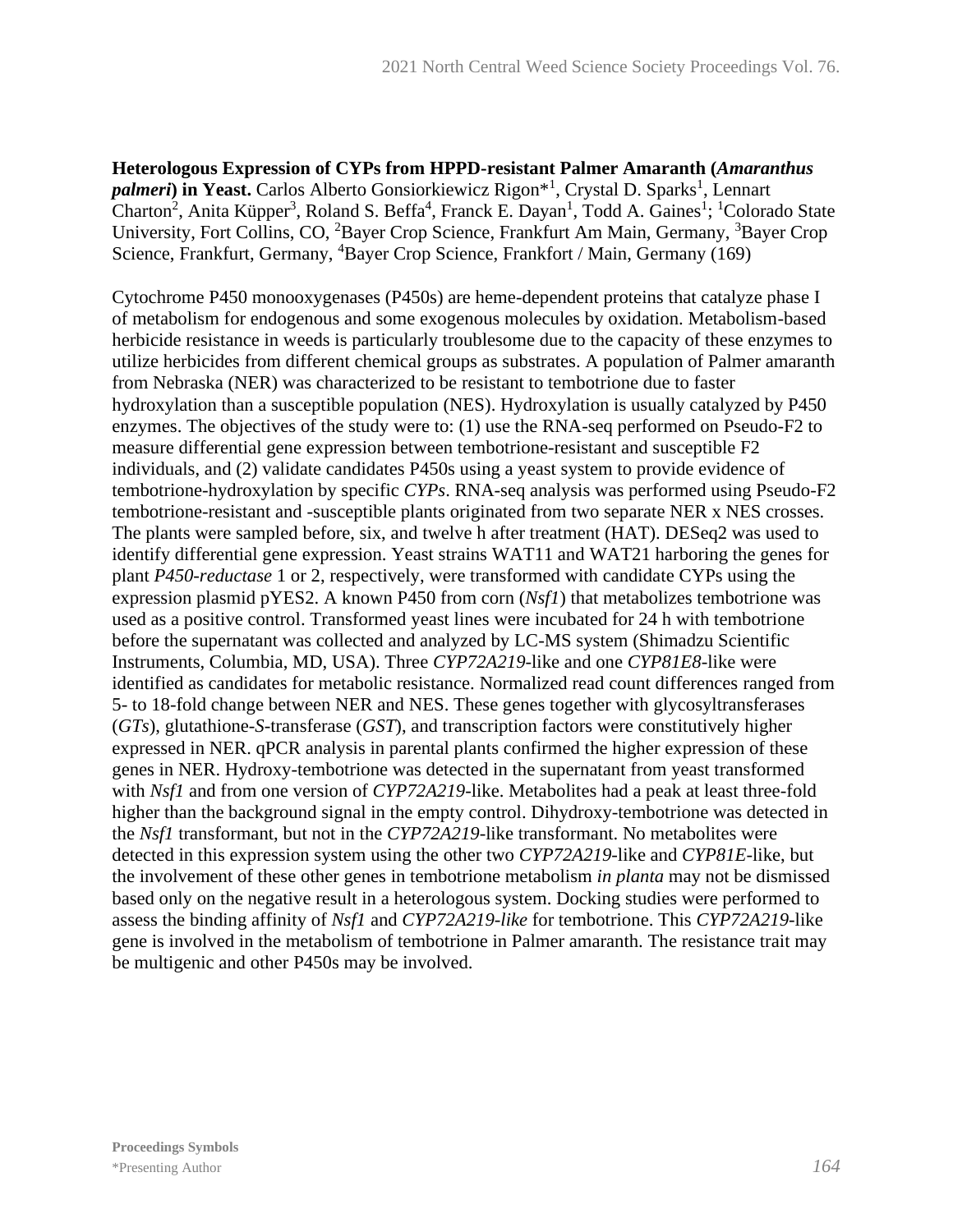**Heterologous Expression of CYPs from HPPD-resistant Palmer Amaranth (*Amaranthus palmeri*) in Yeast.** Carlos Alberto Gonsiorkiewicz Rigon*[1], Crystal D. Sparks[1], Lennart Charton[2], Anita Küpper[3], Roland S. Beffa[4], Franck E. Dayan[1], Todd A. Gaines[1]; [1]Colorado State University, Fort Collins, CO, [2]Bayer Crop Science, Frankfurt Am Main, Germany, [3]Bayer Crop Science, Frankfurt, Germany, [4]Bayer Crop Science, Frankfort / Main, Germany (169)

Cytochrome P450 monooxygenases (P450s) are heme-dependent proteins that catalyze phase I of metabolism for endogenous and some exogenous molecules by oxidation. Metabolism-based herbicide resistance in weeds is particularly troublesome due to the capacity of these enzymes to utilize herbicides from different chemical groups as substrates. A population of Palmer amaranth from Nebraska (NER) was characterized to be resistant to tembotrione due to faster hydroxylation than a susceptible population (NES). Hydroxylation is usually catalyzed by P450 enzymes. The objectives of the study were to: (1) use the RNA-seq performed on Pseudo-F2 to measure differential gene expression between tembotrione-resistant and susceptible F2 individuals, and (2) validate candidates P450s using a yeast system to provide evidence of tembotrione-hydroxylation by specific *CYPs*. RNA-seq analysis was performed using Pseudo-F2 tembotrione-resistant and -susceptible plants originated from two separate NER x NES crosses. The plants were sampled before, six, and twelve h after treatment (HAT). DESeq2 was used to identify differential gene expression. Yeast strains WAT11 and WAT21 harboring the genes for plant *P450-reductase* 1 or 2, respectively, were transformed with candidate CYPs using the expression plasmid pYES2. A known P450 from corn (*Nsf1*) that metabolizes tembotrione was used as a positive control. Transformed yeast lines were incubated for 24 h with tembotrione before the supernatant was collected and analyzed by LC-MS system (Shimadzu Scientific Instruments, Columbia, MD, USA). Three *CYP72A219*-like and one *CYP81E8*-like were identified as candidates for metabolic resistance. Normalized read count differences ranged from 5- to 18-fold change between NER and NES. These genes together with glycosyltransferases (*GTs*), glutathione-*S*-transferase (*GST*), and transcription factors were constitutively higher expressed in NER. qPCR analysis in parental plants confirmed the higher expression of these genes in NER. Hydroxy-tembotrione was detected in the supernatant from yeast transformed with *Nsf1* and from one version of *CYP72A219*-like. Metabolites had a peak at least three-fold higher than the background signal in the empty control. Dihydroxy-tembotrione was detected in the *Nsf1* transformant, but not in the *CYP72A219*-like transformant. No metabolites were detected in this expression system using the other two *CYP72A219*-like and *CYP81E*-like, but the involvement of these other genes in tembotrione metabolism *in planta* may not be dismissed based only on the negative result in a heterologous system. Docking studies were performed to assess the binding affinity of *Nsf1* and *CYP72A219-like* for tembotrione. This *CYP72A219*-like gene is involved in the metabolism of tembotrione in Palmer amaranth. The resistance trait may be multigenic and other P450s may be involved.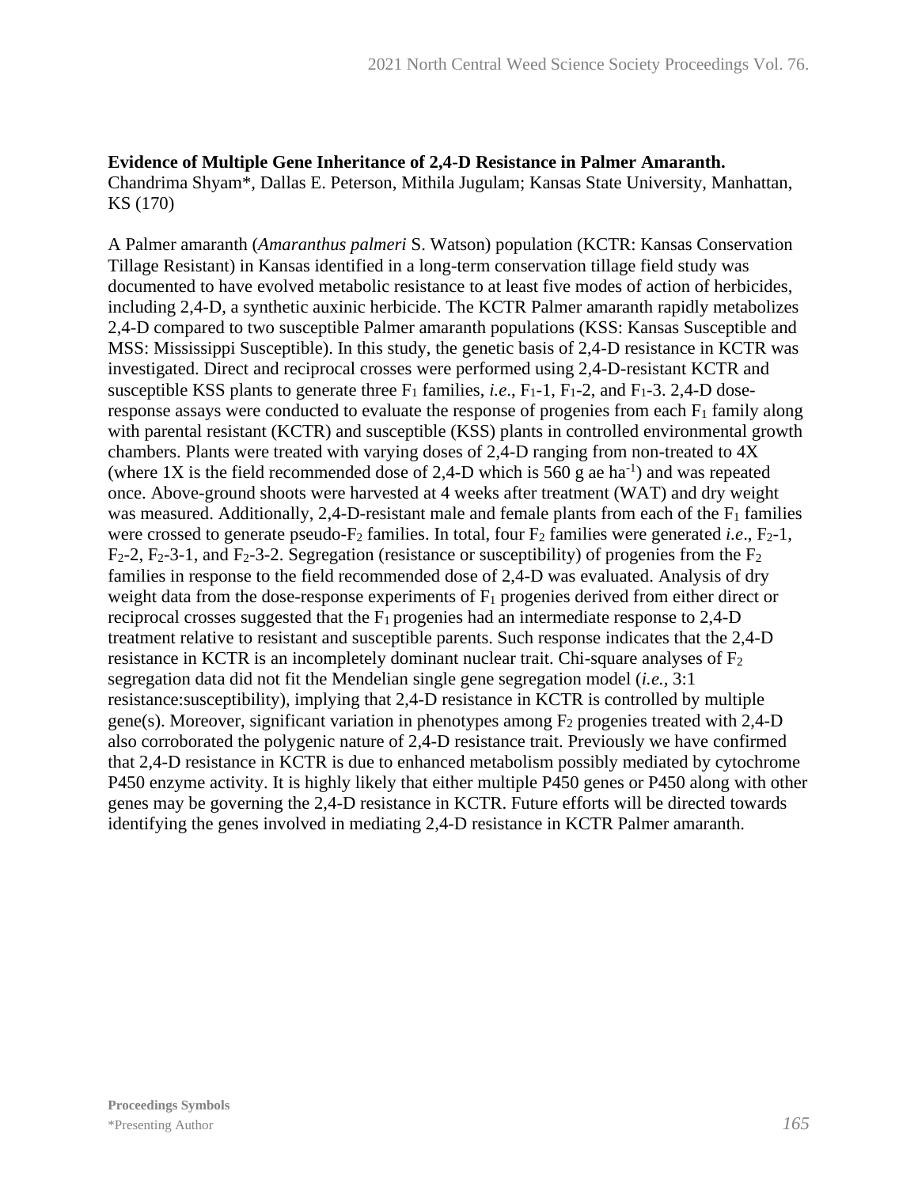**Evidence of Multiple Gene Inheritance of 2,4-D Resistance in Palmer Amaranth.**
Chandrima Shyam*, Dallas E. Peterson, Mithila Jugulam; Kansas State University, Manhattan, KS (170)

A Palmer amaranth (*Amaranthus palmeri* S. Watson) population (KCTR: Kansas Conservation Tillage Resistant) in Kansas identified in a long-term conservation tillage field study was documented to have evolved metabolic resistance to at least five modes of action of herbicides, including 2,4-D, a synthetic auxinic herbicide. The KCTR Palmer amaranth rapidly metabolizes 2,4-D compared to two susceptible Palmer amaranth populations (KSS: Kansas Susceptible and MSS: Mississippi Susceptible). In this study, the genetic basis of 2,4-D resistance in KCTR was investigated. Direct and reciprocal crosses were performed using 2,4-D-resistant KCTR and susceptible KSS plants to generate three $F_1$ families, *i.e*., $F_1$-1, $F_1$-2, and $F_1$-3. 2,4-D dose-response assays were conducted to evaluate the response of progenies from each $F_1$ family along with parental resistant (KCTR) and susceptible (KSS) plants in controlled environmental growth chambers. Plants were treated with varying doses of 2,4-D ranging from non-treated to 4X (where 1X is the field recommended dose of 2,4-D which is 560 g ae $ha^{-1}$) and was repeated once. Above-ground shoots were harvested at 4 weeks after treatment (WAT) and dry weight was measured. Additionally, 2,4-D-resistant male and female plants from each of the $F_1$ families were crossed to generate pseudo-$F_2$ families. In total, four $F_2$ families were generated *i.e*., $F_2$-1, $F_2$-2, $F_2$-3-1, and $F_2$-3-2. Segregation (resistance or susceptibility) of progenies from the $F_2$ families in response to the field recommended dose of 2,4-D was evaluated. Analysis of dry weight data from the dose-response experiments of $F_1$ progenies derived from either direct or reciprocal crosses suggested that the $F_1$ progenies had an intermediate response to 2,4-D treatment relative to resistant and susceptible parents. Such response indicates that the 2,4-D resistance in KCTR is an incompletely dominant nuclear trait. Chi-square analyses of $F_2$ segregation data did not fit the Mendelian single gene segregation model (*i.e.*, 3:1 resistance:susceptibility), implying that 2,4-D resistance in KCTR is controlled by multiple gene(s). Moreover, significant variation in phenotypes among $F_2$ progenies treated with 2,4-D also corroborated the polygenic nature of 2,4-D resistance trait. Previously we have confirmed that 2,4-D resistance in KCTR is due to enhanced metabolism possibly mediated by cytochrome P450 enzyme activity. It is highly likely that either multiple P450 genes or P450 along with other genes may be governing the 2,4-D resistance in KCTR. Future efforts will be directed towards identifying the genes involved in mediating 2,4-D resistance in KCTR Palmer amaranth.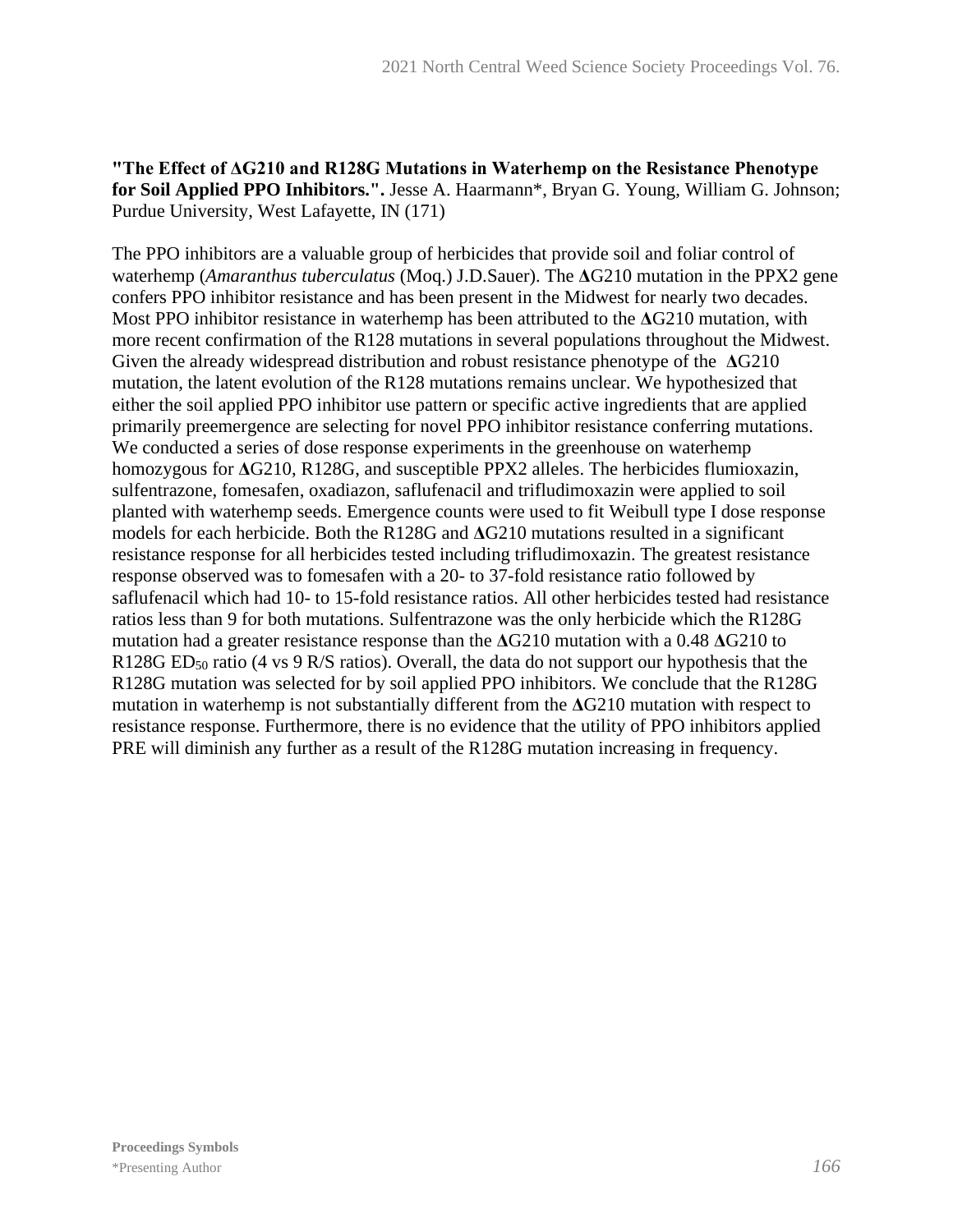**"The Effect of ΔG210 and R128G Mutations in Waterhemp on the Resistance Phenotype for Soil Applied PPO Inhibitors.".** Jesse A. Haarmann*, Bryan G. Young, William G. Johnson; Purdue University, West Lafayette, IN (171)

The PPO inhibitors are a valuable group of herbicides that provide soil and foliar control of waterhemp (*Amaranthus tuberculatus* (Moq.) J.D.Sauer). The **Δ**G210 mutation in the PPX2 gene confers PPO inhibitor resistance and has been present in the Midwest for nearly two decades. Most PPO inhibitor resistance in waterhemp has been attributed to the **Δ**G210 mutation, with more recent confirmation of the R128 mutations in several populations throughout the Midwest. Given the already widespread distribution and robust resistance phenotype of the **Δ**G210 mutation, the latent evolution of the R128 mutations remains unclear. We hypothesized that either the soil applied PPO inhibitor use pattern or specific active ingredients that are applied primarily preemergence are selecting for novel PPO inhibitor resistance conferring mutations. We conducted a series of dose response experiments in the greenhouse on waterhemp homozygous for **Δ**G210, R128G, and susceptible PPX2 alleles. The herbicides flumioxazin, sulfentrazone, fomesafen, oxadiazon, saflufenacil and trifludimoxazin were applied to soil planted with waterhemp seeds. Emergence counts were used to fit Weibull type I dose response models for each herbicide. Both the R128G and **Δ**G210 mutations resulted in a significant resistance response for all herbicides tested including trifludimoxazin. The greatest resistance response observed was to fomesafen with a 20- to 37-fold resistance ratio followed by saflufenacil which had 10- to 15-fold resistance ratios. All other herbicides tested had resistance ratios less than 9 for both mutations. Sulfentrazone was the only herbicide which the R128G mutation had a greater resistance response than the **Δ**G210 mutation with a 0.48 **Δ**G210 to R128G $ED_{50}$ ratio (4 vs 9 R/S ratios). Overall, the data do not support our hypothesis that the R128G mutation was selected for by soil applied PPO inhibitors. We conclude that the R128G mutation in waterhemp is not substantially different from the **Δ**G210 mutation with respect to resistance response. Furthermore, there is no evidence that the utility of PPO inhibitors applied PRE will diminish any further as a result of the R128G mutation increasing in frequency.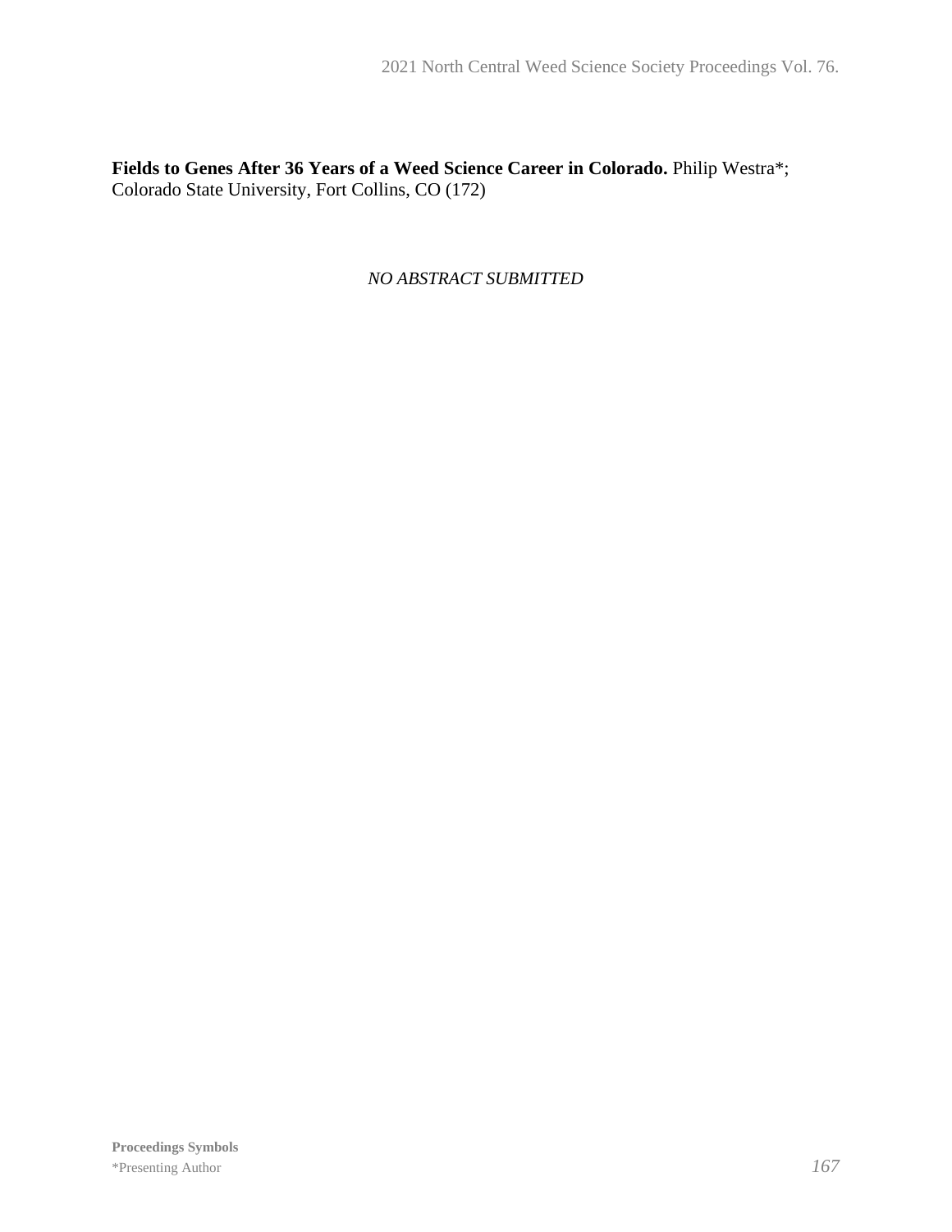**Fields to Genes After 36 Years of a Weed Science Career in Colorado.** Philip Westra*; Colorado State University, Fort Collins, CO (172)

*NO ABSTRACT SUBMITTED*

**Proceedings Symbols**
*Presenting Author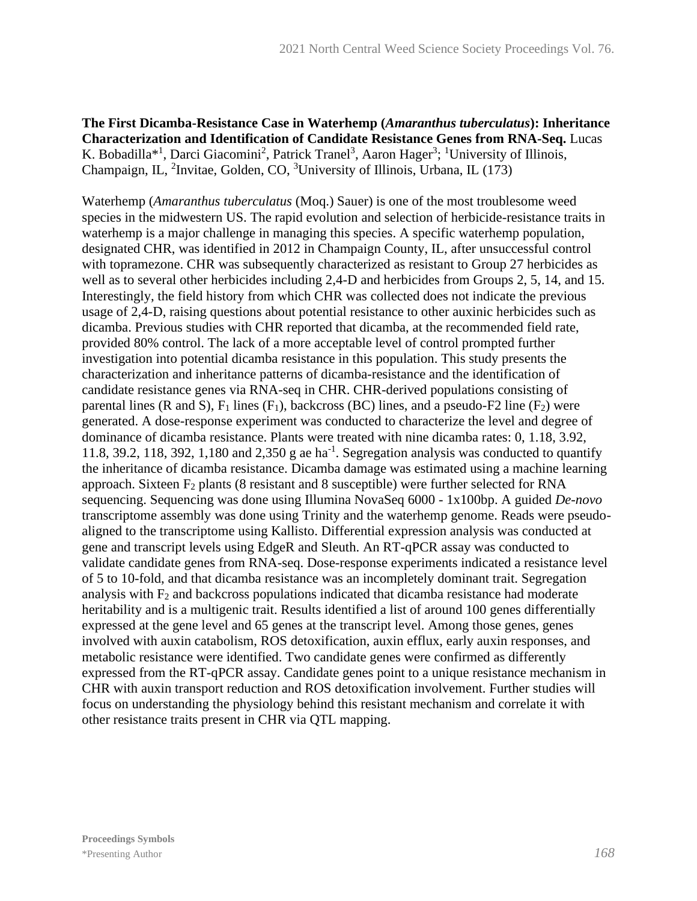**The First Dicamba-Resistance Case in Waterhemp (*Amaranthus tuberculatus*): Inheritance Characterization and Identification of Candidate Resistance Genes from RNA-Seq.** Lucas K. Bobadilla*[1], Darci Giacomini[2], Patrick Tranel[3], Aaron Hager[3]; [1]University of Illinois, Champaign, IL, [2]Invitae, Golden, CO, [3]University of Illinois, Urbana, IL (173)

Waterhemp (*Amaranthus tuberculatus* (Moq.) Sauer) is one of the most troublesome weed species in the midwestern US. The rapid evolution and selection of herbicide-resistance traits in waterhemp is a major challenge in managing this species. A specific waterhemp population, designated CHR, was identified in 2012 in Champaign County, IL, after unsuccessful control with topramezone. CHR was subsequently characterized as resistant to Group 27 herbicides as well as to several other herbicides including 2,4-D and herbicides from Groups 2, 5, 14, and 15. Interestingly, the field history from which CHR was collected does not indicate the previous usage of 2,4-D, raising questions about potential resistance to other auxinic herbicides such as dicamba. Previous studies with CHR reported that dicamba, at the recommended field rate, provided 80% control. The lack of a more acceptable level of control prompted further investigation into potential dicamba resistance in this population. This study presents the characterization and inheritance patterns of dicamba-resistance and the identification of candidate resistance genes via RNA-seq in CHR. CHR-derived populations consisting of parental lines (R and S), $F_1$ lines ($F_1$), backcross (BC) lines, and a pseudo-F2 line ($F_2$) were generated. A dose-response experiment was conducted to characterize the level and degree of dominance of dicamba resistance. Plants were treated with nine dicamba rates: 0, 1.18, 3.92, 11.8, 39.2, 118, 392, 1,180 and 2,350 g ae $ha^{-1}$. Segregation analysis was conducted to quantify the inheritance of dicamba resistance. Dicamba damage was estimated using a machine learning approach. Sixteen $F_2$ plants (8 resistant and 8 susceptible) were further selected for RNA sequencing. Sequencing was done using Illumina NovaSeq 6000 - 1x100bp. A guided *De-novo* transcriptome assembly was done using Trinity and the waterhemp genome. Reads were pseudo-aligned to the transcriptome using Kallisto. Differential expression analysis was conducted at gene and transcript levels using EdgeR and Sleuth. An RT-qPCR assay was conducted to validate candidate genes from RNA-seq. Dose-response experiments indicated a resistance level of 5 to 10-fold, and that dicamba resistance was an incompletely dominant trait. Segregation analysis with $F_2$ and backcross populations indicated that dicamba resistance had moderate heritability and is a multigenic trait. Results identified a list of around 100 genes differentially expressed at the gene level and 65 genes at the transcript level. Among those genes, genes involved with auxin catabolism, ROS detoxification, auxin efflux, early auxin responses, and metabolic resistance were identified. Two candidate genes were confirmed as differently expressed from the RT-qPCR assay. Candidate genes point to a unique resistance mechanism in CHR with auxin transport reduction and ROS detoxification involvement. Further studies will focus on understanding the physiology behind this resistant mechanism and correlate it with other resistance traits present in CHR via QTL mapping.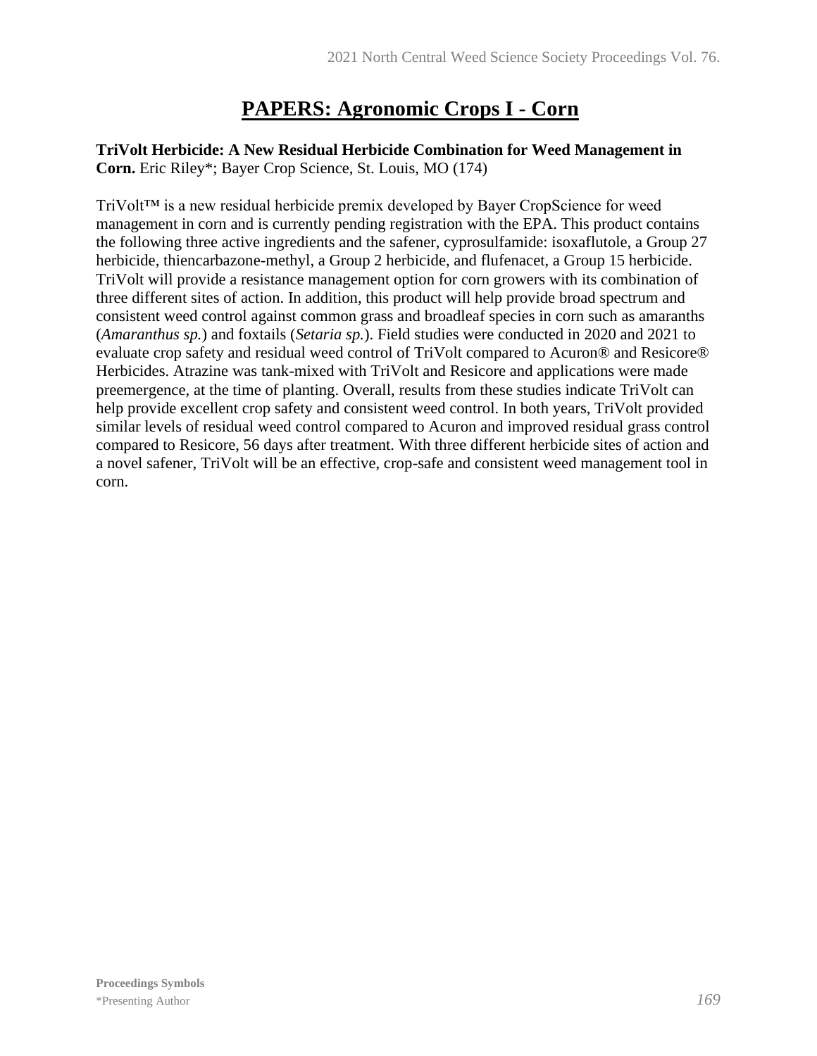# PAPERS: Agronomic Crops I - Corn

**TriVolt Herbicide: A New Residual Herbicide Combination for Weed Management in Corn.** Eric Riley*; Bayer Crop Science, St. Louis, MO (174)

TriVolt™ is a new residual herbicide premix developed by Bayer CropScience for weed management in corn and is currently pending registration with the EPA. This product contains the following three active ingredients and the safener, cyprosulfamide: isoxaflutole, a Group 27 herbicide, thiencarbazone-methyl, a Group 2 herbicide, and flufenacet, a Group 15 herbicide. TriVolt will provide a resistance management option for corn growers with its combination of three different sites of action. In addition, this product will help provide broad spectrum and consistent weed control against common grass and broadleaf species in corn such as amaranths (*Amaranthus sp.*) and foxtails (*Setaria sp.*). Field studies were conducted in 2020 and 2021 to evaluate crop safety and residual weed control of TriVolt compared to Acuron® and Resicore® Herbicides. Atrazine was tank-mixed with TriVolt and Resicore and applications were made preemergence, at the time of planting. Overall, results from these studies indicate TriVolt can help provide excellent crop safety and consistent weed control. In both years, TriVolt provided similar levels of residual weed control compared to Acuron and improved residual grass control compared to Resicore, 56 days after treatment. With three different herbicide sites of action and a novel safener, TriVolt will be an effective, crop-safe and consistent weed management tool in corn.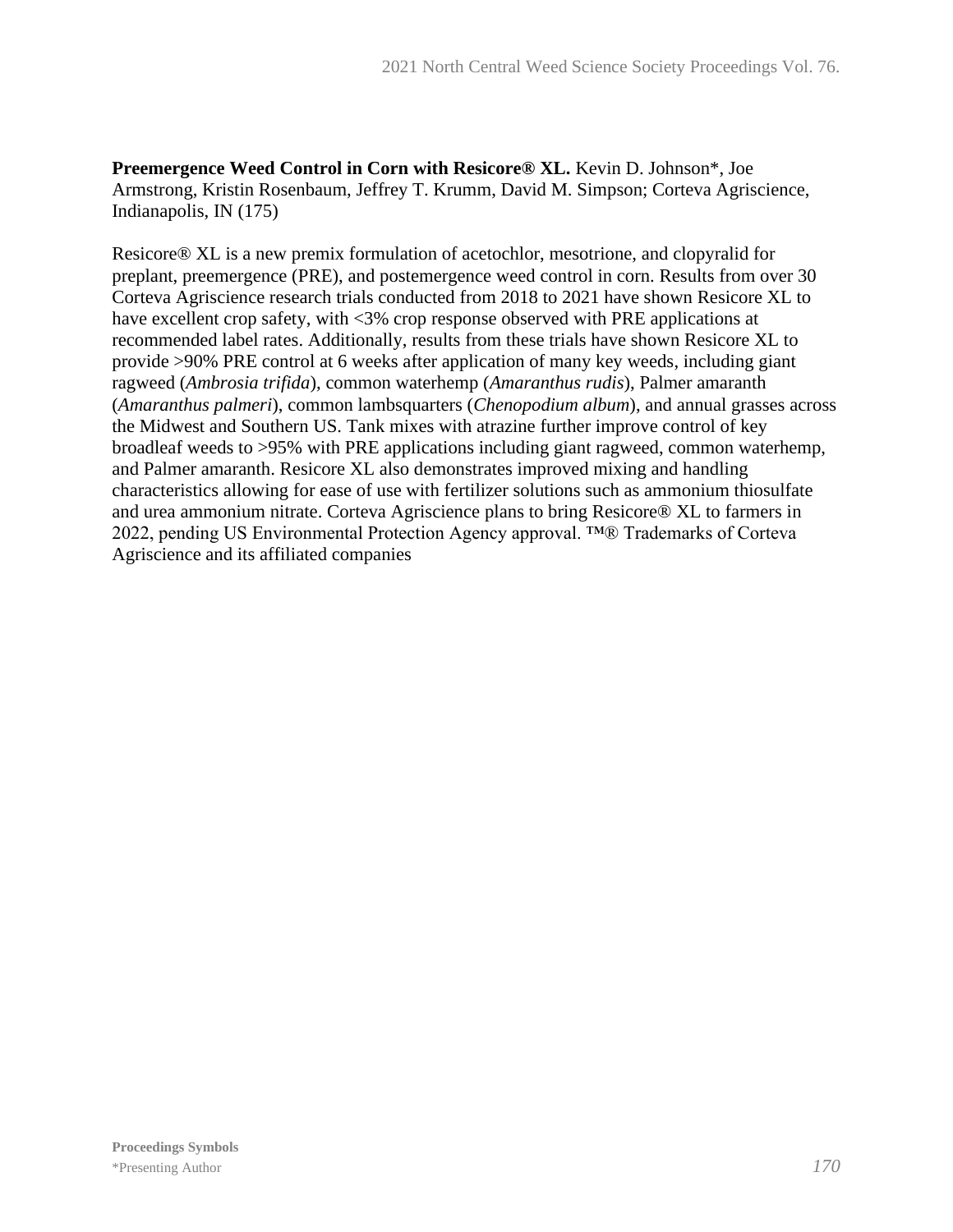**Preemergence Weed Control in Corn with Resicore® XL.** Kevin D. Johnson*, Joe Armstrong, Kristin Rosenbaum, Jeffrey T. Krumm, David M. Simpson; Corteva Agriscience, Indianapolis, IN (175)

Resicore® XL is a new premix formulation of acetochlor, mesotrione, and clopyralid for preplant, preemergence (PRE), and postemergence weed control in corn. Results from over 30 Corteva Agriscience research trials conducted from 2018 to 2021 have shown Resicore XL to have excellent crop safety, with <3% crop response observed with PRE applications at recommended label rates. Additionally, results from these trials have shown Resicore XL to provide >90% PRE control at 6 weeks after application of many key weeds, including giant ragweed (*Ambrosia trifida*), common waterhemp (*Amaranthus rudis*), Palmer amaranth (*Amaranthus palmeri*), common lambsquarters (*Chenopodium album*), and annual grasses across the Midwest and Southern US. Tank mixes with atrazine further improve control of key broadleaf weeds to >95% with PRE applications including giant ragweed, common waterhemp, and Palmer amaranth. Resicore XL also demonstrates improved mixing and handling characteristics allowing for ease of use with fertilizer solutions such as ammonium thiosulfate and urea ammonium nitrate. Corteva Agriscience plans to bring Resicore® XL to farmers in 2022, pending US Environmental Protection Agency approval. ™® Trademarks of Corteva Agriscience and its affiliated companies

**Proceedings Symbols**
*Presenting Author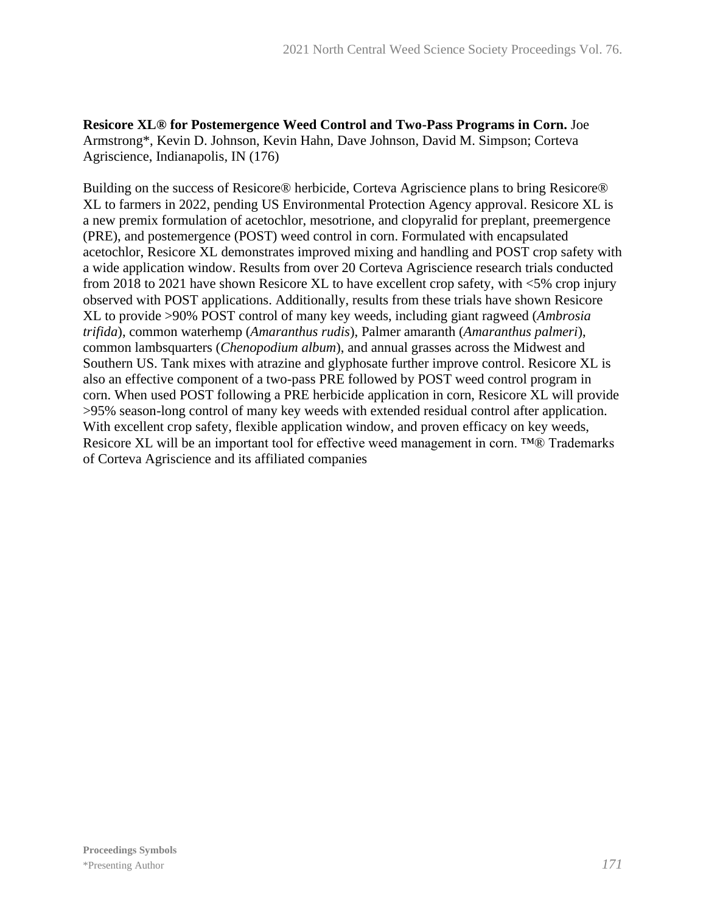**Resicore XL® for Postemergence Weed Control and Two-Pass Programs in Corn.** Joe Armstrong*, Kevin D. Johnson, Kevin Hahn, Dave Johnson, David M. Simpson; Corteva Agriscience, Indianapolis, IN (176)

Building on the success of Resicore® herbicide, Corteva Agriscience plans to bring Resicore® XL to farmers in 2022, pending US Environmental Protection Agency approval. Resicore XL is a new premix formulation of acetochlor, mesotrione, and clopyralid for preplant, preemergence (PRE), and postemergence (POST) weed control in corn. Formulated with encapsulated acetochlor, Resicore XL demonstrates improved mixing and handling and POST crop safety with a wide application window. Results from over 20 Corteva Agriscience research trials conducted from 2018 to 2021 have shown Resicore XL to have excellent crop safety, with <5% crop injury observed with POST applications. Additionally, results from these trials have shown Resicore XL to provide >90% POST control of many key weeds, including giant ragweed (*Ambrosia trifida*), common waterhemp (*Amaranthus rudis*), Palmer amaranth (*Amaranthus palmeri*), common lambsquarters (*Chenopodium album*), and annual grasses across the Midwest and Southern US. Tank mixes with atrazine and glyphosate further improve control. Resicore XL is also an effective component of a two-pass PRE followed by POST weed control program in corn. When used POST following a PRE herbicide application in corn, Resicore XL will provide >95% season-long control of many key weeds with extended residual control after application. With excellent crop safety, flexible application window, and proven efficacy on key weeds, Resicore XL will be an important tool for effective weed management in corn. ™® Trademarks of Corteva Agriscience and its affiliated companies

**Proceedings Symbols**
*Presenting Author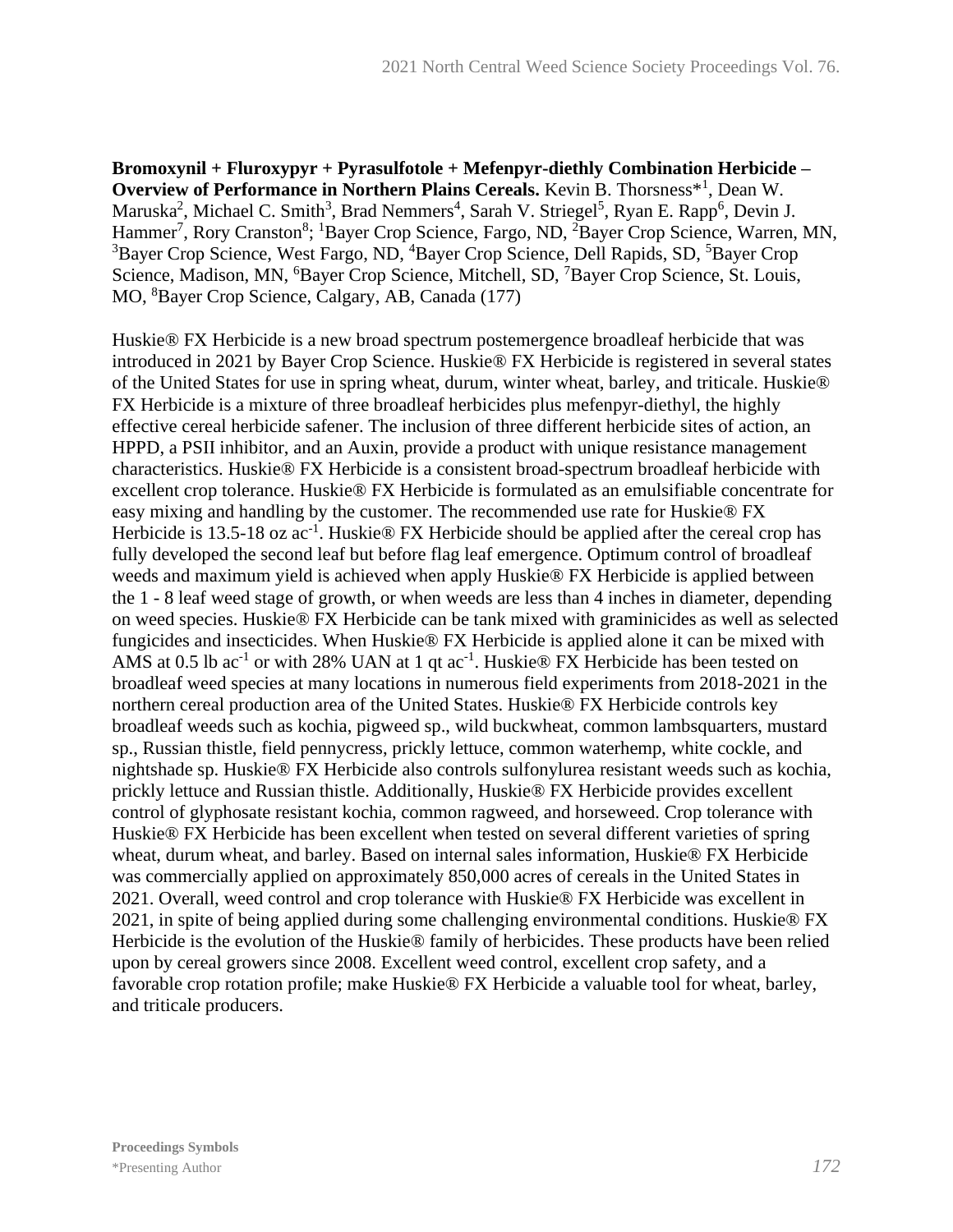**Bromoxynil + Fluroxypyr + Pyrasulfotole + Mefenpyr-diethly Combination Herbicide – Overview of Performance in Northern Plains Cereals.** Kevin B. Thorsness*[1], Dean W. Maruska[2], Michael C. Smith[3], Brad Nemmers[4], Sarah V. Striegel[5], Ryan E. Rapp[6], Devin J. Hammer[7], Rory Cranston[8]; [1]Bayer Crop Science, Fargo, ND, [2]Bayer Crop Science, Warren, MN, [3]Bayer Crop Science, West Fargo, ND, [4]Bayer Crop Science, Dell Rapids, SD, [5]Bayer Crop Science, Madison, MN, [6]Bayer Crop Science, Mitchell, SD, [7]Bayer Crop Science, St. Louis, MO, [8]Bayer Crop Science, Calgary, AB, Canada (177)

Huskie® FX Herbicide is a new broad spectrum postemergence broadleaf herbicide that was introduced in 2021 by Bayer Crop Science. Huskie® FX Herbicide is registered in several states of the United States for use in spring wheat, durum, winter wheat, barley, and triticale. Huskie® FX Herbicide is a mixture of three broadleaf herbicides plus mefenpyr-diethyl, the highly effective cereal herbicide safener. The inclusion of three different herbicide sites of action, an HPPD, a PSII inhibitor, and an Auxin, provide a product with unique resistance management characteristics. Huskie® FX Herbicide is a consistent broad-spectrum broadleaf herbicide with excellent crop tolerance. Huskie® FX Herbicide is formulated as an emulsifiable concentrate for easy mixing and handling by the customer. The recommended use rate for Huskie® FX Herbicide is 13.5-18 oz ac$^{-1}$. Huskie® FX Herbicide should be applied after the cereal crop has fully developed the second leaf but before flag leaf emergence. Optimum control of broadleaf weeds and maximum yield is achieved when apply Huskie® FX Herbicide is applied between the 1 - 8 leaf weed stage of growth, or when weeds are less than 4 inches in diameter, depending on weed species. Huskie® FX Herbicide can be tank mixed with graminicides as well as selected fungicides and insecticides. When Huskie® FX Herbicide is applied alone it can be mixed with AMS at 0.5 lb ac$^{-1}$ or with 28% UAN at 1 qt ac$^{-1}$. Huskie® FX Herbicide has been tested on broadleaf weed species at many locations in numerous field experiments from 2018-2021 in the northern cereal production area of the United States. Huskie® FX Herbicide controls key broadleaf weeds such as kochia, pigweed sp., wild buckwheat, common lambsquarters, mustard sp., Russian thistle, field pennycress, prickly lettuce, common waterhemp, white cockle, and nightshade sp. Huskie® FX Herbicide also controls sulfonylurea resistant weeds such as kochia, prickly lettuce and Russian thistle. Additionally, Huskie® FX Herbicide provides excellent control of glyphosate resistant kochia, common ragweed, and horseweed. Crop tolerance with Huskie® FX Herbicide has been excellent when tested on several different varieties of spring wheat, durum wheat, and barley. Based on internal sales information, Huskie® FX Herbicide was commercially applied on approximately 850,000 acres of cereals in the United States in 2021. Overall, weed control and crop tolerance with Huskie® FX Herbicide was excellent in 2021, in spite of being applied during some challenging environmental conditions. Huskie® FX Herbicide is the evolution of the Huskie® family of herbicides. These products have been relied upon by cereal growers since 2008. Excellent weed control, excellent crop safety, and a favorable crop rotation profile; make Huskie® FX Herbicide a valuable tool for wheat, barley, and triticale producers.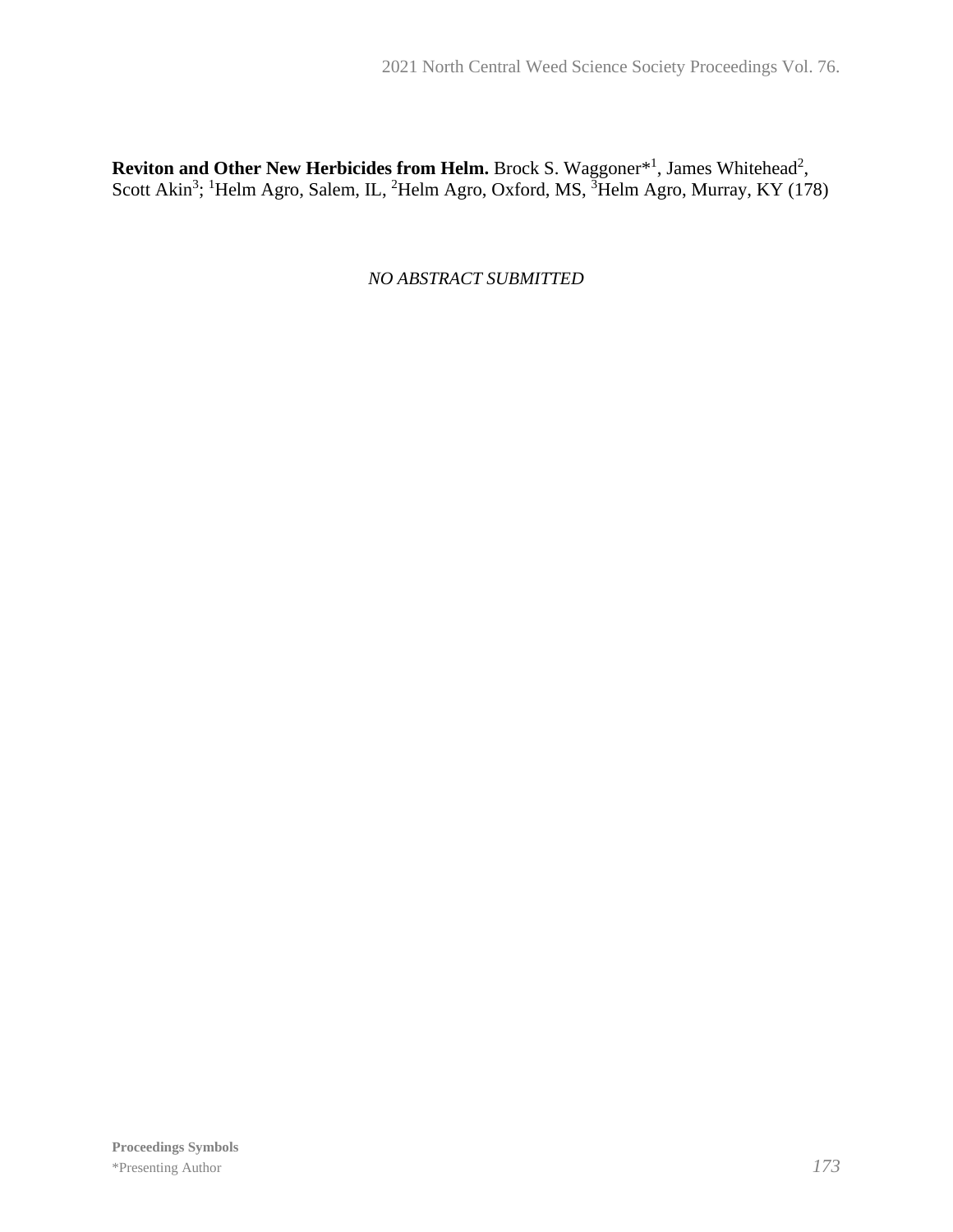**Reviton and Other New Herbicides from Helm.** Brock S. Waggoner*[1], James Whitehead[2], Scott Akin[3]; [1]Helm Agro, Salem, IL, [2]Helm Agro, Oxford, MS, [3]Helm Agro, Murray, KY (178)

*NO ABSTRACT SUBMITTED*

**Proceedings Symbols**
*Presenting Author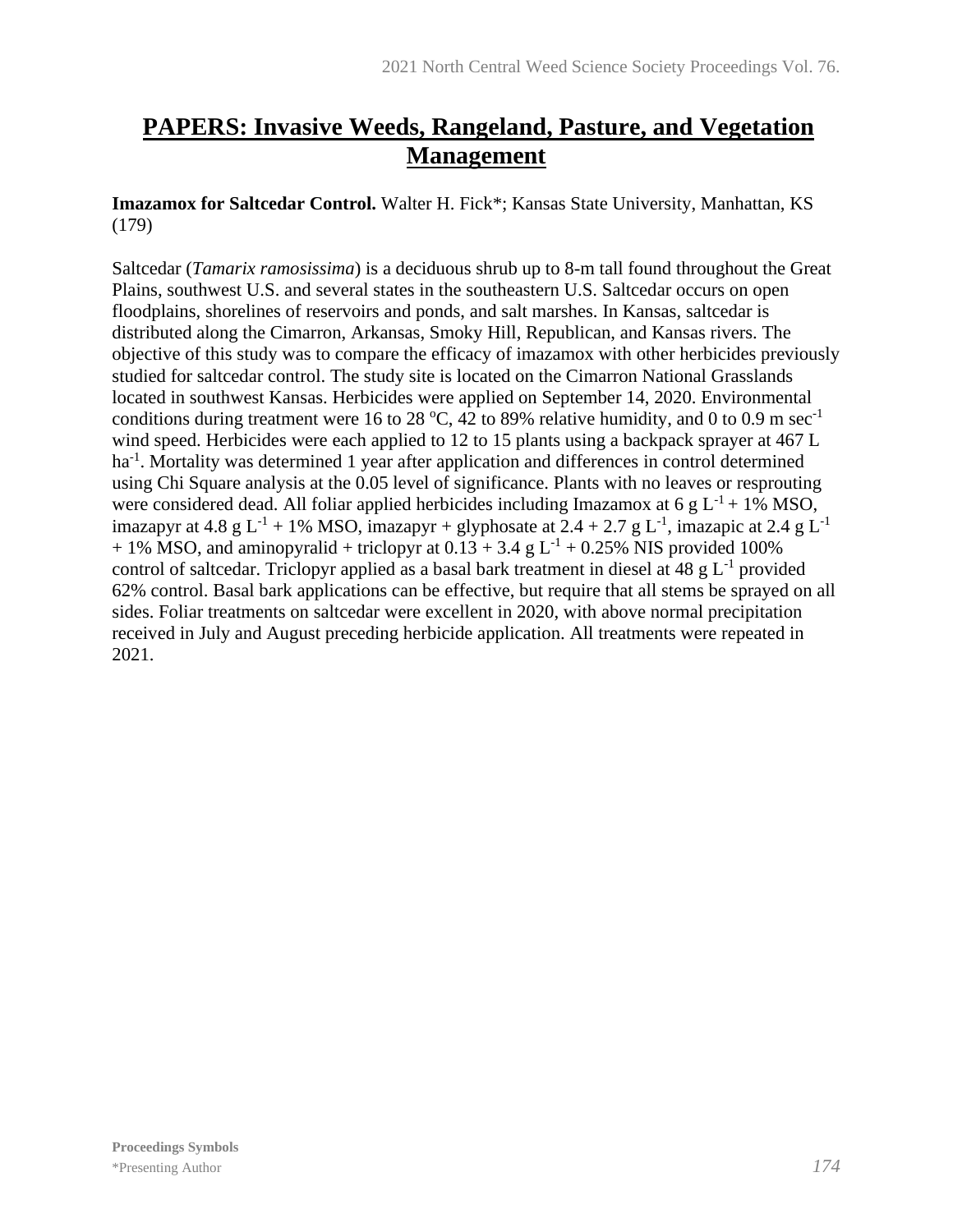# PAPERS: Invasive Weeds, Rangeland, Pasture, and Vegetation Management

**Imazamox for Saltcedar Control.** Walter H. Fick*; Kansas State University, Manhattan, KS (179)

Saltcedar (*Tamarix ramosissima*) is a deciduous shrub up to 8-m tall found throughout the Great Plains, southwest U.S. and several states in the southeastern U.S. Saltcedar occurs on open floodplains, shorelines of reservoirs and ponds, and salt marshes. In Kansas, saltcedar is distributed along the Cimarron, Arkansas, Smoky Hill, Republican, and Kansas rivers. The objective of this study was to compare the efficacy of imazamox with other herbicides previously studied for saltcedar control. The study site is located on the Cimarron National Grasslands located in southwest Kansas. Herbicides were applied on September 14, 2020. Environmental conditions during treatment were 16 to 28 $^{o}$C, 42 to 89% relative humidity, and 0 to 0.9 m sec$^{-1}$ wind speed. Herbicides were each applied to 12 to 15 plants using a backpack sprayer at 467 L ha$^{-1}$. Mortality was determined 1 year after application and differences in control determined using Chi Square analysis at the 0.05 level of significance. Plants with no leaves or resprouting were considered dead. All foliar applied herbicides including Imazamox at 6 g L$^{-1}$ + 1% MSO, imazapyr at 4.8 g L$^{-1}$ + 1% MSO, imazapyr + glyphosate at 2.4 + 2.7 g L$^{-1}$, imazapic at 2.4 g L$^{-1}$ + 1% MSO, and aminopyralid + triclopyr at 0.13 + 3.4 g L$^{-1}$ + 0.25% NIS provided 100% control of saltcedar. Triclopyr applied as a basal bark treatment in diesel at 48 g L$^{-1}$ provided 62% control. Basal bark applications can be effective, but require that all stems be sprayed on all sides. Foliar treatments on saltcedar were excellent in 2020, with above normal precipitation received in July and August preceding herbicide application. All treatments were repeated in 2021.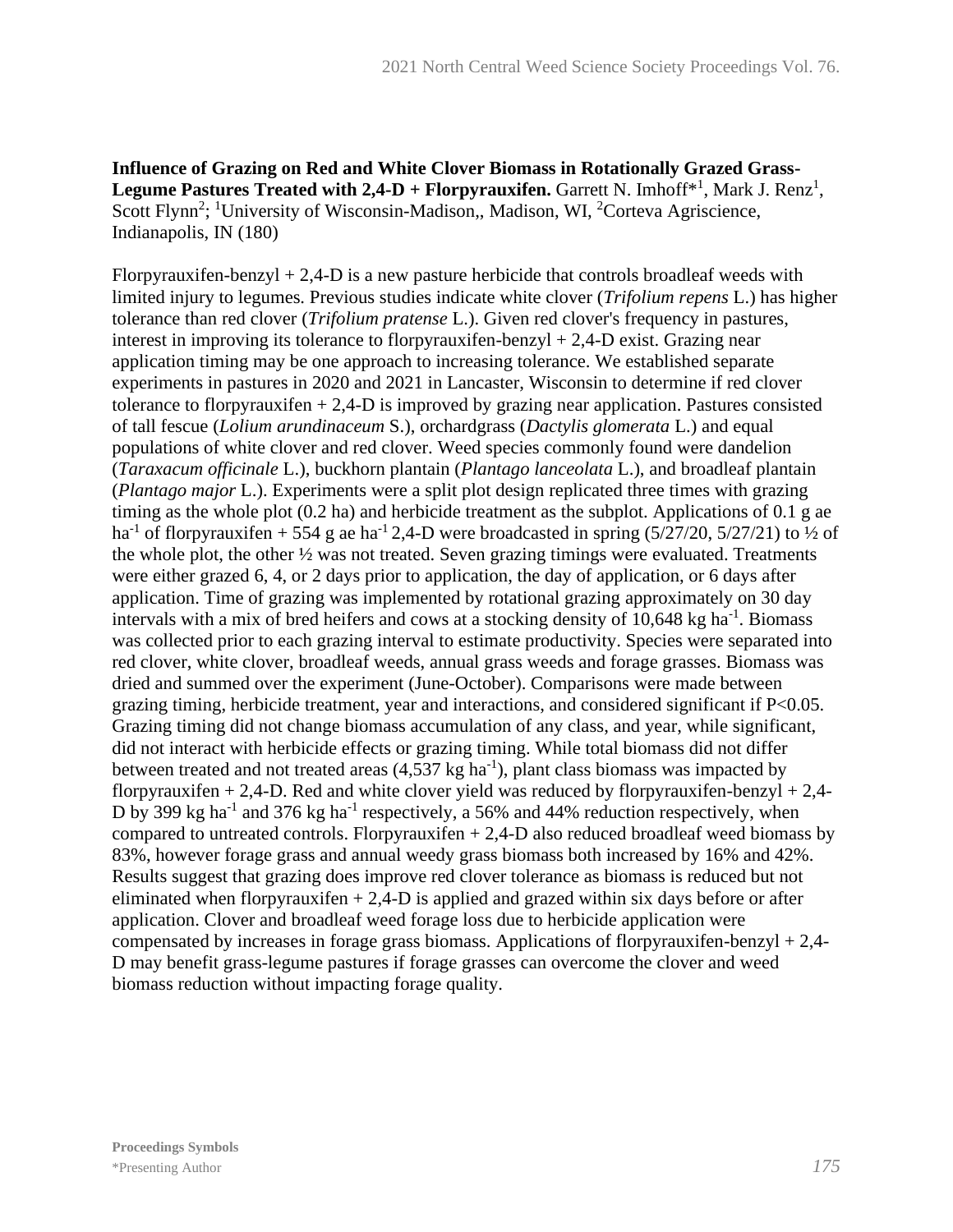**Influence of Grazing on Red and White Clover Biomass in Rotationally Grazed Grass-Legume Pastures Treated with 2,4-D + Florpyrauxifen.** Garrett N. Imhoff*[1], Mark J. Renz[1], Scott Flynn[2]; [1]University of Wisconsin-Madison,, Madison, WI, [2]Corteva Agriscience, Indianapolis, IN (180)

Florpyrauxifen-benzyl + 2,4-D is a new pasture herbicide that controls broadleaf weeds with limited injury to legumes. Previous studies indicate white clover (*Trifolium repens* L.) has higher tolerance than red clover (*Trifolium pratense* L.). Given red clover's frequency in pastures, interest in improving its tolerance to florpyrauxifen-benzyl + 2,4-D exist. Grazing near application timing may be one approach to increasing tolerance. We established separate experiments in pastures in 2020 and 2021 in Lancaster, Wisconsin to determine if red clover tolerance to florpyrauxifen + 2,4-D is improved by grazing near application. Pastures consisted of tall fescue (*Lolium arundinaceum* S.), orchardgrass (*Dactylis glomerata* L.) and equal populations of white clover and red clover. Weed species commonly found were dandelion (*Taraxacum officinale* L.), buckhorn plantain (*Plantago lanceolata* L.), and broadleaf plantain (*Plantago major* L.). Experiments were a split plot design replicated three times with grazing timing as the whole plot (0.2 ha) and herbicide treatment as the subplot. Applications of 0.1 g ae $ha^{-1}$ of florpyrauxifen + 554 g ae $ha^{-1}$ 2,4-D were broadcasted in spring (5/27/20, 5/27/21) to ½ of the whole plot, the other ½ was not treated. Seven grazing timings were evaluated. Treatments were either grazed 6, 4, or 2 days prior to application, the day of application, or 6 days after application. Time of grazing was implemented by rotational grazing approximately on 30 day intervals with a mix of bred heifers and cows at a stocking density of 10,648 kg $ha^{-1}$. Biomass was collected prior to each grazing interval to estimate productivity. Species were separated into red clover, white clover, broadleaf weeds, annual grass weeds and forage grasses. Biomass was dried and summed over the experiment (June-October). Comparisons were made between grazing timing, herbicide treatment, year and interactions, and considered significant if $P<0.05$. Grazing timing did not change biomass accumulation of any class, and year, while significant, did not interact with herbicide effects or grazing timing. While total biomass did not differ between treated and not treated areas (4,537 kg $ha^{-1}$), plant class biomass was impacted by florpyrauxifen + 2,4-D. Red and white clover yield was reduced by florpyrauxifen-benzyl + 2,4-D by 399 kg $ha^{-1}$ and 376 kg $ha^{-1}$ respectively, a 56% and 44% reduction respectively, when compared to untreated controls. Florpyrauxifen + 2,4-D also reduced broadleaf weed biomass by 83%, however forage grass and annual weedy grass biomass both increased by 16% and 42%. Results suggest that grazing does improve red clover tolerance as biomass is reduced but not eliminated when florpyrauxifen + 2,4-D is applied and grazed within six days before or after application. Clover and broadleaf weed forage loss due to herbicide application were compensated by increases in forage grass biomass. Applications of florpyrauxifen-benzyl + 2,4-D may benefit grass-legume pastures if forage grasses can overcome the clover and weed biomass reduction without impacting forage quality.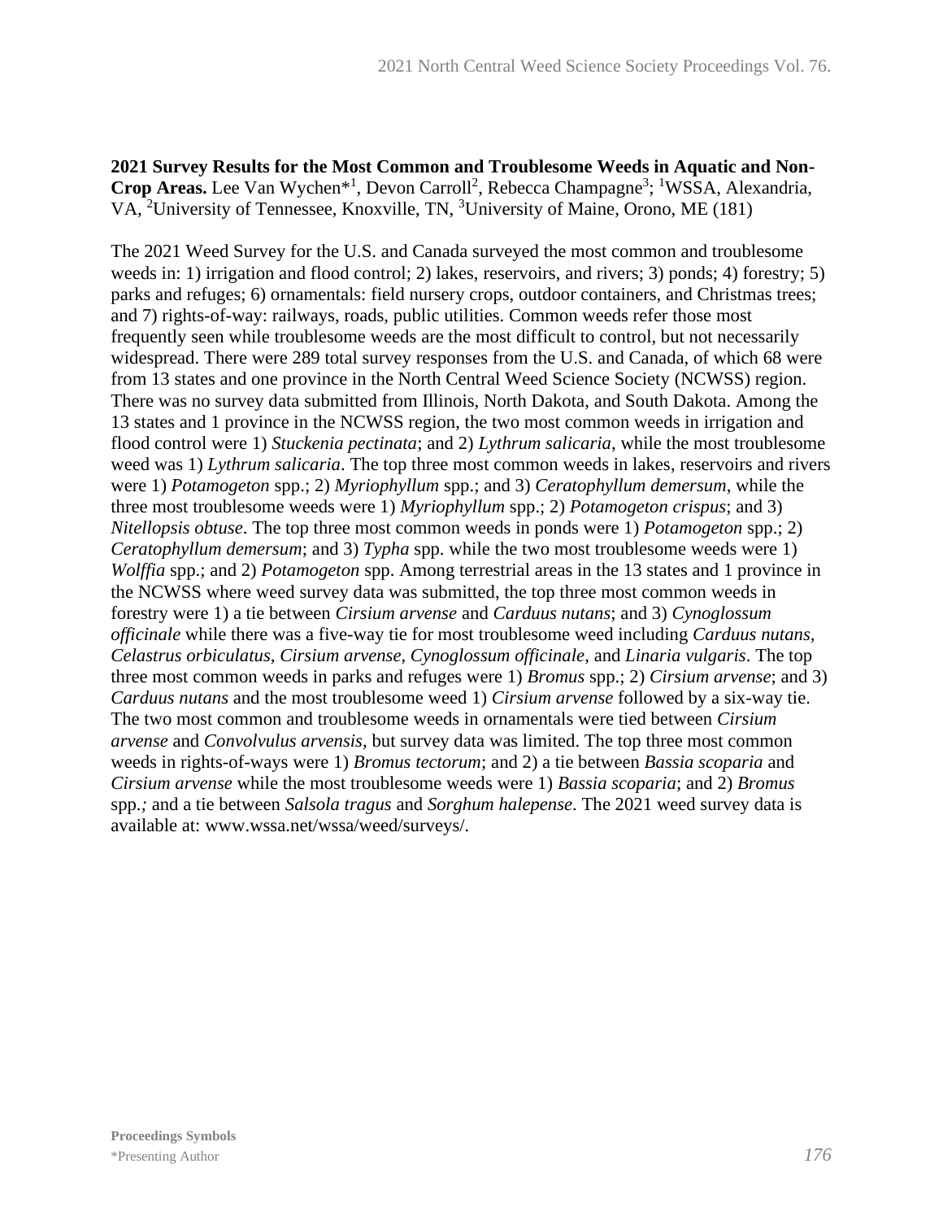**2021 Survey Results for the Most Common and Troublesome Weeds in Aquatic and Non-Crop Areas.** Lee Van Wychen*[1], Devon Carroll[2], Rebecca Champagne[3]; [1]WSSA, Alexandria, VA, [2]University of Tennessee, Knoxville, TN, [3]University of Maine, Orono, ME (181)

The 2021 Weed Survey for the U.S. and Canada surveyed the most common and troublesome weeds in: 1) irrigation and flood control; 2) lakes, reservoirs, and rivers; 3) ponds; 4) forestry; 5) parks and refuges; 6) ornamentals: field nursery crops, outdoor containers, and Christmas trees; and 7) rights-of-way: railways, roads, public utilities. Common weeds refer those most frequently seen while troublesome weeds are the most difficult to control, but not necessarily widespread. There were 289 total survey responses from the U.S. and Canada, of which 68 were from 13 states and one province in the North Central Weed Science Society (NCWSS) region. There was no survey data submitted from Illinois, North Dakota, and South Dakota. Among the 13 states and 1 province in the NCWSS region, the two most common weeds in irrigation and flood control were 1) *Stuckenia pectinata*; and 2) *Lythrum salicaria*, while the most troublesome weed was 1) *Lythrum salicaria*. The top three most common weeds in lakes, reservoirs and rivers were 1) *Potamogeton* spp.; 2) *Myriophyllum* spp.; and 3) *Ceratophyllum demersum*, while the three most troublesome weeds were 1) *Myriophyllum* spp.; 2) *Potamogeton crispus*; and 3) *Nitellopsis obtuse*. The top three most common weeds in ponds were 1) *Potamogeton* spp.; 2) *Ceratophyllum demersum*; and 3) *Typha* spp. while the two most troublesome weeds were 1) *Wolffia* spp.; and 2) *Potamogeton* spp. Among terrestrial areas in the 13 states and 1 province in the NCWSS where weed survey data was submitted, the top three most common weeds in forestry were 1) a tie between *Cirsium arvense* and *Carduus nutans*; and 3) *Cynoglossum officinale* while there was a five-way tie for most troublesome weed including *Carduus nutans*, *Celastrus orbiculatus*, *Cirsium arvense*, *Cynoglossum officinale*, and *Linaria vulgaris*. The top three most common weeds in parks and refuges were 1) *Bromus* spp.; 2) *Cirsium arvense*; and 3) *Carduus nutans* and the most troublesome weed 1) *Cirsium arvense* followed by a six-way tie. The two most common and troublesome weeds in ornamentals were tied between *Cirsium arvense* and *Convolvulus arvensis*, but survey data was limited. The top three most common weeds in rights-of-ways were 1) *Bromus tectorum*; and 2) a tie between *Bassia scoparia* and *Cirsium arvense* while the most troublesome weeds were 1) *Bassia scoparia*; and 2) *Bromus* spp.; and a tie between *Salsola tragus* and *Sorghum halepense*. The 2021 weed survey data is available at: www.wssa.net/wssa/weed/surveys/.

**Proceedings Symbols**
*Presenting Author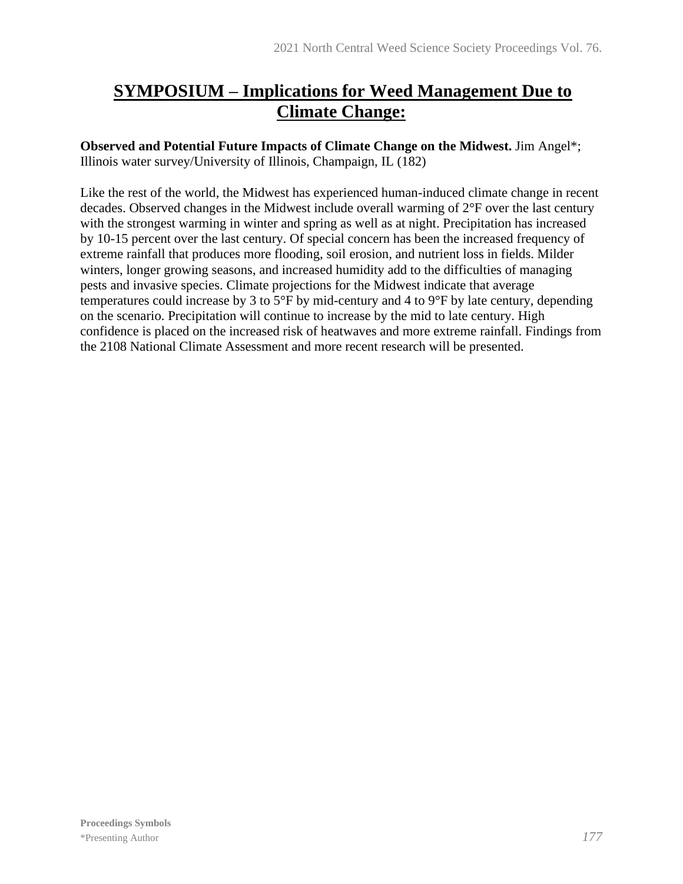# SYMPOSIUM – Implications for Weed Management Due to Climate Change:

**Observed and Potential Future Impacts of Climate Change on the Midwest.** Jim Angel*; Illinois water survey/University of Illinois, Champaign, IL (182)

Like the rest of the world, the Midwest has experienced human-induced climate change in recent decades. Observed changes in the Midwest include overall warming of 2°F over the last century with the strongest warming in winter and spring as well as at night. Precipitation has increased by 10-15 percent over the last century. Of special concern has been the increased frequency of extreme rainfall that produces more flooding, soil erosion, and nutrient loss in fields. Milder winters, longer growing seasons, and increased humidity add to the difficulties of managing pests and invasive species. Climate projections for the Midwest indicate that average temperatures could increase by 3 to 5°F by mid-century and 4 to 9°F by late century, depending on the scenario. Precipitation will continue to increase by the mid to late century. High confidence is placed on the increased risk of heatwaves and more extreme rainfall. Findings from the 2108 National Climate Assessment and more recent research will be presented.

**Proceedings Symbols**
*Presenting Author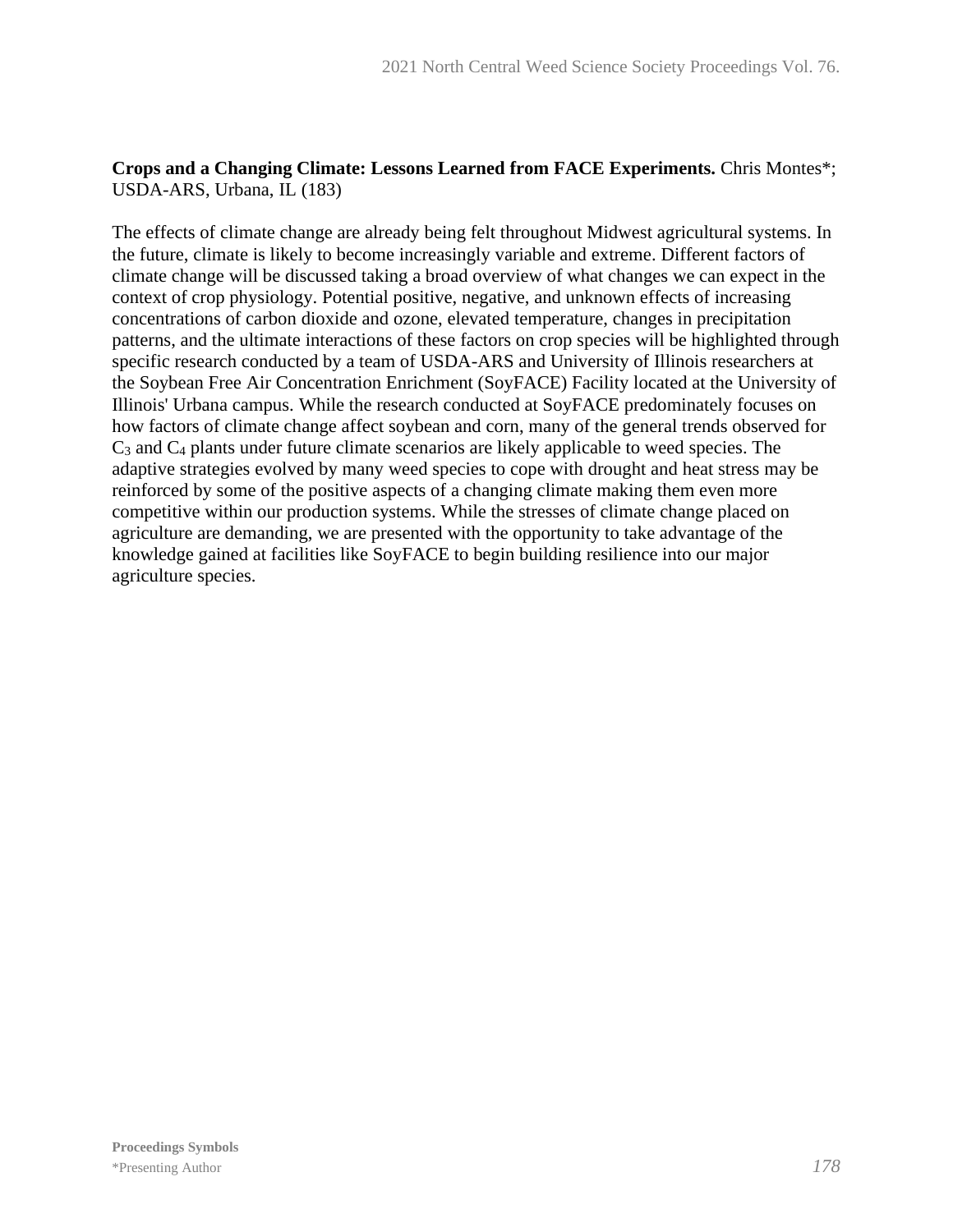**Crops and a Changing Climate: Lessons Learned from FACE Experiments.** Chris Montes*; USDA-ARS, Urbana, IL (183)

The effects of climate change are already being felt throughout Midwest agricultural systems. In the future, climate is likely to become increasingly variable and extreme. Different factors of climate change will be discussed taking a broad overview of what changes we can expect in the context of crop physiology. Potential positive, negative, and unknown effects of increasing concentrations of carbon dioxide and ozone, elevated temperature, changes in precipitation patterns, and the ultimate interactions of these factors on crop species will be highlighted through specific research conducted by a team of USDA-ARS and University of Illinois researchers at the Soybean Free Air Concentration Enrichment (SoyFACE) Facility located at the University of Illinois' Urbana campus. While the research conducted at SoyFACE predominately focuses on how factors of climate change affect soybean and corn, many of the general trends observed for $C_3$ and $C_4$ plants under future climate scenarios are likely applicable to weed species. The adaptive strategies evolved by many weed species to cope with drought and heat stress may be reinforced by some of the positive aspects of a changing climate making them even more competitive within our production systems. While the stresses of climate change placed on agriculture are demanding, we are presented with the opportunity to take advantage of the knowledge gained at facilities like SoyFACE to begin building resilience into our major agriculture species.

**Proceedings Symbols**
*Presenting Author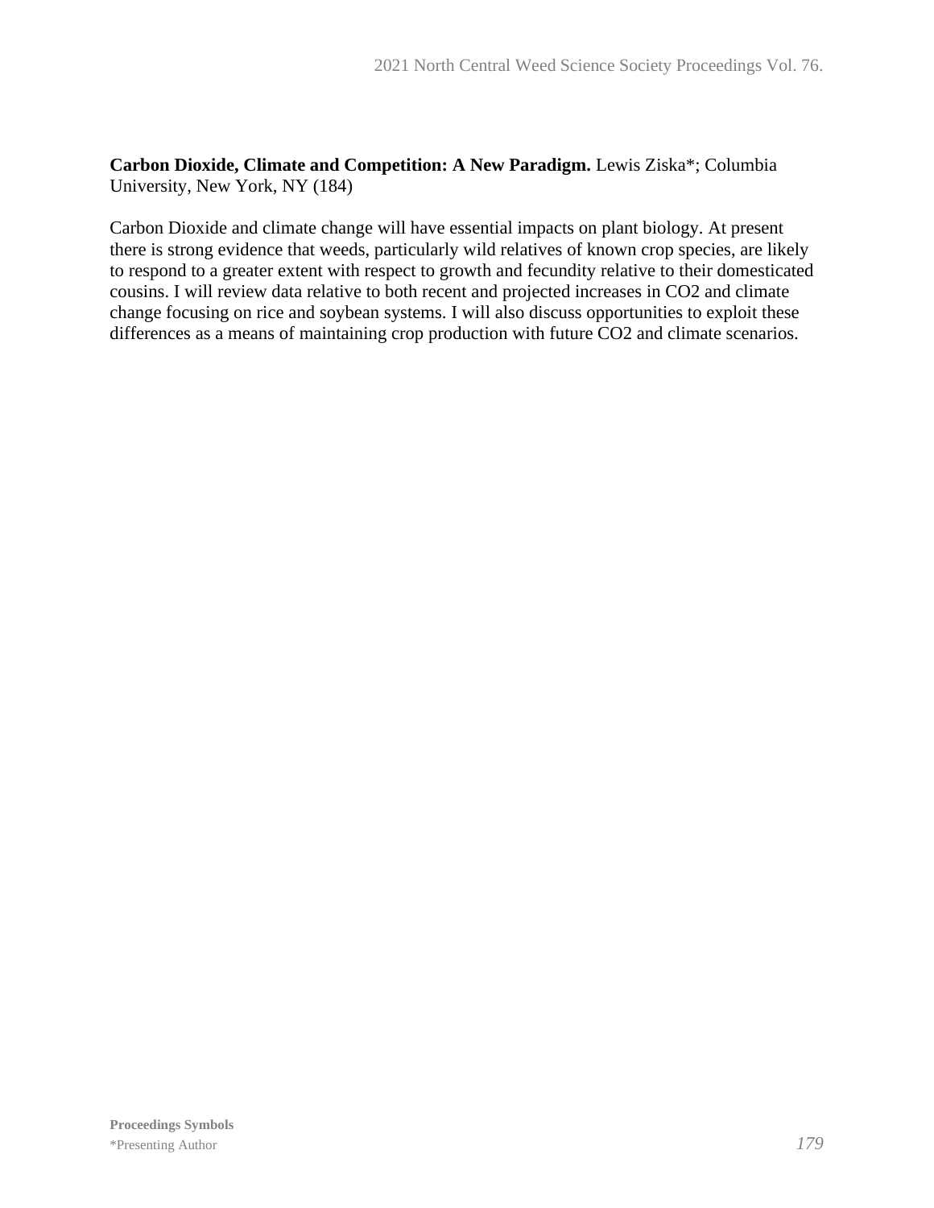**Carbon Dioxide, Climate and Competition: A New Paradigm.** Lewis Ziska*; Columbia University, New York, NY (184)

Carbon Dioxide and climate change will have essential impacts on plant biology. At present there is strong evidence that weeds, particularly wild relatives of known crop species, are likely to respond to a greater extent with respect to growth and fecundity relative to their domesticated cousins. I will review data relative to both recent and projected increases in $CO_2$ and climate change focusing on rice and soybean systems. I will also discuss opportunities to exploit these differences as a means of maintaining crop production with future $CO_2$ and climate scenarios.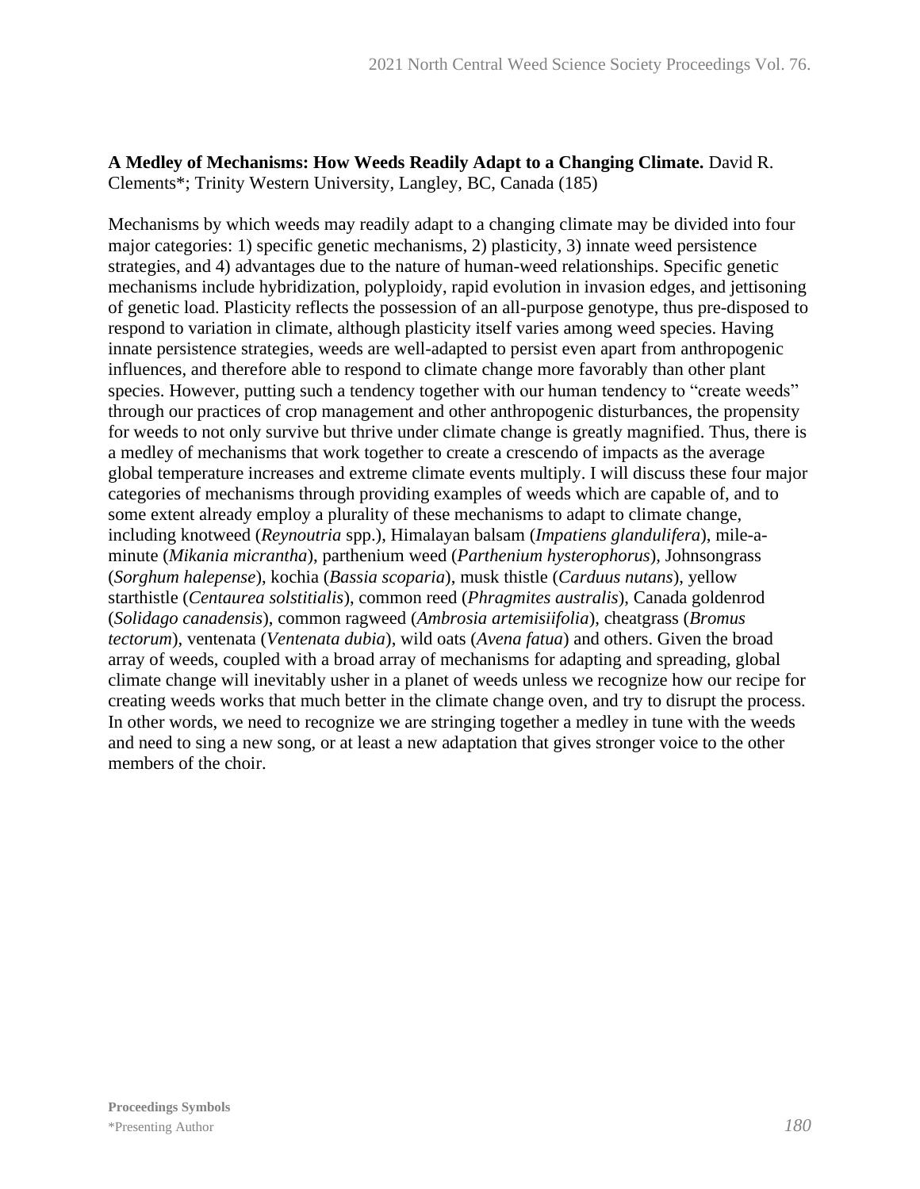**A Medley of Mechanisms: How Weeds Readily Adapt to a Changing Climate.** David R. Clements*; Trinity Western University, Langley, BC, Canada (185)

Mechanisms by which weeds may readily adapt to a changing climate may be divided into four major categories: 1) specific genetic mechanisms, 2) plasticity, 3) innate weed persistence strategies, and 4) advantages due to the nature of human-weed relationships. Specific genetic mechanisms include hybridization, polyploidy, rapid evolution in invasion edges, and jettisoning of genetic load. Plasticity reflects the possession of an all-purpose genotype, thus pre-disposed to respond to variation in climate, although plasticity itself varies among weed species. Having innate persistence strategies, weeds are well-adapted to persist even apart from anthropogenic influences, and therefore able to respond to climate change more favorably than other plant species. However, putting such a tendency together with our human tendency to "create weeds" through our practices of crop management and other anthropogenic disturbances, the propensity for weeds to not only survive but thrive under climate change is greatly magnified. Thus, there is a medley of mechanisms that work together to create a crescendo of impacts as the average global temperature increases and extreme climate events multiply. I will discuss these four major categories of mechanisms through providing examples of weeds which are capable of, and to some extent already employ a plurality of these mechanisms to adapt to climate change, including knotweed (*Reynoutria* spp.), Himalayan balsam (*Impatiens glandulifera*), mile-a-minute (*Mikania micrantha*), parthenium weed (*Parthenium hysterophorus*), Johnsongrass (*Sorghum halepense*), kochia (*Bassia scoparia*), musk thistle (*Carduus nutans*), yellow starthistle (*Centaurea solstitialis*), common reed (*Phragmites australis*), Canada goldenrod (*Solidago canadensis*), common ragweed (*Ambrosia artemisiifolia*), cheatgrass (*Bromus tectorum*), ventenata (*Ventenata dubia*), wild oats (*Avena fatua*) and others. Given the broad array of weeds, coupled with a broad array of mechanisms for adapting and spreading, global climate change will inevitably usher in a planet of weeds unless we recognize how our recipe for creating weeds works that much better in the climate change oven, and try to disrupt the process. In other words, we need to recognize we are stringing together a medley in tune with the weeds and need to sing a new song, or at least a new adaptation that gives stronger voice to the other members of the choir.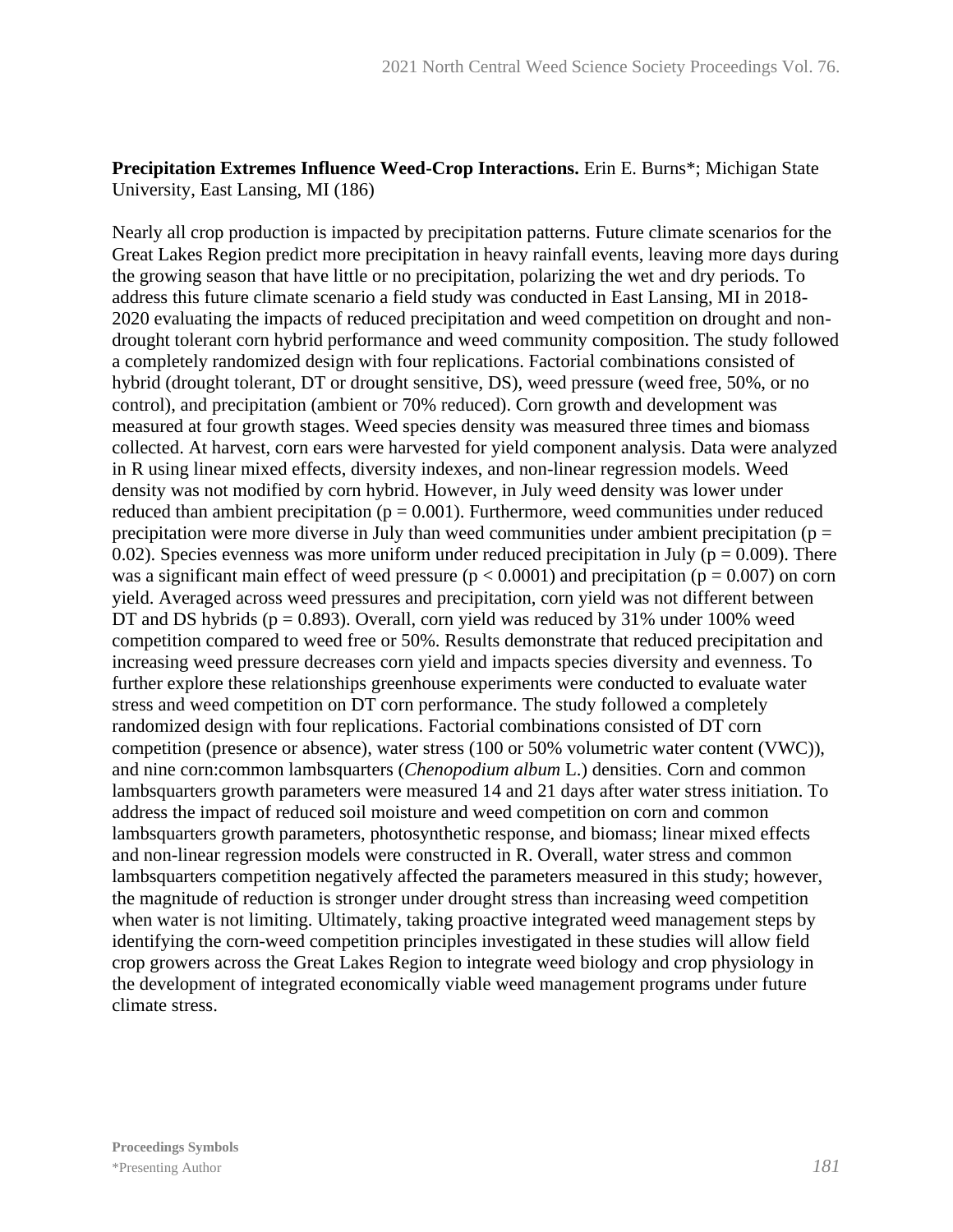**Precipitation Extremes Influence Weed-Crop Interactions.** Erin E. Burns*; Michigan State University, East Lansing, MI (186)

Nearly all crop production is impacted by precipitation patterns. Future climate scenarios for the Great Lakes Region predict more precipitation in heavy rainfall events, leaving more days during the growing season that have little or no precipitation, polarizing the wet and dry periods. To address this future climate scenario a field study was conducted in East Lansing, MI in 2018-2020 evaluating the impacts of reduced precipitation and weed competition on drought and non-drought tolerant corn hybrid performance and weed community composition. The study followed a completely randomized design with four replications. Factorial combinations consisted of hybrid (drought tolerant, DT or drought sensitive, DS), weed pressure (weed free, 50%, or no control), and precipitation (ambient or 70% reduced). Corn growth and development was measured at four growth stages. Weed species density was measured three times and biomass collected. At harvest, corn ears were harvested for yield component analysis. Data were analyzed in R using linear mixed effects, diversity indexes, and non-linear regression models. Weed density was not modified by corn hybrid. However, in July weed density was lower under reduced than ambient precipitation ($p = 0.001$). Furthermore, weed communities under reduced precipitation were more diverse in July than weed communities under ambient precipitation ($p = 0.02$). Species evenness was more uniform under reduced precipitation in July ($p = 0.009$). There was a significant main effect of weed pressure ($p < 0.0001$) and precipitation ($p = 0.007$) on corn yield. Averaged across weed pressures and precipitation, corn yield was not different between DT and DS hybrids ($p = 0.893$). Overall, corn yield was reduced by 31% under 100% weed competition compared to weed free or 50%. Results demonstrate that reduced precipitation and increasing weed pressure decreases corn yield and impacts species diversity and evenness. To further explore these relationships greenhouse experiments were conducted to evaluate water stress and weed competition on DT corn performance. The study followed a completely randomized design with four replications. Factorial combinations consisted of DT corn competition (presence or absence), water stress (100 or 50% volumetric water content (VWC)), and nine corn:common lambsquarters (*Chenopodium album* L.) densities. Corn and common lambsquarters growth parameters were measured 14 and 21 days after water stress initiation. To address the impact of reduced soil moisture and weed competition on corn and common lambsquarters growth parameters, photosynthetic response, and biomass; linear mixed effects and non-linear regression models were constructed in R. Overall, water stress and common lambsquarters competition negatively affected the parameters measured in this study; however, the magnitude of reduction is stronger under drought stress than increasing weed competition when water is not limiting. Ultimately, taking proactive integrated weed management steps by identifying the corn-weed competition principles investigated in these studies will allow field crop growers across the Great Lakes Region to integrate weed biology and crop physiology in the development of integrated economically viable weed management programs under future climate stress.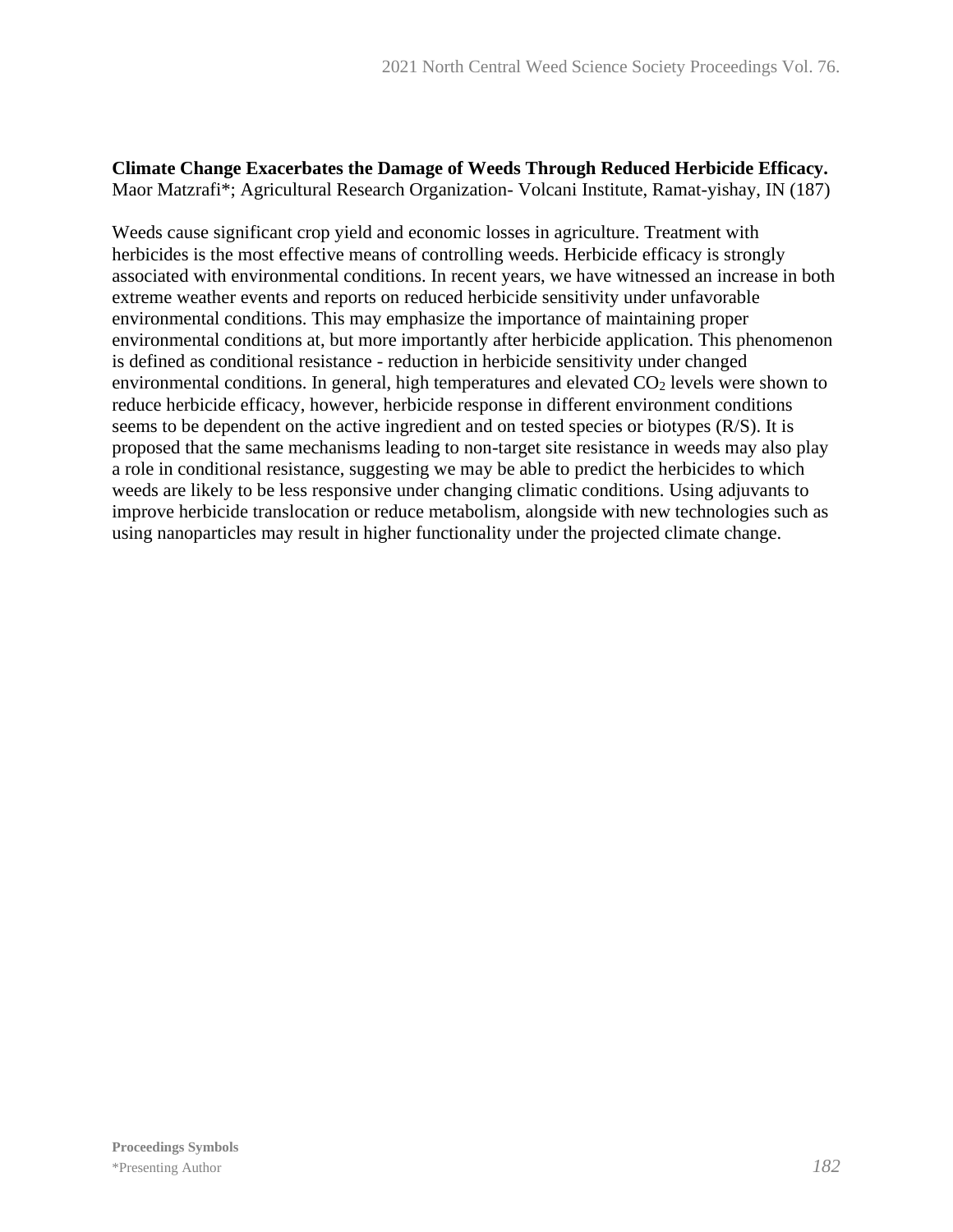**Climate Change Exacerbates the Damage of Weeds Through Reduced Herbicide Efficacy.**
Maor Matzrafi*; Agricultural Research Organization- Volcani Institute, Ramat-yishay, IN (187)

Weeds cause significant crop yield and economic losses in agriculture. Treatment with herbicides is the most effective means of controlling weeds. Herbicide efficacy is strongly associated with environmental conditions. In recent years, we have witnessed an increase in both extreme weather events and reports on reduced herbicide sensitivity under unfavorable environmental conditions. This may emphasize the importance of maintaining proper environmental conditions at, but more importantly after herbicide application. This phenomenon is defined as conditional resistance - reduction in herbicide sensitivity under changed environmental conditions. In general, high temperatures and elevated $CO_2$ levels were shown to reduce herbicide efficacy, however, herbicide response in different environment conditions seems to be dependent on the active ingredient and on tested species or biotypes (R/S). It is proposed that the same mechanisms leading to non-target site resistance in weeds may also play a role in conditional resistance, suggesting we may be able to predict the herbicides to which weeds are likely to be less responsive under changing climatic conditions. Using adjuvants to improve herbicide translocation or reduce metabolism, alongside with new technologies such as using nanoparticles may result in higher functionality under the projected climate change.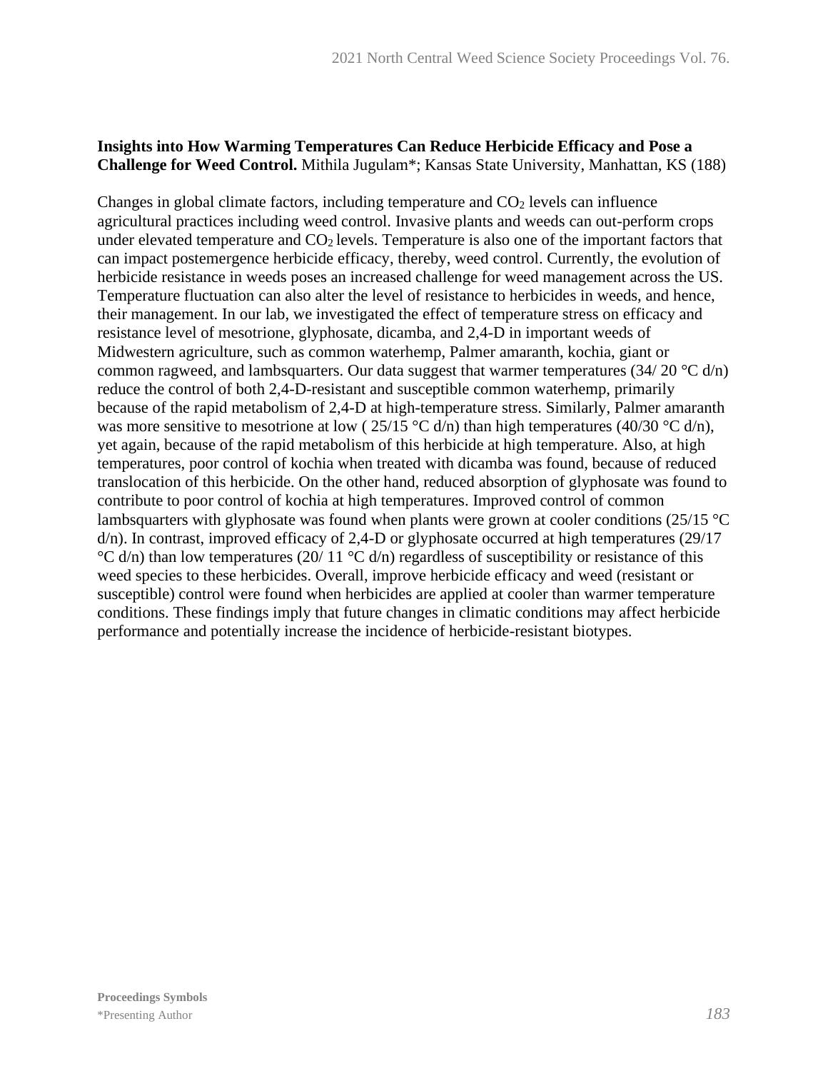**Insights into How Warming Temperatures Can Reduce Herbicide Efficacy and Pose a Challenge for Weed Control.** Mithila Jugulam*; Kansas State University, Manhattan, KS (188)

Changes in global climate factors, including temperature and $CO_2$ levels can influence agricultural practices including weed control. Invasive plants and weeds can out-perform crops under elevated temperature and $CO_2$ levels. Temperature is also one of the important factors that can impact postemergence herbicide efficacy, thereby, weed control. Currently, the evolution of herbicide resistance in weeds poses an increased challenge for weed management across the US. Temperature fluctuation can also alter the level of resistance to herbicides in weeds, and hence, their management. In our lab, we investigated the effect of temperature stress on efficacy and resistance level of mesotrione, glyphosate, dicamba, and 2,4-D in important weeds of Midwestern agriculture, such as common waterhemp, Palmer amaranth, kochia, giant or common ragweed, and lambsquarters. Our data suggest that warmer temperatures (34/ 20 °C d/n) reduce the control of both 2,4-D-resistant and susceptible common waterhemp, primarily because of the rapid metabolism of 2,4-D at high-temperature stress. Similarly, Palmer amaranth was more sensitive to mesotrione at low ( 25/15 °C d/n) than high temperatures (40/30 °C d/n), yet again, because of the rapid metabolism of this herbicide at high temperature. Also, at high temperatures, poor control of kochia when treated with dicamba was found, because of reduced translocation of this herbicide. On the other hand, reduced absorption of glyphosate was found to contribute to poor control of kochia at high temperatures. Improved control of common lambsquarters with glyphosate was found when plants were grown at cooler conditions (25/15 °C d/n). In contrast, improved efficacy of 2,4-D or glyphosate occurred at high temperatures (29/17 °C d/n) than low temperatures (20/ 11 °C d/n) regardless of susceptibility or resistance of this weed species to these herbicides. Overall, improve herbicide efficacy and weed (resistant or susceptible) control were found when herbicides are applied at cooler than warmer temperature conditions. These findings imply that future changes in climatic conditions may affect herbicide performance and potentially increase the incidence of herbicide-resistant biotypes.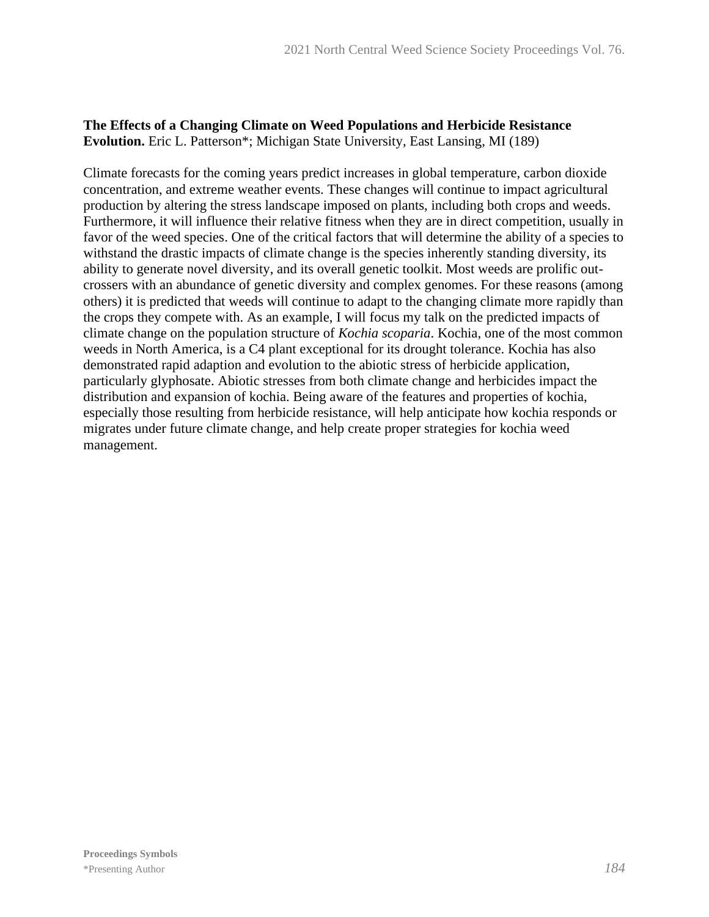**The Effects of a Changing Climate on Weed Populations and Herbicide Resistance Evolution.** Eric L. Patterson*; Michigan State University, East Lansing, MI (189)

Climate forecasts for the coming years predict increases in global temperature, carbon dioxide concentration, and extreme weather events. These changes will continue to impact agricultural production by altering the stress landscape imposed on plants, including both crops and weeds. Furthermore, it will influence their relative fitness when they are in direct competition, usually in favor of the weed species. One of the critical factors that will determine the ability of a species to withstand the drastic impacts of climate change is the species inherently standing diversity, its ability to generate novel diversity, and its overall genetic toolkit. Most weeds are prolific out-crossers with an abundance of genetic diversity and complex genomes. For these reasons (among others) it is predicted that weeds will continue to adapt to the changing climate more rapidly than the crops they compete with. As an example, I will focus my talk on the predicted impacts of climate change on the population structure of *Kochia scoparia*. Kochia, one of the most common weeds in North America, is a C4 plant exceptional for its drought tolerance. Kochia has also demonstrated rapid adaption and evolution to the abiotic stress of herbicide application, particularly glyphosate. Abiotic stresses from both climate change and herbicides impact the distribution and expansion of kochia. Being aware of the features and properties of kochia, especially those resulting from herbicide resistance, will help anticipate how kochia responds or migrates under future climate change, and help create proper strategies for kochia weed management.

**Proceedings Symbols**
*Presenting Author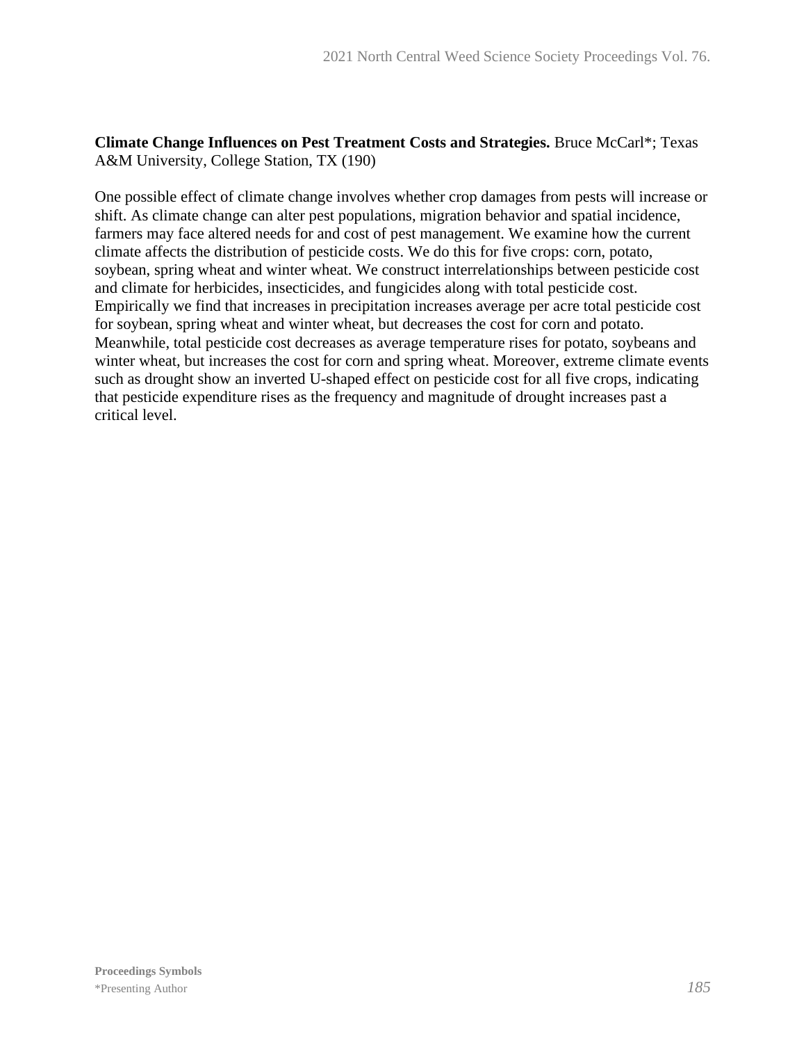**Climate Change Influences on Pest Treatment Costs and Strategies.** Bruce McCarl*; Texas A&M University, College Station, TX (190)

One possible effect of climate change involves whether crop damages from pests will increase or shift. As climate change can alter pest populations, migration behavior and spatial incidence, farmers may face altered needs for and cost of pest management. We examine how the current climate affects the distribution of pesticide costs. We do this for five crops: corn, potato, soybean, spring wheat and winter wheat. We construct interrelationships between pesticide cost and climate for herbicides, insecticides, and fungicides along with total pesticide cost. Empirically we find that increases in precipitation increases average per acre total pesticide cost for soybean, spring wheat and winter wheat, but decreases the cost for corn and potato. Meanwhile, total pesticide cost decreases as average temperature rises for potato, soybeans and winter wheat, but increases the cost for corn and spring wheat. Moreover, extreme climate events such as drought show an inverted U-shaped effect on pesticide cost for all five crops, indicating that pesticide expenditure rises as the frequency and magnitude of drought increases past a critical level.

**Proceedings Symbols**
*Presenting Author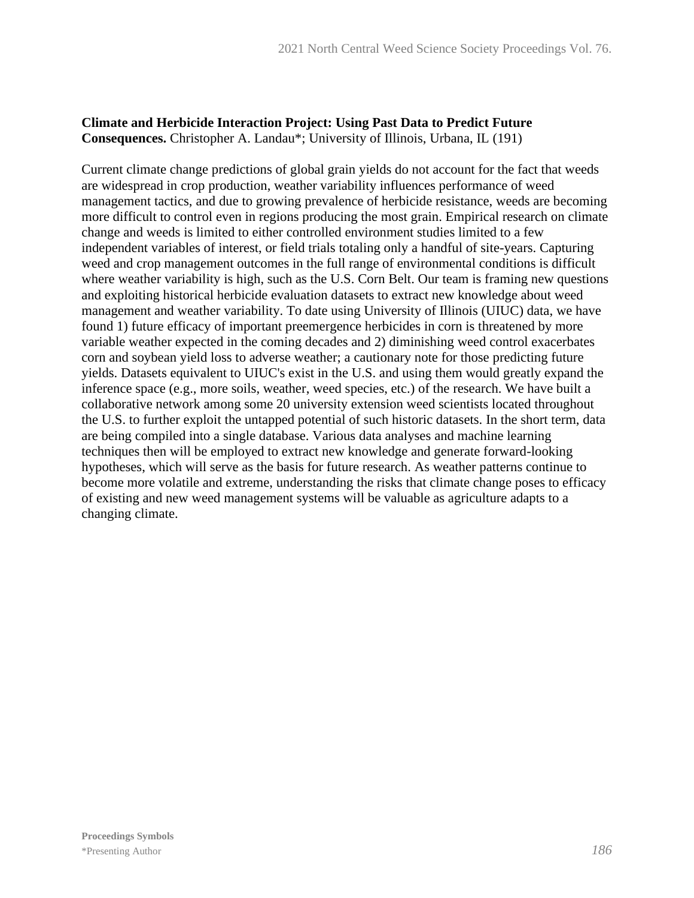**Climate and Herbicide Interaction Project: Using Past Data to Predict Future Consequences.** Christopher A. Landau*; University of Illinois, Urbana, IL (191)

Current climate change predictions of global grain yields do not account for the fact that weeds are widespread in crop production, weather variability influences performance of weed management tactics, and due to growing prevalence of herbicide resistance, weeds are becoming more difficult to control even in regions producing the most grain. Empirical research on climate change and weeds is limited to either controlled environment studies limited to a few independent variables of interest, or field trials totaling only a handful of site-years. Capturing weed and crop management outcomes in the full range of environmental conditions is difficult where weather variability is high, such as the U.S. Corn Belt. Our team is framing new questions and exploiting historical herbicide evaluation datasets to extract new knowledge about weed management and weather variability. To date using University of Illinois (UIUC) data, we have found 1) future efficacy of important preemergence herbicides in corn is threatened by more variable weather expected in the coming decades and 2) diminishing weed control exacerbates corn and soybean yield loss to adverse weather; a cautionary note for those predicting future yields. Datasets equivalent to UIUC's exist in the U.S. and using them would greatly expand the inference space (e.g., more soils, weather, weed species, etc.) of the research. We have built a collaborative network among some 20 university extension weed scientists located throughout the U.S. to further exploit the untapped potential of such historic datasets. In the short term, data are being compiled into a single database. Various data analyses and machine learning techniques then will be employed to extract new knowledge and generate forward-looking hypotheses, which will serve as the basis for future research. As weather patterns continue to become more volatile and extreme, understanding the risks that climate change poses to efficacy of existing and new weed management systems will be valuable as agriculture adapts to a changing climate.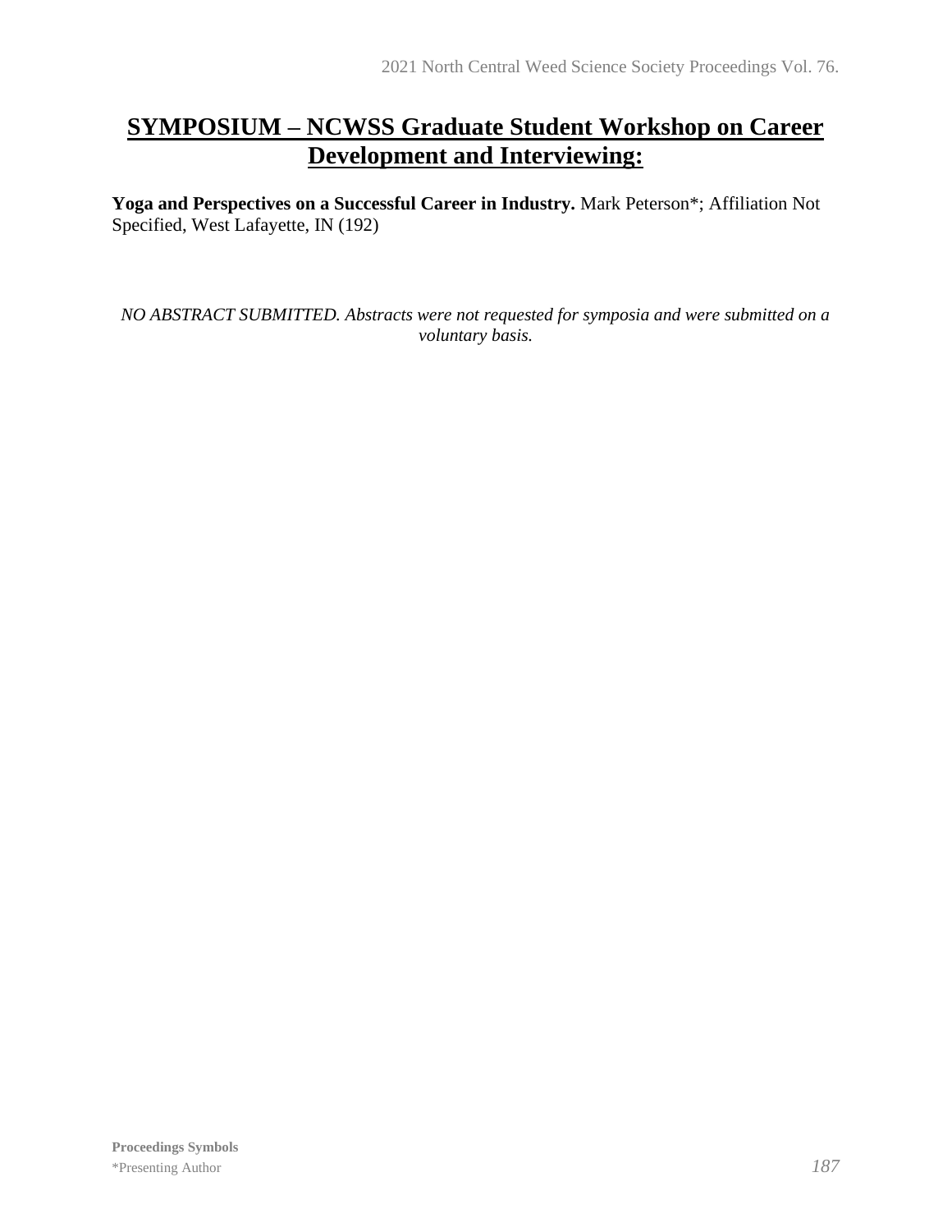## SYMPOSIUM – NCWSS Graduate Student Workshop on Career Development and Interviewing:

**Yoga and Perspectives on a Successful Career in Industry.** Mark Peterson*; Affiliation Not Specified, West Lafayette, IN (192)

*NO ABSTRACT SUBMITTED. Abstracts were not requested for symposia and were submitted on a voluntary basis.*

**Proceedings Symbols**
*Presenting Author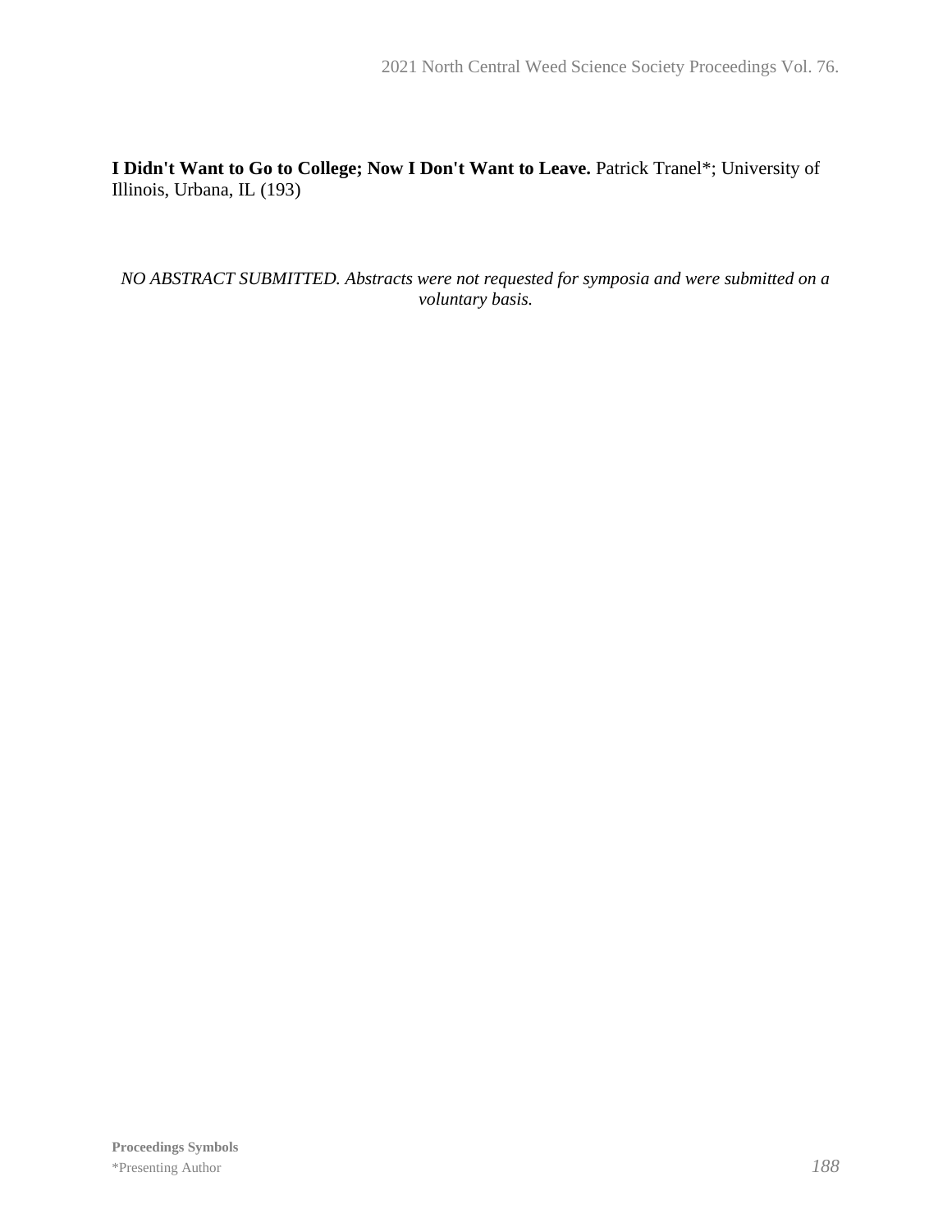**I Didn't Want to Go to College; Now I Don't Want to Leave.** Patrick Tranel*; University of Illinois, Urbana, IL (193)

*NO ABSTRACT SUBMITTED. Abstracts were not requested for symposia and were submitted on a voluntary basis.*

**Proceedings Symbols**
*Presenting Author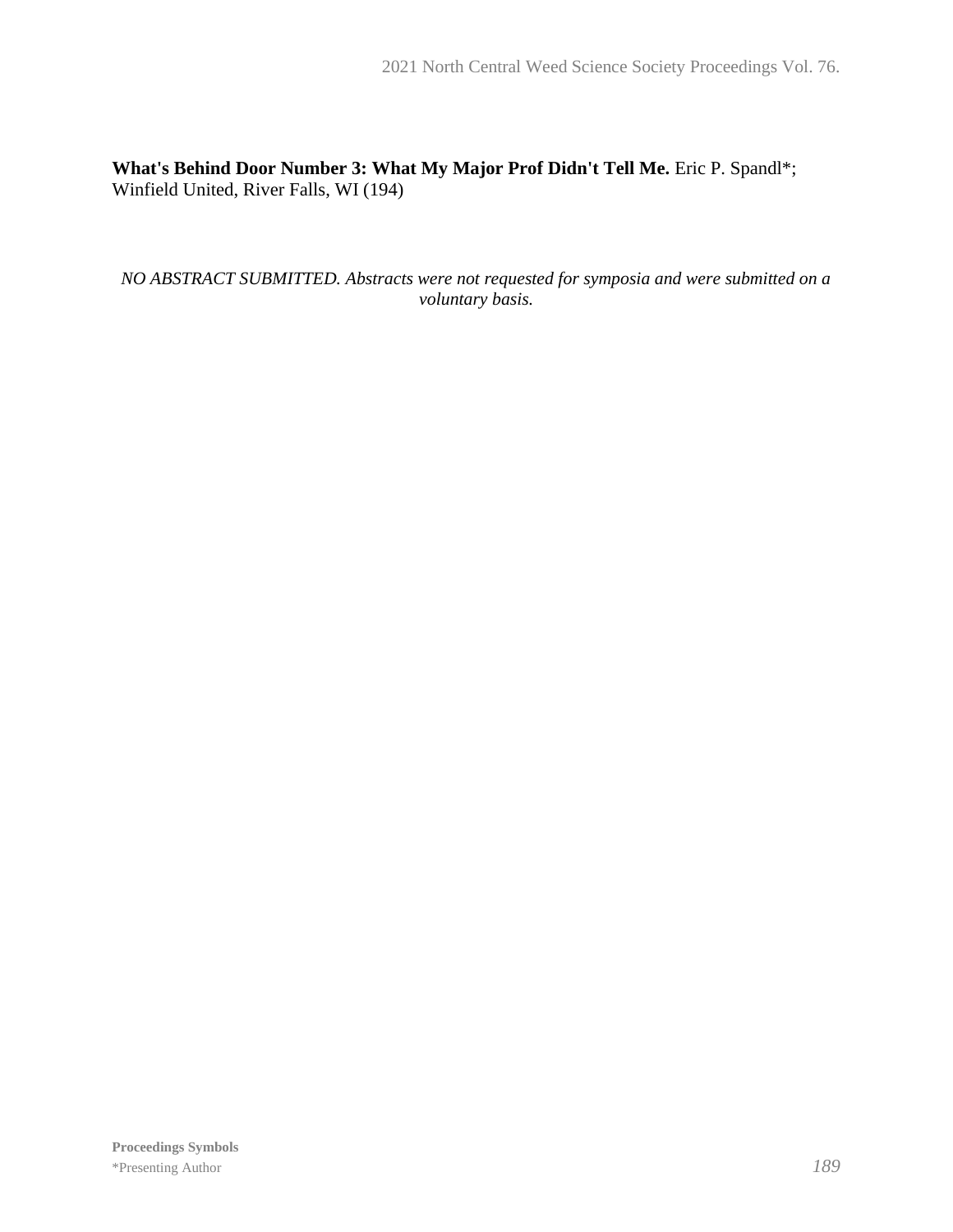**What's Behind Door Number 3: What My Major Prof Didn't Tell Me.** Eric P. Spandl*; Winfield United, River Falls, WI (194)

*NO ABSTRACT SUBMITTED. Abstracts were not requested for symposia and were submitted on a voluntary basis.*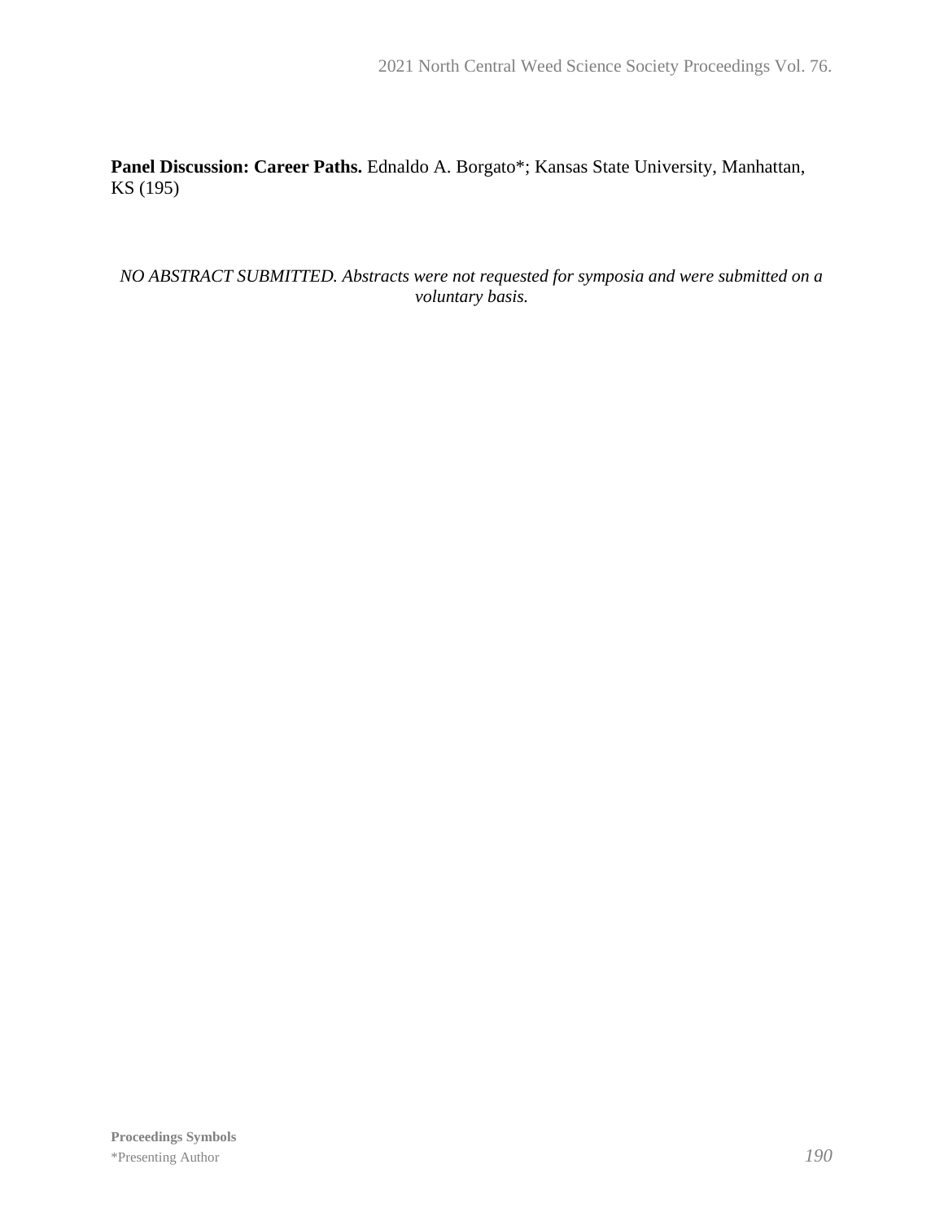**Panel Discussion: Career Paths.** Ednaldo A. Borgato*; Kansas State University, Manhattan, KS (195)

*NO ABSTRACT SUBMITTED. Abstracts were not requested for symposia and were submitted on a voluntary basis.*

**Proceedings Symbols**
*Presenting Author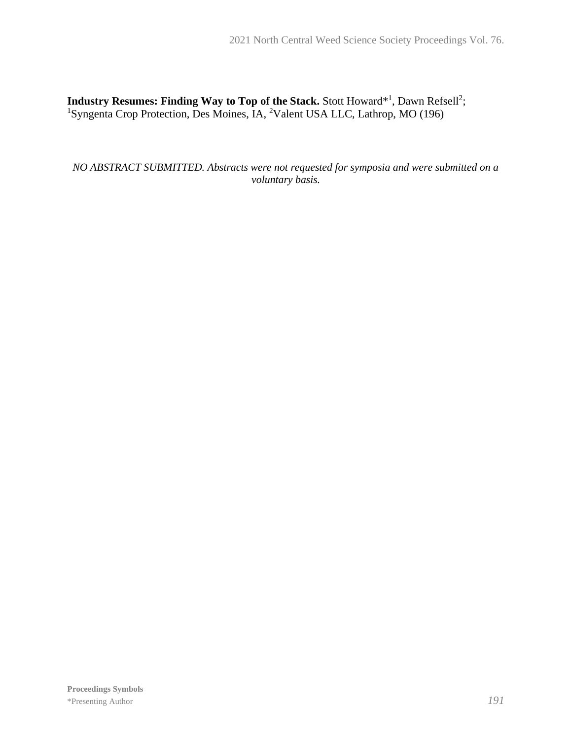**Industry Resumes: Finding Way to Top of the Stack.** Stott Howard*[1], Dawn Refsell[2]; [1]Syngenta Crop Protection, Des Moines, IA, [2]Valent USA LLC, Lathrop, MO (196)

*NO ABSTRACT SUBMITTED. Abstracts were not requested for symposia and were submitted on a voluntary basis.*

**Proceedings Symbols**

*Presenting Author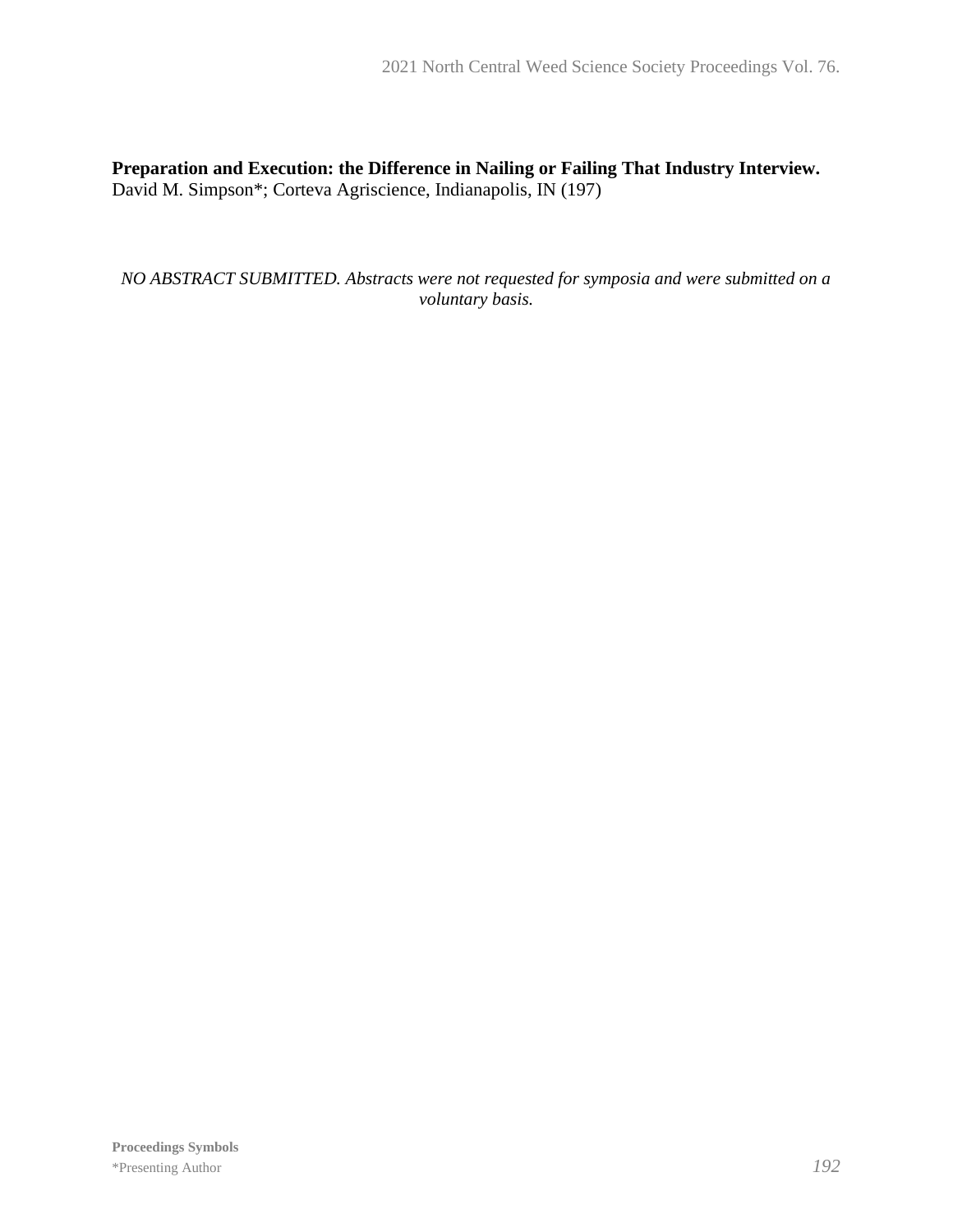**Preparation and Execution: the Difference in Nailing or Failing That Industry Interview.**
David M. Simpson*; Corteva Agriscience, Indianapolis, IN (197)

*NO ABSTRACT SUBMITTED. Abstracts were not requested for symposia and were submitted on a voluntary basis.*

**Proceedings Symbols**
*Presenting Author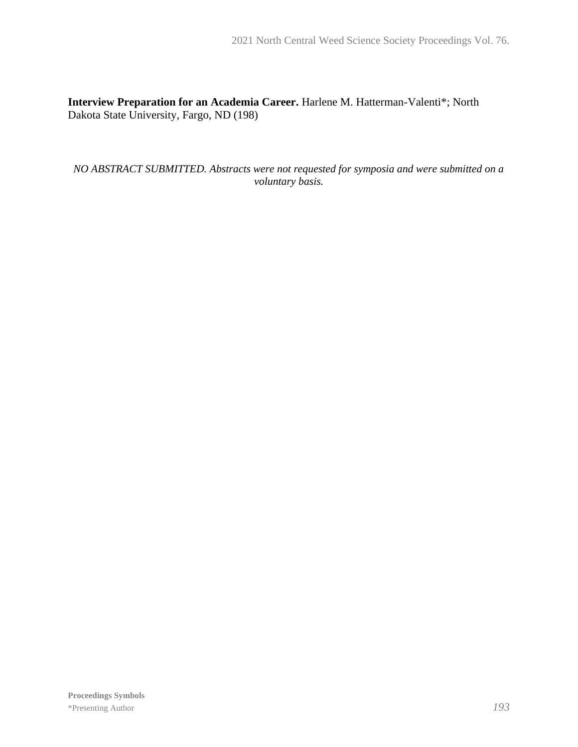**Interview Preparation for an Academia Career.** Harlene M. Hatterman-Valenti*; North Dakota State University, Fargo, ND (198)

*NO ABSTRACT SUBMITTED. Abstracts were not requested for symposia and were submitted on a voluntary basis.*

**Proceedings Symbols**
*Presenting Author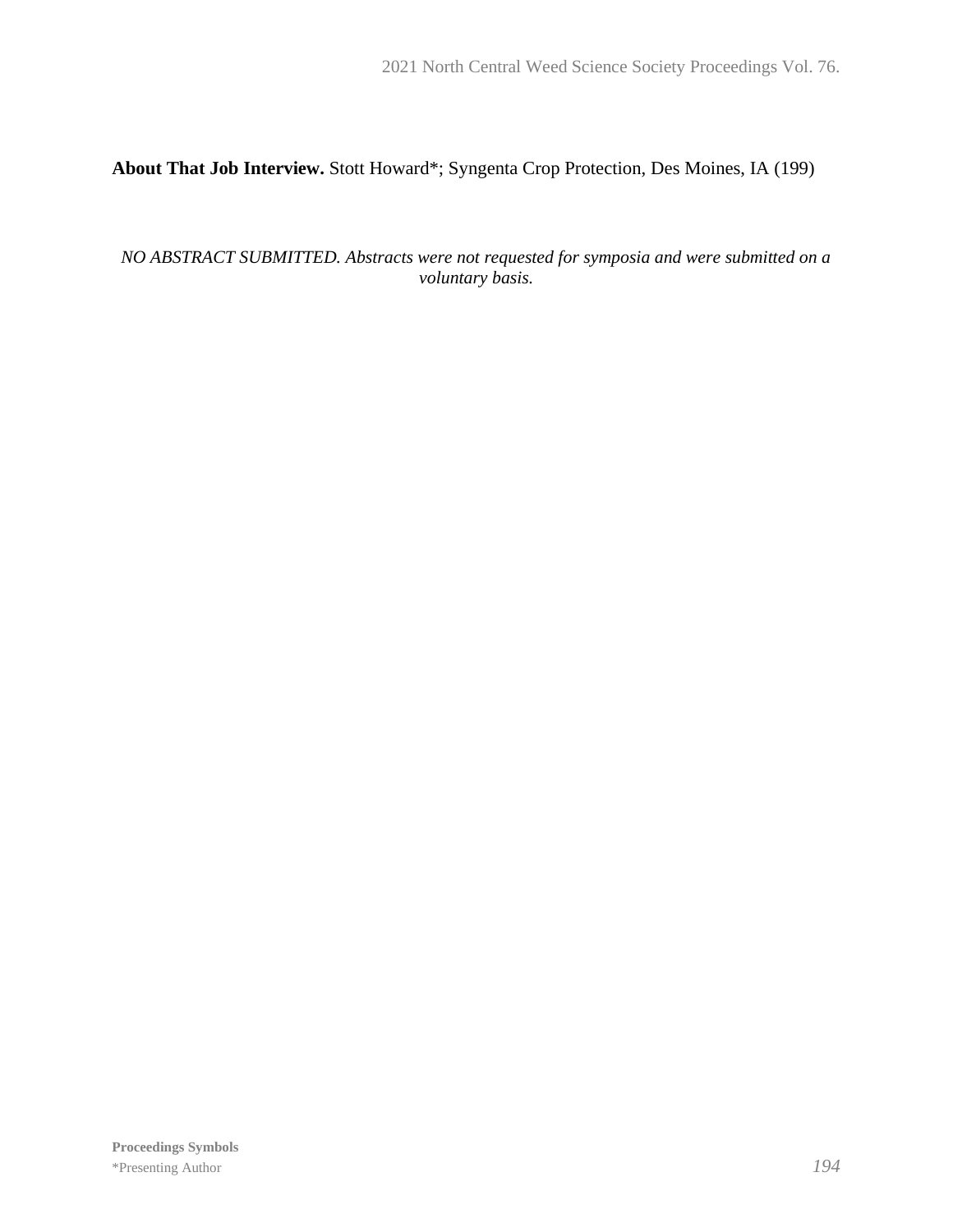**About That Job Interview.** Stott Howard*; Syngenta Crop Protection, Des Moines, IA (199)

*NO ABSTRACT SUBMITTED. Abstracts were not requested for symposia and were submitted on a voluntary basis.*

**Proceedings Symbols**
*Presenting Author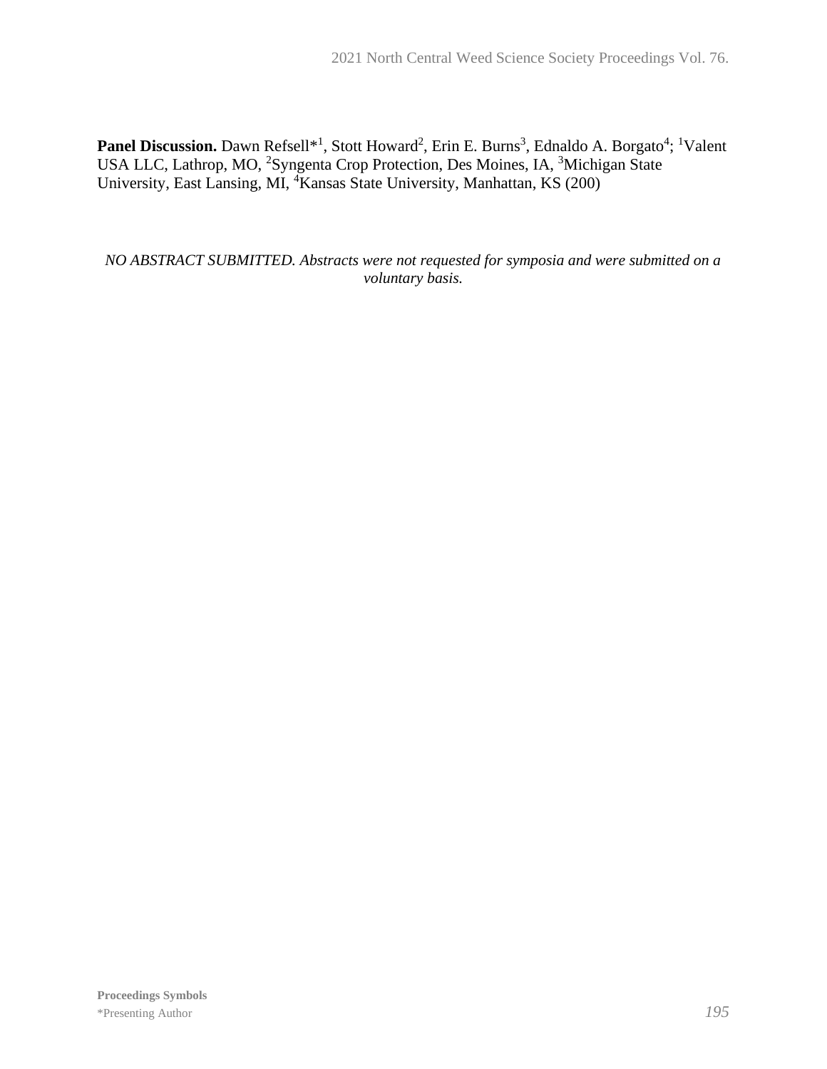**Panel Discussion.** Dawn Refsell*[1], Stott Howard[2], Erin E. Burns[3], Ednaldo A. Borgato[4]; [1]Valent USA LLC, Lathrop, MO, [2]Syngenta Crop Protection, Des Moines, IA, [3]Michigan State University, East Lansing, MI, [4]Kansas State University, Manhattan, KS (200)

*NO ABSTRACT SUBMITTED. Abstracts were not requested for symposia and were submitted on a voluntary basis.*

**Proceedings Symbols**
*Presenting Author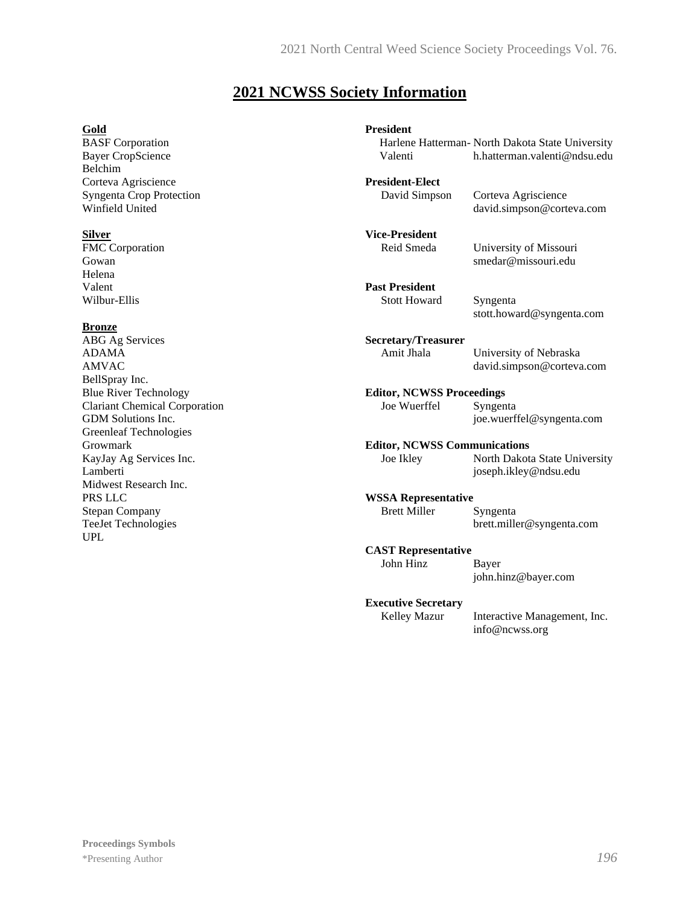# 2021 NCWSS Society Information

**Gold**

BASF Corporation
Bayer CropScience
Belchim
Corteva Agriscience
Syngenta Crop Protection
Winfield United

**Silver**

FMC Corporation
Gowan
Helena
Valent
Wilbur-Ellis

**Bronze**

ABG Ag Services
ADAMA
AMVAC
BellSpray Inc.
Blue River Technology
Clariant Chemical Corporation
GDM Solutions Inc.
Greenleaf Technologies
Growmark
KayJay Ag Services Inc.
Lamberti
Midwest Research Inc.
PRS LLC
Stepan Company
TeeJet Technologies
UPL

**President**
Harlene Hatterman-Valenti — North Dakota State University
h.hatterman.valenti@ndsu.edu

**President-Elect**
David Simpson — Corteva Agriscience
david.simpson@corteva.com

**Vice-President**
Reid Smeda — University of Missouri
smedar@missouri.edu

**Past President**
Stott Howard — Syngenta
stott.howard@syngenta.com

**Secretary/Treasurer**
Amit Jhala — University of Nebraska
david.simpson@corteva.com

**Editor, NCWSS Proceedings**
Joe Wuerffel — Syngenta
joe.wuerffel@syngenta.com

**Editor, NCWSS Communications**
Joe Ikley — North Dakota State University
joseph.ikley@ndsu.edu

**WSSA Representative**
Brett Miller — Syngenta
brett.miller@syngenta.com

**CAST Representative**
John Hinz — Bayer
john.hinz@bayer.com

**Executive Secretary**
Kelley Mazur — Interactive Management, Inc.
info@ncwss.org

**Proceedings Symbols**
*Presenting Author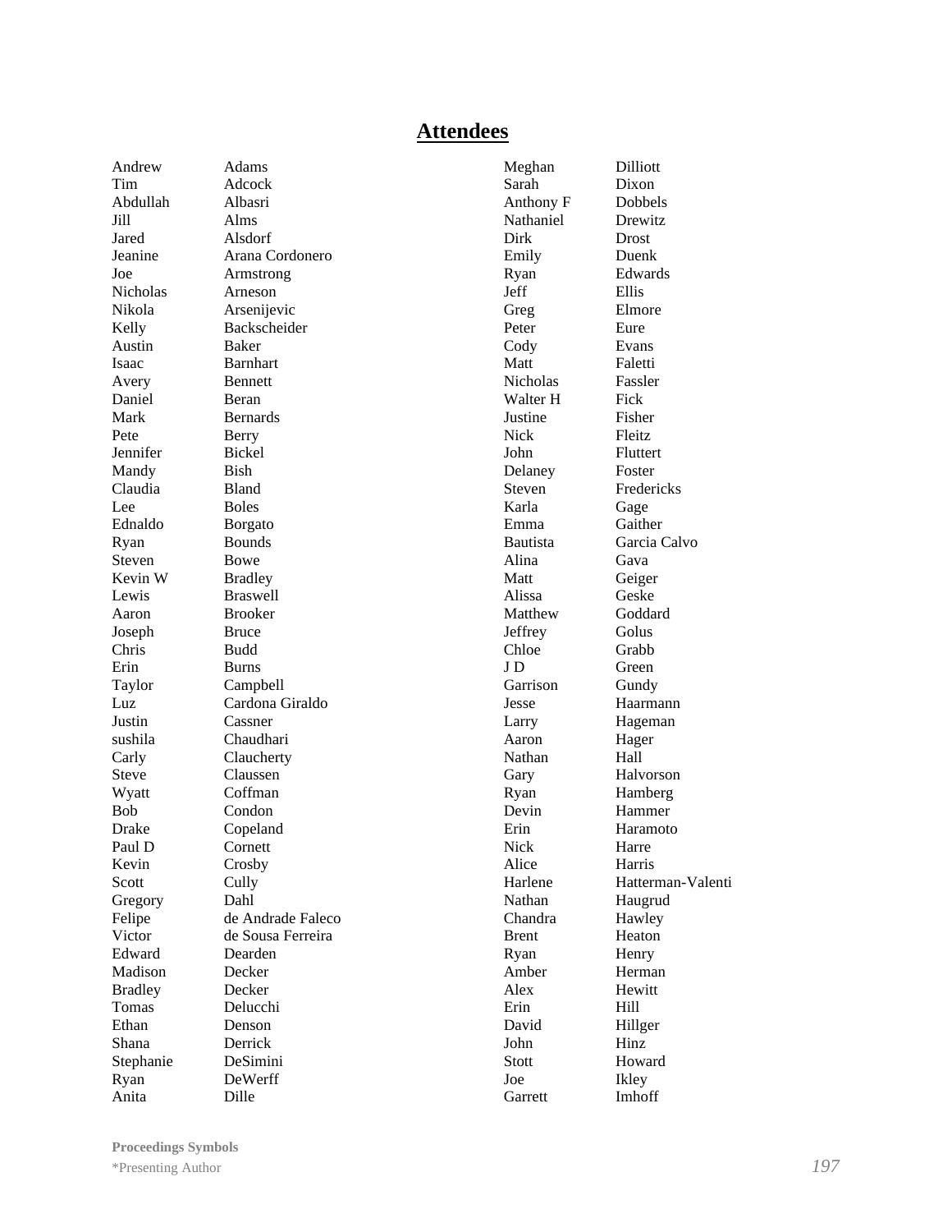# Attendees

| | |
|---|---|
| Andrew | Adams |
| Tim | Adcock |
| Abdullah | Albasri |
| Jill | Alms |
| Jared | Alsdorf |
| Jeanine | Arana Cordonero |
| Joe | Armstrong |
| Nicholas | Arneson |
| Nikola | Arsenijevic |
| Kelly | Backscheider |
| Austin | Baker |
| Isaac | Barnhart |
| Avery | Bennett |
| Daniel | Beran |
| Mark | Bernards |
| Pete | Berry |
| Jennifer | Bickel |
| Mandy | Bish |
| Claudia | Bland |
| Lee | Boles |
| Ednaldo | Borgato |
| Ryan | Bounds |
| Steven | Bowe |
| Kevin W | Bradley |
| Lewis | Braswell |
| Aaron | Brooker |
| Joseph | Bruce |
| Chris | Budd |
| Erin | Burns |
| Taylor | Campbell |
| Luz | Cardona Giraldo |
| Justin | Cassner |
| sushila | Chaudhari |
| Carly | Claucherty |
| Steve | Claussen |
| Wyatt | Coffman |
| Bob | Condon |
| Drake | Copeland |
| Paul D | Cornett |
| Kevin | Crosby |
| Scott | Cully |
| Gregory | Dahl |
| Felipe | de Andrade Faleco |
| Victor | de Sousa Ferreira |
| Edward | Dearden |
| Madison | Decker |
| Bradley | Decker |
| Tomas | Delucchi |
| Ethan | Denson |
| Shana | Derrick |
| Stephanie | DeSimini |
| Ryan | DeWerff |
| Anita | Dille |
| Meghan | Dilliott |
| Sarah | Dixon |
| Anthony F | Dobbels |
| Nathaniel | Drewitz |
| Dirk | Drost |
| Emily | Duenk |
| Ryan | Edwards |
| Jeff | Ellis |
| Greg | Elmore |
| Peter | Eure |
| Cody | Evans |
| Matt | Faletti |
| Nicholas | Fassler |
| Walter H | Fick |
| Justine | Fisher |
| Nick | Fleitz |
| John | Fluttert |
| Delaney | Foster |
| Steven | Fredericks |
| Karla | Gage |
| Emma | Gaither |
| Bautista | Garcia Calvo |
| Alina | Gava |
| Matt | Geiger |
| Alissa | Geske |
| Matthew | Goddard |
| Jeffrey | Golus |
| Chloe | Grabb |
| J D | Green |
| Garrison | Gundy |
| Jesse | Haarmann |
| Larry | Hageman |
| Aaron | Hager |
| Nathan | Hall |
| Gary | Halvorson |
| Ryan | Hamberg |
| Devin | Hammer |
| Erin | Haramoto |
| Nick | Harre |
| Alice | Harris |
| Harlene | Hatterman-Valenti |
| Nathan | Haugrud |
| Chandra | Hawley |
| Brent | Heaton |
| Ryan | Henry |
| Amber | Herman |
| Alex | Hewitt |
| Erin | Hill |
| David | Hillger |
| John | Hinz |
| Stott | Howard |
| Joe | Ikley |
| Garrett | Imhoff |

**Proceedings Symbols**
*Presenting Author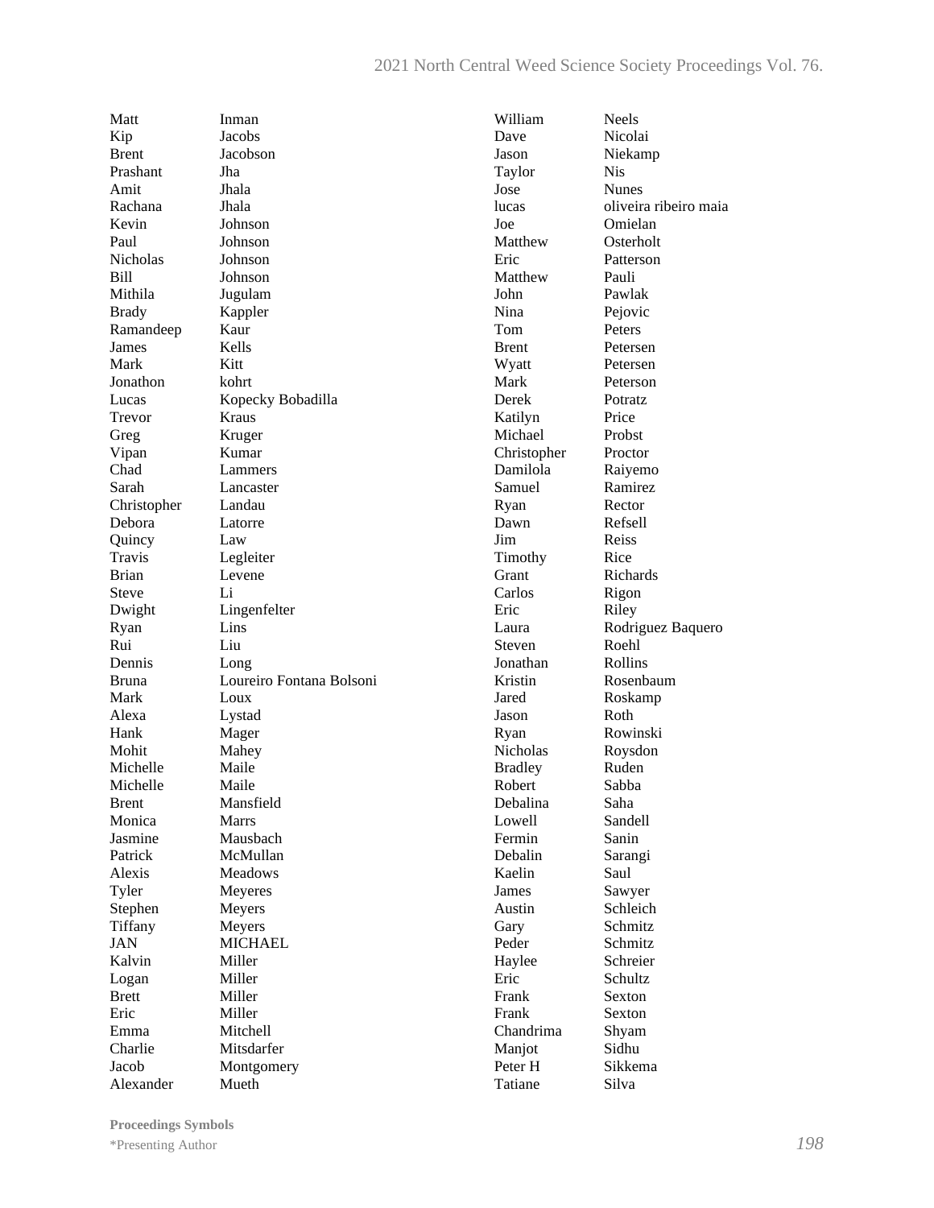| | |
|---|---|
| Matt | Inman |
| Kip | Jacobs |
| Brent | Jacobson |
| Prashant | Jha |
| Amit | Jhala |
| Rachana | Jhala |
| Kevin | Johnson |
| Paul | Johnson |
| Nicholas | Johnson |
| Bill | Johnson |
| Mithila | Jugulam |
| Brady | Kappler |
| Ramandeep | Kaur |
| James | Kells |
| Mark | Kitt |
| Jonathon | kohrt |
| Lucas | Kopecky Bobadilla |
| Trevor | Kraus |
| Greg | Kruger |
| Vipan | Kumar |
| Chad | Lammers |
| Sarah | Lancaster |
| Christopher | Landau |
| Debora | Latorre |
| Quincy | Law |
| Travis | Legleiter |
| Brian | Levene |
| Steve | Li |
| Dwight | Lingenfelter |
| Ryan | Lins |
| Rui | Liu |
| Dennis | Long |
| Bruna | Loureiro Fontana Bolsoni |
| Mark | Loux |
| Alexa | Lystad |
| Hank | Mager |
| Mohit | Mahey |
| Michelle | Maile |
| Michelle | Maile |
| Brent | Mansfield |
| Monica | Marrs |
| Jasmine | Mausbach |
| Patrick | McMullan |
| Alexis | Meadows |
| Tyler | Meyeres |
| Stephen | Meyers |
| Tiffany | Meyers |
| JAN | MICHAEL |
| Kalvin | Miller |
| Logan | Miller |
| Brett | Miller |
| Eric | Miller |
| Emma | Mitchell |
| Charlie | Mitsdarfer |
| Jacob | Montgomery |
| Alexander | Mueth |
| William | Neels |
| Dave | Nicolai |
| Jason | Niekamp |
| Taylor | Nis |
| Jose | Nunes |
| lucas | oliveira ribeiro maia |
| Joe | Omielan |
| Matthew | Osterholt |
| Eric | Patterson |
| Matthew | Pauli |
| John | Pawlak |
| Nina | Pejovic |
| Tom | Peters |
| Brent | Petersen |
| Wyatt | Petersen |
| Mark | Peterson |
| Derek | Potratz |
| Katilyn | Price |
| Michael | Probst |
| Christopher | Proctor |
| Damilola | Raiyemo |
| Samuel | Ramirez |
| Ryan | Rector |
| Dawn | Refsell |
| Jim | Reiss |
| Timothy | Rice |
| Grant | Richards |
| Carlos | Rigon |
| Eric | Riley |
| Laura | Rodriguez Baquero |
| Steven | Roehl |
| Jonathan | Rollins |
| Kristin | Rosenbaum |
| Jared | Roskamp |
| Jason | Roth |
| Ryan | Rowinski |
| Nicholas | Roysdon |
| Bradley | Ruden |
| Robert | Sabba |
| Debalina | Saha |
| Lowell | Sandell |
| Fermin | Sanin |
| Debalin | Sarangi |
| Kaelin | Saul |
| James | Sawyer |
| Austin | Schleich |
| Gary | Schmitz |
| Peder | Schmitz |
| Haylee | Schreier |
| Eric | Schultz |
| Frank | Sexton |
| Frank | Sexton |
| Chandrima | Shyam |
| Manjot | Sidhu |
| Peter H | Sikkema |
| Tatiane | Silva |

**Proceedings Symbols**

*Presenting Author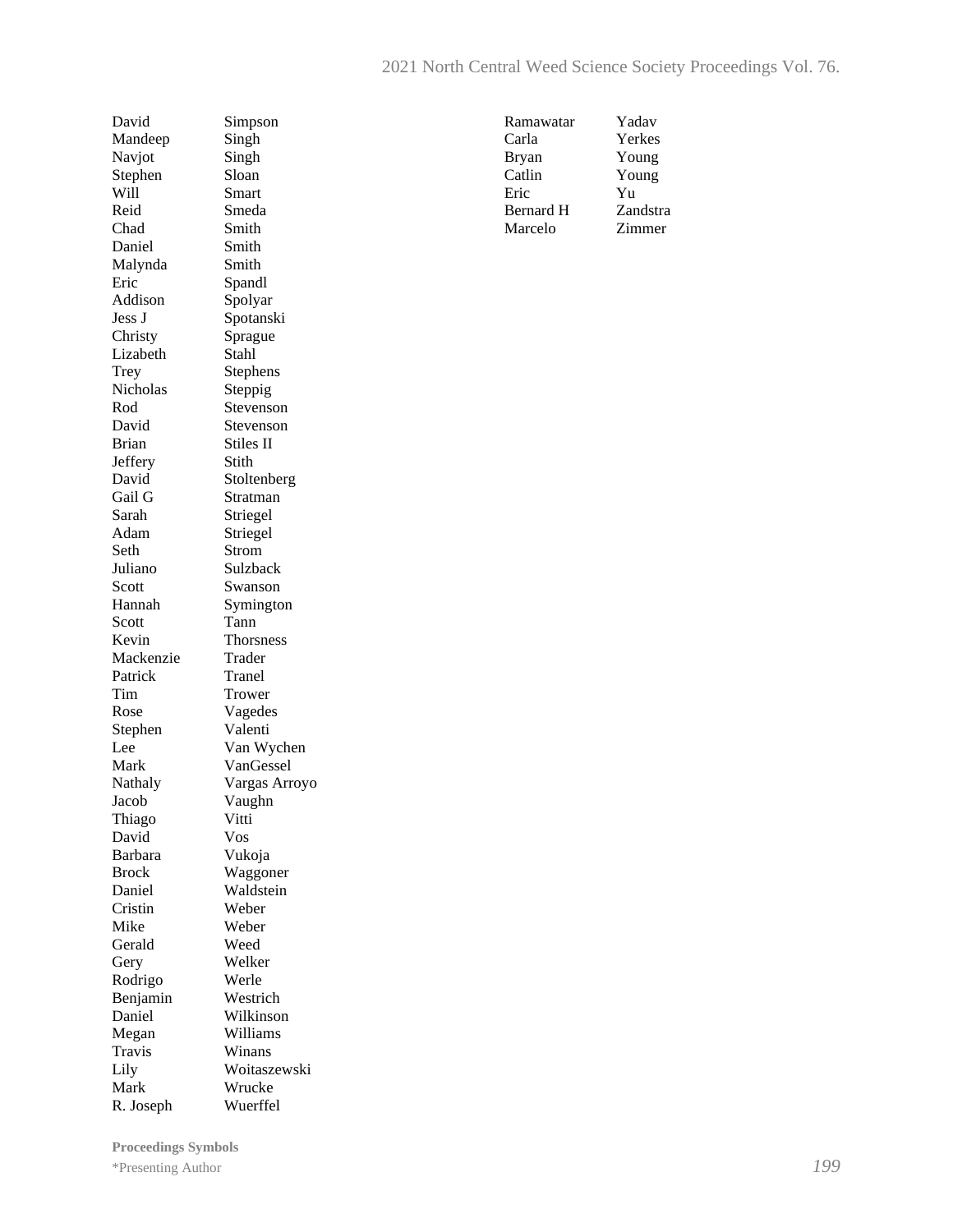| | |
|---|---|
| David | Simpson |
| Mandeep | Singh |
| Navjot | Singh |
| Stephen | Sloan |
| Will | Smart |
| Reid | Smeda |
| Chad | Smith |
| Daniel | Smith |
| Malynda | Smith |
| Eric | Spandl |
| Addison | Spolyar |
| Jess J | Spotanski |
| Christy | Sprague |
| Lizabeth | Stahl |
| Trey | Stephens |
| Nicholas | Steppig |
| Rod | Stevenson |
| David | Stevenson |
| Brian | Stiles II |
| Jeffery | Stith |
| David | Stoltenberg |
| Gail G | Stratman |
| Sarah | Striegel |
| Adam | Striegel |
| Seth | Strom |
| Juliano | Sulzback |
| Scott | Swanson |
| Hannah | Symington |
| Scott | Tann |
| Kevin | Thorsness |
| Mackenzie | Trader |
| Patrick | Tranel |
| Tim | Trower |
| Rose | Vagedes |
| Stephen | Valenti |
| Lee | Van Wychen |
| Mark | VanGessel |
| Nathaly | Vargas Arroyo |
| Jacob | Vaughn |
| Thiago | Vitti |
| David | Vos |
| Barbara | Vukoja |
| Brock | Waggoner |
| Daniel | Waldstein |
| Cristin | Weber |
| Mike | Weber |
| Gerald | Weed |
| Gery | Welker |
| Rodrigo | Werle |
| Benjamin | Westrich |
| Daniel | Wilkinson |
| Megan | Williams |
| Travis | Winans |
| Lily | Woitaszewski |
| Mark | Wrucke |
| R. Joseph | Wuerffel |
| Ramawatar | Yadav |
| Carla | Yerkes |
| Bryan | Young |
| Catlin | Young |
| Eric | Yu |
| Bernard H | Zandstra |
| Marcelo | Zimmer |

**Proceedings Symbols**
*Presenting Author